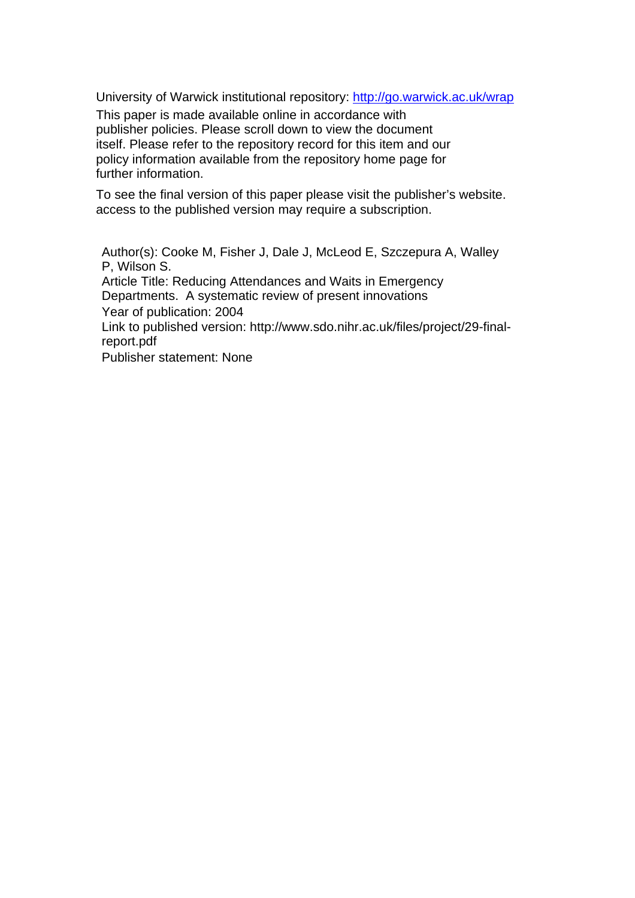University of Warwick institutional repository: [http://go.warwick.ac.uk/wrap](http://go.warwick.ac.uk/wrap)

This paper is made available online in accordance with publisher policies. Please scroll down to view the document itself. Please refer to the repository record for this item and our policy information available from the repository home page for further information.

To see the final version of this paper please visit the publisher's website. access to the published version may require a subscription.

Author(s): Cooke M, Fisher J, Dale J, McLeod E, Szczepura A, Walley P, Wilson S.

Article Title: Reducing Attendances and Waits in Emergency Departments. A systematic review of present innovations

Year of publication: 2004

Link to published version: http://www.sdo.nihr.ac.uk/files/project/29-final-report.pdf

Publisher statement: None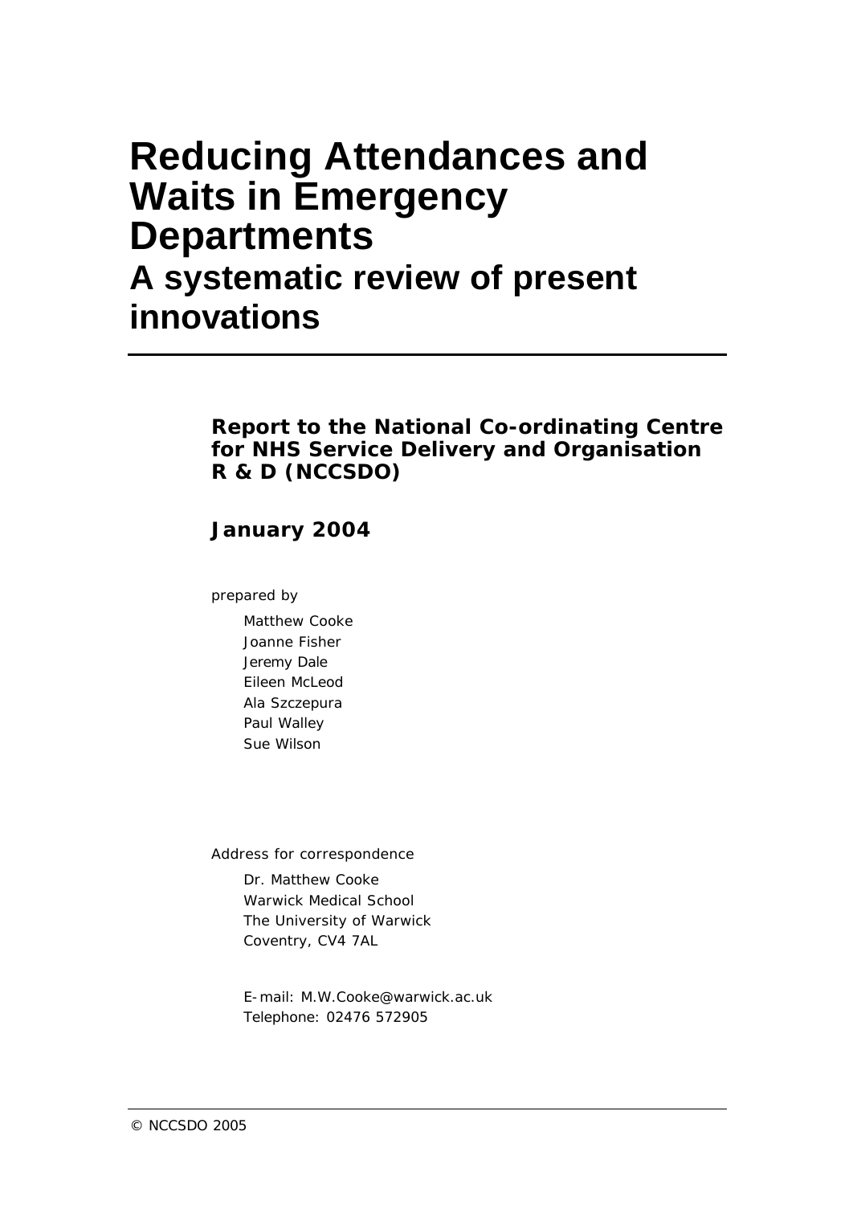# Reducing Attendances and Waits in Emergency Departments

## A systematic review of present innovations

**Report to the National Co-ordinating Centre for NHS Service Delivery and Organisation R & D (NCCSDO)**

**January 2004**

prepared by

Matthew Cooke
Joanne Fisher
Jeremy Dale
Eileen McLeod
Ala Szczepura
Paul Walley
Sue Wilson

Address for correspondence

Dr. Matthew Cooke
Warwick Medical School
The University of Warwick
Coventry, CV4 7AL

E-mail: M.W.Cooke@warwick.ac.uk
Telephone: 02476 572905

© NCCSDO 2005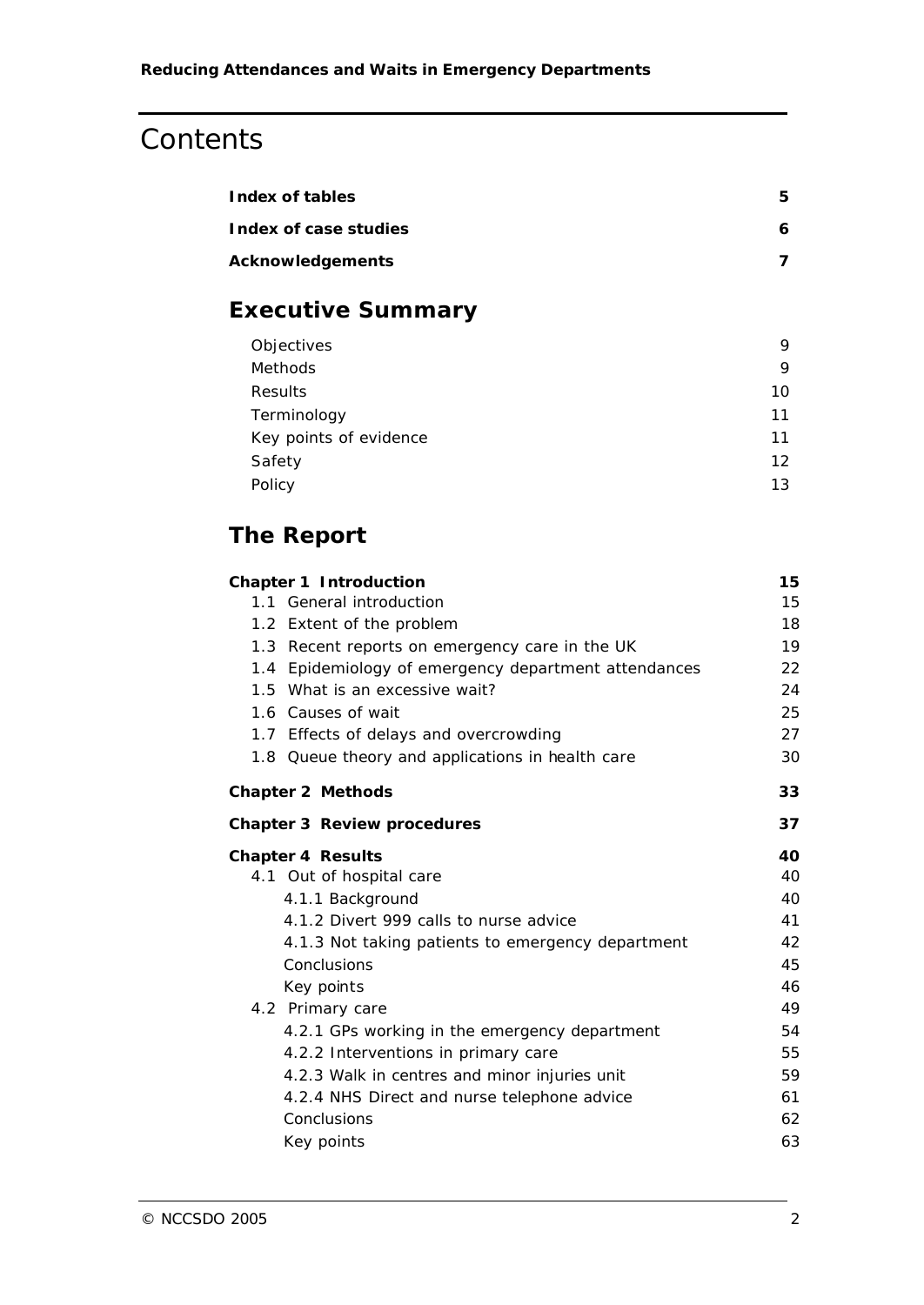# Contents

| | |
|---|---|
| **Index of tables** | **5** |
| **Index of case studies** | **6** |
| **Acknowledgements** | **7** |

## Executive Summary

| | |
|---|---|
| Objectives | 9 |
| Methods | 9 |
| Results | 10 |
| Terminology | 11 |
| Key points of evidence | 11 |
| Safety | 12 |
| Policy | 13 |

## The Report

| | |
|---|---|
| **Chapter 1 Introduction** | **15** |
| 1.1 General introduction | 15 |
| 1.2 Extent of the problem | 18 |
| 1.3 Recent reports on emergency care in the UK | 19 |
| 1.4 Epidemiology of emergency department attendances | 22 |
| 1.5 What is an excessive wait? | 24 |
| 1.6 Causes of wait | 25 |
| 1.7 Effects of delays and overcrowding | 27 |
| 1.8 Queue theory and applications in health care | 30 |
| **Chapter 2 Methods** | **33** |
| **Chapter 3 Review procedures** | **37** |
| **Chapter 4 Results** | **40** |
| 4.1 Out of hospital care | 40 |
| 4.1.1 Background | 40 |
| 4.1.2 Divert 999 calls to nurse advice | 41 |
| 4.1.3 Not taking patients to emergency department | 42 |
| Conclusions | 45 |
| Key points | 46 |
| 4.2 Primary care | 49 |
| 4.2.1 GPs working in the emergency department | 54 |
| 4.2.2 Interventions in primary care | 55 |
| 4.2.3 Walk in centres and minor injuries unit | 59 |
| 4.2.4 NHS Direct and nurse telephone advice | 61 |
| Conclusions | 62 |
| Key points | 63 |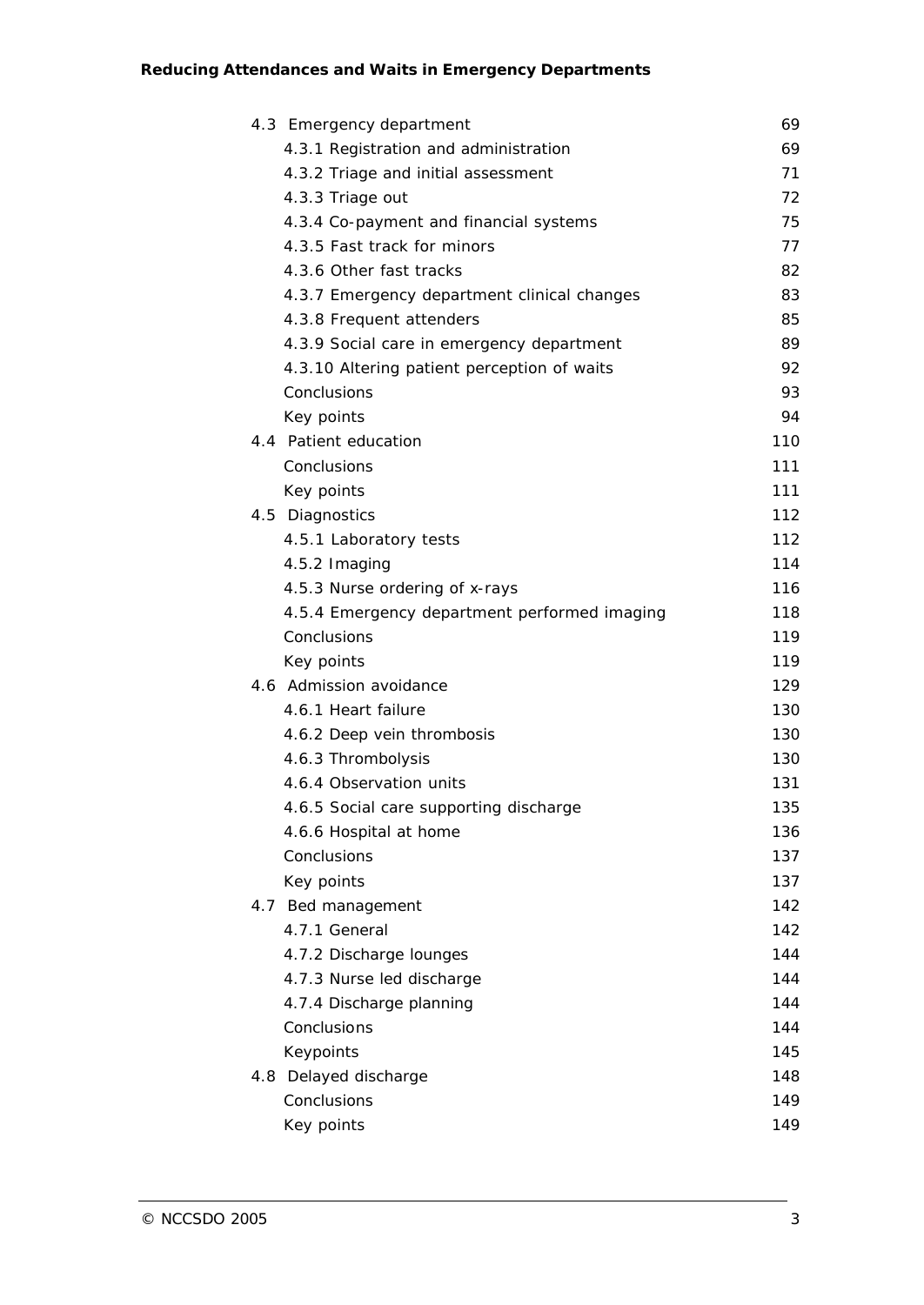| | |
|---|---|
| 4.3 Emergency department | 69 |
| 4.3.1 Registration and administration | 69 |
| 4.3.2 Triage and initial assessment | 71 |
| 4.3.3 Triage out | 72 |
| 4.3.4 Co-payment and financial systems | 75 |
| 4.3.5 Fast track for minors | 77 |
| 4.3.6 Other fast tracks | 82 |
| 4.3.7 Emergency department clinical changes | 83 |
| 4.3.8 Frequent attenders | 85 |
| 4.3.9 Social care in emergency department | 89 |
| 4.3.10 Altering patient perception of waits | 92 |
| Conclusions | 93 |
| Key points | 94 |
| 4.4 Patient education | 110 |
| Conclusions | 111 |
| Key points | 111 |
| 4.5 Diagnostics | 112 |
| 4.5.1 Laboratory tests | 112 |
| 4.5.2 Imaging | 114 |
| 4.5.3 Nurse ordering of x-rays | 116 |
| 4.5.4 Emergency department performed imaging | 118 |
| Conclusions | 119 |
| Key points | 119 |
| 4.6 Admission avoidance | 129 |
| 4.6.1 Heart failure | 130 |
| 4.6.2 Deep vein thrombosis | 130 |
| 4.6.3 Thrombolysis | 130 |
| 4.6.4 Observation units | 131 |
| 4.6.5 Social care supporting discharge | 135 |
| 4.6.6 Hospital at home | 136 |
| Conclusions | 137 |
| Key points | 137 |
| 4.7 Bed management | 142 |
| 4.7.1 General | 142 |
| 4.7.2 Discharge lounges | 144 |
| 4.7.3 Nurse led discharge | 144 |
| 4.7.4 Discharge planning | 144 |
| Conclusions | 144 |
| Keypoints | 145 |
| 4.8 Delayed discharge | 148 |
| Conclusions | 149 |
| Key points | 149 |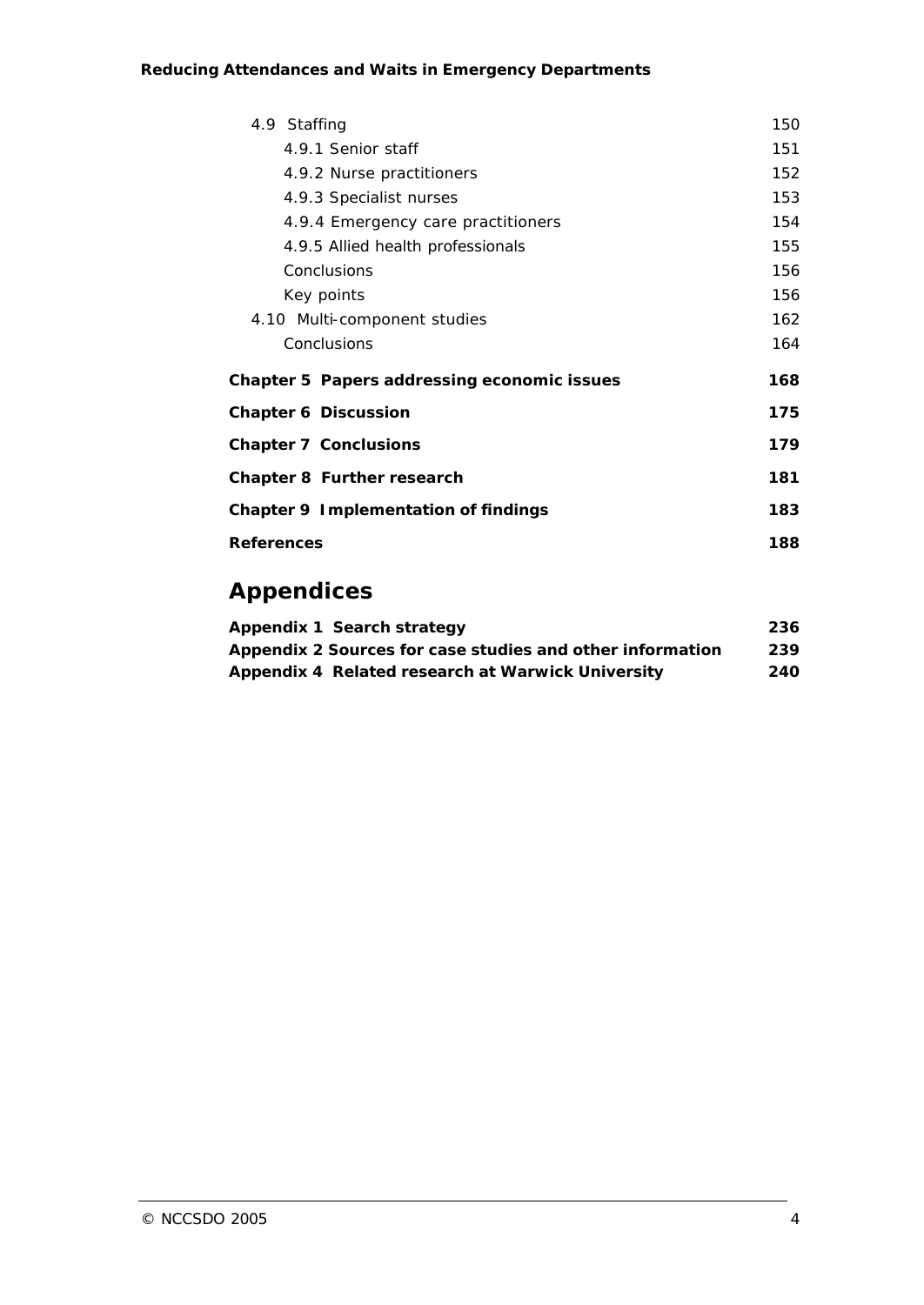4.9 Staffing 150

- 4.9.1 Senior staff 151
- 4.9.2 Nurse practitioners 152
- 4.9.3 Specialist nurses 153
- 4.9.4 Emergency care practitioners 154
- 4.9.5 Allied health professionals 155
- Conclusions 156
- Key points 156

4.10 Multi-component studies 162

- Conclusions 164

**Chapter 5 Papers addressing economic issues 168**

**Chapter 6 Discussion 175**

**Chapter 7 Conclusions 179**

**Chapter 8 Further research 181**

**Chapter 9 Implementation of findings 183**

**References 188**

## Appendices

**Appendix 1 Search strategy 236**

**Appendix 2 Sources for case studies and other information 239**

**Appendix 4 Related research at Warwick University 240**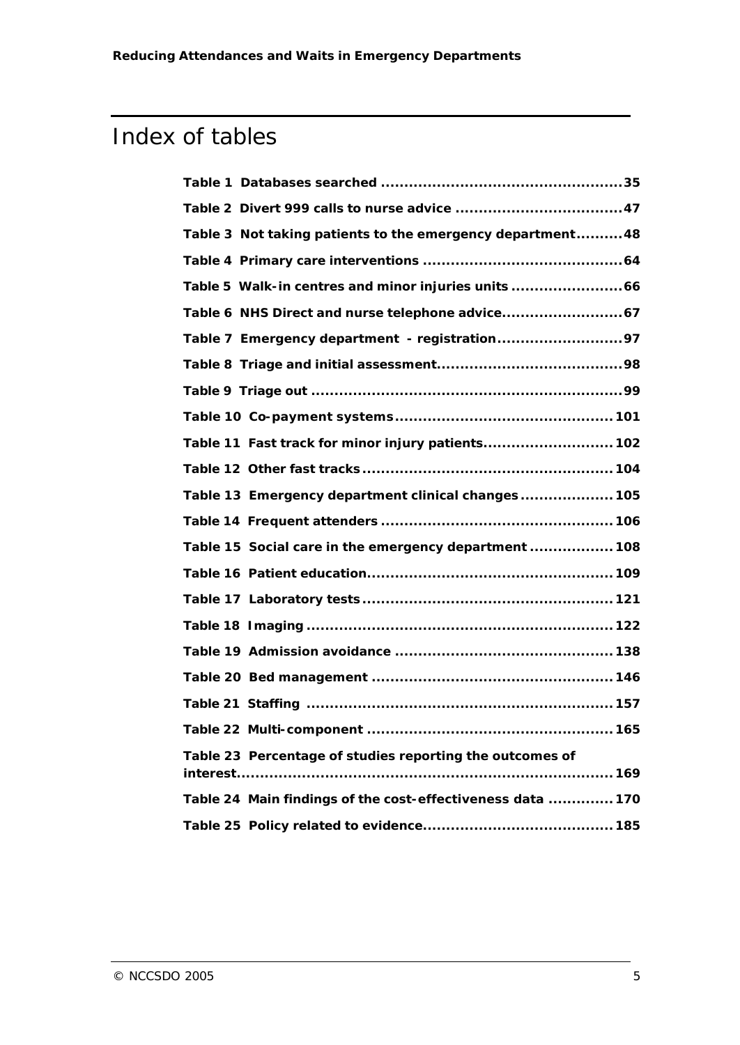# Index of tables

**Table 1 Databases searched ..................................................35**

**Table 2 Divert 999 calls to nurse advice ....................................47**

**Table 3 Not taking patients to the emergency department..........48**

**Table 4 Primary care interventions ..........................................64**

**Table 5 Walk-in centres and minor injuries units ........................66**

**Table 6 NHS Direct and nurse telephone advice..........................67**

**Table 7 Emergency department - registration...........................97**

**Table 8 Triage and initial assessment........................................98**

**Table 9 Triage out ..................................................................99**

**Table 10 Co-payment systems..............................................101**

**Table 11 Fast track for minor injury patients...........................102**

**Table 12 Other fast tracks.....................................................104**

**Table 13 Emergency department clinical changes ....................105**

**Table 14 Frequent attenders .................................................106**

**Table 15 Social care in the emergency department ..................108**

**Table 16 Patient education....................................................109**

**Table 17 Laboratory tests .....................................................121**

**Table 18 Imaging .................................................................122**

**Table 19 Admission avoidance ..............................................138**

**Table 20 Bed management ...................................................146**

**Table 21 Staffing .................................................................157**

**Table 22 Multi-component ....................................................165**

**Table 23 Percentage of studies reporting the outcomes of interest...............................................................................169**

**Table 24 Main findings of the cost-effectiveness data ..............170**

**Table 25 Policy related to evidence........................................185**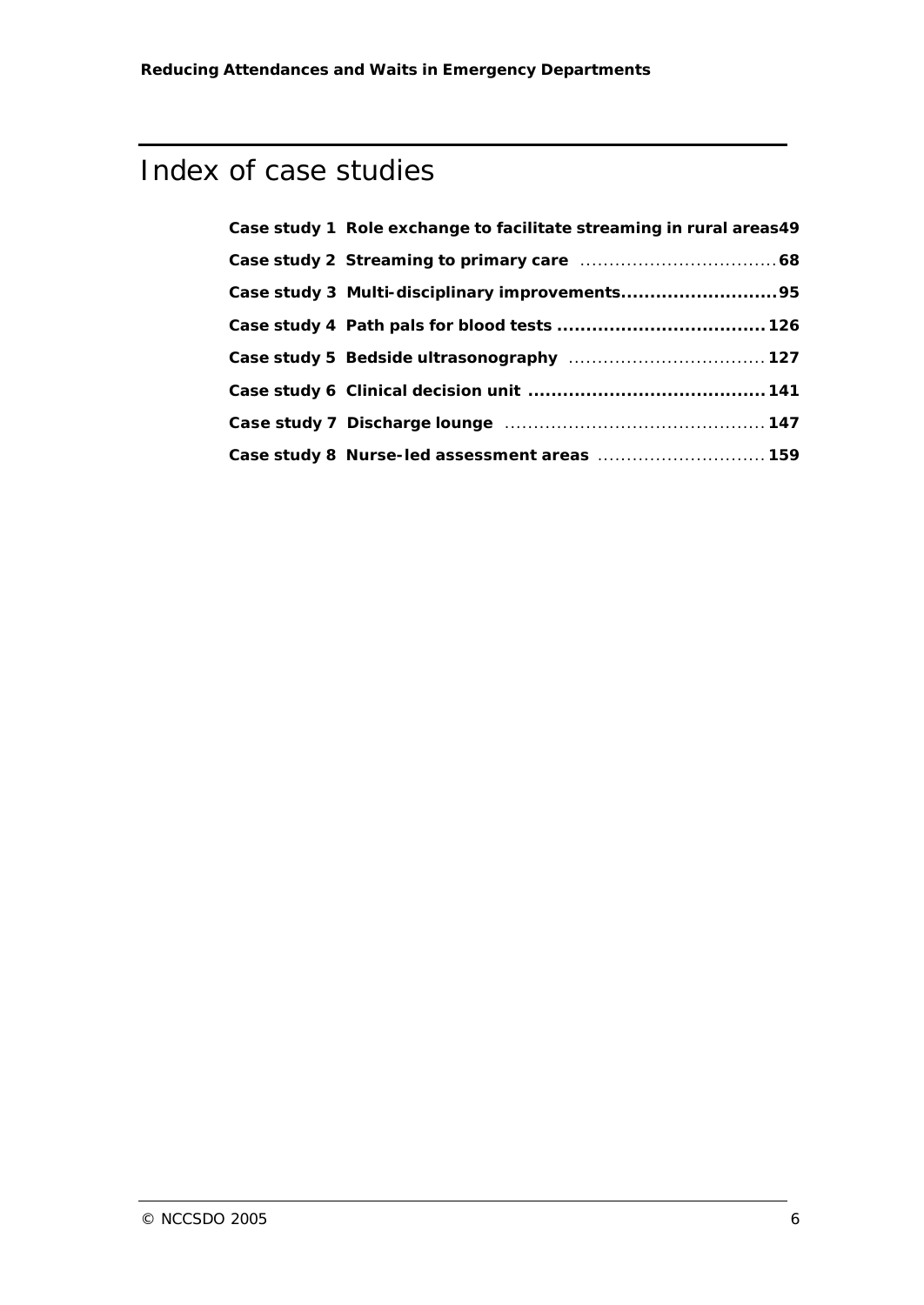# Index of case studies

**Case study 1 Role exchange to facilitate streaming in rural areas 49**

**Case study 2 Streaming to primary care .................................. 68**

**Case study 3 Multi-disciplinary improvements.......................... 95**

**Case study 4 Path pals for blood tests .................................... 126**

**Case study 5 Bedside ultrasonography .................................. 127**

**Case study 6 Clinical decision unit ......................................... 141**

**Case study 7 Discharge lounge ............................................. 147**

**Case study 8 Nurse-led assessment areas ............................. 159**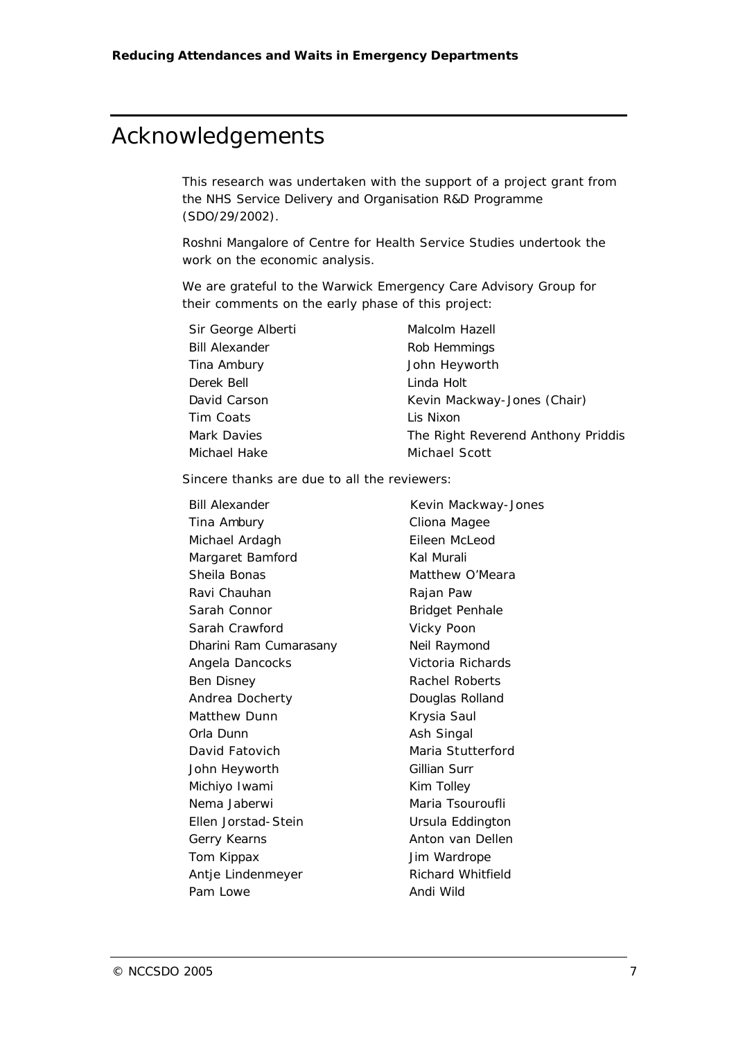# Acknowledgements

This research was undertaken with the support of a project grant from the NHS Service Delivery and Organisation R&D Programme (SDO/29/2002).

Roshni Mangalore of Centre for Health Service Studies undertook the work on the economic analysis.

We are grateful to the Warwick Emergency Care Advisory Group for their comments on the early phase of this project:

Sir George Alberti
Bill Alexander
Tina Ambury
Derek Bell
David Carson
Tim Coats
Mark Davies
Michael Hake
Malcolm Hazell
Rob Hemmings
John Heyworth
Linda Holt
Kevin Mackway-Jones (Chair)
Lis Nixon
The Right Reverend Anthony Priddis
Michael Scott

Sincere thanks are due to all the reviewers:

Bill Alexander
Tina Ambury
Michael Ardagh
Margaret Bamford
Sheila Bonas
Ravi Chauhan
Sarah Connor
Sarah Crawford
Dharini Ram Cumarasany
Angela Dancocks
Ben Disney
Andrea Docherty
Matthew Dunn
Orla Dunn
David Fatovich
John Heyworth
Michiyo Iwami
Nema Jaberwi
Ellen Jorstad-Stein
Gerry Kearns
Tom Kippax
Antje Lindenmeyer
Pam Lowe
Kevin Mackway-Jones
Cliona Magee
Eileen McLeod
Kal Murali
Matthew O'Meara
Rajan Paw
Bridget Penhale
Vicky Poon
Neil Raymond
Victoria Richards
Rachel Roberts
Douglas Rolland
Krysia Saul
Ash Singal
Maria Stutterford
Gillian Surr
Kim Tolley
Maria Tsouroufli
Ursula Eddington
Anton van Dellen
Jim Wardrope
Richard Whitfield
Andi Wild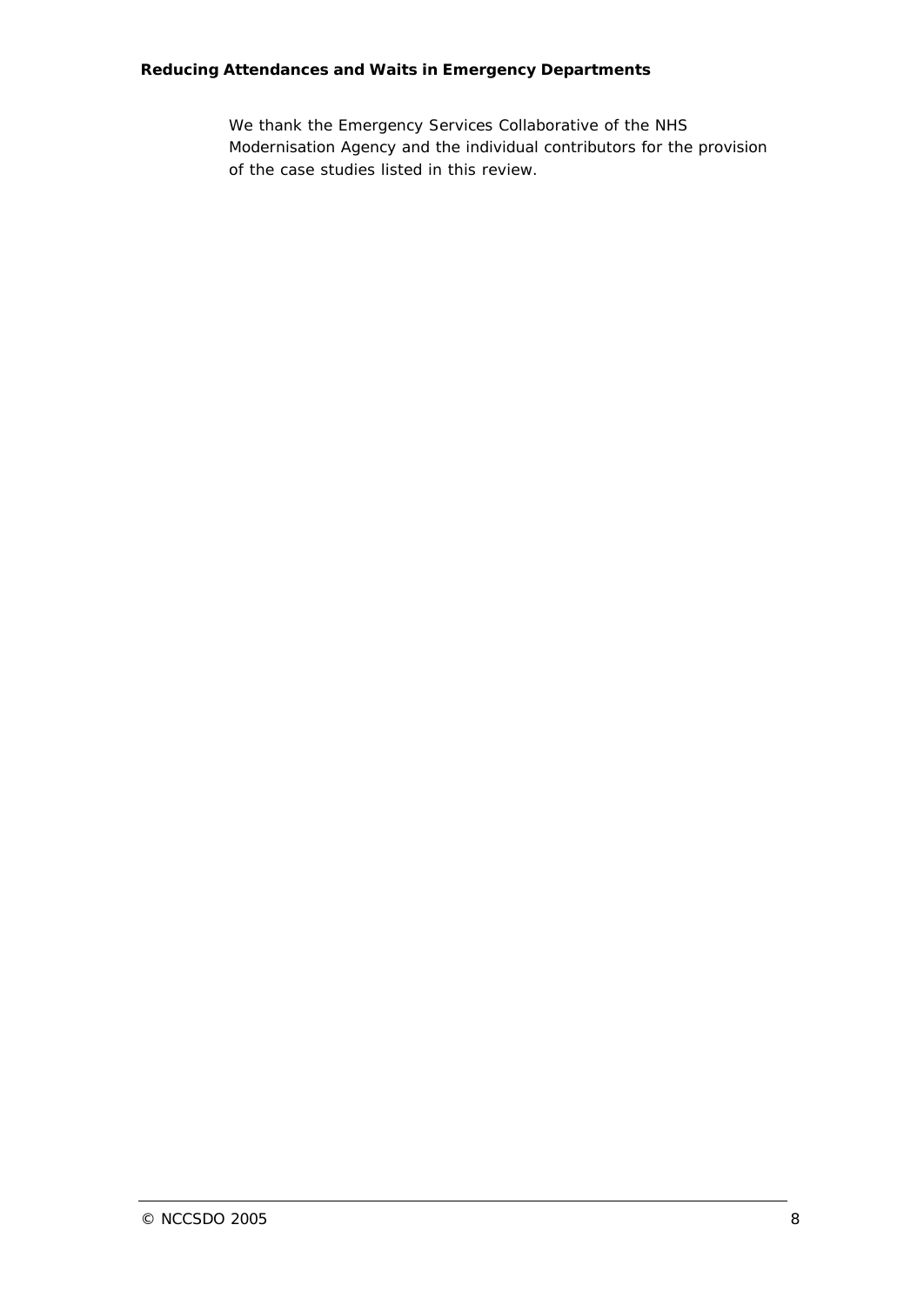We thank the Emergency Services Collaborative of the NHS Modernisation Agency and the individual contributors for the provision of the case studies listed in this review.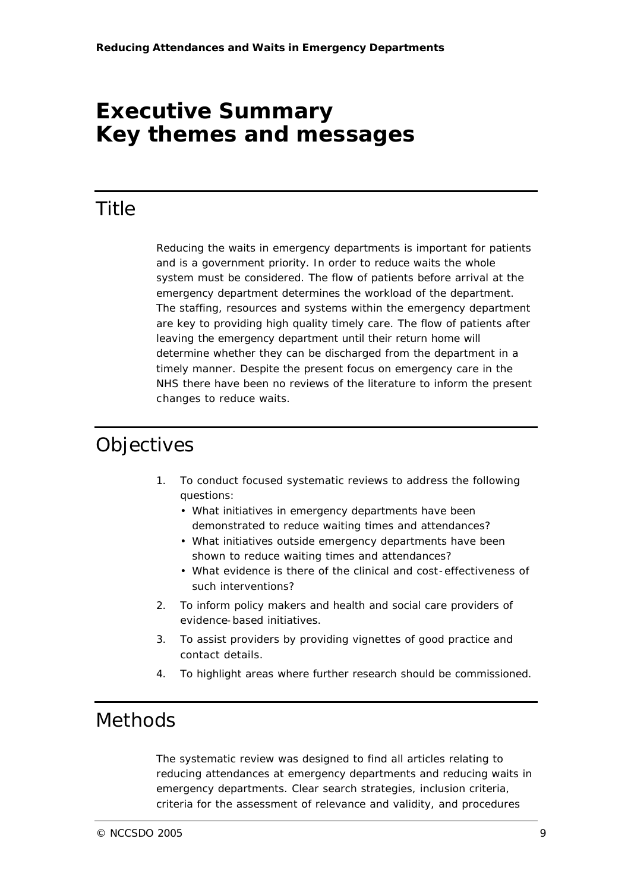# Executive Summary
# Key themes and messages

## Title

Reducing the waits in emergency departments is important for patients and is a government priority. In order to reduce waits the whole system must be considered. The flow of patients before arrival at the emergency department determines the workload of the department. The staffing, resources and systems within the emergency department are key to providing high quality timely care. The flow of patients after leaving the emergency department until their return home will determine whether they can be discharged from the department in a timely manner. Despite the present focus on emergency care in the NHS there have been no reviews of the literature to inform the present changes to reduce waits.

## Objectives

1. To conduct focused systematic reviews to address the following questions:
   - What initiatives in emergency departments have been demonstrated to reduce waiting times and attendances?
   - What initiatives outside emergency departments have been shown to reduce waiting times and attendances?
   - What evidence is there of the clinical and cost-effectiveness of such interventions?
2. To inform policy makers and health and social care providers of evidence-based initiatives.
3. To assist providers by providing vignettes of good practice and contact details.
4. To highlight areas where further research should be commissioned.

## Methods

The systematic review was designed to find all articles relating to reducing attendances at emergency departments and reducing waits in emergency departments. Clear search strategies, inclusion criteria, criteria for the assessment of relevance and validity, and procedures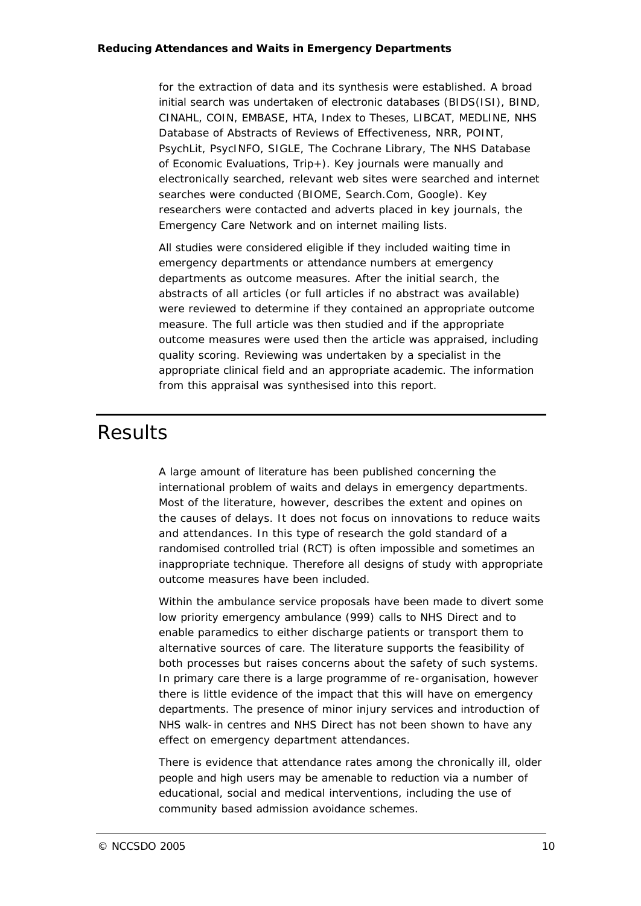for the extraction of data and its synthesis were established. A broad initial search was undertaken of electronic databases (BIDS(ISI), BIND, CINAHL, COIN, EMBASE, HTA, Index to Theses, LIBCAT, MEDLINE, NHS Database of Abstracts of Reviews of Effectiveness, NRR, POINT, PsychLit, PsycINFO, SIGLE, The Cochrane Library, The NHS Database of Economic Evaluations, Trip+). Key journals were manually and electronically searched, relevant web sites were searched and internet searches were conducted (BIOME, Search.Com, Google). Key researchers were contacted and adverts placed in key journals, the Emergency Care Network and on internet mailing lists.

All studies were considered eligible if they included waiting time in emergency departments or attendance numbers at emergency departments as outcome measures. After the initial search, the abstracts of all articles (or full articles if no abstract was available) were reviewed to determine if they contained an appropriate outcome measure. The full article was then studied and if the appropriate outcome measures were used then the article was appraised, including quality scoring. Reviewing was undertaken by a specialist in the appropriate clinical field and an appropriate academic. The information from this appraisal was synthesised into this report.

# Results

A large amount of literature has been published concerning the international problem of waits and delays in emergency departments. Most of the literature, however, describes the extent and opines on the causes of delays. It does not focus on innovations to reduce waits and attendances. In this type of research the gold standard of a randomised controlled trial (RCT) is often impossible and sometimes an inappropriate technique. Therefore all designs of study with appropriate outcome measures have been included.

Within the ambulance service proposals have been made to divert some low priority emergency ambulance (999) calls to NHS Direct and to enable paramedics to either discharge patients or transport them to alternative sources of care. The literature supports the feasibility of both processes but raises concerns about the safety of such systems. In primary care there is a large programme of re-organisation, however there is little evidence of the impact that this will have on emergency departments. The presence of minor injury services and introduction of NHS walk-in centres and NHS Direct has not been shown to have any effect on emergency department attendances.

There is evidence that attendance rates among the chronically ill, older people and high users may be amenable to reduction via a number of educational, social and medical interventions, including the use of community based admission avoidance schemes.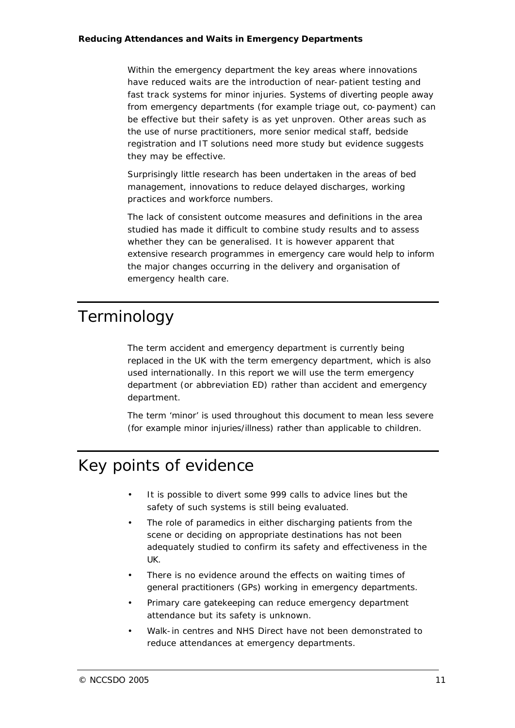Within the emergency department the key areas where innovations have reduced waits are the introduction of near-patient testing and fast track systems for minor injuries. Systems of diverting people away from emergency departments (for example triage out, co-payment) can be effective but their safety is as yet unproven. Other areas such as the use of nurse practitioners, more senior medical staff, bedside registration and IT solutions need more study but evidence suggests they may be effective.

Surprisingly little research has been undertaken in the areas of bed management, innovations to reduce delayed discharges, working practices and workforce numbers.

The lack of consistent outcome measures and definitions in the area studied has made it difficult to combine study results and to assess whether they can be generalised. It is however apparent that extensive research programmes in emergency care would help to inform the major changes occurring in the delivery and organisation of emergency health care.

# Terminology

The term accident and emergency department is currently being replaced in the UK with the term emergency department, which is also used internationally. In this report we will use the term emergency department (or abbreviation ED) rather than accident and emergency department.

The term 'minor' is used throughout this document to mean less severe (for example minor injuries/illness) rather than applicable to children.

# Key points of evidence

- It is possible to divert some 999 calls to advice lines but the safety of such systems is still being evaluated.
- The role of paramedics in either discharging patients from the scene or deciding on appropriate destinations has not been adequately studied to confirm its safety and effectiveness in the UK.
- There is no evidence around the effects on waiting times of general practitioners (GPs) working in emergency departments.
- Primary care gatekeeping can reduce emergency department attendance but its safety is unknown.
- Walk-in centres and NHS Direct have not been demonstrated to reduce attendances at emergency departments.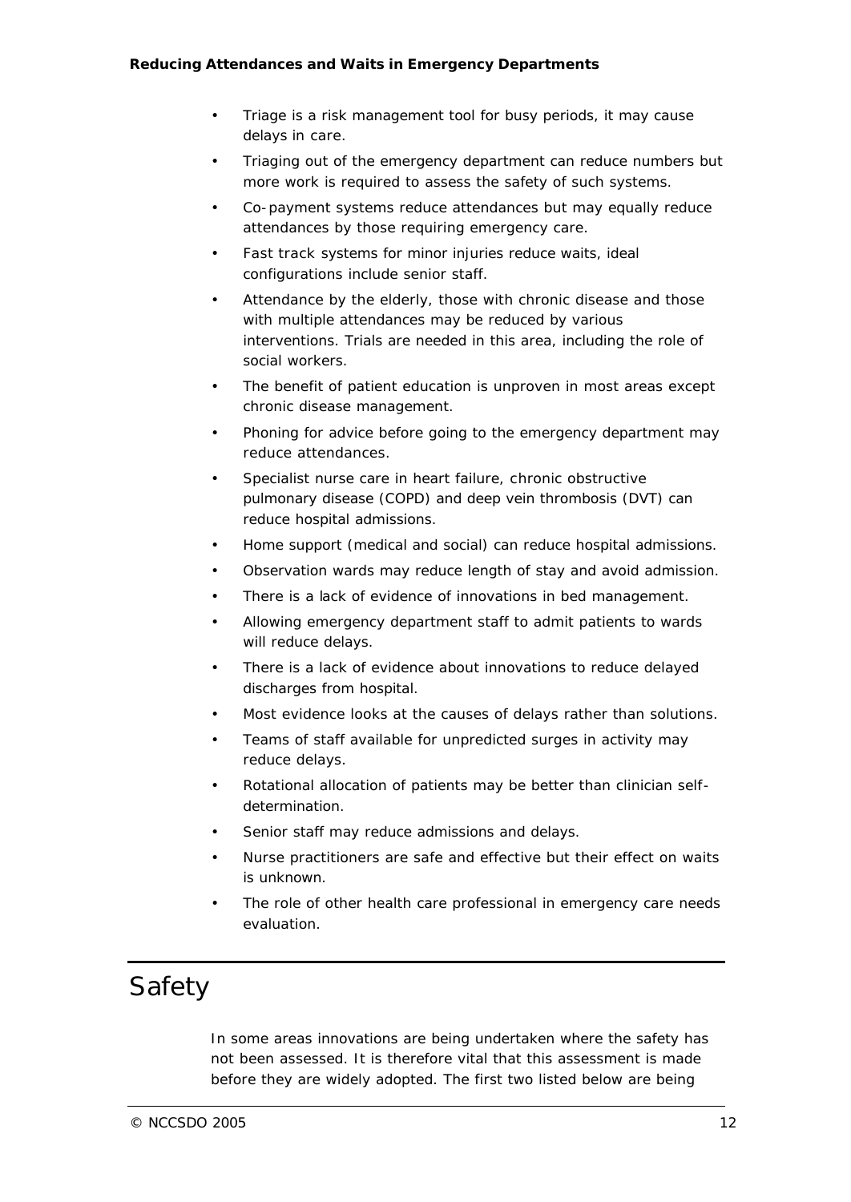- Triage is a risk management tool for busy periods, it may cause delays in care.
- Triaging out of the emergency department can reduce numbers but more work is required to assess the safety of such systems.
- Co-payment systems reduce attendances but may equally reduce attendances by those requiring emergency care.
- Fast track systems for minor injuries reduce waits, ideal configurations include senior staff.
- Attendance by the elderly, those with chronic disease and those with multiple attendances may be reduced by various interventions. Trials are needed in this area, including the role of social workers.
- The benefit of patient education is unproven in most areas except chronic disease management.
- Phoning for advice before going to the emergency department may reduce attendances.
- Specialist nurse care in heart failure, chronic obstructive pulmonary disease (COPD) and deep vein thrombosis (DVT) can reduce hospital admissions.
- Home support (medical and social) can reduce hospital admissions.
- Observation wards may reduce length of stay and avoid admission.
- There is a lack of evidence of innovations in bed management.
- Allowing emergency department staff to admit patients to wards will reduce delays.
- There is a lack of evidence about innovations to reduce delayed discharges from hospital.
- Most evidence looks at the causes of delays rather than solutions.
- Teams of staff available for unpredicted surges in activity may reduce delays.
- Rotational allocation of patients may be better than clinician self-determination.
- Senior staff may reduce admissions and delays.
- Nurse practitioners are safe and effective but their effect on waits is unknown.
- The role of other health care professional in emergency care needs evaluation.

# Safety

In some areas innovations are being undertaken where the safety has not been assessed. It is therefore vital that this assessment is made before they are widely adopted. The first two listed below are being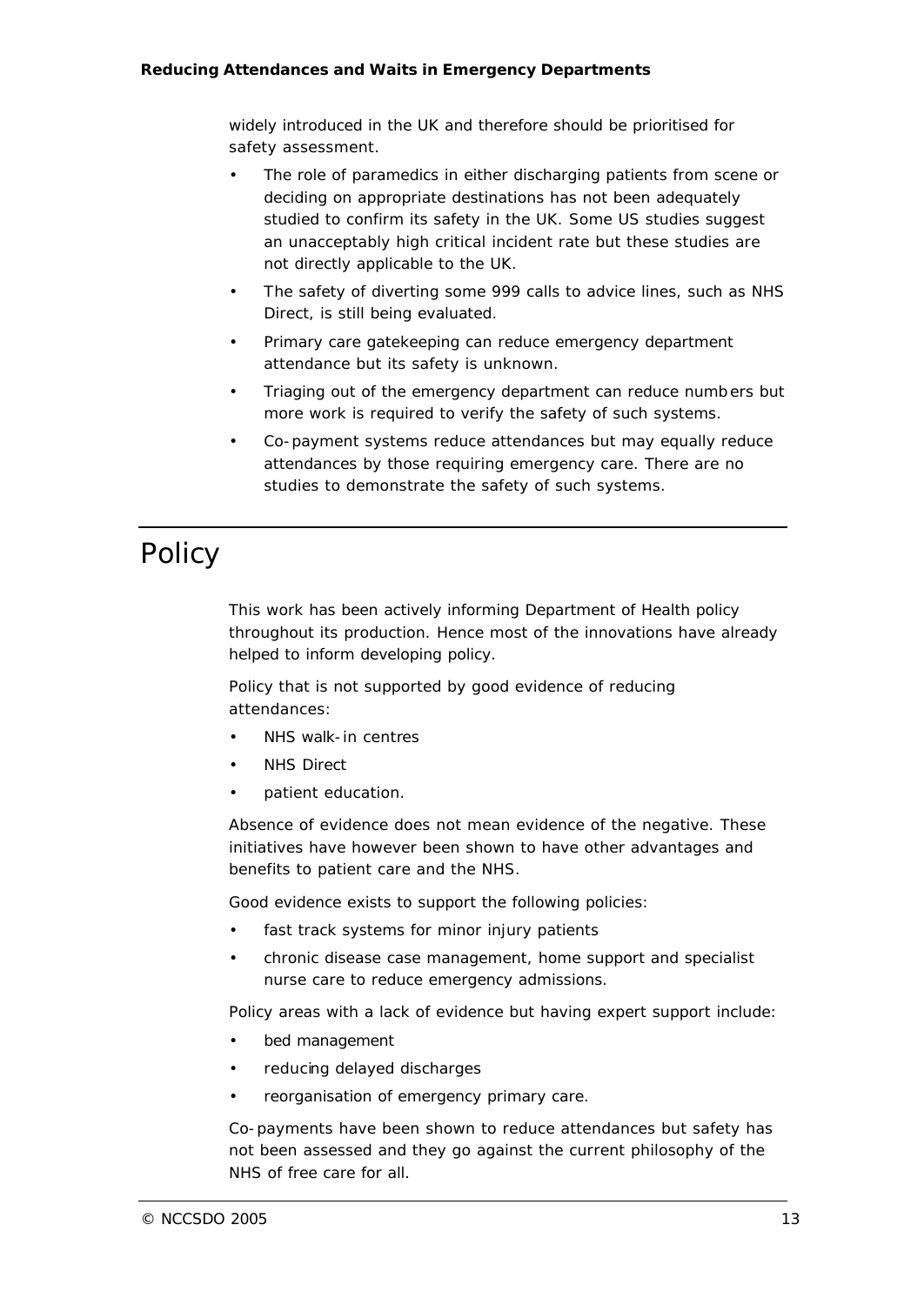widely introduced in the UK and therefore should be prioritised for safety assessment.

- The role of paramedics in either discharging patients from scene or deciding on appropriate destinations has not been adequately studied to confirm its safety in the UK. Some US studies suggest an unacceptably high critical incident rate but these studies are not directly applicable to the UK.
- The safety of diverting some 999 calls to advice lines, such as NHS Direct, is still being evaluated.
- Primary care gatekeeping can reduce emergency department attendance but its safety is unknown.
- Triaging out of the emergency department can reduce numbers but more work is required to verify the safety of such systems.
- Co-payment systems reduce attendances but may equally reduce attendances by those requiring emergency care. There are no studies to demonstrate the safety of such systems.

# Policy

This work has been actively informing Department of Health policy throughout its production. Hence most of the innovations have already helped to inform developing policy.

Policy that is not supported by good evidence of reducing attendances:

- NHS walk-in centres
- NHS Direct
- patient education.

Absence of evidence does not mean evidence of the negative. These initiatives have however been shown to have other advantages and benefits to patient care and the NHS.

Good evidence exists to support the following policies:

- fast track systems for minor injury patients
- chronic disease case management, home support and specialist nurse care to reduce emergency admissions.

Policy areas with a lack of evidence but having expert support include:

- bed management
- reducing delayed discharges
- reorganisation of emergency primary care.

Co-payments have been shown to reduce attendances but safety has not been assessed and they go against the current philosophy of the NHS of free care for all.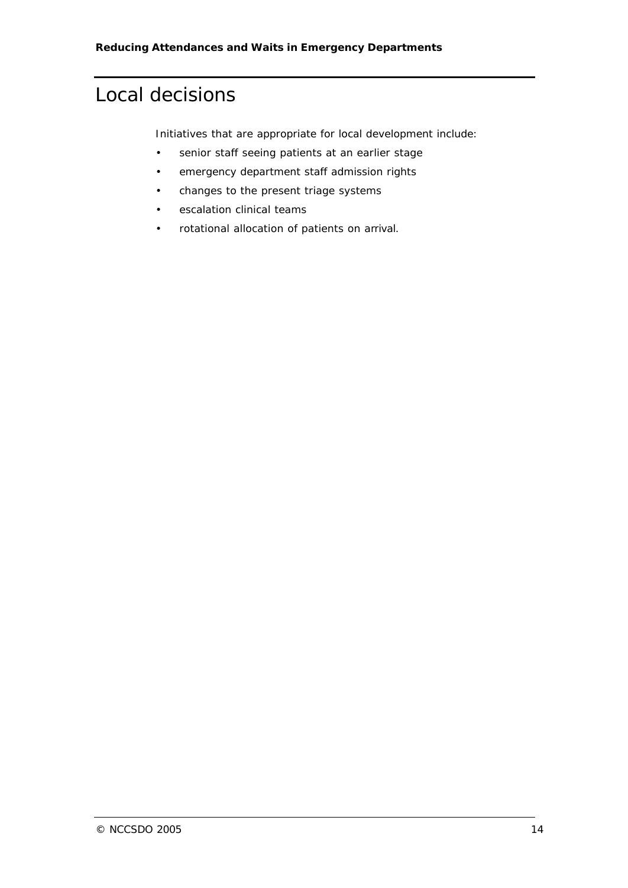# Local decisions

Initiatives that are appropriate for local development include:

- senior staff seeing patients at an earlier stage
- emergency department staff admission rights
- changes to the present triage systems
- escalation clinical teams
- rotational allocation of patients on arrival.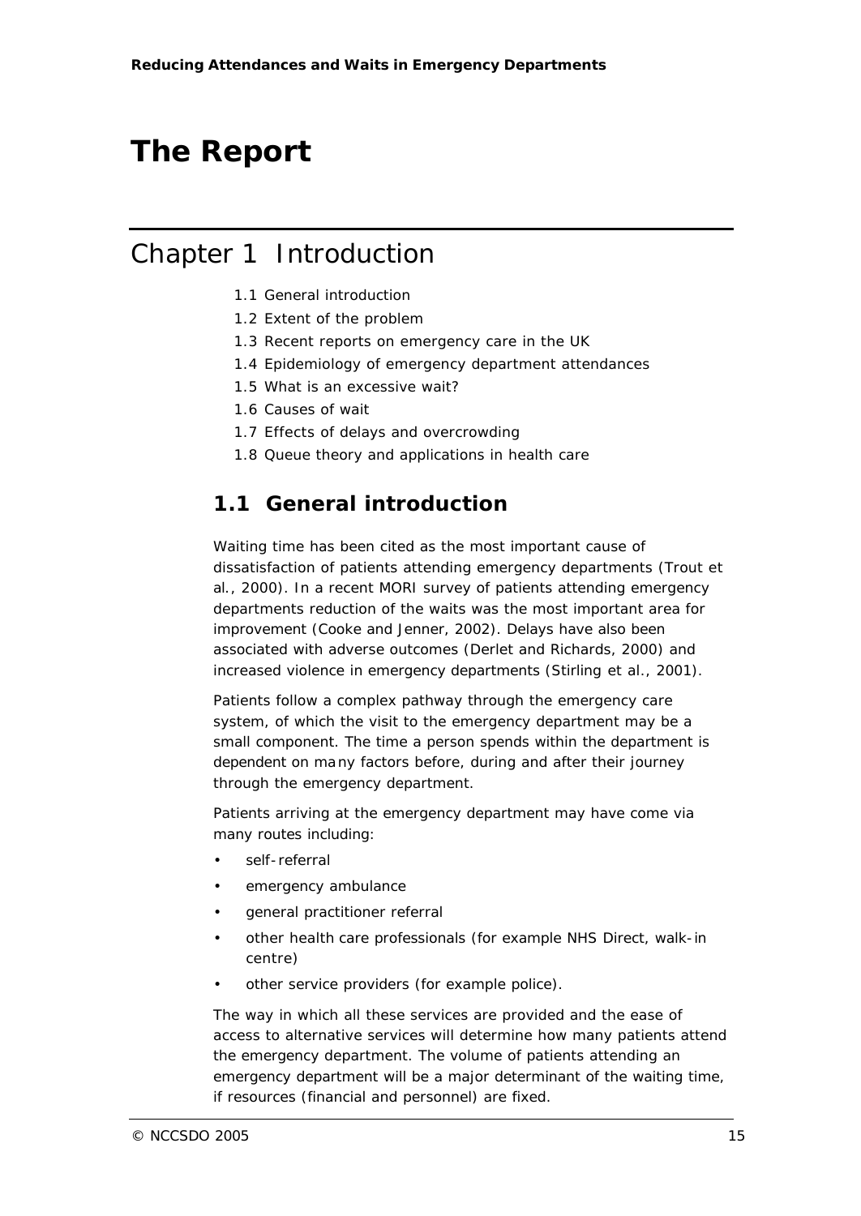# The Report

## Chapter 1 Introduction

1.1 General introduction
1.2 Extent of the problem
1.3 Recent reports on emergency care in the UK
1.4 Epidemiology of emergency department attendances
1.5 What is an excessive wait?
1.6 Causes of wait
1.7 Effects of delays and overcrowding
1.8 Queue theory and applications in health care

### 1.1 General introduction

Waiting time has been cited as the most important cause of dissatisfaction of patients attending emergency departments (Trout et al., 2000). In a recent MORI survey of patients attending emergency departments reduction of the waits was the most important area for improvement (Cooke and Jenner, 2002). Delays have also been associated with adverse outcomes (Derlet and Richards, 2000) and increased violence in emergency departments (Stirling et al., 2001).

Patients follow a complex pathway through the emergency care system, of which the visit to the emergency department may be a small component. The time a person spends within the department is dependent on many factors before, during and after their journey through the emergency department.

Patients arriving at the emergency department may have come via many routes including:

- self-referral
- emergency ambulance
- general practitioner referral
- other health care professionals (for example NHS Direct, walk-in centre)
- other service providers (for example police).

The way in which all these services are provided and the ease of access to alternative services will determine how many patients attend the emergency department. The volume of patients attending an emergency department will be a major determinant of the waiting time, if resources (financial and personnel) are fixed.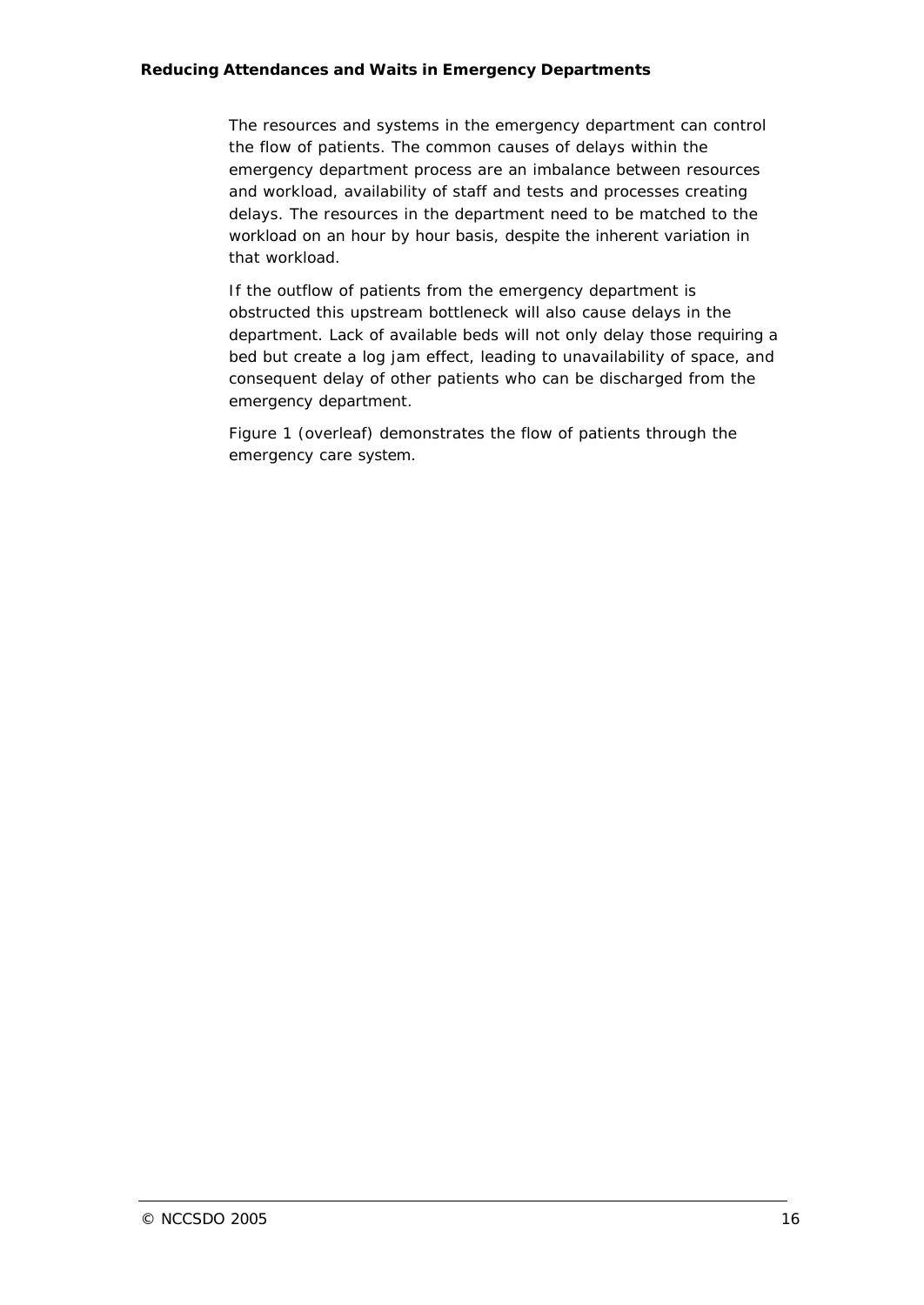The resources and systems in the emergency department can control the flow of patients. The common causes of delays within the emergency department process are an imbalance between resources and workload, availability of staff and tests and processes creating delays. The resources in the department need to be matched to the workload on an hour by hour basis, despite the inherent variation in that workload.

If the outflow of patients from the emergency department is obstructed this upstream bottleneck will also cause delays in the department. Lack of available beds will not only delay those requiring a bed but create a log jam effect, leading to unavailability of space, and consequent delay of other patients who can be discharged from the emergency department.

Figure 1 (overleaf) demonstrates the flow of patients through the emergency care system.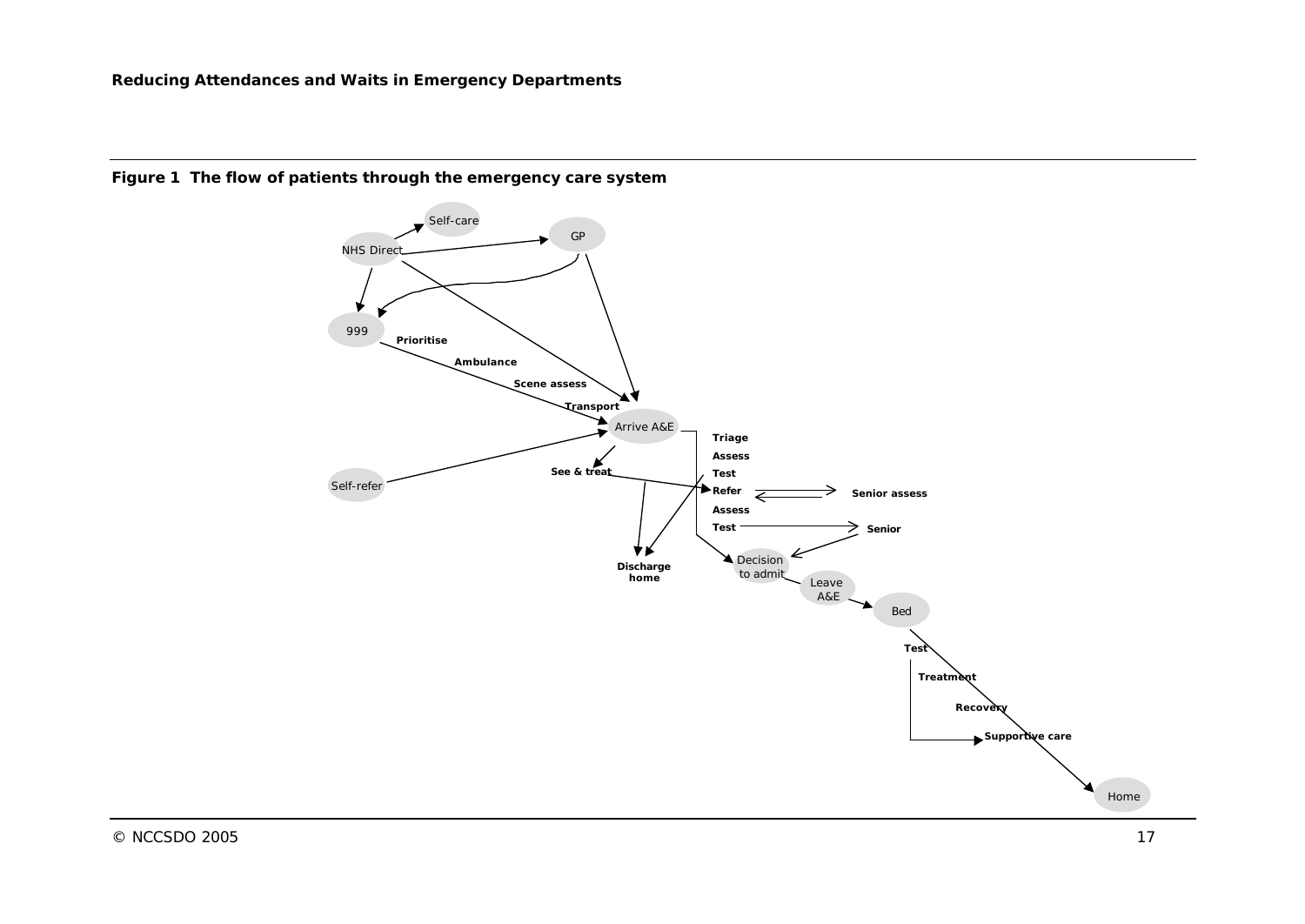**Figure 1 The flow of patients through the emergency care system**

NHS Direct

Self-care

GP

999

Prioritise

Ambulance

Scene assess

Transport

Arrive A&E

Self-refer

See & treat

Triage

Assess

Test

Refer

Senior assess

Assess

Test

Senior

Discharge home

Decision to admit

Leave A&E

Bed

Test

Treatment

Recovery

Supportive care

Home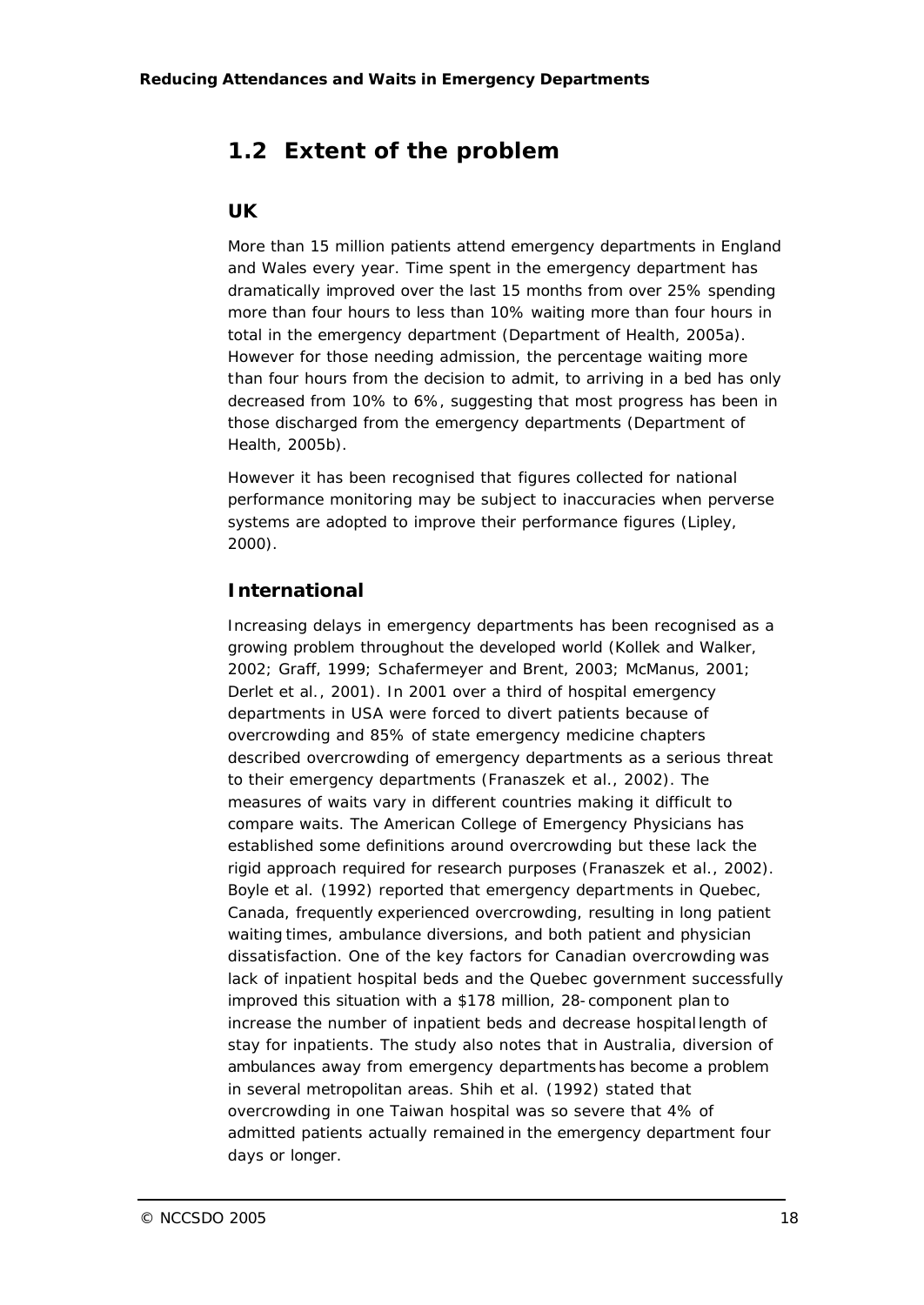## 1.2 Extent of the problem

### UK

More than 15 million patients attend emergency departments in England and Wales every year. Time spent in the emergency department has dramatically improved over the last 15 months from over 25% spending more than four hours to less than 10% waiting more than four hours in total in the emergency department (Department of Health, 2005a). However for those needing admission, the percentage waiting more than four hours from the decision to admit, to arriving in a bed has only decreased from 10% to 6%, suggesting that most progress has been in those discharged from the emergency departments (Department of Health, 2005b).

However it has been recognised that figures collected for national performance monitoring may be subject to inaccuracies when perverse systems are adopted to improve their performance figures (Lipley, 2000).

### International

Increasing delays in emergency departments has been recognised as a growing problem throughout the developed world (Kollek and Walker, 2002; Graff, 1999; Schafermeyer and Brent, 2003; McManus, 2001; Derlet et al., 2001). In 2001 over a third of hospital emergency departments in USA were forced to divert patients because of overcrowding and 85% of state emergency medicine chapters described overcrowding of emergency departments as a serious threat to their emergency departments (Franaszek et al., 2002). The measures of waits vary in different countries making it difficult to compare waits. The American College of Emergency Physicians has established some definitions around overcrowding but these lack the rigid approach required for research purposes (Franaszek et al., 2002). Boyle et al. (1992) reported that emergency departments in Quebec, Canada, frequently experienced overcrowding, resulting in long patient waiting times, ambulance diversions, and both patient and physician dissatisfaction. One of the key factors for Canadian overcrowding was lack of inpatient hospital beds and the Quebec government successfully improved this situation with a $178 million, 28-component plan to increase the number of inpatient beds and decrease hospital length of stay for inpatients. The study also notes that in Australia, diversion of ambulances away from emergency departments has become a problem in several metropolitan areas. Shih et al. (1992) stated that overcrowding in one Taiwan hospital was so severe that 4% of admitted patients actually remained in the emergency department four days or longer.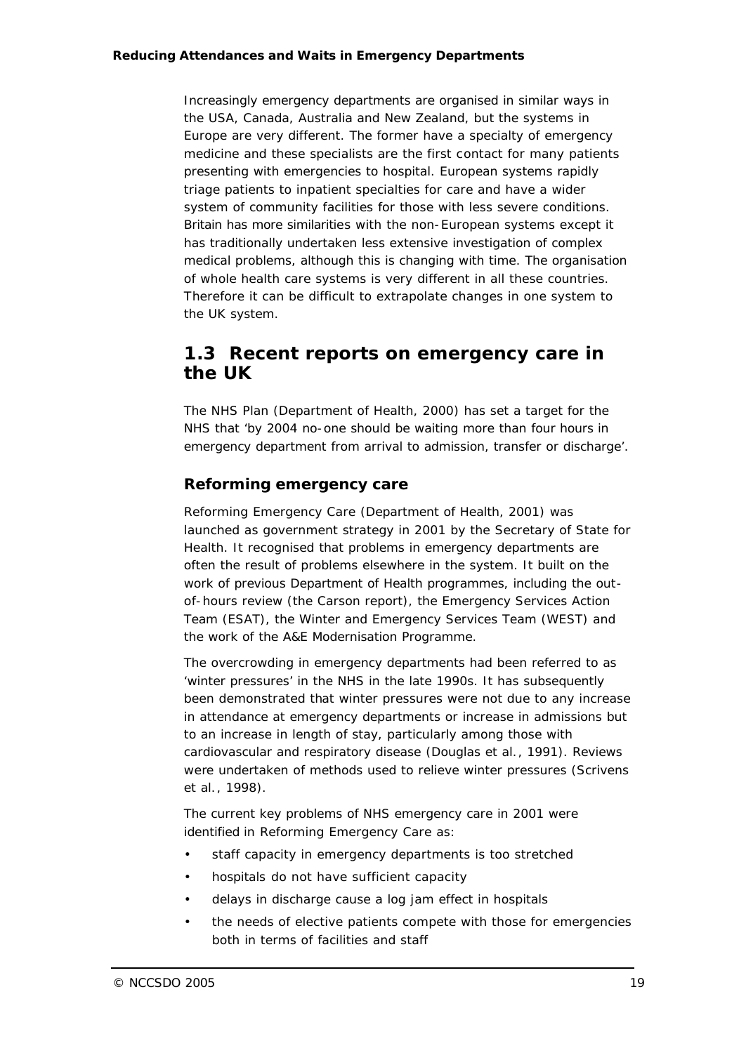Increasingly emergency departments are organised in similar ways in the USA, Canada, Australia and New Zealand, but the systems in Europe are very different. The former have a specialty of emergency medicine and these specialists are the first contact for many patients presenting with emergencies to hospital. European systems rapidly triage patients to inpatient specialties for care and have a wider system of community facilities for those with less severe conditions. Britain has more similarities with the non-European systems except it has traditionally undertaken less extensive investigation of complex medical problems, although this is changing with time. The organisation of whole health care systems is very different in all these countries. Therefore it can be difficult to extrapolate changes in one system to the UK system.

## 1.3 Recent reports on emergency care in the UK

The NHS Plan (Department of Health, 2000) has set a target for the NHS that 'by 2004 no-one should be waiting more than four hours in emergency department from arrival to admission, transfer or discharge'.

### Reforming emergency care

Reforming Emergency Care (Department of Health, 2001) was launched as government strategy in 2001 by the Secretary of State for Health. It recognised that problems in emergency departments are often the result of problems elsewhere in the system. It built on the work of previous Department of Health programmes, including the out-of-hours review (the Carson report), the Emergency Services Action Team (ESAT), the Winter and Emergency Services Team (WEST) and the work of the A&E Modernisation Programme.

The overcrowding in emergency departments had been referred to as 'winter pressures' in the NHS in the late 1990s. It has subsequently been demonstrated that winter pressures were not due to any increase in attendance at emergency departments or increase in admissions but to an increase in length of stay, particularly among those with cardiovascular and respiratory disease (Douglas et al., 1991). Reviews were undertaken of methods used to relieve winter pressures (Scrivens et al., 1998).

The current key problems of NHS emergency care in 2001 were identified in Reforming Emergency Care as:

- staff capacity in emergency departments is too stretched
- hospitals do not have sufficient capacity
- delays in discharge cause a log jam effect in hospitals
- the needs of elective patients compete with those for emergencies both in terms of facilities and staff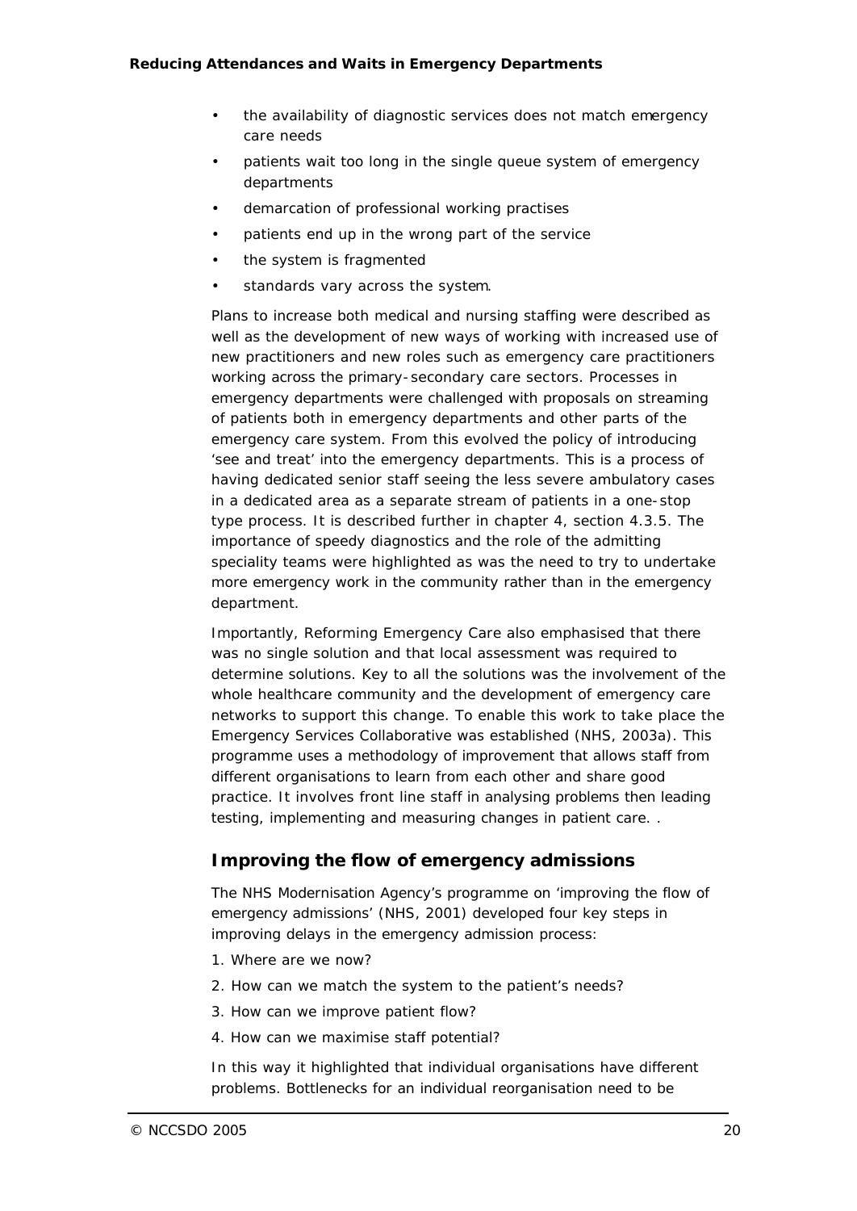- the availability of diagnostic services does not match emergency care needs
- patients wait too long in the single queue system of emergency departments
- demarcation of professional working practises
- patients end up in the wrong part of the service
- the system is fragmented
- standards vary across the system.

Plans to increase both medical and nursing staffing were described as well as the development of new ways of working with increased use of new practitioners and new roles such as emergency care practitioners working across the primary-secondary care sectors. Processes in emergency departments were challenged with proposals on streaming of patients both in emergency departments and other parts of the emergency care system. From this evolved the policy of introducing 'see and treat' into the emergency departments. This is a process of having dedicated senior staff seeing the less severe ambulatory cases in a dedicated area as a separate stream of patients in a one-stop type process. It is described further in chapter 4, section 4.3.5. The importance of speedy diagnostics and the role of the admitting speciality teams were highlighted as was the need to try to undertake more emergency work in the community rather than in the emergency department.

Importantly, Reforming Emergency Care also emphasised that there was no single solution and that local assessment was required to determine solutions. Key to all the solutions was the involvement of the whole healthcare community and the development of emergency care networks to support this change. To enable this work to take place the Emergency Services Collaborative was established (NHS, 2003a). This programme uses a methodology of improvement that allows staff from different organisations to learn from each other and share good practice. It involves front line staff in analysing problems then leading testing, implementing and measuring changes in patient care. .

## Improving the flow of emergency admissions

The NHS Modernisation Agency's programme on 'improving the flow of emergency admissions' (NHS, 2001) developed four key steps in improving delays in the emergency admission process:

1. Where are we now?
2. How can we match the system to the patient's needs?
3. How can we improve patient flow?
4. How can we maximise staff potential?

In this way it highlighted that individual organisations have different problems. Bottlenecks for an individual reorganisation need to be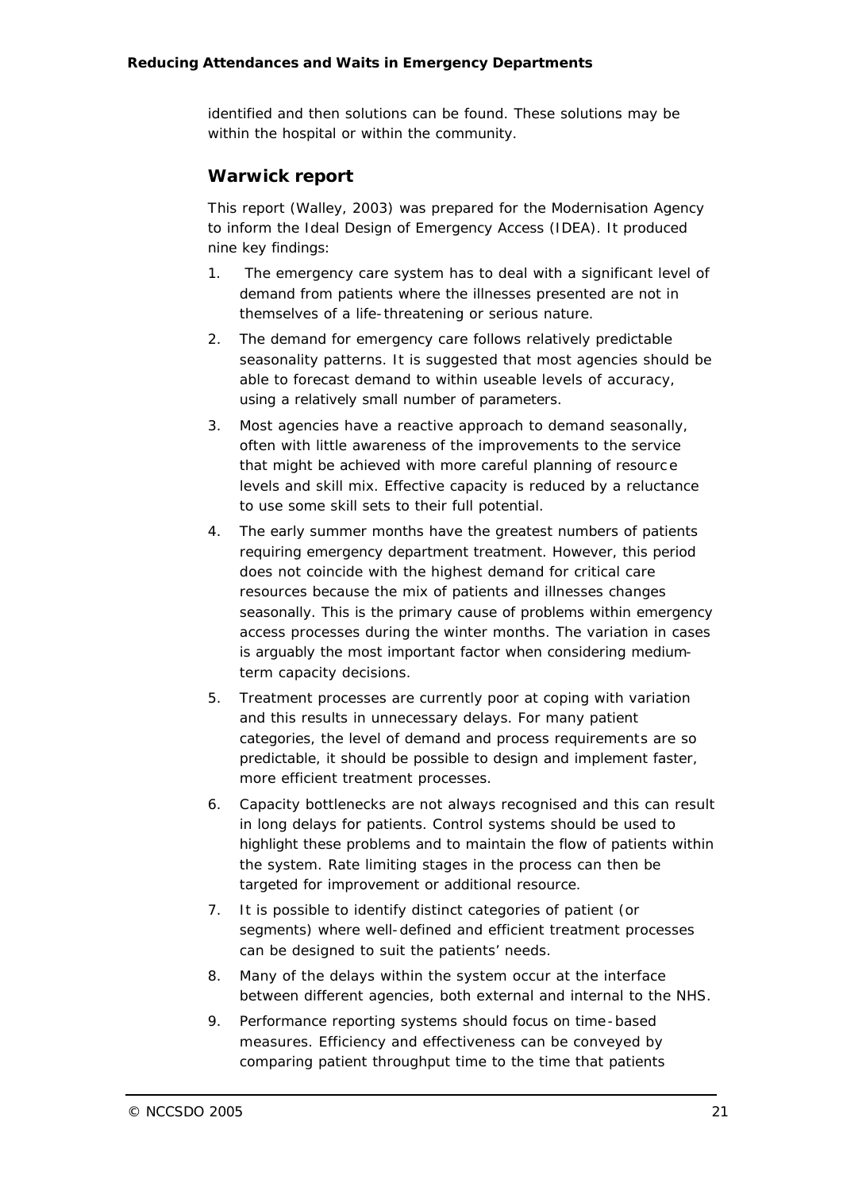identified and then solutions can be found. These solutions may be within the hospital or within the community.

## Warwick report

This report (Walley, 2003) was prepared for the Modernisation Agency to inform the Ideal Design of Emergency Access (IDEA). It produced nine key findings:

1. The emergency care system has to deal with a significant level of demand from patients where the illnesses presented are not in themselves of a life-threatening or serious nature.
2. The demand for emergency care follows relatively predictable seasonality patterns. It is suggested that most agencies should be able to forecast demand to within useable levels of accuracy, using a relatively small number of parameters.
3. Most agencies have a reactive approach to demand seasonally, often with little awareness of the improvements to the service that might be achieved with more careful planning of resource levels and skill mix. Effective capacity is reduced by a reluctance to use some skill sets to their full potential.
4. The early summer months have the greatest numbers of patients requiring emergency department treatment. However, this period does not coincide with the highest demand for critical care resources because the mix of patients and illnesses changes seasonally. This is the primary cause of problems within emergency access processes during the winter months. The variation in cases is arguably the most important factor when considering medium-term capacity decisions.
5. Treatment processes are currently poor at coping with variation and this results in unnecessary delays. For many patient categories, the level of demand and process requirements are so predictable, it should be possible to design and implement faster, more efficient treatment processes.
6. Capacity bottlenecks are not always recognised and this can result in long delays for patients. Control systems should be used to highlight these problems and to maintain the flow of patients within the system. Rate limiting stages in the process can then be targeted for improvement or additional resource.
7. It is possible to identify distinct categories of patient (or segments) where well-defined and efficient treatment processes can be designed to suit the patients' needs.
8. Many of the delays within the system occur at the interface between different agencies, both external and internal to the NHS.
9. Performance reporting systems should focus on time-based measures. Efficiency and effectiveness can be conveyed by comparing patient throughput time to the time that patients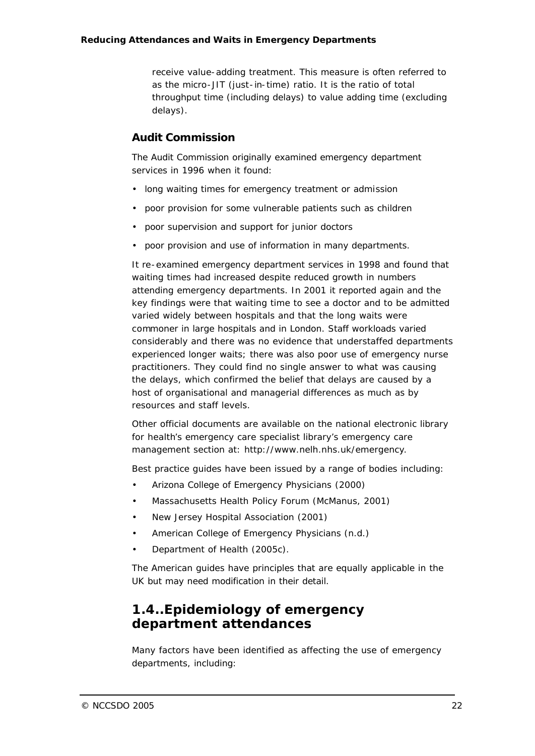receive value-adding treatment. This measure is often referred to as the micro-JIT (just-in-time) ratio. It is the ratio of total throughput time (including delays) to value adding time (excluding delays).

### Audit Commission

The Audit Commission originally examined emergency department services in 1996 when it found:

- long waiting times for emergency treatment or admission
- poor provision for some vulnerable patients such as children
- poor supervision and support for junior doctors
- poor provision and use of information in many departments.

It re-examined emergency department services in 1998 and found that waiting times had increased despite reduced growth in numbers attending emergency departments. In 2001 it reported again and the key findings were that waiting time to see a doctor and to be admitted varied widely between hospitals and that the long waits were commoner in large hospitals and in London. Staff workloads varied considerably and there was no evidence that understaffed departments experienced longer waits; there was also poor use of emergency nurse practitioners. They could find no single answer to what was causing the delays, which confirmed the belief that delays are caused by a host of organisational and managerial differences as much as by resources and staff levels.

Other official documents are available on the national electronic library for health's emergency care specialist library's emergency care management section at: http://www.nelh.nhs.uk/emergency.

Best practice guides have been issued by a range of bodies including:

- Arizona College of Emergency Physicians (2000)
- Massachusetts Health Policy Forum (McManus, 2001)
- New Jersey Hospital Association (2001)
- American College of Emergency Physicians (n.d.)
- Department of Health (2005c).

The American guides have principles that are equally applicable in the UK but may need modification in their detail.

## 1.4..Epidemiology of emergency department attendances

Many factors have been identified as affecting the use of emergency departments, including: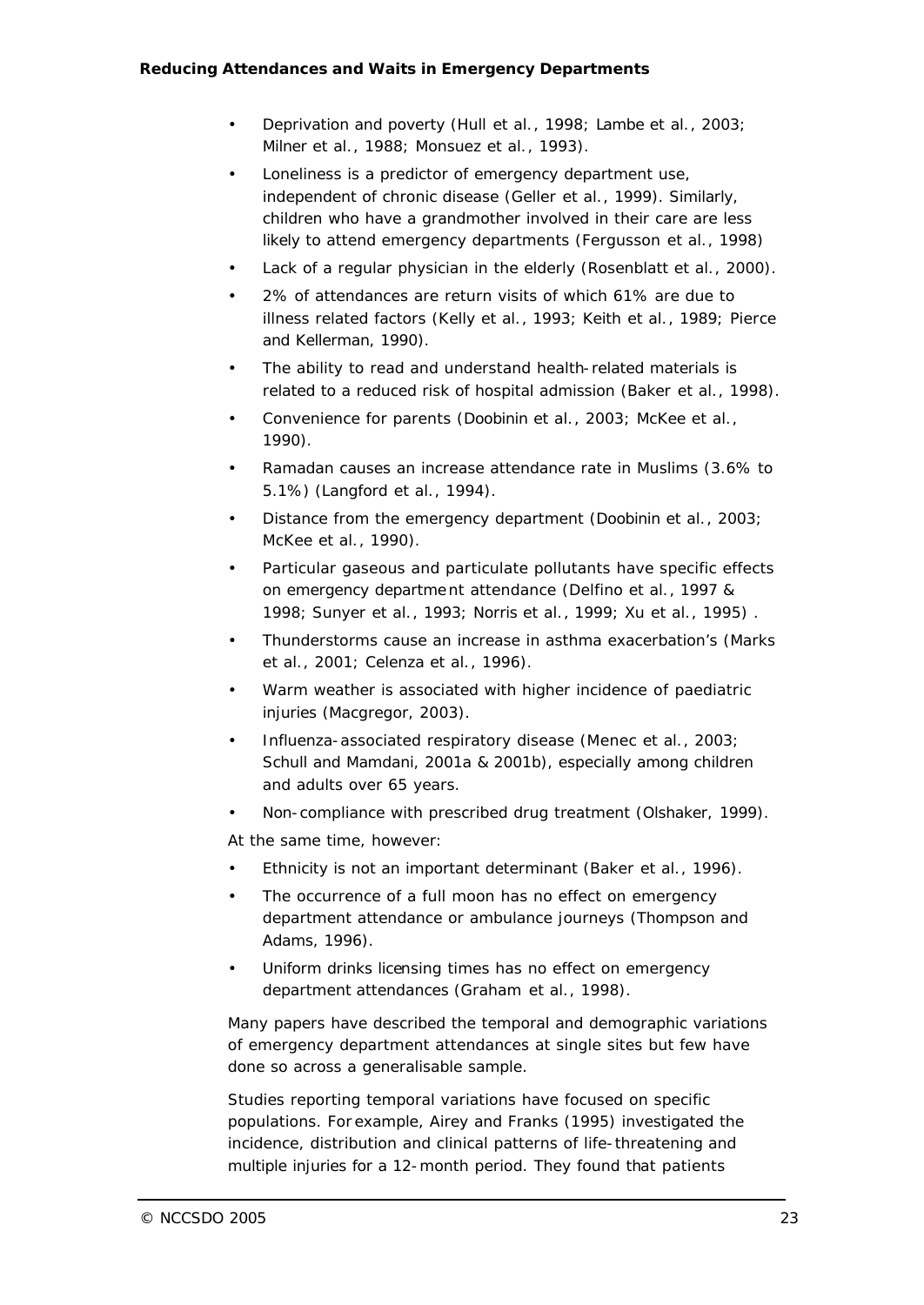- Deprivation and poverty (Hull et al., 1998; Lambe et al., 2003; Milner et al., 1988; Monsuez et al., 1993).
- Loneliness is a predictor of emergency department use, independent of chronic disease (Geller et al., 1999). Similarly, children who have a grandmother involved in their care are less likely to attend emergency departments (Fergusson et al., 1998)
- Lack of a regular physician in the elderly (Rosenblatt et al., 2000).
- 2% of attendances are return visits of which 61% are due to illness related factors (Kelly et al., 1993; Keith et al., 1989; Pierce and Kellerman, 1990).
- The ability to read and understand health-related materials is related to a reduced risk of hospital admission (Baker et al., 1998).
- Convenience for parents (Doobinin et al., 2003; McKee et al., 1990).
- Ramadan causes an increase attendance rate in Muslims (3.6% to 5.1%) (Langford et al., 1994).
- Distance from the emergency department (Doobinin et al., 2003; McKee et al., 1990).
- Particular gaseous and particulate pollutants have specific effects on emergency department attendance (Delfino et al., 1997 & 1998; Sunyer et al., 1993; Norris et al., 1999; Xu et al., 1995) .
- Thunderstorms cause an increase in asthma exacerbation's (Marks et al., 2001; Celenza et al., 1996).
- Warm weather is associated with higher incidence of paediatric injuries (Macgregor, 2003).
- Influenza-associated respiratory disease (Menec et al., 2003; Schull and Mamdani, 2001a & 2001b), especially among children and adults over 65 years.
- Non-compliance with prescribed drug treatment (Olshaker, 1999).

At the same time, however:

- Ethnicity is not an important determinant (Baker et al., 1996).
- The occurrence of a full moon has no effect on emergency department attendance or ambulance journeys (Thompson and Adams, 1996).
- Uniform drinks licensing times has no effect on emergency department attendances (Graham et al., 1998).

Many papers have described the temporal and demographic variations of emergency department attendances at single sites but few have done so across a generalisable sample.

Studies reporting temporal variations have focused on specific populations. For example, Airey and Franks (1995) investigated the incidence, distribution and clinical patterns of life-threatening and multiple injuries for a 12-month period. They found that patients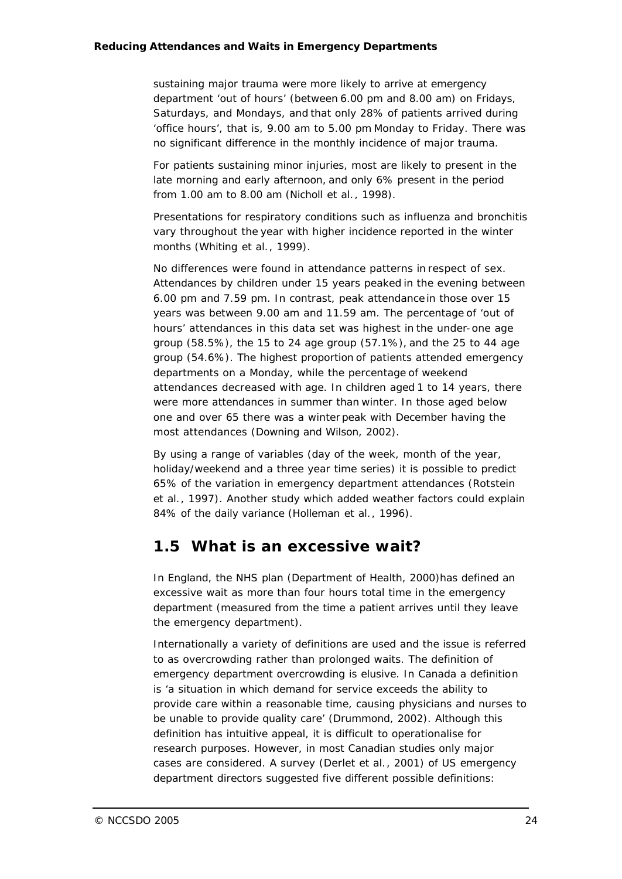sustaining major trauma were more likely to arrive at emergency department 'out of hours' (between 6.00 pm and 8.00 am) on Fridays, Saturdays, and Mondays, and that only 28% of patients arrived during 'office hours', that is, 9.00 am to 5.00 pm Monday to Friday. There was no significant difference in the monthly incidence of major trauma.

For patients sustaining minor injuries, most are likely to present in the late morning and early afternoon, and only 6% present in the period from 1.00 am to 8.00 am (Nicholl *et al.*, 1998).

Presentations for respiratory conditions such as influenza and bronchitis vary throughout the year with higher incidence reported in the winter months (Whiting *et al.*, 1999).

No differences were found in attendance patterns in respect of sex. Attendances by children under 15 years peaked in the evening between 6.00 pm and 7.59 pm. In contrast, peak attendance in those over 15 years was between 9.00 am and 11.59 am. The percentage of 'out of hours' attendances in this data set was highest in the under-one age group (58.5%), the 15 to 24 age group (57.1%), and the 25 to 44 age group (54.6%). The highest proportion of patients attended emergency departments on a Monday, while the percentage of weekend attendances decreased with age. In children aged 1 to 14 years, there were more attendances in summer than winter. In those aged below one and over 65 there was a winter peak with December having the most attendances (Downing and Wilson, 2002).

By using a range of variables (day of the week, month of the year, holiday/weekend and a three year time series) it is possible to predict 65% of the variation in emergency department attendances (Rotstein *et al.*, 1997). Another study which added weather factors could explain 84% of the daily variance (Holleman *et al.*, 1996).

## 1.5 What is an excessive wait?

In England, the NHS plan (Department of Health, 2000)has defined an excessive wait as more than four hours total time in the emergency department (measured from the time a patient arrives until they leave the emergency department).

Internationally a variety of definitions are used and the issue is referred to as overcrowding rather than prolonged waits. The definition of emergency department overcrowding is elusive. In Canada a definition is 'a situation in which demand for service exceeds the ability to provide care within a reasonable time, causing physicians and nurses to be unable to provide quality care' (Drummond, 2002). Although this definition has intuitive appeal, it is difficult to operationalise for research purposes. However, in most Canadian studies only major cases are considered. A survey (Derlet *et al.*, 2001) of US emergency department directors suggested five different possible definitions: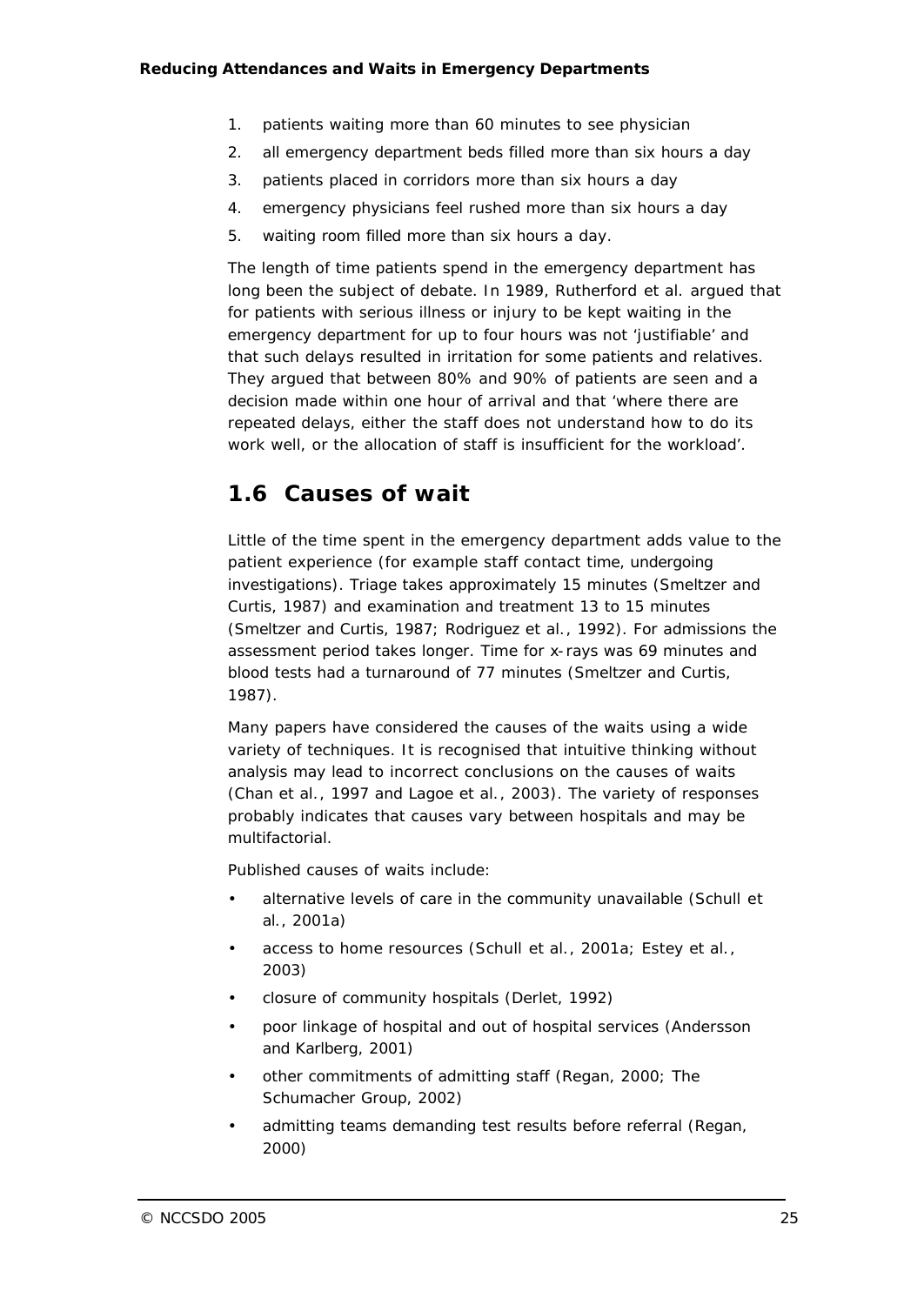1. patients waiting more than 60 minutes to see physician
2. all emergency department beds filled more than six hours a day
3. patients placed in corridors more than six hours a day
4. emergency physicians feel rushed more than six hours a day
5. waiting room filled more than six hours a day.

The length of time patients spend in the emergency department has long been the subject of debate. In 1989, Rutherford et al. argued that for patients with serious illness or injury to be kept waiting in the emergency department for up to four hours was not 'justifiable' and that such delays resulted in irritation for some patients and relatives. They argued that between 80% and 90% of patients are seen and a decision made within one hour of arrival and that 'where there are repeated delays, either the staff does not understand how to do its work well, or the allocation of staff is insufficient for the workload'.

## 1.6 Causes of wait

Little of the time spent in the emergency department adds value to the patient experience (for example staff contact time, undergoing investigations). Triage takes approximately 15 minutes (Smeltzer and Curtis, 1987) and examination and treatment 13 to 15 minutes (Smeltzer and Curtis, 1987; Rodriguez et al., 1992). For admissions the assessment period takes longer. Time for x-rays was 69 minutes and blood tests had a turnaround of 77 minutes (Smeltzer and Curtis, 1987).

Many papers have considered the causes of the waits using a wide variety of techniques. It is recognised that intuitive thinking without analysis may lead to incorrect conclusions on the causes of waits (Chan et al., 1997 and Lagoe et al., 2003). The variety of responses probably indicates that causes vary between hospitals and may be multifactorial.

Published causes of waits include:

- alternative levels of care in the community unavailable (Schull et al., 2001a)
- access to home resources (Schull et al., 2001a; Estey et al., 2003)
- closure of community hospitals (Derlet, 1992)
- poor linkage of hospital and out of hospital services (Andersson and Karlberg, 2001)
- other commitments of admitting staff (Regan, 2000; The Schumacher Group, 2002)
- admitting teams demanding test results before referral (Regan, 2000)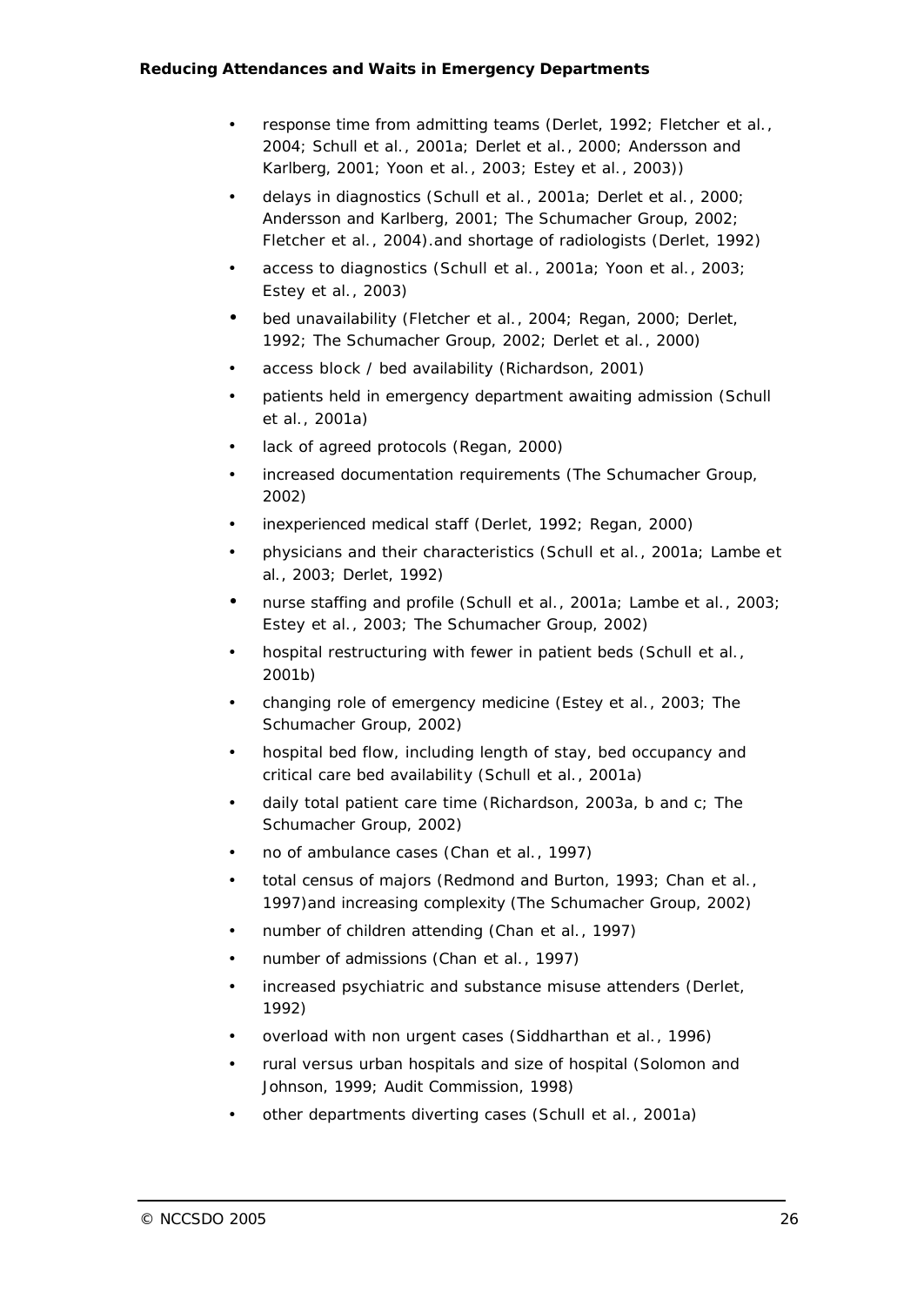- response time from admitting teams (Derlet, 1992; Fletcher et al., 2004; Schull et al., 2001a; Derlet et al., 2000; Andersson and Karlberg, 2001; Yoon et al., 2003; Estey et al., 2003))
- delays in diagnostics (Schull et al., 2001a; Derlet et al., 2000; Andersson and Karlberg, 2001; The Schumacher Group, 2002; Fletcher et al., 2004).and shortage of radiologists (Derlet, 1992)
- access to diagnostics (Schull et al., 2001a; Yoon et al., 2003; Estey et al., 2003)
- bed unavailability (Fletcher et al., 2004; Regan, 2000; Derlet, 1992; The Schumacher Group, 2002; Derlet et al., 2000)
- access block / bed availability (Richardson, 2001)
- patients held in emergency department awaiting admission (Schull et al., 2001a)
- lack of agreed protocols (Regan, 2000)
- increased documentation requirements (The Schumacher Group, 2002)
- inexperienced medical staff (Derlet, 1992; Regan, 2000)
- physicians and their characteristics (Schull et al., 2001a; Lambe et al., 2003; Derlet, 1992)
- nurse staffing and profile (Schull et al., 2001a; Lambe et al., 2003; Estey et al., 2003; The Schumacher Group, 2002)
- hospital restructuring with fewer in patient beds (Schull et al., 2001b)
- changing role of emergency medicine (Estey et al., 2003; The Schumacher Group, 2002)
- hospital bed flow, including length of stay, bed occupancy and critical care bed availability (Schull et al., 2001a)
- daily total patient care time (Richardson, 2003a, b and c; The Schumacher Group, 2002)
- no of ambulance cases (Chan et al., 1997)
- total census of majors (Redmond and Burton, 1993; Chan et al., 1997)and increasing complexity (The Schumacher Group, 2002)
- number of children attending (Chan et al., 1997)
- number of admissions (Chan et al., 1997)
- increased psychiatric and substance misuse attenders (Derlet, 1992)
- overload with non urgent cases (Siddharthan et al., 1996)
- rural versus urban hospitals and size of hospital (Solomon and Johnson, 1999; Audit Commission, 1998)
- other departments diverting cases (Schull et al., 2001a)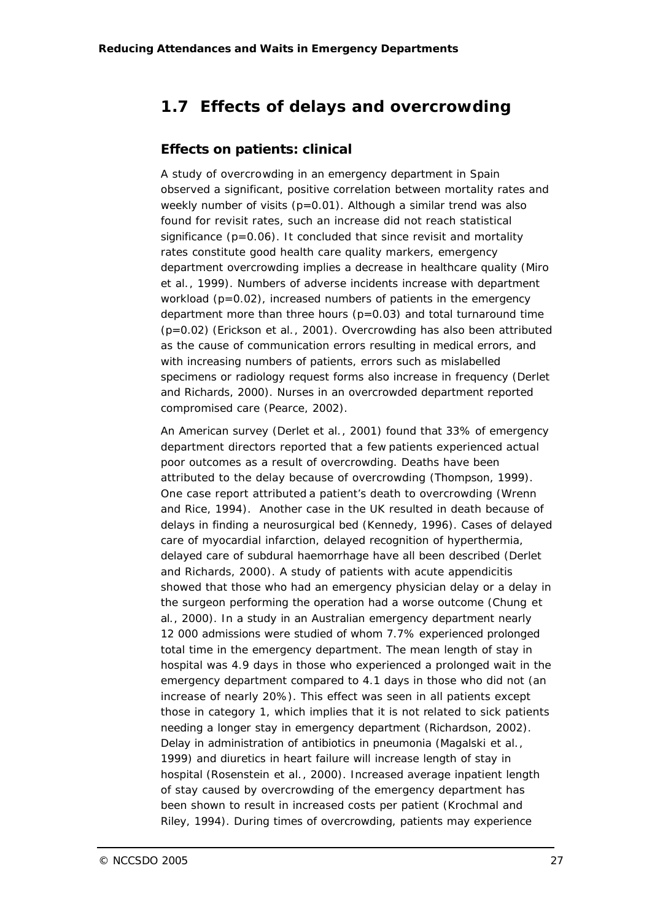## 1.7 Effects of delays and overcrowding

### Effects on patients: clinical

A study of overcrowding in an emergency department in Spain observed a significant, positive correlation between mortality rates and weekly number of visits ($p=0.01$). Although a similar trend was also found for revisit rates, such an increase did not reach statistical significance ($p=0.06$). It concluded that since revisit and mortality rates constitute good health care quality markers, emergency department overcrowding implies a decrease in healthcare quality (Miro et al., 1999). Numbers of adverse incidents increase with department workload ($p=0.02$), increased numbers of patients in the emergency department more than three hours ($p=0.03$) and total turnaround time ($p=0.02$) (Erickson et al., 2001). Overcrowding has also been attributed as the cause of communication errors resulting in medical errors, and with increasing numbers of patients, errors such as mislabelled specimens or radiology request forms also increase in frequency (Derlet and Richards, 2000). Nurses in an overcrowded department reported compromised care (Pearce, 2002).

An American survey (Derlet et al., 2001) found that 33% of emergency department directors reported that a few patients experienced actual poor outcomes as a result of overcrowding. Deaths have been attributed to the delay because of overcrowding (Thompson, 1999). One case report attributed a patient's death to overcrowding (Wrenn and Rice, 1994). Another case in the UK resulted in death because of delays in finding a neurosurgical bed (Kennedy, 1996). Cases of delayed care of myocardial infarction, delayed recognition of hyperthermia, delayed care of subdural haemorrhage have all been described (Derlet and Richards, 2000). A study of patients with acute appendicitis showed that those who had an emergency physician delay or a delay in the surgeon performing the operation had a worse outcome (Chung et al., 2000). In a study in an Australian emergency department nearly 12 000 admissions were studied of whom 7.7% experienced prolonged total time in the emergency department. The mean length of stay in hospital was 4.9 days in those who experienced a prolonged wait in the emergency department compared to 4.1 days in those who did not (an increase of nearly 20%). This effect was seen in all patients except those in category 1, which implies that it is not related to sick patients needing a longer stay in emergency department (Richardson, 2002). Delay in administration of antibiotics in pneumonia (Magalski et al., 1999) and diuretics in heart failure will increase length of stay in hospital (Rosenstein et al., 2000). Increased average inpatient length of stay caused by overcrowding of the emergency department has been shown to result in increased costs per patient (Krochmal and Riley, 1994). During times of overcrowding, patients may experience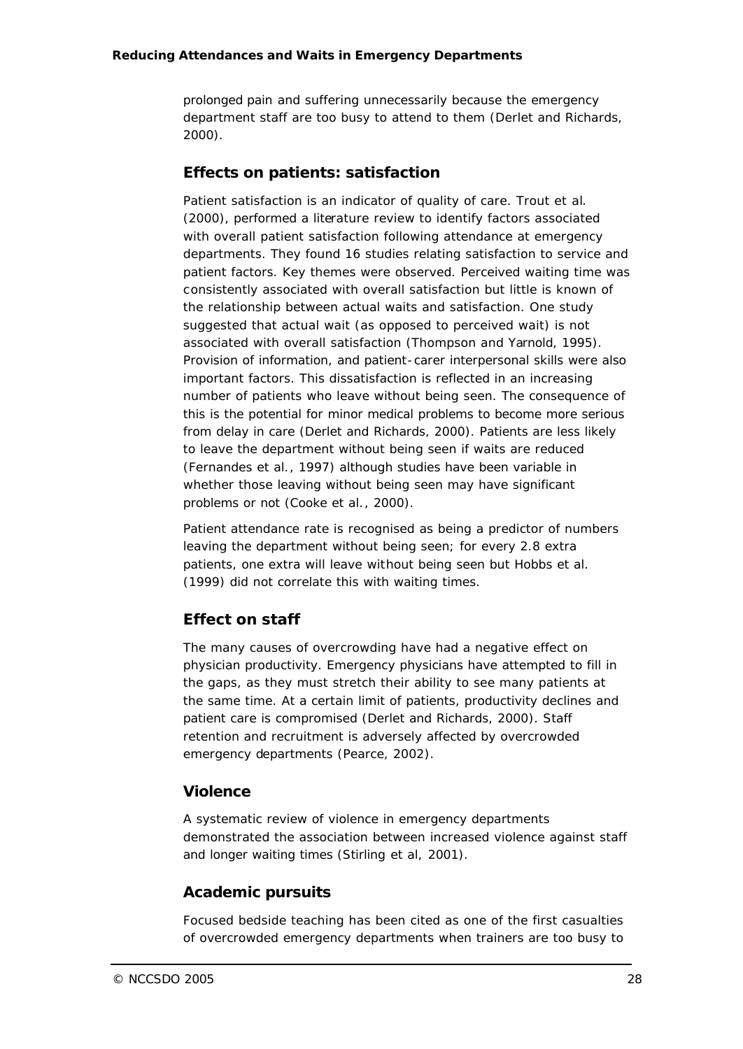prolonged pain and suffering unnecessarily because the emergency department staff are too busy to attend to them (Derlet and Richards, 2000).

## Effects on patients: satisfaction

Patient satisfaction is an indicator of quality of care. Trout et al. (2000), performed a literature review to identify factors associated with overall patient satisfaction following attendance at emergency departments. They found 16 studies relating satisfaction to service and patient factors. Key themes were observed. Perceived waiting time was consistently associated with overall satisfaction but little is known of the relationship between actual waits and satisfaction. One study suggested that actual wait (as opposed to perceived wait) is not associated with overall satisfaction (Thompson and Yarnold, 1995). Provision of information, and patient-carer interpersonal skills were also important factors. This dissatisfaction is reflected in an increasing number of patients who leave without being seen. The consequence of this is the potential for minor medical problems to become more serious from delay in care (Derlet and Richards, 2000). Patients are less likely to leave the department without being seen if waits are reduced (Fernandes et al., 1997) although studies have been variable in whether those leaving without being seen may have significant problems or not (Cooke et al., 2000).

Patient attendance rate is recognised as being a predictor of numbers leaving the department without being seen; for every 2.8 extra patients, one extra will leave without being seen but Hobbs et al. (1999) did not correlate this with waiting times.

## Effect on staff

The many causes of overcrowding have had a negative effect on physician productivity. Emergency physicians have attempted to fill in the gaps, as they must stretch their ability to see many patients at the same time. At a certain limit of patients, productivity declines and patient care is compromised (Derlet and Richards, 2000). Staff retention and recruitment is adversely affected by overcrowded emergency departments (Pearce, 2002).

## Violence

A systematic review of violence in emergency departments demonstrated the association between increased violence against staff and longer waiting times (Stirling et al, 2001).

## Academic pursuits

Focused bedside teaching has been cited as one of the first casualties of overcrowded emergency departments when trainers are too busy to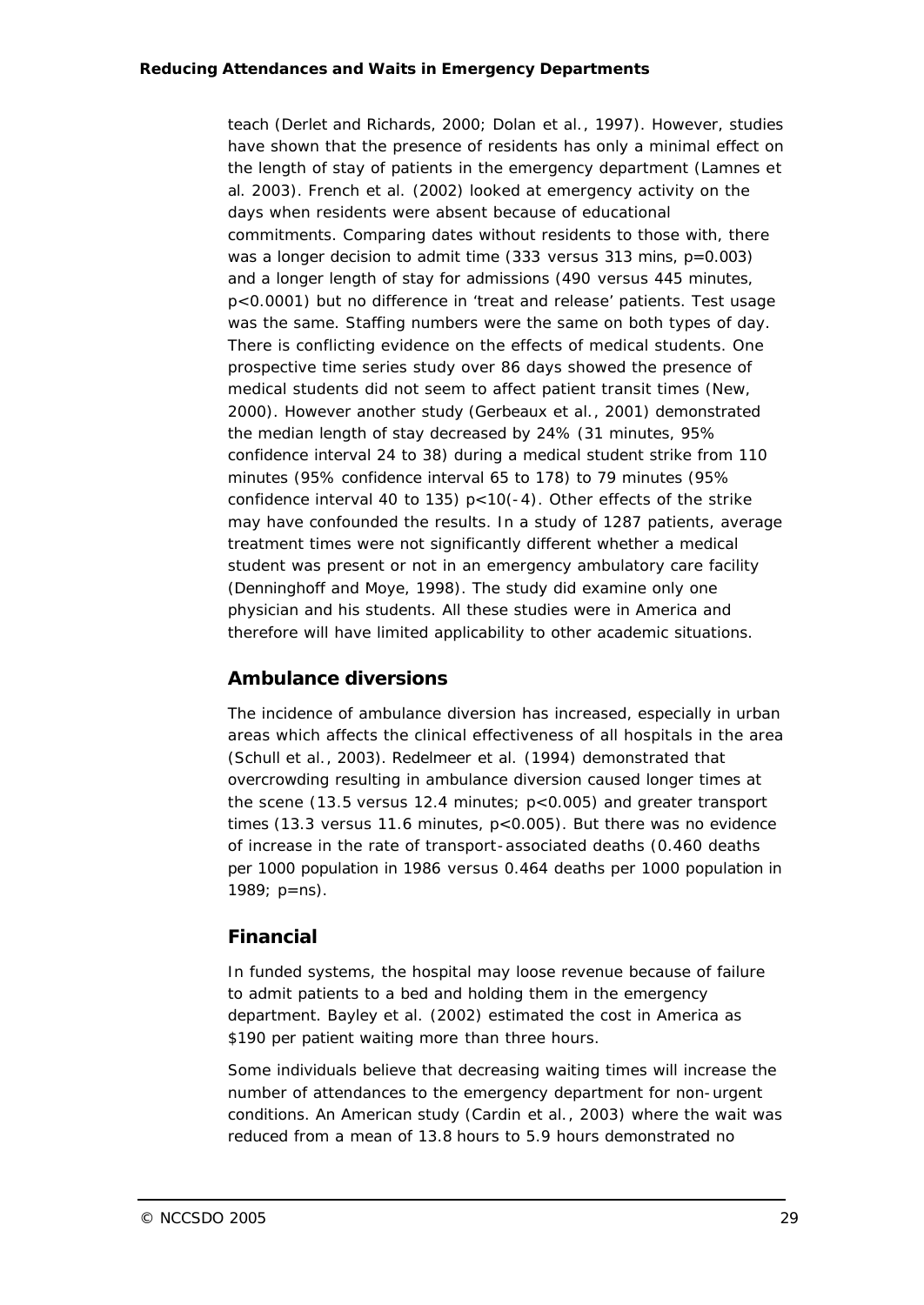teach (Derlet and Richards, 2000; Dolan et al., 1997). However, studies have shown that the presence of residents has only a minimal effect on the length of stay of patients in the emergency department (Lamnes et al. 2003). French et al. (2002) looked at emergency activity on the days when residents were absent because of educational commitments. Comparing dates without residents to those with, there was a longer decision to admit time (333 versus 313 mins, $p=0.003$) and a longer length of stay for admissions (490 versus 445 minutes, $p<0.0001$) but no difference in 'treat and release' patients. Test usage was the same. Staffing numbers were the same on both types of day. There is conflicting evidence on the effects of medical students. One prospective time series study over 86 days showed the presence of medical students did not seem to affect patient transit times (New, 2000). However another study (Gerbeaux et al., 2001) demonstrated the median length of stay decreased by 24% (31 minutes, 95% confidence interval 24 to 38) during a medical student strike from 110 minutes (95% confidence interval 65 to 178) to 79 minutes (95% confidence interval 40 to 135) p<10(-4). Other effects of the strike may have confounded the results. In a study of 1287 patients, average treatment times were not significantly different whether a medical student was present or not in an emergency ambulatory care facility (Denninghoff and Moye, 1998). The study did examine only one physician and his students. All these studies were in America and therefore will have limited applicability to other academic situations.

## Ambulance diversions

The incidence of ambulance diversion has increased, especially in urban areas which affects the clinical effectiveness of all hospitals in the area (Schull et al., 2003). Redelmeer et al. (1994) demonstrated that overcrowding resulting in ambulance diversion caused longer times at the scene (13.5 versus 12.4 minutes; $p<0.005$) and greater transport times (13.3 versus 11.6 minutes, $p<0.005$). But there was no evidence of increase in the rate of transport-associated deaths (0.460 deaths per 1000 population in 1986 versus 0.464 deaths per 1000 population in 1989; p=ns).

## Financial

In funded systems, the hospital may loose revenue because of failure to admit patients to a bed and holding them in the emergency department. Bayley et al. (2002) estimated the cost in America as $190 per patient waiting more than three hours.

Some individuals believe that decreasing waiting times will increase the number of attendances to the emergency department for non-urgent conditions. An American study (Cardin et al., 2003) where the wait was reduced from a mean of 13.8 hours to 5.9 hours demonstrated no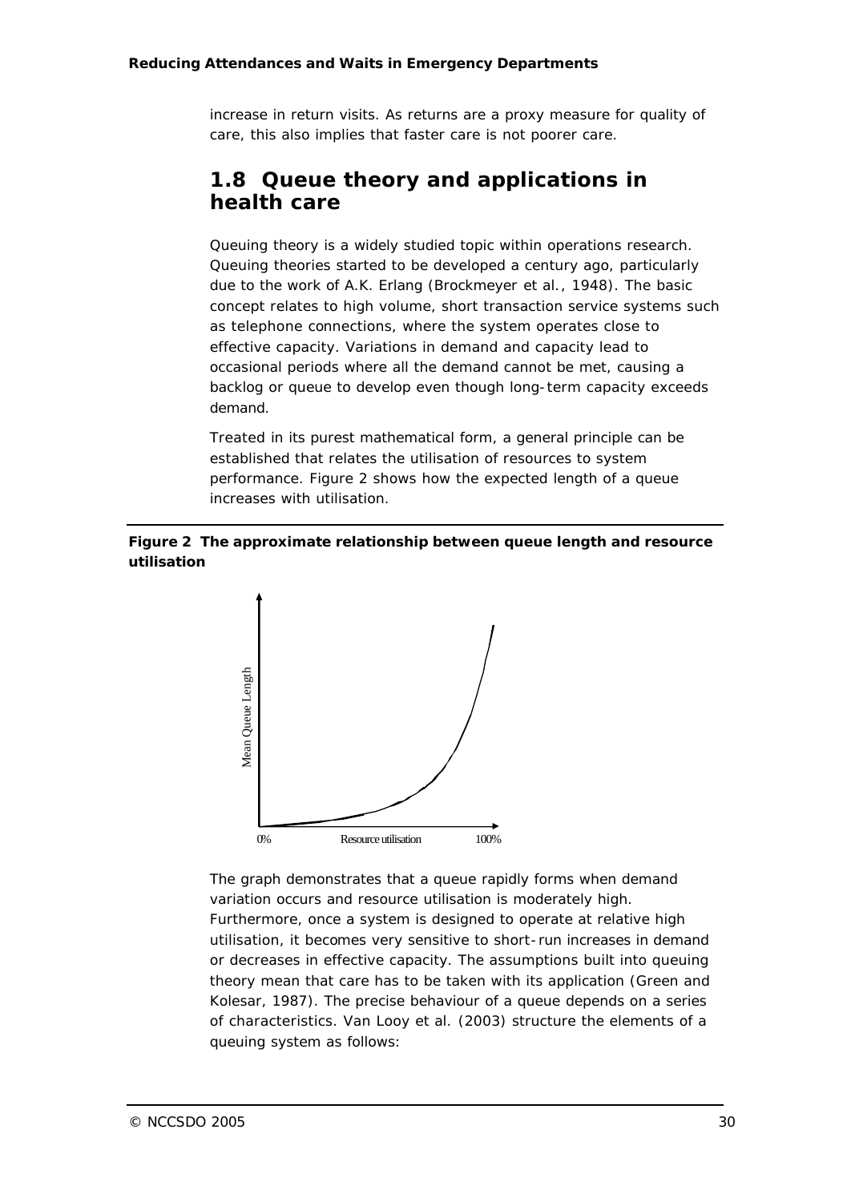increase in return visits. As returns are a proxy measure for quality of care, this also implies that faster care is not poorer care.

## 1.8 Queue theory and applications in health care

Queuing theory is a widely studied topic within operations research. Queuing theories started to be developed a century ago, particularly due to the work of A.K. Erlang (Brockmeyer et al., 1948). The basic concept relates to high volume, short transaction service systems such as telephone connections, where the system operates close to effective capacity. Variations in demand and capacity lead to occasional periods where all the demand cannot be met, causing a backlog or queue to develop even though long-term capacity exceeds demand.

Treated in its purest mathematical form, a general principle can be established that relates the utilisation of resources to system performance. Figure 2 shows how the expected length of a queue increases with utilisation.

**Figure 2 The approximate relationship between queue length and resource utilisation**

The graph demonstrates that a queue rapidly forms when demand variation occurs and resource utilisation is moderately high. Furthermore, once a system is designed to operate at relative high utilisation, it becomes very sensitive to short-run increases in demand or decreases in effective capacity. The assumptions built into queuing theory mean that care has to be taken with its application (Green and Kolesar, 1987). The precise behaviour of a queue depends on a series of characteristics. Van Looy et al. (2003) structure the elements of a queuing system as follows: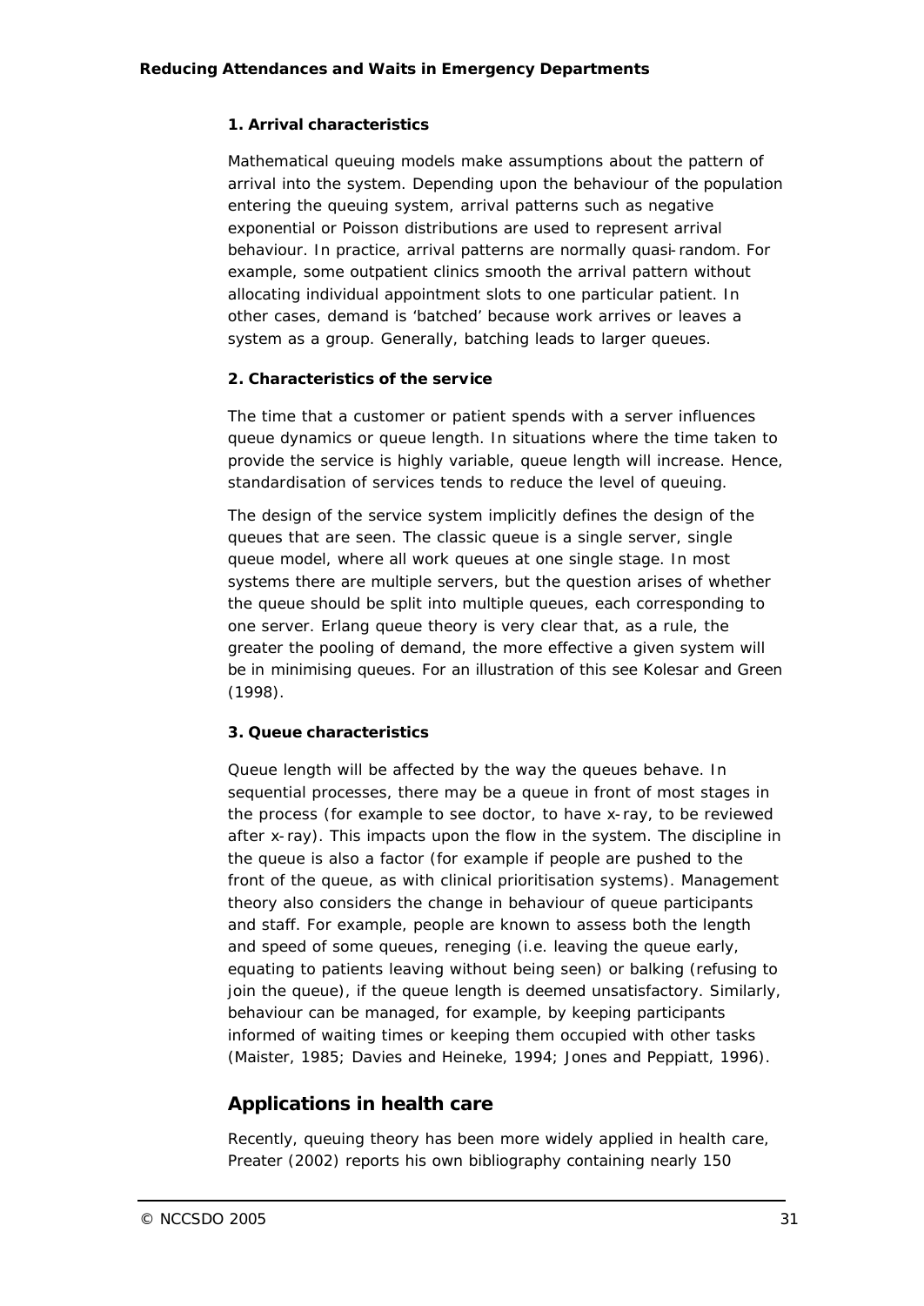### 1. Arrival characteristics

Mathematical queuing models make assumptions about the pattern of arrival into the system. Depending upon the behaviour of the population entering the queuing system, arrival patterns such as negative exponential or Poisson distributions are used to represent arrival behaviour. In practice, arrival patterns are normally quasi-random. For example, some outpatient clinics smooth the arrival pattern without allocating individual appointment slots to one particular patient. In other cases, demand is 'batched' because work arrives or leaves a system as a group. Generally, batching leads to larger queues.

### 2. Characteristics of the service

The time that a customer or patient spends with a server influences queue dynamics or queue length. In situations where the time taken to provide the service is highly variable, queue length will increase. Hence, standardisation of services tends to reduce the level of queuing.

The design of the service system implicitly defines the design of the queues that are seen. The classic queue is a single server, single queue model, where all work queues at one single stage. In most systems there are multiple servers, but the question arises of whether the queue should be split into multiple queues, each corresponding to one server. Erlang queue theory is very clear that, as a rule, the greater the pooling of demand, the more effective a given system will be in minimising queues. For an illustration of this see Kolesar and Green (1998).

### 3. Queue characteristics

Queue length will be affected by the way the queues behave. In sequential processes, there may be a queue in front of most stages in the process (for example to see doctor, to have x-ray, to be reviewed after x-ray). This impacts upon the flow in the system. The discipline in the queue is also a factor (for example if people are pushed to the front of the queue, as with clinical prioritisation systems). Management theory also considers the change in behaviour of queue participants and staff. For example, people are known to assess both the length and speed of some queues, reneging (i.e. leaving the queue early, equating to patients leaving without being seen) or balking (refusing to join the queue), if the queue length is deemed unsatisfactory. Similarly, behaviour can be managed, for example, by keeping participants informed of waiting times or keeping them occupied with other tasks (Maister, 1985; Davies and Heineke, 1994; Jones and Peppiatt, 1996).

## Applications in health care

Recently, queuing theory has been more widely applied in health care, Preater (2002) reports his own bibliography containing nearly 150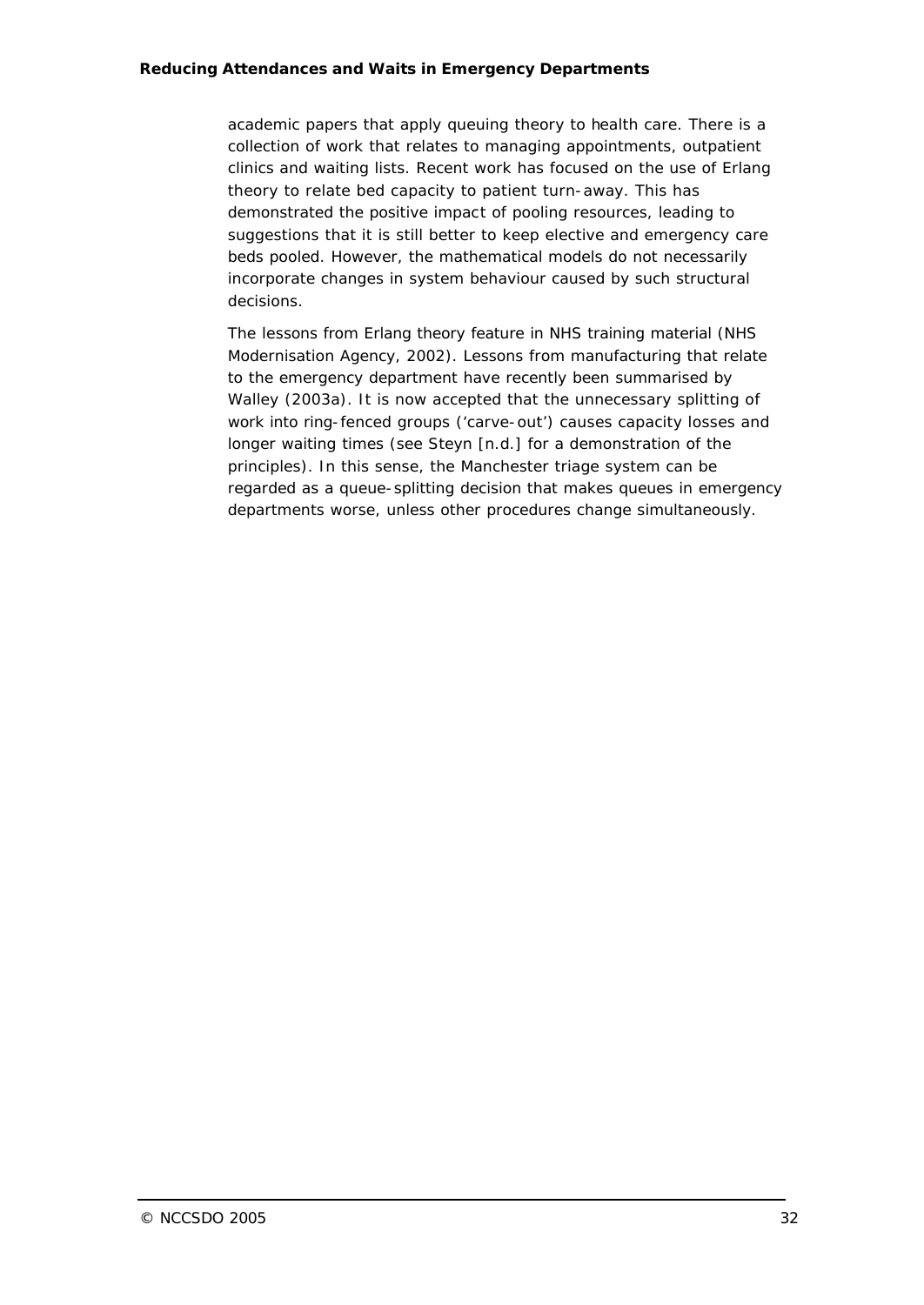academic papers that apply queuing theory to health care. There is a collection of work that relates to managing appointments, outpatient clinics and waiting lists. Recent work has focused on the use of Erlang theory to relate bed capacity to patient turn-away. This has demonstrated the positive impact of pooling resources, leading to suggestions that it is still better to keep elective and emergency care beds pooled. However, the mathematical models do not necessarily incorporate changes in system behaviour caused by such structural decisions.

The lessons from Erlang theory feature in NHS training material (NHS Modernisation Agency, 2002). Lessons from manufacturing that relate to the emergency department have recently been summarised by Walley (2003a). It is now accepted that the unnecessary splitting of work into ring-fenced groups ('carve-out') causes capacity losses and longer waiting times (see Steyn [n.d.] for a demonstration of the principles). In this sense, the Manchester triage system can be regarded as a queue-splitting decision that makes queues in emergency departments worse, unless other procedures change simultaneously.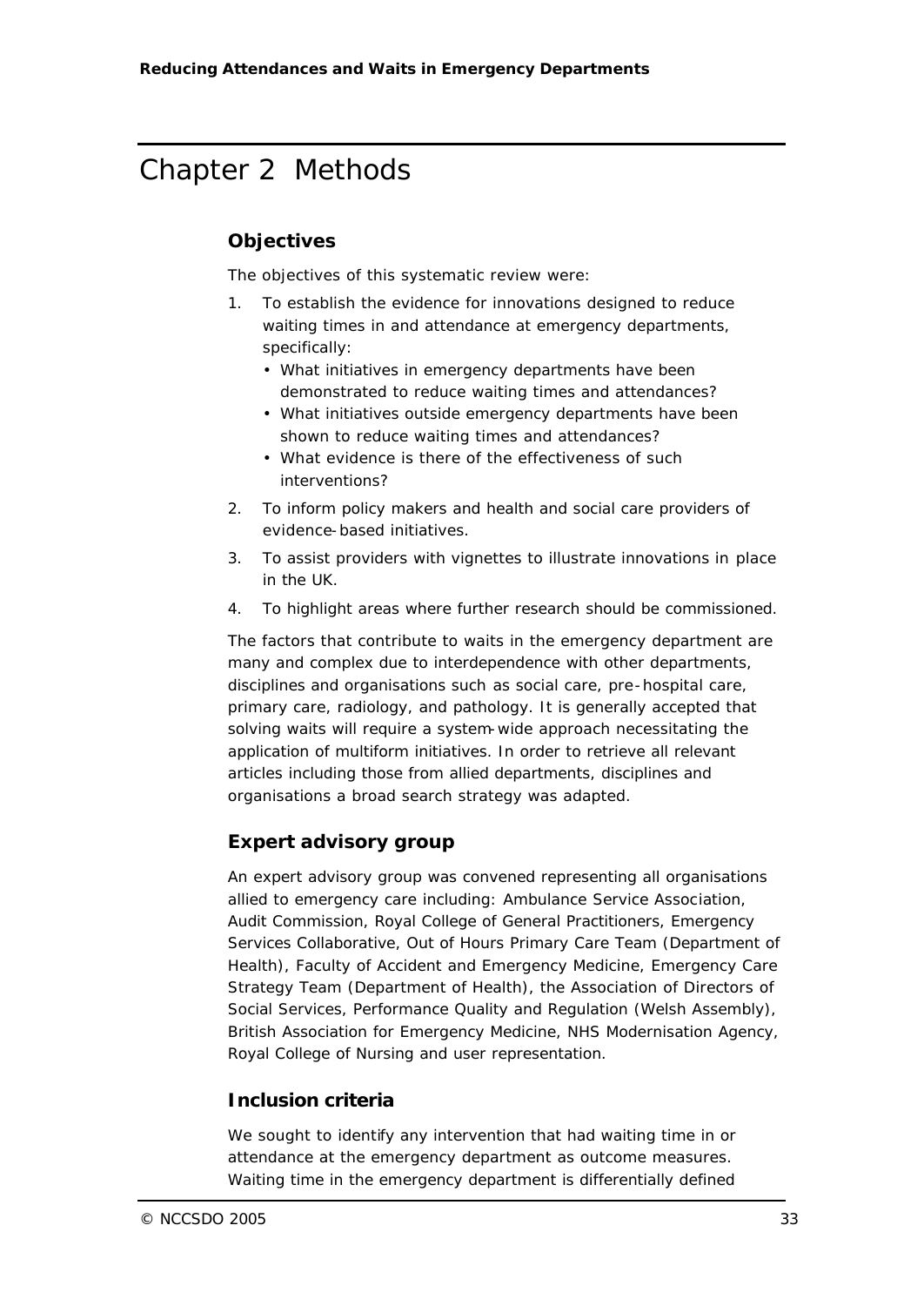# Chapter 2 Methods

## Objectives

The objectives of this systematic review were:

1. To establish the evidence for innovations designed to reduce waiting times in and attendance at emergency departments, specifically:
   - What initiatives in emergency departments have been demonstrated to reduce waiting times and attendances?
   - What initiatives outside emergency departments have been shown to reduce waiting times and attendances?
   - What evidence is there of the effectiveness of such interventions?
2. To inform policy makers and health and social care providers of evidence-based initiatives.
3. To assist providers with vignettes to illustrate innovations in place in the UK.
4. To highlight areas where further research should be commissioned.

The factors that contribute to waits in the emergency department are many and complex due to interdependence with other departments, disciplines and organisations such as social care, pre-hospital care, primary care, radiology, and pathology. It is generally accepted that solving waits will require a system-wide approach necessitating the application of multiform initiatives. In order to retrieve all relevant articles including those from allied departments, disciplines and organisations a broad search strategy was adapted.

## Expert advisory group

An expert advisory group was convened representing all organisations allied to emergency care including: Ambulance Service Association, Audit Commission, Royal College of General Practitioners, Emergency Services Collaborative, Out of Hours Primary Care Team (Department of Health), Faculty of Accident and Emergency Medicine, Emergency Care Strategy Team (Department of Health), the Association of Directors of Social Services, Performance Quality and Regulation (Welsh Assembly), British Association for Emergency Medicine, NHS Modernisation Agency, Royal College of Nursing and user representation.

## Inclusion criteria

We sought to identify any intervention that had waiting time in or attendance at the emergency department as outcome measures. Waiting time in the emergency department is differentially defined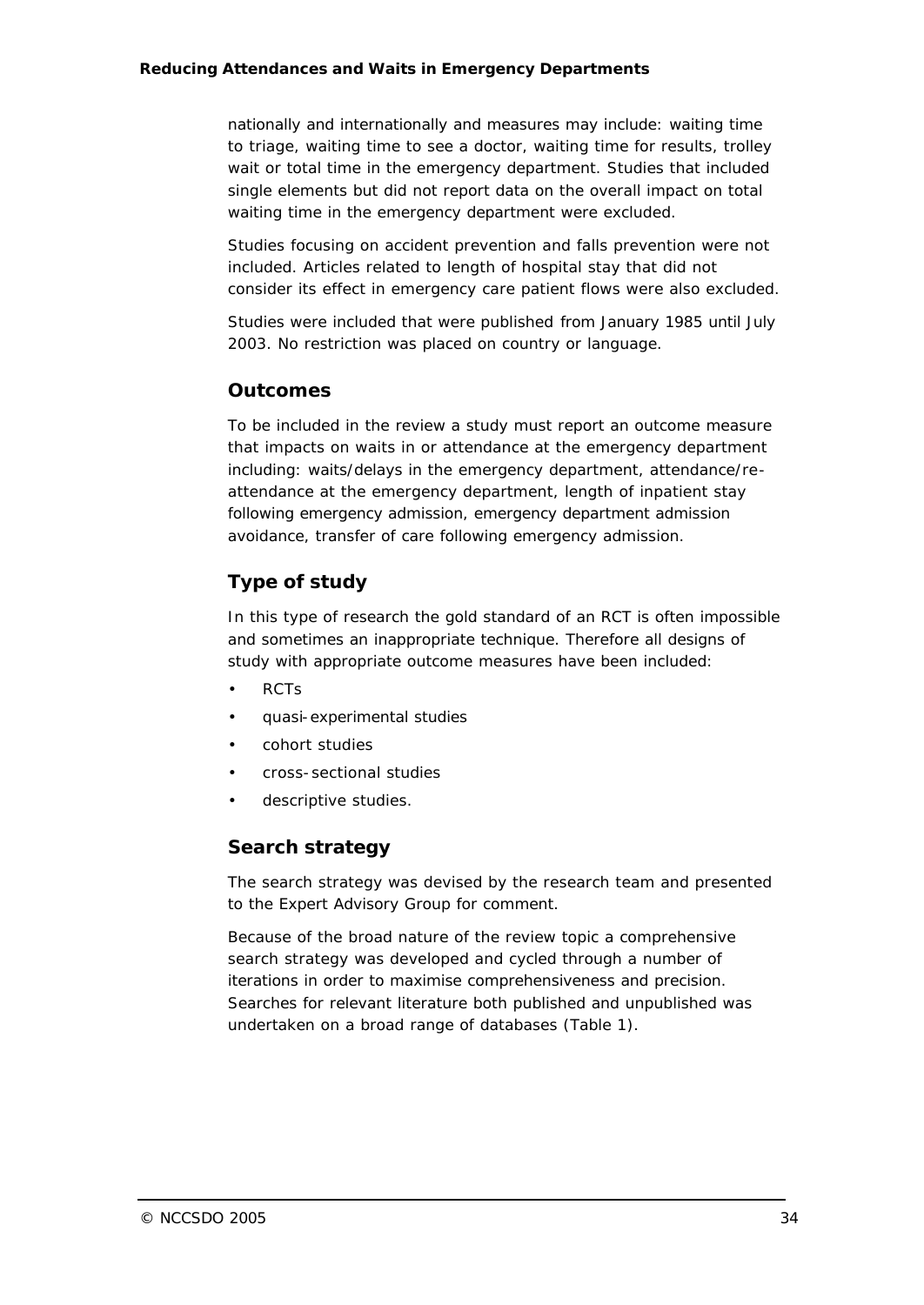nationally and internationally and measures may include: waiting time to triage, waiting time to see a doctor, waiting time for results, trolley wait or total time in the emergency department. Studies that included single elements but did not report data on the overall impact on total waiting time in the emergency department were excluded.

Studies focusing on accident prevention and falls prevention were not included. Articles related to length of hospital stay that did not consider its effect in emergency care patient flows were also excluded.

Studies were included that were published from January 1985 until July 2003. No restriction was placed on country or language.

## Outcomes

To be included in the review a study must report an outcome measure that impacts on waits in or attendance at the emergency department including: waits/delays in the emergency department, attendance/re-attendance at the emergency department, length of inpatient stay following emergency admission, emergency department admission avoidance, transfer of care following emergency admission.

## Type of study

In this type of research the gold standard of an RCT is often impossible and sometimes an inappropriate technique. Therefore all designs of study with appropriate outcome measures have been included:

- RCTs
- quasi-experimental studies
- cohort studies
- cross-sectional studies
- descriptive studies.

## Search strategy

The search strategy was devised by the research team and presented to the Expert Advisory Group for comment.

Because of the broad nature of the review topic a comprehensive search strategy was developed and cycled through a number of iterations in order to maximise comprehensiveness and precision. Searches for relevant literature both published and unpublished was undertaken on a broad range of databases (Table 1).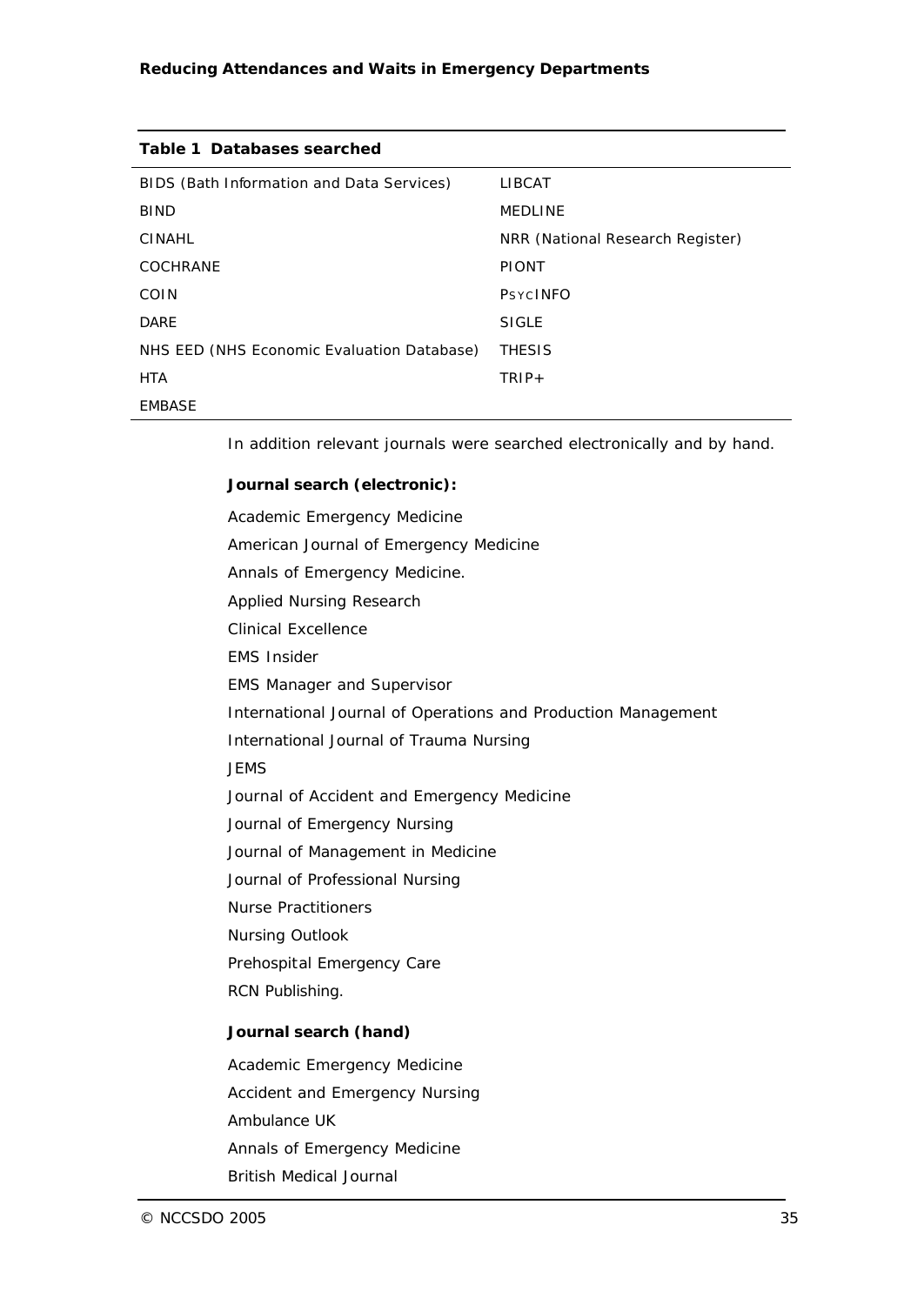**Table 1 Databases searched**

| | |
|---|---|
| BIDS (Bath Information and Data Services) | LIBCAT |
| BIND | MEDLINE |
| CINAHL | NRR (National Research Register) |
| COCHRANE | PIONT |
| COIN | PsycINFO |
| DARE | SIGLE |
| NHS EED (NHS Economic Evaluation Database) | THESIS |
| HTA | TRIP+ |
| EMBASE | |

In addition relevant journals were searched electronically and by hand.

**Journal search (electronic):**

Academic Emergency Medicine
American Journal of Emergency Medicine
Annals of Emergency Medicine.
Applied Nursing Research
Clinical Excellence
EMS Insider
EMS Manager and Supervisor
International Journal of Operations and Production Management
International Journal of Trauma Nursing
JEMS
Journal of Accident and Emergency Medicine
Journal of Emergency Nursing
Journal of Management in Medicine
Journal of Professional Nursing
Nurse Practitioners
Nursing Outlook
Prehospital Emergency Care
RCN Publishing.

**Journal search (hand)**

Academic Emergency Medicine
Accident and Emergency Nursing
Ambulance UK
Annals of Emergency Medicine
British Medical Journal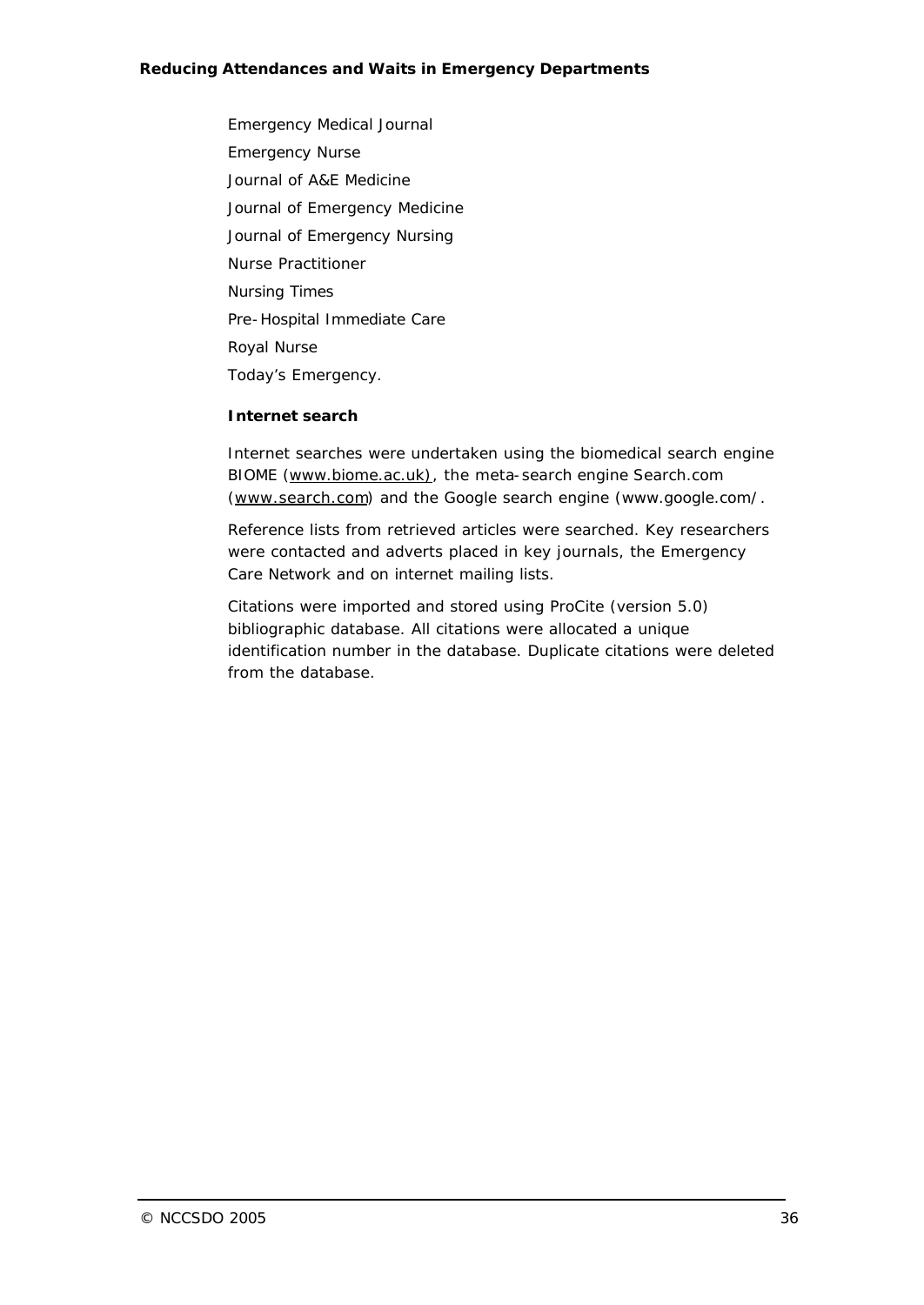Emergency Medical Journal

Emergency Nurse

Journal of A&E Medicine

Journal of Emergency Medicine

Journal of Emergency Nursing

Nurse Practitioner

Nursing Times

Pre-Hospital Immediate Care

Royal Nurse

Today's Emergency.

**Internet search**

Internet searches were undertaken using the biomedical search engine BIOME (www.biome.ac.uk), the meta-search engine Search.com (www.search.com) and the Google search engine (www.google.com/.

Reference lists from retrieved articles were searched. Key researchers were contacted and adverts placed in key journals, the Emergency Care Network and on internet mailing lists.

Citations were imported and stored using ProCite (version 5.0) bibliographic database. All citations were allocated a unique identification number in the database. Duplicate citations were deleted from the database.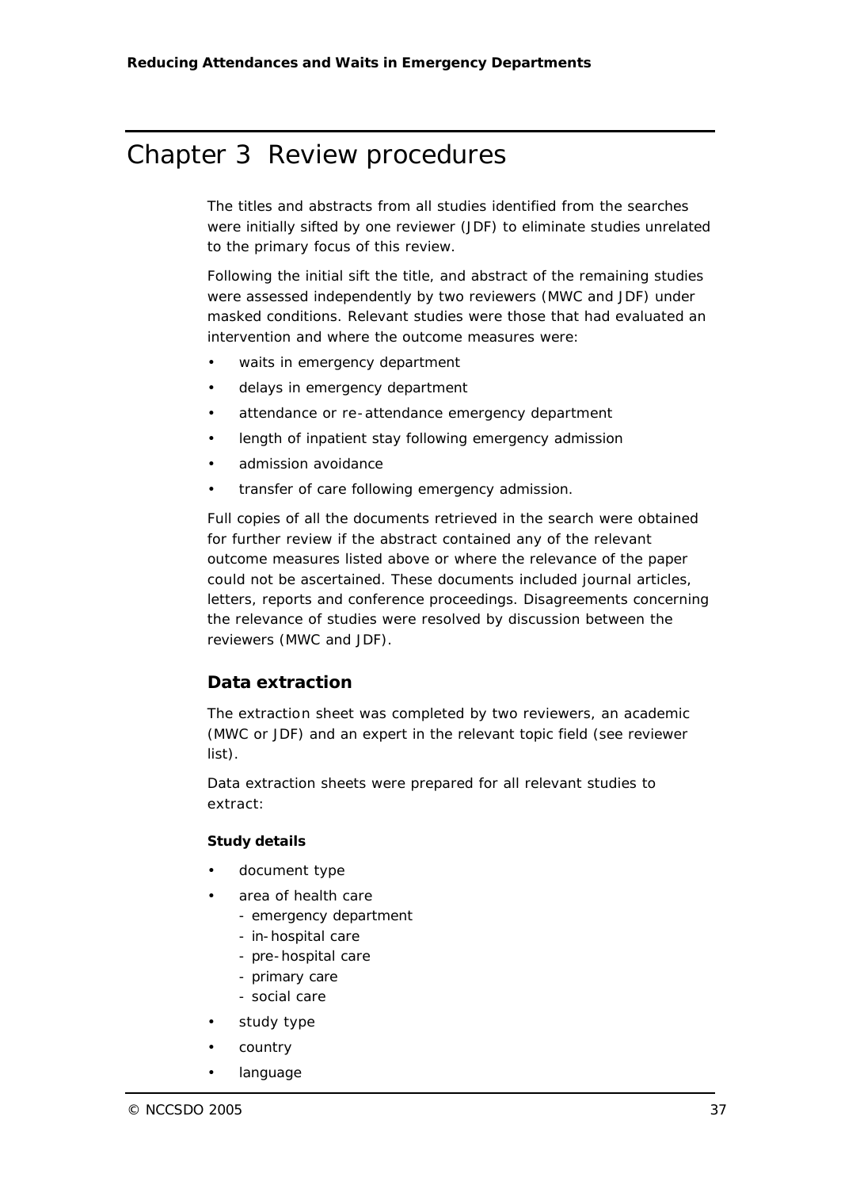# Chapter 3 Review procedures

The titles and abstracts from all studies identified from the searches were initially sifted by one reviewer (JDF) to eliminate studies unrelated to the primary focus of this review.

Following the initial sift the title, and abstract of the remaining studies were assessed independently by two reviewers (MWC and JDF) under masked conditions. Relevant studies were those that had evaluated an intervention and where the outcome measures were:

- waits in emergency department
- delays in emergency department
- attendance or re-attendance emergency department
- length of inpatient stay following emergency admission
- admission avoidance
- transfer of care following emergency admission.

Full copies of all the documents retrieved in the search were obtained for further review if the abstract contained any of the relevant outcome measures listed above or where the relevance of the paper could not be ascertained. These documents included journal articles, letters, reports and conference proceedings. Disagreements concerning the relevance of studies were resolved by discussion between the reviewers (MWC and JDF).

## Data extraction

The extraction sheet was completed by two reviewers, an academic (MWC or JDF) and an expert in the relevant topic field (see reviewer list).

Data extraction sheets were prepared for all relevant studies to extract:

**Study details**

- document type
- area of health care
  - emergency department
  - in-hospital care
  - pre-hospital care
  - primary care
  - social care
- study type
- country
- language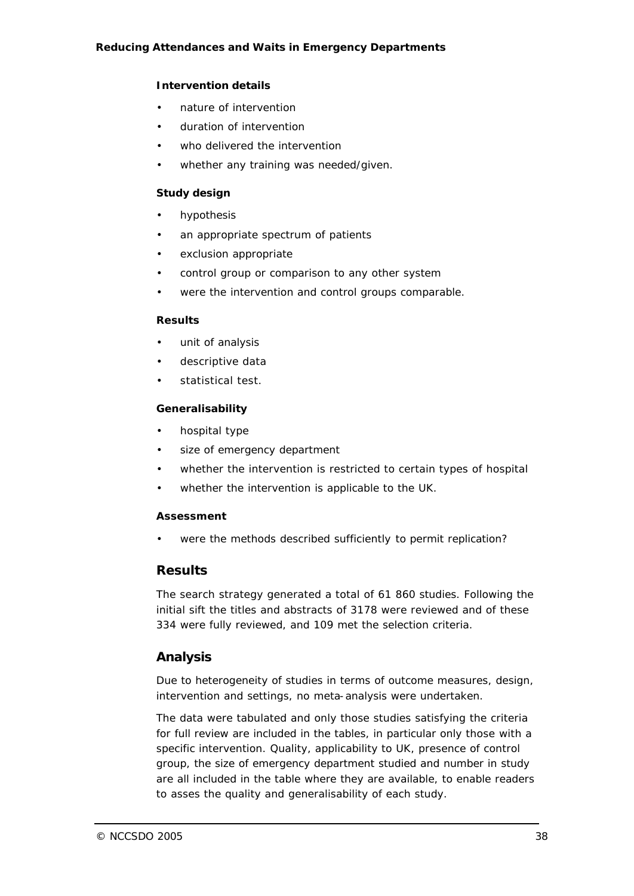**Intervention details**

- nature of intervention
- duration of intervention
- who delivered the intervention
- whether any training was needed/given.

**Study design**

- hypothesis
- an appropriate spectrum of patients
- exclusion appropriate
- control group or comparison to any other system
- were the intervention and control groups comparable.

**Results**

- unit of analysis
- descriptive data
- statistical test.

**Generalisability**

- hospital type
- size of emergency department
- whether the intervention is restricted to certain types of hospital
- whether the intervention is applicable to the UK.

**Assessment**

- were the methods described sufficiently to permit replication?

## Results

The search strategy generated a total of 61 860 studies. Following the initial sift the titles and abstracts of 3178 were reviewed and of these 334 were fully reviewed, and 109 met the selection criteria.

## Analysis

Due to heterogeneity of studies in terms of outcome measures, design, intervention and settings, no meta-analysis were undertaken.

The data were tabulated and only those studies satisfying the criteria for full review are included in the tables, in particular only those with a specific intervention. Quality, applicability to UK, presence of control group, the size of emergency department studied and number in study are all included in the table where they are available, to enable readers to asses the quality and generalisability of each study.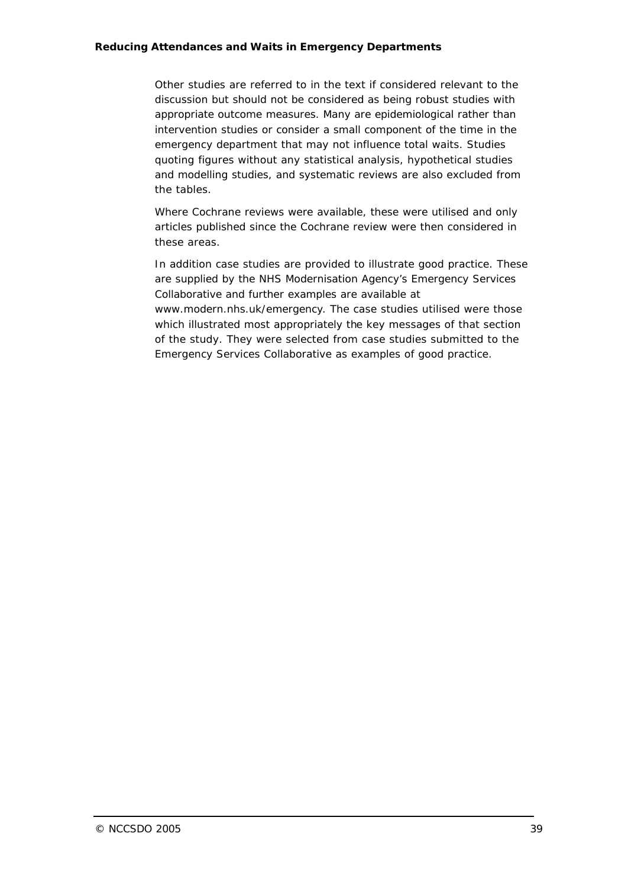Other studies are referred to in the text if considered relevant to the discussion but should not be considered as being robust studies with appropriate outcome measures. Many are epidemiological rather than intervention studies or consider a small component of the time in the emergency department that may not influence total waits. Studies quoting figures without any statistical analysis, hypothetical studies and modelling studies, and systematic reviews are also excluded from the tables.

Where Cochrane reviews were available, these were utilised and only articles published since the Cochrane review were then considered in these areas.

In addition case studies are provided to illustrate good practice. These are supplied by the NHS Modernisation Agency's Emergency Services Collaborative and further examples are available at www.modern.nhs.uk/emergency. The case studies utilised were those which illustrated most appropriately the key messages of that section of the study. They were selected from case studies submitted to the Emergency Services Collaborative as examples of good practice.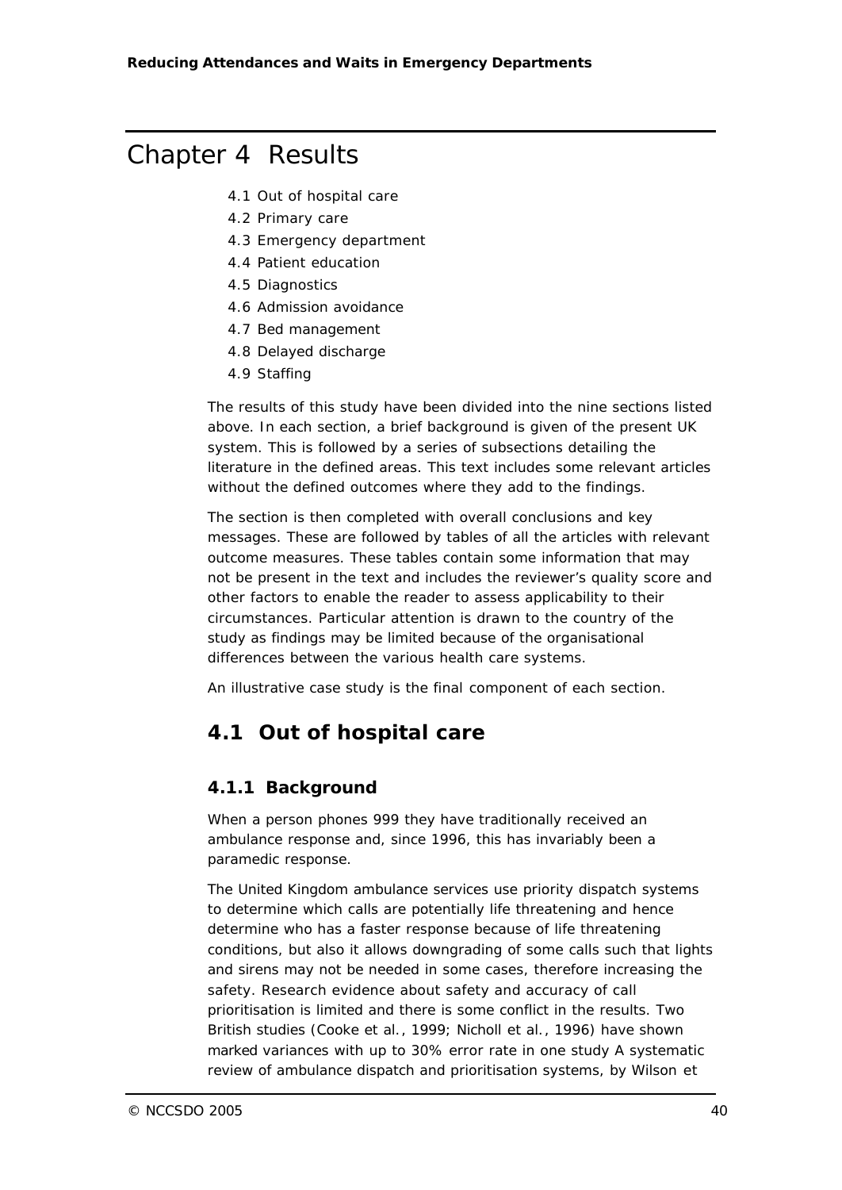# Chapter 4 Results

- 4.1 Out of hospital care
- 4.2 Primary care
- 4.3 Emergency department
- 4.4 Patient education
- 4.5 Diagnostics
- 4.6 Admission avoidance
- 4.7 Bed management
- 4.8 Delayed discharge
- 4.9 Staffing

The results of this study have been divided into the nine sections listed above. In each section, a brief background is given of the present UK system. This is followed by a series of subsections detailing the literature in the defined areas. This text includes some relevant articles without the defined outcomes where they add to the findings.

The section is then completed with overall conclusions and key messages. These are followed by tables of all the articles with relevant outcome measures. These tables contain some information that may not be present in the text and includes the reviewer's quality score and other factors to enable the reader to assess applicability to their circumstances. Particular attention is drawn to the country of the study as findings may be limited because of the organisational differences between the various health care systems.

An illustrative case study is the final component of each section.

## 4.1 Out of hospital care

### 4.1.1 Background

When a person phones 999 they have traditionally received an ambulance response and, since 1996, this has invariably been a paramedic response.

The United Kingdom ambulance services use priority dispatch systems to determine which calls are potentially life threatening and hence determine who has a faster response because of life threatening conditions, but also it allows downgrading of some calls such that lights and sirens may not be needed in some cases, therefore increasing the safety. Research evidence about safety and accuracy of call prioritisation is limited and there is some conflict in the results. Two British studies (Cooke et al., 1999; Nicholl et al., 1996) have shown marked variances with up to 30% error rate in one study A systematic review of ambulance dispatch and prioritisation systems, by Wilson et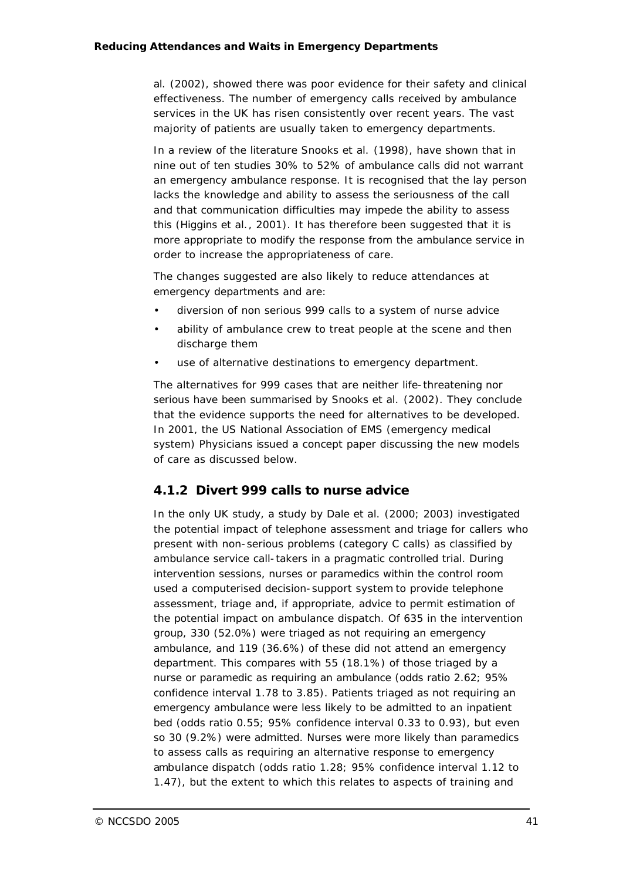al. (2002), showed there was poor evidence for their safety and clinical effectiveness. The number of emergency calls received by ambulance services in the UK has risen consistently over recent years. The vast majority of patients are usually taken to emergency departments.

In a review of the literature Snooks et al. (1998), have shown that in nine out of ten studies 30% to 52% of ambulance calls did not warrant an emergency ambulance response. It is recognised that the lay person lacks the knowledge and ability to assess the seriousness of the call and that communication difficulties may impede the ability to assess this (Higgins et al., 2001). It has therefore been suggested that it is more appropriate to modify the response from the ambulance service in order to increase the appropriateness of care.

The changes suggested are also likely to reduce attendances at emergency departments and are:

- diversion of non serious 999 calls to a system of nurse advice
- ability of ambulance crew to treat people at the scene and then discharge them
- use of alternative destinations to emergency department.

The alternatives for 999 cases that are neither life-threatening nor serious have been summarised by Snooks et al. (2002). They conclude that the evidence supports the need for alternatives to be developed. In 2001, the US National Association of EMS (emergency medical system) Physicians issued a concept paper discussing the new models of care as discussed below.

### 4.1.2 Divert 999 calls to nurse advice

In the only UK study, a study by Dale et al. (2000; 2003) investigated the potential impact of telephone assessment and triage for callers who present with non-serious problems (category C calls) as classified by ambulance service call-takers in a pragmatic controlled trial. During intervention sessions, nurses or paramedics within the control room used a computerised decision-support system to provide telephone assessment, triage and, if appropriate, advice to permit estimation of the potential impact on ambulance dispatch. Of 635 in the intervention group, 330 (52.0%) were triaged as not requiring an emergency ambulance, and 119 (36.6%) of these did not attend an emergency department. This compares with 55 (18.1%) of those triaged by a nurse or paramedic as requiring an ambulance (odds ratio 2.62; 95% confidence interval 1.78 to 3.85). Patients triaged as not requiring an emergency ambulance were less likely to be admitted to an inpatient bed (odds ratio 0.55; 95% confidence interval 0.33 to 0.93), but even so 30 (9.2%) were admitted. Nurses were more likely than paramedics to assess calls as requiring an alternative response to emergency ambulance dispatch (odds ratio 1.28; 95% confidence interval 1.12 to 1.47), but the extent to which this relates to aspects of training and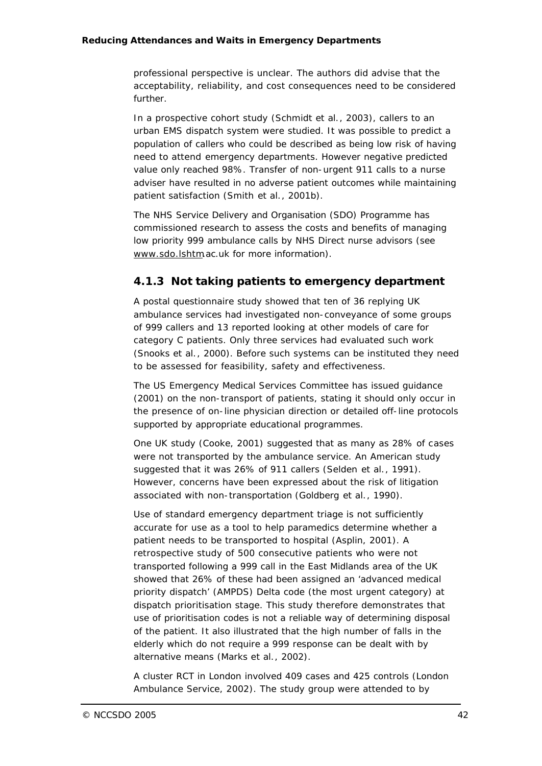professional perspective is unclear. The authors did advise that the acceptability, reliability, and cost consequences need to be considered further.

In a prospective cohort study (Schmidt et al., 2003), callers to an urban EMS dispatch system were studied. It was possible to predict a population of callers who could be described as being low risk of having need to attend emergency departments. However negative predicted value only reached 98%. Transfer of non-urgent 911 calls to a nurse adviser have resulted in no adverse patient outcomes while maintaining patient satisfaction (Smith et al., 2001b).

The NHS Service Delivery and Organisation (SDO) Programme has commissioned research to assess the costs and benefits of managing low priority 999 ambulance calls by NHS Direct nurse advisors (see www.sdo.lshtmac.uk for more information).

### 4.1.3 Not taking patients to emergency department

A postal questionnaire study showed that ten of 36 replying UK ambulance services had investigated non-conveyance of some groups of 999 callers and 13 reported looking at other models of care for category C patients. Only three services had evaluated such work (Snooks et al., 2000). Before such systems can be instituted they need to be assessed for feasibility, safety and effectiveness.

The US Emergency Medical Services Committee has issued guidance (2001) on the non-transport of patients, stating it should only occur in the presence of on-line physician direction or detailed off-line protocols supported by appropriate educational programmes.

One UK study (Cooke, 2001) suggested that as many as 28% of cases were not transported by the ambulance service. An American study suggested that it was 26% of 911 callers (Selden et al., 1991). However, concerns have been expressed about the risk of litigation associated with non-transportation (Goldberg et al., 1990).

Use of standard emergency department triage is not sufficiently accurate for use as a tool to help paramedics determine whether a patient needs to be transported to hospital (Asplin, 2001). A retrospective study of 500 consecutive patients who were not transported following a 999 call in the East Midlands area of the UK showed that 26% of these had been assigned an 'advanced medical priority dispatch' (AMPDS) Delta code (the most urgent category) at dispatch prioritisation stage. This study therefore demonstrates that use of prioritisation codes is not a reliable way of determining disposal of the patient. It also illustrated that the high number of falls in the elderly which do not require a 999 response can be dealt with by alternative means (Marks et al., 2002).

A cluster RCT in London involved 409 cases and 425 controls (London Ambulance Service, 2002). The study group were attended to by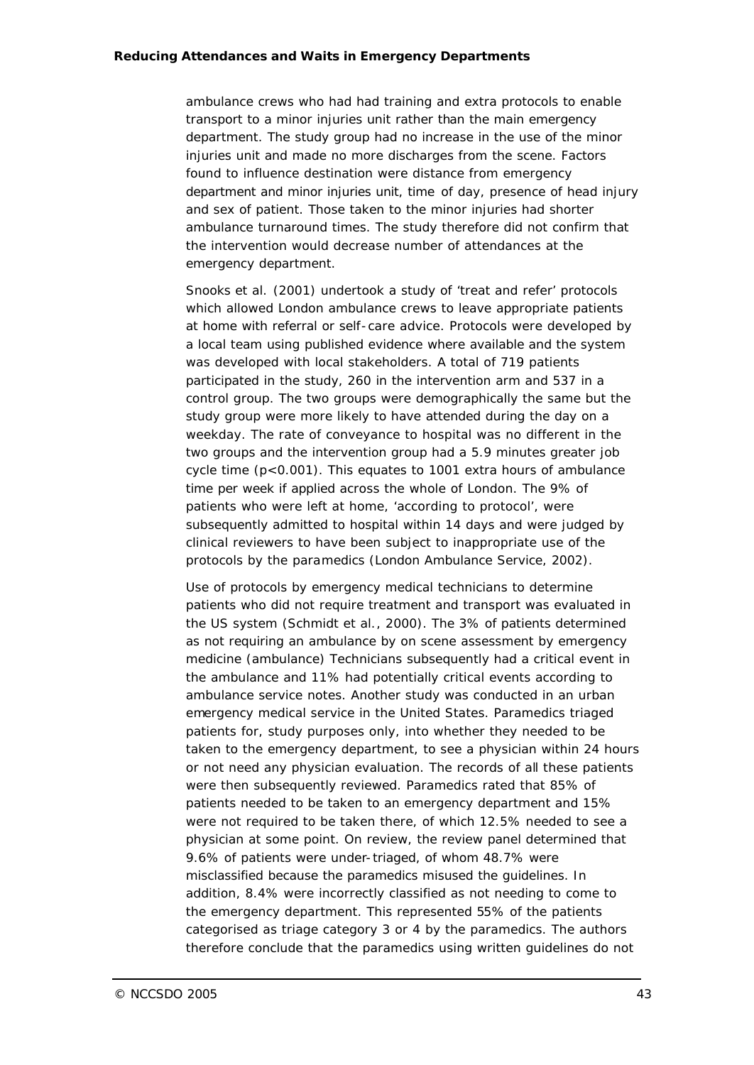ambulance crews who had had training and extra protocols to enable transport to a minor injuries unit rather than the main emergency department. The study group had no increase in the use of the minor injuries unit and made no more discharges from the scene. Factors found to influence destination were distance from emergency department and minor injuries unit, time of day, presence of head injury and sex of patient. Those taken to the minor injuries had shorter ambulance turnaround times. The study therefore did not confirm that the intervention would decrease number of attendances at the emergency department.

Snooks et al. (2001) undertook a study of 'treat and refer' protocols which allowed London ambulance crews to leave appropriate patients at home with referral or self-care advice. Protocols were developed by a local team using published evidence where available and the system was developed with local stakeholders. A total of 719 patients participated in the study, 260 in the intervention arm and 537 in a control group. The two groups were demographically the same but the study group were more likely to have attended during the day on a weekday. The rate of conveyance to hospital was no different in the two groups and the intervention group had a 5.9 minutes greater job cycle time ($p<0.001$). This equates to 1001 extra hours of ambulance time per week if applied across the whole of London. The 9% of patients who were left at home, 'according to protocol', were subsequently admitted to hospital within 14 days and were judged by clinical reviewers to have been subject to inappropriate use of the protocols by the paramedics (London Ambulance Service, 2002).

Use of protocols by emergency medical technicians to determine patients who did not require treatment and transport was evaluated in the US system (Schmidt et al., 2000). The 3% of patients determined as not requiring an ambulance by on scene assessment by emergency medicine (ambulance) Technicians subsequently had a critical event in the ambulance and 11% had potentially critical events according to ambulance service notes. Another study was conducted in an urban emergency medical service in the United States. Paramedics triaged patients for, study purposes only, into whether they needed to be taken to the emergency department, to see a physician within 24 hours or not need any physician evaluation. The records of all these patients were then subsequently reviewed. Paramedics rated that 85% of patients needed to be taken to an emergency department and 15% were not required to be taken there, of which 12.5% needed to see a physician at some point. On review, the review panel determined that 9.6% of patients were under-triaged, of whom 48.7% were misclassified because the paramedics misused the guidelines. In addition, 8.4% were incorrectly classified as not needing to come to the emergency department. This represented 55% of the patients categorised as triage category 3 or 4 by the paramedics. The authors therefore conclude that the paramedics using written guidelines do not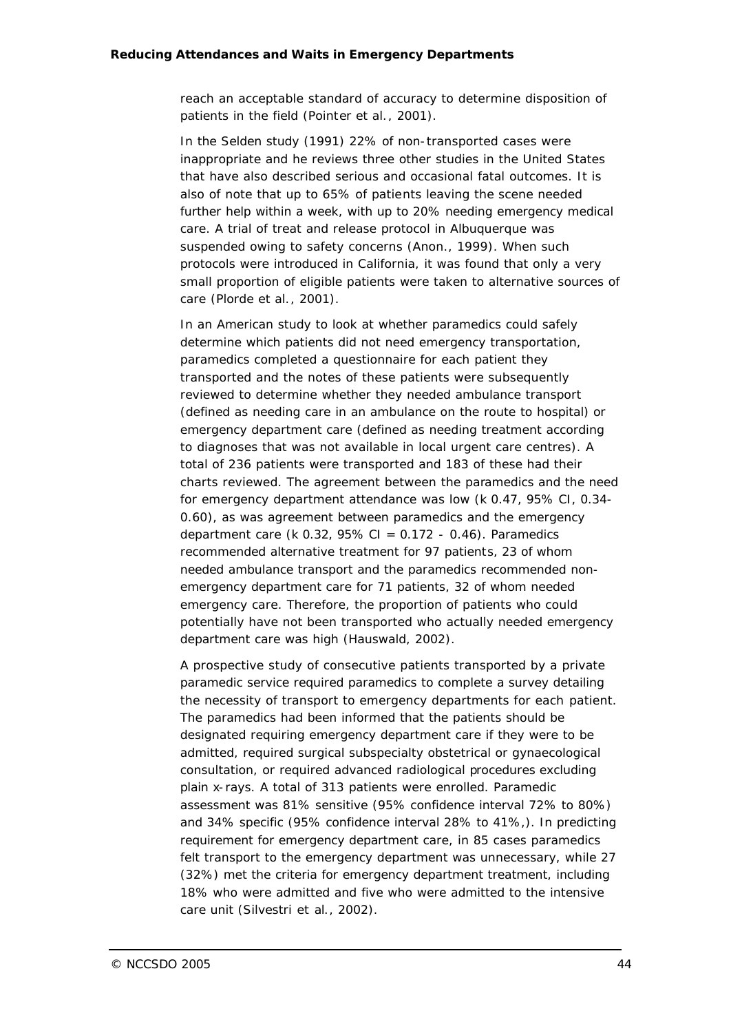reach an acceptable standard of accuracy to determine disposition of patients in the field (Pointer et al., 2001).

In the Selden study (1991) 22% of non-transported cases were inappropriate and he reviews three other studies in the United States that have also described serious and occasional fatal outcomes. It is also of note that up to 65% of patients leaving the scene needed further help within a week, with up to 20% needing emergency medical care. A trial of treat and release protocol in Albuquerque was suspended owing to safety concerns (Anon., 1999). When such protocols were introduced in California, it was found that only a very small proportion of eligible patients were taken to alternative sources of care (Plorde et al., 2001).

In an American study to look at whether paramedics could safely determine which patients did not need emergency transportation, paramedics completed a questionnaire for each patient they transported and the notes of these patients were subsequently reviewed to determine whether they needed ambulance transport (defined as needing care in an ambulance on the route to hospital) or emergency department care (defined as needing treatment according to diagnoses that was not available in local urgent care centres). A total of 236 patients were transported and 183 of these had their charts reviewed. The agreement between the paramedics and the need for emergency department attendance was low (k 0.47, 95% CI, 0.34-0.60), as was agreement between paramedics and the emergency department care (k 0.32, 95% CI = 0.172 - 0.46). Paramedics recommended alternative treatment for 97 patients, 23 of whom needed ambulance transport and the paramedics recommended non-emergency department care for 71 patients, 32 of whom needed emergency care. Therefore, the proportion of patients who could potentially have not been transported who actually needed emergency department care was high (Hauswald, 2002).

A prospective study of consecutive patients transported by a private paramedic service required paramedics to complete a survey detailing the necessity of transport to emergency departments for each patient. The paramedics had been informed that the patients should be designated requiring emergency department care if they were to be admitted, required surgical subspecialty obstetrical or gynaecological consultation, or required advanced radiological procedures excluding plain x-rays. A total of 313 patients were enrolled. Paramedic assessment was 81% sensitive (95% confidence interval 72% to 80%) and 34% specific (95% confidence interval 28% to 41%,). In predicting requirement for emergency department care, in 85 cases paramedics felt transport to the emergency department was unnecessary, while 27 (32%) met the criteria for emergency department treatment, including 18% who were admitted and five who were admitted to the intensive care unit (Silvestri et al., 2002).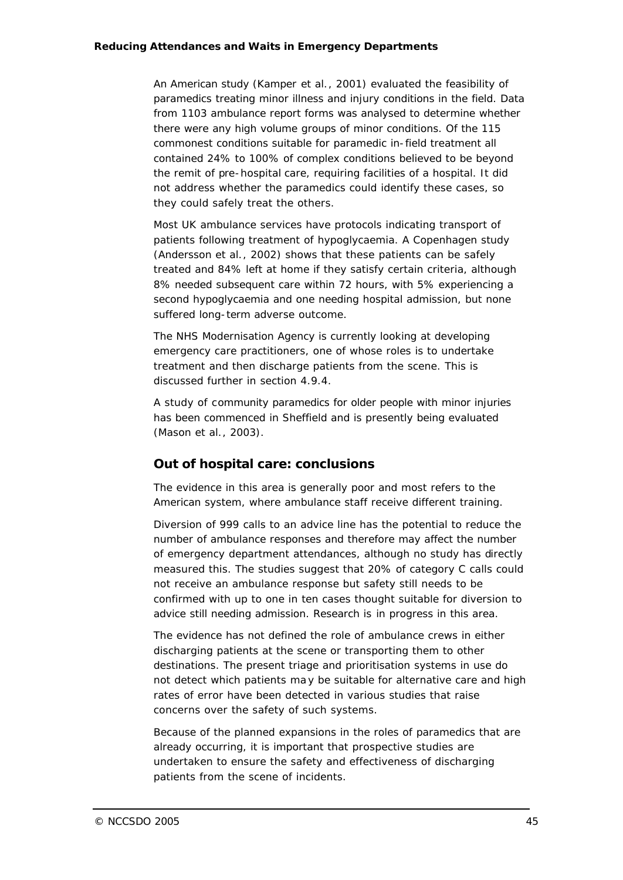An American study (Kamper et al., 2001) evaluated the feasibility of paramedics treating minor illness and injury conditions in the field. Data from 1103 ambulance report forms was analysed to determine whether there were any high volume groups of minor conditions. Of the 115 commonest conditions suitable for paramedic in-field treatment all contained 24% to 100% of complex conditions believed to be beyond the remit of pre-hospital care, requiring facilities of a hospital. It did not address whether the paramedics could identify these cases, so they could safely treat the others.

Most UK ambulance services have protocols indicating transport of patients following treatment of hypoglycaemia. A Copenhagen study (Andersson et al., 2002) shows that these patients can be safely treated and 84% left at home if they satisfy certain criteria, although 8% needed subsequent care within 72 hours, with 5% experiencing a second hypoglycaemia and one needing hospital admission, but none suffered long-term adverse outcome.

The NHS Modernisation Agency is currently looking at developing emergency care practitioners, one of whose roles is to undertake treatment and then discharge patients from the scene. This is discussed further in section 4.9.4.

A study of community paramedics for older people with minor injuries has been commenced in Sheffield and is presently being evaluated (Mason et al., 2003).

## Out of hospital care: conclusions

The evidence in this area is generally poor and most refers to the American system, where ambulance staff receive different training.

Diversion of 999 calls to an advice line has the potential to reduce the number of ambulance responses and therefore may affect the number of emergency department attendances, although no study has directly measured this. The studies suggest that 20% of category C calls could not receive an ambulance response but safety still needs to be confirmed with up to one in ten cases thought suitable for diversion to advice still needing admission. Research is in progress in this area.

The evidence has not defined the role of ambulance crews in either discharging patients at the scene or transporting them to other destinations. The present triage and prioritisation systems in use do not detect which patients may be suitable for alternative care and high rates of error have been detected in various studies that raise concerns over the safety of such systems.

Because of the planned expansions in the roles of paramedics that are already occurring, it is important that prospective studies are undertaken to ensure the safety and effectiveness of discharging patients from the scene of incidents.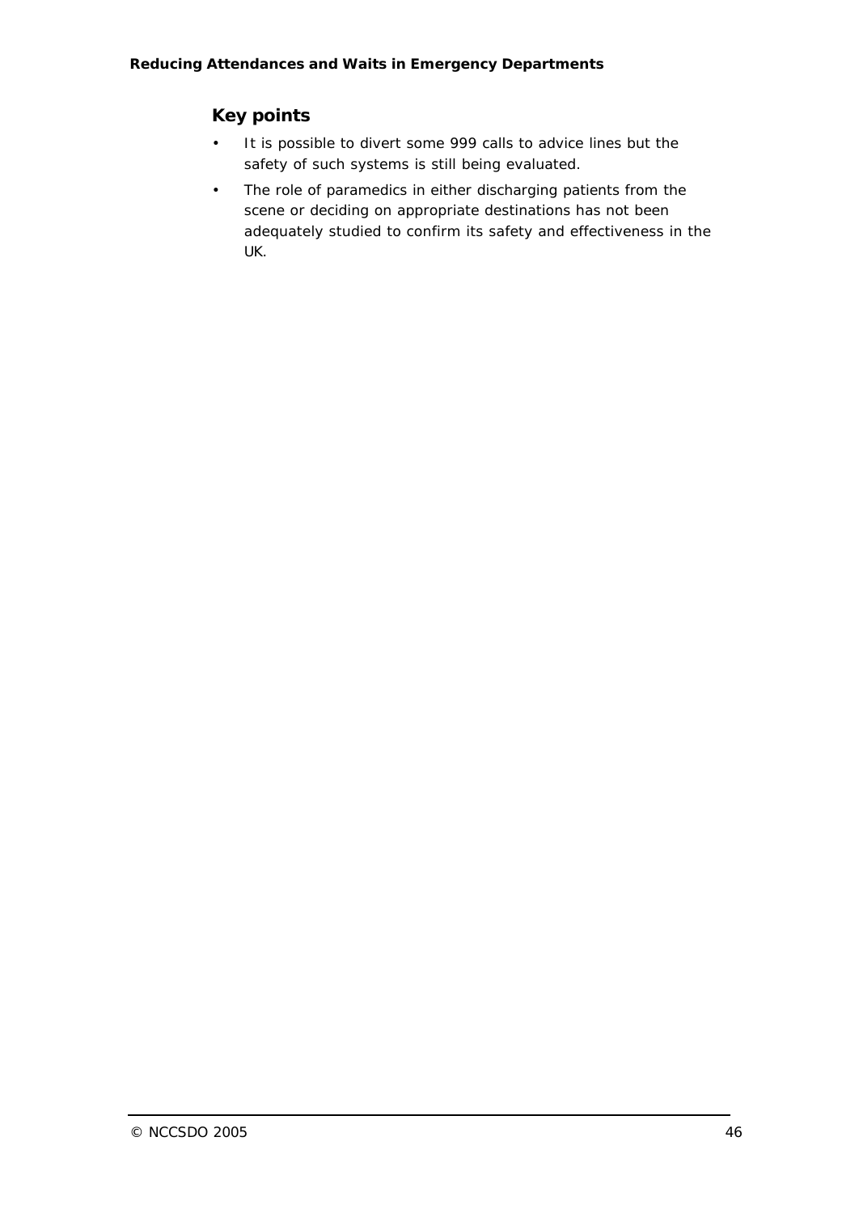### Key points

- It is possible to divert some 999 calls to advice lines but the safety of such systems is still being evaluated.
- The role of paramedics in either discharging patients from the scene or deciding on appropriate destinations has not been adequately studied to confirm its safety and effectiveness in the UK.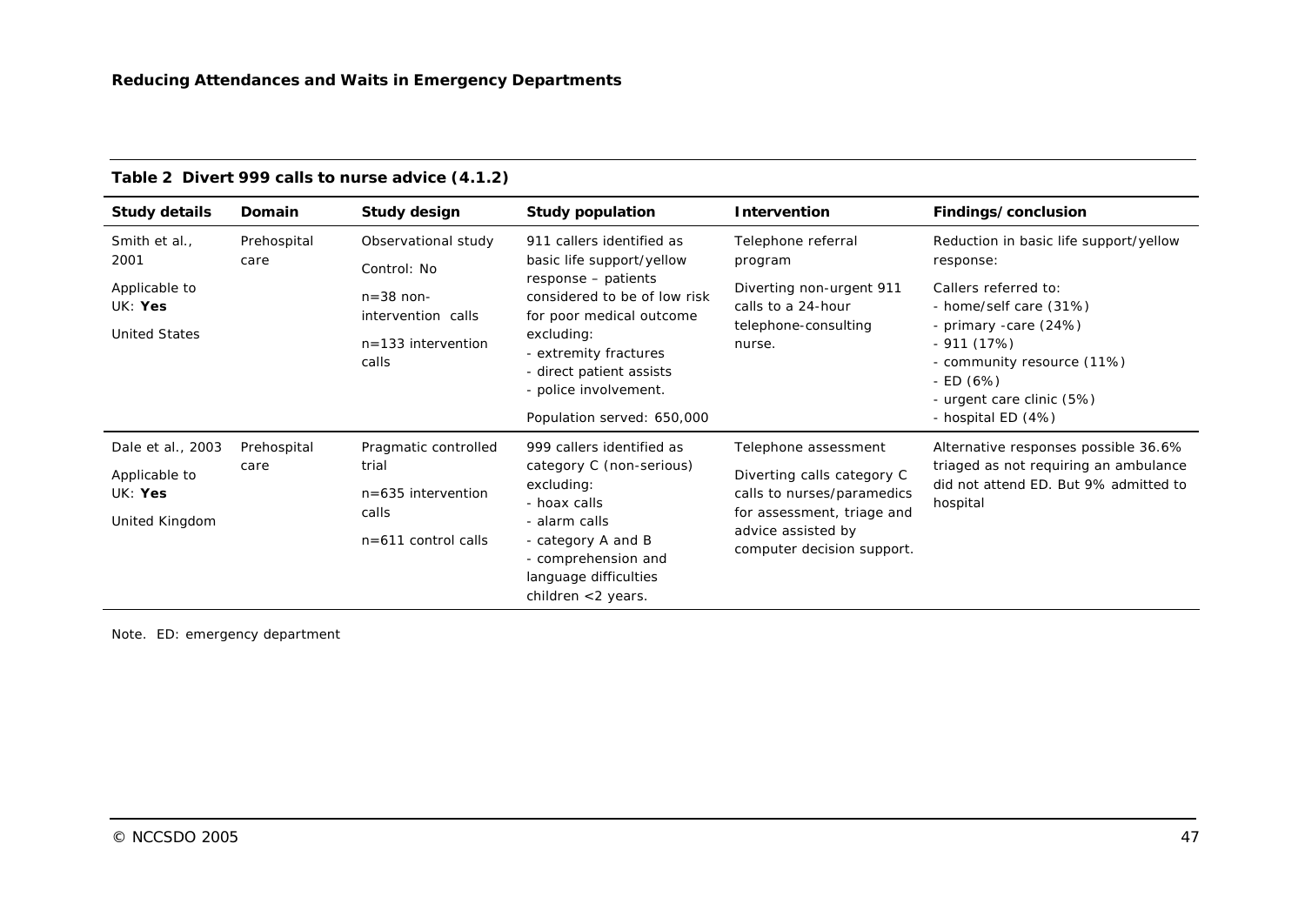**Table 2 Divert 999 calls to nurse advice (4.1.2)**

| Study details | Domain | Study design | Study population | Intervention | Findings/conclusion |
|---|---|---|---|---|---|
| Smith et al., 2001<br><br>Applicable to UK: **Yes**<br><br>United States | Prehospital care | Observational study<br><br>Control: No<br><br>n=38 non-intervention calls<br><br>n=133 intervention calls | 911 callers identified as basic life support/yellow response – patients considered to be of low risk for poor medical outcome excluding:<br>- extremity fractures<br>- direct patient assists<br>- police involvement.<br><br>Population served: 650,000 | Telephone referral program<br><br>Diverting non-urgent 911 calls to a 24-hour telephone-consulting nurse. | Reduction in basic life support/yellow response:<br><br>Callers referred to:<br>- home/self care (31%)<br>- primary -care (24%)<br>- 911 (17%)<br>- community resource (11%)<br>- ED (6%)<br>- urgent care clinic (5%)<br>- hospital ED (4%) |
| Dale et al., 2003<br><br>Applicable to UK: **Yes**<br><br>United Kingdom | Prehospital care | Pragmatic controlled trial<br><br>n=635 intervention calls<br><br>n=611 control calls | 999 callers identified as category C (non-serious) excluding:<br>- hoax calls<br>- alarm calls<br>- category A and B<br>- comprehension and language difficulties children <2 years. | Telephone assessment<br><br>Diverting calls category C calls to nurses/paramedics for assessment, triage and advice assisted by computer decision support. | Alternative responses possible 36.6% triaged as not requiring an ambulance did not attend ED. But 9% admitted to hospital |

Note. ED: emergency department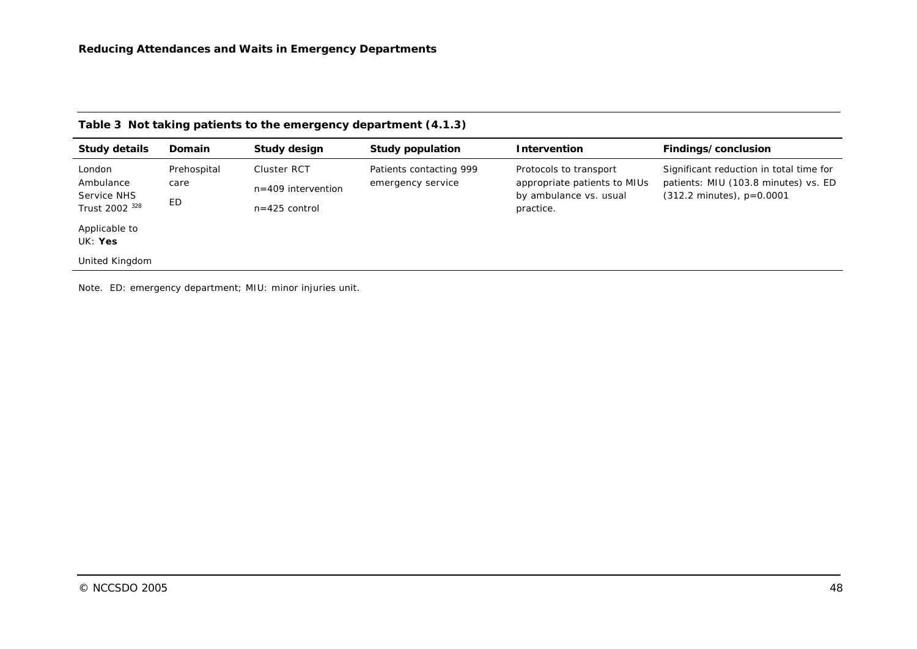**Table 3 Not taking patients to the emergency department (4.1.3)**

| Study details | Domain | Study design | Study population | Intervention | Findings/conclusion |
|---|---|---|---|---|---|
| London Ambulance Service NHS Trust 2002 [328]<br><br>Applicable to UK: **Yes**<br><br>United Kingdom | Prehospital care<br><br>ED | Cluster RCT<br><br>n=409 intervention<br><br>n=425 control | Patients contacting 999 emergency service | Protocols to transport appropriate patients to MIUs by ambulance vs. usual practice. | Significant reduction in total time for patients: MIU (103.8 minutes) vs. ED (312.2 minutes), p=0.0001 |

Note. ED: emergency department; MIU: minor injuries unit.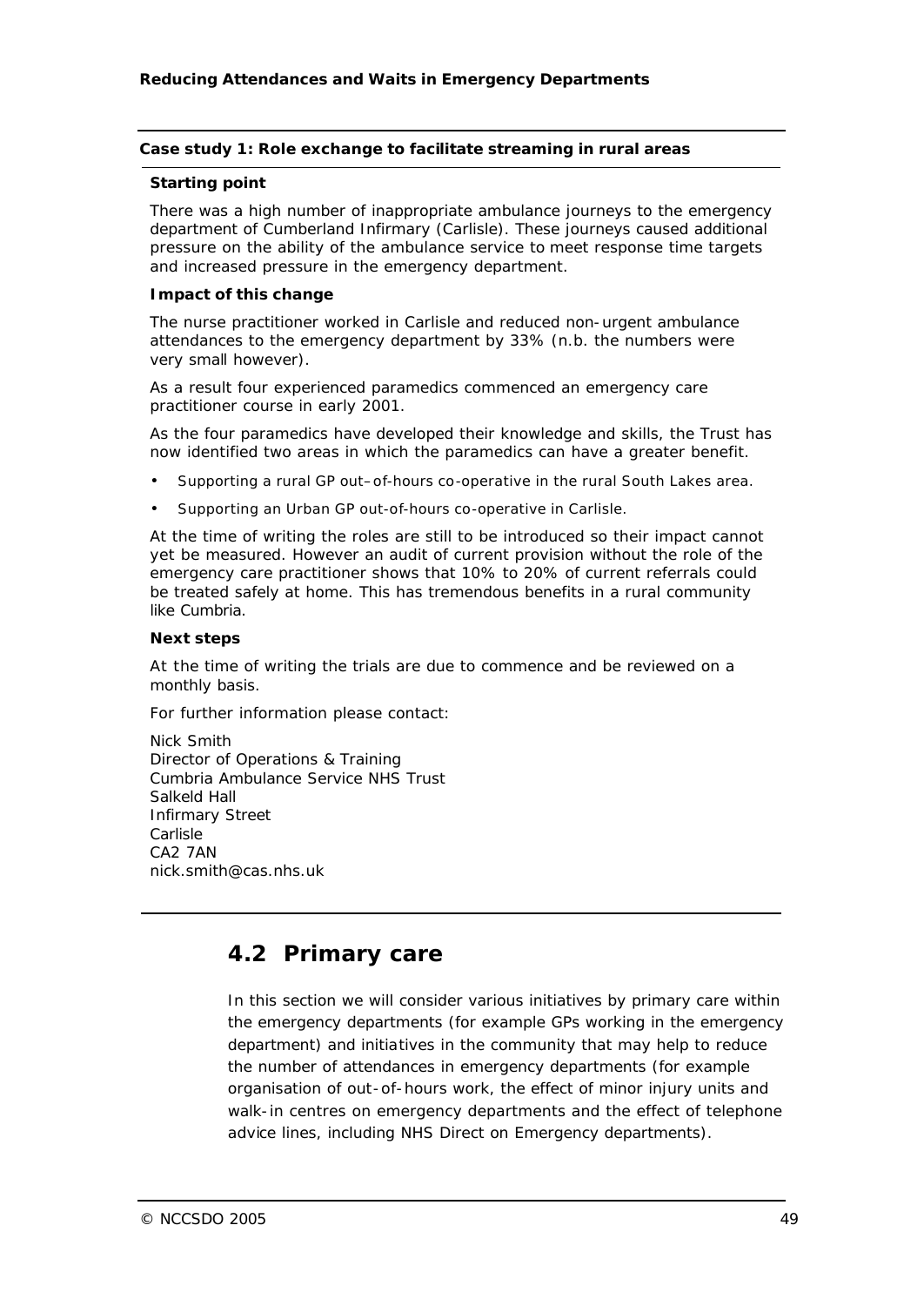**Case study 1: Role exchange to facilitate streaming in rural areas**

**Starting point**

There was a high number of inappropriate ambulance journeys to the emergency department of Cumberland Infirmary (Carlisle). These journeys caused additional pressure on the ability of the ambulance service to meet response time targets and increased pressure in the emergency department.

**Impact of this change**

The nurse practitioner worked in Carlisle and reduced non-urgent ambulance attendances to the emergency department by 33% (n.b. the numbers were very small however).

As a result four experienced paramedics commenced an emergency care practitioner course in early 2001.

As the four paramedics have developed their knowledge and skills, the Trust has now identified two areas in which the paramedics can have a greater benefit.

- Supporting a rural GP out–of-hours co-operative in the rural South Lakes area.
- Supporting an Urban GP out-of-hours co-operative in Carlisle.

At the time of writing the roles are still to be introduced so their impact cannot yet be measured. However an audit of current provision without the role of the emergency care practitioner shows that 10% to 20% of current referrals could be treated safely at home. This has tremendous benefits in a rural community like Cumbria.

**Next steps**

At the time of writing the trials are due to commence and be reviewed on a monthly basis.

For further information please contact:

Nick Smith
Director of Operations & Training
Cumbria Ambulance Service NHS Trust
Salkeld Hall
Infirmary Street
Carlisle
CA2 7AN
nick.smith@cas.nhs.uk

## 4.2 Primary care

In this section we will consider various initiatives by primary care within the emergency departments (for example GPs working in the emergency department) and initiatives in the community that may help to reduce the number of attendances in emergency departments (for example organisation of out-of-hours work, the effect of minor injury units and walk-in centres on emergency departments and the effect of telephone advice lines, including NHS Direct on Emergency departments).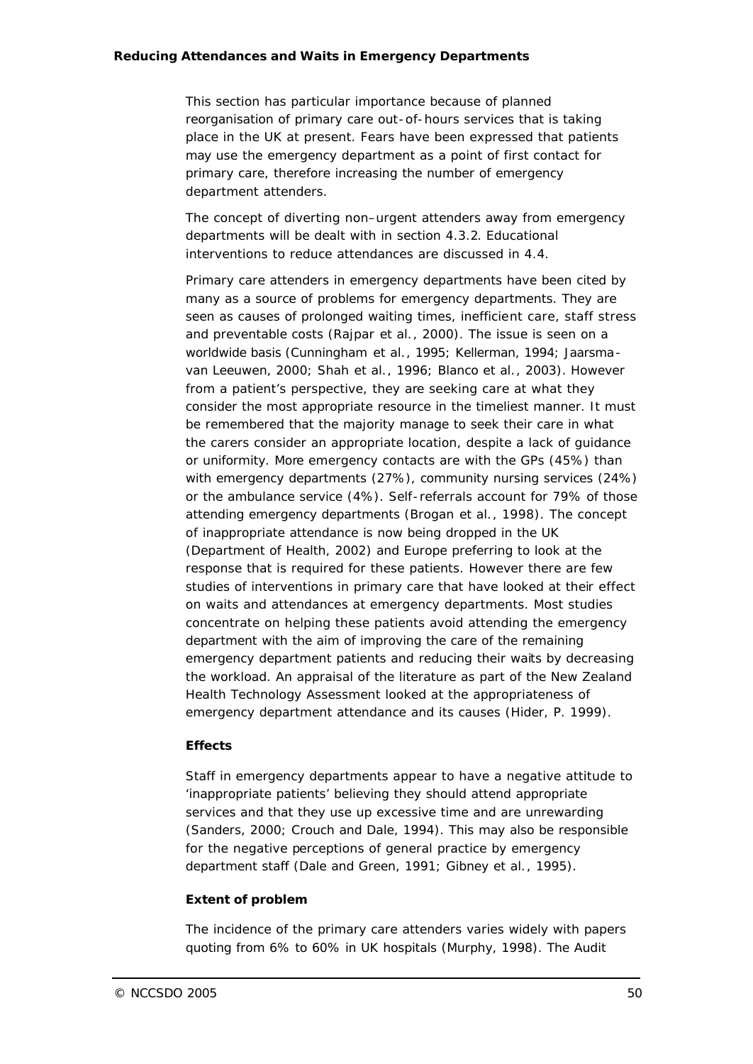This section has particular importance because of planned reorganisation of primary care out-of-hours services that is taking place in the UK at present. Fears have been expressed that patients may use the emergency department as a point of first contact for primary care, therefore increasing the number of emergency department attenders.

The concept of diverting non–urgent attenders away from emergency departments will be dealt with in section 4.3.2. Educational interventions to reduce attendances are discussed in 4.4.

Primary care attenders in emergency departments have been cited by many as a source of problems for emergency departments. They are seen as causes of prolonged waiting times, inefficient care, staff stress and preventable costs (Rajpar et al., 2000). The issue is seen on a worldwide basis (Cunningham et al., 1995; Kellerman, 1994; Jaarsma-van Leeuwen, 2000; Shah et al., 1996; Blanco et al., 2003). However from a patient's perspective, they are seeking care at what they consider the most appropriate resource in the timeliest manner. It must be remembered that the majority manage to seek their care in what the carers consider an appropriate location, despite a lack of guidance or uniformity. More emergency contacts are with the GPs (45%) than with emergency departments (27%), community nursing services (24%) or the ambulance service (4%). Self-referrals account for 79% of those attending emergency departments (Brogan et al., 1998). The concept of inappropriate attendance is now being dropped in the UK (Department of Health, 2002) and Europe preferring to look at the response that is required for these patients. However there are few studies of interventions in primary care that have looked at their effect on waits and attendances at emergency departments. Most studies concentrate on helping these patients avoid attending the emergency department with the aim of improving the care of the remaining emergency department patients and reducing their waits by decreasing the workload. An appraisal of the literature as part of the New Zealand Health Technology Assessment looked at the appropriateness of emergency department attendance and its causes (Hider, P. 1999).

**Effects**

Staff in emergency departments appear to have a negative attitude to 'inappropriate patients' believing they should attend appropriate services and that they use up excessive time and are unrewarding (Sanders, 2000; Crouch and Dale, 1994). This may also be responsible for the negative perceptions of general practice by emergency department staff (Dale and Green, 1991; Gibney et al., 1995).

**Extent of problem**

The incidence of the primary care attenders varies widely with papers quoting from 6% to 60% in UK hospitals (Murphy, 1998). The Audit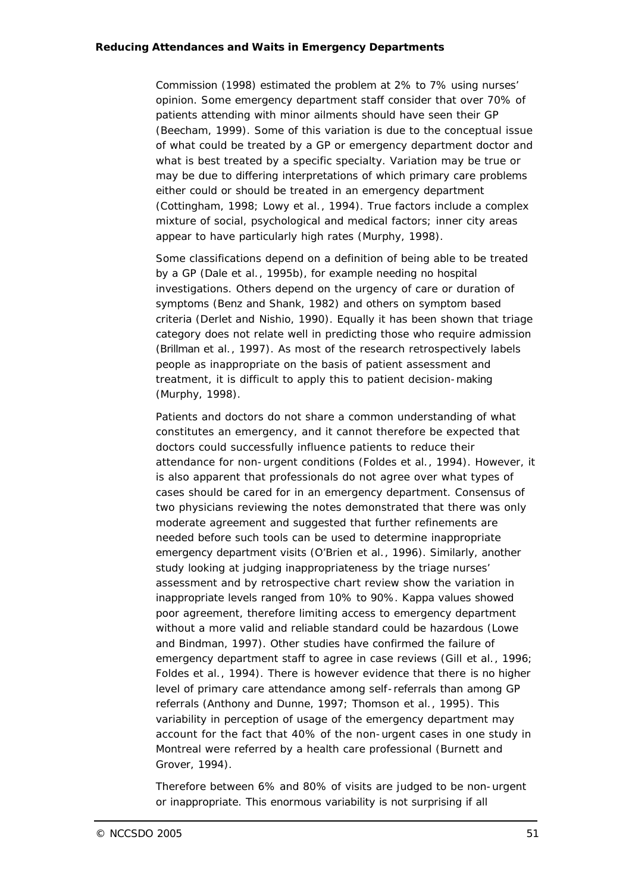Commission (1998) estimated the problem at 2% to 7% using nurses' opinion. Some emergency department staff consider that over 70% of patients attending with minor ailments should have seen their GP (Beecham, 1999). Some of this variation is due to the conceptual issue of what could be treated by a GP or emergency department doctor and what is best treated by a specific specialty. Variation may be true or may be due to differing interpretations of which primary care problems either could or should be treated in an emergency department (Cottingham, 1998; Lowy et al., 1994). True factors include a complex mixture of social, psychological and medical factors; inner city areas appear to have particularly high rates (Murphy, 1998).

Some classifications depend on a definition of being able to be treated by a GP (Dale et al., 1995b), for example needing no hospital investigations. Others depend on the urgency of care or duration of symptoms (Benz and Shank, 1982) and others on symptom based criteria (Derlet and Nishio, 1990). Equally it has been shown that triage category does not relate well in predicting those who require admission (Brillman et al., 1997). As most of the research retrospectively labels people as inappropriate on the basis of patient assessment and treatment, it is difficult to apply this to patient decision-making (Murphy, 1998).

Patients and doctors do not share a common understanding of what constitutes an emergency, and it cannot therefore be expected that doctors could successfully influence patients to reduce their attendance for non-urgent conditions (Foldes et al., 1994). However, it is also apparent that professionals do not agree over what types of cases should be cared for in an emergency department. Consensus of two physicians reviewing the notes demonstrated that there was only moderate agreement and suggested that further refinements are needed before such tools can be used to determine inappropriate emergency department visits (O'Brien et al., 1996). Similarly, another study looking at judging inappropriateness by the triage nurses' assessment and by retrospective chart review show the variation in inappropriate levels ranged from 10% to 90%. Kappa values showed poor agreement, therefore limiting access to emergency department without a more valid and reliable standard could be hazardous (Lowe and Bindman, 1997). Other studies have confirmed the failure of emergency department staff to agree in case reviews (Gill et al., 1996; Foldes et al., 1994). There is however evidence that there is no higher level of primary care attendance among self-referrals than among GP referrals (Anthony and Dunne, 1997; Thomson et al., 1995). This variability in perception of usage of the emergency department may account for the fact that 40% of the non-urgent cases in one study in Montreal were referred by a health care professional (Burnett and Grover, 1994).

Therefore between 6% and 80% of visits are judged to be non-urgent or inappropriate. This enormous variability is not surprising if all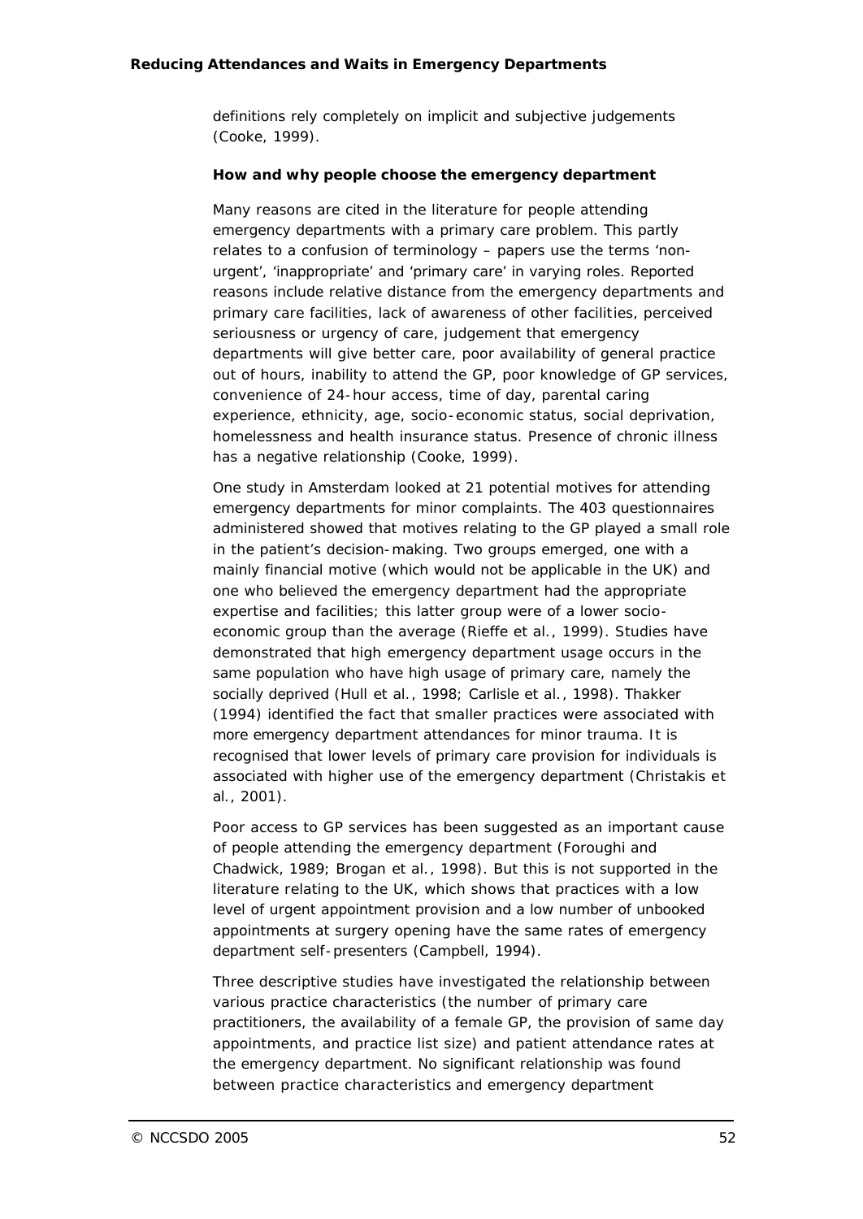definitions rely completely on implicit and subjective judgements (Cooke, 1999).

**How and why people choose the emergency department**

Many reasons are cited in the literature for people attending emergency departments with a primary care problem. This partly relates to a confusion of terminology – papers use the terms 'non-urgent', 'inappropriate' and 'primary care' in varying roles. Reported reasons include relative distance from the emergency departments and primary care facilities, lack of awareness of other facilities, perceived seriousness or urgency of care, judgement that emergency departments will give better care, poor availability of general practice out of hours, inability to attend the GP, poor knowledge of GP services, convenience of 24-hour access, time of day, parental caring experience, ethnicity, age, socio-economic status, social deprivation, homelessness and health insurance status. Presence of chronic illness has a negative relationship (Cooke, 1999).

One study in Amsterdam looked at 21 potential motives for attending emergency departments for minor complaints. The 403 questionnaires administered showed that motives relating to the GP played a small role in the patient's decision-making. Two groups emerged, one with a mainly financial motive (which would not be applicable in the UK) and one who believed the emergency department had the appropriate expertise and facilities; this latter group were of a lower socio-economic group than the average (Rieffe et al., 1999). Studies have demonstrated that high emergency department usage occurs in the same population who have high usage of primary care, namely the socially deprived (Hull et al., 1998; Carlisle et al., 1998). Thakker (1994) identified the fact that smaller practices were associated with more emergency department attendances for minor trauma. It is recognised that lower levels of primary care provision for individuals is associated with higher use of the emergency department (Christakis et al., 2001).

Poor access to GP services has been suggested as an important cause of people attending the emergency department (Foroughi and Chadwick, 1989; Brogan et al., 1998). But this is not supported in the literature relating to the UK, which shows that practices with a low level of urgent appointment provision and a low number of unbooked appointments at surgery opening have the same rates of emergency department self-presenters (Campbell, 1994).

Three descriptive studies have investigated the relationship between various practice characteristics (the number of primary care practitioners, the availability of a female GP, the provision of same day appointments, and practice list size) and patient attendance rates at the emergency department. No significant relationship was found between practice characteristics and emergency department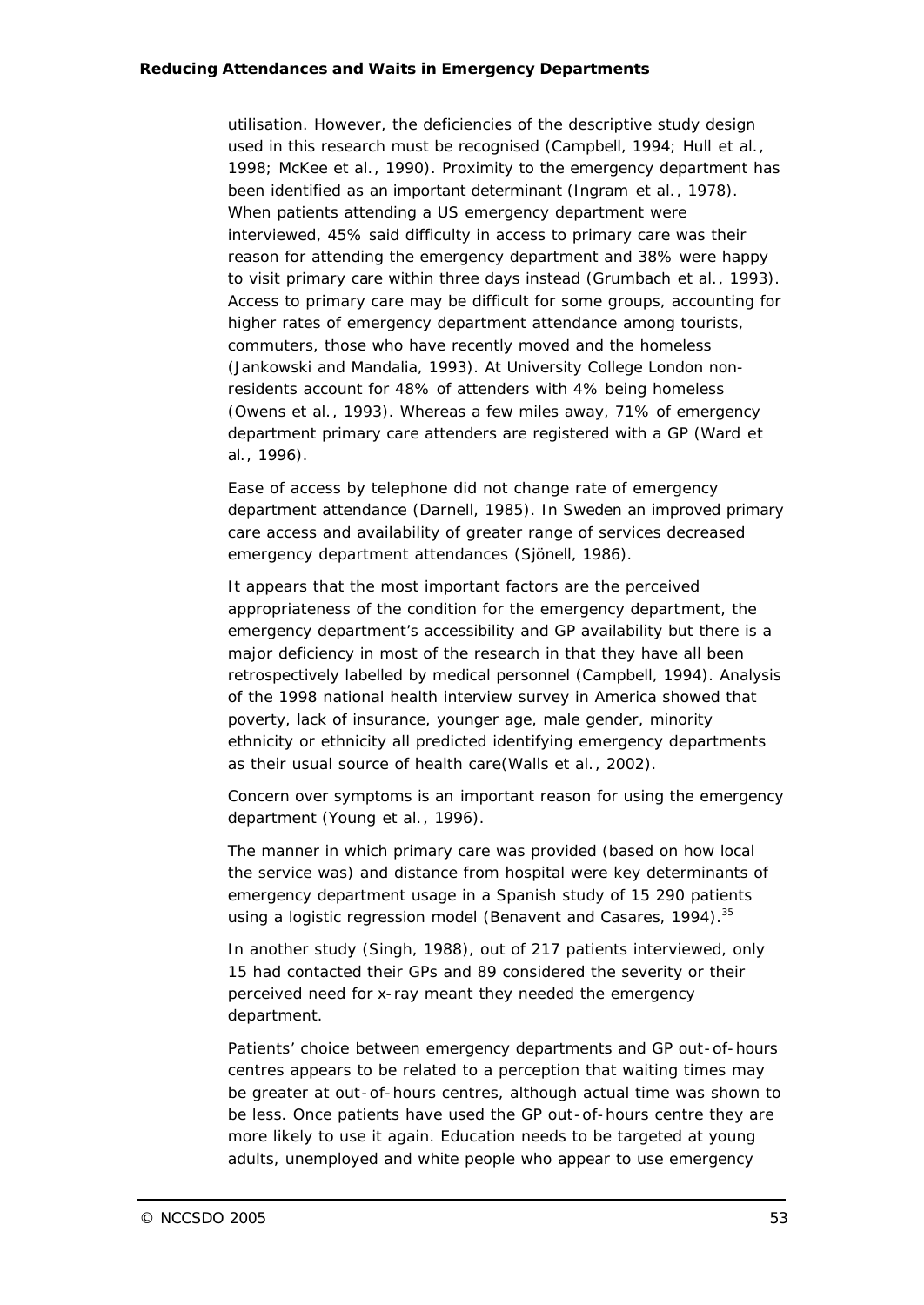utilisation. However, the deficiencies of the descriptive study design used in this research must be recognised (Campbell, 1994; Hull et al., 1998; McKee et al., 1990). Proximity to the emergency department has been identified as an important determinant (Ingram et al., 1978). When patients attending a US emergency department were interviewed, 45% said difficulty in access to primary care was their reason for attending the emergency department and 38% were happy to visit primary care within three days instead (Grumbach et al., 1993). Access to primary care may be difficult for some groups, accounting for higher rates of emergency department attendance among tourists, commuters, those who have recently moved and the homeless (Jankowski and Mandalia, 1993). At University College London non-residents account for 48% of attenders with 4% being homeless (Owens et al., 1993). Whereas a few miles away, 71% of emergency department primary care attenders are registered with a GP (Ward et al., 1996).

Ease of access by telephone did not change rate of emergency department attendance (Darnell, 1985). In Sweden an improved primary care access and availability of greater range of services decreased emergency department attendances (Sjönell, 1986).

It appears that the most important factors are the perceived appropriateness of the condition for the emergency department, the emergency department's accessibility and GP availability but there is a major deficiency in most of the research in that they have all been retrospectively labelled by medical personnel (Campbell, 1994). Analysis of the 1998 national health interview survey in America showed that poverty, lack of insurance, younger age, male gender, minority ethnicity or ethnicity all predicted identifying emergency departments as their usual source of health care(Walls et al., 2002).

Concern over symptoms is an important reason for using the emergency department (Young et al., 1996).

The manner in which primary care was provided (based on how local the service was) and distance from hospital were key determinants of emergency department usage in a Spanish study of 15 290 patients using a logistic regression model (Benavent and Casares, 1994).[35]

In another study (Singh, 1988), out of 217 patients interviewed, only 15 had contacted their GPs and 89 considered the severity or their perceived need for x-ray meant they needed the emergency department.

Patients' choice between emergency departments and GP out-of-hours centres appears to be related to a perception that waiting times may be greater at out-of-hours centres, although actual time was shown to be less. Once patients have used the GP out-of-hours centre they are more likely to use it again. Education needs to be targeted at young adults, unemployed and white people who appear to use emergency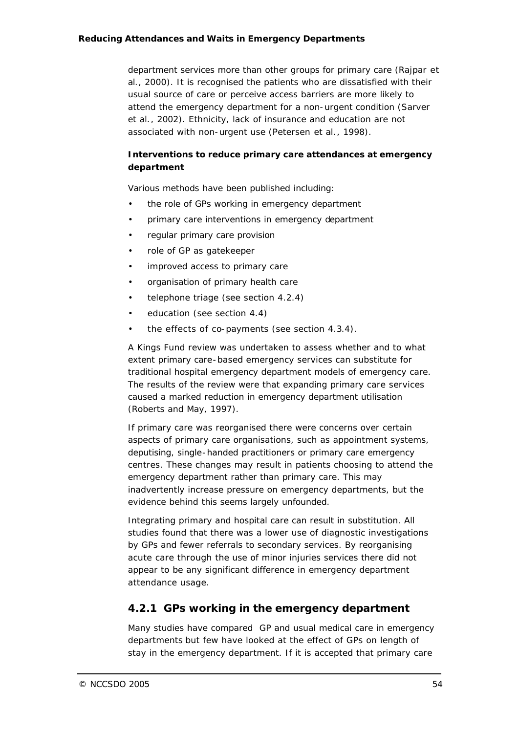department services more than other groups for primary care (Rajpar et al., 2000). It is recognised the patients who are dissatisfied with their usual source of care or perceive access barriers are more likely to attend the emergency department for a non-urgent condition (Sarver et al., 2002). Ethnicity, lack of insurance and education are not associated with non-urgent use (Petersen et al., 1998).

**Interventions to reduce primary care attendances at emergency department**

Various methods have been published including:

- the role of GPs working in emergency department
- primary care interventions in emergency department
- regular primary care provision
- role of GP as gatekeeper
- improved access to primary care
- organisation of primary health care
- telephone triage (see section 4.2.4)
- education (see section 4.4)
- the effects of co-payments (see section 4.3.4).

A Kings Fund review was undertaken to assess whether and to what extent primary care-based emergency services can substitute for traditional hospital emergency department models of emergency care. The results of the review were that expanding primary care services caused a marked reduction in emergency department utilisation (Roberts and May, 1997).

If primary care was reorganised there were concerns over certain aspects of primary care organisations, such as appointment systems, deputising, single-handed practitioners or primary care emergency centres. These changes may result in patients choosing to attend the emergency department rather than primary care. This may inadvertently increase pressure on emergency departments, but the evidence behind this seems largely unfounded.

Integrating primary and hospital care can result in substitution. All studies found that there was a lower use of diagnostic investigations by GPs and fewer referrals to secondary services. By reorganising acute care through the use of minor injuries services there did not appear to be any significant difference in emergency department attendance usage.

### 4.2.1 GPs working in the emergency department

Many studies have compared GP and usual medical care in emergency departments but few have looked at the effect of GPs on length of stay in the emergency department. If it is accepted that primary care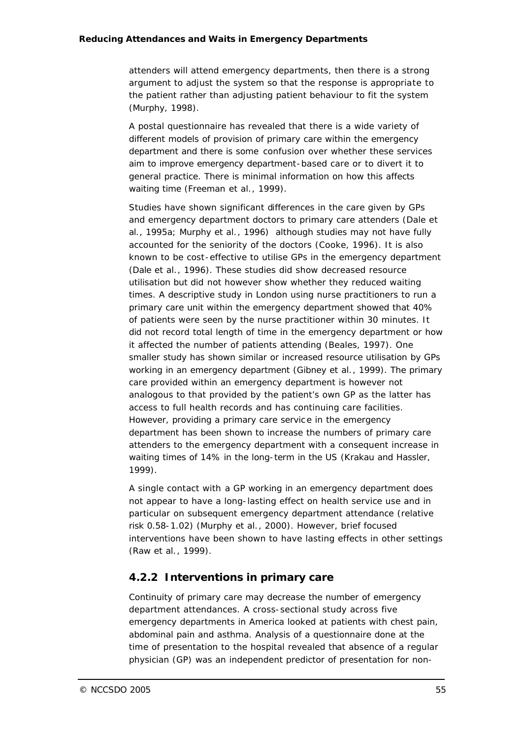attenders will attend emergency departments, then there is a strong argument to adjust the system so that the response is appropriate to the patient rather than adjusting patient behaviour to fit the system (Murphy, 1998).

A postal questionnaire has revealed that there is a wide variety of different models of provision of primary care within the emergency department and there is some confusion over whether these services aim to improve emergency department-based care or to divert it to general practice. There is minimal information on how this affects waiting time (Freeman et al., 1999).

Studies have shown significant differences in the care given by GPs and emergency department doctors to primary care attenders (Dale et al., 1995a; Murphy et al., 1996) although studies may not have fully accounted for the seniority of the doctors (Cooke, 1996). It is also known to be cost-effective to utilise GPs in the emergency department (Dale et al., 1996). These studies did show decreased resource utilisation but did not however show whether they reduced waiting times. A descriptive study in London using nurse practitioners to run a primary care unit within the emergency department showed that 40% of patients were seen by the nurse practitioner within 30 minutes. It did not record total length of time in the emergency department or how it affected the number of patients attending (Beales, 1997). One smaller study has shown similar or increased resource utilisation by GPs working in an emergency department (Gibney et al., 1999). The primary care provided within an emergency department is however not analogous to that provided by the patient's own GP as the latter has access to full health records and has continuing care facilities. However, providing a primary care service in the emergency department has been shown to increase the numbers of primary care attenders to the emergency department with a consequent increase in waiting times of 14% in the long-term in the US (Krakau and Hassler, 1999).

A single contact with a GP working in an emergency department does not appear to have a long-lasting effect on health service use and in particular on subsequent emergency department attendance (relative risk 0.58-1.02) (Murphy et al., 2000). However, brief focused interventions have been shown to have lasting effects in other settings (Raw et al., 1999).

### 4.2.2 Interventions in primary care

Continuity of primary care may decrease the number of emergency department attendances. A cross-sectional study across five emergency departments in America looked at patients with chest pain, abdominal pain and asthma. Analysis of a questionnaire done at the time of presentation to the hospital revealed that absence of a regular physician (GP) was an independent predictor of presentation for non-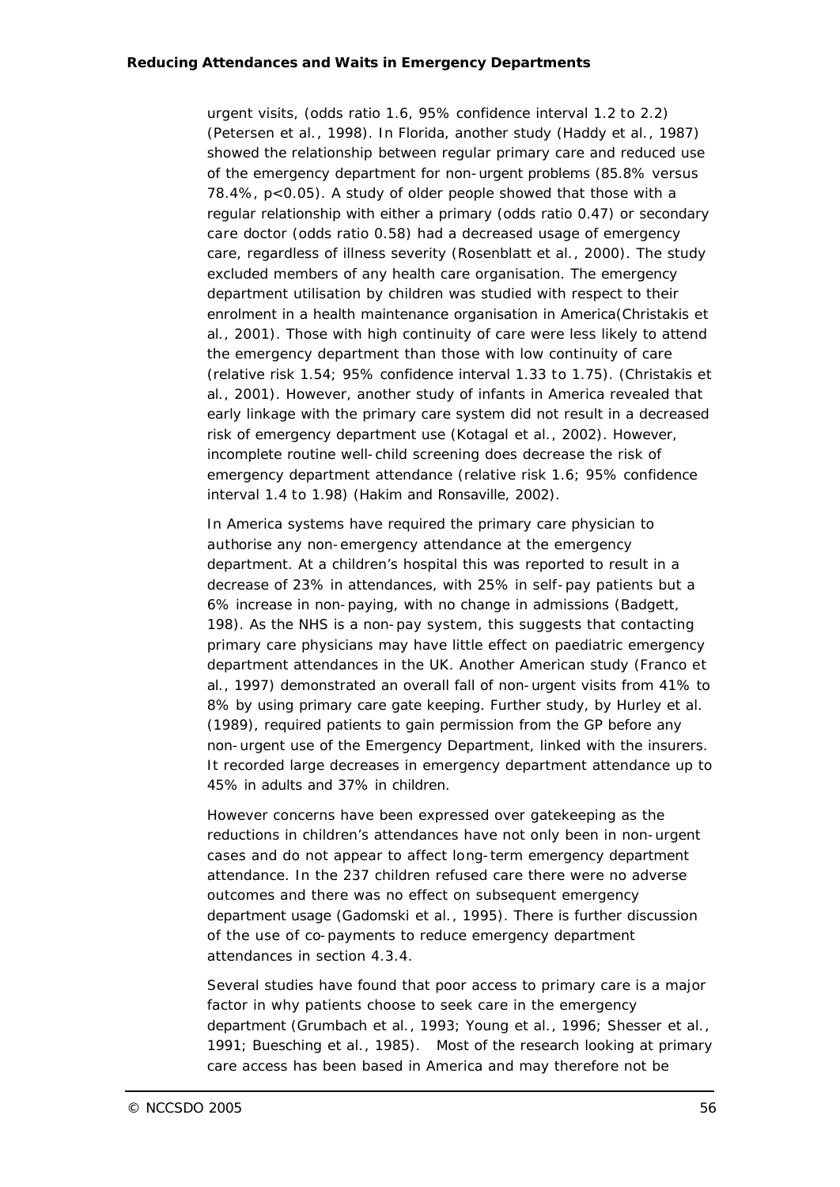urgent visits, (odds ratio 1.6, 95% confidence interval 1.2 to 2.2) (Petersen et al., 1998). In Florida, another study (Haddy et al., 1987) showed the relationship between regular primary care and reduced use of the emergency department for non-urgent problems (85.8% versus 78.4%, $p<0.05$). A study of older people showed that those with a regular relationship with either a primary (odds ratio 0.47) or secondary care doctor (odds ratio 0.58) had a decreased usage of emergency care, regardless of illness severity (Rosenblatt et al., 2000). The study excluded members of any health care organisation. The emergency department utilisation by children was studied with respect to their enrolment in a health maintenance organisation in America(Christakis et al., 2001). Those with high continuity of care were less likely to attend the emergency department than those with low continuity of care (relative risk 1.54; 95% confidence interval 1.33 to 1.75). (Christakis et al., 2001). However, another study of infants in America revealed that early linkage with the primary care system did not result in a decreased risk of emergency department use (Kotagal et al., 2002). However, incomplete routine well-child screening does decrease the risk of emergency department attendance (relative risk 1.6; 95% confidence interval 1.4 to 1.98) (Hakim and Ronsaville, 2002).

In America systems have required the primary care physician to authorise any non-emergency attendance at the emergency department. At a children's hospital this was reported to result in a decrease of 23% in attendances, with 25% in self-pay patients but a 6% increase in non-paying, with no change in admissions (Badgett, 198). As the NHS is a non-pay system, this suggests that contacting primary care physicians may have little effect on paediatric emergency department attendances in the UK. Another American study (Franco et al., 1997) demonstrated an overall fall of non-urgent visits from 41% to 8% by using primary care gate keeping. Further study, by Hurley et al. (1989), required patients to gain permission from the GP before any non-urgent use of the Emergency Department, linked with the insurers. It recorded large decreases in emergency department attendance up to 45% in adults and 37% in children.

However concerns have been expressed over gatekeeping as the reductions in children's attendances have not only been in non-urgent cases and do not appear to affect long-term emergency department attendance. In the 237 children refused care there were no adverse outcomes and there was no effect on subsequent emergency department usage (Gadomski et al., 1995). There is further discussion of the use of co-payments to reduce emergency department attendances in section 4.3.4.

Several studies have found that poor access to primary care is a major factor in why patients choose to seek care in the emergency department (Grumbach et al., 1993; Young et al., 1996; Shesser et al., 1991; Buesching et al., 1985). Most of the research looking at primary care access has been based in America and may therefore not be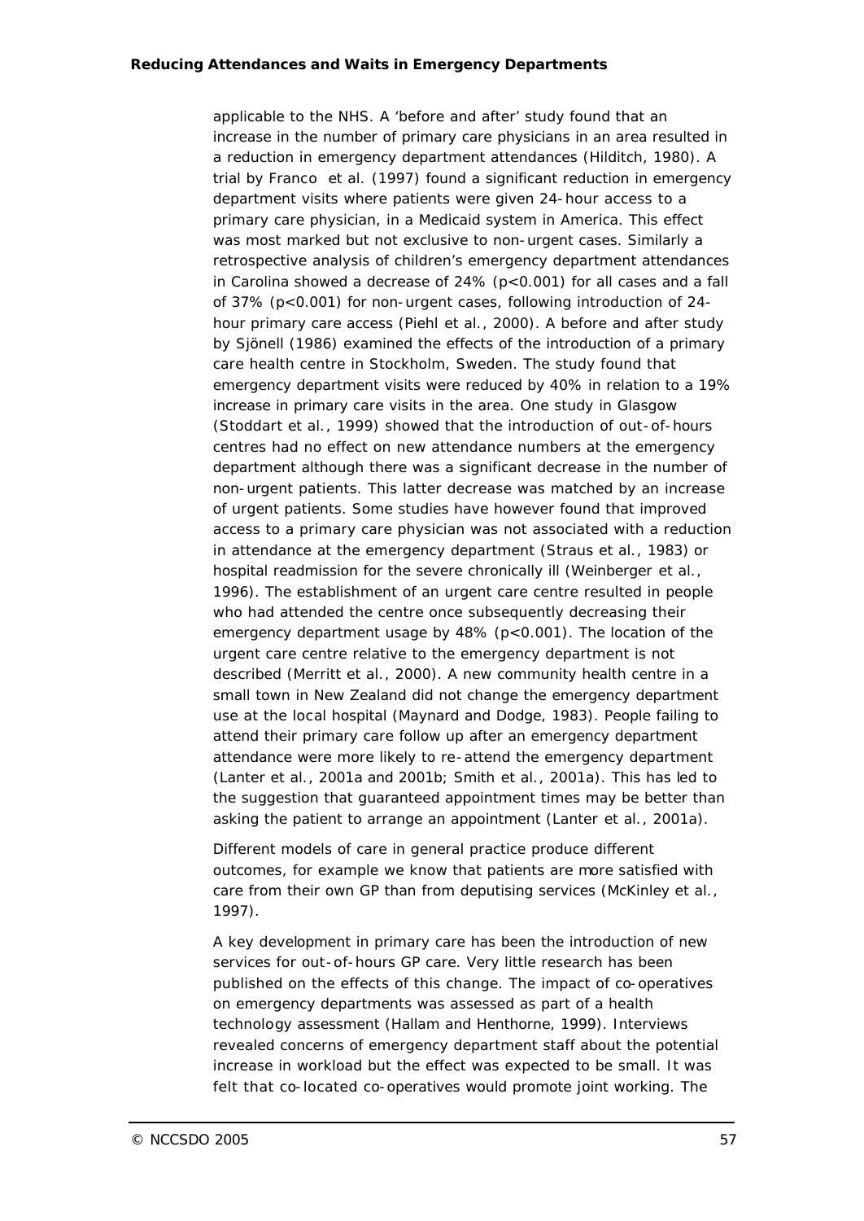applicable to the NHS. A 'before and after' study found that an increase in the number of primary care physicians in an area resulted in a reduction in emergency department attendances (Hilditch, 1980). A trial by Franco et al. (1997) found a significant reduction in emergency department visits where patients were given 24-hour access to a primary care physician, in a Medicaid system in America. This effect was most marked but not exclusive to non-urgent cases. Similarly a retrospective analysis of children's emergency department attendances in Carolina showed a decrease of 24% ($p<0.001$) for all cases and a fall of 37% ($p<0.001$) for non-urgent cases, following introduction of 24-hour primary care access (Piehl et al., 2000). A before and after study by Sjönell (1986) examined the effects of the introduction of a primary care health centre in Stockholm, Sweden. The study found that emergency department visits were reduced by 40% in relation to a 19% increase in primary care visits in the area. One study in Glasgow (Stoddart et al., 1999) showed that the introduction of out-of-hours centres had no effect on new attendance numbers at the emergency department although there was a significant decrease in the number of non-urgent patients. This latter decrease was matched by an increase of urgent patients. Some studies have however found that improved access to a primary care physician was not associated with a reduction in attendance at the emergency department (Straus et al., 1983) or hospital readmission for the severe chronically ill (Weinberger et al., 1996). The establishment of an urgent care centre resulted in people who had attended the centre once subsequently decreasing their emergency department usage by 48% ($p<0.001$). The location of the urgent care centre relative to the emergency department is not described (Merritt et al., 2000). A new community health centre in a small town in New Zealand did not change the emergency department use at the local hospital (Maynard and Dodge, 1983). People failing to attend their primary care follow up after an emergency department attendance were more likely to re-attend the emergency department (Lanter et al., 2001a and 2001b; Smith et al., 2001a). This has led to the suggestion that guaranteed appointment times may be better than asking the patient to arrange an appointment (Lanter et al., 2001a).

Different models of care in general practice produce different outcomes, for example we know that patients are more satisfied with care from their own GP than from deputising services (McKinley et al., 1997).

A key development in primary care has been the introduction of new services for out-of-hours GP care. Very little research has been published on the effects of this change. The impact of co-operatives on emergency departments was assessed as part of a health technology assessment (Hallam and Henthorne, 1999). Interviews revealed concerns of emergency department staff about the potential increase in workload but the effect was expected to be small. It was felt that co-located co-operatives would promote joint working. The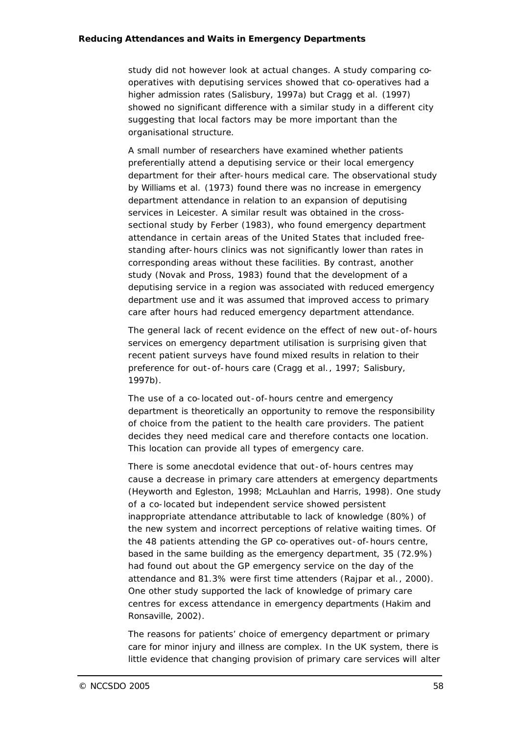study did not however look at actual changes. A study comparing co-operatives with deputising services showed that co-operatives had a higher admission rates (Salisbury, 1997a) but Cragg et al. (1997) showed no significant difference with a similar study in a different city suggesting that local factors may be more important than the organisational structure.

A small number of researchers have examined whether patients preferentially attend a deputising service or their local emergency department for their after-hours medical care. The observational study by Williams et al. (1973) found there was no increase in emergency department attendance in relation to an expansion of deputising services in Leicester. A similar result was obtained in the cross-sectional study by Ferber (1983), who found emergency department attendance in certain areas of the United States that included free-standing after-hours clinics was not significantly lower than rates in corresponding areas without these facilities. By contrast, another study (Novak and Pross, 1983) found that the development of a deputising service in a region was associated with reduced emergency department use and it was assumed that improved access to primary care after hours had reduced emergency department attendance.

The general lack of recent evidence on the effect of new out-of-hours services on emergency department utilisation is surprising given that recent patient surveys have found mixed results in relation to their preference for out-of-hours care (Cragg et al., 1997; Salisbury, 1997b).

The use of a co-located out-of-hours centre and emergency department is theoretically an opportunity to remove the responsibility of choice from the patient to the health care providers. The patient decides they need medical care and therefore contacts one location. This location can provide all types of emergency care.

There is some anecdotal evidence that out-of-hours centres may cause a decrease in primary care attenders at emergency departments (Heyworth and Egleston, 1998; McLauhlan and Harris, 1998). One study of a co-located but independent service showed persistent inappropriate attendance attributable to lack of knowledge (80%) of the new system and incorrect perceptions of relative waiting times. Of the 48 patients attending the GP co-operatives out-of-hours centre, based in the same building as the emergency department, 35 (72.9%) had found out about the GP emergency service on the day of the attendance and 81.3% were first time attenders (Rajpar et al., 2000). One other study supported the lack of knowledge of primary care centres for excess attendance in emergency departments (Hakim and Ronsaville, 2002).

The reasons for patients' choice of emergency department or primary care for minor injury and illness are complex. In the UK system, there is little evidence that changing provision of primary care services will alter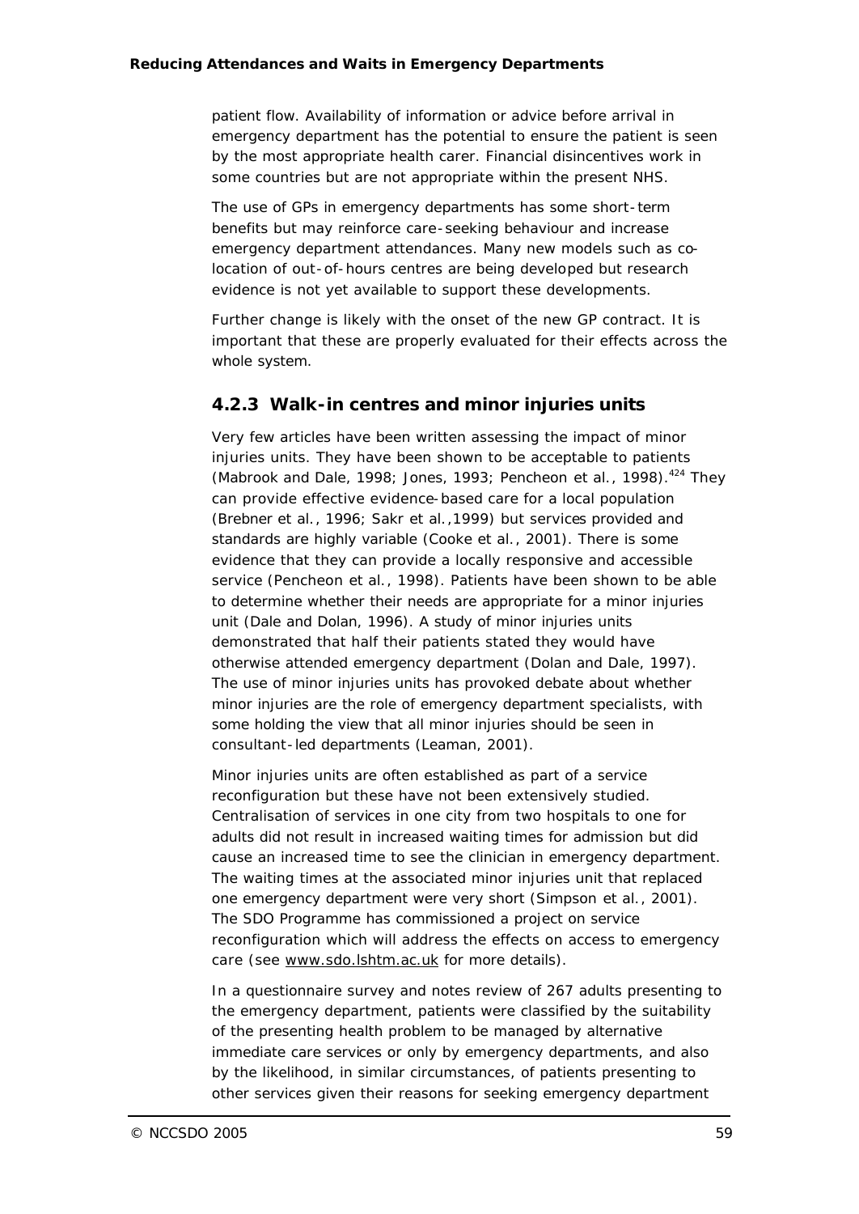patient flow. Availability of information or advice before arrival in emergency department has the potential to ensure the patient is seen by the most appropriate health carer. Financial disincentives work in some countries but are not appropriate within the present NHS.

The use of GPs in emergency departments has some short-term benefits but may reinforce care-seeking behaviour and increase emergency department attendances. Many new models such as co-location of out-of-hours centres are being developed but research evidence is not yet available to support these developments.

Further change is likely with the onset of the new GP contract. It is important that these are properly evaluated for their effects across the whole system.

### 4.2.3 Walk-in centres and minor injuries units

Very few articles have been written assessing the impact of minor injuries units. They have been shown to be acceptable to patients (Mabrook and Dale, 1998; Jones, 1993; Pencheon et al., 1998).[424] They can provide effective evidence-based care for a local population (Brebner et al., 1996; Sakr et al.,1999) but services provided and standards are highly variable (Cooke et al., 2001). There is some evidence that they can provide a locally responsive and accessible service (Pencheon et al., 1998). Patients have been shown to be able to determine whether their needs are appropriate for a minor injuries unit (Dale and Dolan, 1996). A study of minor injuries units demonstrated that half their patients stated they would have otherwise attended emergency department (Dolan and Dale, 1997). The use of minor injuries units has provoked debate about whether minor injuries are the role of emergency department specialists, with some holding the view that all minor injuries should be seen in consultant-led departments (Leaman, 2001).

Minor injuries units are often established as part of a service reconfiguration but these have not been extensively studied. Centralisation of services in one city from two hospitals to one for adults did not result in increased waiting times for admission but did cause an increased time to see the clinician in emergency department. The waiting times at the associated minor injuries unit that replaced one emergency department were very short (Simpson et al., 2001). The SDO Programme has commissioned a project on service reconfiguration which will address the effects on access to emergency care (see www.sdo.lshtm.ac.uk for more details).

In a questionnaire survey and notes review of 267 adults presenting to the emergency department, patients were classified by the suitability of the presenting health problem to be managed by alternative immediate care services or only by emergency departments, and also by the likelihood, in similar circumstances, of patients presenting to other services given their reasons for seeking emergency department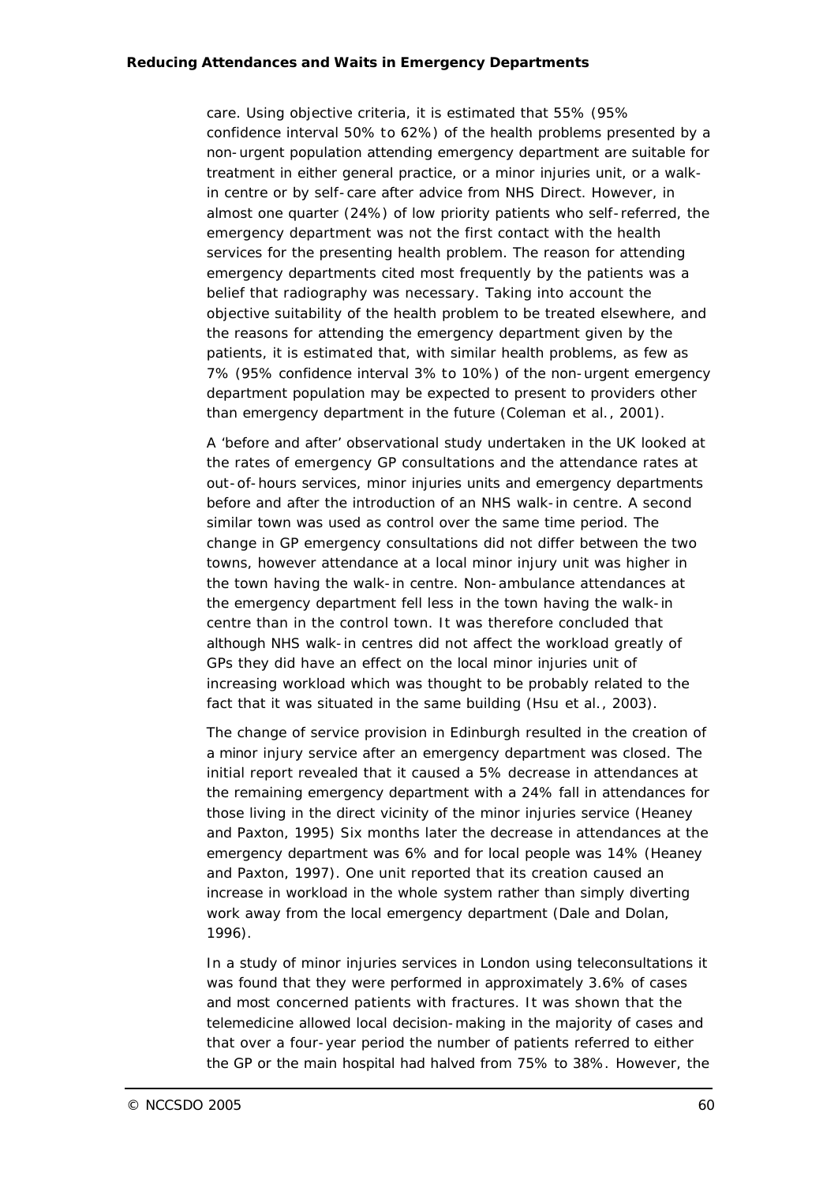care. Using objective criteria, it is estimated that 55% (95% confidence interval 50% to 62%) of the health problems presented by a non-urgent population attending emergency department are suitable for treatment in either general practice, or a minor injuries unit, or a walk-in centre or by self-care after advice from NHS Direct. However, in almost one quarter (24%) of low priority patients who self-referred, the emergency department was not the first contact with the health services for the presenting health problem. The reason for attending emergency departments cited most frequently by the patients was a belief that radiography was necessary. Taking into account the objective suitability of the health problem to be treated elsewhere, and the reasons for attending the emergency department given by the patients, it is estimated that, with similar health problems, as few as 7% (95% confidence interval 3% to 10%) of the non-urgent emergency department population may be expected to present to providers other than emergency department in the future (Coleman *et al.*, 2001).

A 'before and after' observational study undertaken in the UK looked at the rates of emergency GP consultations and the attendance rates at out-of-hours services, minor injuries units and emergency departments before and after the introduction of an NHS walk-in centre. A second similar town was used as control over the same time period. The change in GP emergency consultations did not differ between the two towns, however attendance at a local minor injury unit was higher in the town having the walk-in centre. Non-ambulance attendances at the emergency department fell less in the town having the walk-in centre than in the control town. It was therefore concluded that although NHS walk-in centres did not affect the workload greatly of GPs they did have an effect on the local minor injuries unit of increasing workload which was thought to be probably related to the fact that it was situated in the same building (Hsu *et al.*, 2003).

The change of service provision in Edinburgh resulted in the creation of a minor injury service after an emergency department was closed. The initial report revealed that it caused a 5% decrease in attendances at the remaining emergency department with a 24% fall in attendances for those living in the direct vicinity of the minor injuries service (Heaney and Paxton, 1995) Six months later the decrease in attendances at the emergency department was 6% and for local people was 14% (Heaney and Paxton, 1997). One unit reported that its creation caused an increase in workload in the whole system rather than simply diverting work away from the local emergency department (Dale and Dolan, 1996).

In a study of minor injuries services in London using teleconsultations it was found that they were performed in approximately 3.6% of cases and most concerned patients with fractures. It was shown that the telemedicine allowed local decision-making in the majority of cases and that over a four-year period the number of patients referred to either the GP or the main hospital had halved from 75% to 38%. However, the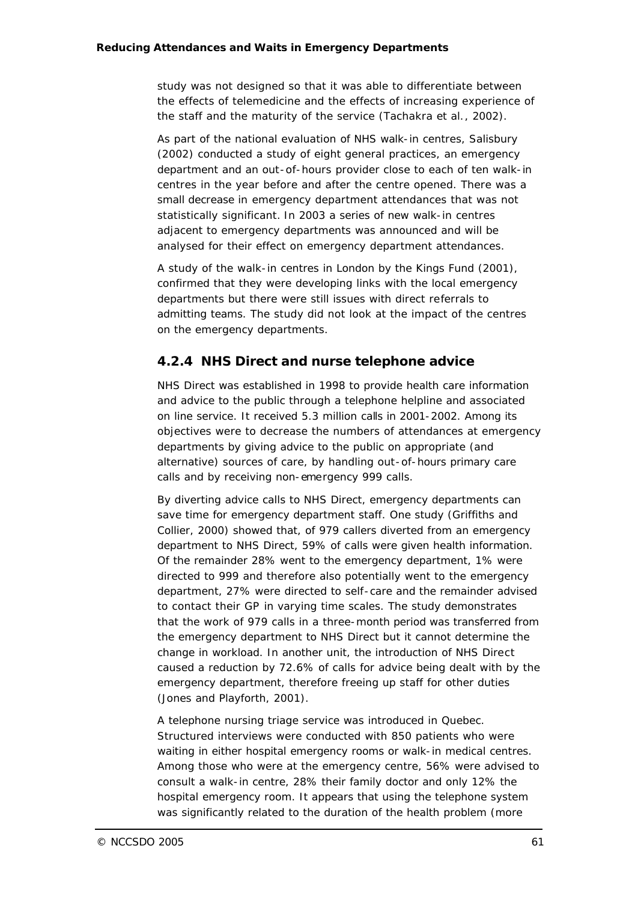study was not designed so that it was able to differentiate between the effects of telemedicine and the effects of increasing experience of the staff and the maturity of the service (Tachakra et al., 2002).

As part of the national evaluation of NHS walk-in centres, Salisbury (2002) conducted a study of eight general practices, an emergency department and an out-of-hours provider close to each of ten walk-in centres in the year before and after the centre opened. There was a small decrease in emergency department attendances that was not statistically significant. In 2003 a series of new walk-in centres adjacent to emergency departments was announced and will be analysed for their effect on emergency department attendances.

A study of the walk-in centres in London by the Kings Fund (2001), confirmed that they were developing links with the local emergency departments but there were still issues with direct referrals to admitting teams. The study did not look at the impact of the centres on the emergency departments.

### 4.2.4 NHS Direct and nurse telephone advice

NHS Direct was established in 1998 to provide health care information and advice to the public through a telephone helpline and associated on line service. It received 5.3 million calls in 2001-2002. Among its objectives were to decrease the numbers of attendances at emergency departments by giving advice to the public on appropriate (and alternative) sources of care, by handling out-of-hours primary care calls and by receiving non-emergency 999 calls.

By diverting advice calls to NHS Direct, emergency departments can save time for emergency department staff. One study (Griffiths and Collier, 2000) showed that, of 979 callers diverted from an emergency department to NHS Direct, 59% of calls were given health information. Of the remainder 28% went to the emergency department, 1% were directed to 999 and therefore also potentially went to the emergency department, 27% were directed to self-care and the remainder advised to contact their GP in varying time scales. The study demonstrates that the work of 979 calls in a three-month period was transferred from the emergency department to NHS Direct but it cannot determine the change in workload. In another unit, the introduction of NHS Direct caused a reduction by 72.6% of calls for advice being dealt with by the emergency department, therefore freeing up staff for other duties (Jones and Playforth, 2001).

A telephone nursing triage service was introduced in Quebec. Structured interviews were conducted with 850 patients who were waiting in either hospital emergency rooms or walk-in medical centres. Among those who were at the emergency centre, 56% were advised to consult a walk-in centre, 28% their family doctor and only 12% the hospital emergency room. It appears that using the telephone system was significantly related to the duration of the health problem (more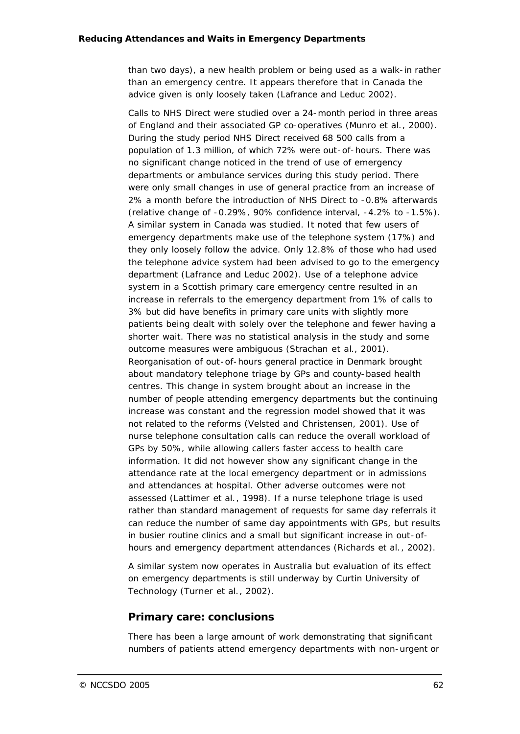than two days), a new health problem or being used as a walk-in rather than an emergency centre. It appears therefore that in Canada the advice given is only loosely taken (Lafrance and Leduc 2002).

Calls to NHS Direct were studied over a 24-month period in three areas of England and their associated GP co-operatives (Munro et al., 2000). During the study period NHS Direct received 68 500 calls from a population of 1.3 million, of which 72% were out-of-hours. There was no significant change noticed in the trend of use of emergency departments or ambulance services during this study period. There were only small changes in use of general practice from an increase of 2% a month before the introduction of NHS Direct to -0.8% afterwards (relative change of -0.29%, 90% confidence interval, -4.2% to -1.5%). A similar system in Canada was studied. It noted that few users of emergency departments make use of the telephone system (17%) and they only loosely follow the advice. Only 12.8% of those who had used the telephone advice system had been advised to go to the emergency department (Lafrance and Leduc 2002). Use of a telephone advice system in a Scottish primary care emergency centre resulted in an increase in referrals to the emergency department from 1% of calls to 3% but did have benefits in primary care units with slightly more patients being dealt with solely over the telephone and fewer having a shorter wait. There was no statistical analysis in the study and some outcome measures were ambiguous (Strachan et al., 2001). Reorganisation of out-of-hours general practice in Denmark brought about mandatory telephone triage by GPs and county-based health centres. This change in system brought about an increase in the number of people attending emergency departments but the continuing increase was constant and the regression model showed that it was not related to the reforms (Velsted and Christensen, 2001). Use of nurse telephone consultation calls can reduce the overall workload of GPs by 50%, while allowing callers faster access to health care information. It did not however show any significant change in the attendance rate at the local emergency department or in admissions and attendances at hospital. Other adverse outcomes were not assessed (Lattimer et al., 1998). If a nurse telephone triage is used rather than standard management of requests for same day referrals it can reduce the number of same day appointments with GPs, but results in busier routine clinics and a small but significant increase in out-of-hours and emergency department attendances (Richards et al., 2002).

A similar system now operates in Australia but evaluation of its effect on emergency departments is still underway by Curtin University of Technology (Turner et al., 2002).

## Primary care: conclusions

There has been a large amount of work demonstrating that significant numbers of patients attend emergency departments with non-urgent or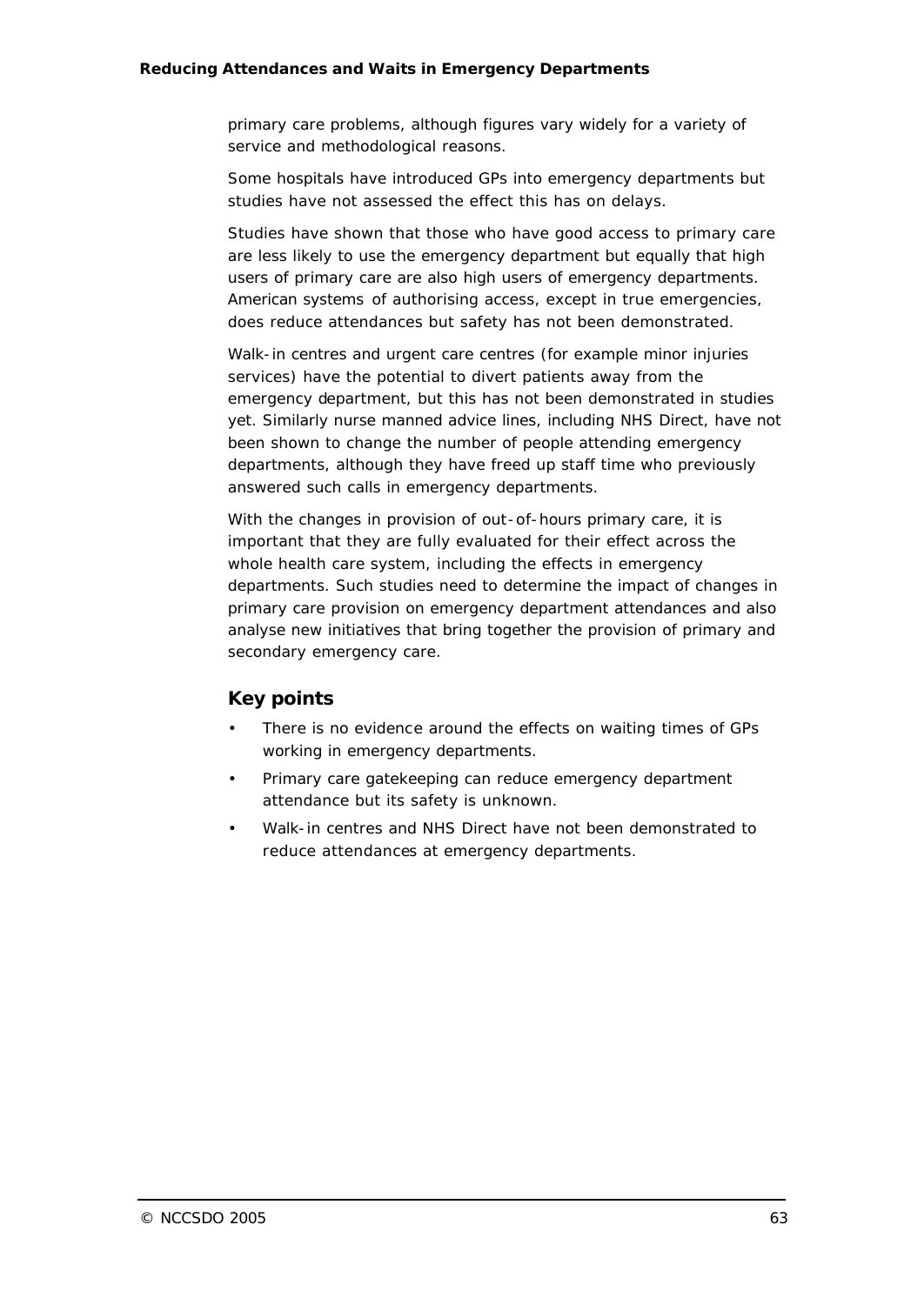primary care problems, although figures vary widely for a variety of service and methodological reasons.

Some hospitals have introduced GPs into emergency departments but studies have not assessed the effect this has on delays.

Studies have shown that those who have good access to primary care are less likely to use the emergency department but equally that high users of primary care are also high users of emergency departments. American systems of authorising access, except in true emergencies, does reduce attendances but safety has not been demonstrated.

Walk-in centres and urgent care centres (for example minor injuries services) have the potential to divert patients away from the emergency department, but this has not been demonstrated in studies yet. Similarly nurse manned advice lines, including NHS Direct, have not been shown to change the number of people attending emergency departments, although they have freed up staff time who previously answered such calls in emergency departments.

With the changes in provision of out-of-hours primary care, it is important that they are fully evaluated for their effect across the whole health care system, including the effects in emergency departments. Such studies need to determine the impact of changes in primary care provision on emergency department attendances and also analyse new initiatives that bring together the provision of primary and secondary emergency care.

## Key points

- There is no evidence around the effects on waiting times of GPs working in emergency departments.
- Primary care gatekeeping can reduce emergency department attendance but its safety is unknown.
- Walk-in centres and NHS Direct have not been demonstrated to reduce attendances at emergency departments.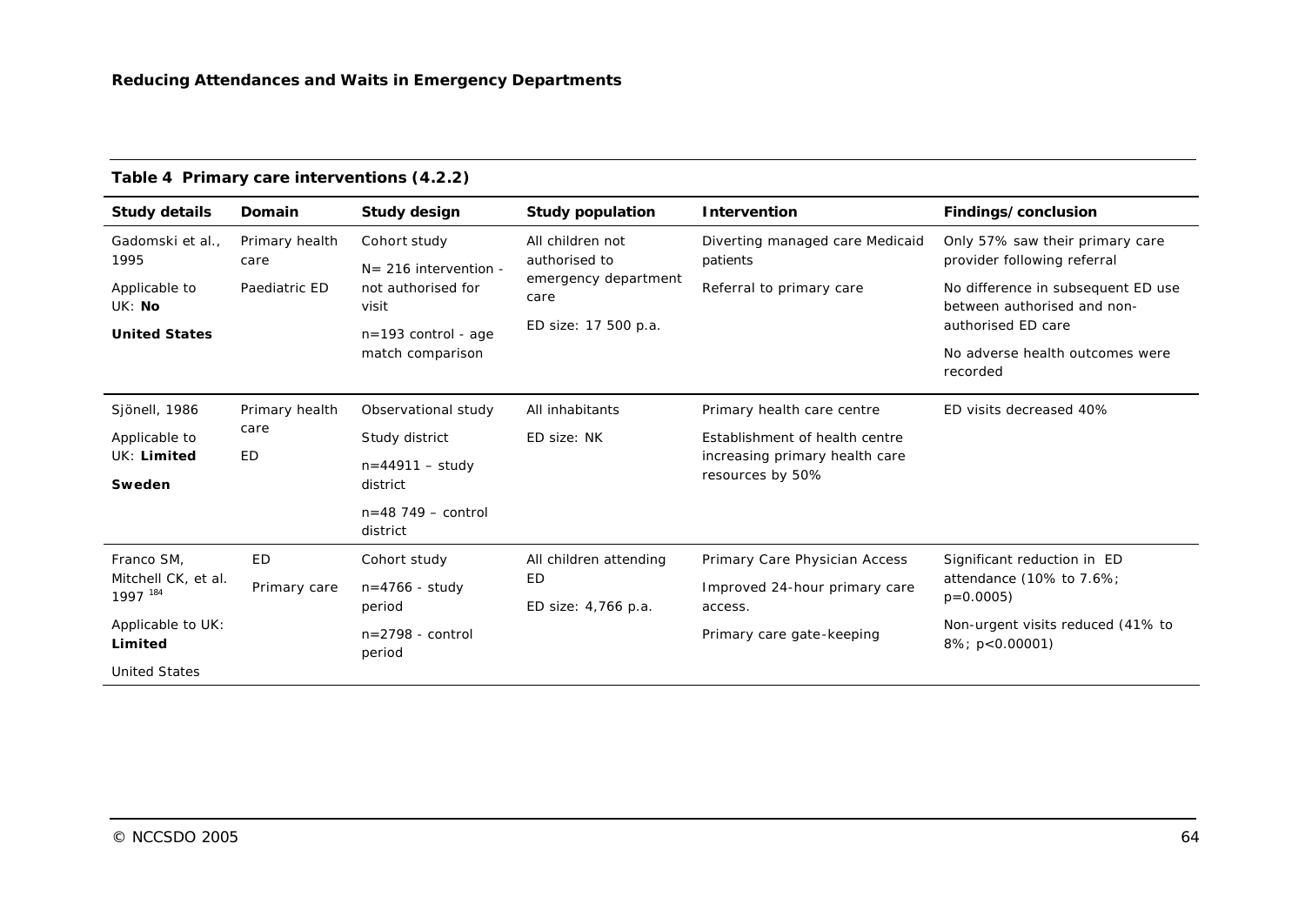**Table 4 Primary care interventions (4.2.2)**

| Study details | Domain | Study design | Study population | Intervention | Findings/conclusion |
|---|---|---|---|---|---|
| Gadomski et al., 1995<br><br>Applicable to UK: **No**<br><br>**United States** | Primary health care<br><br>Paediatric ED | Cohort study<br><br>N= 216 intervention - not authorised for visit<br><br>n=193 control - age match comparison | All children not authorised to emergency department care<br><br>ED size: 17 500 p.a. | Diverting managed care Medicaid patients<br><br>Referral to primary care | Only 57% saw their primary care provider following referral<br><br>No difference in subsequent ED use between authorised and non-authorised ED care<br><br>No adverse health outcomes were recorded |
| Sjönell, 1986<br><br>Applicable to UK: **Limited**<br><br>**Sweden** | Primary health care<br><br>ED | Observational study<br><br>Study district<br><br>n=44911 – study district<br><br>n=48 749 – control district | All inhabitants<br><br>ED size: NK | Primary health care centre<br><br>Establishment of health centre increasing primary health care resources by 50% | ED visits decreased 40% |
| Franco SM, Mitchell CK, et al. 1997 [184]<br><br>Applicable to UK: **Limited**<br><br>United States | ED<br><br>Primary care | Cohort study<br><br>n=4766 - study period<br><br>n=2798 - control period | All children attending ED<br><br>ED size: 4,766 p.a. | Primary Care Physician Access<br><br>Improved 24-hour primary care access.<br><br>Primary care gate-keeping | Significant reduction in ED attendance (10% to 7.6%; $p=0.0005$)<br><br>Non-urgent visits reduced (41% to 8%; $p<0.00001$) |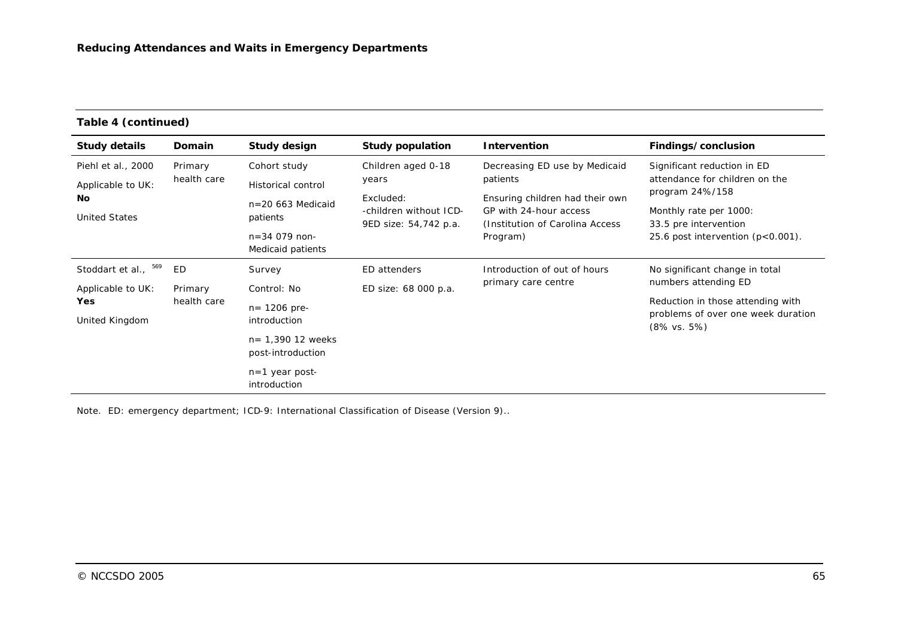**Table 4 (continued)**

| Study details | Domain | Study design | Study population | Intervention | Findings/conclusion |
|---|---|---|---|---|---|
| Piehl et al., 2000<br>Applicable to UK: **No**<br>United States | Primary health care | Cohort study<br>Historical control<br>n=20 663 Medicaid patients<br>n=34 079 non-Medicaid patients | Children aged 0-18 years<br>Excluded:<br>-children without ICD-9ED size: 54,742 p.a. | Decreasing ED use by Medicaid patients<br>Ensuring children had their own GP with 24-hour access (Institution of Carolina Access Program) | Significant reduction in ED attendance for children on the program 24%/158<br>Monthly rate per 1000:<br>33.5 pre intervention<br>25.6 post intervention ($p<0.001$). |
| Stoddart et al., [569]<br>Applicable to UK: **Yes**<br>United Kingdom | ED<br>Primary health care | Survey<br>Control: No<br>n= 1206 pre-introduction<br>n= 1,390 12 weeks post-introduction<br>n=1 year post-introduction | ED attenders<br>ED size: 68 000 p.a. | Introduction of out of hours primary care centre | No significant change in total numbers attending ED<br>Reduction in those attending with problems of over one week duration (8% vs. 5%) |

Note. ED: emergency department; ICD-9: International Classification of Disease (Version 9)..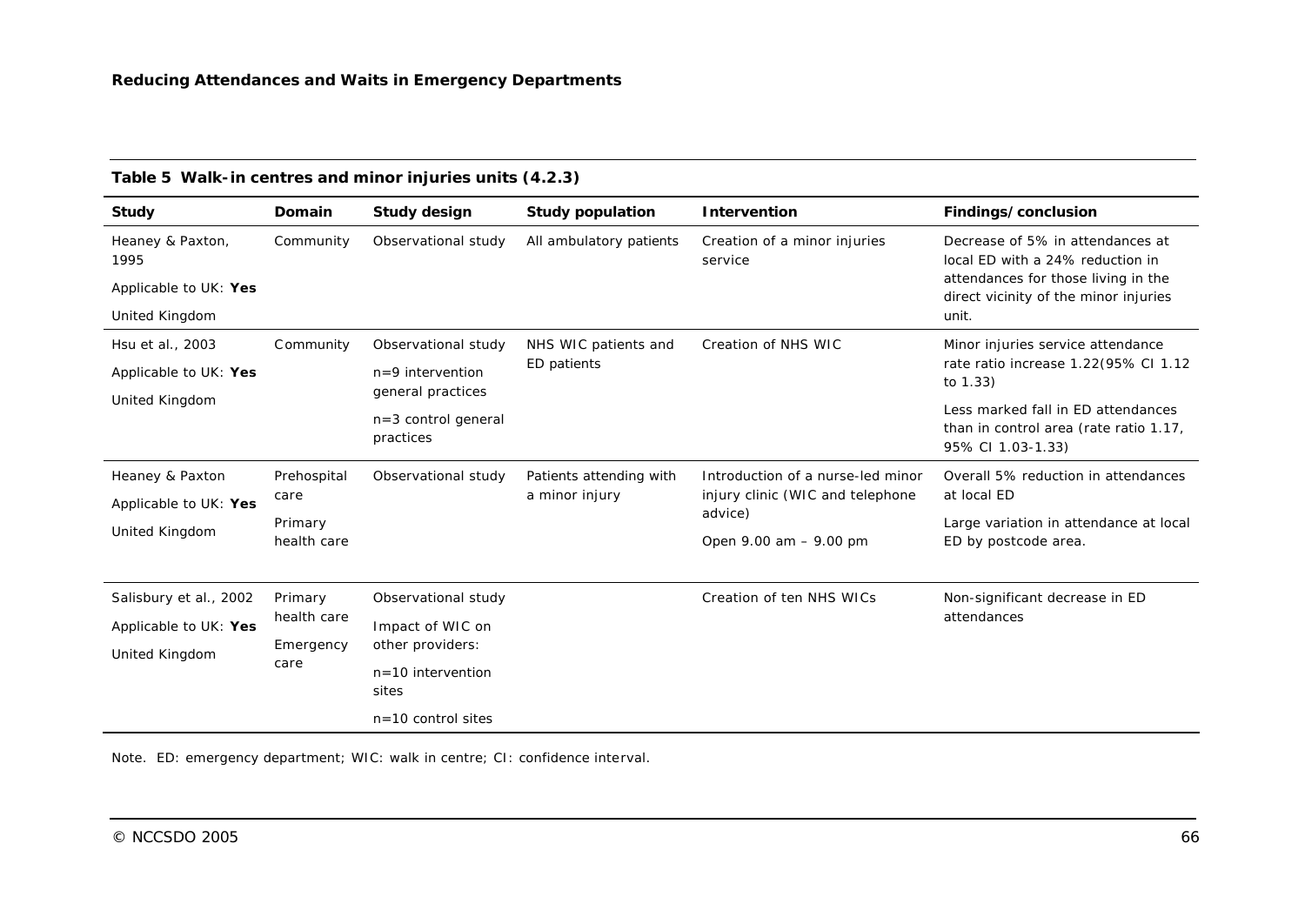**Table 5 Walk-in centres and minor injuries units (4.2.3)**

| Study | Domain | Study design | Study population | Intervention | Findings/conclusion |
|---|---|---|---|---|---|
| Heaney & Paxton, 1995<br>Applicable to UK: **Yes**<br>United Kingdom | Community | Observational study | All ambulatory patients | Creation of a minor injuries service | Decrease of 5% in attendances at local ED with a 24% reduction in attendances for those living in the direct vicinity of the minor injuries unit. |
| Hsu et al., 2003<br>Applicable to UK: **Yes**<br>United Kingdom | Community | Observational study<br>n=9 intervention general practices<br>n=3 control general practices | NHS WIC patients and ED patients | Creation of NHS WIC | Minor injuries service attendance rate ratio increase 1.22(95% CI 1.12 to 1.33)<br>Less marked fall in ED attendances than in control area (rate ratio 1.17, 95% CI 1.03-1.33) |
| Heaney & Paxton<br>Applicable to UK: **Yes**<br>United Kingdom | Prehospital care<br>Primary health care | Observational study | Patients attending with a minor injury | Introduction of a nurse-led minor injury clinic (WIC and telephone advice)<br>Open 9.00 am – 9.00 pm | Overall 5% reduction in attendances at local ED<br>Large variation in attendance at local ED by postcode area. |
| Salisbury et al., 2002<br>Applicable to UK: **Yes**<br>United Kingdom | Primary health care<br>Emergency care | Observational study<br>Impact of WIC on other providers:<br>n=10 intervention sites<br>n=10 control sites | | Creation of ten NHS WICs | Non-significant decrease in ED attendances |

Note. ED: emergency department; WIC: walk in centre; CI: confidence interval.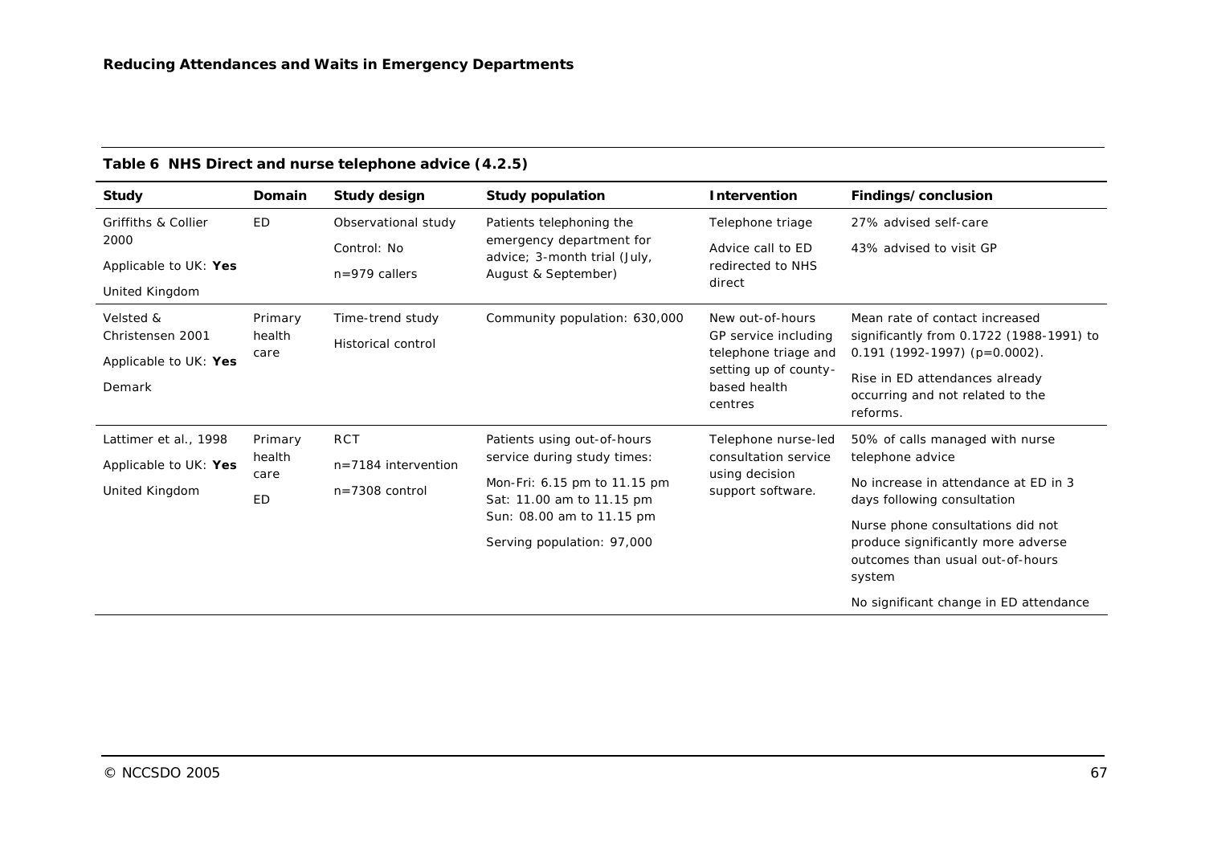**Table 6 NHS Direct and nurse telephone advice (4.2.5)**

| Study | Domain | Study design | Study population | Intervention | Findings/conclusion |
|---|---|---|---|---|---|
| Griffiths & Collier 2000<br>Applicable to UK: **Yes**<br>United Kingdom | ED | Observational study<br>Control: No<br>n=979 callers | Patients telephoning the emergency department for advice; 3-month trial (July, August & September) | Telephone triage<br>Advice call to ED redirected to NHS direct | 27% advised self-care<br>43% advised to visit GP |
| Velsted & Christensen 2001<br>Applicable to UK: **Yes**<br>Demark | Primary health care | Time-trend study<br>Historical control | Community population: 630,000 | New out-of-hours GP service including telephone triage and setting up of county-based health centres | Mean rate of contact increased significantly from 0.1722 (1988-1991) to 0.191 (1992-1997) (p=0.0002).<br>Rise in ED attendances already occurring and not related to the reforms. |
| Lattimer et al., 1998<br>Applicable to UK: **Yes**<br>United Kingdom | Primary health care<br>ED | RCT<br>n=7184 intervention<br>n=7308 control | Patients using out-of-hours service during study times:<br>Mon-Fri: 6.15 pm to 11.15 pm<br>Sat: 11.00 am to 11.15 pm<br>Sun: 08.00 am to 11.15 pm<br>Serving population: 97,000 | Telephone nurse-led consultation service using decision support software. | 50% of calls managed with nurse telephone advice<br>No increase in attendance at ED in 3 days following consultation<br>Nurse phone consultations did not produce significantly more adverse outcomes than usual out-of-hours system<br>No significant change in ED attendance |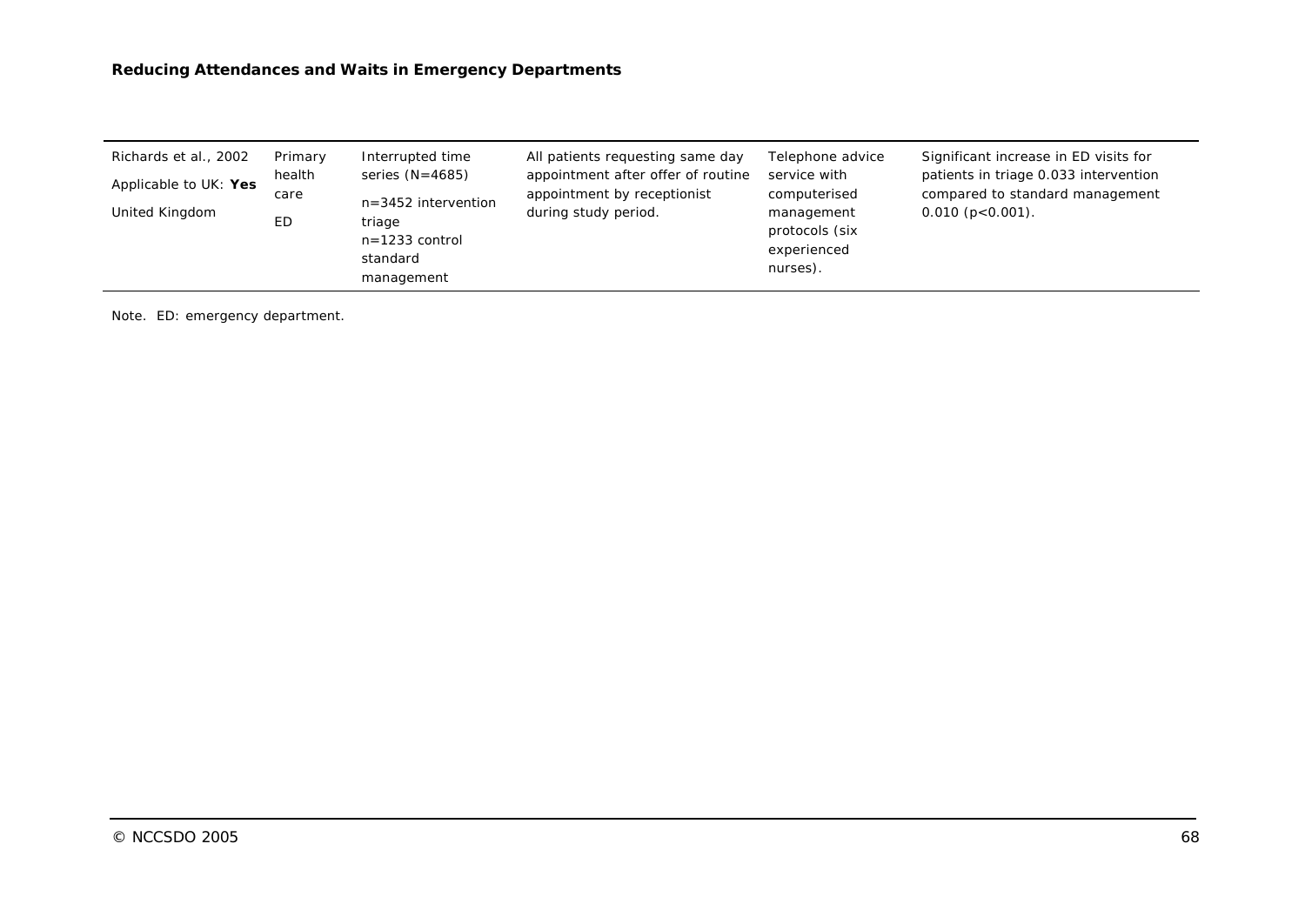| | | | | | |
|---|---|---|---|---|---|
| Richards et al., 2002<br>Applicable to UK: **Yes**<br>United Kingdom | Primary health care<br>ED | Interrupted time series (N=4685)<br>n=3452 intervention triage<br>n=1233 control standard management | All patients requesting same day appointment after offer of routine appointment by receptionist during study period. | Telephone advice service with computerised management protocols (six experienced nurses). | Significant increase in ED visits for patients in triage 0.033 intervention compared to standard management 0.010 ($p<0.001$). |

Note. ED: emergency department.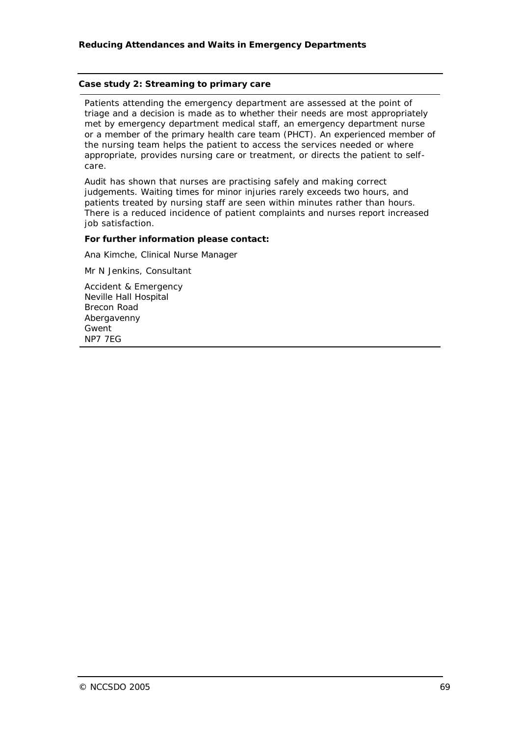**Case study 2: Streaming to primary care**

Patients attending the emergency department are assessed at the point of triage and a decision is made as to whether their needs are most appropriately met by emergency department medical staff, an emergency department nurse or a member of the primary health care team (PHCT). An experienced member of the nursing team helps the patient to access the services needed or where appropriate, provides nursing care or treatment, or directs the patient to self-care.

Audit has shown that nurses are practising safely and making correct judgements. Waiting times for minor injuries rarely exceeds two hours, and patients treated by nursing staff are seen within minutes rather than hours. There is a reduced incidence of patient complaints and nurses report increased job satisfaction.

**For further information please contact:**

Ana Kimche, Clinical Nurse Manager

Mr N Jenkins, Consultant

Accident & Emergency
Neville Hall Hospital
Brecon Road
Abergavenny
Gwent
NP7 7EG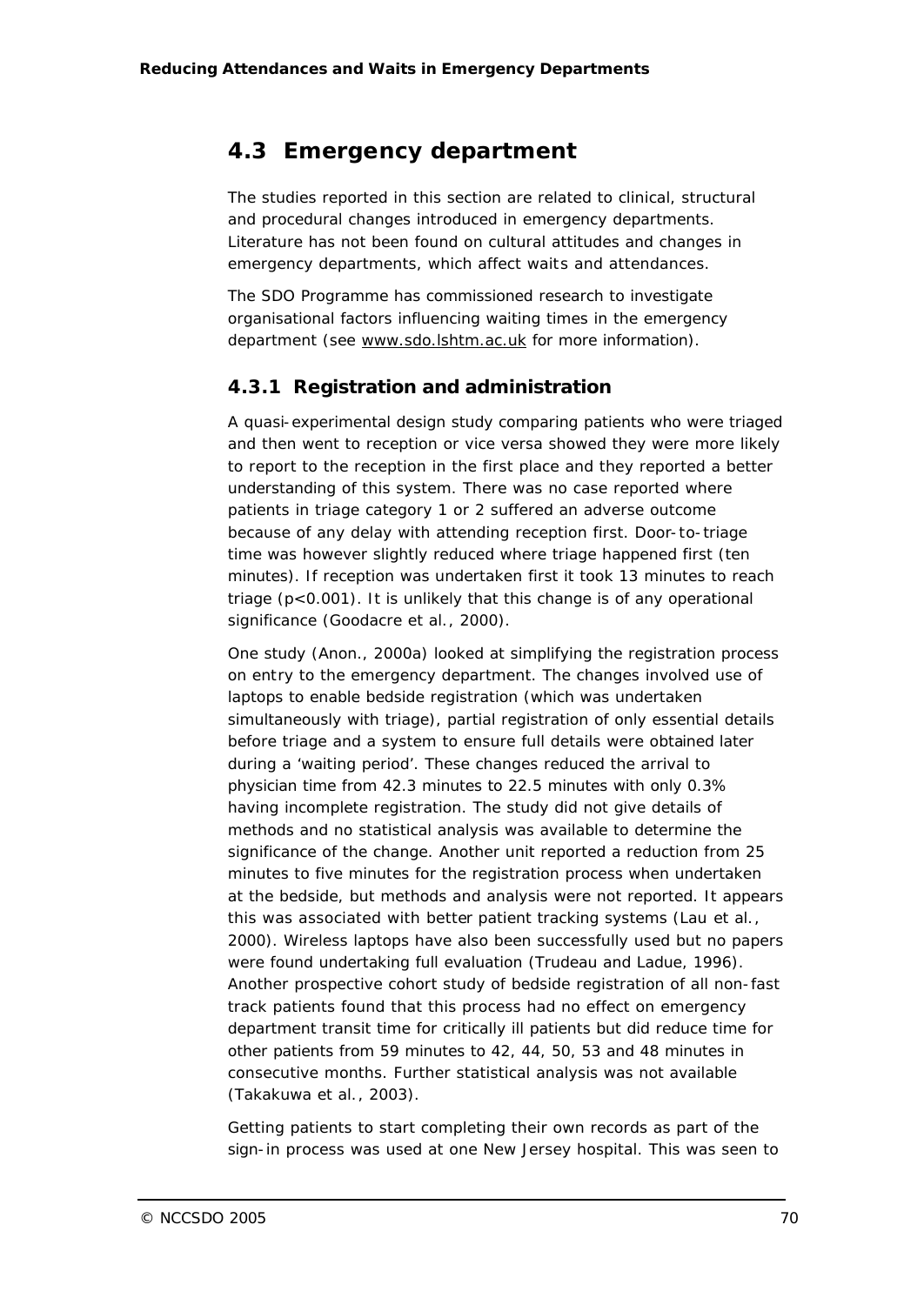## 4.3 Emergency department

The studies reported in this section are related to clinical, structural and procedural changes introduced in emergency departments. Literature has not been found on cultural attitudes and changes in emergency departments, which affect waits and attendances.

The SDO Programme has commissioned research to investigate organisational factors influencing waiting times in the emergency department (see www.sdo.lshtm.ac.uk for more information).

### 4.3.1 Registration and administration

A quasi-experimental design study comparing patients who were triaged and then went to reception or vice versa showed they were more likely to report to the reception in the first place and they reported a better understanding of this system. There was no case reported where patients in triage category 1 or 2 suffered an adverse outcome because of any delay with attending reception first. Door-to-triage time was however slightly reduced where triage happened first (ten minutes). If reception was undertaken first it took 13 minutes to reach triage ($p<0.001$). It is unlikely that this change is of any operational significance (Goodacre et al., 2000).

One study (Anon., 2000a) looked at simplifying the registration process on entry to the emergency department. The changes involved use of laptops to enable bedside registration (which was undertaken simultaneously with triage), partial registration of only essential details before triage and a system to ensure full details were obtained later during a 'waiting period'. These changes reduced the arrival to physician time from 42.3 minutes to 22.5 minutes with only 0.3% having incomplete registration. The study did not give details of methods and no statistical analysis was available to determine the significance of the change. Another unit reported a reduction from 25 minutes to five minutes for the registration process when undertaken at the bedside, but methods and analysis were not reported. It appears this was associated with better patient tracking systems (Lau et al., 2000). Wireless laptops have also been successfully used but no papers were found undertaking full evaluation (Trudeau and Ladue, 1996). Another prospective cohort study of bedside registration of all non-fast track patients found that this process had no effect on emergency department transit time for critically ill patients but did reduce time for other patients from 59 minutes to 42, 44, 50, 53 and 48 minutes in consecutive months. Further statistical analysis was not available (Takakuwa et al., 2003).

Getting patients to start completing their own records as part of the sign-in process was used at one New Jersey hospital. This was seen to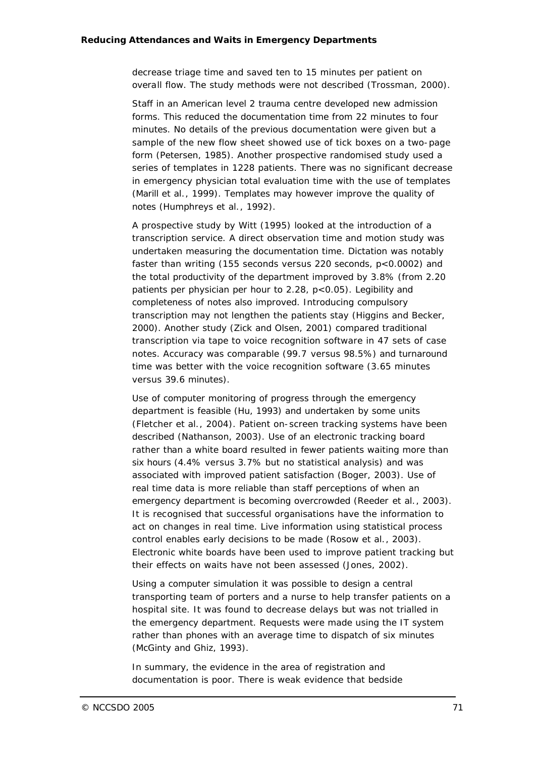decrease triage time and saved ten to 15 minutes per patient on overall flow. The study methods were not described (Trossman, 2000).

Staff in an American level 2 trauma centre developed new admission forms. This reduced the documentation time from 22 minutes to four minutes. No details of the previous documentation were given but a sample of the new flow sheet showed use of tick boxes on a two-page form (Petersen, 1985). Another prospective randomised study used a series of templates in 1228 patients. There was no significant decrease in emergency physician total evaluation time with the use of templates (Marill et al., 1999). Templates may however improve the quality of notes (Humphreys et al., 1992).

A prospective study by Witt (1995) looked at the introduction of a transcription service. A direct observation time and motion study was undertaken measuring the documentation time. Dictation was notably faster than writing (155 seconds versus 220 seconds, $p<0.0002$) and the total productivity of the department improved by 3.8% (from 2.20 patients per physician per hour to 2.28, $p<0.05$). Legibility and completeness of notes also improved. Introducing compulsory transcription may not lengthen the patients stay (Higgins and Becker, 2000). Another study (Zick and Olsen, 2001) compared traditional transcription via tape to voice recognition software in 47 sets of case notes. Accuracy was comparable (99.7 versus 98.5%) and turnaround time was better with the voice recognition software (3.65 minutes versus 39.6 minutes).

Use of computer monitoring of progress through the emergency department is feasible (Hu, 1993) and undertaken by some units (Fletcher et al., 2004). Patient on-screen tracking systems have been described (Nathanson, 2003). Use of an electronic tracking board rather than a white board resulted in fewer patients waiting more than six hours (4.4% versus 3.7% but no statistical analysis) and was associated with improved patient satisfaction (Boger, 2003). Use of real time data is more reliable than staff perceptions of when an emergency department is becoming overcrowded (Reeder et al., 2003). It is recognised that successful organisations have the information to act on changes in real time. Live information using statistical process control enables early decisions to be made (Rosow et al., 2003). Electronic white boards have been used to improve patient tracking but their effects on waits have not been assessed (Jones, 2002).

Using a computer simulation it was possible to design a central transporting team of porters and a nurse to help transfer patients on a hospital site. It was found to decrease delays but was not trialled in the emergency department. Requests were made using the IT system rather than phones with an average time to dispatch of six minutes (McGinty and Ghiz, 1993).

In summary, the evidence in the area of registration and documentation is poor. There is weak evidence that bedside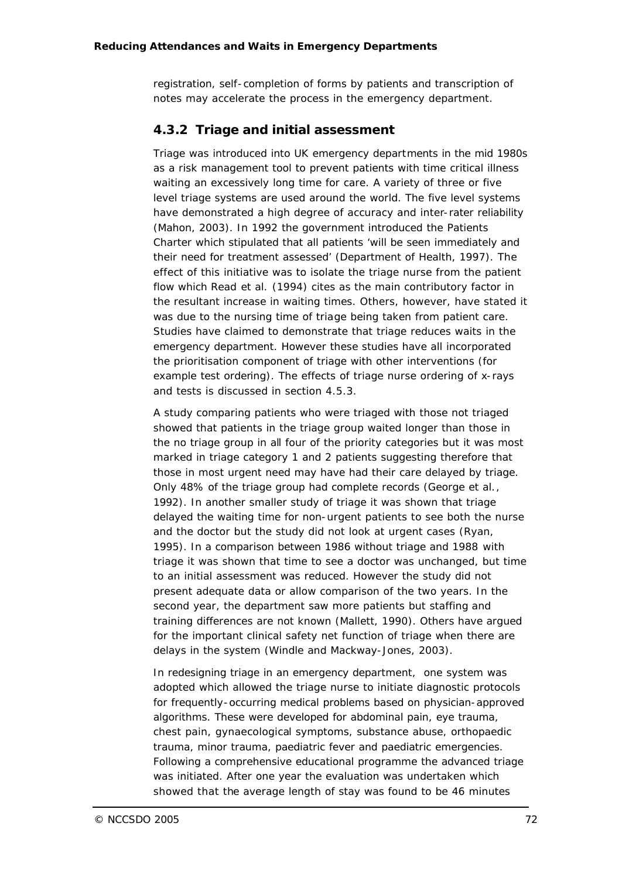registration, self-completion of forms by patients and transcription of notes may accelerate the process in the emergency department.

### 4.3.2 Triage and initial assessment

Triage was introduced into UK emergency departments in the mid 1980s as a risk management tool to prevent patients with time critical illness waiting an excessively long time for care. A variety of three or five level triage systems are used around the world. The five level systems have demonstrated a high degree of accuracy and inter-rater reliability (Mahon, 2003). In 1992 the government introduced the Patients Charter which stipulated that all patients 'will be seen immediately and their need for treatment assessed' (Department of Health, 1997). The effect of this initiative was to isolate the triage nurse from the patient flow which Read et al. (1994) cites as the main contributory factor in the resultant increase in waiting times. Others, however, have stated it was due to the nursing time of triage being taken from patient care. Studies have claimed to demonstrate that triage reduces waits in the emergency department. However these studies have all incorporated the prioritisation component of triage with other interventions (for example test ordering). The effects of triage nurse ordering of x-rays and tests is discussed in section 4.5.3.

A study comparing patients who were triaged with those not triaged showed that patients in the triage group waited longer than those in the no triage group in all four of the priority categories but it was most marked in triage category 1 and 2 patients suggesting therefore that those in most urgent need may have had their care delayed by triage. Only 48% of the triage group had complete records (George et al., 1992). In another smaller study of triage it was shown that triage delayed the waiting time for non-urgent patients to see both the nurse and the doctor but the study did not look at urgent cases (Ryan, 1995). In a comparison between 1986 without triage and 1988 with triage it was shown that time to see a doctor was unchanged, but time to an initial assessment was reduced. However the study did not present adequate data or allow comparison of the two years. In the second year, the department saw more patients but staffing and training differences are not known (Mallett, 1990). Others have argued for the important clinical safety net function of triage when there are delays in the system (Windle and Mackway-Jones, 2003).

In redesigning triage in an emergency department, one system was adopted which allowed the triage nurse to initiate diagnostic protocols for frequently-occurring medical problems based on physician-approved algorithms. These were developed for abdominal pain, eye trauma, chest pain, gynaecological symptoms, substance abuse, orthopaedic trauma, minor trauma, paediatric fever and paediatric emergencies. Following a comprehensive educational programme the advanced triage was initiated. After one year the evaluation was undertaken which showed that the average length of stay was found to be 46 minutes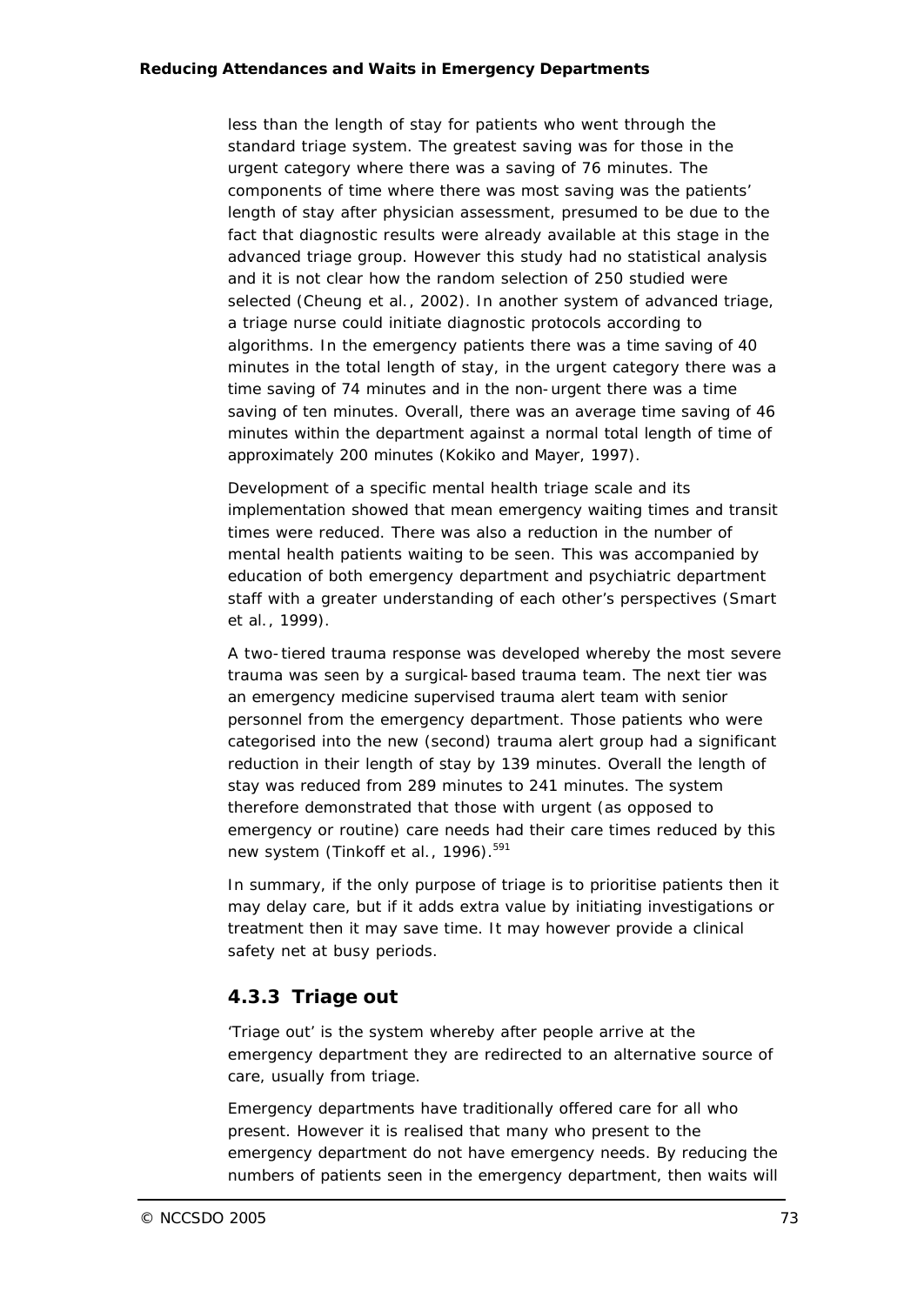less than the length of stay for patients who went through the standard triage system. The greatest saving was for those in the urgent category where there was a saving of 76 minutes. The components of time where there was most saving was the patients' length of stay after physician assessment, presumed to be due to the fact that diagnostic results were already available at this stage in the advanced triage group. However this study had no statistical analysis and it is not clear how the random selection of 250 studied were selected (Cheung et al., 2002). In another system of advanced triage, a triage nurse could initiate diagnostic protocols according to algorithms. In the emergency patients there was a time saving of 40 minutes in the total length of stay, in the urgent category there was a time saving of 74 minutes and in the non-urgent there was a time saving of ten minutes. Overall, there was an average time saving of 46 minutes within the department against a normal total length of time of approximately 200 minutes (Kokiko and Mayer, 1997).

Development of a specific mental health triage scale and its implementation showed that mean emergency waiting times and transit times were reduced. There was also a reduction in the number of mental health patients waiting to be seen. This was accompanied by education of both emergency department and psychiatric department staff with a greater understanding of each other's perspectives (Smart et al., 1999).

A two-tiered trauma response was developed whereby the most severe trauma was seen by a surgical-based trauma team. The next tier was an emergency medicine supervised trauma alert team with senior personnel from the emergency department. Those patients who were categorised into the new (second) trauma alert group had a significant reduction in their length of stay by 139 minutes. Overall the length of stay was reduced from 289 minutes to 241 minutes. The system therefore demonstrated that those with urgent (as opposed to emergency or routine) care needs had their care times reduced by this new system (Tinkoff et al., 1996).[591]

In summary, if the only purpose of triage is to prioritise patients then it may delay care, but if it adds extra value by initiating investigations or treatment then it may save time. It may however provide a clinical safety net at busy periods.

### 4.3.3 Triage out

'Triage out' is the system whereby after people arrive at the emergency department they are redirected to an alternative source of care, usually from triage.

Emergency departments have traditionally offered care for all who present. However it is realised that many who present to the emergency department do not have emergency needs. By reducing the numbers of patients seen in the emergency department, then waits will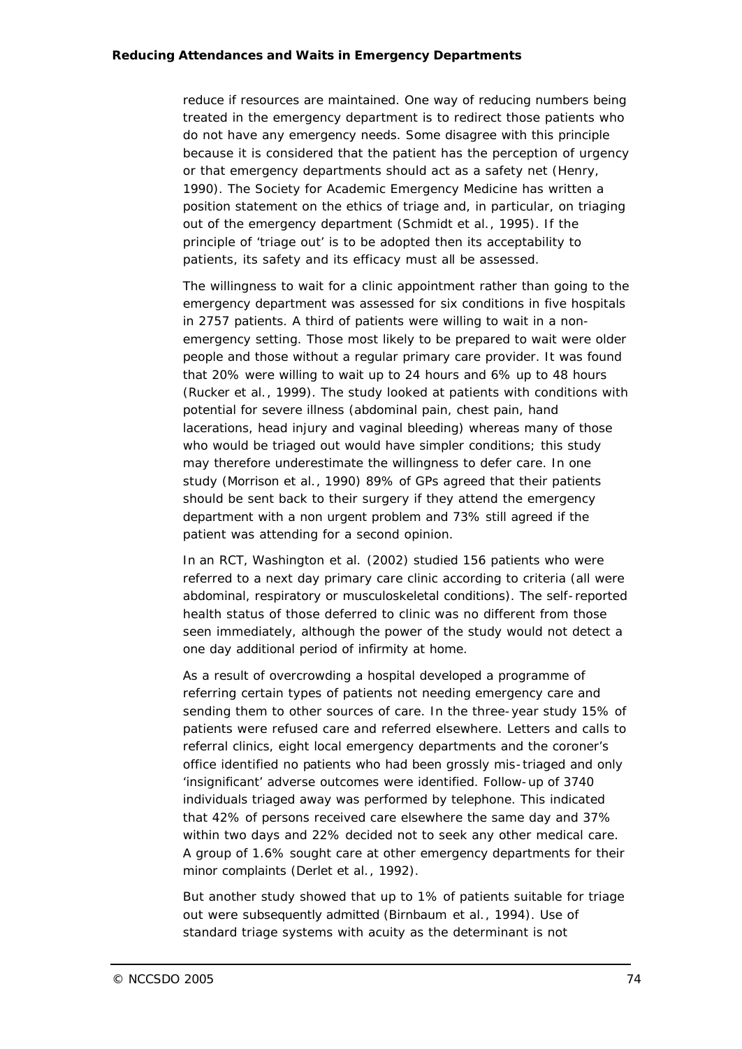reduce if resources are maintained. One way of reducing numbers being treated in the emergency department is to redirect those patients who do not have any emergency needs. Some disagree with this principle because it is considered that the patient has the perception of urgency or that emergency departments should act as a safety net (Henry, 1990). The Society for Academic Emergency Medicine has written a position statement on the ethics of triage and, in particular, on triaging out of the emergency department (Schmidt et al., 1995). If the principle of 'triage out' is to be adopted then its acceptability to patients, its safety and its efficacy must all be assessed.

The willingness to wait for a clinic appointment rather than going to the emergency department was assessed for six conditions in five hospitals in 2757 patients. A third of patients were willing to wait in a non-emergency setting. Those most likely to be prepared to wait were older people and those without a regular primary care provider. It was found that 20% were willing to wait up to 24 hours and 6% up to 48 hours (Rucker et al., 1999). The study looked at patients with conditions with potential for severe illness (abdominal pain, chest pain, hand lacerations, head injury and vaginal bleeding) whereas many of those who would be triaged out would have simpler conditions; this study may therefore underestimate the willingness to defer care. In one study (Morrison et al., 1990) 89% of GPs agreed that their patients should be sent back to their surgery if they attend the emergency department with a non urgent problem and 73% still agreed if the patient was attending for a second opinion.

In an RCT, Washington et al. (2002) studied 156 patients who were referred to a next day primary care clinic according to criteria (all were abdominal, respiratory or musculoskeletal conditions). The self-reported health status of those deferred to clinic was no different from those seen immediately, although the power of the study would not detect a one day additional period of infirmity at home.

As a result of overcrowding a hospital developed a programme of referring certain types of patients not needing emergency care and sending them to other sources of care. In the three-year study 15% of patients were refused care and referred elsewhere. Letters and calls to referral clinics, eight local emergency departments and the coroner's office identified no patients who had been grossly mis-triaged and only 'insignificant' adverse outcomes were identified. Follow-up of 3740 individuals triaged away was performed by telephone. This indicated that 42% of persons received care elsewhere the same day and 37% within two days and 22% decided not to seek any other medical care. A group of 1.6% sought care at other emergency departments for their minor complaints (Derlet et al., 1992).

But another study showed that up to 1% of patients suitable for triage out were subsequently admitted (Birnbaum et al., 1994). Use of standard triage systems with acuity as the determinant is not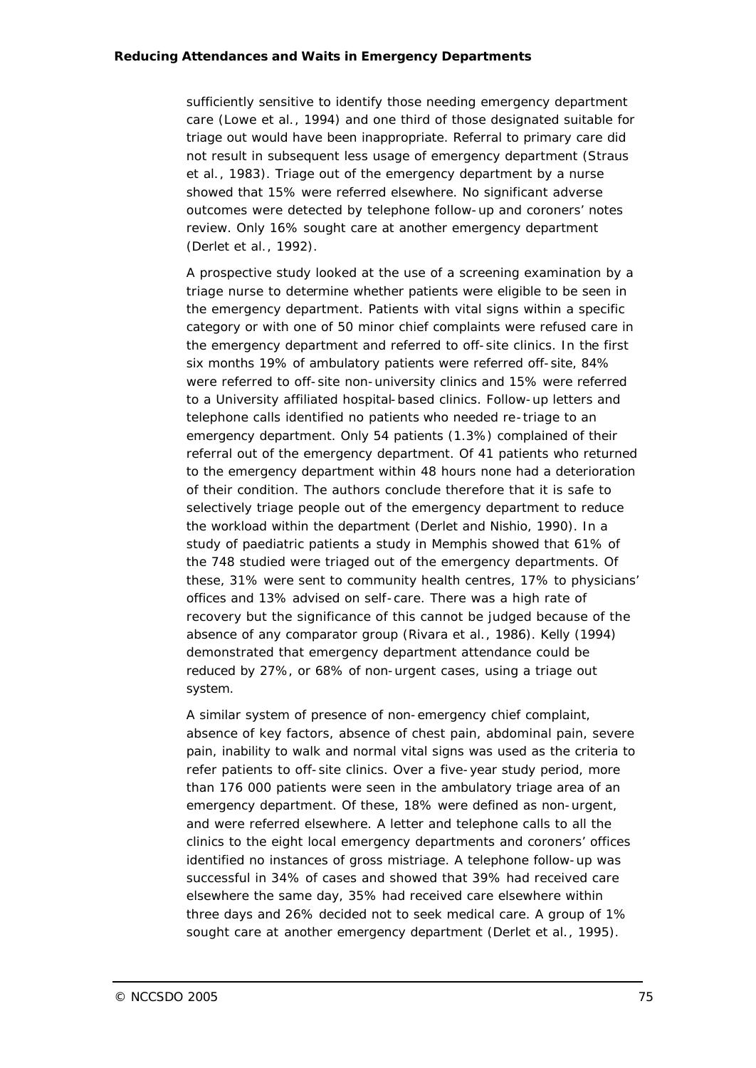sufficiently sensitive to identify those needing emergency department care (Lowe et al., 1994) and one third of those designated suitable for triage out would have been inappropriate. Referral to primary care did not result in subsequent less usage of emergency department (Straus et al., 1983). Triage out of the emergency department by a nurse showed that 15% were referred elsewhere. No significant adverse outcomes were detected by telephone follow-up and coroners' notes review. Only 16% sought care at another emergency department (Derlet et al., 1992).

A prospective study looked at the use of a screening examination by a triage nurse to determine whether patients were eligible to be seen in the emergency department. Patients with vital signs within a specific category or with one of 50 minor chief complaints were refused care in the emergency department and referred to off-site clinics. In the first six months 19% of ambulatory patients were referred off-site, 84% were referred to off-site non-university clinics and 15% were referred to a University affiliated hospital-based clinics. Follow-up letters and telephone calls identified no patients who needed re-triage to an emergency department. Only 54 patients (1.3%) complained of their referral out of the emergency department. Of 41 patients who returned to the emergency department within 48 hours none had a deterioration of their condition. The authors conclude therefore that it is safe to selectively triage people out of the emergency department to reduce the workload within the department (Derlet and Nishio, 1990). In a study of paediatric patients a study in Memphis showed that 61% of the 748 studied were triaged out of the emergency departments. Of these, 31% were sent to community health centres, 17% to physicians' offices and 13% advised on self-care. There was a high rate of recovery but the significance of this cannot be judged because of the absence of any comparator group (Rivara et al., 1986). Kelly (1994) demonstrated that emergency department attendance could be reduced by 27%, or 68% of non-urgent cases, using a triage out system.

A similar system of presence of non-emergency chief complaint, absence of key factors, absence of chest pain, abdominal pain, severe pain, inability to walk and normal vital signs was used as the criteria to refer patients to off-site clinics. Over a five-year study period, more than 176 000 patients were seen in the ambulatory triage area of an emergency department. Of these, 18% were defined as non-urgent, and were referred elsewhere. A letter and telephone calls to all the clinics to the eight local emergency departments and coroners' offices identified no instances of gross mistriage. A telephone follow-up was successful in 34% of cases and showed that 39% had received care elsewhere the same day, 35% had received care elsewhere within three days and 26% decided not to seek medical care. A group of 1% sought care at another emergency department (Derlet et al., 1995).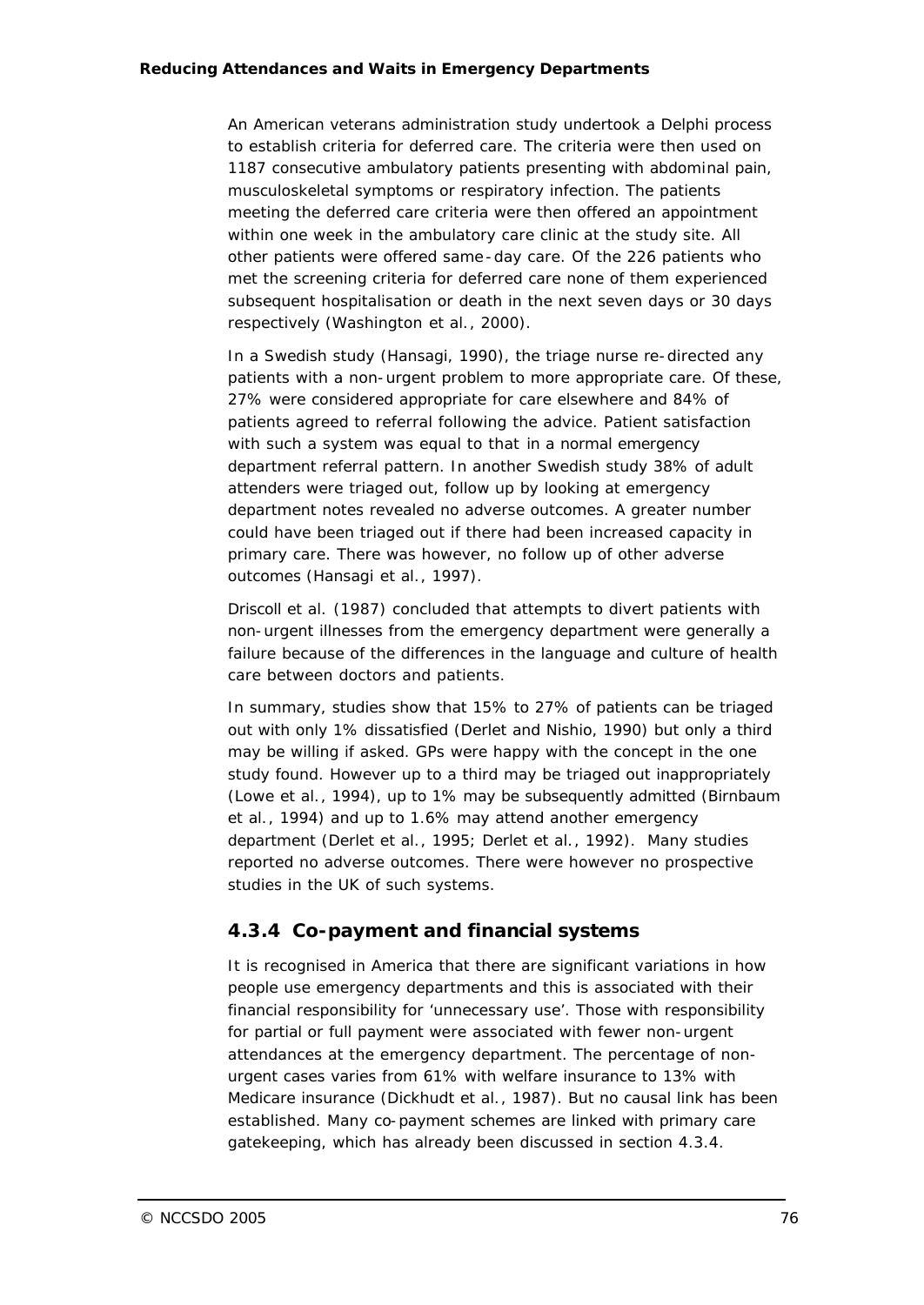An American veterans administration study undertook a Delphi process to establish criteria for deferred care. The criteria were then used on 1187 consecutive ambulatory patients presenting with abdominal pain, musculoskeletal symptoms or respiratory infection. The patients meeting the deferred care criteria were then offered an appointment within one week in the ambulatory care clinic at the study site. All other patients were offered same-day care. Of the 226 patients who met the screening criteria for deferred care none of them experienced subsequent hospitalisation or death in the next seven days or 30 days respectively (Washington et al., 2000).

In a Swedish study (Hansagi, 1990), the triage nurse re-directed any patients with a non-urgent problem to more appropriate care. Of these, 27% were considered appropriate for care elsewhere and 84% of patients agreed to referral following the advice. Patient satisfaction with such a system was equal to that in a normal emergency department referral pattern. In another Swedish study 38% of adult attenders were triaged out, follow up by looking at emergency department notes revealed no adverse outcomes. A greater number could have been triaged out if there had been increased capacity in primary care. There was however, no follow up of other adverse outcomes (Hansagi et al., 1997).

Driscoll et al. (1987) concluded that attempts to divert patients with non-urgent illnesses from the emergency department were generally a failure because of the differences in the language and culture of health care between doctors and patients.

In summary, studies show that 15% to 27% of patients can be triaged out with only 1% dissatisfied (Derlet and Nishio, 1990) but only a third may be willing if asked. GPs were happy with the concept in the one study found. However up to a third may be triaged out inappropriately (Lowe et al., 1994), up to 1% may be subsequently admitted (Birnbaum et al., 1994) and up to 1.6% may attend another emergency department (Derlet et al., 1995; Derlet et al., 1992). Many studies reported no adverse outcomes. There were however no prospective studies in the UK of such systems.

### 4.3.4 Co-payment and financial systems

It is recognised in America that there are significant variations in how people use emergency departments and this is associated with their financial responsibility for 'unnecessary use'. Those with responsibility for partial or full payment were associated with fewer non-urgent attendances at the emergency department. The percentage of non-urgent cases varies from 61% with welfare insurance to 13% with Medicare insurance (Dickhudt et al., 1987). But no causal link has been established. Many co-payment schemes are linked with primary care gatekeeping, which has already been discussed in section 4.3.4.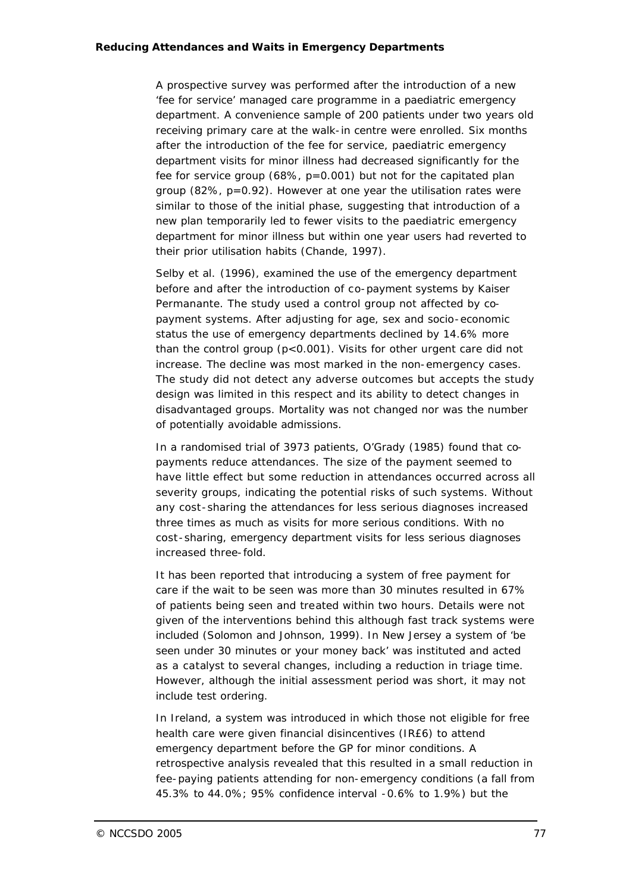A prospective survey was performed after the introduction of a new 'fee for service' managed care programme in a paediatric emergency department. A convenience sample of 200 patients under two years old receiving primary care at the walk-in centre were enrolled. Six months after the introduction of the fee for service, paediatric emergency department visits for minor illness had decreased significantly for the fee for service group (68%, $p=0.001$) but not for the capitated plan group (82%, $p=0.92$). However at one year the utilisation rates were similar to those of the initial phase, suggesting that introduction of a new plan temporarily led to fewer visits to the paediatric emergency department for minor illness but within one year users had reverted to their prior utilisation habits (Chande, 1997).

Selby et al. (1996), examined the use of the emergency department before and after the introduction of co-payment systems by Kaiser Permanante. The study used a control group not affected by co-payment systems. After adjusting for age, sex and socio-economic status the use of emergency departments declined by 14.6% more than the control group ($p<0.001$). Visits for other urgent care did not increase. The decline was most marked in the non-emergency cases. The study did not detect any adverse outcomes but accepts the study design was limited in this respect and its ability to detect changes in disadvantaged groups. Mortality was not changed nor was the number of potentially avoidable admissions.

In a randomised trial of 3973 patients, O'Grady (1985) found that co-payments reduce attendances. The size of the payment seemed to have little effect but some reduction in attendances occurred across all severity groups, indicating the potential risks of such systems. Without any cost-sharing the attendances for less serious diagnoses increased three times as much as visits for more serious conditions. With no cost-sharing, emergency department visits for less serious diagnoses increased three-fold.

It has been reported that introducing a system of free payment for care if the wait to be seen was more than 30 minutes resulted in 67% of patients being seen and treated within two hours. Details were not given of the interventions behind this although fast track systems were included (Solomon and Johnson, 1999). In New Jersey a system of 'be seen under 30 minutes or your money back' was instituted and acted as a catalyst to several changes, including a reduction in triage time. However, although the initial assessment period was short, it may not include test ordering.

In Ireland, a system was introduced in which those not eligible for free health care were given financial disincentives (IR£6) to attend emergency department before the GP for minor conditions. A retrospective analysis revealed that this resulted in a small reduction in fee-paying patients attending for non-emergency conditions (a fall from 45.3% to 44.0%; 95% confidence interval -0.6% to 1.9%) but the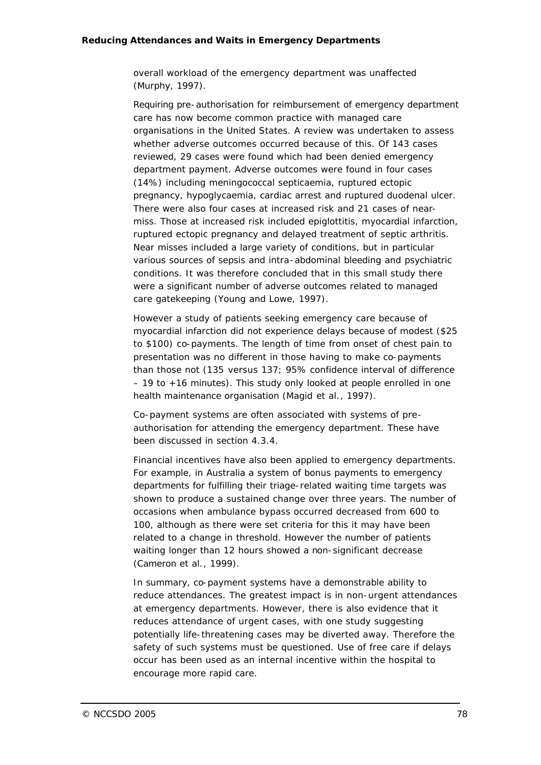overall workload of the emergency department was unaffected (Murphy, 1997).

Requiring pre-authorisation for reimbursement of emergency department care has now become common practice with managed care organisations in the United States. A review was undertaken to assess whether adverse outcomes occurred because of this. Of 143 cases reviewed, 29 cases were found which had been denied emergency department payment. Adverse outcomes were found in four cases (14%) including meningococcal septicaemia, ruptured ectopic pregnancy, hypoglycaemia, cardiac arrest and ruptured duodenal ulcer. There were also four cases at increased risk and 21 cases of near-miss. Those at increased risk included epiglottitis, myocardial infarction, ruptured ectopic pregnancy and delayed treatment of septic arthritis. Near misses included a large variety of conditions, but in particular various sources of sepsis and intra-abdominal bleeding and psychiatric conditions. It was therefore concluded that in this small study there were a significant number of adverse outcomes related to managed care gatekeeping (Young and Lowe, 1997).

However a study of patients seeking emergency care because of myocardial infarction did not experience delays because of modest ($25 to $100) co-payments. The length of time from onset of chest pain to presentation was no different in those having to make co-payments than those not (135 versus 137; 95% confidence interval of difference – 19 to +16 minutes). This study only looked at people enrolled in one health maintenance organisation (Magid et al., 1997).

Co-payment systems are often associated with systems of pre-authorisation for attending the emergency department. These have been discussed in section 4.3.4.

Financial incentives have also been applied to emergency departments. For example, in Australia a system of bonus payments to emergency departments for fulfilling their triage-related waiting time targets was shown to produce a sustained change over three years. The number of occasions when ambulance bypass occurred decreased from 600 to 100, although as there were set criteria for this it may have been related to a change in threshold. However the number of patients waiting longer than 12 hours showed a non-significant decrease (Cameron et al., 1999).

In summary, co-payment systems have a demonstrable ability to reduce attendances. The greatest impact is in non-urgent attendances at emergency departments. However, there is also evidence that it reduces attendance of urgent cases, with one study suggesting potentially life-threatening cases may be diverted away. Therefore the safety of such systems must be questioned. Use of free care if delays occur has been used as an internal incentive within the hospital to encourage more rapid care.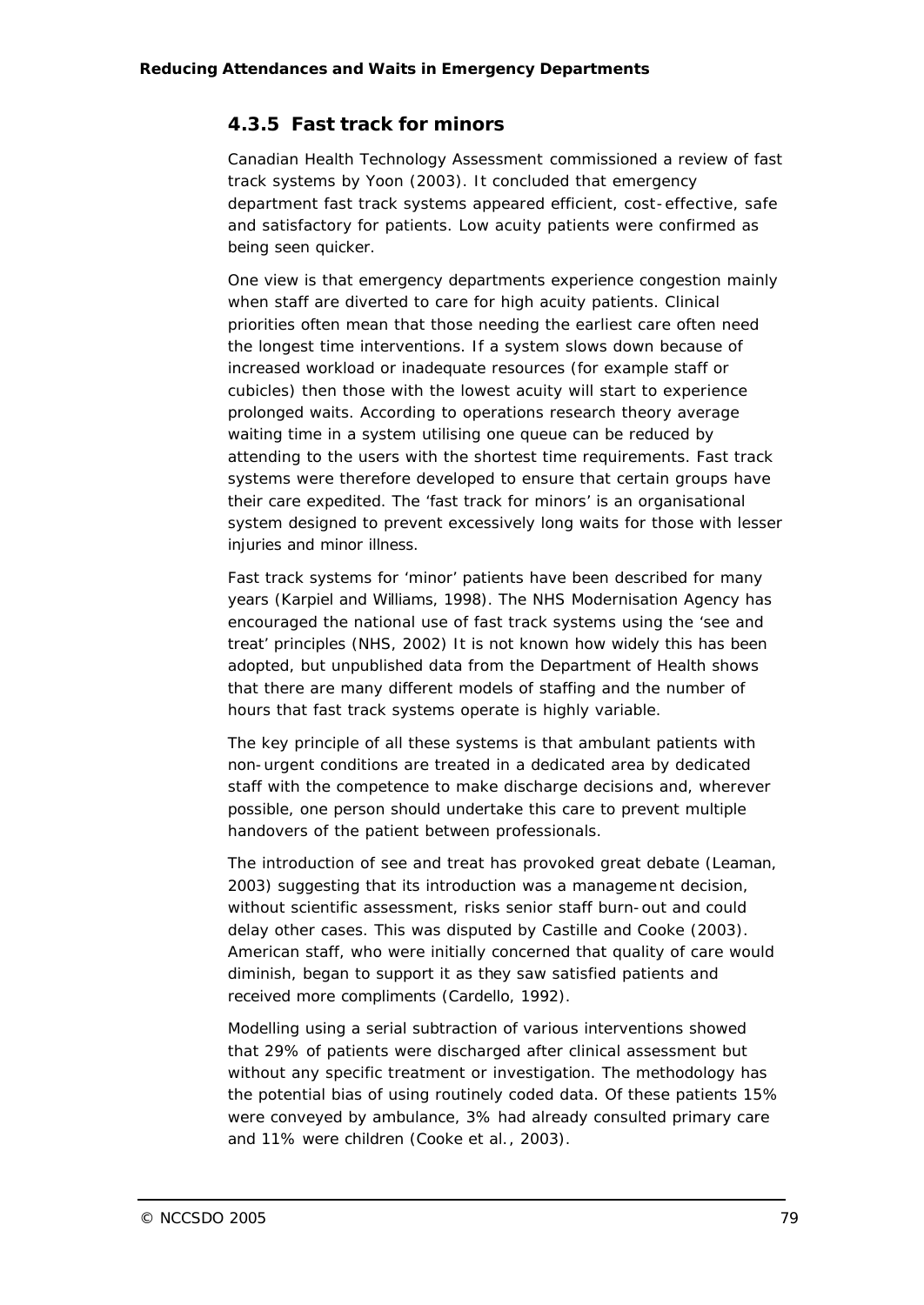### 4.3.5 Fast track for minors

Canadian Health Technology Assessment commissioned a review of fast track systems by Yoon (2003). It concluded that emergency department fast track systems appeared efficient, cost-effective, safe and satisfactory for patients. Low acuity patients were confirmed as being seen quicker.

One view is that emergency departments experience congestion mainly when staff are diverted to care for high acuity patients. Clinical priorities often mean that those needing the earliest care often need the longest time interventions. If a system slows down because of increased workload or inadequate resources (for example staff or cubicles) then those with the lowest acuity will start to experience prolonged waits. According to operations research theory average waiting time in a system utilising one queue can be reduced by attending to the users with the shortest time requirements. Fast track systems were therefore developed to ensure that certain groups have their care expedited. The 'fast track for minors' is an organisational system designed to prevent excessively long waits for those with lesser injuries and minor illness.

Fast track systems for 'minor' patients have been described for many years (Karpiel and Williams, 1998). The NHS Modernisation Agency has encouraged the national use of fast track systems using the 'see and treat' principles (NHS, 2002) It is not known how widely this has been adopted, but unpublished data from the Department of Health shows that there are many different models of staffing and the number of hours that fast track systems operate is highly variable.

The key principle of all these systems is that ambulant patients with non-urgent conditions are treated in a dedicated area by dedicated staff with the competence to make discharge decisions and, wherever possible, one person should undertake this care to prevent multiple handovers of the patient between professionals.

The introduction of see and treat has provoked great debate (Leaman, 2003) suggesting that its introduction was a management decision, without scientific assessment, risks senior staff burn-out and could delay other cases. This was disputed by Castille and Cooke (2003). American staff, who were initially concerned that quality of care would diminish, began to support it as they saw satisfied patients and received more compliments (Cardello, 1992).

Modelling using a serial subtraction of various interventions showed that 29% of patients were discharged after clinical assessment but without any specific treatment or investigation. The methodology has the potential bias of using routinely coded data. Of these patients 15% were conveyed by ambulance, 3% had already consulted primary care and 11% were children (Cooke et al., 2003).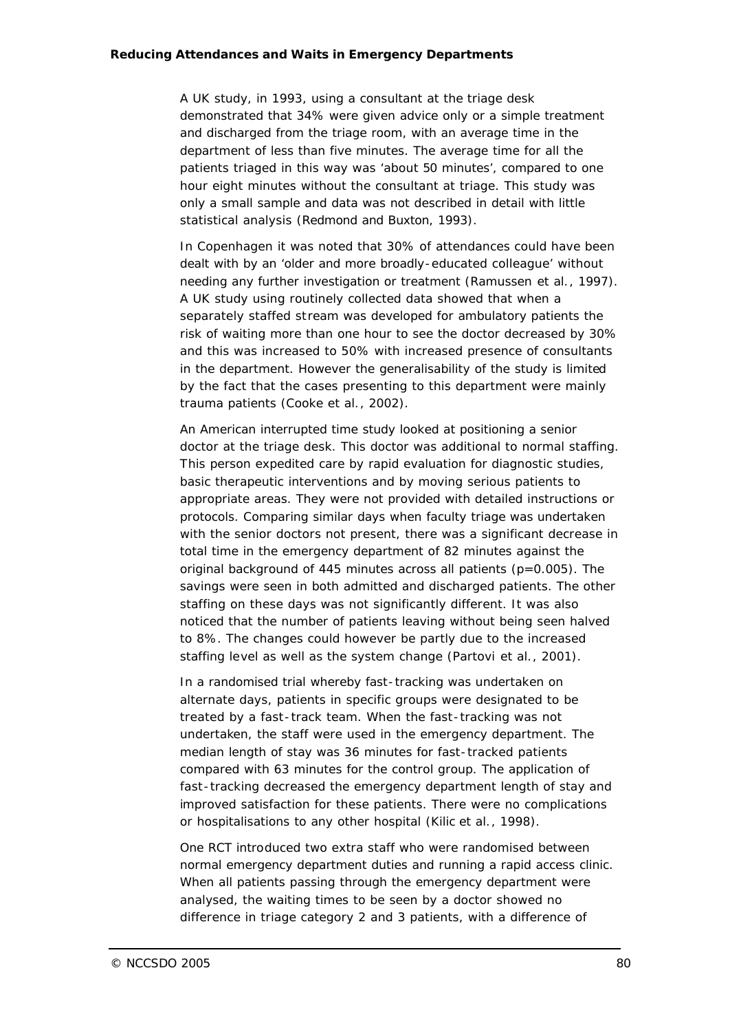A UK study, in 1993, using a consultant at the triage desk demonstrated that 34% were given advice only or a simple treatment and discharged from the triage room, with an average time in the department of less than five minutes. The average time for all the patients triaged in this way was 'about 50 minutes', compared to one hour eight minutes without the consultant at triage. This study was only a small sample and data was not described in detail with little statistical analysis (Redmond and Buxton, 1993).

In Copenhagen it was noted that 30% of attendances could have been dealt with by an 'older and more broadly-educated colleague' without needing any further investigation or treatment (Ramussen et al., 1997). A UK study using routinely collected data showed that when a separately staffed stream was developed for ambulatory patients the risk of waiting more than one hour to see the doctor decreased by 30% and this was increased to 50% with increased presence of consultants in the department. However the generalisability of the study is limited by the fact that the cases presenting to this department were mainly trauma patients (Cooke et al., 2002).

An American interrupted time study looked at positioning a senior doctor at the triage desk. This doctor was additional to normal staffing. This person expedited care by rapid evaluation for diagnostic studies, basic therapeutic interventions and by moving serious patients to appropriate areas. They were not provided with detailed instructions or protocols. Comparing similar days when faculty triage was undertaken with the senior doctors not present, there was a significant decrease in total time in the emergency department of 82 minutes against the original background of 445 minutes across all patients ($p=0.005$). The savings were seen in both admitted and discharged patients. The other staffing on these days was not significantly different. It was also noticed that the number of patients leaving without being seen halved to 8%. The changes could however be partly due to the increased staffing level as well as the system change (Partovi et al., 2001).

In a randomised trial whereby fast-tracking was undertaken on alternate days, patients in specific groups were designated to be treated by a fast-track team. When the fast-tracking was not undertaken, the staff were used in the emergency department. The median length of stay was 36 minutes for fast-tracked patients compared with 63 minutes for the control group. The application of fast-tracking decreased the emergency department length of stay and improved satisfaction for these patients. There were no complications or hospitalisations to any other hospital (Kilic et al., 1998).

One RCT introduced two extra staff who were randomised between normal emergency department duties and running a rapid access clinic. When all patients passing through the emergency department were analysed, the waiting times to be seen by a doctor showed no difference in triage category 2 and 3 patients, with a difference of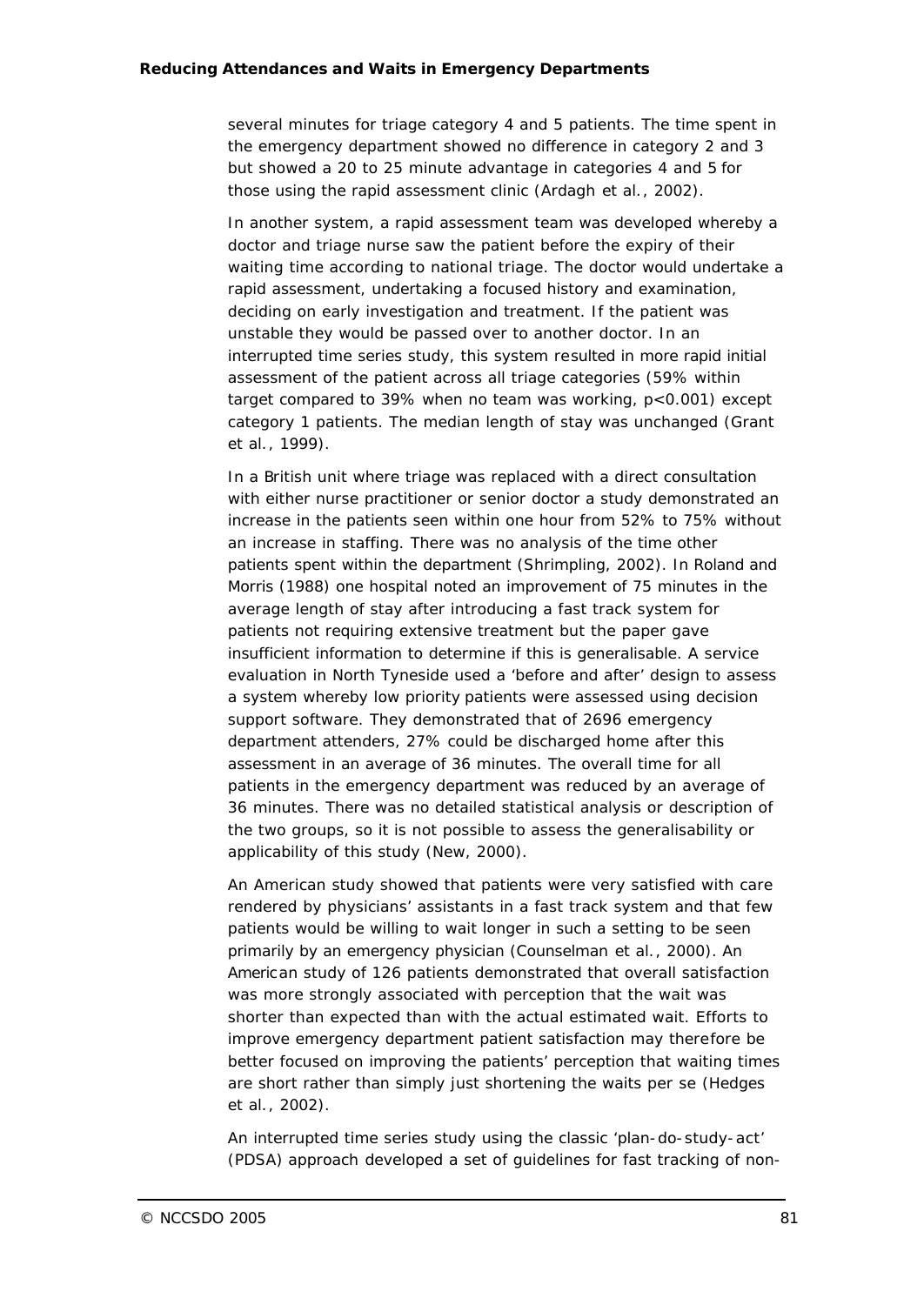several minutes for triage category 4 and 5 patients. The time spent in the emergency department showed no difference in category 2 and 3 but showed a 20 to 25 minute advantage in categories 4 and 5 for those using the rapid assessment clinic (Ardagh *et al.*, 2002).

In another system, a rapid assessment team was developed whereby a doctor and triage nurse saw the patient before the expiry of their waiting time according to national triage. The doctor would undertake a rapid assessment, undertaking a focused history and examination, deciding on early investigation and treatment. If the patient was unstable they would be passed over to another doctor. In an interrupted time series study, this system resulted in more rapid initial assessment of the patient across all triage categories (59% within target compared to 39% when no team was working, $p<0.001$) except category 1 patients. The median length of stay was unchanged (Grant *et al.*, 1999).

In a British unit where triage was replaced with a direct consultation with either nurse practitioner or senior doctor a study demonstrated an increase in the patients seen within one hour from 52% to 75% without an increase in staffing. There was no analysis of the time other patients spent within the department (Shrimpling, 2002). In Roland and Morris (1988) one hospital noted an improvement of 75 minutes in the average length of stay after introducing a fast track system for patients not requiring extensive treatment but the paper gave insufficient information to determine if this is generalisable. A service evaluation in North Tyneside used a 'before and after' design to assess a system whereby low priority patients were assessed using decision support software. They demonstrated that of 2696 emergency department attenders, 27% could be discharged home after this assessment in an average of 36 minutes. The overall time for all patients in the emergency department was reduced by an average of 36 minutes. There was no detailed statistical analysis or description of the two groups, so it is not possible to assess the generalisability or applicability of this study (New, 2000).

An American study showed that patients were very satisfied with care rendered by physicians' assistants in a fast track system and that few patients would be willing to wait longer in such a setting to be seen primarily by an emergency physician (Counselman *et al.*, 2000). An American study of 126 patients demonstrated that overall satisfaction was more strongly associated with perception that the wait was shorter than expected than with the actual estimated wait. Efforts to improve emergency department patient satisfaction may therefore be better focused on improving the patients' perception that waiting times are short rather than simply just shortening the waits per se (Hedges *et al.*, 2002).

An interrupted time series study using the classic 'plan-do-study-act' (PDSA) approach developed a set of guidelines for fast tracking of non-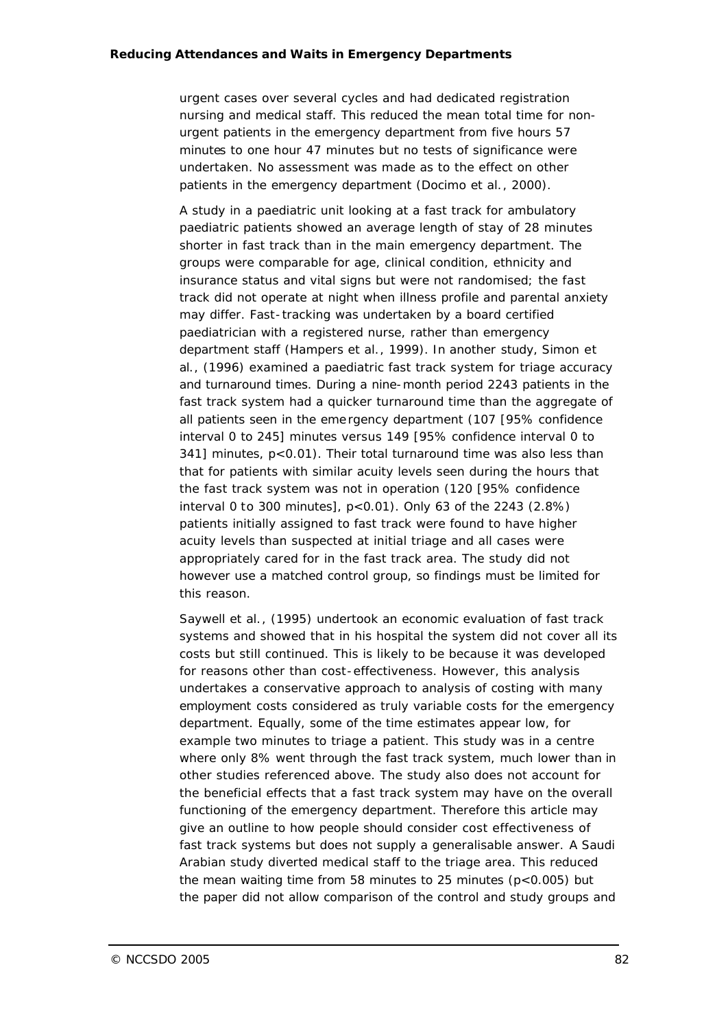urgent cases over several cycles and had dedicated registration nursing and medical staff. This reduced the mean total time for non-urgent patients in the emergency department from five hours 57 minutes to one hour 47 minutes but no tests of significance were undertaken. No assessment was made as to the effect on other patients in the emergency department (Docimo et al., 2000).

A study in a paediatric unit looking at a fast track for ambulatory paediatric patients showed an average length of stay of 28 minutes shorter in fast track than in the main emergency department. The groups were comparable for age, clinical condition, ethnicity and insurance status and vital signs but were not randomised; the fast track did not operate at night when illness profile and parental anxiety may differ. Fast-tracking was undertaken by a board certified paediatrician with a registered nurse, rather than emergency department staff (Hampers et al., 1999). In another study, Simon et al., (1996) examined a paediatric fast track system for triage accuracy and turnaround times. During a nine-month period 2243 patients in the fast track system had a quicker turnaround time than the aggregate of all patients seen in the emergency department (107 [95% confidence interval 0 to 245] minutes versus 149 [95% confidence interval 0 to 341] minutes, $p<0.01$). Their total turnaround time was also less than that for patients with similar acuity levels seen during the hours that the fast track system was not in operation (120 [95% confidence interval 0 to 300 minutes], $p<0.01$). Only 63 of the 2243 (2.8%) patients initially assigned to fast track were found to have higher acuity levels than suspected at initial triage and all cases were appropriately cared for in the fast track area. The study did not however use a matched control group, so findings must be limited for this reason.

Saywell et al., (1995) undertook an economic evaluation of fast track systems and showed that in his hospital the system did not cover all its costs but still continued. This is likely to be because it was developed for reasons other than cost-effectiveness. However, this analysis undertakes a conservative approach to analysis of costing with many employment costs considered as truly variable costs for the emergency department. Equally, some of the time estimates appear low, for example two minutes to triage a patient. This study was in a centre where only 8% went through the fast track system, much lower than in other studies referenced above. The study also does not account for the beneficial effects that a fast track system may have on the overall functioning of the emergency department. Therefore this article may give an outline to how people should consider cost effectiveness of fast track systems but does not supply a generalisable answer. A Saudi Arabian study diverted medical staff to the triage area. This reduced the mean waiting time from 58 minutes to 25 minutes ($p<0.005$) but the paper did not allow comparison of the control and study groups and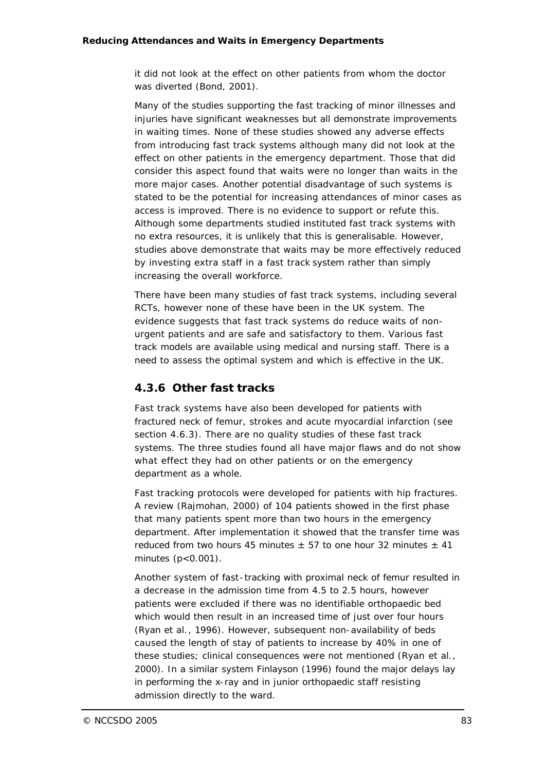it did not look at the effect on other patients from whom the doctor was diverted (Bond, 2001).

Many of the studies supporting the fast tracking of minor illnesses and injuries have significant weaknesses but all demonstrate improvements in waiting times. None of these studies showed any adverse effects from introducing fast track systems although many did not look at the effect on other patients in the emergency department. Those that did consider this aspect found that waits were no longer than waits in the more major cases. Another potential disadvantage of such systems is stated to be the potential for increasing attendances of minor cases as access is improved. There is no evidence to support or refute this. Although some departments studied instituted fast track systems with no extra resources, it is unlikely that this is generalisable. However, studies above demonstrate that waits may be more effectively reduced by investing extra staff in a fast track system rather than simply increasing the overall workforce.

There have been many studies of fast track systems, including several RCTs, however none of these have been in the UK system. The evidence suggests that fast track systems do reduce waits of non-urgent patients and are safe and satisfactory to them. Various fast track models are available using medical and nursing staff. There is a need to assess the optimal system and which is effective in the UK.

### 4.3.6 Other fast tracks

Fast track systems have also been developed for patients with fractured neck of femur, strokes and acute myocardial infarction (see section 4.6.3). There are no quality studies of these fast track systems. The three studies found all have major flaws and do not show what effect they had on other patients or on the emergency department as a whole.

Fast tracking protocols were developed for patients with hip fractures. A review (Rajmohan, 2000) of 104 patients showed in the first phase that many patients spent more than two hours in the emergency department. After implementation it showed that the transfer time was reduced from two hours 45 minutes ± 57 to one hour 32 minutes ± 41 minutes ($p<0.001$).

Another system of fast-tracking with proximal neck of femur resulted in a decrease in the admission time from 4.5 to 2.5 hours, however patients were excluded if there was no identifiable orthopaedic bed which would then result in an increased time of just over four hours (Ryan et al., 1996). However, subsequent non-availability of beds caused the length of stay of patients to increase by 40% in one of these studies; clinical consequences were not mentioned (Ryan et al., 2000). In a similar system Finlayson (1996) found the major delays lay in performing the x-ray and in junior orthopaedic staff resisting admission directly to the ward.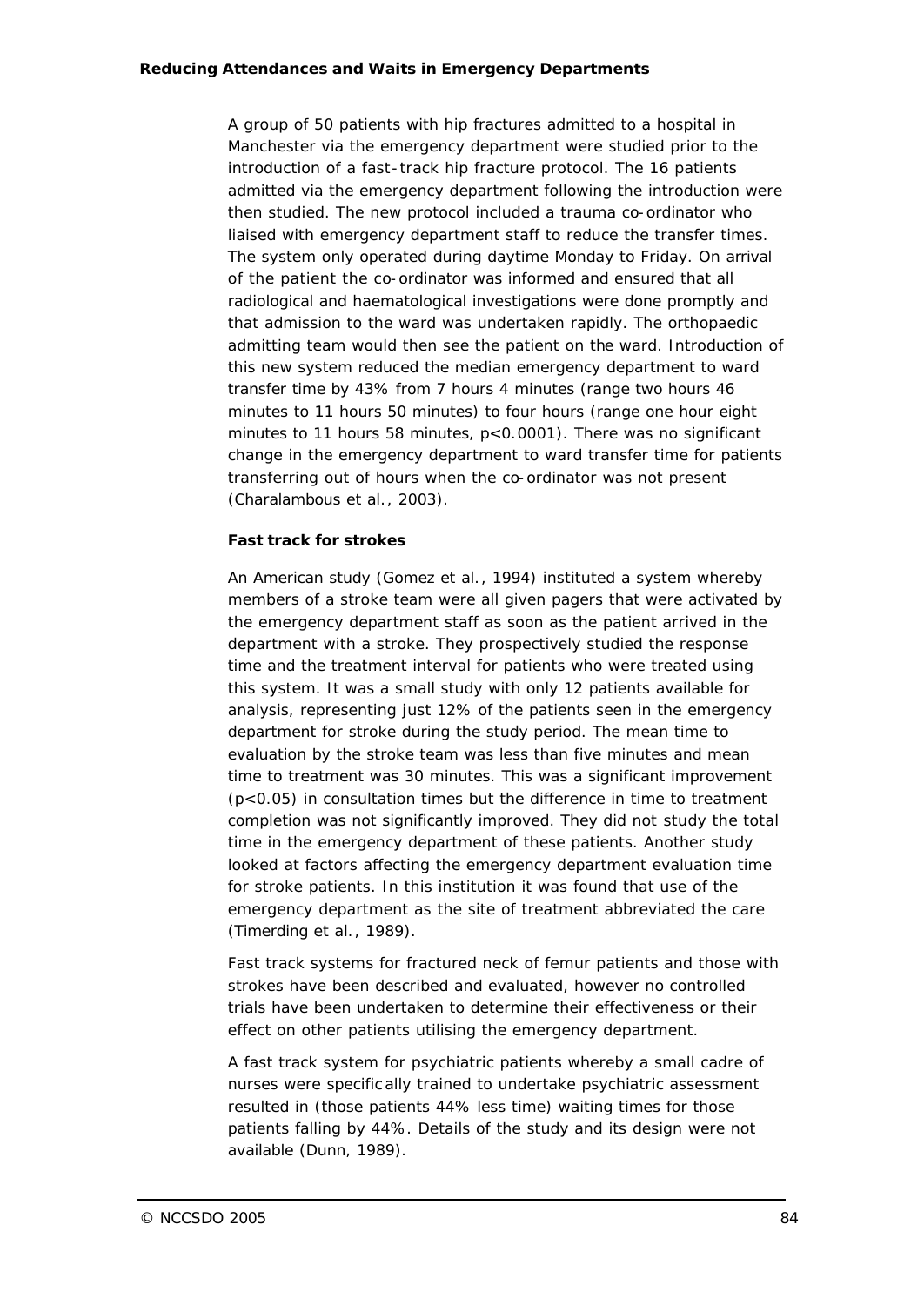A group of 50 patients with hip fractures admitted to a hospital in Manchester via the emergency department were studied prior to the introduction of a fast-track hip fracture protocol. The 16 patients admitted via the emergency department following the introduction were then studied. The new protocol included a trauma co-ordinator who liaised with emergency department staff to reduce the transfer times. The system only operated during daytime Monday to Friday. On arrival of the patient the co-ordinator was informed and ensured that all radiological and haematological investigations were done promptly and that admission to the ward was undertaken rapidly. The orthopaedic admitting team would then see the patient on the ward. Introduction of this new system reduced the median emergency department to ward transfer time by 43% from 7 hours 4 minutes (range two hours 46 minutes to 11 hours 50 minutes) to four hours (range one hour eight minutes to 11 hours 58 minutes, $p<0.0001$). There was no significant change in the emergency department to ward transfer time for patients transferring out of hours when the co-ordinator was not present (Charalambous *et al.*, 2003).

**Fast track for strokes**

An American study (Gomez *et al.*, 1994) instituted a system whereby members of a stroke team were all given pagers that were activated by the emergency department staff as soon as the patient arrived in the department with a stroke. They prospectively studied the response time and the treatment interval for patients who were treated using this system. It was a small study with only 12 patients available for analysis, representing just 12% of the patients seen in the emergency department for stroke during the study period. The mean time to evaluation by the stroke team was less than five minutes and mean time to treatment was 30 minutes. This was a significant improvement ($p<0.05$) in consultation times but the difference in time to treatment completion was not significantly improved. They did not study the total time in the emergency department of these patients. Another study looked at factors affecting the emergency department evaluation time for stroke patients. In this institution it was found that use of the emergency department as the site of treatment abbreviated the care (Timerding *et al.*, 1989).

Fast track systems for fractured neck of femur patients and those with strokes have been described and evaluated, however no controlled trials have been undertaken to determine their effectiveness or their effect on other patients utilising the emergency department.

A fast track system for psychiatric patients whereby a small cadre of nurses were specifically trained to undertake psychiatric assessment resulted in (those patients 44% less time) waiting times for those patients falling by 44%. Details of the study and its design were not available (Dunn, 1989).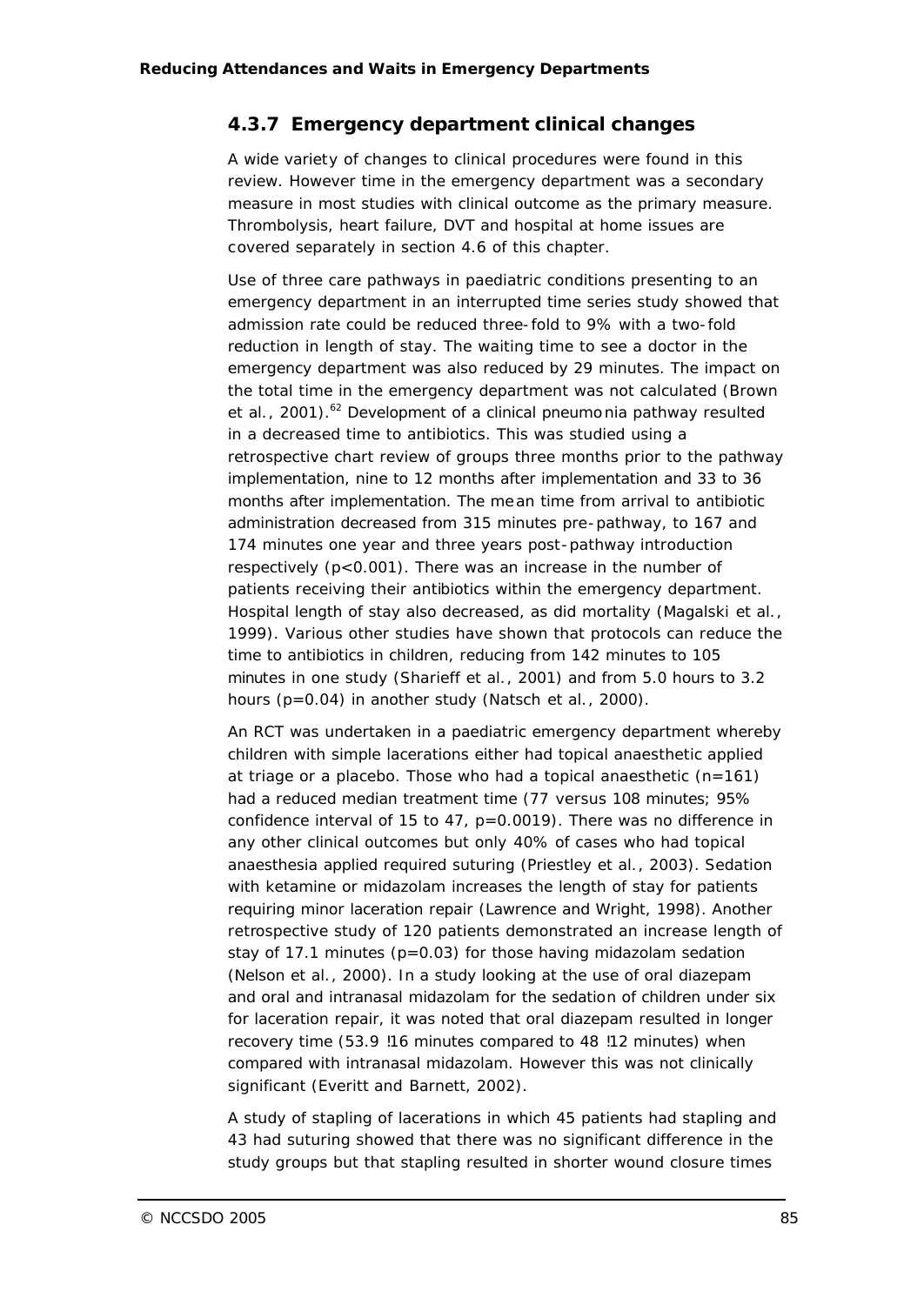### 4.3.7 Emergency department clinical changes

A wide variety of changes to clinical procedures were found in this review. However time in the emergency department was a secondary measure in most studies with clinical outcome as the primary measure. Thrombolysis, heart failure, DVT and hospital at home issues are covered separately in section 4.6 of this chapter.

Use of three care pathways in paediatric conditions presenting to an emergency department in an interrupted time series study showed that admission rate could be reduced three-fold to 9% with a two-fold reduction in length of stay. The waiting time to see a doctor in the emergency department was also reduced by 29 minutes. The impact on the total time in the emergency department was not calculated (Brown et al., 2001).[62] Development of a clinical pneumonia pathway resulted in a decreased time to antibiotics. This was studied using a retrospective chart review of groups three months prior to the pathway implementation, nine to 12 months after implementation and 33 to 36 months after implementation. The mean time from arrival to antibiotic administration decreased from 315 minutes pre-pathway, to 167 and 174 minutes one year and three years post-pathway introduction respectively ($p<0.001$). There was an increase in the number of patients receiving their antibiotics within the emergency department. Hospital length of stay also decreased, as did mortality (Magalski et al., 1999). Various other studies have shown that protocols can reduce the time to antibiotics in children, reducing from 142 minutes to 105 minutes in one study (Sharieff et al., 2001) and from 5.0 hours to 3.2 hours ($p=0.04$) in another study (Natsch et al., 2000).

An RCT was undertaken in a paediatric emergency department whereby children with simple lacerations either had topical anaesthetic applied at triage or a placebo. Those who had a topical anaesthetic ($n=161$) had a reduced median treatment time (77 versus 108 minutes; 95% confidence interval of 15 to 47, $p=0.0019$). There was no difference in any other clinical outcomes but only 40% of cases who had topical anaesthesia applied required suturing (Priestley et al., 2003). Sedation with ketamine or midazolam increases the length of stay for patients requiring minor laceration repair (Lawrence and Wright, 1998). Another retrospective study of 120 patients demonstrated an increase length of stay of 17.1 minutes ($p=0.03$) for those having midazolam sedation (Nelson et al., 2000). In a study looking at the use of oral diazepam and oral and intranasal midazolam for the sedation of children under six for laceration repair, it was noted that oral diazepam resulted in longer recovery time (53.9 !16 minutes compared to 48 !12 minutes) when compared with intranasal midazolam. However this was not clinically significant (Everitt and Barnett, 2002).

A study of stapling of lacerations in which 45 patients had stapling and 43 had suturing showed that there was no significant difference in the study groups but that stapling resulted in shorter wound closure times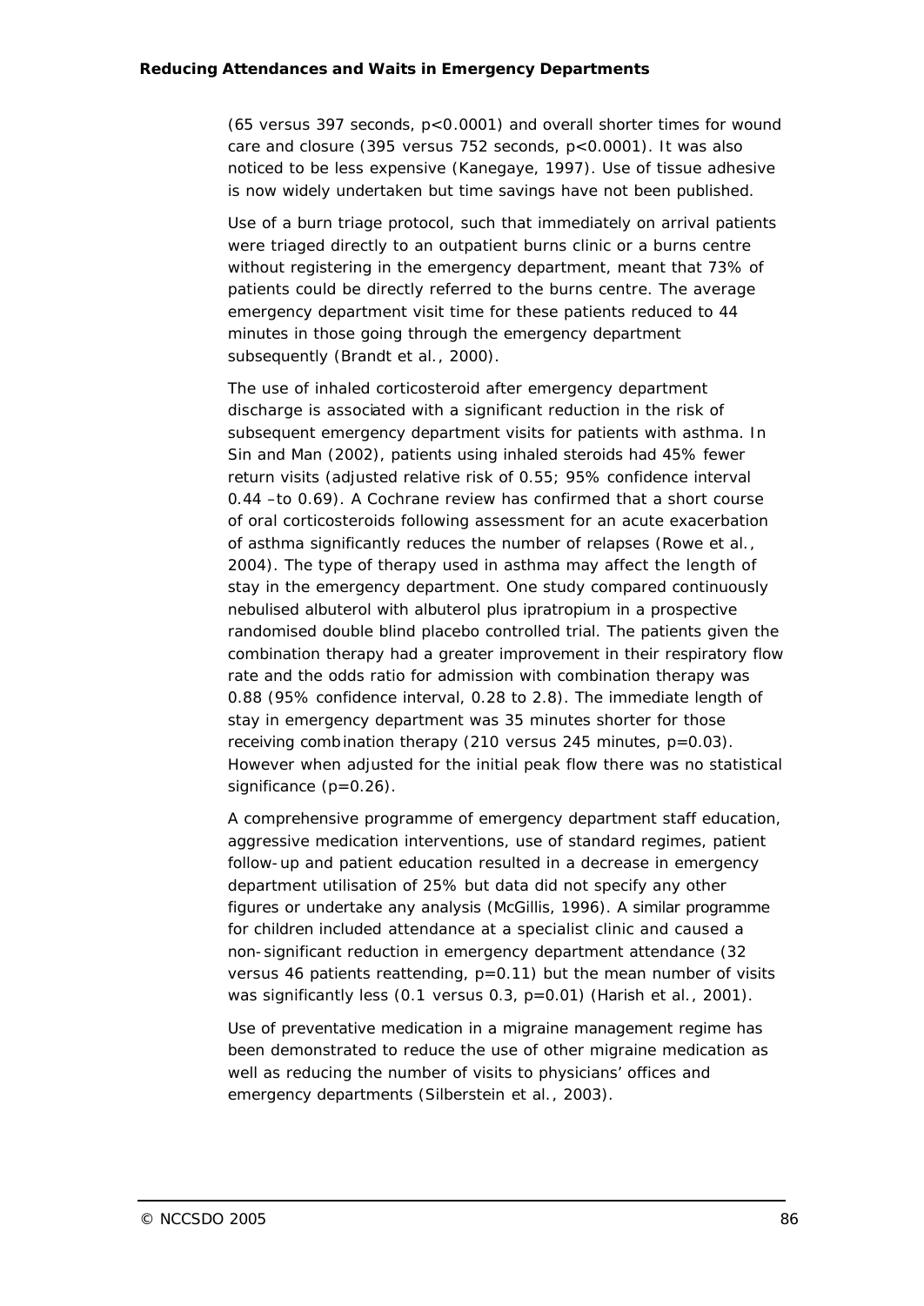(65 versus 397 seconds, $p<0.0001$) and overall shorter times for wound care and closure (395 versus 752 seconds, $p<0.0001$). It was also noticed to be less expensive (Kanegaye, 1997). Use of tissue adhesive is now widely undertaken but time savings have not been published.

Use of a burn triage protocol, such that immediately on arrival patients were triaged directly to an outpatient burns clinic or a burns centre without registering in the emergency department, meant that 73% of patients could be directly referred to the burns centre. The average emergency department visit time for these patients reduced to 44 minutes in those going through the emergency department subsequently (Brandt et al., 2000).

The use of inhaled corticosteroid after emergency department discharge is associated with a significant reduction in the risk of subsequent emergency department visits for patients with asthma. In Sin and Man (2002), patients using inhaled steroids had 45% fewer return visits (adjusted relative risk of 0.55; 95% confidence interval 0.44 –to 0.69). A Cochrane review has confirmed that a short course of oral corticosteroids following assessment for an acute exacerbation of asthma significantly reduces the number of relapses (Rowe et al., 2004). The type of therapy used in asthma may affect the length of stay in the emergency department. One study compared continuously nebulised albuterol with albuterol plus ipratropium in a prospective randomised double blind placebo controlled trial. The patients given the combination therapy had a greater improvement in their respiratory flow rate and the odds ratio for admission with combination therapy was 0.88 (95% confidence interval, 0.28 to 2.8). The immediate length of stay in emergency department was 35 minutes shorter for those receiving combination therapy (210 versus 245 minutes, $p=0.03$). However when adjusted for the initial peak flow there was no statistical significance ($p=0.26$).

A comprehensive programme of emergency department staff education, aggressive medication interventions, use of standard regimes, patient follow-up and patient education resulted in a decrease in emergency department utilisation of 25% but data did not specify any other figures or undertake any analysis (McGillis, 1996). A similar programme for children included attendance at a specialist clinic and caused a non-significant reduction in emergency department attendance (32 versus 46 patients reattending, $p=0.11$) but the mean number of visits was significantly less (0.1 versus 0.3, $p=0.01$) (Harish et al., 2001).

Use of preventative medication in a migraine management regime has been demonstrated to reduce the use of other migraine medication as well as reducing the number of visits to physicians' offices and emergency departments (Silberstein et al., 2003).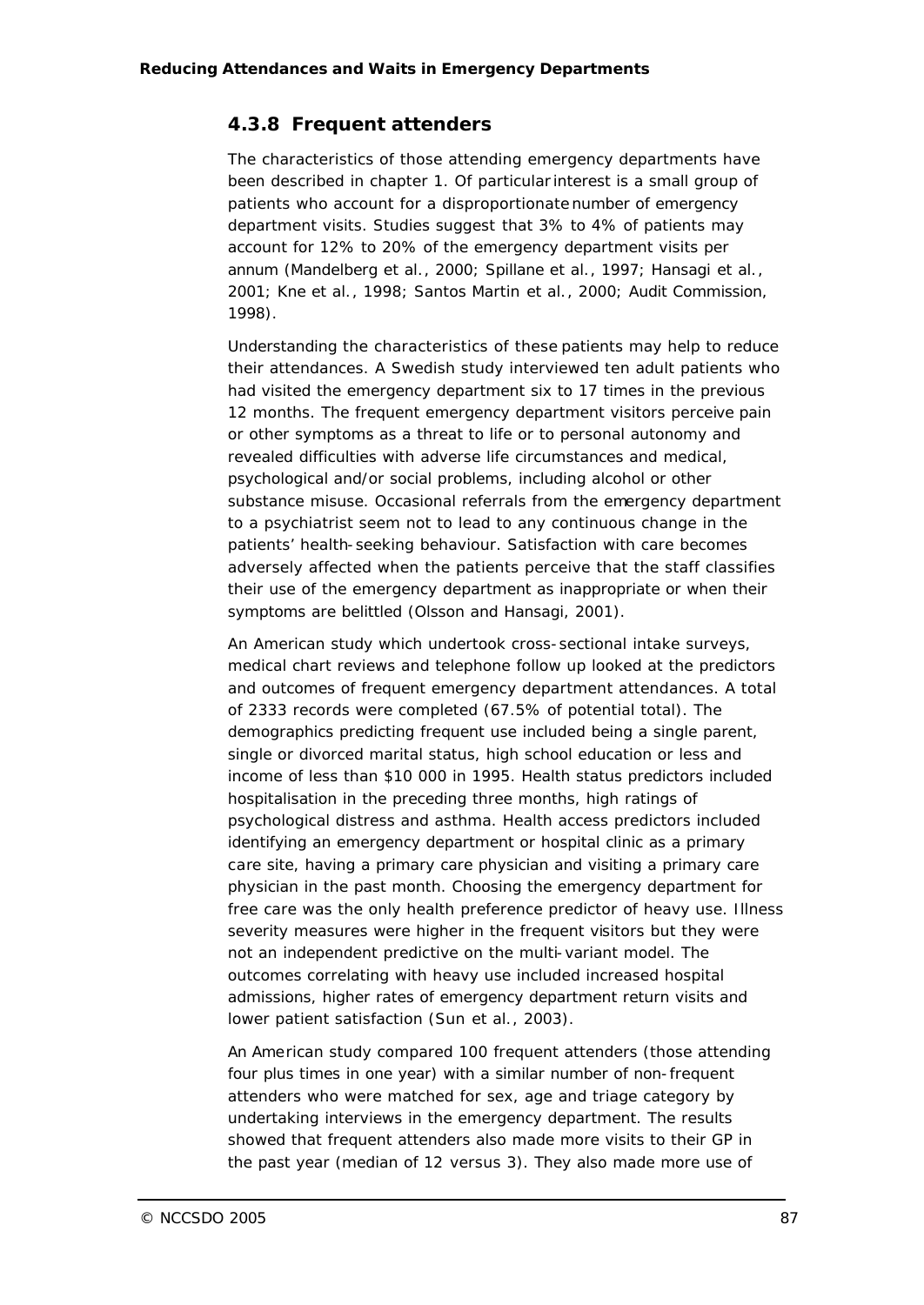### 4.3.8 Frequent attenders

The characteristics of those attending emergency departments have been described in chapter 1. Of particular interest is a small group of patients who account for a disproportionate number of emergency department visits. Studies suggest that 3% to 4% of patients may account for 12% to 20% of the emergency department visits per annum (Mandelberg et al., 2000; Spillane et al., 1997; Hansagi et al., 2001; Kne et al., 1998; Santos Martin et al., 2000; Audit Commission, 1998).

Understanding the characteristics of these patients may help to reduce their attendances. A Swedish study interviewed ten adult patients who had visited the emergency department six to 17 times in the previous 12 months. The frequent emergency department visitors perceive pain or other symptoms as a threat to life or to personal autonomy and revealed difficulties with adverse life circumstances and medical, psychological and/or social problems, including alcohol or other substance misuse. Occasional referrals from the emergency department to a psychiatrist seem not to lead to any continuous change in the patients' health-seeking behaviour. Satisfaction with care becomes adversely affected when the patients perceive that the staff classifies their use of the emergency department as inappropriate or when their symptoms are belittled (Olsson and Hansagi, 2001).

An American study which undertook cross-sectional intake surveys, medical chart reviews and telephone follow up looked at the predictors and outcomes of frequent emergency department attendances. A total of 2333 records were completed (67.5% of potential total). The demographics predicting frequent use included being a single parent, single or divorced marital status, high school education or less and income of less than $10 000 in 1995. Health status predictors included hospitalisation in the preceding three months, high ratings of psychological distress and asthma. Health access predictors included identifying an emergency department or hospital clinic as a primary care site, having a primary care physician and visiting a primary care physician in the past month. Choosing the emergency department for free care was the only health preference predictor of heavy use. Illness severity measures were higher in the frequent visitors but they were not an independent predictive on the multi-variant model. The outcomes correlating with heavy use included increased hospital admissions, higher rates of emergency department return visits and lower patient satisfaction (Sun et al., 2003).

An American study compared 100 frequent attenders (those attending four plus times in one year) with a similar number of non-frequent attenders who were matched for sex, age and triage category by undertaking interviews in the emergency department. The results showed that frequent attenders also made more visits to their GP in the past year (median of 12 versus 3). They also made more use of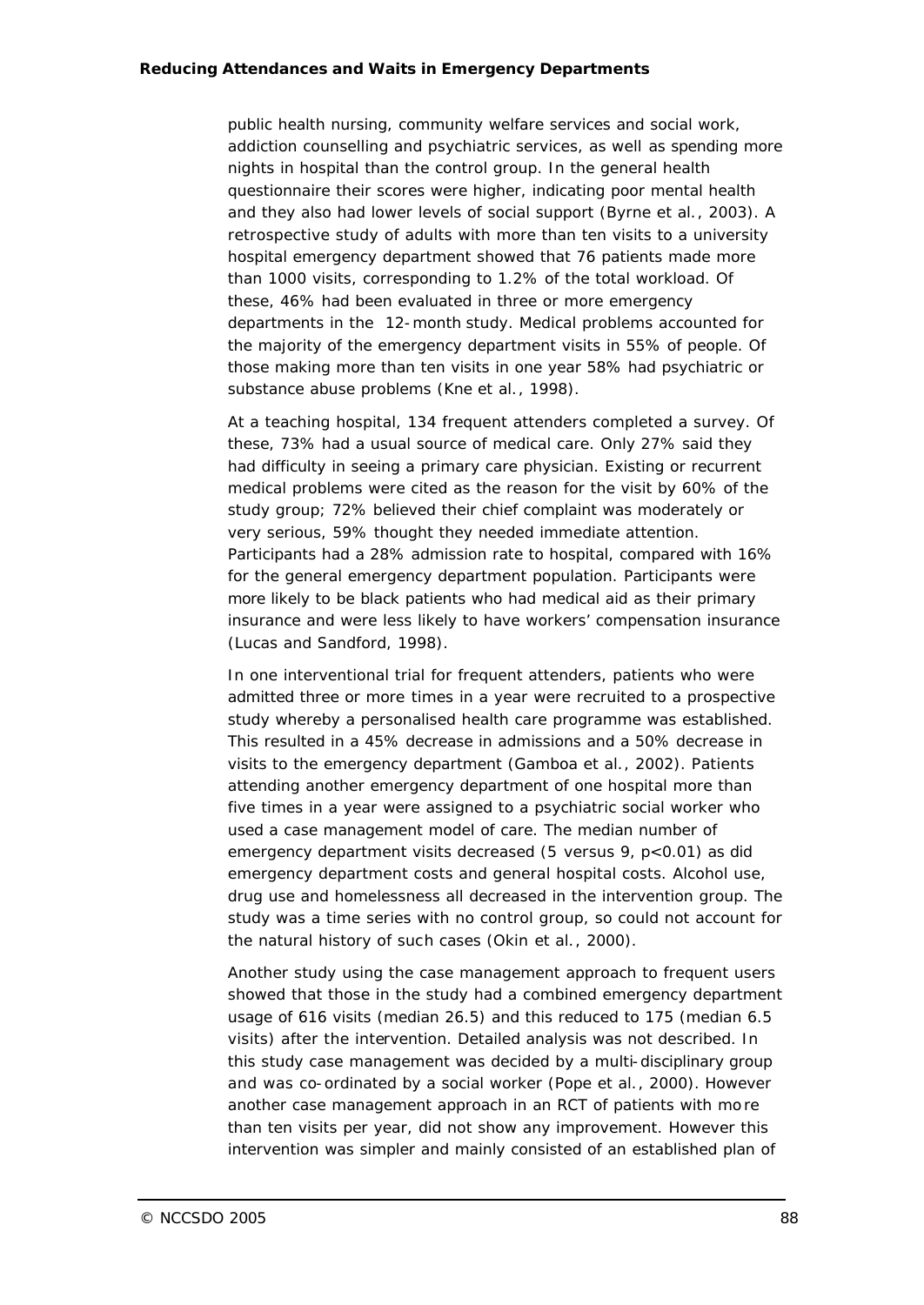public health nursing, community welfare services and social work, addiction counselling and psychiatric services, as well as spending more nights in hospital than the control group. In the general health questionnaire their scores were higher, indicating poor mental health and they also had lower levels of social support (Byrne et al., 2003). A retrospective study of adults with more than ten visits to a university hospital emergency department showed that 76 patients made more than 1000 visits, corresponding to 1.2% of the total workload. Of these, 46% had been evaluated in three or more emergency departments in the 12-month study. Medical problems accounted for the majority of the emergency department visits in 55% of people. Of those making more than ten visits in one year 58% had psychiatric or substance abuse problems (Kne et al., 1998).

At a teaching hospital, 134 frequent attenders completed a survey. Of these, 73% had a usual source of medical care. Only 27% said they had difficulty in seeing a primary care physician. Existing or recurrent medical problems were cited as the reason for the visit by 60% of the study group; 72% believed their chief complaint was moderately or very serious, 59% thought they needed immediate attention. Participants had a 28% admission rate to hospital, compared with 16% for the general emergency department population. Participants were more likely to be black patients who had medical aid as their primary insurance and were less likely to have workers' compensation insurance (Lucas and Sandford, 1998).

In one interventional trial for frequent attenders, patients who were admitted three or more times in a year were recruited to a prospective study whereby a personalised health care programme was established. This resulted in a 45% decrease in admissions and a 50% decrease in visits to the emergency department (Gamboa et al., 2002). Patients attending another emergency department of one hospital more than five times in a year were assigned to a psychiatric social worker who used a case management model of care. The median number of emergency department visits decreased (5 versus 9, $p<0.01$) as did emergency department costs and general hospital costs. Alcohol use, drug use and homelessness all decreased in the intervention group. The study was a time series with no control group, so could not account for the natural history of such cases (Okin et al., 2000).

Another study using the case management approach to frequent users showed that those in the study had a combined emergency department usage of 616 visits (median 26.5) and this reduced to 175 (median 6.5 visits) after the intervention. Detailed analysis was not described. In this study case management was decided by a multi-disciplinary group and was co-ordinated by a social worker (Pope et al., 2000). However another case management approach in an RCT of patients with more than ten visits per year, did not show any improvement. However this intervention was simpler and mainly consisted of an established plan of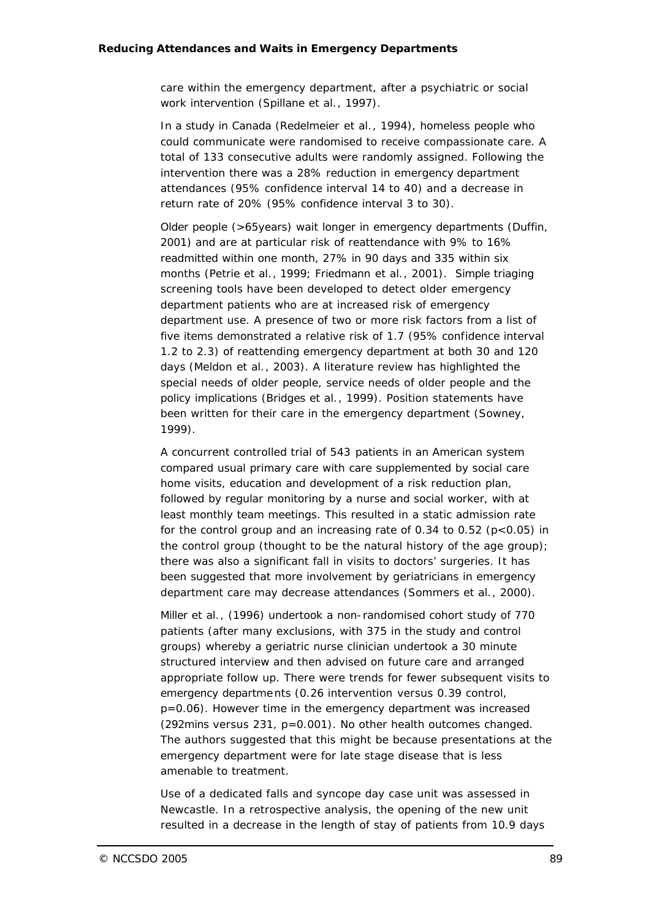care within the emergency department, after a psychiatric or social work intervention (Spillane et al., 1997).

In a study in Canada (Redelmeier et al., 1994), homeless people who could communicate were randomised to receive compassionate care. A total of 133 consecutive adults were randomly assigned. Following the intervention there was a 28% reduction in emergency department attendances (95% confidence interval 14 to 40) and a decrease in return rate of 20% (95% confidence interval 3 to 30).

Older people (>65years) wait longer in emergency departments (Duffin, 2001) and are at particular risk of reattendance with 9% to 16% readmitted within one month, 27% in 90 days and 335 within six months (Petrie et al., 1999; Friedmann et al., 2001). Simple triaging screening tools have been developed to detect older emergency department patients who are at increased risk of emergency department use. A presence of two or more risk factors from a list of five items demonstrated a relative risk of 1.7 (95% confidence interval 1.2 to 2.3) of reattending emergency department at both 30 and 120 days (Meldon et al., 2003). A literature review has highlighted the special needs of older people, service needs of older people and the policy implications (Bridges et al., 1999). Position statements have been written for their care in the emergency department (Sowney, 1999).

A concurrent controlled trial of 543 patients in an American system compared usual primary care with care supplemented by social care home visits, education and development of a risk reduction plan, followed by regular monitoring by a nurse and social worker, with at least monthly team meetings. This resulted in a static admission rate for the control group and an increasing rate of 0.34 to 0.52 ($p<0.05$) in the control group (thought to be the natural history of the age group); there was also a significant fall in visits to doctors' surgeries. It has been suggested that more involvement by geriatricians in emergency department care may decrease attendances (Sommers et al., 2000).

Miller et al., (1996) undertook a non-randomised cohort study of 770 patients (after many exclusions, with 375 in the study and control groups) whereby a geriatric nurse clinician undertook a 30 minute structured interview and then advised on future care and arranged appropriate follow up. There were trends for fewer subsequent visits to emergency departments (0.26 intervention versus 0.39 control, $p=0.06$). However time in the emergency department was increased (292mins versus 231, $p=0.001$). No other health outcomes changed. The authors suggested that this might be because presentations at the emergency department were for late stage disease that is less amenable to treatment.

Use of a dedicated falls and syncope day case unit was assessed in Newcastle. In a retrospective analysis, the opening of the new unit resulted in a decrease in the length of stay of patients from 10.9 days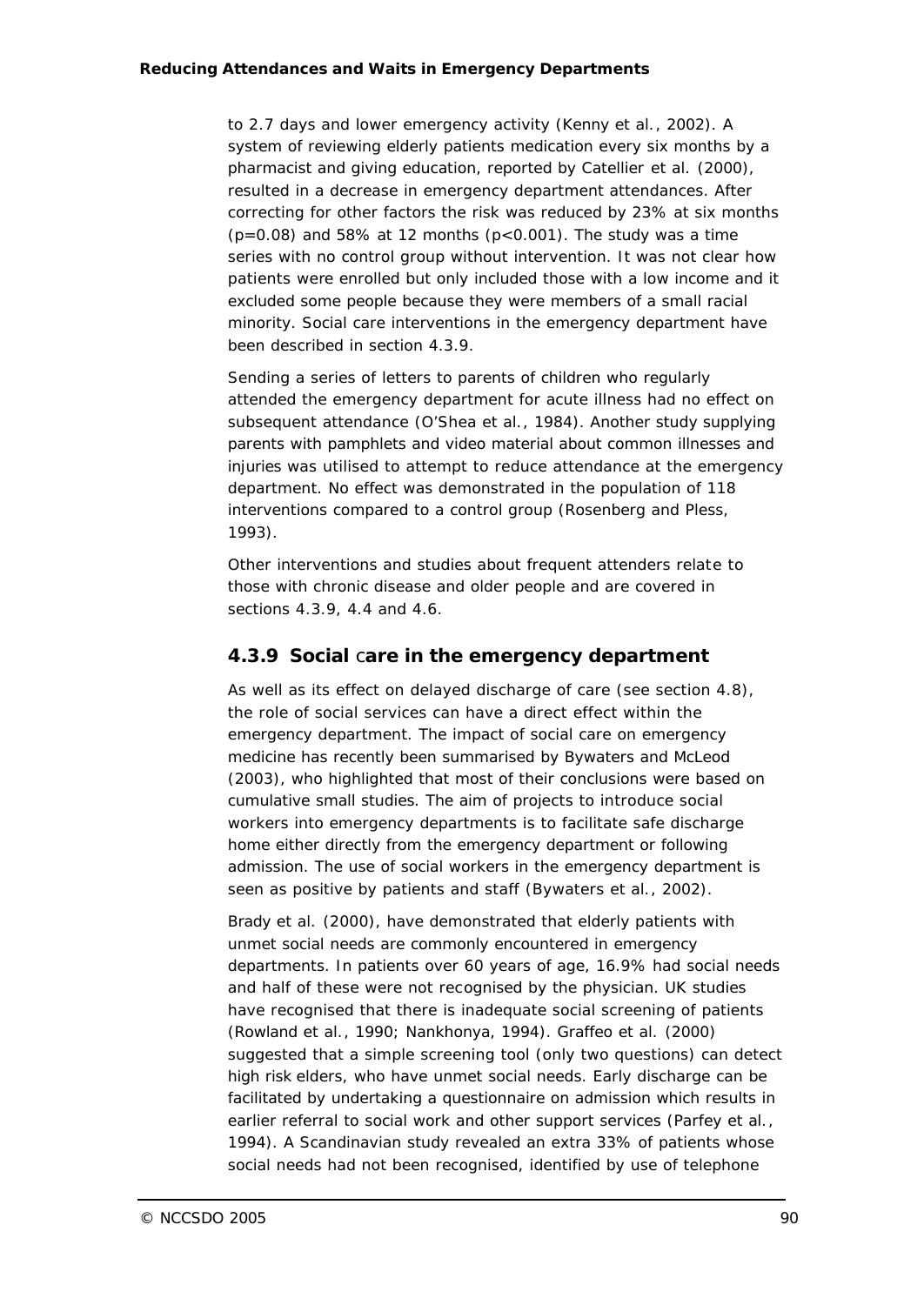to 2.7 days and lower emergency activity (Kenny et al., 2002). A system of reviewing elderly patients medication every six months by a pharmacist and giving education, reported by Catellier et al. (2000), resulted in a decrease in emergency department attendances. After correcting for other factors the risk was reduced by 23% at six months ($p=0.08$) and 58% at 12 months ($p<0.001$). The study was a time series with no control group without intervention. It was not clear how patients were enrolled but only included those with a low income and it excluded some people because they were members of a small racial minority. Social care interventions in the emergency department have been described in section 4.3.9.

Sending a series of letters to parents of children who regularly attended the emergency department for acute illness had no effect on subsequent attendance (O'Shea et al., 1984). Another study supplying parents with pamphlets and video material about common illnesses and injuries was utilised to attempt to reduce attendance at the emergency department. No effect was demonstrated in the population of 118 interventions compared to a control group (Rosenberg and Pless, 1993).

Other interventions and studies about frequent attenders relate to those with chronic disease and older people and are covered in sections 4.3.9, 4.4 and 4.6.

### 4.3.9 Social care in the emergency department

As well as its effect on delayed discharge of care (see section 4.8), the role of social services can have a direct effect within the emergency department. The impact of social care on emergency medicine has recently been summarised by Bywaters and McLeod (2003), who highlighted that most of their conclusions were based on cumulative small studies. The aim of projects to introduce social workers into emergency departments is to facilitate safe discharge home either directly from the emergency department or following admission. The use of social workers in the emergency department is seen as positive by patients and staff (Bywaters et al., 2002).

Brady et al. (2000), have demonstrated that elderly patients with unmet social needs are commonly encountered in emergency departments. In patients over 60 years of age, 16.9% had social needs and half of these were not recognised by the physician. UK studies have recognised that there is inadequate social screening of patients (Rowland et al., 1990; Nankhonya, 1994). Graffeo et al. (2000) suggested that a simple screening tool (only two questions) can detect high risk elders, who have unmet social needs. Early discharge can be facilitated by undertaking a questionnaire on admission which results in earlier referral to social work and other support services (Parfey et al., 1994). A Scandinavian study revealed an extra 33% of patients whose social needs had not been recognised, identified by use of telephone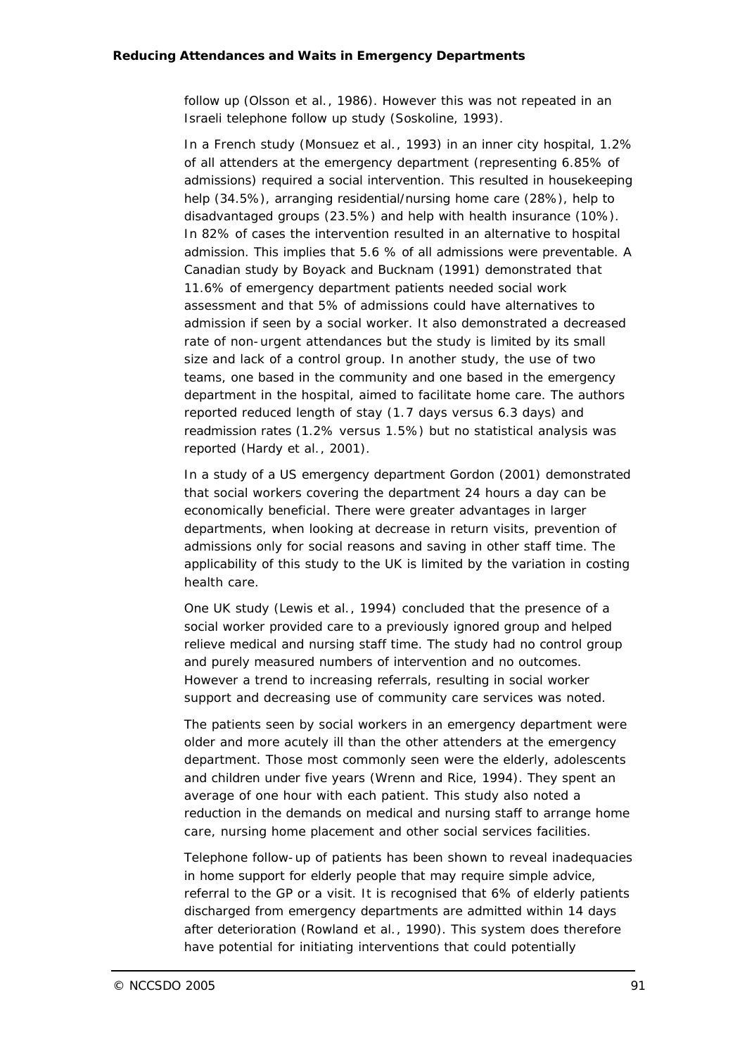follow up (Olsson et al., 1986). However this was not repeated in an Israeli telephone follow up study (Soskoline, 1993).

In a French study (Monsuez et al., 1993) in an inner city hospital, 1.2% of all attenders at the emergency department (representing 6.85% of admissions) required a social intervention. This resulted in housekeeping help (34.5%), arranging residential/nursing home care (28%), help to disadvantaged groups (23.5%) and help with health insurance (10%). In 82% of cases the intervention resulted in an alternative to hospital admission. This implies that 5.6 % of all admissions were preventable. A Canadian study by Boyack and Bucknam (1991) demonstrated that 11.6% of emergency department patients needed social work assessment and that 5% of admissions could have alternatives to admission if seen by a social worker. It also demonstrated a decreased rate of non-urgent attendances but the study is limited by its small size and lack of a control group. In another study, the use of two teams, one based in the community and one based in the emergency department in the hospital, aimed to facilitate home care. The authors reported reduced length of stay (1.7 days versus 6.3 days) and readmission rates (1.2% versus 1.5%) but no statistical analysis was reported (Hardy et al., 2001).

In a study of a US emergency department Gordon (2001) demonstrated that social workers covering the department 24 hours a day can be economically beneficial. There were greater advantages in larger departments, when looking at decrease in return visits, prevention of admissions only for social reasons and saving in other staff time. The applicability of this study to the UK is limited by the variation in costing health care.

One UK study (Lewis et al., 1994) concluded that the presence of a social worker provided care to a previously ignored group and helped relieve medical and nursing staff time. The study had no control group and purely measured numbers of intervention and no outcomes. However a trend to increasing referrals, resulting in social worker support and decreasing use of community care services was noted.

The patients seen by social workers in an emergency department were older and more acutely ill than the other attenders at the emergency department. Those most commonly seen were the elderly, adolescents and children under five years (Wrenn and Rice, 1994). They spent an average of one hour with each patient. This study also noted a reduction in the demands on medical and nursing staff to arrange home care, nursing home placement and other social services facilities.

Telephone follow-up of patients has been shown to reveal inadequacies in home support for elderly people that may require simple advice, referral to the GP or a visit. It is recognised that 6% of elderly patients discharged from emergency departments are admitted within 14 days after deterioration (Rowland et al., 1990). This system does therefore have potential for initiating interventions that could potentially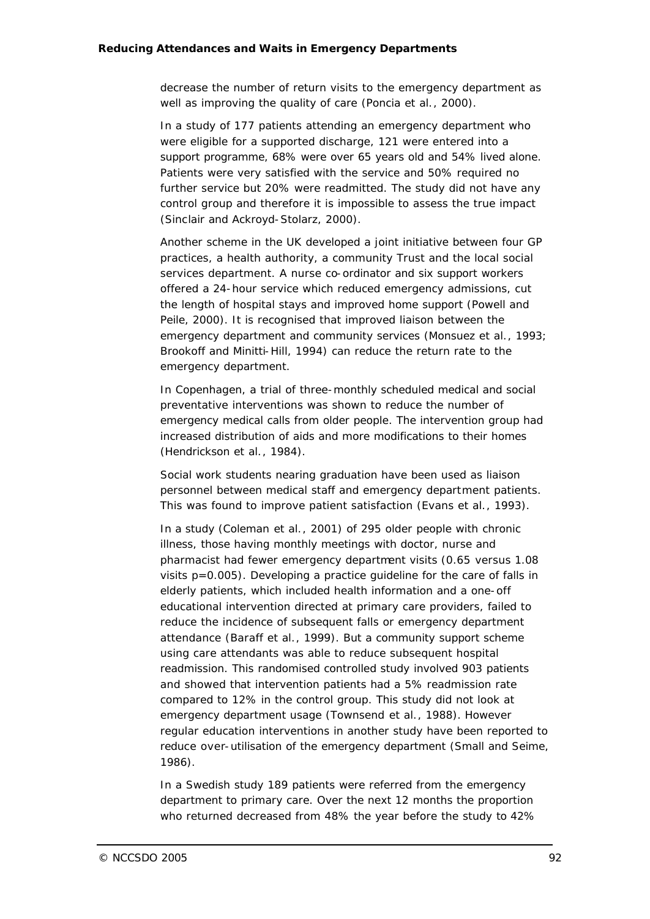decrease the number of return visits to the emergency department as well as improving the quality of care (Poncia et al., 2000).

In a study of 177 patients attending an emergency department who were eligible for a supported discharge, 121 were entered into a support programme, 68% were over 65 years old and 54% lived alone. Patients were very satisfied with the service and 50% required no further service but 20% were readmitted. The study did not have any control group and therefore it is impossible to assess the true impact (Sinclair and Ackroyd-Stolarz, 2000).

Another scheme in the UK developed a joint initiative between four GP practices, a health authority, a community Trust and the local social services department. A nurse co-ordinator and six support workers offered a 24-hour service which reduced emergency admissions, cut the length of hospital stays and improved home support (Powell and Peile, 2000). It is recognised that improved liaison between the emergency department and community services (Monsuez et al., 1993; Brookoff and Minitti-Hill, 1994) can reduce the return rate to the emergency department.

In Copenhagen, a trial of three-monthly scheduled medical and social preventative interventions was shown to reduce the number of emergency medical calls from older people. The intervention group had increased distribution of aids and more modifications to their homes (Hendrickson et al., 1984).

Social work students nearing graduation have been used as liaison personnel between medical staff and emergency department patients. This was found to improve patient satisfaction (Evans et al., 1993).

In a study (Coleman et al., 2001) of 295 older people with chronic illness, those having monthly meetings with doctor, nurse and pharmacist had fewer emergency department visits (0.65 versus 1.08 visits p=0.005). Developing a practice guideline for the care of falls in elderly patients, which included health information and a one-off educational intervention directed at primary care providers, failed to reduce the incidence of subsequent falls or emergency department attendance (Baraff et al., 1999). But a community support scheme using care attendants was able to reduce subsequent hospital readmission. This randomised controlled study involved 903 patients and showed that intervention patients had a 5% readmission rate compared to 12% in the control group. This study did not look at emergency department usage (Townsend et al., 1988). However regular education interventions in another study have been reported to reduce over-utilisation of the emergency department (Small and Seime, 1986).

In a Swedish study 189 patients were referred from the emergency department to primary care. Over the next 12 months the proportion who returned decreased from 48% the year before the study to 42%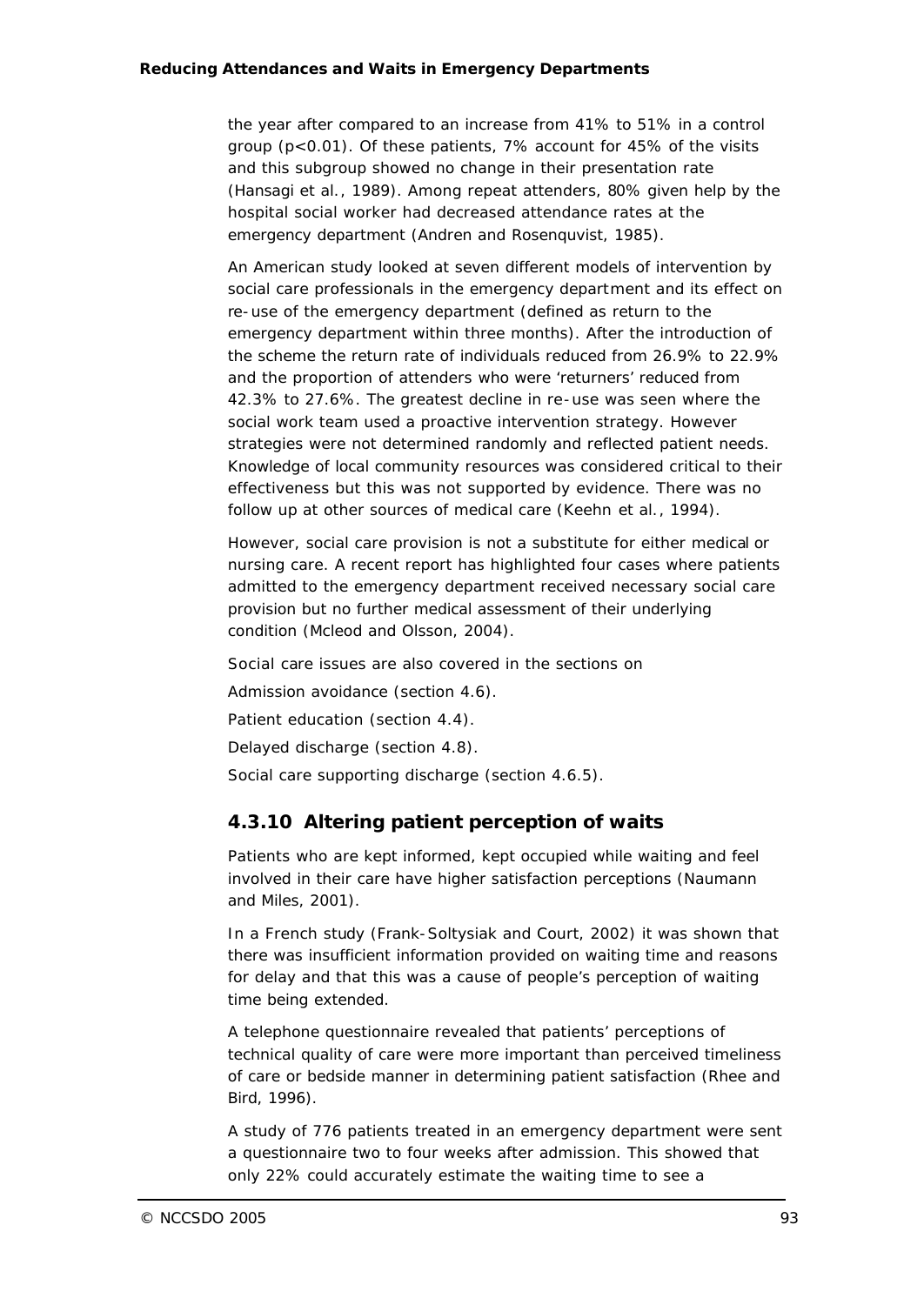the year after compared to an increase from 41% to 51% in a control group ($p<0.01$). Of these patients, 7% account for 45% of the visits and this subgroup showed no change in their presentation rate (Hansagi et al., 1989). Among repeat attenders, 80% given help by the hospital social worker had decreased attendance rates at the emergency department (Andren and Rosenquvist, 1985).

An American study looked at seven different models of intervention by social care professionals in the emergency department and its effect on re-use of the emergency department (defined as return to the emergency department within three months). After the introduction of the scheme the return rate of individuals reduced from 26.9% to 22.9% and the proportion of attenders who were 'returners' reduced from 42.3% to 27.6%. The greatest decline in re-use was seen where the social work team used a proactive intervention strategy. However strategies were not determined randomly and reflected patient needs. Knowledge of local community resources was considered critical to their effectiveness but this was not supported by evidence. There was no follow up at other sources of medical care (Keehn et al., 1994).

However, social care provision is not a substitute for either medical or nursing care. A recent report has highlighted four cases where patients admitted to the emergency department received necessary social care provision but no further medical assessment of their underlying condition (Mcleod and Olsson, 2004).

Social care issues are also covered in the sections on

Admission avoidance (section 4.6).

Patient education (section 4.4).

Delayed discharge (section 4.8).

Social care supporting discharge (section 4.6.5).

### 4.3.10 Altering patient perception of waits

Patients who are kept informed, kept occupied while waiting and feel involved in their care have higher satisfaction perceptions (Naumann and Miles, 2001).

In a French study (Frank-Soltysiak and Court, 2002) it was shown that there was insufficient information provided on waiting time and reasons for delay and that this was a cause of people's perception of waiting time being extended.

A telephone questionnaire revealed that patients' perceptions of technical quality of care were more important than perceived timeliness of care or bedside manner in determining patient satisfaction (Rhee and Bird, 1996).

A study of 776 patients treated in an emergency department were sent a questionnaire two to four weeks after admission. This showed that only 22% could accurately estimate the waiting time to see a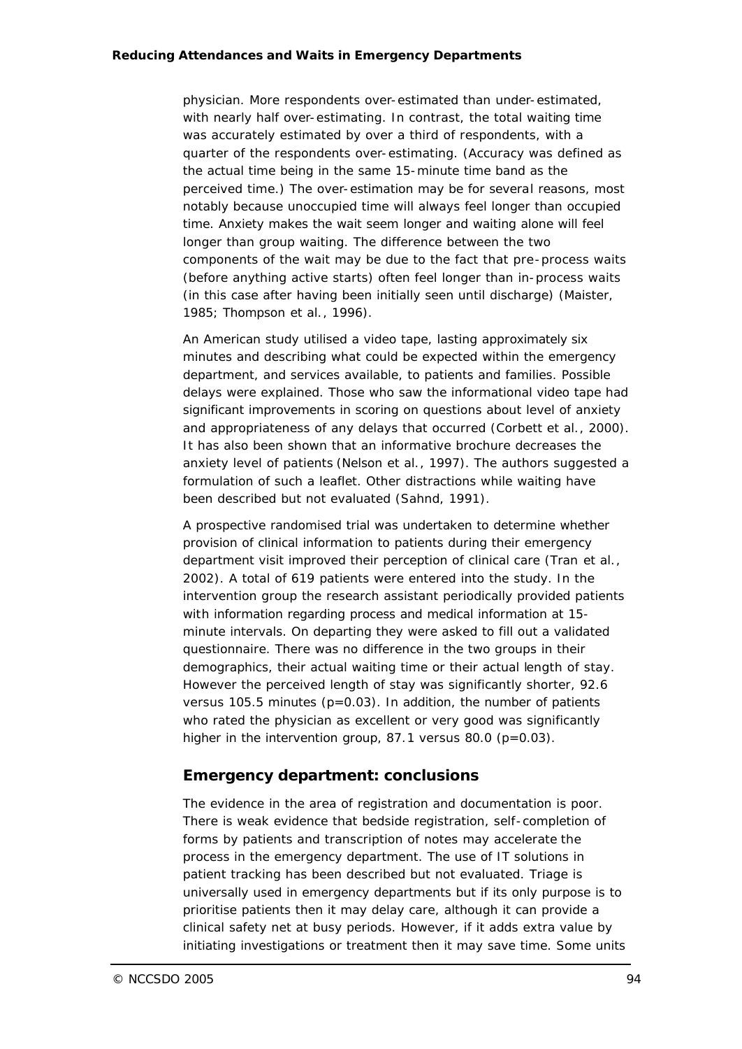physician. More respondents over-estimated than under-estimated, with nearly half over-estimating. In contrast, the total waiting time was accurately estimated by over a third of respondents, with a quarter of the respondents over-estimating. (Accuracy was defined as the actual time being in the same 15-minute time band as the perceived time.) The over-estimation may be for several reasons, most notably because unoccupied time will always feel longer than occupied time. Anxiety makes the wait seem longer and waiting alone will feel longer than group waiting. The difference between the two components of the wait may be due to the fact that pre-process waits (before anything active starts) often feel longer than in-process waits (in this case after having been initially seen until discharge) (Maister, 1985; Thompson et al., 1996).

An American study utilised a video tape, lasting approximately six minutes and describing what could be expected within the emergency department, and services available, to patients and families. Possible delays were explained. Those who saw the informational video tape had significant improvements in scoring on questions about level of anxiety and appropriateness of any delays that occurred (Corbett et al., 2000). It has also been shown that an informative brochure decreases the anxiety level of patients (Nelson et al., 1997). The authors suggested a formulation of such a leaflet. Other distractions while waiting have been described but not evaluated (Sahnd, 1991).

A prospective randomised trial was undertaken to determine whether provision of clinical information to patients during their emergency department visit improved their perception of clinical care (Tran et al., 2002). A total of 619 patients were entered into the study. In the intervention group the research assistant periodically provided patients with information regarding process and medical information at 15-minute intervals. On departing they were asked to fill out a validated questionnaire. There was no difference in the two groups in their demographics, their actual waiting time or their actual length of stay. However the perceived length of stay was significantly shorter, 92.6 versus 105.5 minutes ($p=0.03$). In addition, the number of patients who rated the physician as excellent or very good was significantly higher in the intervention group, 87.1 versus 80.0 ($p=0.03$).

## Emergency department: conclusions

The evidence in the area of registration and documentation is poor. There is weak evidence that bedside registration, self-completion of forms by patients and transcription of notes may accelerate the process in the emergency department. The use of IT solutions in patient tracking has been described but not evaluated. Triage is universally used in emergency departments but if its only purpose is to prioritise patients then it may delay care, although it can provide a clinical safety net at busy periods. However, if it adds extra value by initiating investigations or treatment then it may save time. Some units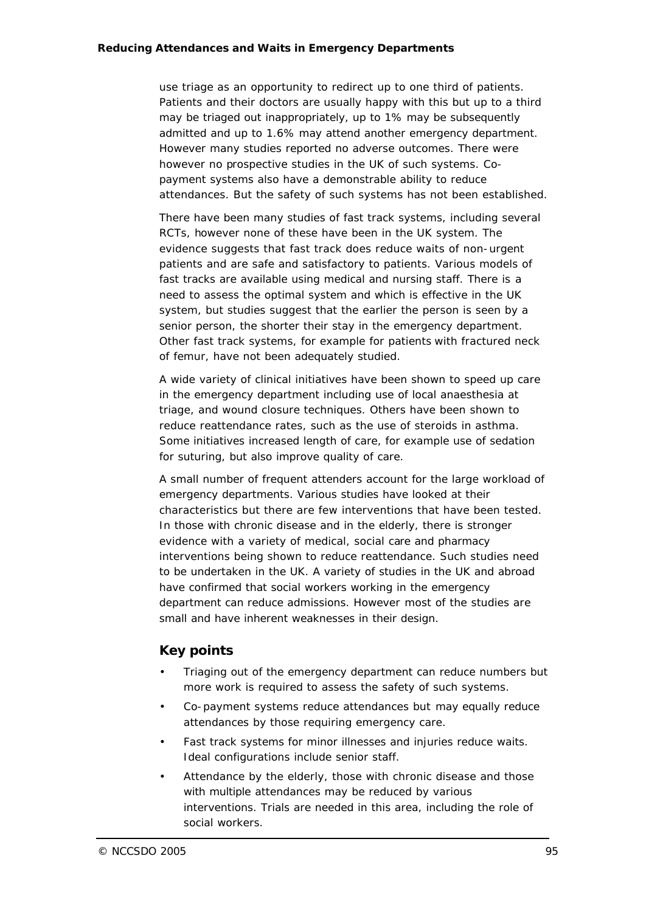use triage as an opportunity to redirect up to one third of patients. Patients and their doctors are usually happy with this but up to a third may be triaged out inappropriately, up to 1% may be subsequently admitted and up to 1.6% may attend another emergency department. However many studies reported no adverse outcomes. There were however no prospective studies in the UK of such systems. Co-payment systems also have a demonstrable ability to reduce attendances. But the safety of such systems has not been established.

There have been many studies of fast track systems, including several RCTs, however none of these have been in the UK system. The evidence suggests that fast track does reduce waits of non-urgent patients and are safe and satisfactory to patients. Various models of fast tracks are available using medical and nursing staff. There is a need to assess the optimal system and which is effective in the UK system, but studies suggest that the earlier the person is seen by a senior person, the shorter their stay in the emergency department. Other fast track systems, for example for patients with fractured neck of femur, have not been adequately studied.

A wide variety of clinical initiatives have been shown to speed up care in the emergency department including use of local anaesthesia at triage, and wound closure techniques. Others have been shown to reduce reattendance rates, such as the use of steroids in asthma. Some initiatives increased length of care, for example use of sedation for suturing, but also improve quality of care.

A small number of frequent attenders account for the large workload of emergency departments. Various studies have looked at their characteristics but there are few interventions that have been tested. In those with chronic disease and in the elderly, there is stronger evidence with a variety of medical, social care and pharmacy interventions being shown to reduce reattendance. Such studies need to be undertaken in the UK. A variety of studies in the UK and abroad have confirmed that social workers working in the emergency department can reduce admissions. However most of the studies are small and have inherent weaknesses in their design.

## Key points

- Triaging out of the emergency department can reduce numbers but more work is required to assess the safety of such systems.
- Co-payment systems reduce attendances but may equally reduce attendances by those requiring emergency care.
- Fast track systems for minor illnesses and injuries reduce waits. Ideal configurations include senior staff.
- Attendance by the elderly, those with chronic disease and those with multiple attendances may be reduced by various interventions. Trials are needed in this area, including the role of social workers.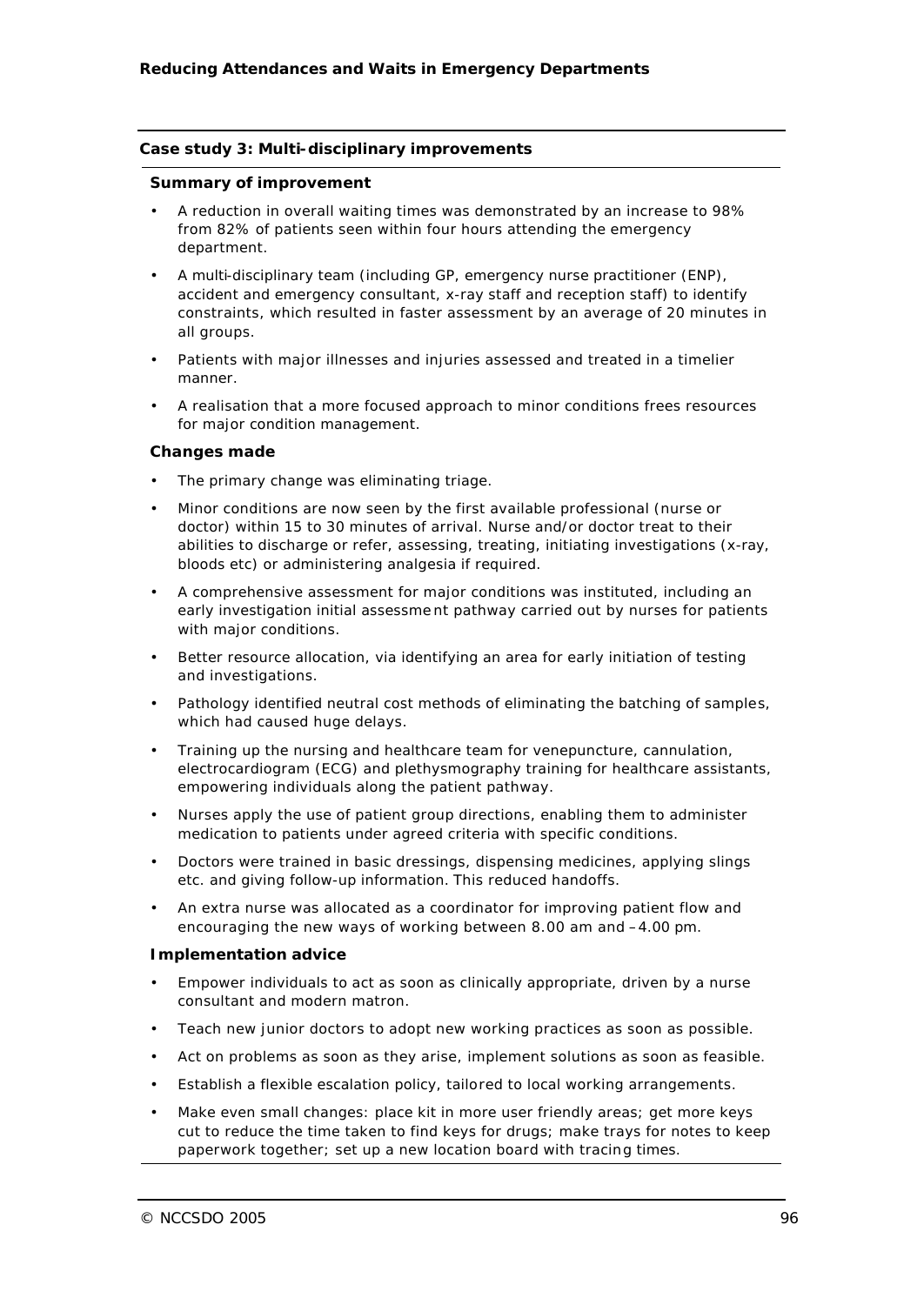### Case study 3: Multi-disciplinary improvements

#### Summary of improvement

- A reduction in overall waiting times was demonstrated by an increase to 98% from 82% of patients seen within four hours attending the emergency department.
- A multi-disciplinary team (including GP, emergency nurse practitioner (ENP), accident and emergency consultant, x-ray staff and reception staff) to identify constraints, which resulted in faster assessment by an average of 20 minutes in all groups.
- Patients with major illnesses and injuries assessed and treated in a timelier manner.
- A realisation that a more focused approach to minor conditions frees resources for major condition management.

#### Changes made

- The primary change was eliminating triage.
- Minor conditions are now seen by the first available professional (nurse or doctor) within 15 to 30 minutes of arrival. Nurse and/or doctor treat to their abilities to discharge or refer, assessing, treating, initiating investigations (x-ray, bloods etc) or administering analgesia if required.
- A comprehensive assessment for major conditions was instituted, including an early investigation initial assessment pathway carried out by nurses for patients with major conditions.
- Better resource allocation, via identifying an area for early initiation of testing and investigations.
- Pathology identified neutral cost methods of eliminating the batching of samples, which had caused huge delays.
- Training up the nursing and healthcare team for venepuncture, cannulation, electrocardiogram (ECG) and plethysmography training for healthcare assistants, empowering individuals along the patient pathway.
- Nurses apply the use of patient group directions, enabling them to administer medication to patients under agreed criteria with specific conditions.
- Doctors were trained in basic dressings, dispensing medicines, applying slings etc. and giving follow-up information. This reduced handoffs.
- An extra nurse was allocated as a coordinator for improving patient flow and encouraging the new ways of working between 8.00 am and – 4.00 pm.

#### Implementation advice

- Empower individuals to act as soon as clinically appropriate, driven by a nurse consultant and modern matron.
- Teach new junior doctors to adopt new working practices as soon as possible.
- Act on problems as soon as they arise, implement solutions as soon as feasible.
- Establish a flexible escalation policy, tailored to local working arrangements.
- Make even small changes: place kit in more user friendly areas; get more keys cut to reduce the time taken to find keys for drugs; make trays for notes to keep paperwork together; set up a new location board with tracing times.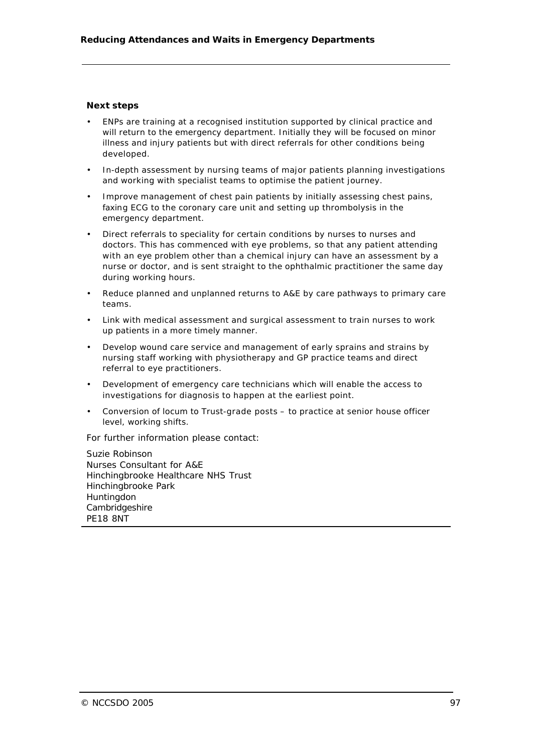**Next steps**

- ENPs are training at a recognised institution supported by clinical practice and will return to the emergency department. Initially they will be focused on minor illness and injury patients but with direct referrals for other conditions being developed.
- In-depth assessment by nursing teams of major patients planning investigations and working with specialist teams to optimise the patient journey.
- Improve management of chest pain patients by initially assessing chest pains, faxing ECG to the coronary care unit and setting up thrombolysis in the emergency department.
- Direct referrals to speciality for certain conditions by nurses to nurses and doctors. This has commenced with eye problems, so that any patient attending with an eye problem other than a chemical injury can have an assessment by a nurse or doctor, and is sent straight to the ophthalmic practitioner the same day during working hours.
- Reduce planned and unplanned returns to A&E by care pathways to primary care teams.
- Link with medical assessment and surgical assessment to train nurses to work up patients in a more timely manner.
- Develop wound care service and management of early sprains and strains by nursing staff working with physiotherapy and GP practice teams and direct referral to eye practitioners.
- Development of emergency care technicians which will enable the access to investigations for diagnosis to happen at the earliest point.
- Conversion of locum to Trust-grade posts – to practice at senior house officer level, working shifts.

For further information please contact:

Suzie Robinson
Nurses Consultant for A&E
Hinchingbrooke Healthcare NHS Trust
Hinchingbrooke Park
Huntingdon
Cambridgeshire
PE18 8NT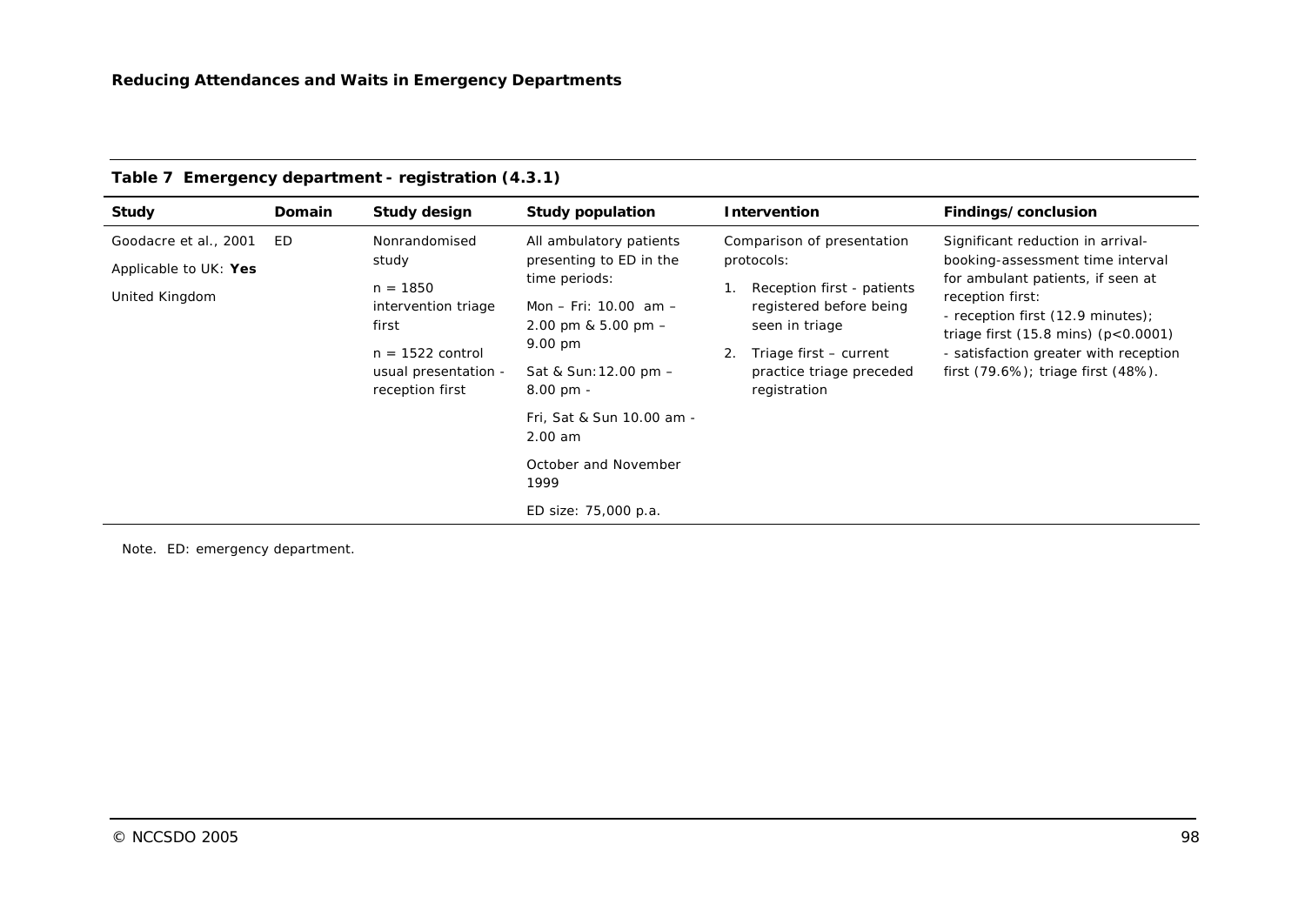**Table 7 Emergency department - registration (4.3.1)**

| Study | Domain | Study design | Study population | Intervention | Findings/conclusion |
|---|---|---|---|---|---|
| Goodacre et al., 2001<br>Applicable to UK: **Yes**<br>United Kingdom | ED | Nonrandomised study<br>n = 1850 intervention triage first<br>n = 1522 control usual presentation - reception first | All ambulatory patients presenting to ED in the time periods:<br>Mon – Fri: 10.00 am – 2.00 pm & 5.00 pm – 9.00 pm<br>Sat & Sun: 12.00 pm – 8.00 pm -<br>Fri, Sat & Sun 10.00 am - 2.00 am<br>October and November 1999<br>ED size: 75,000 p.a. | Comparison of presentation protocols:<br>1. Reception first - patients registered before being seen in triage<br>2. Triage first – current practice triage preceded registration | Significant reduction in arrival-booking-assessment time interval for ambulant patients, if seen at reception first:<br>- reception first (12.9 minutes); triage first (15.8 mins) ($p<0.0001$)<br>- satisfaction greater with reception first (79.6%); triage first (48%). |

Note. ED: emergency department.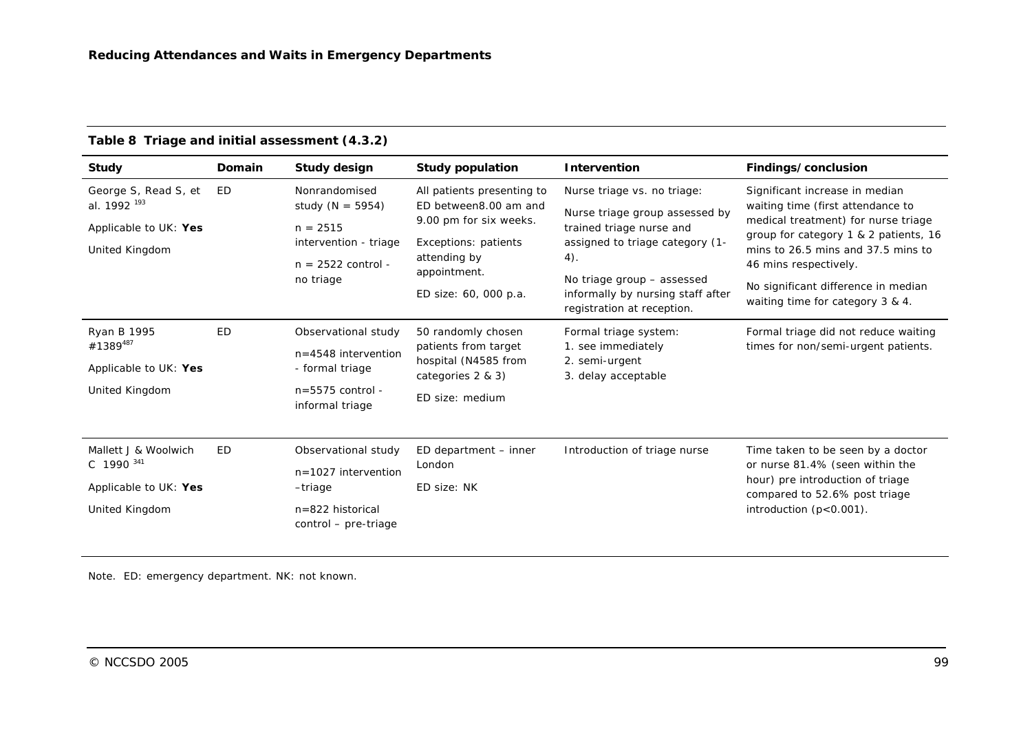**Table 8 Triage and initial assessment (4.3.2)**

| Study | Domain | Study design | Study population | Intervention | Findings/conclusion |
|---|---|---|---|---|---|
| George S, Read S, et al. 1992 [193]<br><br>Applicable to UK: **Yes**<br><br>United Kingdom | ED | Nonrandomised study (N = 5954)<br><br>n = 2515 intervention - triage<br><br>n = 2522 control - no triage | All patients presenting to ED between8.00 am and 9.00 pm for six weeks.<br><br>Exceptions: patients attending by appointment.<br><br>ED size: 60, 000 p.a. | Nurse triage vs. no triage:<br><br>Nurse triage group assessed by trained triage nurse and assigned to triage category (1-4).<br><br>No triage group – assessed informally by nursing staff after registration at reception. | Significant increase in median waiting time (first attendance to medical treatment) for nurse triage group for category 1 & 2 patients, 16 mins to 26.5 mins and 37.5 mins to 46 mins respectively.<br><br>No significant difference in median waiting time for category 3 & 4. |
| Ryan B 1995 #1389[487]<br><br>Applicable to UK: **Yes**<br><br>United Kingdom | ED | Observational study<br><br>n=4548 intervention - formal triage<br><br>n=5575 control - informal triage | 50 randomly chosen patients from target hospital (N4585 from categories 2 & 3)<br><br>ED size: medium | Formal triage system:<br>1. see immediately<br>2. semi-urgent<br>3. delay acceptable | Formal triage did not reduce waiting times for non/semi-urgent patients. |
| Mallett J & Woolwich C 1990 [341]<br><br>Applicable to UK: **Yes**<br><br>United Kingdom | ED | Observational study<br><br>n=1027 intervention –triage<br><br>n=822 historical control – pre-triage | ED department – inner London<br><br>ED size: NK | Introduction of triage nurse | Time taken to be seen by a doctor or nurse 81.4% (seen within the hour) pre introduction of triage compared to 52.6% post triage introduction ($p<0.001$). |

Note. ED: emergency department. NK: not known.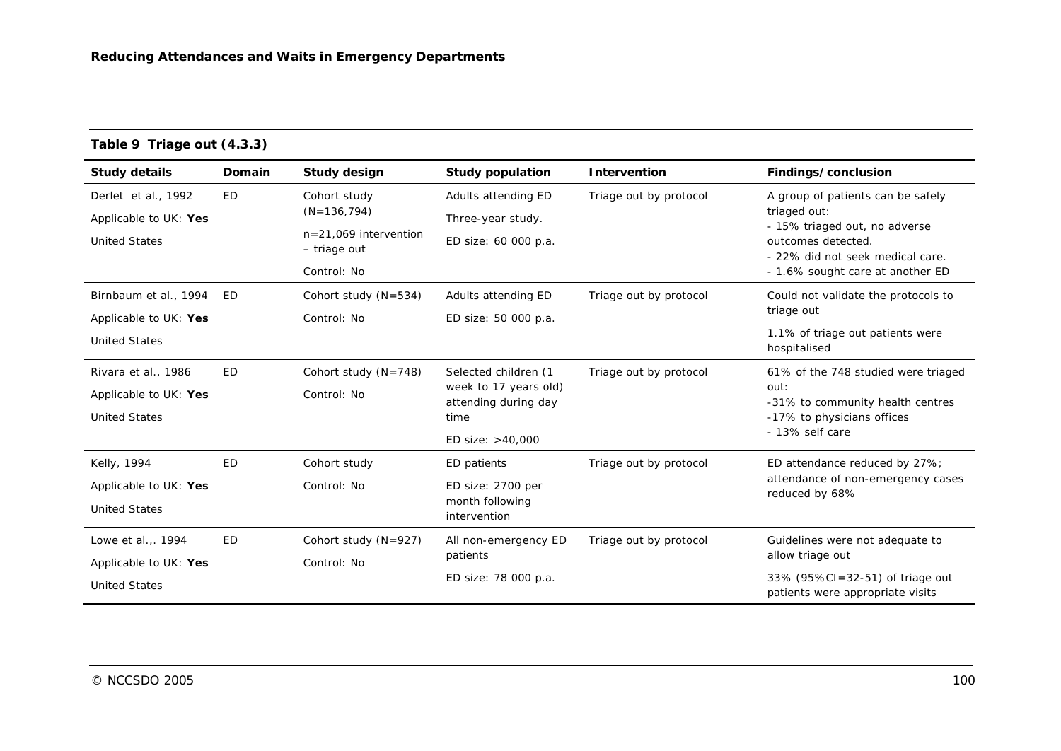**Table 9 Triage out (4.3.3)**

| Study details | Domain | Study design | Study population | Intervention | Findings/conclusion |
|---|---|---|---|---|---|
| Derlet et al., 1992<br>Applicable to UK: **Yes**<br>United States | ED | Cohort study (N=136,794)<br>n=21,069 intervention – triage out<br>Control: No | Adults attending ED<br>Three-year study.<br>ED size: 60 000 p.a. | Triage out by protocol | A group of patients can be safely triaged out:<br>- 15% triaged out, no adverse outcomes detected.<br>- 22% did not seek medical care.<br>- 1.6% sought care at another ED |
| Birnbaum et al., 1994<br>Applicable to UK: **Yes**<br>United States | ED | Cohort study (N=534)<br>Control: No | Adults attending ED<br>ED size: 50 000 p.a. | Triage out by protocol | Could not validate the protocols to triage out<br>1.1% of triage out patients were hospitalised |
| Rivara et al., 1986<br>Applicable to UK: **Yes**<br>United States | ED | Cohort study (N=748)<br>Control: No | Selected children (1 week to 17 years old) attending during day time<br>ED size: >40,000 | Triage out by protocol | 61% of the 748 studied were triaged out:<br>-31% to community health centres<br>-17% to physicians offices<br>- 13% self care |
| Kelly, 1994<br>Applicable to UK: **Yes**<br>United States | ED | Cohort study<br>Control: No | ED patients<br>ED size: 2700 per month following intervention | Triage out by protocol | ED attendance reduced by 27%; attendance of non-emergency cases reduced by 68% |
| Lowe et al.,. 1994<br>Applicable to UK: **Yes**<br>United States | ED | Cohort study (N=927)<br>Control: No | All non-emergency ED patients<br>ED size: 78 000 p.a. | Triage out by protocol | Guidelines were not adequate to allow triage out<br>33% (95%CI=32-51) of triage out patients were appropriate visits |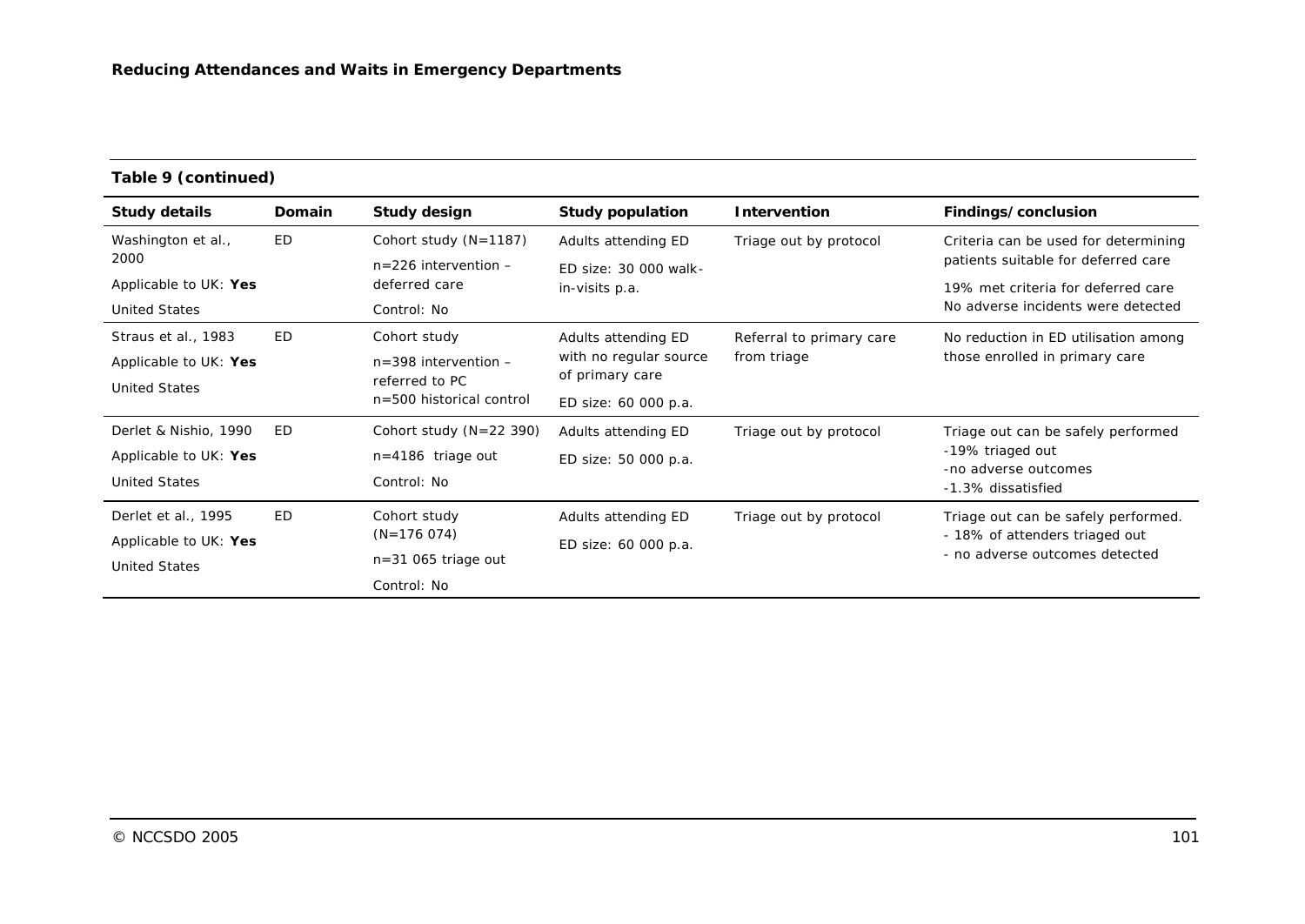**Table 9 (continued)**

| Study details | Domain | Study design | Study population | Intervention | Findings/conclusion |
|---|---|---|---|---|---|
| Washington et al., 2000<br>Applicable to UK: **Yes**<br>United States | ED | Cohort study (N=1187)<br>n=226 intervention – deferred care<br>Control: No | Adults attending ED<br>ED size: 30 000 walk-in-visits p.a. | Triage out by protocol | Criteria can be used for determining patients suitable for deferred care<br>19% met criteria for deferred care<br>No adverse incidents were detected |
| Straus et al., 1983<br>Applicable to UK: **Yes**<br>United States | ED | Cohort study<br>n=398 intervention – referred to PC<br>n=500 historical control | Adults attending ED with no regular source of primary care<br>ED size: 60 000 p.a. | Referral to primary care from triage | No reduction in ED utilisation among those enrolled in primary care |
| Derlet & Nishio, 1990<br>Applicable to UK: **Yes**<br>United States | ED | Cohort study (N=22 390)<br>n=4186 triage out<br>Control: No | Adults attending ED<br>ED size: 50 000 p.a. | Triage out by protocol | Triage out can be safely performed<br>-19% triaged out<br>-no adverse outcomes<br>-1.3% dissatisfied |
| Derlet et al., 1995<br>Applicable to UK: **Yes**<br>United States | ED | Cohort study (N=176 074)<br>n=31 065 triage out<br>Control: No | Adults attending ED<br>ED size: 60 000 p.a. | Triage out by protocol | Triage out can be safely performed.<br>- 18% of attenders triaged out<br>- no adverse outcomes detected |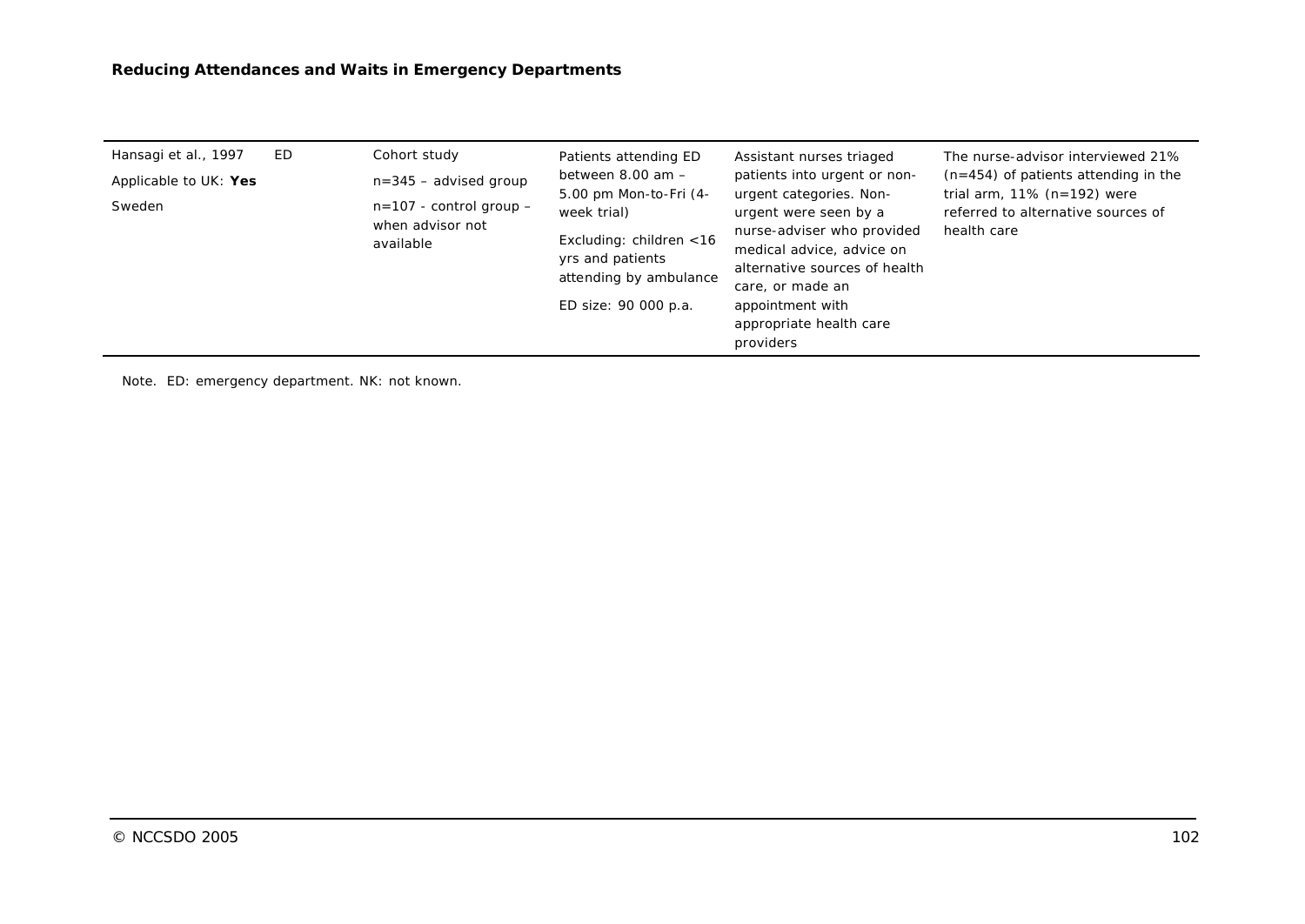| | | | | | |
|---|---|---|---|---|---|
| Hansagi et al., 1997<br>Applicable to UK: **Yes**<br>Sweden | ED | Cohort study<br>n=345 – advised group<br>n=107 - control group – when advisor not available | Patients attending ED between 8.00 am – 5.00 pm Mon-to-Fri (4-week trial)<br>Excluding: children <16 yrs and patients attending by ambulance<br>ED size: 90 000 p.a. | Assistant nurses triaged patients into urgent or non-urgent categories. Non-urgent were seen by a nurse-adviser who provided medical advice, advice on alternative sources of health care, or made an appointment with appropriate health care providers | The nurse-advisor interviewed 21% (n=454) of patients attending in the trial arm, 11% (n=192) were referred to alternative sources of health care |

Note. ED: emergency department. NK: not known.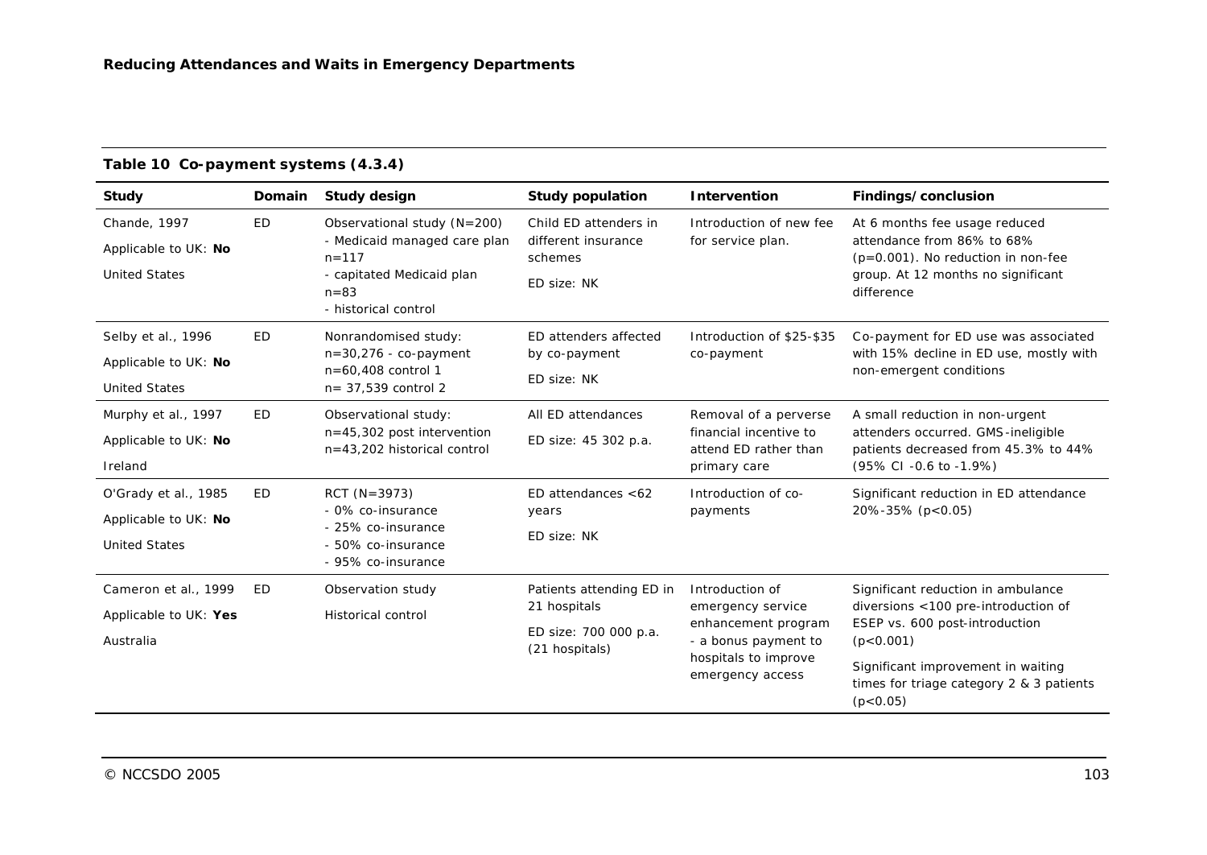**Table 10 Co-payment systems (4.3.4)**

| Study | Domain | Study design | Study population | Intervention | Findings/conclusion |
|---|---|---|---|---|---|
| Chande, 1997<br>Applicable to UK: **No**<br>United States | ED | Observational study (N=200)<br>- Medicaid managed care plan n=117<br>- capitated Medicaid plan n=83<br>- historical control | Child ED attenders in different insurance schemes<br>ED size: NK | Introduction of new fee for service plan. | At 6 months fee usage reduced attendance from 86% to 68% ($p$=0.001). No reduction in non-fee group. At 12 months no significant difference |
| Selby et al., 1996<br>Applicable to UK: **No**<br>United States | ED | Nonrandomised study:<br>n=30,276 - co-payment<br>n=60,408 control 1<br>n= 37,539 control 2 | ED attenders affected by co-payment<br>ED size: NK | Introduction of $25-$35 co-payment | Co-payment for ED use was associated with 15% decline in ED use, mostly with non-emergent conditions |
| Murphy et al., 1997<br>Applicable to UK: **No**<br>Ireland | ED | Observational study:<br>n=45,302 post intervention<br>n=43,202 historical control | All ED attendances<br>ED size: 45 302 p.a. | Removal of a perverse financial incentive to attend ED rather than primary care | A small reduction in non-urgent attenders occurred. GMS-ineligible patients decreased from 45.3% to 44% (95% CI -0.6 to -1.9%) |
| O'Grady et al., 1985<br>Applicable to UK: **No**<br>United States | ED | RCT (N=3973)<br>- 0% co-insurance<br>- 25% co-insurance<br>- 50% co-insurance<br>- 95% co-insurance | ED attendances <62 years<br>ED size: NK | Introduction of co-payments | Significant reduction in ED attendance 20%-35% ($p$<0.05) |
| Cameron et al., 1999<br>Applicable to UK: **Yes**<br>Australia | ED | Observation study<br>Historical control | Patients attending ED in 21 hospitals<br>ED size: 700 000 p.a. (21 hospitals) | Introduction of emergency service enhancement program - a bonus payment to hospitals to improve emergency access | Significant reduction in ambulance diversions <100 pre-introduction of ESEP vs. 600 post-introduction ($p$<0.001)<br>Significant improvement in waiting times for triage category 2 & 3 patients ($p$<0.05) |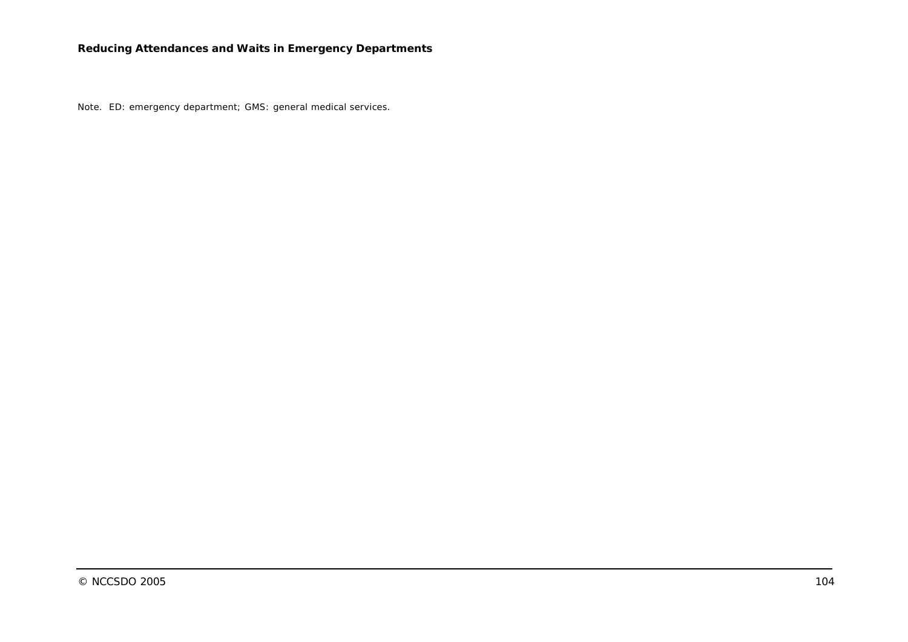Note. ED: emergency department; GMS: general medical services.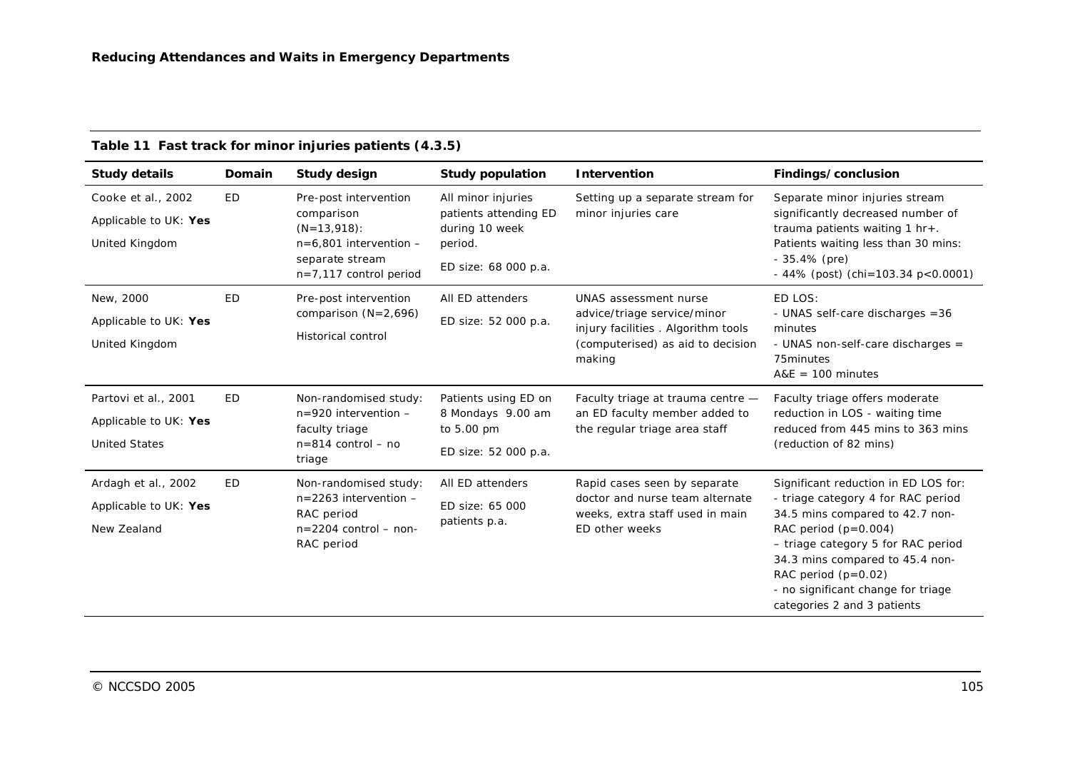**Table 11 Fast track for minor injuries patients (4.3.5)**

| Study details | Domain | Study design | Study population | Intervention | Findings/conclusion |
|---|---|---|---|---|---|
| Cooke et al., 2002<br>Applicable to UK: **Yes**<br>United Kingdom | ED | Pre-post intervention comparison (N=13,918):<br>n=6,801 intervention – separate stream<br>n=7,117 control period | All minor injuries patients attending ED during 10 week period.<br>ED size: 68 000 p.a. | Setting up a separate stream for minor injuries care | Separate minor injuries stream significantly decreased number of trauma patients waiting 1 hr+.<br>Patients waiting less than 30 mins:<br>- 35.4% (pre)<br>- 44% (post) (chi=103.34 p<0.0001) |
| New, 2000<br>Applicable to UK: **Yes**<br>United Kingdom | ED | Pre-post intervention comparison (N=2,696)<br>Historical control | All ED attenders<br>ED size: 52 000 p.a. | UNAS assessment nurse advice/triage service/minor injury facilities . Algorithm tools (computerised) as aid to decision making | ED LOS:<br>- UNAS self-care discharges =36 minutes<br>- UNAS non-self-care discharges = 75minutes<br>A&E = 100 minutes |
| Partovi et al., 2001<br>Applicable to UK: **Yes**<br>United States | ED | Non-randomised study:<br>n=920 intervention – faculty triage<br>n=814 control – no triage | Patients using ED on 8 Mondays 9.00 am to 5.00 pm<br>ED size: 52 000 p.a. | Faculty triage at trauma centre — an ED faculty member added to the regular triage area staff | Faculty triage offers moderate reduction in LOS - waiting time reduced from 445 mins to 363 mins (reduction of 82 mins) |
| Ardagh et al., 2002<br>Applicable to UK: **Yes**<br>New Zealand | ED | Non-randomised study:<br>n=2263 intervention – RAC period<br>n=2204 control – non-RAC period | All ED attenders<br>ED size: 65 000 patients p.a. | Rapid cases seen by separate doctor and nurse team alternate weeks, extra staff used in main ED other weeks | Significant reduction in ED LOS for:<br>- triage category 4 for RAC period 34.5 mins compared to 42.7 non-RAC period (p=0.004)<br>– triage category 5 for RAC period 34.3 mins compared to 45.4 non-RAC period (p=0.02)<br>- no significant change for triage categories 2 and 3 patients |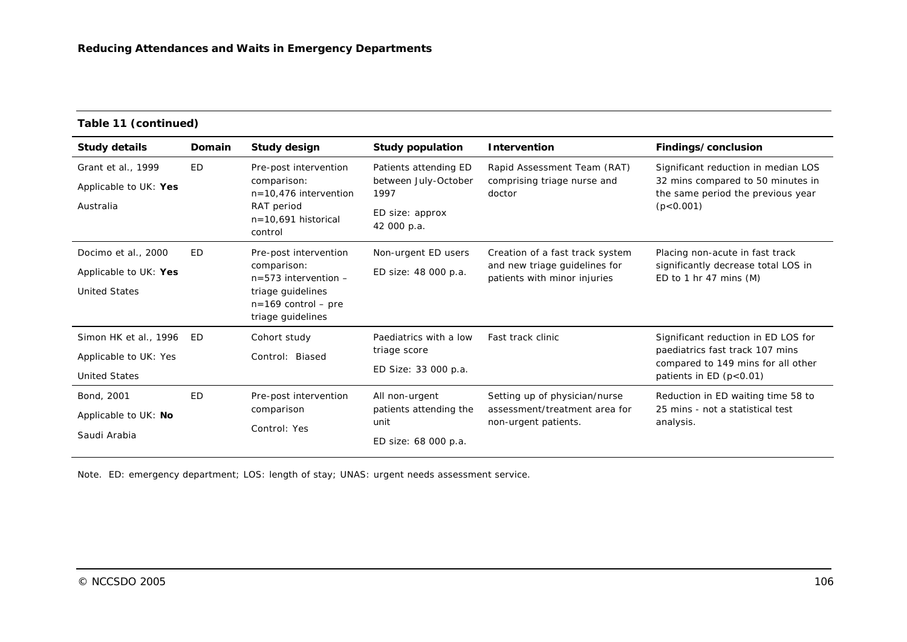**Table 11 (continued)**

| Study details | Domain | Study design | Study population | Intervention | Findings/conclusion |
|---|---|---|---|---|---|
| Grant et al., 1999<br>Applicable to UK: **Yes**<br>Australia | ED | Pre-post intervention comparison:<br>n=10,476 intervention RAT period<br>n=10,691 historical control | Patients attending ED between July-October 1997<br>ED size: approx 42 000 p.a. | Rapid Assessment Team (RAT) comprising triage nurse and doctor | Significant reduction in median LOS 32 mins compared to 50 minutes in the same period the previous year ($p<0.001$) |
| Docimo et al., 2000<br>Applicable to UK: **Yes**<br>United States | ED | Pre-post intervention comparison:<br>n=573 intervention – triage guidelines<br>n=169 control – pre triage guidelines | Non-urgent ED users<br>ED size: 48 000 p.a. | Creation of a fast track system and new triage guidelines for patients with minor injuries | Placing non-acute in fast track significantly decrease total LOS in ED to 1 hr 47 mins (M) |
| Simon HK et al., 1996<br>Applicable to UK: Yes<br>United States | ED | Cohort study<br>Control: Biased | Paediatrics with a low triage score<br>ED Size: 33 000 p.a. | Fast track clinic | Significant reduction in ED LOS for paediatrics fast track 107 mins compared to 149 mins for all other patients in ED ($p<0.01$) |
| Bond, 2001<br>Applicable to UK: **No**<br>Saudi Arabia | ED | Pre-post intervention comparison<br>Control: Yes | All non-urgent patients attending the unit<br>ED size: 68 000 p.a. | Setting up of physician/nurse assessment/treatment area for non-urgent patients. | Reduction in ED waiting time 58 to 25 mins - not a statistical test analysis. |

Note. ED: emergency department; LOS: length of stay; UNAS: urgent needs assessment service.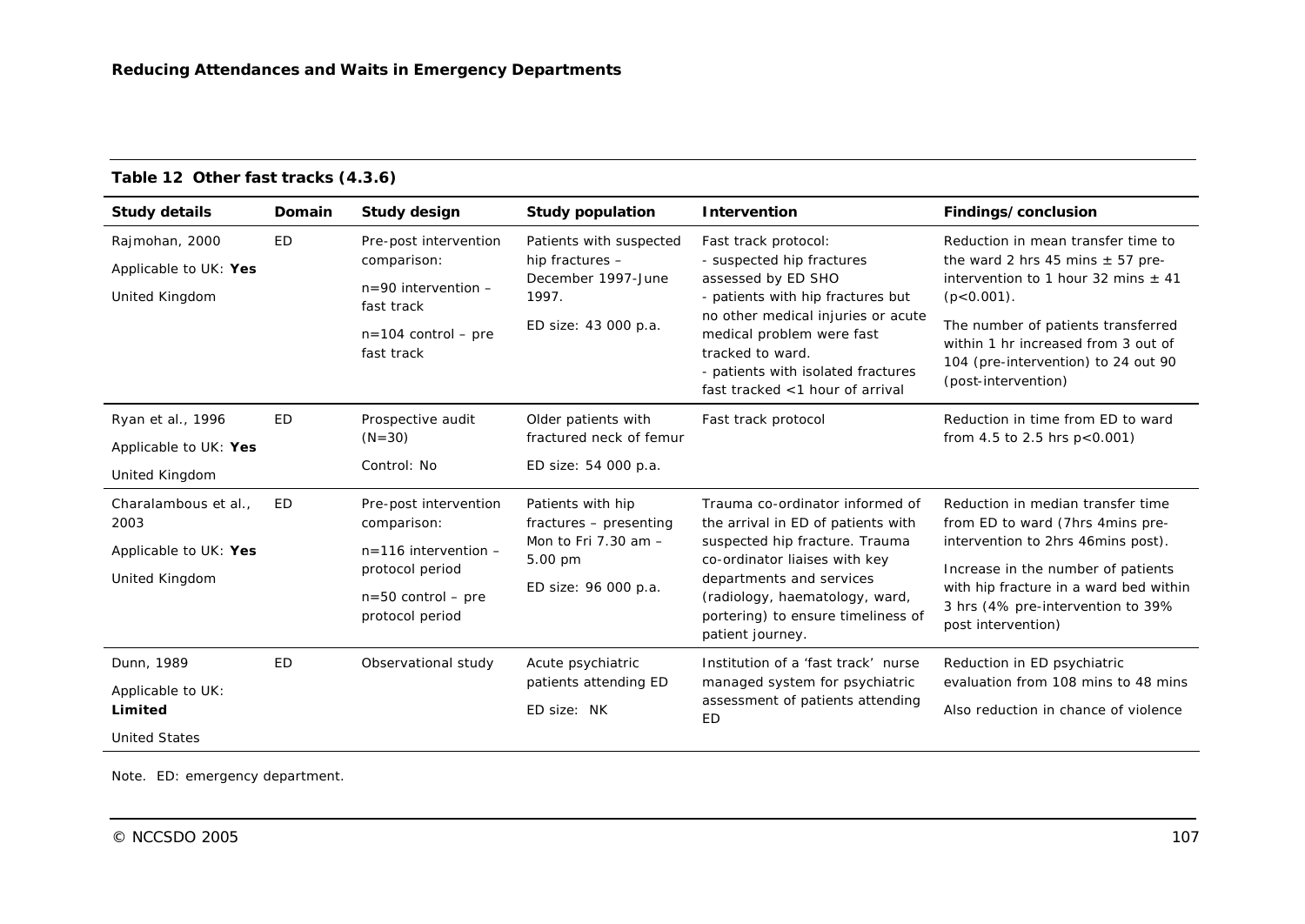**Table 12 Other fast tracks (4.3.6)**

| Study details | Domain | Study design | Study population | Intervention | Findings/conclusion |
|---|---|---|---|---|---|
| Rajmohan, 2000<br>Applicable to UK: **Yes**<br>United Kingdom | ED | Pre-post intervention comparison:<br>n=90 intervention – fast track<br>n=104 control – pre fast track | Patients with suspected hip fractures – December 1997-June 1997.<br>ED size: 43 000 p.a. | Fast track protocol:<br>- suspected hip fractures assessed by ED SHO<br>- patients with hip fractures but no other medical injuries or acute medical problem were fast tracked to ward.<br>- patients with isolated fractures fast tracked <1 hour of arrival | Reduction in mean transfer time to the ward 2 hrs 45 mins ± 57 pre-intervention to 1 hour 32 mins ± 41 (p<0.001).<br>The number of patients transferred within 1 hr increased from 3 out of 104 (pre-intervention) to 24 out 90 (post-intervention) |
| Ryan et al., 1996<br>Applicable to UK: **Yes**<br>United Kingdom | ED | Prospective audit (N=30)<br>Control: No | Older patients with fractured neck of femur<br>ED size: 54 000 p.a. | Fast track protocol | Reduction in time from ED to ward from 4.5 to 2.5 hrs p<0.001) |
| Charalambous et al., 2003<br>Applicable to UK: **Yes**<br>United Kingdom | ED | Pre-post intervention comparison:<br>n=116 intervention – protocol period<br>n=50 control – pre protocol period | Patients with hip fractures – presenting Mon to Fri 7.30 am – 5.00 pm<br>ED size: 96 000 p.a. | Trauma co-ordinator informed of the arrival in ED of patients with suspected hip fracture. Trauma co-ordinator liaises with key departments and services (radiology, haematology, ward, portering) to ensure timeliness of patient journey. | Reduction in median transfer time from ED to ward (7hrs 4mins pre-intervention to 2hrs 46mins post).<br>Increase in the number of patients with hip fracture in a ward bed within 3 hrs (4% pre-intervention to 39% post intervention) |
| Dunn, 1989<br>Applicable to UK: **Limited**<br>United States | ED | Observational study | Acute psychiatric patients attending ED<br>ED size: NK | Institution of a 'fast track' nurse managed system for psychiatric assessment of patients attending ED | Reduction in ED psychiatric evaluation from 108 mins to 48 mins<br>Also reduction in chance of violence |

Note. ED: emergency department.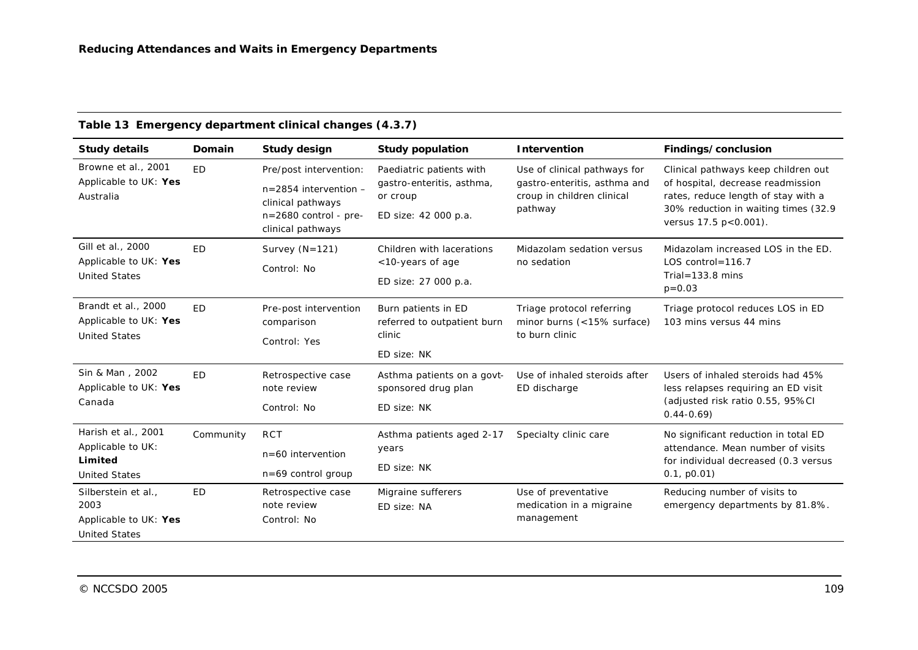**Table 13 Emergency department clinical changes (4.3.7)**

| Study details | Domain | Study design | Study population | Intervention | Findings/conclusion |
|---|---|---|---|---|---|
| Browne et al., 2001<br>Applicable to UK: **Yes**<br>Australia | ED | Pre/post intervention:<br>n=2854 intervention – clinical pathways<br>n=2680 control - pre-clinical pathways | Paediatric patients with gastro-enteritis, asthma, or croup<br>ED size: 42 000 p.a. | Use of clinical pathways for gastro-enteritis, asthma and croup in children clinical pathway | Clinical pathways keep children out of hospital, decrease readmission rates, reduce length of stay with a 30% reduction in waiting times (32.9 versus 17.5 p<0.001). |
| Gill et al., 2000<br>Applicable to UK: **Yes**<br>United States | ED | Survey (N=121)<br>Control: No | Children with lacerations <10-years of age<br>ED size: 27 000 p.a. | Midazolam sedation versus no sedation | Midazolam increased LOS in the ED. LOS control=116.7<br>Trial=133.8 mins<br>p=0.03 |
| Brandt et al., 2000<br>Applicable to UK: **Yes**<br>United States | ED | Pre-post intervention comparison<br>Control: Yes | Burn patients in ED referred to outpatient burn clinic<br>ED size: NK | Triage protocol referring minor burns (<15% surface) to burn clinic | Triage protocol reduces LOS in ED 103 mins versus 44 mins |
| Sin & Man , 2002<br>Applicable to UK: **Yes**<br>Canada | ED | Retrospective case note review<br>Control: No | Asthma patients on a govt-sponsored drug plan<br>ED size: NK | Use of inhaled steroids after ED discharge | Users of inhaled steroids had 45% less relapses requiring an ED visit (adjusted risk ratio 0.55, 95%CI 0.44-0.69) |
| Harish et al., 2001<br>Applicable to UK: **Limited**<br>United States | Community | RCT<br>n=60 intervention<br>n=69 control group | Asthma patients aged 2-17 years<br>ED size: NK | Specialty clinic care | No significant reduction in total ED attendance. Mean number of visits for individual decreased (0.3 versus 0.1, p0.01) |
| Silberstein et al., 2003<br>Applicable to UK: **Yes**<br>United States | ED | Retrospective case note review<br>Control: No | Migraine sufferers<br>ED size: NA | Use of preventative medication in a migraine management | Reducing number of visits to emergency departments by 81.8%. |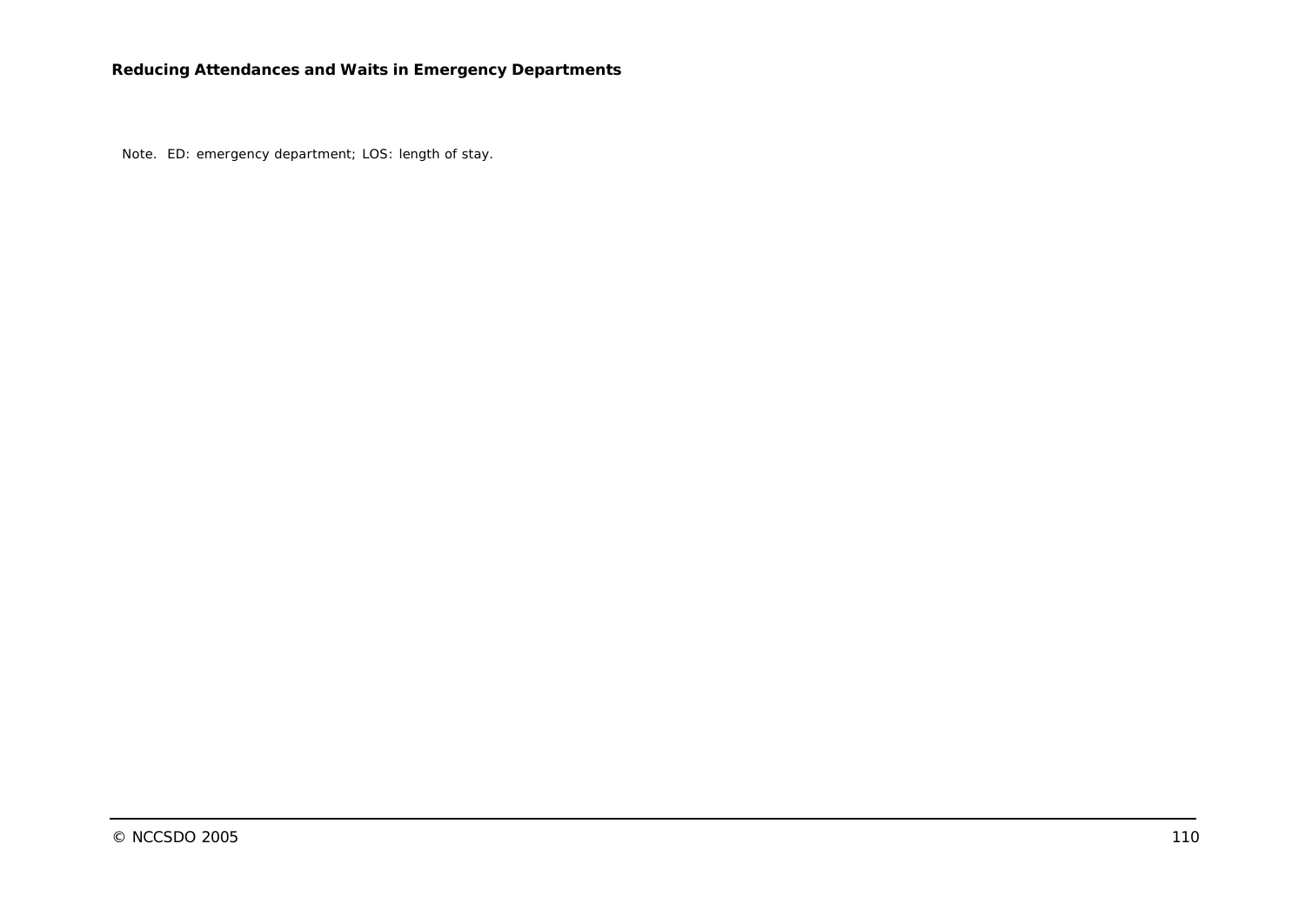Note. ED: emergency department; LOS: length of stay.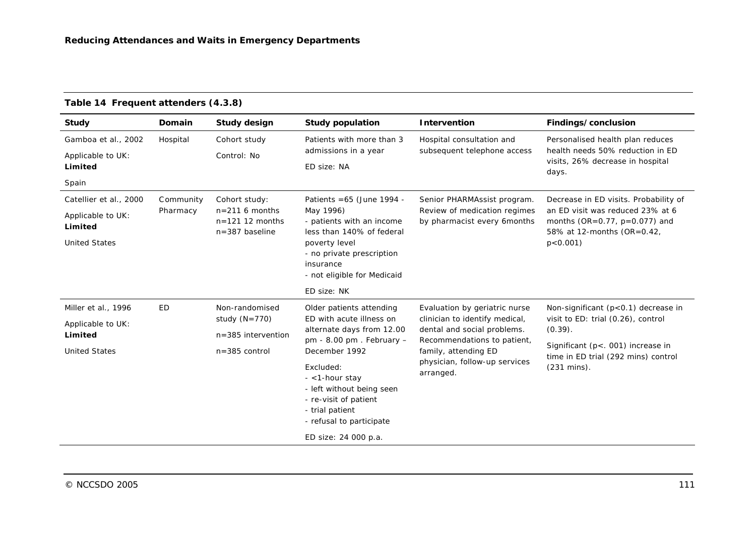**Table 14 Frequent attenders (4.3.8)**

| Study | Domain | Study design | Study population | Intervention | Findings/conclusion |
|---|---|---|---|---|---|
| Gamboa et al., 2002<br>Applicable to UK: **Limited**<br>Spain | Hospital | Cohort study<br>Control: No | Patients with more than 3 admissions in a year<br>ED size: NA | Hospital consultation and subsequent telephone access | Personalised health plan reduces health needs 50% reduction in ED visits, 26% decrease in hospital days. |
| Catellier et al., 2000<br>Applicable to UK: **Limited**<br>United States | Community Pharmacy | Cohort study:<br>n=211 6 months<br>n=121 12 months<br>n=387 baseline | Patients =65 (June 1994 - May 1996)<br>- patients with an income less than 140% of federal poverty level<br>- no private prescription insurance<br>- not eligible for Medicaid<br>ED size: NK | Senior PHARMAssist program. Review of medication regimes by pharmacist every 6months | Decrease in ED visits. Probability of an ED visit was reduced 23% at 6 months (OR=0.77, p=0.077) and 58% at 12-months (OR=0.42, p<0.001) |
| Miller et al., 1996<br>Applicable to UK: **Limited**<br>United States | ED | Non-randomised study (N=770)<br>n=385 intervention<br>n=385 control | Older patients attending ED with acute illness on alternate days from 12.00 pm - 8.00 pm . February – December 1992<br>Excluded:<br>- <1-hour stay<br>- left without being seen<br>- re-visit of patient<br>- trial patient<br>- refusal to participate<br>ED size: 24 000 p.a. | Evaluation by geriatric nurse clinician to identify medical, dental and social problems. Recommendations to patient, family, attending ED physician, follow-up services arranged. | Non-significant (p<0.1) decrease in visit to ED: trial (0.26), control (0.39).<br>Significant (p<. 001) increase in time in ED trial (292 mins) control (231 mins). |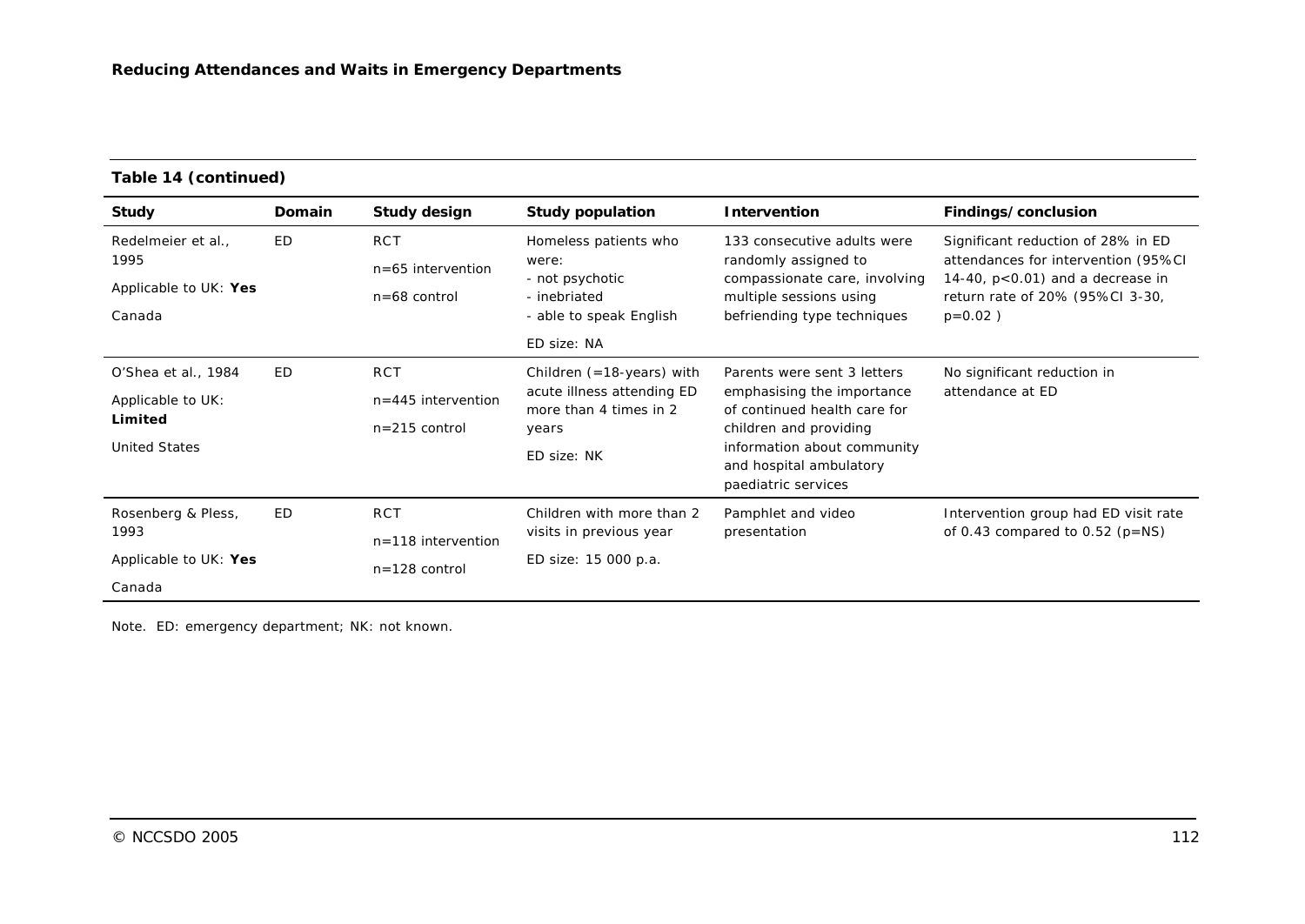**Table 14 (continued)**

| Study | Domain | Study design | Study population | Intervention | Findings/conclusion |
|---|---|---|---|---|---|
| Redelmeier et al., 1995<br>Applicable to UK: **Yes**<br>Canada | ED | RCT<br>n=65 intervention<br>n=68 control | Homeless patients who were:<br>- not psychotic<br>- inebriated<br>- able to speak English<br>ED size: NA | 133 consecutive adults were randomly assigned to compassionate care, involving multiple sessions using befriending type techniques | Significant reduction of 28% in ED attendances for intervention (95%CI 14-40, p<0.01) and a decrease in return rate of 20% (95%CI 3-30, p=0.02 ) |
| O'Shea et al., 1984<br>Applicable to UK: **Limited**<br>United States | ED | RCT<br>n=445 intervention<br>n=215 control | Children (=18-years) with acute illness attending ED more than 4 times in 2 years<br>ED size: NK | Parents were sent 3 letters emphasising the importance of continued health care for children and providing information about community and hospital ambulatory paediatric services | No significant reduction in attendance at ED |
| Rosenberg & Pless, 1993<br>Applicable to UK: **Yes**<br>Canada | ED | RCT<br>n=118 intervention<br>n=128 control | Children with more than 2 visits in previous year<br>ED size: 15 000 p.a. | Pamphlet and video presentation | Intervention group had ED visit rate of 0.43 compared to 0.52 (p=NS) |

Note. ED: emergency department; NK: not known.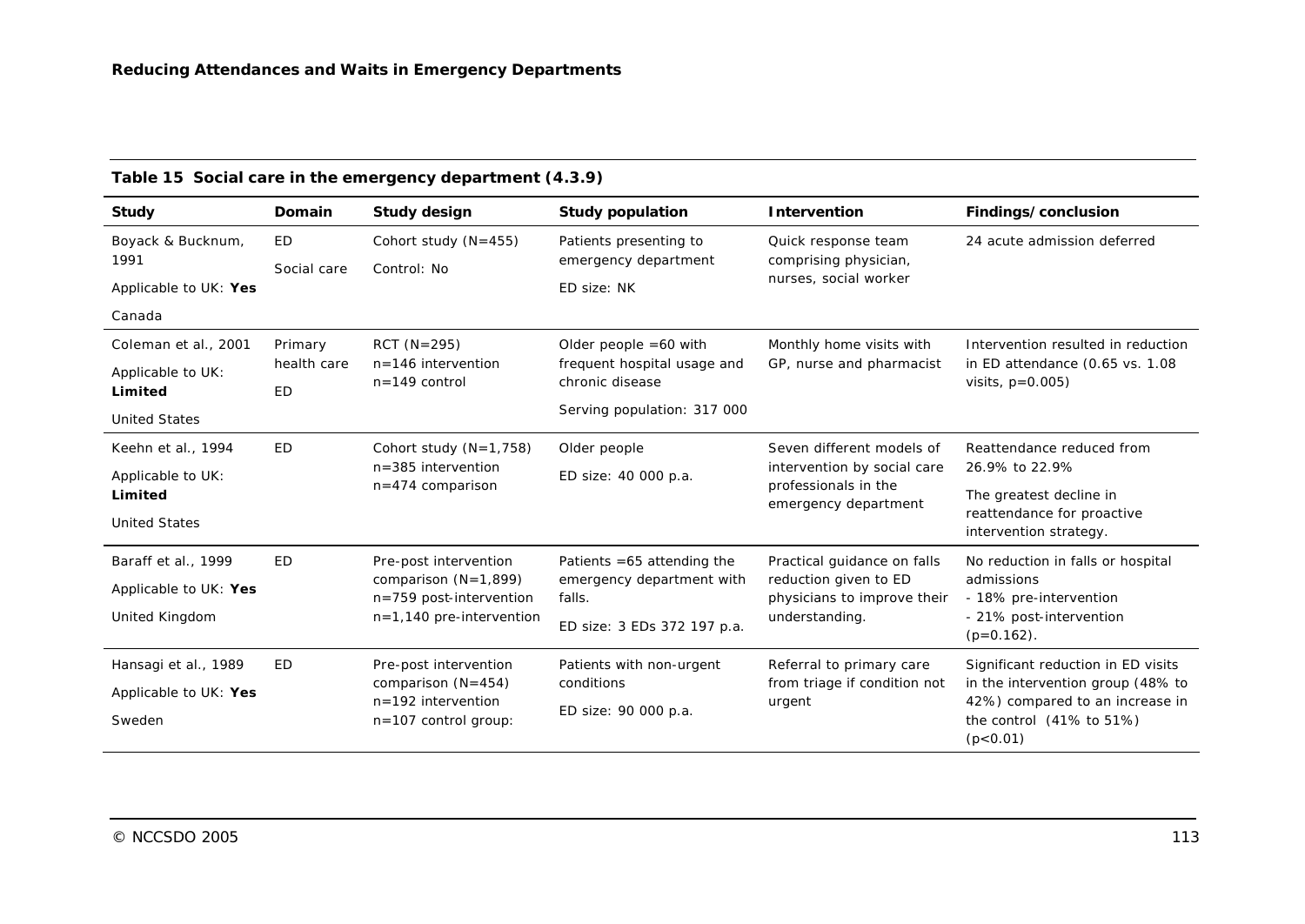**Table 15 Social care in the emergency department (4.3.9)**

| Study | Domain | Study design | Study population | Intervention | Findings/conclusion |
|---|---|---|---|---|---|
| Boyack & Bucknum, 1991<br>Applicable to UK: **Yes**<br>Canada | ED<br>Social care | Cohort study (N=455)<br>Control: No | Patients presenting to emergency department<br>ED size: NK | Quick response team comprising physician, nurses, social worker | 24 acute admission deferred |
| Coleman et al., 2001<br>Applicable to UK: **Limited**<br>United States | Primary health care<br>ED | RCT (N=295)<br>n=146 intervention<br>n=149 control | Older people =60 with frequent hospital usage and chronic disease<br>Serving population: 317 000 | Monthly home visits with GP, nurse and pharmacist | Intervention resulted in reduction in ED attendance (0.65 vs. 1.08 visits, p=0.005) |
| Keehn et al., 1994<br>Applicable to UK: **Limited**<br>United States | ED | Cohort study (N=1,758)<br>n=385 intervention<br>n=474 comparison | Older people<br>ED size: 40 000 p.a. | Seven different models of intervention by social care professionals in the emergency department | Reattendance reduced from 26.9% to 22.9%<br>The greatest decline in reattendance for proactive intervention strategy. |
| Baraff et al., 1999<br>Applicable to UK: **Yes**<br>United Kingdom | ED | Pre-post intervention comparison (N=1,899)<br>n=759 post-intervention<br>n=1,140 pre-intervention | Patients =65 attending the emergency department with falls.<br>ED size: 3 EDs 372 197 p.a. | Practical guidance on falls reduction given to ED physicians to improve their understanding. | No reduction in falls or hospital admissions<br>- 18% pre-intervention<br>- 21% post-intervention (p=0.162). |
| Hansagi et al., 1989<br>Applicable to UK: **Yes**<br>Sweden | ED | Pre-post intervention comparison (N=454)<br>n=192 intervention<br>n=107 control group: | Patients with non-urgent conditions<br>ED size: 90 000 p.a. | Referral to primary care from triage if condition not urgent | Significant reduction in ED visits in the intervention group (48% to 42%) compared to an increase in the control (41% to 51%) (p<0.01) |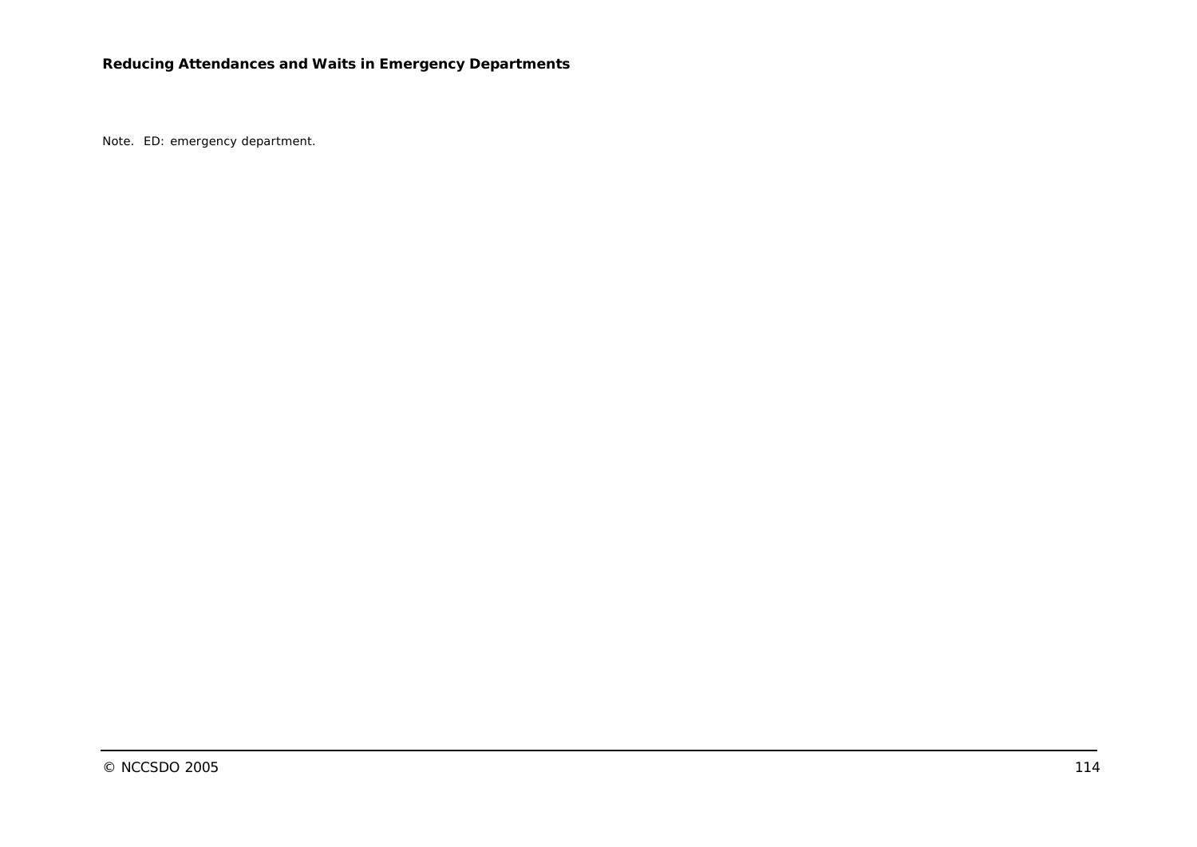Note. ED: emergency department.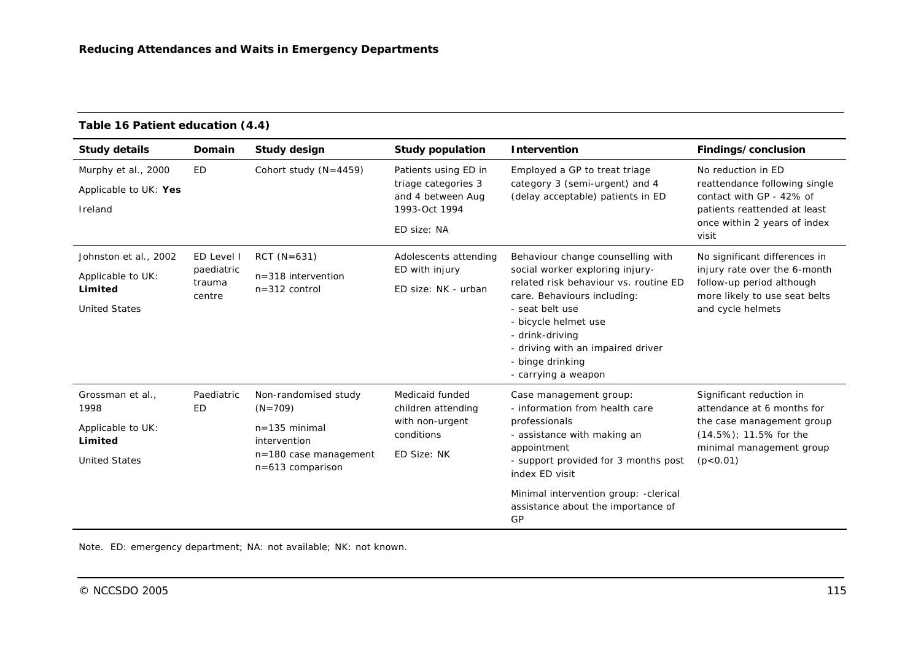**Table 16 Patient education (4.4)**

| Study details | Domain | Study design | Study population | Intervention | Findings/conclusion |
|---|---|---|---|---|---|
| Murphy et al., 2000<br>Applicable to UK: **Yes**<br>Ireland | ED | Cohort study (N=4459) | Patients using ED in triage categories 3 and 4 between Aug 1993-Oct 1994<br>ED size: NA | Employed a GP to treat triage category 3 (semi-urgent) and 4 (delay acceptable) patients in ED | No reduction in ED reattendance following single contact with GP - 42% of patients reattended at least once within 2 years of index visit |
| Johnston et al., 2002<br>Applicable to UK: **Limited**<br>United States | ED Level I paediatric trauma centre | RCT (N=631)<br>n=318 intervention<br>n=312 control | Adolescents attending ED with injury<br>ED size: NK - urban | Behaviour change counselling with social worker exploring injury-related risk behaviour vs. routine ED care. Behaviours including:<br>- seat belt use<br>- bicycle helmet use<br>- drink-driving<br>- driving with an impaired driver<br>- binge drinking<br>- carrying a weapon | No significant differences in injury rate over the 6-month follow-up period although more likely to use seat belts and cycle helmets |
| Grossman et al., 1998<br>Applicable to UK: **Limited**<br>United States | Paediatric ED | Non-randomised study (N=709)<br>n=135 minimal intervention<br>n=180 case management<br>n=613 comparison | Medicaid funded children attending with non-urgent conditions<br>ED Size: NK | Case management group:<br>- information from health care professionals<br>- assistance with making an appointment<br>- support provided for 3 months post index ED visit<br>Minimal intervention group: -clerical assistance about the importance of GP | Significant reduction in attendance at 6 months for the case management group (14.5%); 11.5% for the minimal management group ($p<0.01$) |

Note. ED: emergency department; NA: not available; NK: not known.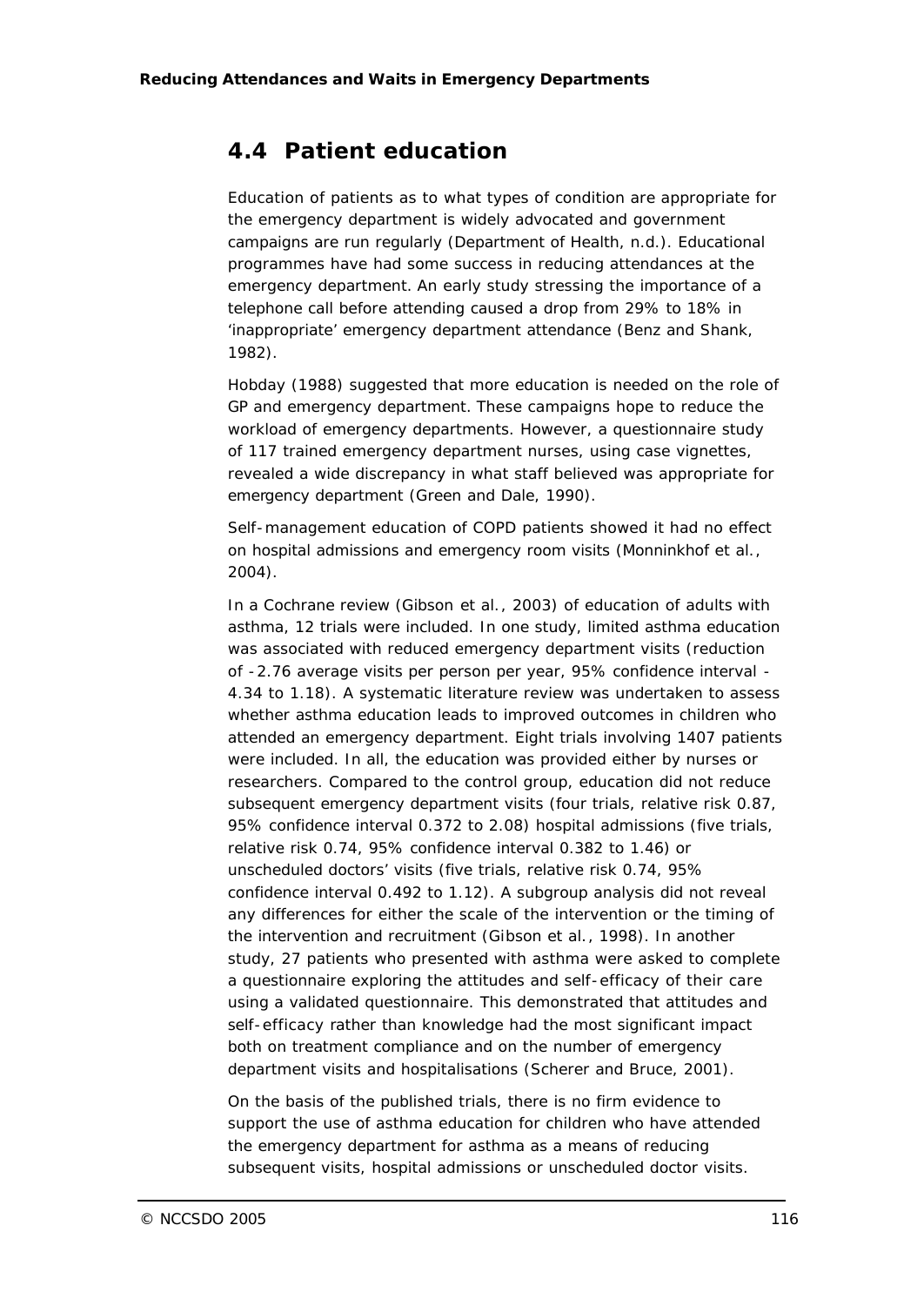## 4.4 Patient education

Education of patients as to what types of condition are appropriate for the emergency department is widely advocated and government campaigns are run regularly (Department of Health, n.d.). Educational programmes have had some success in reducing attendances at the emergency department. An early study stressing the importance of a telephone call before attending caused a drop from 29% to 18% in 'inappropriate' emergency department attendance (Benz and Shank, 1982).

Hobday (1988) suggested that more education is needed on the role of GP and emergency department. These campaigns hope to reduce the workload of emergency departments. However, a questionnaire study of 117 trained emergency department nurses, using case vignettes, revealed a wide discrepancy in what staff believed was appropriate for emergency department (Green and Dale, 1990).

Self-management education of COPD patients showed it had no effect on hospital admissions and emergency room visits (Monninkhof et al., 2004).

In a Cochrane review (Gibson et al., 2003) of education of adults with asthma, 12 trials were included. In one study, limited asthma education was associated with reduced emergency department visits (reduction of -2.76 average visits per person per year, 95% confidence interval -4.34 to 1.18). A systematic literature review was undertaken to assess whether asthma education leads to improved outcomes in children who attended an emergency department. Eight trials involving 1407 patients were included. In all, the education was provided either by nurses or researchers. Compared to the control group, education did not reduce subsequent emergency department visits (four trials, relative risk 0.87, 95% confidence interval 0.372 to 2.08) hospital admissions (five trials, relative risk 0.74, 95% confidence interval 0.382 to 1.46) or unscheduled doctors' visits (five trials, relative risk 0.74, 95% confidence interval 0.492 to 1.12). A subgroup analysis did not reveal any differences for either the scale of the intervention or the timing of the intervention and recruitment (Gibson et al., 1998). In another study, 27 patients who presented with asthma were asked to complete a questionnaire exploring the attitudes and self-efficacy of their care using a validated questionnaire. This demonstrated that attitudes and self-efficacy rather than knowledge had the most significant impact both on treatment compliance and on the number of emergency department visits and hospitalisations (Scherer and Bruce, 2001).

On the basis of the published trials, there is no firm evidence to support the use of asthma education for children who have attended the emergency department for asthma as a means of reducing subsequent visits, hospital admissions or unscheduled doctor visits.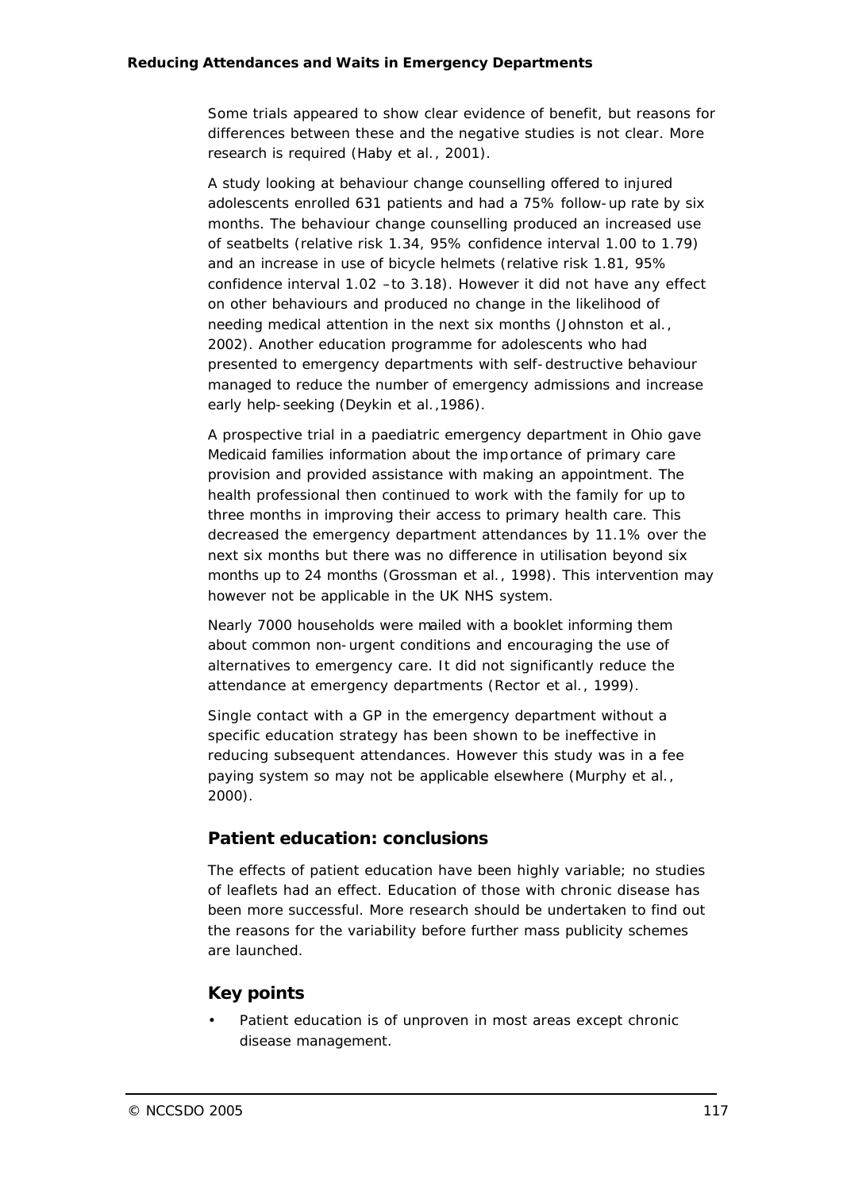Some trials appeared to show clear evidence of benefit, but reasons for differences between these and the negative studies is not clear. More research is required (Haby et al., 2001).

A study looking at behaviour change counselling offered to injured adolescents enrolled 631 patients and had a 75% follow-up rate by six months. The behaviour change counselling produced an increased use of seatbelts (relative risk 1.34, 95% confidence interval 1.00 to 1.79) and an increase in use of bicycle helmets (relative risk 1.81, 95% confidence interval 1.02 –to 3.18). However it did not have any effect on other behaviours and produced no change in the likelihood of needing medical attention in the next six months (Johnston et al., 2002). Another education programme for adolescents who had presented to emergency departments with self-destructive behaviour managed to reduce the number of emergency admissions and increase early help-seeking (Deykin et al.,1986).

A prospective trial in a paediatric emergency department in Ohio gave Medicaid families information about the importance of primary care provision and provided assistance with making an appointment. The health professional then continued to work with the family for up to three months in improving their access to primary health care. This decreased the emergency department attendances by 11.1% over the next six months but there was no difference in utilisation beyond six months up to 24 months (Grossman et al., 1998). This intervention may however not be applicable in the UK NHS system.

Nearly 7000 households were mailed with a booklet informing them about common non-urgent conditions and encouraging the use of alternatives to emergency care. It did not significantly reduce the attendance at emergency departments (Rector et al., 1999).

Single contact with a GP in the emergency department without a specific education strategy has been shown to be ineffective in reducing subsequent attendances. However this study was in a fee paying system so may not be applicable elsewhere (Murphy et al., 2000).

## Patient education: conclusions

The effects of patient education have been highly variable; no studies of leaflets had an effect. Education of those with chronic disease has been more successful. More research should be undertaken to find out the reasons for the variability before further mass publicity schemes are launched.

## Key points

- Patient education is of unproven in most areas except chronic disease management.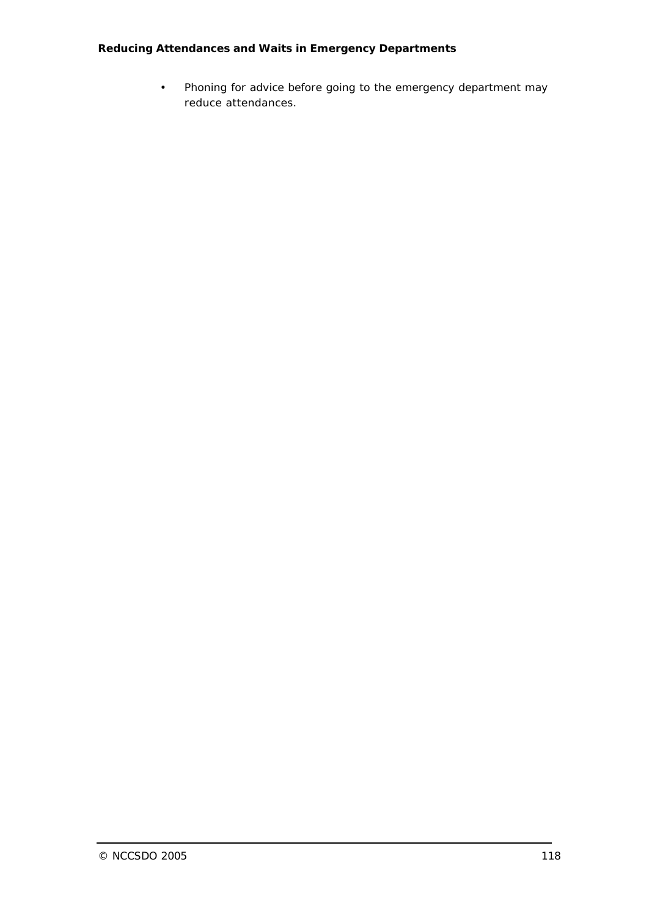- Phoning for advice before going to the emergency department may reduce attendances.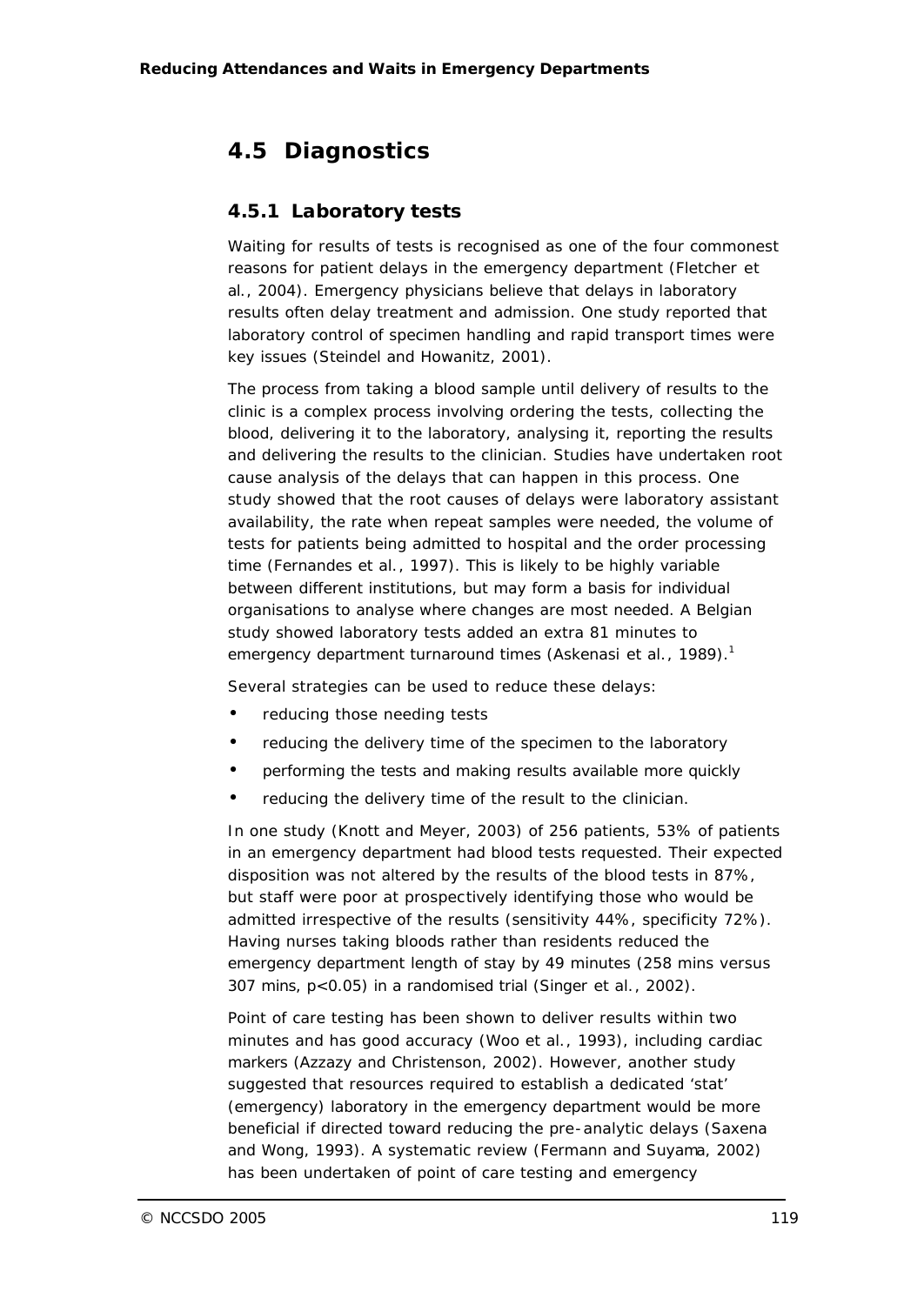## 4.5 Diagnostics

### 4.5.1 Laboratory tests

Waiting for results of tests is recognised as one of the four commonest reasons for patient delays in the emergency department (Fletcher et al., 2004). Emergency physicians believe that delays in laboratory results often delay treatment and admission. One study reported that laboratory control of specimen handling and rapid transport times were key issues (Steindel and Howanitz, 2001).

The process from taking a blood sample until delivery of results to the clinic is a complex process involving ordering the tests, collecting the blood, delivering it to the laboratory, analysing it, reporting the results and delivering the results to the clinician. Studies have undertaken root cause analysis of the delays that can happen in this process. One study showed that the root causes of delays were laboratory assistant availability, the rate when repeat samples were needed, the volume of tests for patients being admitted to hospital and the order processing time (Fernandes et al., 1997). This is likely to be highly variable between different institutions, but may form a basis for individual organisations to analyse where changes are most needed. A Belgian study showed laboratory tests added an extra 81 minutes to emergency department turnaround times (Askenasi et al., 1989).[1]

Several strategies can be used to reduce these delays:

- reducing those needing tests
- reducing the delivery time of the specimen to the laboratory
- performing the tests and making results available more quickly
- reducing the delivery time of the result to the clinician.

In one study (Knott and Meyer, 2003) of 256 patients, 53% of patients in an emergency department had blood tests requested. Their expected disposition was not altered by the results of the blood tests in 87%, but staff were poor at prospectively identifying those who would be admitted irrespective of the results (sensitivity 44%, specificity 72%). Having nurses taking bloods rather than residents reduced the emergency department length of stay by 49 minutes (258 mins versus 307 mins, $p<0.05$) in a randomised trial (Singer et al., 2002).

Point of care testing has been shown to deliver results within two minutes and has good accuracy (Woo et al., 1993), including cardiac markers (Azzazy and Christenson, 2002). However, another study suggested that resources required to establish a dedicated 'stat' (emergency) laboratory in the emergency department would be more beneficial if directed toward reducing the pre-analytic delays (Saxena and Wong, 1993). A systematic review (Fermann and Suyama, 2002) has been undertaken of point of care testing and emergency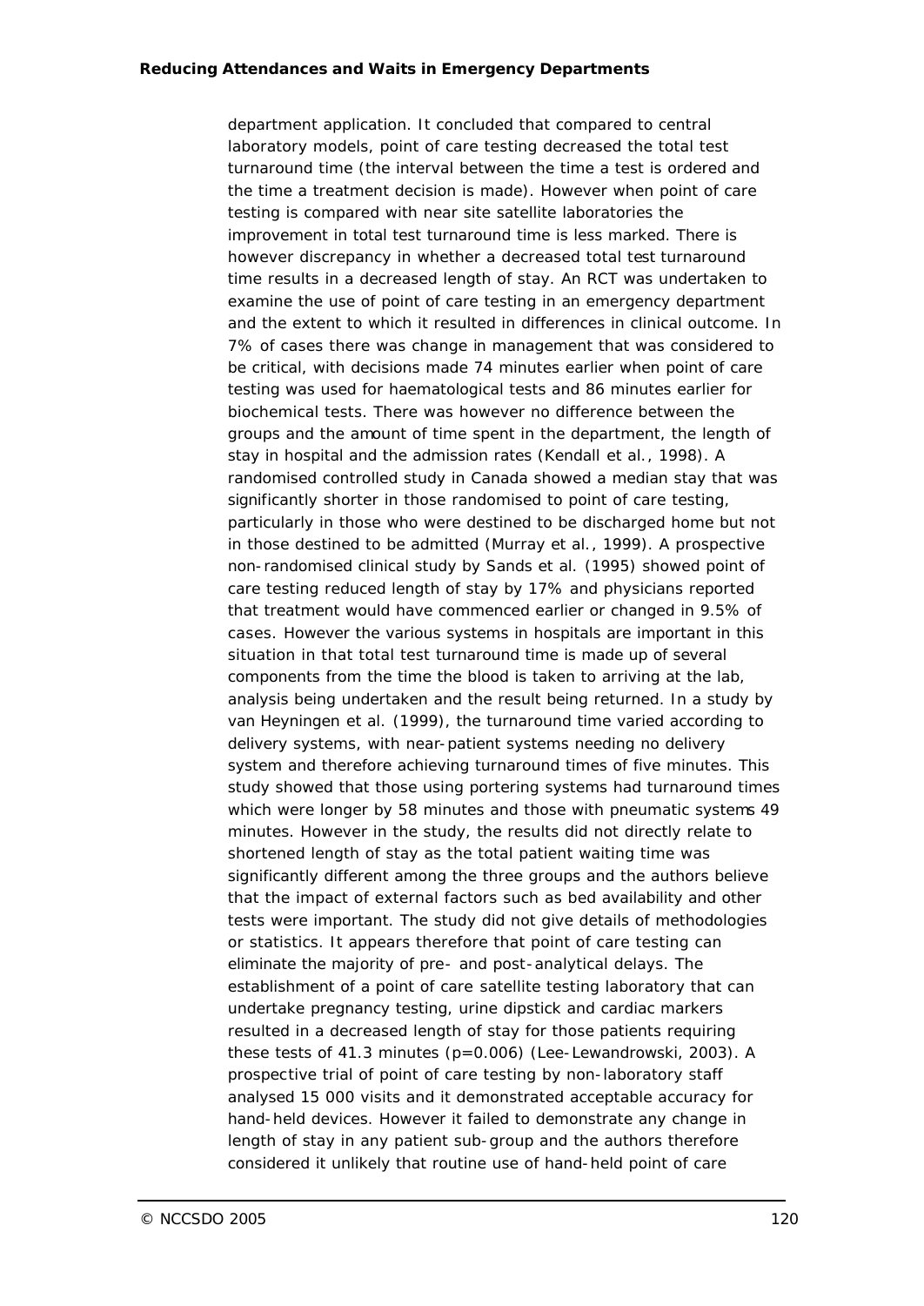department application. It concluded that compared to central laboratory models, point of care testing decreased the total test turnaround time (the interval between the time a test is ordered and the time a treatment decision is made). However when point of care testing is compared with near site satellite laboratories the improvement in total test turnaround time is less marked. There is however discrepancy in whether a decreased total test turnaround time results in a decreased length of stay. An RCT was undertaken to examine the use of point of care testing in an emergency department and the extent to which it resulted in differences in clinical outcome. In 7% of cases there was change in management that was considered to be critical, with decisions made 74 minutes earlier when point of care testing was used for haematological tests and 86 minutes earlier for biochemical tests. There was however no difference between the groups and the amount of time spent in the department, the length of stay in hospital and the admission rates (Kendall et al., 1998). A randomised controlled study in Canada showed a median stay that was significantly shorter in those randomised to point of care testing, particularly in those who were destined to be discharged home but not in those destined to be admitted (Murray et al., 1999). A prospective non-randomised clinical study by Sands et al. (1995) showed point of care testing reduced length of stay by 17% and physicians reported that treatment would have commenced earlier or changed in 9.5% of cases. However the various systems in hospitals are important in this situation in that total test turnaround time is made up of several components from the time the blood is taken to arriving at the lab, analysis being undertaken and the result being returned. In a study by van Heyningen et al. (1999), the turnaround time varied according to delivery systems, with near-patient systems needing no delivery system and therefore achieving turnaround times of five minutes. This study showed that those using portering systems had turnaround times which were longer by 58 minutes and those with pneumatic systems 49 minutes. However in the study, the results did not directly relate to shortened length of stay as the total patient waiting time was significantly different among the three groups and the authors believe that the impact of external factors such as bed availability and other tests were important. The study did not give details of methodologies or statistics. It appears therefore that point of care testing can eliminate the majority of pre- and post-analytical delays. The establishment of a point of care satellite testing laboratory that can undertake pregnancy testing, urine dipstick and cardiac markers resulted in a decreased length of stay for those patients requiring these tests of 41.3 minutes ($p=0.006$) (Lee-Lewandrowski, 2003). A prospective trial of point of care testing by non-laboratory staff analysed 15 000 visits and it demonstrated acceptable accuracy for hand-held devices. However it failed to demonstrate any change in length of stay in any patient sub-group and the authors therefore considered it unlikely that routine use of hand-held point of care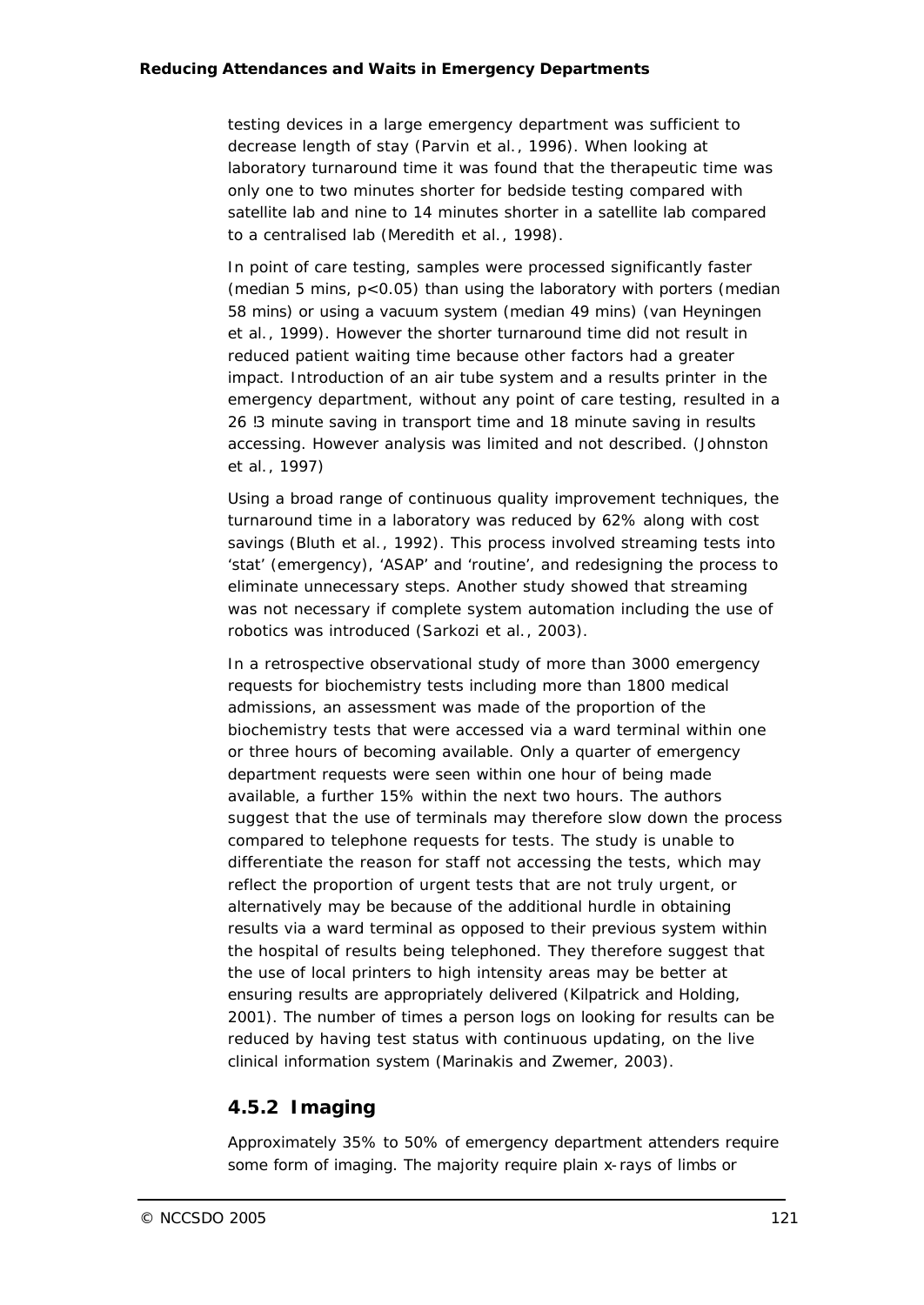testing devices in a large emergency department was sufficient to decrease length of stay (Parvin et al., 1996). When looking at laboratory turnaround time it was found that the therapeutic time was only one to two minutes shorter for bedside testing compared with satellite lab and nine to 14 minutes shorter in a satellite lab compared to a centralised lab (Meredith et al., 1998).

In point of care testing, samples were processed significantly faster (median 5 mins, $p<0.05$) than using the laboratory with porters (median 58 mins) or using a vacuum system (median 49 mins) (van Heyningen et al., 1999). However the shorter turnaround time did not result in reduced patient waiting time because other factors had a greater impact. Introduction of an air tube system and a results printer in the emergency department, without any point of care testing, resulted in a 26 !3 minute saving in transport time and 18 minute saving in results accessing. However analysis was limited and not described. (Johnston et al., 1997)

Using a broad range of continuous quality improvement techniques, the turnaround time in a laboratory was reduced by 62% along with cost savings (Bluth et al., 1992). This process involved streaming tests into 'stat' (emergency), 'ASAP' and 'routine', and redesigning the process to eliminate unnecessary steps. Another study showed that streaming was not necessary if complete system automation including the use of robotics was introduced (Sarkozi et al., 2003).

In a retrospective observational study of more than 3000 emergency requests for biochemistry tests including more than 1800 medical admissions, an assessment was made of the proportion of the biochemistry tests that were accessed via a ward terminal within one or three hours of becoming available. Only a quarter of emergency department requests were seen within one hour of being made available, a further 15% within the next two hours. The authors suggest that the use of terminals may therefore slow down the process compared to telephone requests for tests. The study is unable to differentiate the reason for staff not accessing the tests, which may reflect the proportion of urgent tests that are not truly urgent, or alternatively may be because of the additional hurdle in obtaining results via a ward terminal as opposed to their previous system within the hospital of results being telephoned. They therefore suggest that the use of local printers to high intensity areas may be better at ensuring results are appropriately delivered (Kilpatrick and Holding, 2001). The number of times a person logs on looking for results can be reduced by having test status with continuous updating, on the live clinical information system (Marinakis and Zwemer, 2003).

### 4.5.2 Imaging

Approximately 35% to 50% of emergency department attenders require some form of imaging. The majority require plain x-rays of limbs or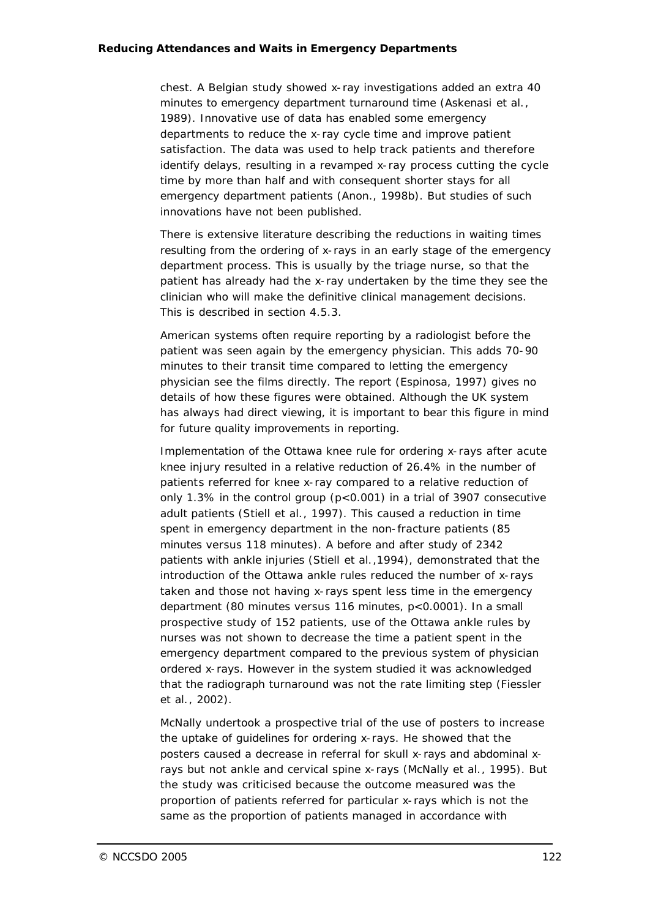chest. A Belgian study showed x-ray investigations added an extra 40 minutes to emergency department turnaround time (Askenasi et al., 1989). Innovative use of data has enabled some emergency departments to reduce the x-ray cycle time and improve patient satisfaction. The data was used to help track patients and therefore identify delays, resulting in a revamped x-ray process cutting the cycle time by more than half and with consequent shorter stays for all emergency department patients (Anon., 1998b). But studies of such innovations have not been published.

There is extensive literature describing the reductions in waiting times resulting from the ordering of x-rays in an early stage of the emergency department process. This is usually by the triage nurse, so that the patient has already had the x-ray undertaken by the time they see the clinician who will make the definitive clinical management decisions. This is described in section 4.5.3.

American systems often require reporting by a radiologist before the patient was seen again by the emergency physician. This adds 70-90 minutes to their transit time compared to letting the emergency physician see the films directly. The report (Espinosa, 1997) gives no details of how these figures were obtained. Although the UK system has always had direct viewing, it is important to bear this figure in mind for future quality improvements in reporting.

Implementation of the Ottawa knee rule for ordering x-rays after acute knee injury resulted in a relative reduction of 26.4% in the number of patients referred for knee x-ray compared to a relative reduction of only 1.3% in the control group ($p<0.001$) in a trial of 3907 consecutive adult patients (Stiell et al., 1997). This caused a reduction in time spent in emergency department in the non-fracture patients (85 minutes versus 118 minutes). A before and after study of 2342 patients with ankle injuries (Stiell et al.,1994), demonstrated that the introduction of the Ottawa ankle rules reduced the number of x-rays taken and those not having x-rays spent less time in the emergency department (80 minutes versus 116 minutes, $p<0.0001$). In a small prospective study of 152 patients, use of the Ottawa ankle rules by nurses was not shown to decrease the time a patient spent in the emergency department compared to the previous system of physician ordered x-rays. However in the system studied it was acknowledged that the radiograph turnaround was not the rate limiting step (Fiessler et al., 2002).

McNally undertook a prospective trial of the use of posters to increase the uptake of guidelines for ordering x-rays. He showed that the posters caused a decrease in referral for skull x-rays and abdominal x-rays but not ankle and cervical spine x-rays (McNally et al., 1995). But the study was criticised because the outcome measured was the proportion of patients referred for particular x-rays which is not the same as the proportion of patients managed in accordance with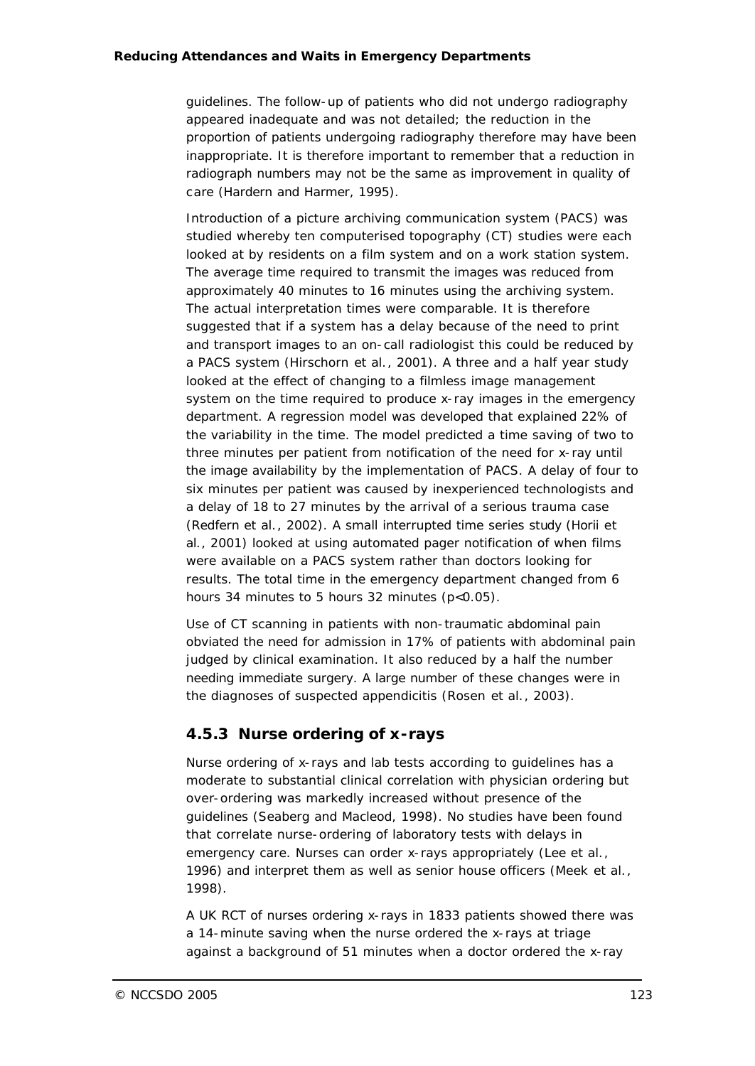guidelines. The follow-up of patients who did not undergo radiography appeared inadequate and was not detailed; the reduction in the proportion of patients undergoing radiography therefore may have been inappropriate. It is therefore important to remember that a reduction in radiograph numbers may not be the same as improvement in quality of care (Hardern and Harmer, 1995).

Introduction of a picture archiving communication system (PACS) was studied whereby ten computerised topography (CT) studies were each looked at by residents on a film system and on a work station system. The average time required to transmit the images was reduced from approximately 40 minutes to 16 minutes using the archiving system. The actual interpretation times were comparable. It is therefore suggested that if a system has a delay because of the need to print and transport images to an on-call radiologist this could be reduced by a PACS system (Hirschorn et al., 2001). A three and a half year study looked at the effect of changing to a filmless image management system on the time required to produce x-ray images in the emergency department. A regression model was developed that explained 22% of the variability in the time. The model predicted a time saving of two to three minutes per patient from notification of the need for x-ray until the image availability by the implementation of PACS. A delay of four to six minutes per patient was caused by inexperienced technologists and a delay of 18 to 27 minutes by the arrival of a serious trauma case (Redfern et al., 2002). A small interrupted time series study (Horii et al., 2001) looked at using automated pager notification of when films were available on a PACS system rather than doctors looking for results. The total time in the emergency department changed from 6 hours 34 minutes to 5 hours 32 minutes ($p<0.05$).

Use of CT scanning in patients with non-traumatic abdominal pain obviated the need for admission in 17% of patients with abdominal pain judged by clinical examination. It also reduced by a half the number needing immediate surgery. A large number of these changes were in the diagnoses of suspected appendicitis (Rosen et al., 2003).

### 4.5.3 Nurse ordering of x-rays

Nurse ordering of x-rays and lab tests according to guidelines has a moderate to substantial clinical correlation with physician ordering but over-ordering was markedly increased without presence of the guidelines (Seaberg and Macleod, 1998). No studies have been found that correlate nurse-ordering of laboratory tests with delays in emergency care. Nurses can order x-rays appropriately (Lee et al., 1996) and interpret them as well as senior house officers (Meek et al., 1998).

A UK RCT of nurses ordering x-rays in 1833 patients showed there was a 14-minute saving when the nurse ordered the x-rays at triage against a background of 51 minutes when a doctor ordered the x-ray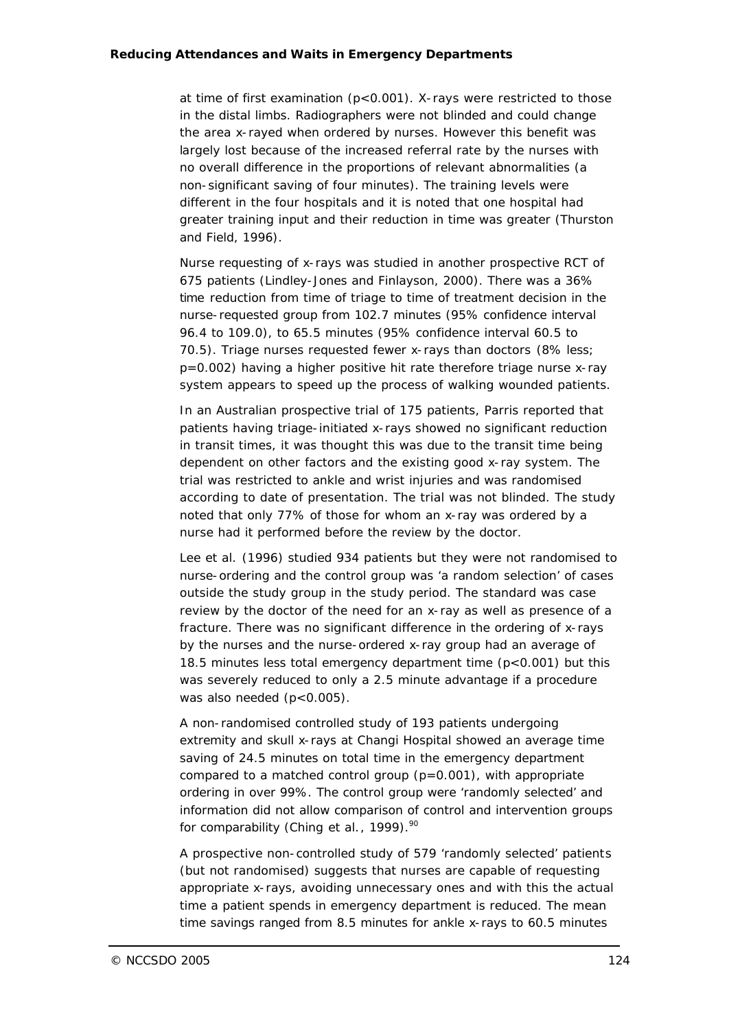at time of first examination ($p<0.001$). X-rays were restricted to those in the distal limbs. Radiographers were not blinded and could change the area x-rayed when ordered by nurses. However this benefit was largely lost because of the increased referral rate by the nurses with no overall difference in the proportions of relevant abnormalities (a non-significant saving of four minutes). The training levels were different in the four hospitals and it is noted that one hospital had greater training input and their reduction in time was greater (Thurston and Field, 1996).

Nurse requesting of x-rays was studied in another prospective RCT of 675 patients (Lindley-Jones and Finlayson, 2000). There was a 36% time reduction from time of triage to time of treatment decision in the nurse-requested group from 102.7 minutes (95% confidence interval 96.4 to 109.0), to 65.5 minutes (95% confidence interval 60.5 to 70.5). Triage nurses requested fewer x-rays than doctors (8% less; $p=0.002$) having a higher positive hit rate therefore triage nurse x-ray system appears to speed up the process of walking wounded patients.

In an Australian prospective trial of 175 patients, Parris reported that patients having triage-initiated x-rays showed no significant reduction in transit times, it was thought this was due to the transit time being dependent on other factors and the existing good x-ray system. The trial was restricted to ankle and wrist injuries and was randomised according to date of presentation. The trial was not blinded. The study noted that only 77% of those for whom an x-ray was ordered by a nurse had it performed before the review by the doctor.

Lee et al. (1996) studied 934 patients but they were not randomised to nurse-ordering and the control group was 'a random selection' of cases outside the study group in the study period. The standard was case review by the doctor of the need for an x-ray as well as presence of a fracture. There was no significant difference in the ordering of x-rays by the nurses and the nurse-ordered x-ray group had an average of 18.5 minutes less total emergency department time ($p<0.001$) but this was severely reduced to only a 2.5 minute advantage if a procedure was also needed ($p<0.005$).

A non-randomised controlled study of 193 patients undergoing extremity and skull x-rays at Changi Hospital showed an average time saving of 24.5 minutes on total time in the emergency department compared to a matched control group ($p=0.001$), with appropriate ordering in over 99%. The control group were 'randomly selected' and information did not allow comparison of control and intervention groups for comparability (Ching et al., 1999).[90]

A prospective non-controlled study of 579 'randomly selected' patients (but not randomised) suggests that nurses are capable of requesting appropriate x-rays, avoiding unnecessary ones and with this the actual time a patient spends in emergency department is reduced. The mean time savings ranged from 8.5 minutes for ankle x-rays to 60.5 minutes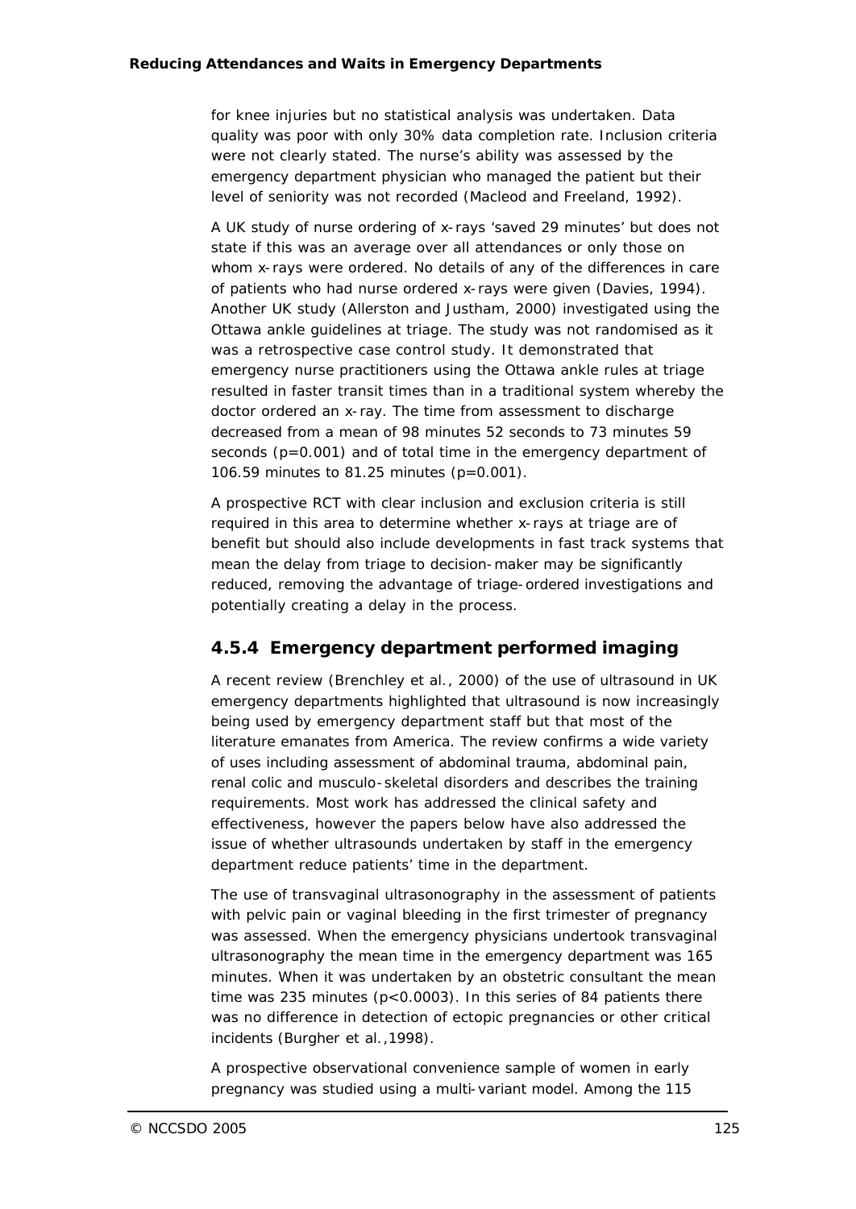for knee injuries but no statistical analysis was undertaken. Data quality was poor with only 30% data completion rate. Inclusion criteria were not clearly stated. The nurse's ability was assessed by the emergency department physician who managed the patient but their level of seniority was not recorded (Macleod and Freeland, 1992).

A UK study of nurse ordering of x-rays 'saved 29 minutes' but does not state if this was an average over all attendances or only those on whom x-rays were ordered. No details of any of the differences in care of patients who had nurse ordered x-rays were given (Davies, 1994). Another UK study (Allerston and Justham, 2000) investigated using the Ottawa ankle guidelines at triage. The study was not randomised as it was a retrospective case control study. It demonstrated that emergency nurse practitioners using the Ottawa ankle rules at triage resulted in faster transit times than in a traditional system whereby the doctor ordered an x-ray. The time from assessment to discharge decreased from a mean of 98 minutes 52 seconds to 73 minutes 59 seconds ($p=0.001$) and of total time in the emergency department of 106.59 minutes to 81.25 minutes ($p=0.001$).

A prospective RCT with clear inclusion and exclusion criteria is still required in this area to determine whether x-rays at triage are of benefit but should also include developments in fast track systems that mean the delay from triage to decision-maker may be significantly reduced, removing the advantage of triage-ordered investigations and potentially creating a delay in the process.

### 4.5.4 Emergency department performed imaging

A recent review (Brenchley *et al.*, 2000) of the use of ultrasound in UK emergency departments highlighted that ultrasound is now increasingly being used by emergency department staff but that most of the literature emanates from America. The review confirms a wide variety of uses including assessment of abdominal trauma, abdominal pain, renal colic and musculo-skeletal disorders and describes the training requirements. Most work has addressed the clinical safety and effectiveness, however the papers below have also addressed the issue of whether ultrasounds undertaken by staff in the emergency department reduce patients' time in the department.

The use of transvaginal ultrasonography in the assessment of patients with pelvic pain or vaginal bleeding in the first trimester of pregnancy was assessed. When the emergency physicians undertook transvaginal ultrasonography the mean time in the emergency department was 165 minutes. When it was undertaken by an obstetric consultant the mean time was 235 minutes ($p<0.0003$). In this series of 84 patients there was no difference in detection of ectopic pregnancies or other critical incidents (Burgher *et al.*,1998).

A prospective observational convenience sample of women in early pregnancy was studied using a multi-variant model. Among the 115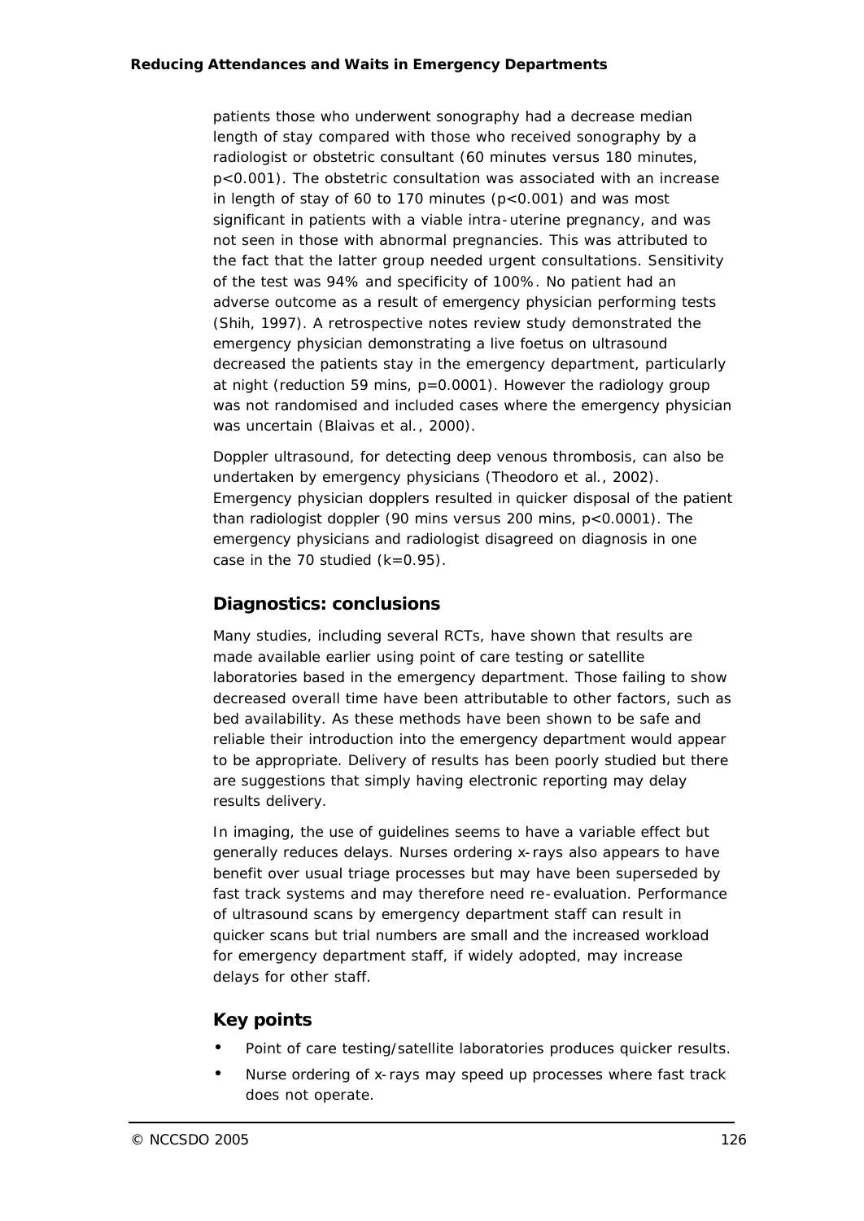patients those who underwent sonography had a decrease median length of stay compared with those who received sonography by a radiologist or obstetric consultant (60 minutes versus 180 minutes, $p<0.001$). The obstetric consultation was associated with an increase in length of stay of 60 to 170 minutes ($p<0.001$) and was most significant in patients with a viable intra-uterine pregnancy, and was not seen in those with abnormal pregnancies. This was attributed to the fact that the latter group needed urgent consultations. Sensitivity of the test was 94% and specificity of 100%. No patient had an adverse outcome as a result of emergency physician performing tests (Shih, 1997). A retrospective notes review study demonstrated the emergency physician demonstrating a live foetus on ultrasound decreased the patients stay in the emergency department, particularly at night (reduction 59 mins, $p=0.0001$). However the radiology group was not randomised and included cases where the emergency physician was uncertain (Blaivas *et al.*, 2000).

Doppler ultrasound, for detecting deep venous thrombosis, can also be undertaken by emergency physicians (Theodoro *et al.*, 2002). Emergency physician dopplers resulted in quicker disposal of the patient than radiologist doppler (90 mins versus 200 mins, $p<0.0001$). The emergency physicians and radiologist disagreed on diagnosis in one case in the 70 studied ($k=0.95$).

## Diagnostics: conclusions

Many studies, including several RCTs, have shown that results are made available earlier using point of care testing or satellite laboratories based in the emergency department. Those failing to show decreased overall time have been attributable to other factors, such as bed availability. As these methods have been shown to be safe and reliable their introduction into the emergency department would appear to be appropriate. Delivery of results has been poorly studied but there are suggestions that simply having electronic reporting may delay results delivery.

In imaging, the use of guidelines seems to have a variable effect but generally reduces delays. Nurses ordering x-rays also appears to have benefit over usual triage processes but may have been superseded by fast track systems and may therefore need re-evaluation. Performance of ultrasound scans by emergency department staff can result in quicker scans but trial numbers are small and the increased workload for emergency department staff, if widely adopted, may increase delays for other staff.

## Key points

- Point of care testing/satellite laboratories produces quicker results.
- Nurse ordering of x-rays may speed up processes where fast track does not operate.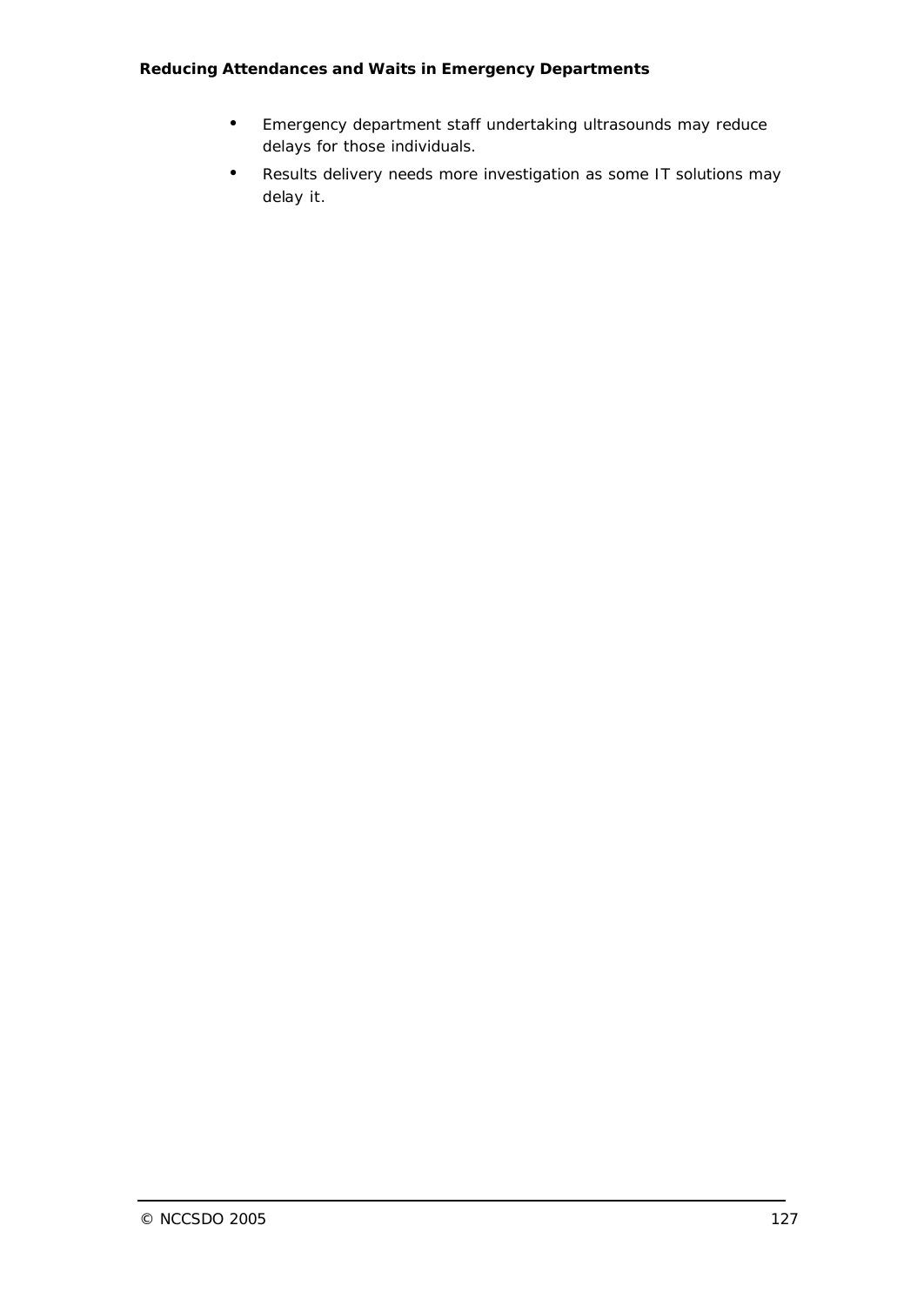- Emergency department staff undertaking ultrasounds may reduce delays for those individuals.
- Results delivery needs more investigation as some IT solutions may delay it.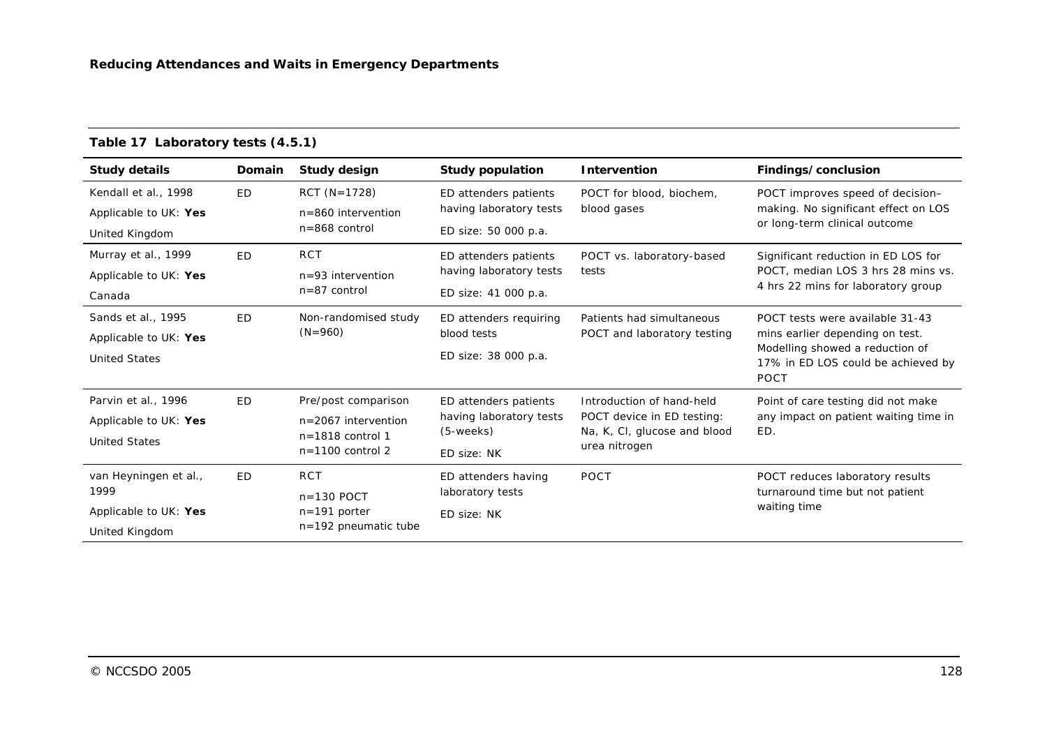**Table 17 Laboratory tests (4.5.1)**

| Study details | Domain | Study design | Study population | Intervention | Findings/conclusion |
|---|---|---|---|---|---|
| Kendall et al., 1998<br>Applicable to UK: **Yes**<br>United Kingdom | ED | RCT (N=1728)<br>n=860 intervention<br>n=868 control | ED attenders patients having laboratory tests<br>ED size: 50 000 p.a. | POCT for blood, biochem, blood gases | POCT improves speed of decision–making. No significant effect on LOS or long-term clinical outcome |
| Murray et al., 1999<br>Applicable to UK: **Yes**<br>Canada | ED | RCT<br>n=93 intervention<br>n=87 control | ED attenders patients having laboratory tests<br>ED size: 41 000 p.a. | POCT vs. laboratory-based tests | Significant reduction in ED LOS for POCT, median LOS 3 hrs 28 mins vs. 4 hrs 22 mins for laboratory group |
| Sands et al., 1995<br>Applicable to UK: **Yes**<br>United States | ED | Non-randomised study (N=960) | ED attenders requiring blood tests<br>ED size: 38 000 p.a. | Patients had simultaneous POCT and laboratory testing | POCT tests were available 31-43 mins earlier depending on test. Modelling showed a reduction of 17% in ED LOS could be achieved by POCT |
| Parvin et al., 1996<br>Applicable to UK: **Yes**<br>United States | ED | Pre/post comparison<br>n=2067 intervention<br>n=1818 control 1<br>n=1100 control 2 | ED attenders patients having laboratory tests (5-weeks)<br>ED size: NK | Introduction of hand-held POCT device in ED testing: Na, K, Cl, glucose and blood urea nitrogen | Point of care testing did not make any impact on patient waiting time in ED. |
| van Heyningen et al., 1999<br>Applicable to UK: **Yes**<br>United Kingdom | ED | RCT<br>n=130 POCT<br>n=191 porter<br>n=192 pneumatic tube | ED attenders having laboratory tests<br>ED size: NK | POCT | POCT reduces laboratory results turnaround time but not patient waiting time |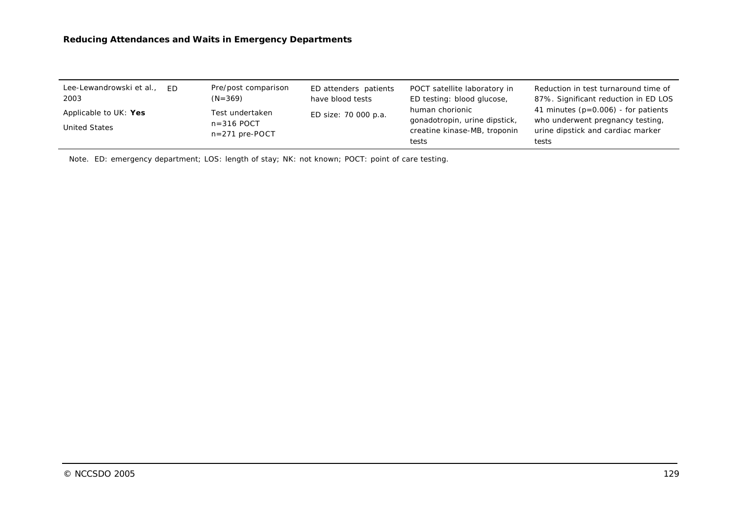| | | | | | |
|---|---|---|---|---|---|
| Lee-Lewandrowski et al., 2003<br>Applicable to UK: **Yes**<br>United States | ED | Pre/post comparison (N=369)<br>Test undertaken<br>n=316 POCT<br>n=271 pre-POCT | ED attenders patients have blood tests<br>ED size: 70 000 p.a. | POCT satellite laboratory in ED testing: blood glucose, human chorionic gonadotropin, urine dipstick, creatine kinase-MB, troponin tests | Reduction in test turnaround time of 87%. Significant reduction in ED LOS 41 minutes (p=0.006) - for patients who underwent pregnancy testing, urine dipstick and cardiac marker tests |

Note. ED: emergency department; LOS: length of stay; NK: not known; POCT: point of care testing.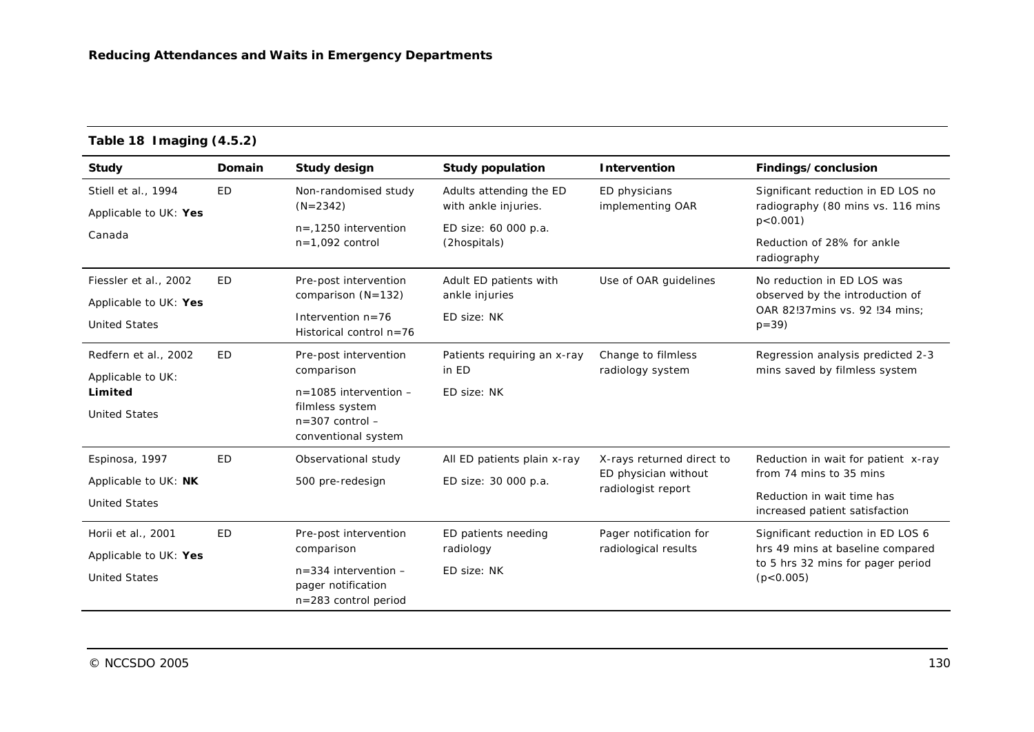**Table 18 Imaging (4.5.2)**

| Study | Domain | Study design | Study population | Intervention | Findings/conclusion |
|---|---|---|---|---|---|
| Stiell et al., 1994<br>Applicable to UK: **Yes**<br>Canada | ED | Non-randomised study (N=2342)<br>n=,1250 intervention<br>n=1,092 control | Adults attending the ED with ankle injuries.<br>ED size: 60 000 p.a. (2hospitals) | ED physicians implementing OAR | Significant reduction in ED LOS no radiography (80 mins vs. 116 mins p<0.001)<br>Reduction of 28% for ankle radiography |
| Fiessler et al., 2002<br>Applicable to UK: **Yes**<br>United States | ED | Pre-post intervention comparison (N=132)<br>Intervention n=76<br>Historical control n=76 | Adult ED patients with ankle injuries<br>ED size: NK | Use of OAR guidelines | No reduction in ED LOS was observed by the introduction of OAR 82!37mins vs. 92 !34 mins; p=39) |
| Redfern et al., 2002<br>Applicable to UK: **Limited**<br>United States | ED | Pre-post intervention comparison<br>n=1085 intervention – filmless system<br>n=307 control – conventional system | Patients requiring an x-ray in ED<br>ED size: NK | Change to filmless radiology system | Regression analysis predicted 2-3 mins saved by filmless system |
| Espinosa, 1997<br>Applicable to UK: **NK**<br>United States | ED | Observational study<br>500 pre-redesign | All ED patients plain x-ray<br>ED size: 30 000 p.a. | X-rays returned direct to ED physician without radiologist report | Reduction in wait for patient x-ray from 74 mins to 35 mins<br>Reduction in wait time has increased patient satisfaction |
| Horii et al., 2001<br>Applicable to UK: **Yes**<br>United States | ED | Pre-post intervention comparison<br>n=334 intervention – pager notification<br>n=283 control period | ED patients needing radiology<br>ED size: NK | Pager notification for radiological results | Significant reduction in ED LOS 6 hrs 49 mins at baseline compared to 5 hrs 32 mins for pager period (p<0.005) |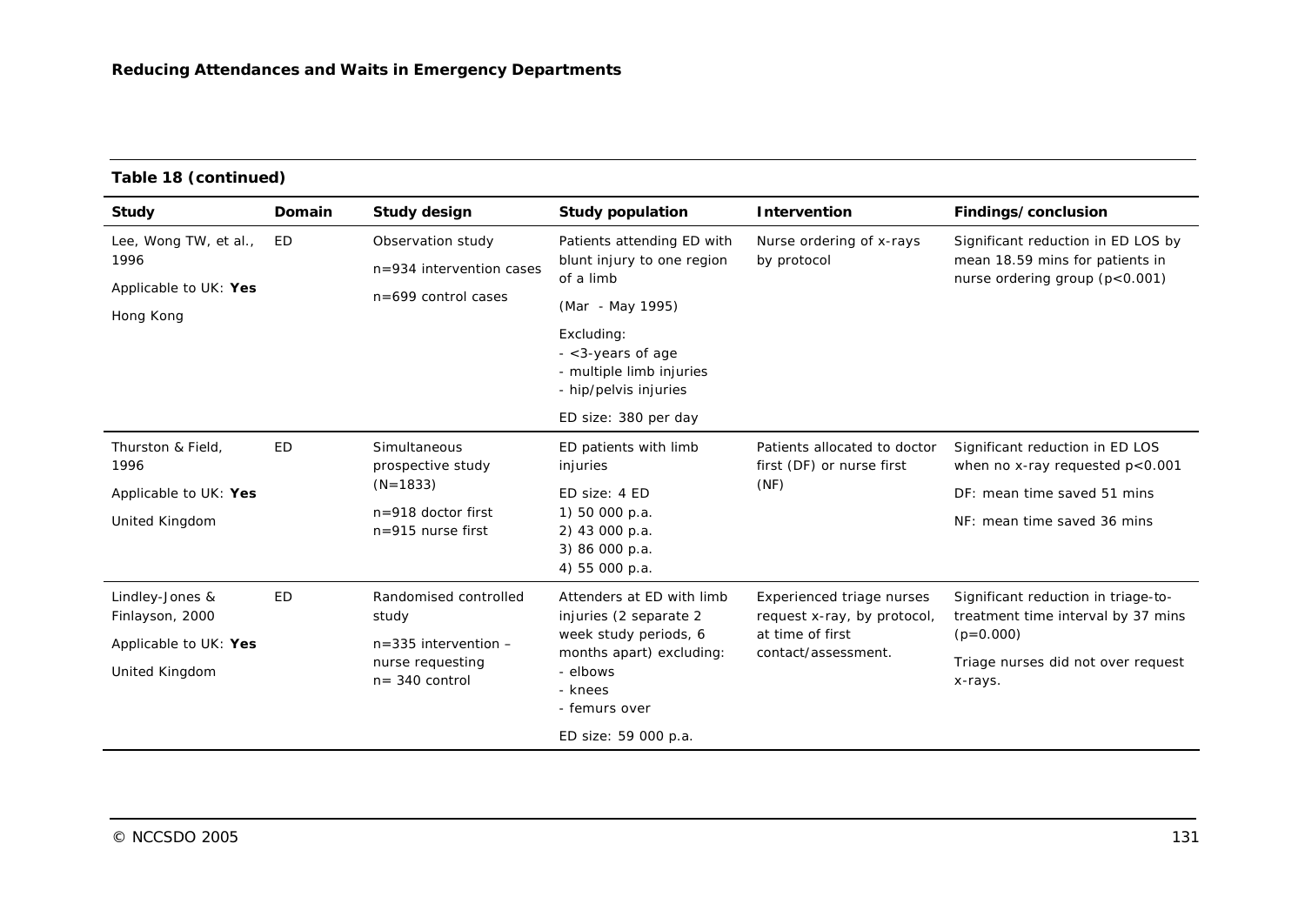**Table 18 (continued)**

| Study | Domain | Study design | Study population | Intervention | Findings/conclusion |
|---|---|---|---|---|---|
| Lee, Wong TW, et al., 1996<br>Applicable to UK: **Yes**<br>Hong Kong | ED | Observation study<br>n=934 intervention cases<br>n=699 control cases | Patients attending ED with blunt injury to one region of a limb<br>(Mar - May 1995)<br>Excluding:<br>- <3-years of age<br>- multiple limb injuries<br>- hip/pelvis injuries<br>ED size: 380 per day | Nurse ordering of x-rays by protocol | Significant reduction in ED LOS by mean 18.59 mins for patients in nurse ordering group ($p<0.001$) |
| Thurston & Field, 1996<br>Applicable to UK: **Yes**<br>United Kingdom | ED | Simultaneous prospective study<br>(N=1833)<br>n=918 doctor first<br>n=915 nurse first | ED patients with limb injuries<br>ED size: 4 ED<br>1) 50 000 p.a.<br>2) 43 000 p.a.<br>3) 86 000 p.a.<br>4) 55 000 p.a. | Patients allocated to doctor first (DF) or nurse first (NF) | Significant reduction in ED LOS when no x-ray requested $p<0.001$<br>DF: mean time saved 51 mins<br>NF: mean time saved 36 mins |
| Lindley-Jones & Finlayson, 2000<br>Applicable to UK: **Yes**<br>United Kingdom | ED | Randomised controlled study<br>n=335 intervention – nurse requesting<br>n= 340 control | Attenders at ED with limb injuries (2 separate 2 week study periods, 6 months apart) excluding:<br>- elbows<br>- knees<br>- femurs over<br>ED size: 59 000 p.a. | Experienced triage nurses request x-ray, by protocol, at time of first contact/assessment. | Significant reduction in triage-to-treatment time interval by 37 mins ($p=0.000$)<br>Triage nurses did not over request x-rays. |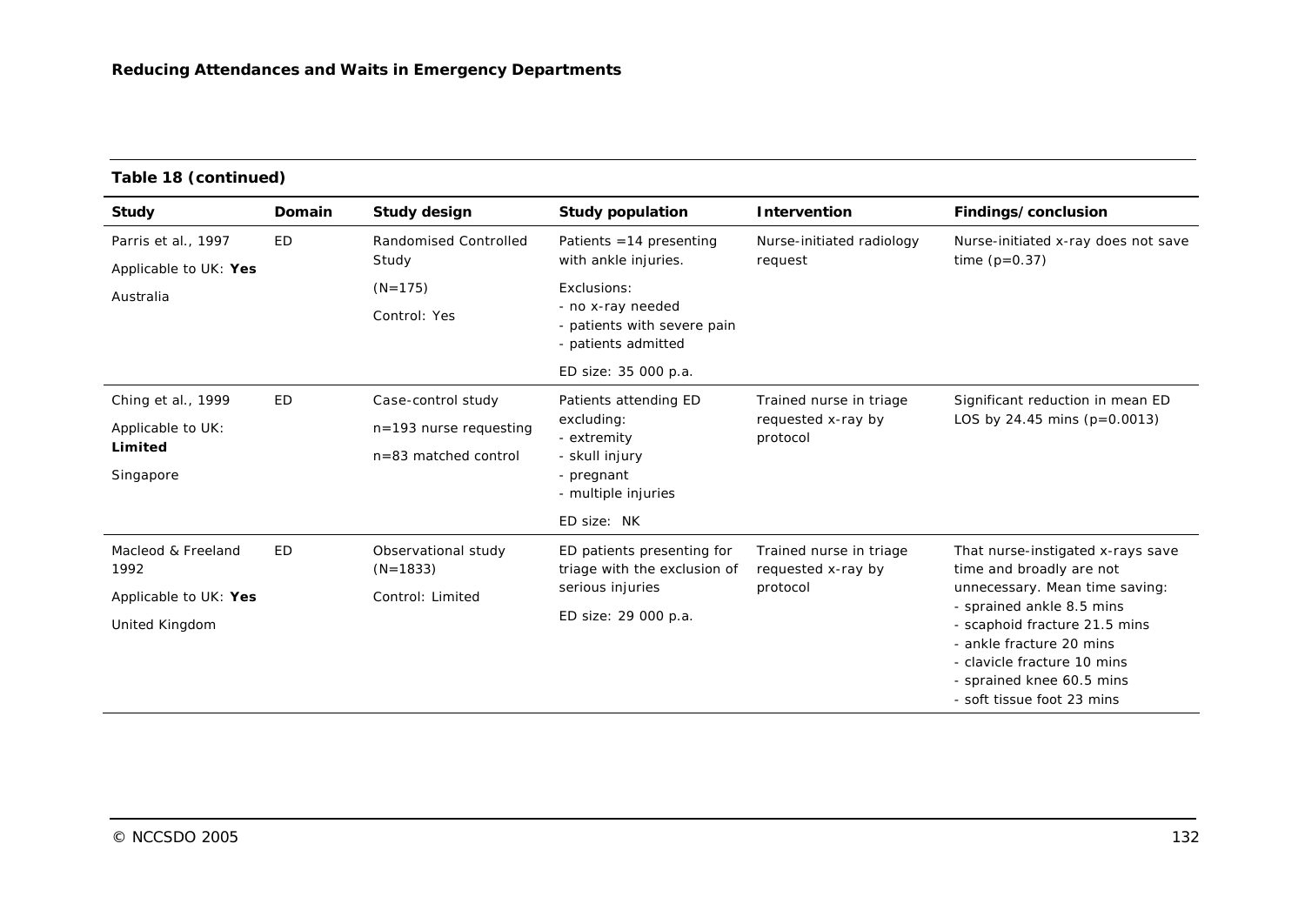**Table 18 (continued)**

| Study | Domain | Study design | Study population | Intervention | Findings/conclusion |
|---|---|---|---|---|---|
| Parris et al., 1997<br>Applicable to UK: **Yes**<br>Australia | ED | Randomised Controlled Study<br>(N=175)<br>Control: Yes | Patients =14 presenting with ankle injuries.<br>Exclusions:<br>- no x-ray needed<br>- patients with severe pain<br>- patients admitted<br>ED size: 35 000 p.a. | Nurse-initiated radiology request | Nurse-initiated x-ray does not save time (p=0.37) |
| Ching et al., 1999<br>Applicable to UK: **Limited**<br>Singapore | ED | Case-control study<br>n=193 nurse requesting<br>n=83 matched control | Patients attending ED excluding:<br>- extremity<br>- skull injury<br>- pregnant<br>- multiple injuries<br>ED size: NK | Trained nurse in triage requested x-ray by protocol | Significant reduction in mean ED LOS by 24.45 mins (p=0.0013) |
| Macleod & Freeland 1992<br>Applicable to UK: **Yes**<br>United Kingdom | ED | Observational study (N=1833)<br>Control: Limited | ED patients presenting for triage with the exclusion of serious injuries<br>ED size: 29 000 p.a. | Trained nurse in triage requested x-ray by protocol | That nurse-instigated x-rays save time and broadly are not unnecessary. Mean time saving:<br>- sprained ankle 8.5 mins<br>- scaphoid fracture 21.5 mins<br>- ankle fracture 20 mins<br>- clavicle fracture 10 mins<br>- sprained knee 60.5 mins<br>- soft tissue foot 23 mins |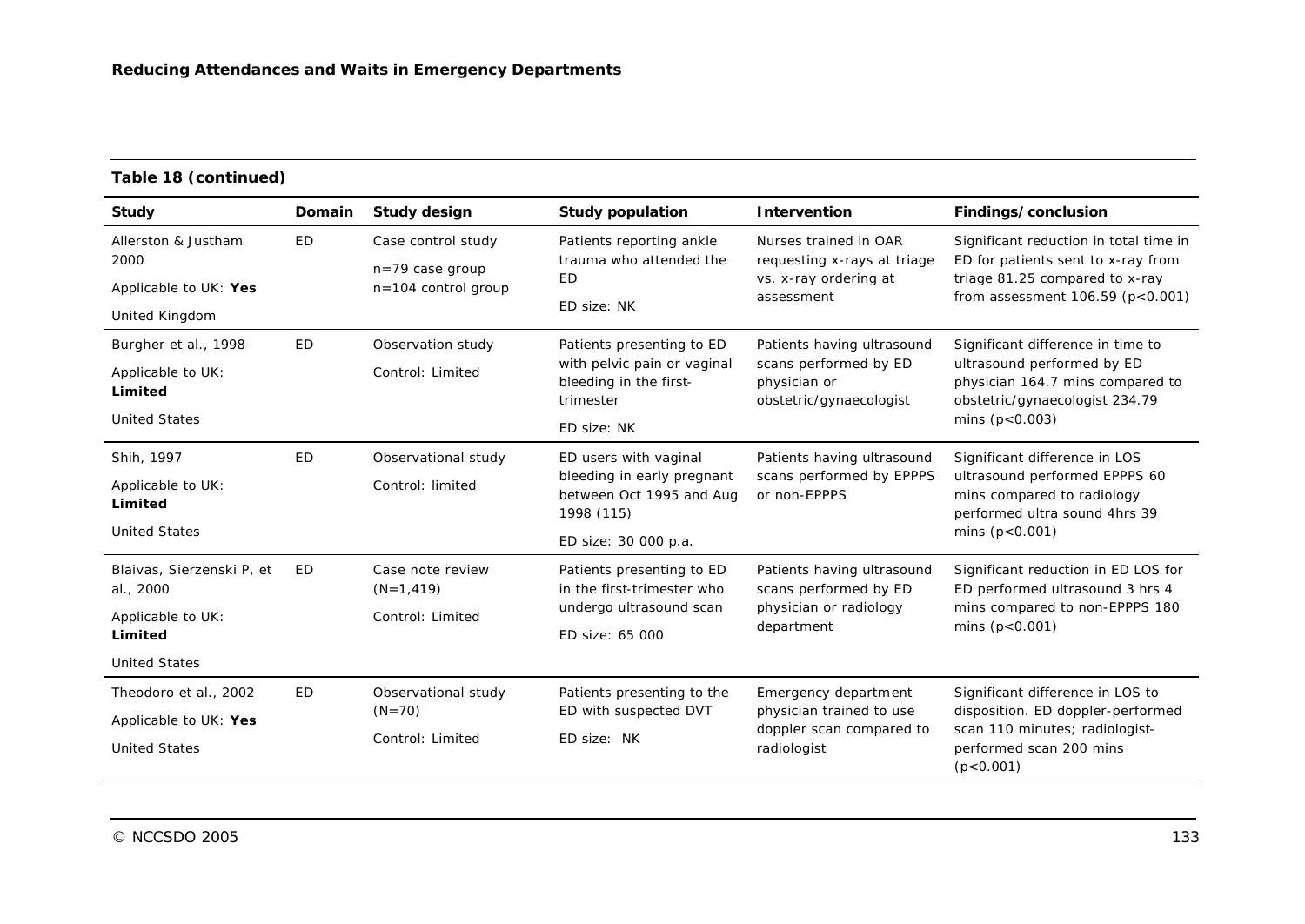**Table 18 (continued)**

| Study | Domain | Study design | Study population | Intervention | Findings/conclusion |
|---|---|---|---|---|---|
| Allerston & Justham 2000<br>Applicable to UK: **Yes**<br>United Kingdom | ED | Case control study<br>n=79 case group<br>n=104 control group | Patients reporting ankle trauma who attended the ED<br>ED size: NK | Nurses trained in OAR requesting x-rays at triage vs. x-ray ordering at assessment | Significant reduction in total time in ED for patients sent to x-ray from triage 81.25 compared to x-ray from assessment 106.59 ($p<0.001$) |
| Burgher et al., 1998<br>Applicable to UK: **Limited**<br>United States | ED | Observation study<br>Control: Limited | Patients presenting to ED with pelvic pain or vaginal bleeding in the first-trimester<br>ED size: NK | Patients having ultrasound scans performed by ED physician or obstetric/gynaecologist | Significant difference in time to ultrasound performed by ED physician 164.7 mins compared to obstetric/gynaecologist 234.79 mins ($p<0.003$) |
| Shih, 1997<br>Applicable to UK: **Limited**<br>United States | ED | Observational study<br>Control: limited | ED users with vaginal bleeding in early pregnant between Oct 1995 and Aug 1998 (115)<br>ED size: 30 000 p.a. | Patients having ultrasound scans performed by EPPPS or non-EPPPS | Significant difference in LOS ultrasound performed EPPPS 60 mins compared to radiology performed ultra sound 4hrs 39 mins ($p<0.001$) |
| Blaivas, Sierzenski P, et al., 2000<br>Applicable to UK: **Limited**<br>United States | ED | Case note review (N=1,419)<br>Control: Limited | Patients presenting to ED in the first-trimester who undergo ultrasound scan<br>ED size: 65 000 | Patients having ultrasound scans performed by ED physician or radiology department | Significant reduction in ED LOS for ED performed ultrasound 3 hrs 4 mins compared to non-EPPPS 180 mins ($p<0.001$) |
| Theodoro et al., 2002<br>Applicable to UK: **Yes**<br>United States | ED | Observational study (N=70)<br>Control: Limited | Patients presenting to the ED with suspected DVT<br>ED size: NK | Emergency department physician trained to use doppler scan compared to radiologist | Significant difference in LOS to disposition. ED doppler-performed scan 110 minutes; radiologist-performed scan 200 mins ($p<0.001$) |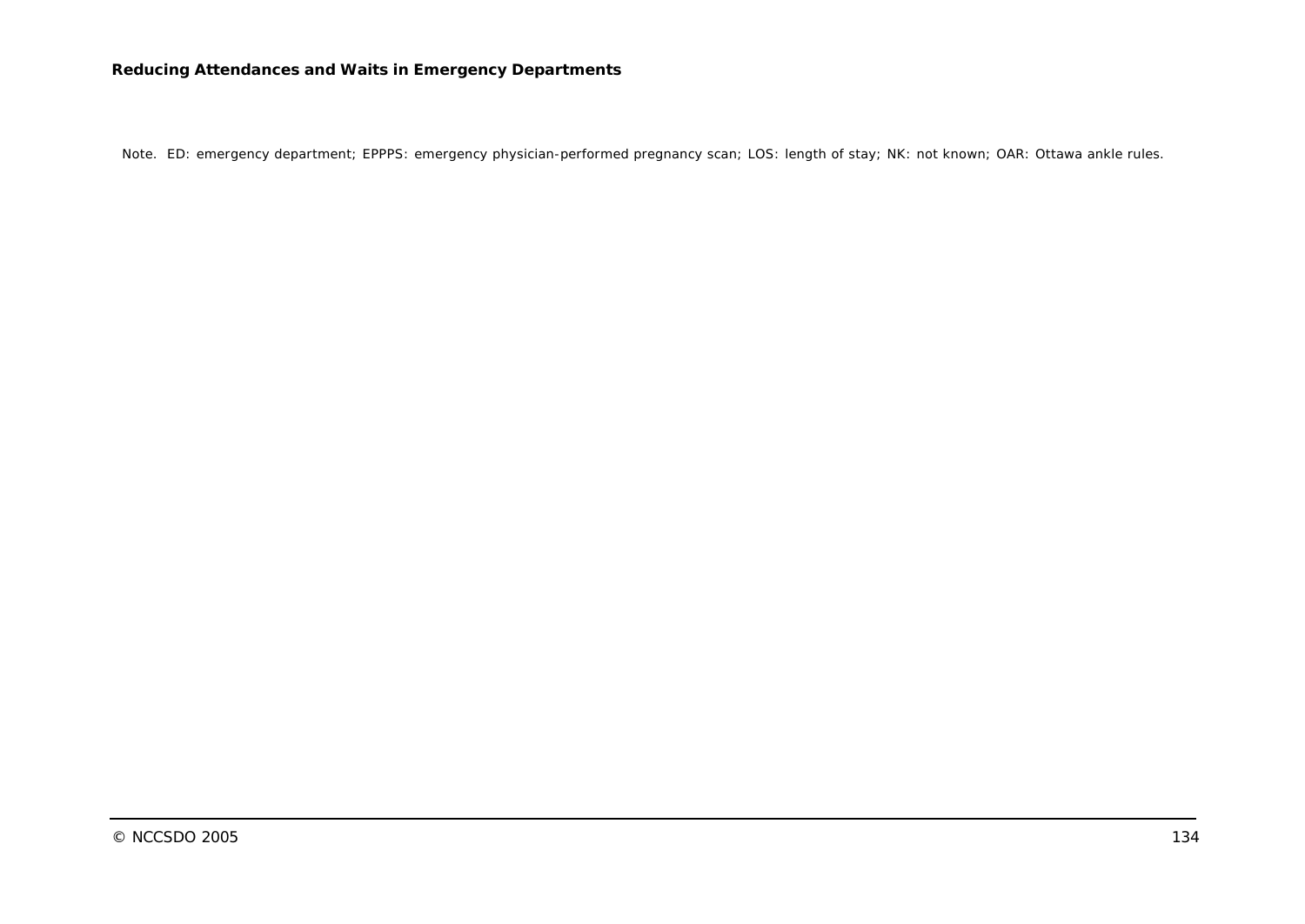Note. ED: emergency department; EPPPS: emergency physician-performed pregnancy scan; LOS: length of stay; NK: not known; OAR: Ottawa ankle rules.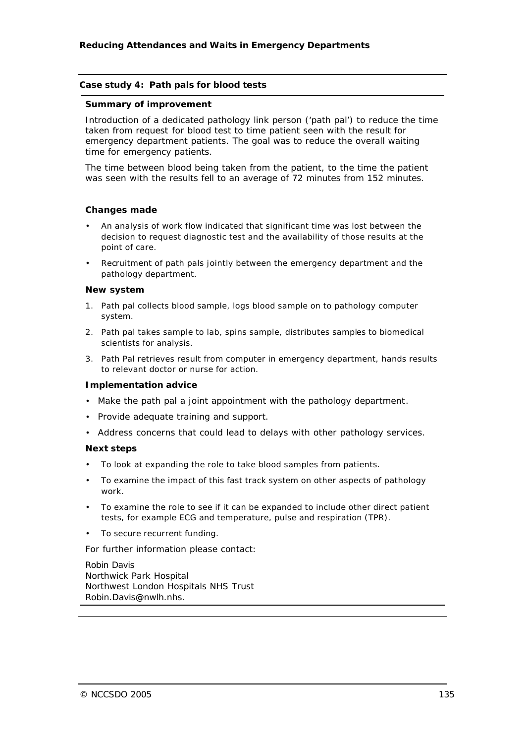### Case study 4: Path pals for blood tests

**Summary of improvement**

Introduction of a dedicated pathology link person ('path pal') to reduce the time taken from request for blood test to time patient seen with the result for emergency department patients. The goal was to reduce the overall waiting time for emergency patients.

The time between blood being taken from the patient, to the time the patient was seen with the results fell to an average of 72 minutes from 152 minutes.

**Changes made**

- An analysis of work flow indicated that significant time was lost between the decision to request diagnostic test and the availability of those results at the point of care.
- Recruitment of path pals jointly between the emergency department and the pathology department.

**New system**

1. Path pal collects blood sample, logs blood sample on to pathology computer system.
2. Path pal takes sample to lab, spins sample, distributes samples to biomedical scientists for analysis.
3. Path Pal retrieves result from computer in emergency department, hands results to relevant doctor or nurse for action.

**Implementation advice**

- Make the path pal a joint appointment with the pathology department.
- Provide adequate training and support.
- Address concerns that could lead to delays with other pathology services.

**Next steps**

- To look at expanding the role to take blood samples from patients.
- To examine the impact of this fast track system on other aspects of pathology work.
- To examine the role to see if it can be expanded to include other direct patient tests, for example ECG and temperature, pulse and respiration (TPR).
- To secure recurrent funding.

For further information please contact:

Robin Davis
Northwick Park Hospital
Northwest London Hospitals NHS Trust
Robin.Davis@nwlh.nhs.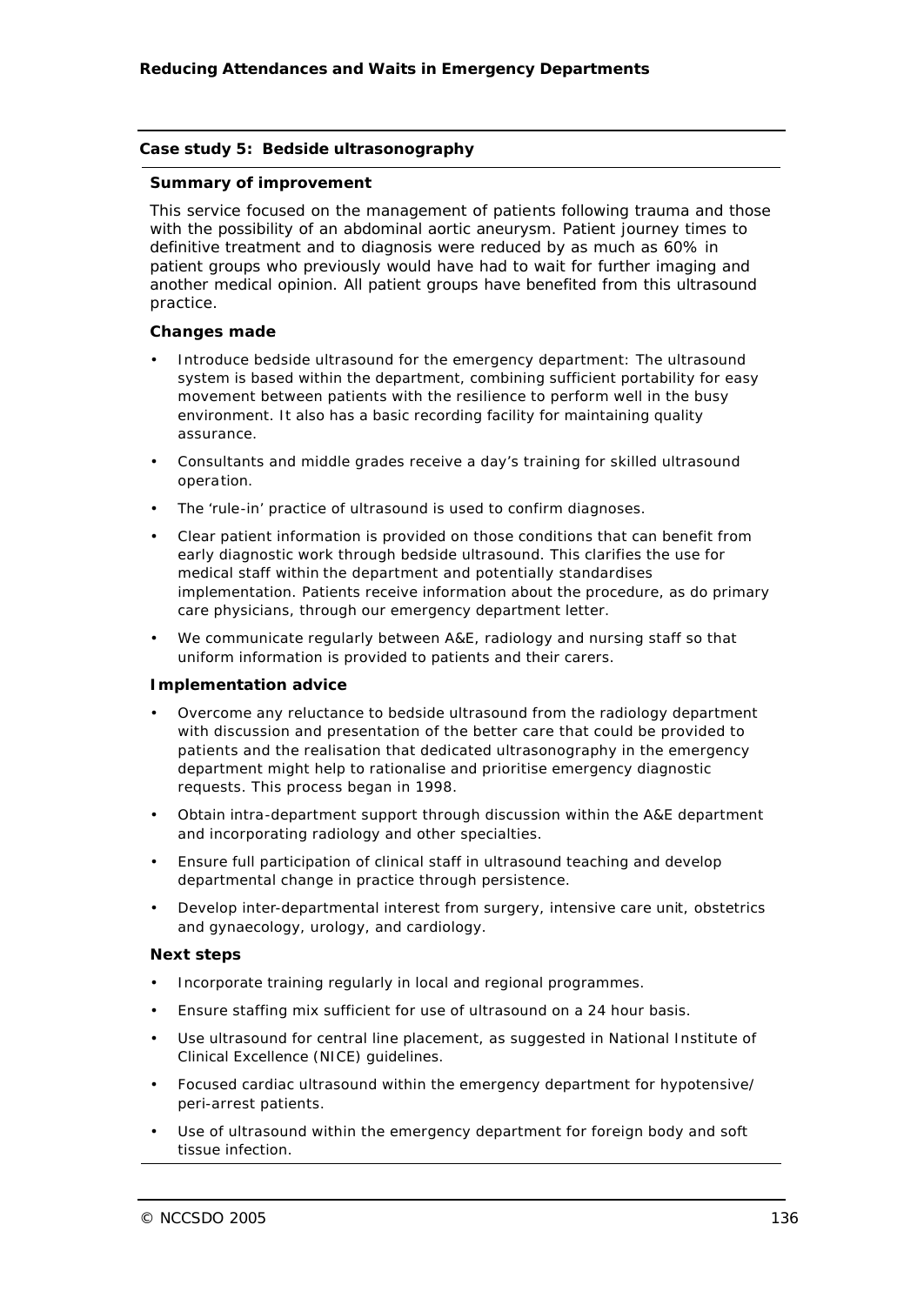## Case study 5: Bedside ultrasonography

### Summary of improvement

This service focused on the management of patients following trauma and those with the possibility of an abdominal aortic aneurysm. Patient journey times to definitive treatment and to diagnosis were reduced by as much as 60% in patient groups who previously would have had to wait for further imaging and another medical opinion. All patient groups have benefited from this ultrasound practice.

### Changes made

- Introduce bedside ultrasound for the emergency department: The ultrasound system is based within the department, combining sufficient portability for easy movement between patients with the resilience to perform well in the busy environment. It also has a basic recording facility for maintaining quality assurance.
- Consultants and middle grades receive a day's training for skilled ultrasound operation.
- The 'rule-in' practice of ultrasound is used to confirm diagnoses.
- Clear patient information is provided on those conditions that can benefit from early diagnostic work through bedside ultrasound. This clarifies the use for medical staff within the department and potentially standardises implementation. Patients receive information about the procedure, as do primary care physicians, through our emergency department letter.
- We communicate regularly between A&E, radiology and nursing staff so that uniform information is provided to patients and their carers.

### Implementation advice

- Overcome any reluctance to bedside ultrasound from the radiology department with discussion and presentation of the better care that could be provided to patients and the realisation that dedicated ultrasonography in the emergency department might help to rationalise and prioritise emergency diagnostic requests. This process began in 1998.
- Obtain intra-department support through discussion within the A&E department and incorporating radiology and other specialties.
- Ensure full participation of clinical staff in ultrasound teaching and develop departmental change in practice through persistence.
- Develop inter-departmental interest from surgery, intensive care unit, obstetrics and gynaecology, urology, and cardiology.

### Next steps

- Incorporate training regularly in local and regional programmes.
- Ensure staffing mix sufficient for use of ultrasound on a 24 hour basis.
- Use ultrasound for central line placement, as suggested in National Institute of Clinical Excellence (NICE) guidelines.
- Focused cardiac ultrasound within the emergency department for hypotensive/ peri-arrest patients.
- Use of ultrasound within the emergency department for foreign body and soft tissue infection.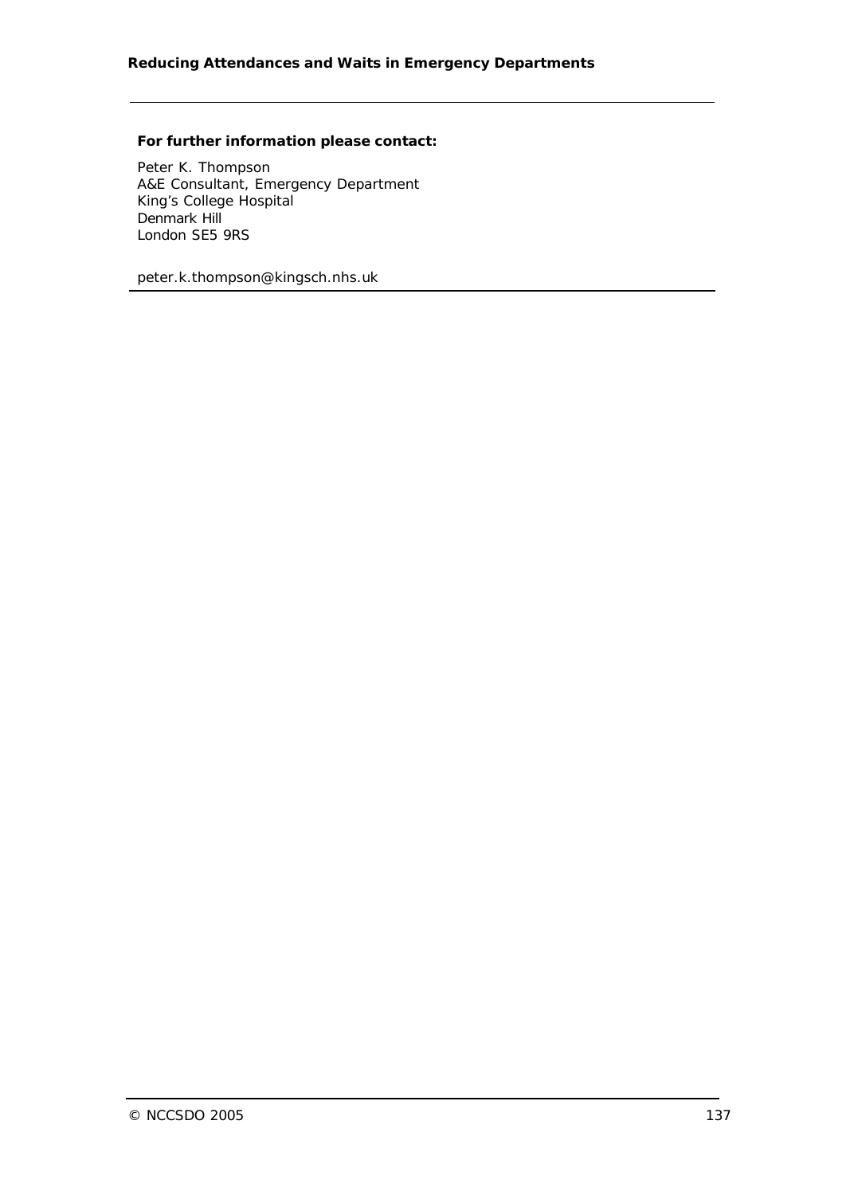**For further information please contact:**

Peter K. Thompson
A&E Consultant, Emergency Department
King's College Hospital
Denmark Hill
London SE5 9RS

peter.k.thompson@kingsch.nhs.uk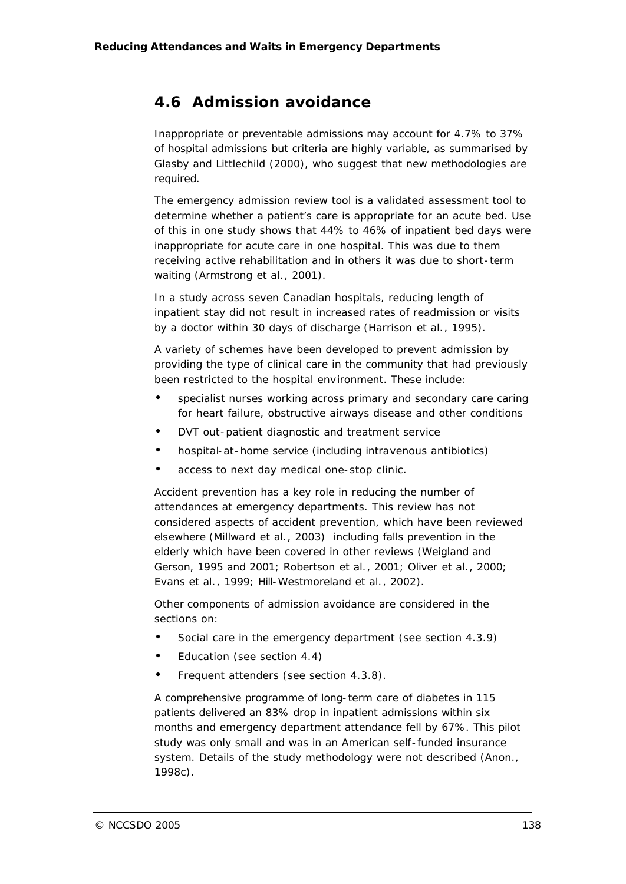## 4.6 Admission avoidance

Inappropriate or preventable admissions may account for 4.7% to 37% of hospital admissions but criteria are highly variable, as summarised by Glasby and Littlechild (2000), who suggest that new methodologies are required.

The emergency admission review tool is a validated assessment tool to determine whether a patient's care is appropriate for an acute bed. Use of this in one study shows that 44% to 46% of inpatient bed days were inappropriate for acute care in one hospital. This was due to them receiving active rehabilitation and in others it was due to short-term waiting (Armstrong et al., 2001).

In a study across seven Canadian hospitals, reducing length of inpatient stay did not result in increased rates of readmission or visits by a doctor within 30 days of discharge (Harrison et al., 1995).

A variety of schemes have been developed to prevent admission by providing the type of clinical care in the community that had previously been restricted to the hospital environment. These include:

- specialist nurses working across primary and secondary care caring for heart failure, obstructive airways disease and other conditions
- DVT out-patient diagnostic and treatment service
- hospital-at-home service (including intravenous antibiotics)
- access to next day medical one-stop clinic.

Accident prevention has a key role in reducing the number of attendances at emergency departments. This review has not considered aspects of accident prevention, which have been reviewed elsewhere (Millward et al., 2003) including falls prevention in the elderly which have been covered in other reviews (Weigland and Gerson, 1995 and 2001; Robertson et al., 2001; Oliver et al., 2000; Evans et al., 1999; Hill-Westmoreland et al., 2002).

Other components of admission avoidance are considered in the sections on:

- Social care in the emergency department (see section 4.3.9)
- Education (see section 4.4)
- Frequent attenders (see section 4.3.8).

A comprehensive programme of long-term care of diabetes in 115 patients delivered an 83% drop in inpatient admissions within six months and emergency department attendance fell by 67%. This pilot study was only small and was in an American self-funded insurance system. Details of the study methodology were not described (Anon., 1998c).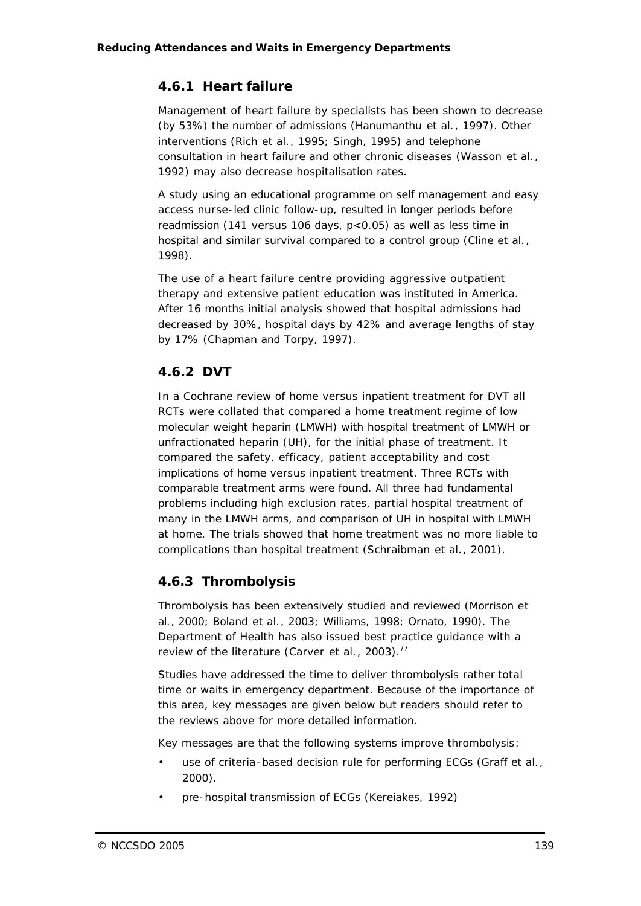### 4.6.1 Heart failure

Management of heart failure by specialists has been shown to decrease (by 53%) the number of admissions (Hanumanthu et al., 1997). Other interventions (Rich et al., 1995; Singh, 1995) and telephone consultation in heart failure and other chronic diseases (Wasson et al., 1992) may also decrease hospitalisation rates.

A study using an educational programme on self management and easy access nurse-led clinic follow-up, resulted in longer periods before readmission (141 versus 106 days, $p<0.05$) as well as less time in hospital and similar survival compared to a control group (Cline et al., 1998).

The use of a heart failure centre providing aggressive outpatient therapy and extensive patient education was instituted in America. After 16 months initial analysis showed that hospital admissions had decreased by 30%, hospital days by 42% and average lengths of stay by 17% (Chapman and Torpy, 1997).

### 4.6.2 DVT

In a Cochrane review of home versus inpatient treatment for DVT all RCTs were collated that compared a home treatment regime of low molecular weight heparin (LMWH) with hospital treatment of LMWH or unfractionated heparin (UH), for the initial phase of treatment. It compared the safety, efficacy, patient acceptability and cost implications of home versus inpatient treatment. Three RCTs with comparable treatment arms were found. All three had fundamental problems including high exclusion rates, partial hospital treatment of many in the LMWH arms, and comparison of UH in hospital with LMWH at home. The trials showed that home treatment was no more liable to complications than hospital treatment (Schraibman et al., 2001).

### 4.6.3 Thrombolysis

Thrombolysis has been extensively studied and reviewed (Morrison et al., 2000; Boland et al., 2003; Williams, 1998; Ornato, 1990). The Department of Health has also issued best practice guidance with a review of the literature (Carver et al., 2003).[77]

Studies have addressed the time to deliver thrombolysis rather total time or waits in emergency department. Because of the importance of this area, key messages are given below but readers should refer to the reviews above for more detailed information.

Key messages are that the following systems improve thrombolysis:

- use of criteria-based decision rule for performing ECGs (Graff et al., 2000).
- pre-hospital transmission of ECGs (Kereiakes, 1992)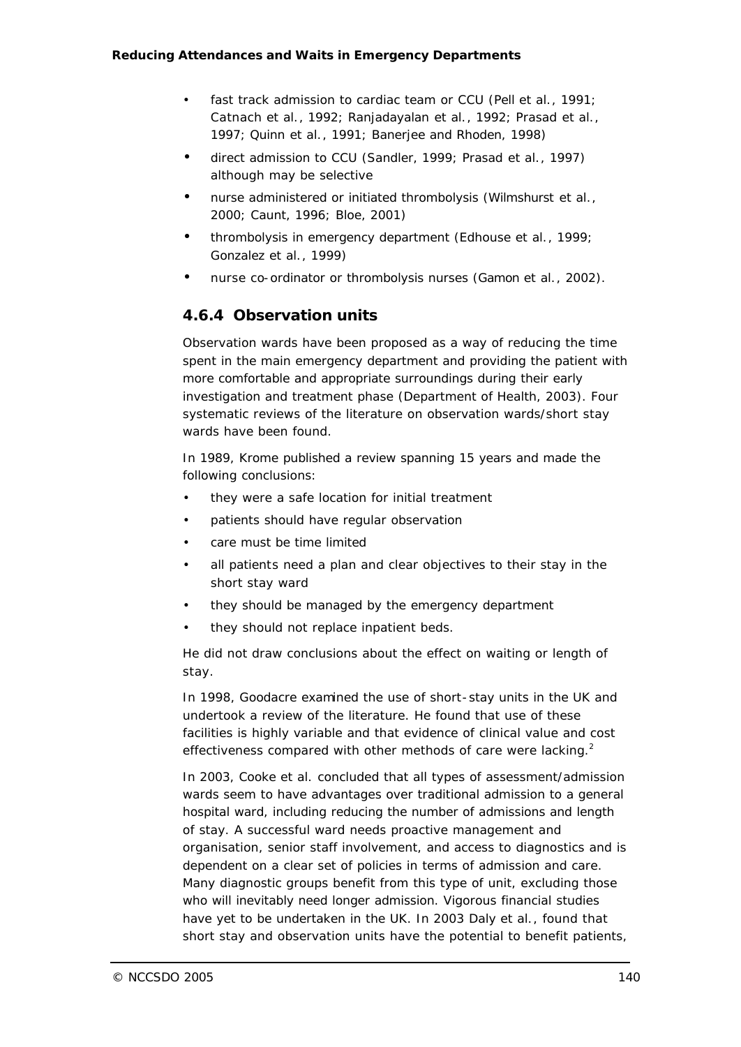- fast track admission to cardiac team or CCU (Pell et al., 1991; Catnach et al., 1992; Ranjadayalan et al., 1992; Prasad et al., 1997; Quinn et al., 1991; Banerjee and Rhoden, 1998)
- direct admission to CCU (Sandler, 1999; Prasad et al., 1997) although may be selective
- nurse administered or initiated thrombolysis (Wilmshurst et al., 2000; Caunt, 1996; Bloe, 2001)
- thrombolysis in emergency department (Edhouse et al., 1999; Gonzalez et al., 1999)
- nurse co-ordinator or thrombolysis nurses (Gamon et al., 2002).

### 4.6.4 Observation units

Observation wards have been proposed as a way of reducing the time spent in the main emergency department and providing the patient with more comfortable and appropriate surroundings during their early investigation and treatment phase (Department of Health, 2003). Four systematic reviews of the literature on observation wards/short stay wards have been found.

In 1989, Krome published a review spanning 15 years and made the following conclusions:

- they were a safe location for initial treatment
- patients should have regular observation
- care must be time limited
- all patients need a plan and clear objectives to their stay in the short stay ward
- they should be managed by the emergency department
- they should not replace inpatient beds.

He did not draw conclusions about the effect on waiting or length of stay.

In 1998, Goodacre examined the use of short-stay units in the UK and undertook a review of the literature. He found that use of these facilities is highly variable and that evidence of clinical value and cost effectiveness compared with other methods of care were lacking.[2]

In 2003, Cooke et al. concluded that all types of assessment/admission wards seem to have advantages over traditional admission to a general hospital ward, including reducing the number of admissions and length of stay. A successful ward needs proactive management and organisation, senior staff involvement, and access to diagnostics and is dependent on a clear set of policies in terms of admission and care. Many diagnostic groups benefit from this type of unit, excluding those who will inevitably need longer admission. Vigorous financial studies have yet to be undertaken in the UK. In 2003 Daly et al., found that short stay and observation units have the potential to benefit patients,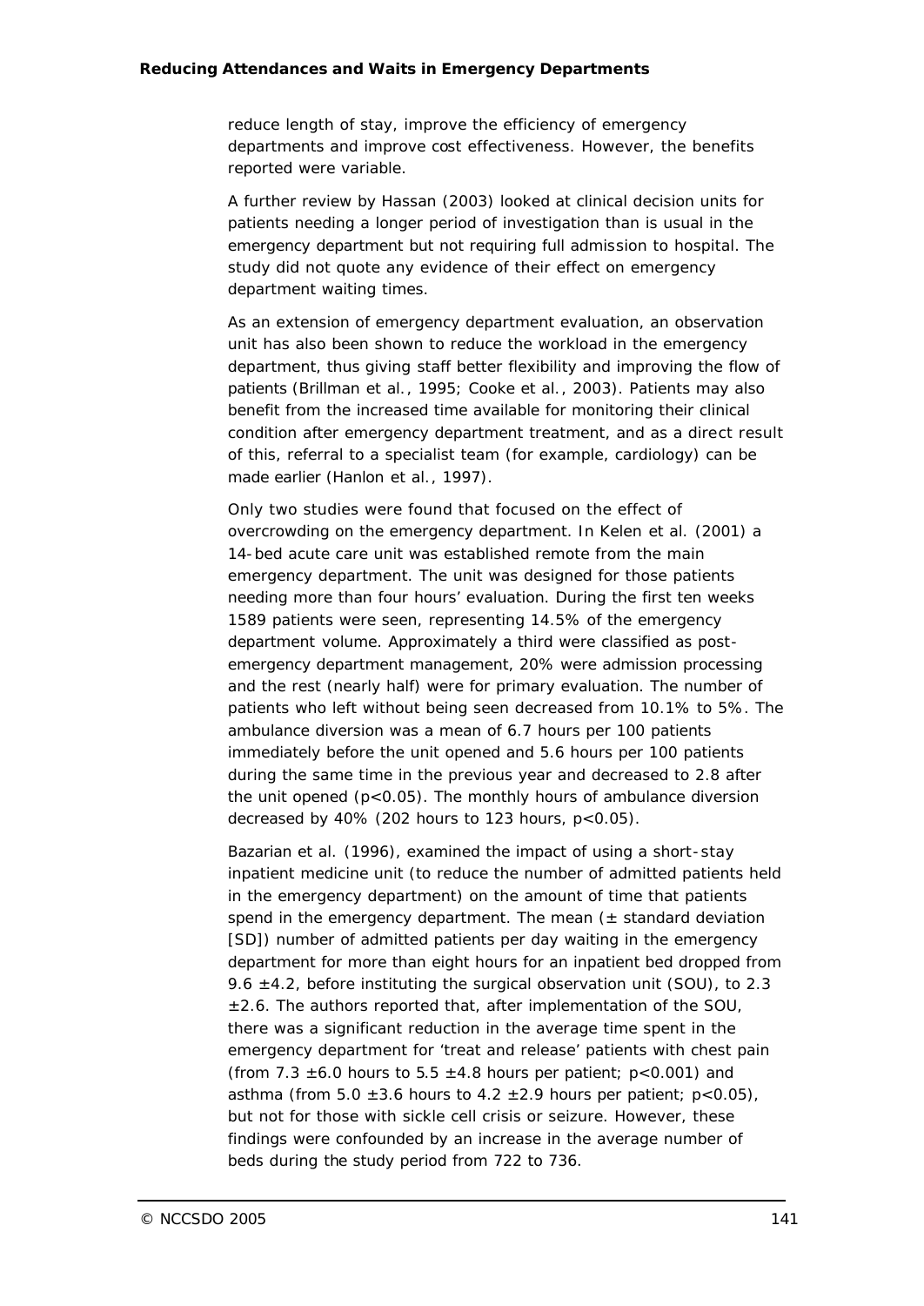reduce length of stay, improve the efficiency of emergency departments and improve cost effectiveness. However, the benefits reported were variable.

A further review by Hassan (2003) looked at clinical decision units for patients needing a longer period of investigation than is usual in the emergency department but not requiring full admission to hospital. The study did not quote any evidence of their effect on emergency department waiting times.

As an extension of emergency department evaluation, an observation unit has also been shown to reduce the workload in the emergency department, thus giving staff better flexibility and improving the flow of patients (Brillman *et al.*, 1995; Cooke *et al.*, 2003). Patients may also benefit from the increased time available for monitoring their clinical condition after emergency department treatment, and as a direct result of this, referral to a specialist team (for example, cardiology) can be made earlier (Hanlon *et al.*, 1997).

Only two studies were found that focused on the effect of overcrowding on the emergency department. In Kelen et al. (2001) a 14-bed acute care unit was established remote from the main emergency department. The unit was designed for those patients needing more than four hours' evaluation. During the first ten weeks 1589 patients were seen, representing 14.5% of the emergency department volume. Approximately a third were classified as post-emergency department management, 20% were admission processing and the rest (nearly half) were for primary evaluation. The number of patients who left without being seen decreased from 10.1% to 5%. The ambulance diversion was a mean of 6.7 hours per 100 patients immediately before the unit opened and 5.6 hours per 100 patients during the same time in the previous year and decreased to 2.8 after the unit opened ($p<0.05$). The monthly hours of ambulance diversion decreased by 40% (202 hours to 123 hours, $p<0.05$).

Bazarian et al. (1996), examined the impact of using a short-stay inpatient medicine unit (to reduce the number of admitted patients held in the emergency department) on the amount of time that patients spend in the emergency department. The mean (± standard deviation [SD]) number of admitted patients per day waiting in the emergency department for more than eight hours for an inpatient bed dropped from 9.6 ±4.2, before instituting the surgical observation unit (SOU), to 2.3 ±2.6. The authors reported that, after implementation of the SOU, there was a significant reduction in the average time spent in the emergency department for 'treat and release' patients with chest pain (from 7.3 ±6.0 hours to 5.5 ±4.8 hours per patient; $p<0.001$) and asthma (from 5.0 ±3.6 hours to 4.2 ±2.9 hours per patient; $p<0.05$), but not for those with sickle cell crisis or seizure. However, these findings were confounded by an increase in the average number of beds during the study period from 722 to 736.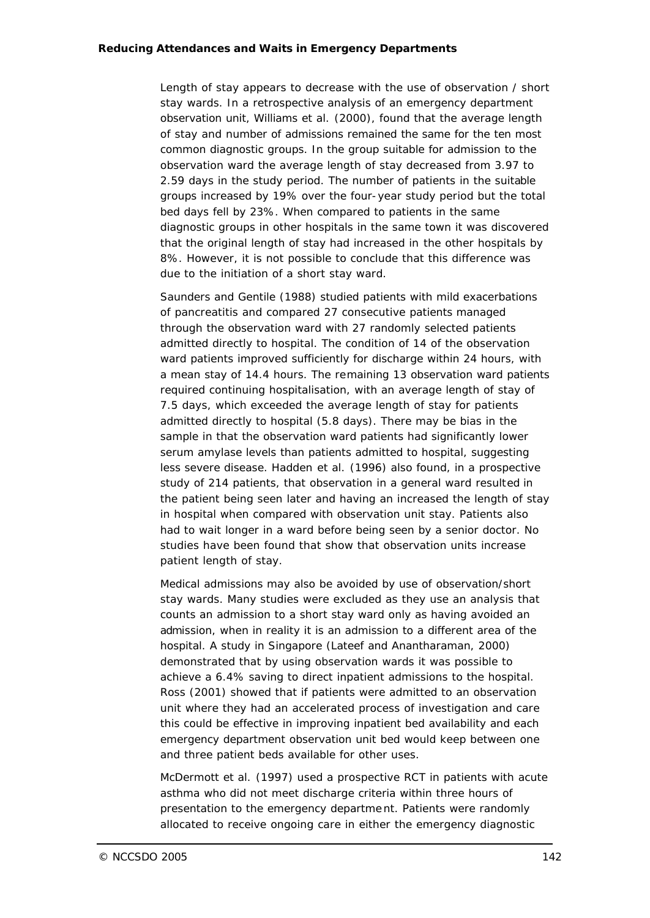Length of stay appears to decrease with the use of observation / short stay wards. In a retrospective analysis of an emergency department observation unit, Williams et al. (2000), found that the average length of stay and number of admissions remained the same for the ten most common diagnostic groups. In the group suitable for admission to the observation ward the average length of stay decreased from 3.97 to 2.59 days in the study period. The number of patients in the suitable groups increased by 19% over the four-year study period but the total bed days fell by 23%. When compared to patients in the same diagnostic groups in other hospitals in the same town it was discovered that the original length of stay had increased in the other hospitals by 8%. However, it is not possible to conclude that this difference was due to the initiation of a short stay ward.

Saunders and Gentile (1988) studied patients with mild exacerbations of pancreatitis and compared 27 consecutive patients managed through the observation ward with 27 randomly selected patients admitted directly to hospital. The condition of 14 of the observation ward patients improved sufficiently for discharge within 24 hours, with a mean stay of 14.4 hours. The remaining 13 observation ward patients required continuing hospitalisation, with an average length of stay of 7.5 days, which exceeded the average length of stay for patients admitted directly to hospital (5.8 days). There may be bias in the sample in that the observation ward patients had significantly lower serum amylase levels than patients admitted to hospital, suggesting less severe disease. Hadden et al. (1996) also found, in a prospective study of 214 patients, that observation in a general ward resulted in the patient being seen later and having an increased the length of stay in hospital when compared with observation unit stay. Patients also had to wait longer in a ward before being seen by a senior doctor. No studies have been found that show that observation units increase patient length of stay.

Medical admissions may also be avoided by use of observation/short stay wards. Many studies were excluded as they use an analysis that counts an admission to a short stay ward only as having avoided an admission, when in reality it is an admission to a different area of the hospital. A study in Singapore (Lateef and Anantharaman, 2000) demonstrated that by using observation wards it was possible to achieve a 6.4% saving to direct inpatient admissions to the hospital. Ross (2001) showed that if patients were admitted to an observation unit where they had an accelerated process of investigation and care this could be effective in improving inpatient bed availability and each emergency department observation unit bed would keep between one and three patient beds available for other uses.

McDermott et al. (1997) used a prospective RCT in patients with acute asthma who did not meet discharge criteria within three hours of presentation to the emergency department. Patients were randomly allocated to receive ongoing care in either the emergency diagnostic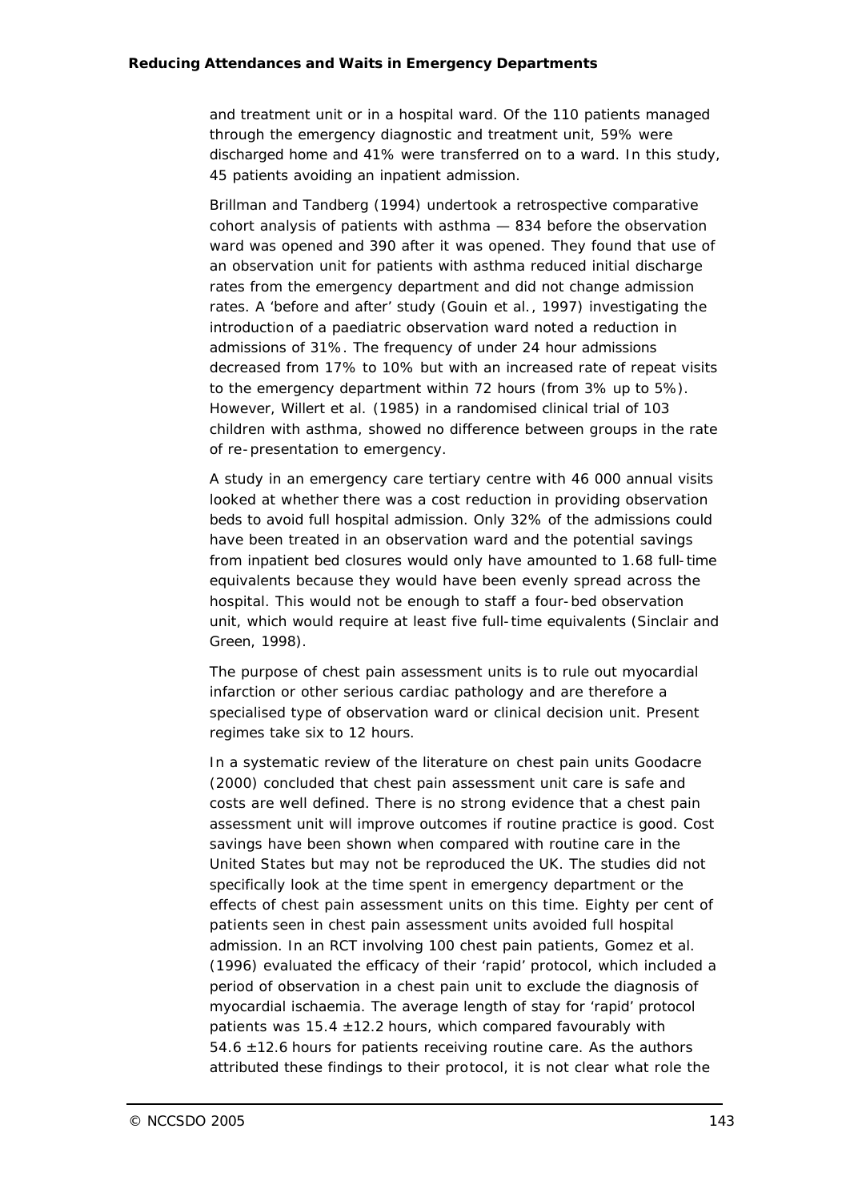and treatment unit or in a hospital ward. Of the 110 patients managed through the emergency diagnostic and treatment unit, 59% were discharged home and 41% were transferred on to a ward. In this study, 45 patients avoiding an inpatient admission.

Brillman and Tandberg (1994) undertook a retrospective comparative cohort analysis of patients with asthma — 834 before the observation ward was opened and 390 after it was opened. They found that use of an observation unit for patients with asthma reduced initial discharge rates from the emergency department and did not change admission rates. A 'before and after' study (Gouin et al., 1997) investigating the introduction of a paediatric observation ward noted a reduction in admissions of 31%. The frequency of under 24 hour admissions decreased from 17% to 10% but with an increased rate of repeat visits to the emergency department within 72 hours (from 3% up to 5%). However, Willert et al. (1985) in a randomised clinical trial of 103 children with asthma, showed no difference between groups in the rate of re-presentation to emergency.

A study in an emergency care tertiary centre with 46 000 annual visits looked at whether there was a cost reduction in providing observation beds to avoid full hospital admission. Only 32% of the admissions could have been treated in an observation ward and the potential savings from inpatient bed closures would only have amounted to 1.68 full-time equivalents because they would have been evenly spread across the hospital. This would not be enough to staff a four-bed observation unit, which would require at least five full-time equivalents (Sinclair and Green, 1998).

The purpose of chest pain assessment units is to rule out myocardial infarction or other serious cardiac pathology and are therefore a specialised type of observation ward or clinical decision unit. Present regimes take six to 12 hours.

In a systematic review of the literature on chest pain units Goodacre (2000) concluded that chest pain assessment unit care is safe and costs are well defined. There is no strong evidence that a chest pain assessment unit will improve outcomes if routine practice is good. Cost savings have been shown when compared with routine care in the United States but may not be reproduced the UK. The studies did not specifically look at the time spent in emergency department or the effects of chest pain assessment units on this time. Eighty per cent of patients seen in chest pain assessment units avoided full hospital admission. In an RCT involving 100 chest pain patients, Gomez et al. (1996) evaluated the efficacy of their 'rapid' protocol, which included a period of observation in a chest pain unit to exclude the diagnosis of myocardial ischaemia. The average length of stay for 'rapid' protocol patients was 15.4 ±12.2 hours, which compared favourably with 54.6 ±12.6 hours for patients receiving routine care. As the authors attributed these findings to their protocol, it is not clear what role the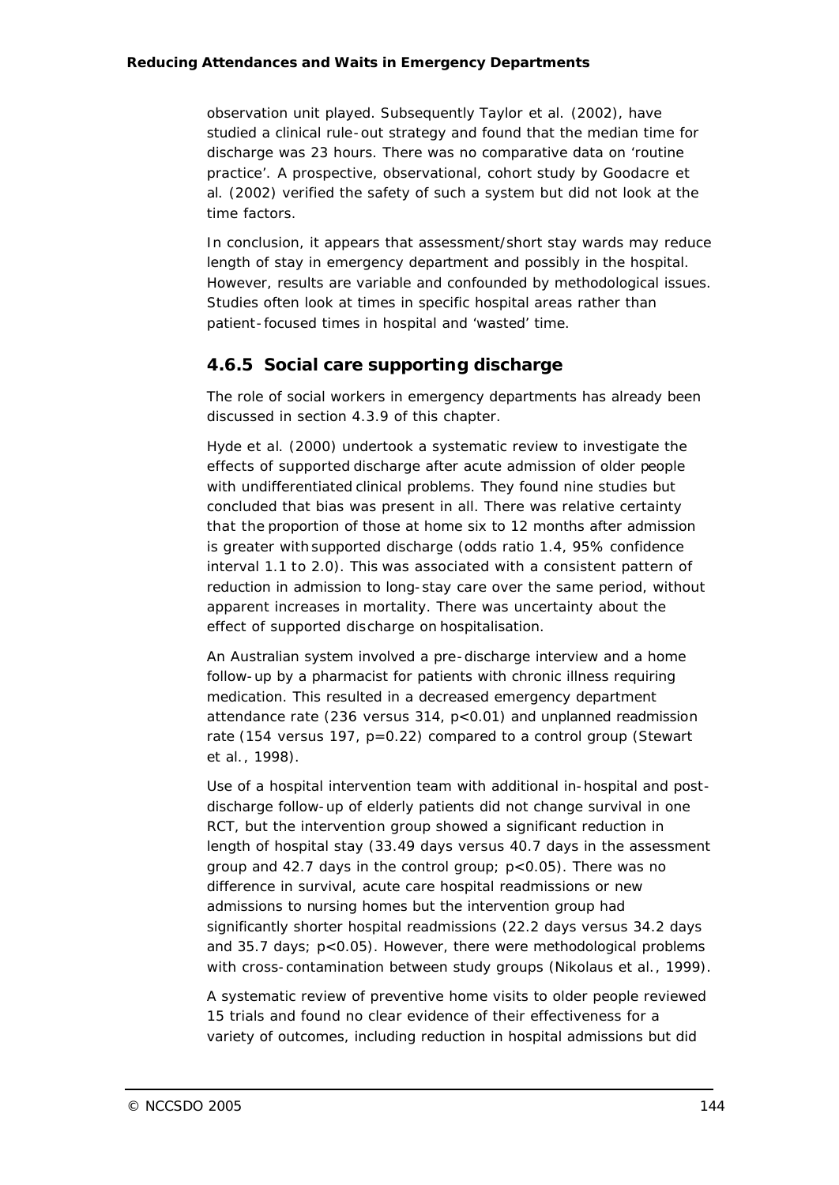observation unit played. Subsequently Taylor et al. (2002), have studied a clinical rule-out strategy and found that the median time for discharge was 23 hours. There was no comparative data on 'routine practice'. A prospective, observational, cohort study by Goodacre et al. (2002) verified the safety of such a system but did not look at the time factors.

In conclusion, it appears that assessment/short stay wards may reduce length of stay in emergency department and possibly in the hospital. However, results are variable and confounded by methodological issues. Studies often look at times in specific hospital areas rather than patient-focused times in hospital and 'wasted' time.

### 4.6.5 Social care supporting discharge

The role of social workers in emergency departments has already been discussed in section 4.3.9 of this chapter.

Hyde et al. (2000) undertook a systematic review to investigate the effects of supported discharge after acute admission of older people with undifferentiated clinical problems. They found nine studies but concluded that bias was present in all. There was relative certainty that the proportion of those at home six to 12 months after admission is greater with supported discharge (odds ratio 1.4, 95% confidence interval 1.1 to 2.0). This was associated with a consistent pattern of reduction in admission to long-stay care over the same period, without apparent increases in mortality. There was uncertainty about the effect of supported discharge on hospitalisation.

An Australian system involved a pre-discharge interview and a home follow-up by a pharmacist for patients with chronic illness requiring medication. This resulted in a decreased emergency department attendance rate (236 versus 314, $p<0.01$) and unplanned readmission rate (154 versus 197, $p=0.22$) compared to a control group (Stewart et al., 1998).

Use of a hospital intervention team with additional in-hospital and post-discharge follow-up of elderly patients did not change survival in one RCT, but the intervention group showed a significant reduction in length of hospital stay (33.49 days versus 40.7 days in the assessment group and 42.7 days in the control group; $p<0.05$). There was no difference in survival, acute care hospital readmissions or new admissions to nursing homes but the intervention group had significantly shorter hospital readmissions (22.2 days versus 34.2 days and 35.7 days; $p<0.05$). However, there were methodological problems with cross-contamination between study groups (Nikolaus et al., 1999).

A systematic review of preventive home visits to older people reviewed 15 trials and found no clear evidence of their effectiveness for a variety of outcomes, including reduction in hospital admissions but did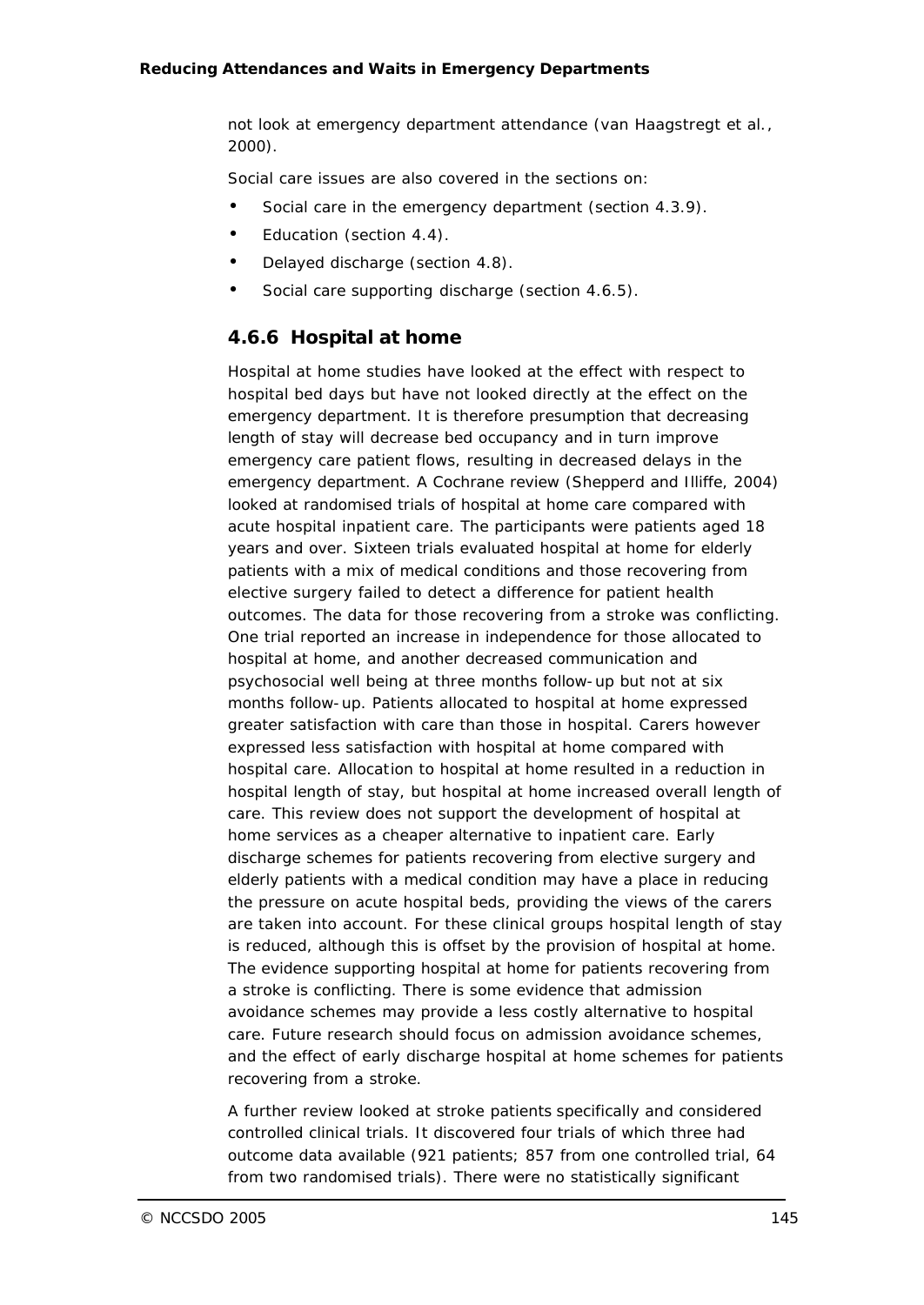not look at emergency department attendance (van Haagstregt et al., 2000).

Social care issues are also covered in the sections on:

- Social care in the emergency department (section 4.3.9).
- Education (section 4.4).
- Delayed discharge (section 4.8).
- Social care supporting discharge (section 4.6.5).

### 4.6.6 Hospital at home

Hospital at home studies have looked at the effect with respect to hospital bed days but have not looked directly at the effect on the emergency department. It is therefore presumption that decreasing length of stay will decrease bed occupancy and in turn improve emergency care patient flows, resulting in decreased delays in the emergency department. A Cochrane review (Shepperd and Illiffe, 2004) looked at randomised trials of hospital at home care compared with acute hospital inpatient care. The participants were patients aged 18 years and over. Sixteen trials evaluated hospital at home for elderly patients with a mix of medical conditions and those recovering from elective surgery failed to detect a difference for patient health outcomes. The data for those recovering from a stroke was conflicting. One trial reported an increase in independence for those allocated to hospital at home, and another decreased communication and psychosocial well being at three months follow-up but not at six months follow-up. Patients allocated to hospital at home expressed greater satisfaction with care than those in hospital. Carers however expressed less satisfaction with hospital at home compared with hospital care. Allocation to hospital at home resulted in a reduction in hospital length of stay, but hospital at home increased overall length of care. This review does not support the development of hospital at home services as a cheaper alternative to inpatient care. Early discharge schemes for patients recovering from elective surgery and elderly patients with a medical condition may have a place in reducing the pressure on acute hospital beds, providing the views of the carers are taken into account. For these clinical groups hospital length of stay is reduced, although this is offset by the provision of hospital at home. The evidence supporting hospital at home for patients recovering from a stroke is conflicting. There is some evidence that admission avoidance schemes may provide a less costly alternative to hospital care. Future research should focus on admission avoidance schemes, and the effect of early discharge hospital at home schemes for patients recovering from a stroke.

A further review looked at stroke patients specifically and considered controlled clinical trials. It discovered four trials of which three had outcome data available (921 patients; 857 from one controlled trial, 64 from two randomised trials). There were no statistically significant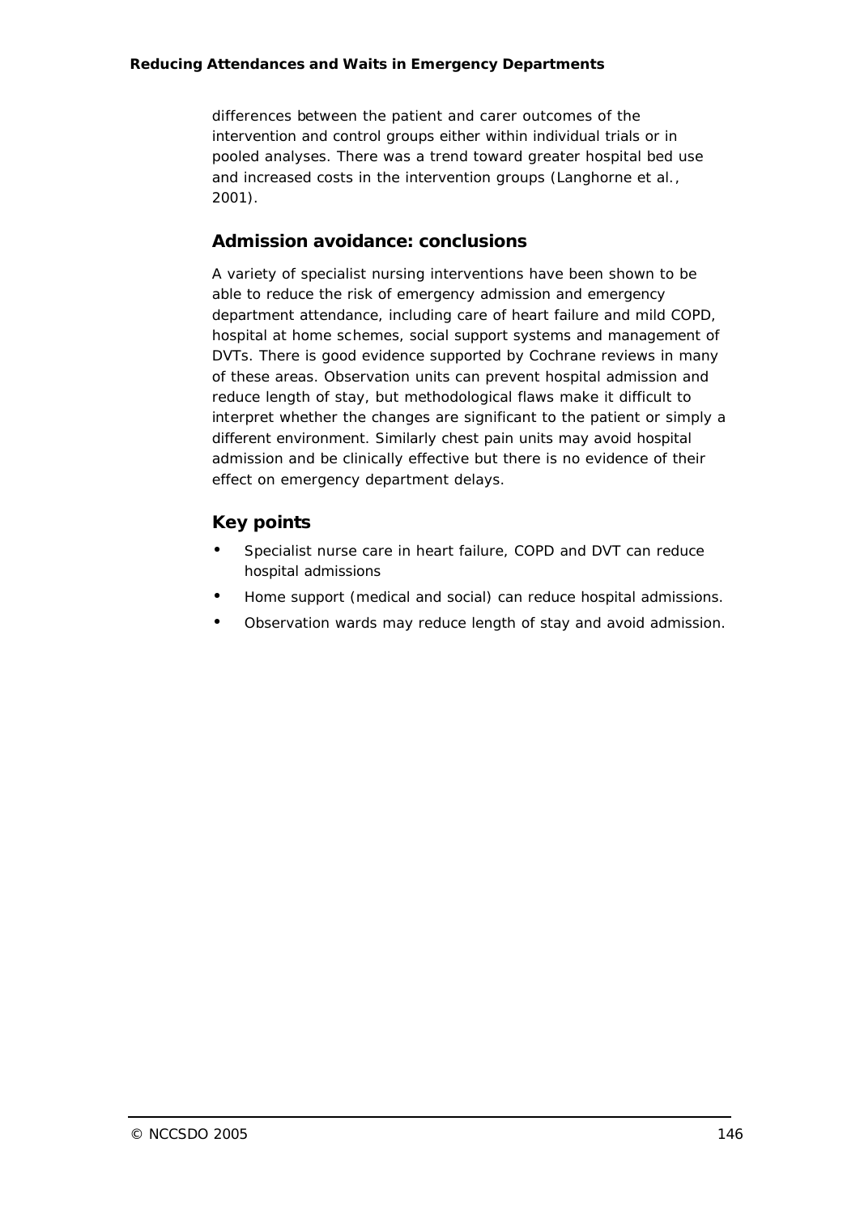differences between the patient and carer outcomes of the intervention and control groups either within individual trials or in pooled analyses. There was a trend toward greater hospital bed use and increased costs in the intervention groups (Langhorne et al., 2001).

## Admission avoidance: conclusions

A variety of specialist nursing interventions have been shown to be able to reduce the risk of emergency admission and emergency department attendance, including care of heart failure and mild COPD, hospital at home schemes, social support systems and management of DVTs. There is good evidence supported by Cochrane reviews in many of these areas. Observation units can prevent hospital admission and reduce length of stay, but methodological flaws make it difficult to interpret whether the changes are significant to the patient or simply a different environment. Similarly chest pain units may avoid hospital admission and be clinically effective but there is no evidence of their effect on emergency department delays.

## Key points

- Specialist nurse care in heart failure, COPD and DVT can reduce hospital admissions
- Home support (medical and social) can reduce hospital admissions.
- Observation wards may reduce length of stay and avoid admission.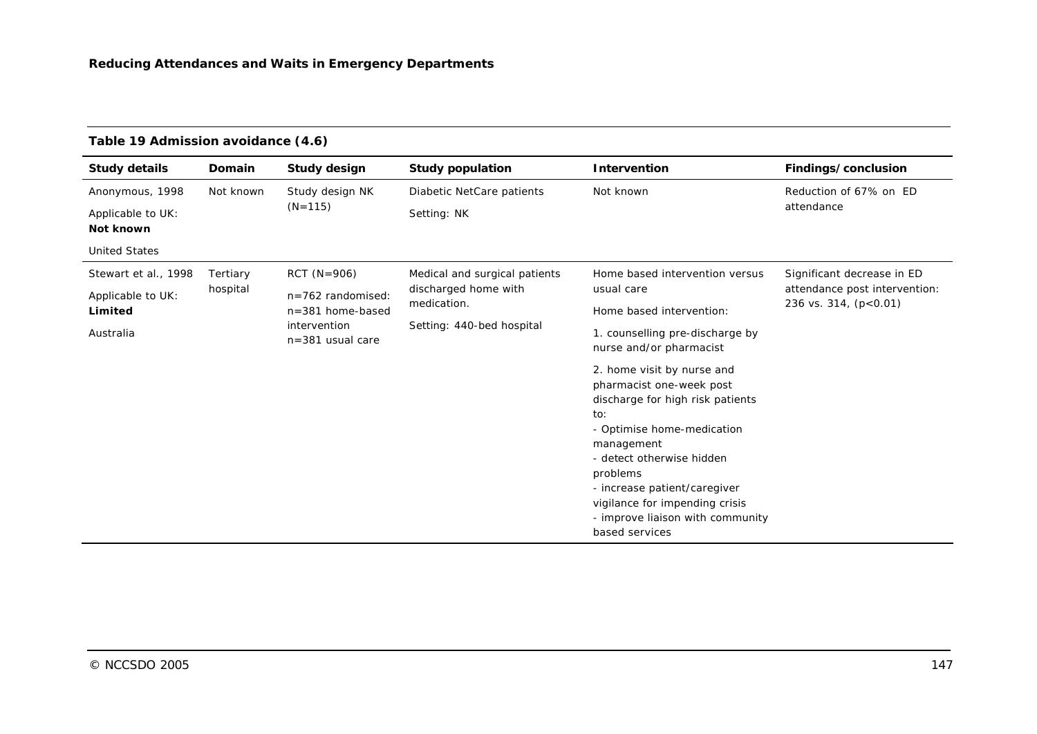**Table 19 Admission avoidance (4.6)**

| Study details | Domain | Study design | Study population | Intervention | Findings/conclusion |
|---|---|---|---|---|---|
| Anonymous, 1998<br>Applicable to UK: **Not known**<br>United States | Not known | Study design NK (N=115) | Diabetic NetCare patients<br>Setting: NK | Not known | Reduction of 67% on ED attendance |
| Stewart et al., 1998<br>Applicable to UK: **Limited**<br>Australia | Tertiary hospital | RCT (N=906)<br>n=762 randomised: n=381 home-based intervention n=381 usual care | Medical and surgical patients discharged home with medication.<br>Setting: 440-bed hospital | Home based intervention versus usual care<br>Home based intervention:<br>1. counselling pre-discharge by nurse and/or pharmacist<br>2. home visit by nurse and pharmacist one-week post discharge for high risk patients to:<br>- Optimise home-medication management<br>- detect otherwise hidden problems<br>- increase patient/caregiver vigilance for impending crisis<br>- improve liaison with community based services | Significant decrease in ED attendance post intervention: 236 vs. 314, (p<0.01) |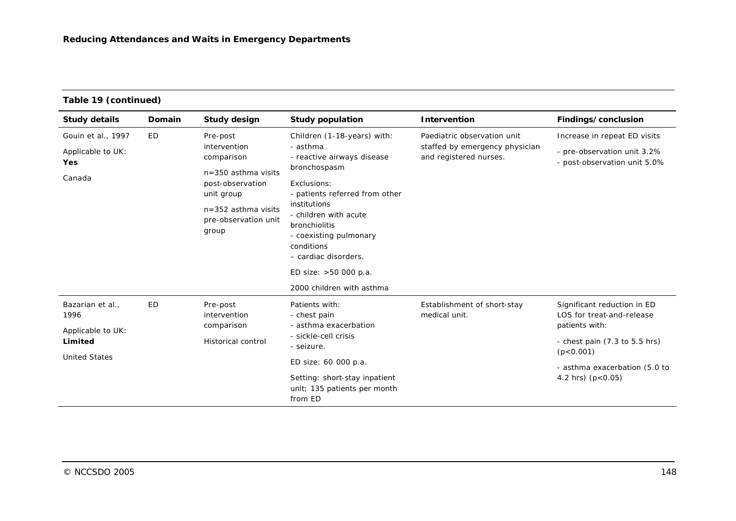**Table 19 (continued)**

| Study details | Domain | Study design | Study population | Intervention | Findings/conclusion |
|---|---|---|---|---|---|
| Gouin et al., 1997<br><br>Applicable to UK: **Yes**<br><br>Canada | ED | Pre-post intervention comparison<br><br>n=350 asthma visits post-observation unit group<br><br>n=352 asthma visits pre-observation unit group | Children (1-18-years) with:<br>- asthma<br>- reactive airways disease bronchospasm<br><br>Exclusions:<br>- patients referred from other institutions<br>- children with acute bronchiolitis<br>- coexisting pulmonary conditions<br>– cardiac disorders.<br><br>ED size: >50 000 p.a.<br><br>2000 children with asthma | Paediatric observation unit staffed by emergency physician and registered nurses. | Increase in repeat ED visits<br><br>- pre-observation unit 3.2%<br>- post-observation unit 5.0% |
| Bazarian et al., 1996<br><br>Applicable to UK: **Limited**<br><br>United States | ED | Pre-post intervention comparison<br><br>Historical control | Patients with:<br>- chest pain<br>- asthma exacerbation<br>- sickle-cell crisis<br>- seizure.<br><br>ED size: 60 000 p.a.<br><br>Setting: short-stay inpatient unit; 135 patients per month from ED | Establishment of short-stay medical unit. | Significant reduction in ED LOS for treat-and-release patients with:<br><br>- chest pain (7.3 to 5.5 hrs) ($p<0.001$)<br><br>- asthma exacerbation (5.0 to 4.2 hrs) ($p<0.05$) |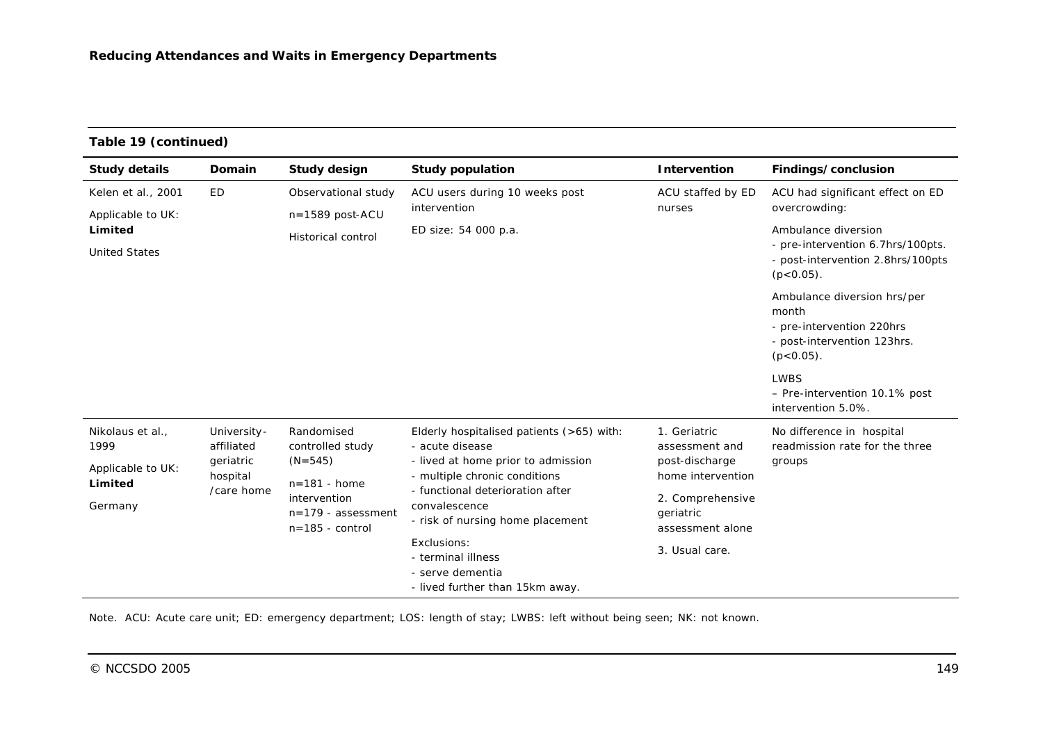**Table 19 (continued)**

| Study details | Domain | Study design | Study population | Intervention | Findings/conclusion |
|---|---|---|---|---|---|
| Kelen et al., 2001<br>Applicable to UK: **Limited**<br>United States | ED | Observational study<br>n=1589 post-ACU<br>Historical control | ACU users during 10 weeks post intervention<br>ED size: 54 000 p.a. | ACU staffed by ED nurses | ACU had significant effect on ED overcrowding:<br>Ambulance diversion<br>- pre-intervention 6.7hrs/100pts.<br>- post-intervention 2.8hrs/100pts ($p<0.05$).<br>Ambulance diversion hrs/per month<br>- pre-intervention 220hrs<br>- post-intervention 123hrs. ($p<0.05$).<br>LWBS<br>– Pre-intervention 10.1% post intervention 5.0%. |
| Nikolaus et al., 1999<br>Applicable to UK: **Limited**<br>Germany | University-affiliated geriatric hospital /care home | Randomised controlled study (N=545)<br>n=181 - home intervention<br>n=179 - assessment<br>n=185 - control | Elderly hospitalised patients (>65) with:<br>- acute disease<br>- lived at home prior to admission<br>- multiple chronic conditions<br>- functional deterioration after convalescence<br>- risk of nursing home placement<br>Exclusions:<br>- terminal illness<br>- serve dementia<br>- lived further than 15km away. | 1. Geriatric assessment and post-discharge home intervention<br>2. Comprehensive geriatric assessment alone<br>3. Usual care. | No difference in hospital readmission rate for the three groups |

Note. ACU: Acute care unit; ED: emergency department; LOS: length of stay; LWBS: left without being seen; NK: not known.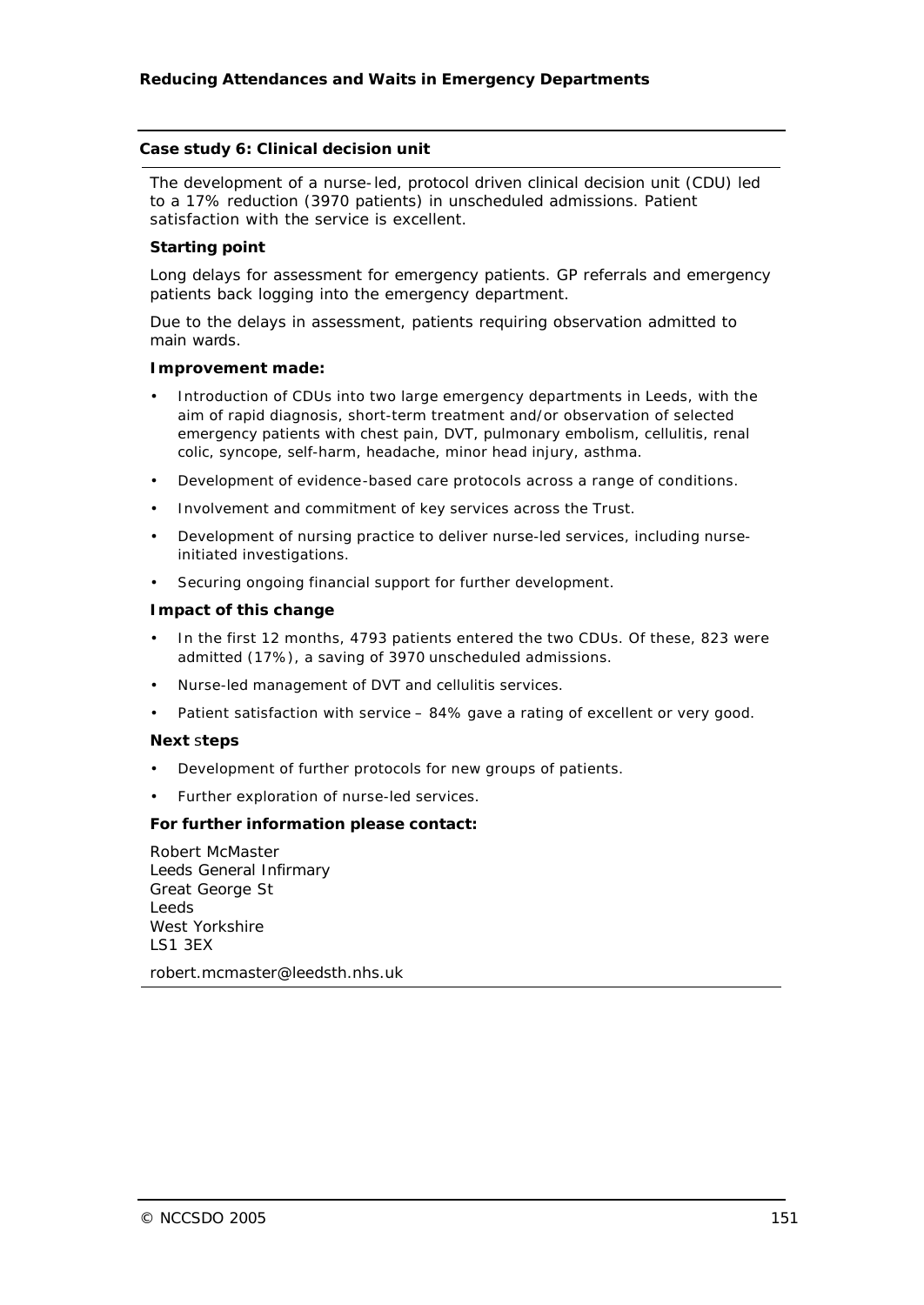### Case study 6: Clinical decision unit

The development of a nurse-led, protocol driven clinical decision unit (CDU) led to a 17% reduction (3970 patients) in unscheduled admissions. Patient satisfaction with the service is excellent.

**Starting point**

Long delays for assessment for emergency patients. GP referrals and emergency patients back logging into the emergency department.

Due to the delays in assessment, patients requiring observation admitted to main wards.

**Improvement made:**

- Introduction of CDUs into two large emergency departments in Leeds, with the aim of rapid diagnosis, short-term treatment and/or observation of selected emergency patients with chest pain, DVT, pulmonary embolism, cellulitis, renal colic, syncope, self-harm, headache, minor head injury, asthma.
- Development of evidence-based care protocols across a range of conditions.
- Involvement and commitment of key services across the Trust.
- Development of nursing practice to deliver nurse-led services, including nurse-initiated investigations.
- Securing ongoing financial support for further development.

**Impact of this change**

- In the first 12 months, 4793 patients entered the two CDUs. Of these, 823 were admitted (17%), a saving of 3970 unscheduled admissions.
- Nurse-led management of DVT and cellulitis services.
- Patient satisfaction with service – 84% gave a rating of excellent or very good.

**Next steps**

- Development of further protocols for new groups of patients.
- Further exploration of nurse-led services.

**For further information please contact:**

Robert McMaster
Leeds General Infirmary
Great George St
Leeds
West Yorkshire
LS1 3EX

robert.mcmaster@leedsth.nhs.uk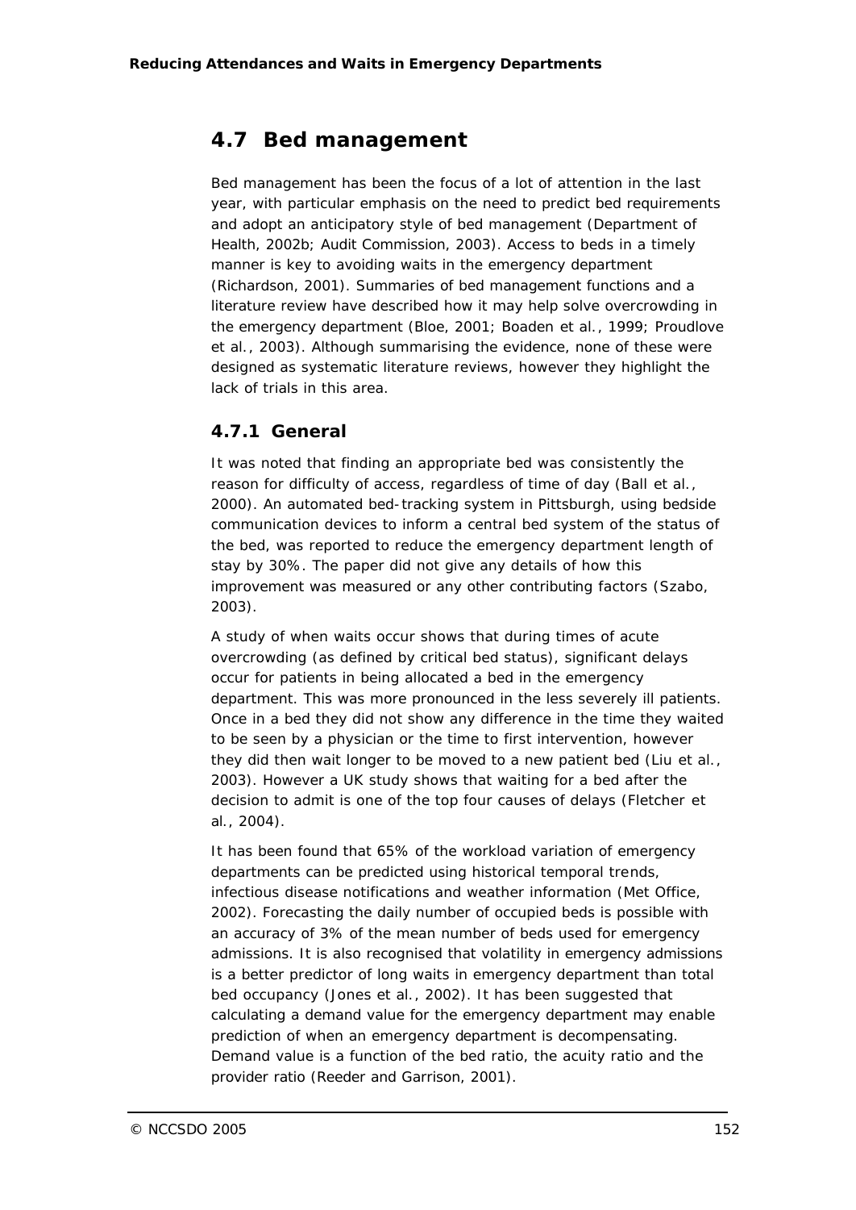## 4.7 Bed management

Bed management has been the focus of a lot of attention in the last year, with particular emphasis on the need to predict bed requirements and adopt an anticipatory style of bed management (Department of Health, 2002b; Audit Commission, 2003). Access to beds in a timely manner is key to avoiding waits in the emergency department (Richardson, 2001). Summaries of bed management functions and a literature review have described how it may help solve overcrowding in the emergency department (Bloe, 2001; Boaden et al., 1999; Proudlove et al., 2003). Although summarising the evidence, none of these were designed as systematic literature reviews, however they highlight the lack of trials in this area.

### 4.7.1 General

It was noted that finding an appropriate bed was consistently the reason for difficulty of access, regardless of time of day (Ball et al., 2000). An automated bed-tracking system in Pittsburgh, using bedside communication devices to inform a central bed system of the status of the bed, was reported to reduce the emergency department length of stay by 30%. The paper did not give any details of how this improvement was measured or any other contributing factors (Szabo, 2003).

A study of when waits occur shows that during times of acute overcrowding (as defined by critical bed status), significant delays occur for patients in being allocated a bed in the emergency department. This was more pronounced in the less severely ill patients. Once in a bed they did not show any difference in the time they waited to be seen by a physician or the time to first intervention, however they did then wait longer to be moved to a new patient bed (Liu et al., 2003). However a UK study shows that waiting for a bed after the decision to admit is one of the top four causes of delays (Fletcher et al., 2004).

It has been found that 65% of the workload variation of emergency departments can be predicted using historical temporal trends, infectious disease notifications and weather information (Met Office, 2002). Forecasting the daily number of occupied beds is possible with an accuracy of 3% of the mean number of beds used for emergency admissions. It is also recognised that volatility in emergency admissions is a better predictor of long waits in emergency department than total bed occupancy (Jones et al., 2002). It has been suggested that calculating a demand value for the emergency department may enable prediction of when an emergency department is decompensating. Demand value is a function of the bed ratio, the acuity ratio and the provider ratio (Reeder and Garrison, 2001).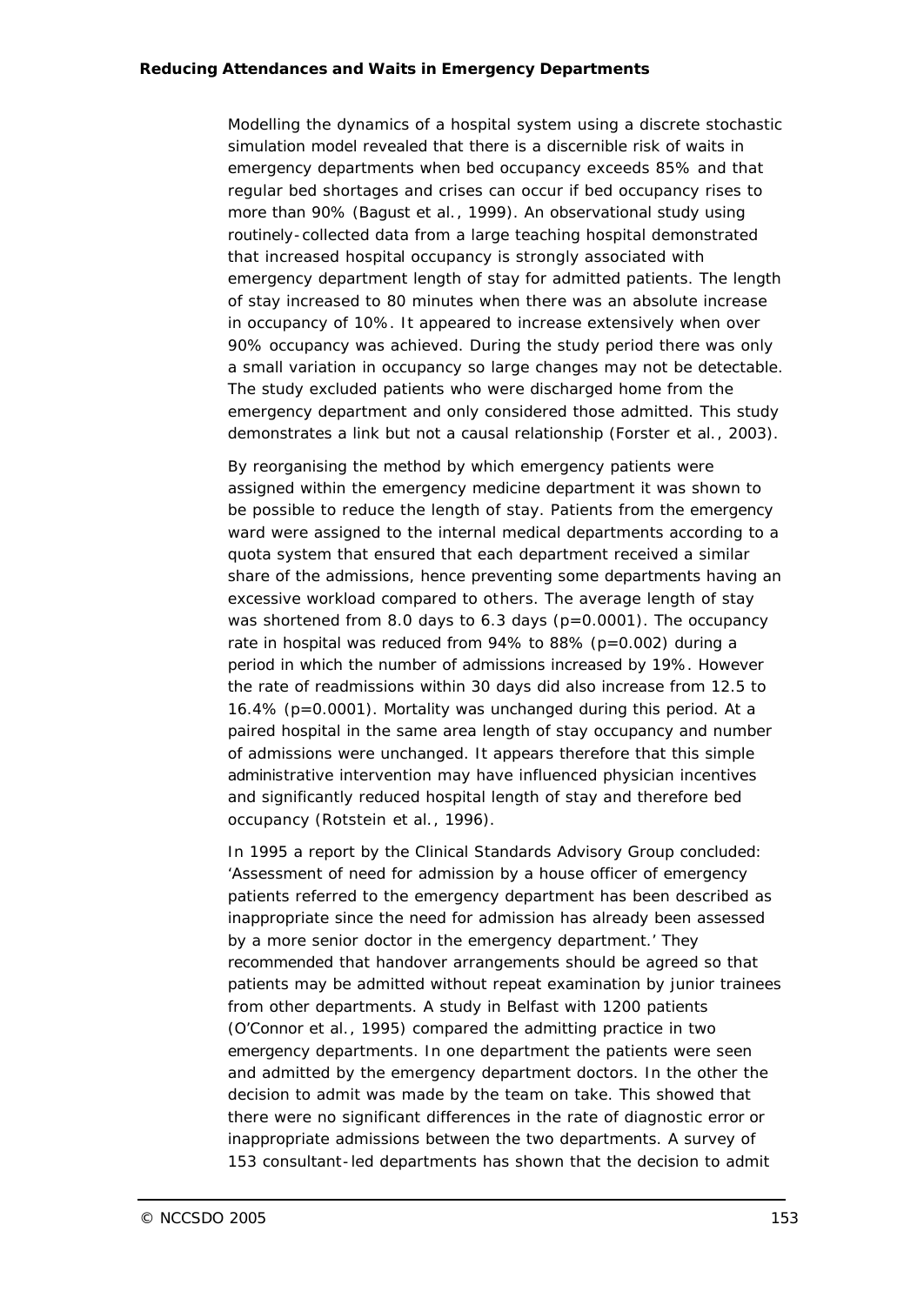Modelling the dynamics of a hospital system using a discrete stochastic simulation model revealed that there is a discernible risk of waits in emergency departments when bed occupancy exceeds 85% and that regular bed shortages and crises can occur if bed occupancy rises to more than 90% (Bagust et al., 1999). An observational study using routinely-collected data from a large teaching hospital demonstrated that increased hospital occupancy is strongly associated with emergency department length of stay for admitted patients. The length of stay increased to 80 minutes when there was an absolute increase in occupancy of 10%. It appeared to increase extensively when over 90% occupancy was achieved. During the study period there was only a small variation in occupancy so large changes may not be detectable. The study excluded patients who were discharged home from the emergency department and only considered those admitted. This study demonstrates a link but not a causal relationship (Forster et al., 2003).

By reorganising the method by which emergency patients were assigned within the emergency medicine department it was shown to be possible to reduce the length of stay. Patients from the emergency ward were assigned to the internal medical departments according to a quota system that ensured that each department received a similar share of the admissions, hence preventing some departments having an excessive workload compared to others. The average length of stay was shortened from 8.0 days to 6.3 days ($p=0.0001$). The occupancy rate in hospital was reduced from 94% to 88% ($p=0.002$) during a period in which the number of admissions increased by 19%. However the rate of readmissions within 30 days did also increase from 12.5 to 16.4% ($p=0.0001$). Mortality was unchanged during this period. At a paired hospital in the same area length of stay occupancy and number of admissions were unchanged. It appears therefore that this simple administrative intervention may have influenced physician incentives and significantly reduced hospital length of stay and therefore bed occupancy (Rotstein et al., 1996).

In 1995 a report by the Clinical Standards Advisory Group concluded: 'Assessment of need for admission by a house officer of emergency patients referred to the emergency department has been described as inappropriate since the need for admission has already been assessed by a more senior doctor in the emergency department.' They recommended that handover arrangements should be agreed so that patients may be admitted without repeat examination by junior trainees from other departments. A study in Belfast with 1200 patients (O'Connor et al., 1995) compared the admitting practice in two emergency departments. In one department the patients were seen and admitted by the emergency department doctors. In the other the decision to admit was made by the team on take. This showed that there were no significant differences in the rate of diagnostic error or inappropriate admissions between the two departments. A survey of 153 consultant-led departments has shown that the decision to admit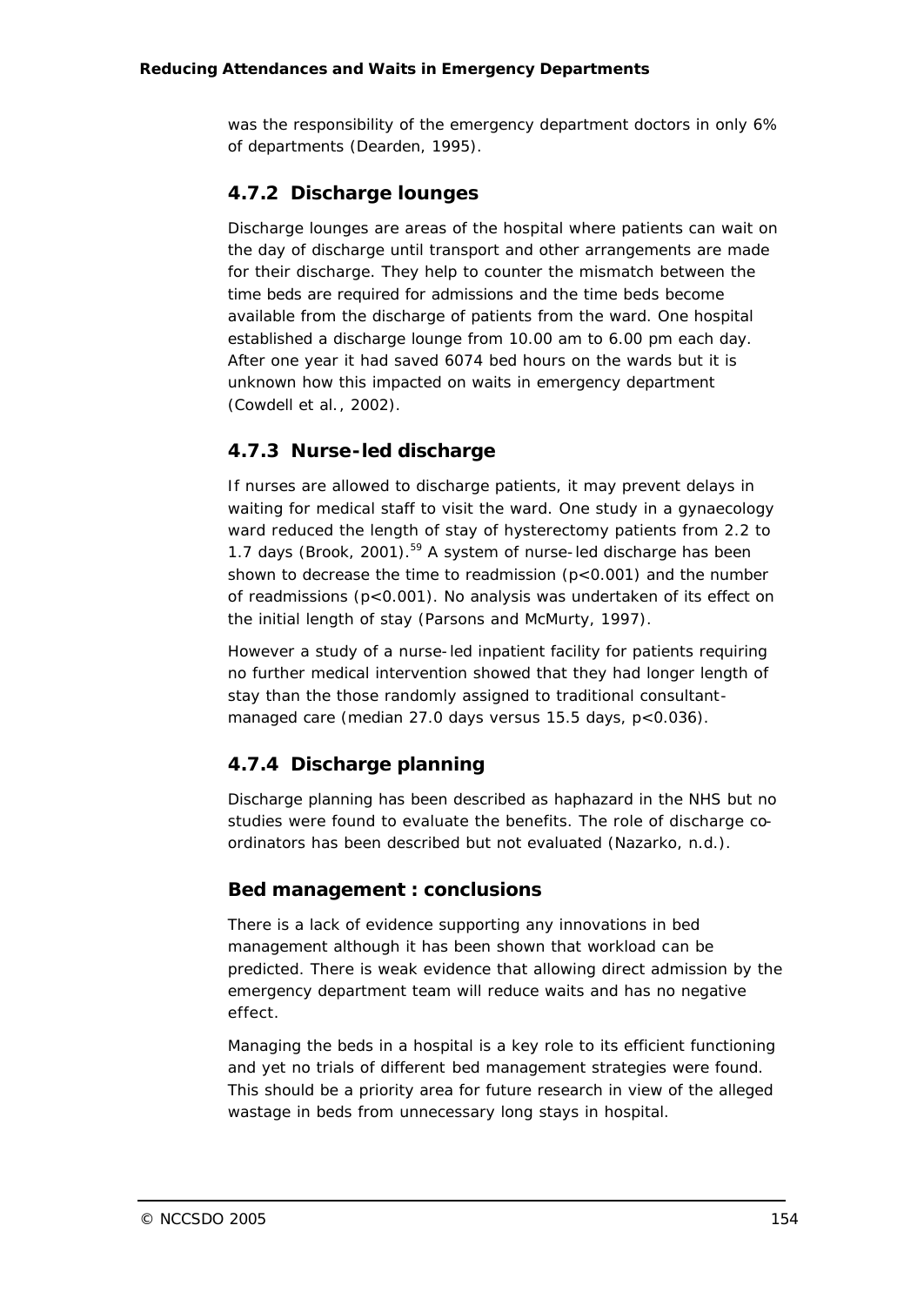was the responsibility of the emergency department doctors in only 6% of departments (Dearden, 1995).

### 4.7.2 Discharge lounges

Discharge lounges are areas of the hospital where patients can wait on the day of discharge until transport and other arrangements are made for their discharge. They help to counter the mismatch between the time beds are required for admissions and the time beds become available from the discharge of patients from the ward. One hospital established a discharge lounge from 10.00 am to 6.00 pm each day. After one year it had saved 6074 bed hours on the wards but it is unknown how this impacted on waits in emergency department (Cowdell *et al.*, 2002).

### 4.7.3 Nurse-led discharge

If nurses are allowed to discharge patients, it may prevent delays in waiting for medical staff to visit the ward. One study in a gynaecology ward reduced the length of stay of hysterectomy patients from 2.2 to 1.7 days (Brook, 2001).[59] A system of nurse-led discharge has been shown to decrease the time to readmission ($p<0.001$) and the number of readmissions ($p<0.001$). No analysis was undertaken of its effect on the initial length of stay (Parsons and McMurty, 1997).

However a study of a nurse-led inpatient facility for patients requiring no further medical intervention showed that they had longer length of stay than the those randomly assigned to traditional consultant-managed care (median 27.0 days versus 15.5 days, $p<0.036$).

### 4.7.4 Discharge planning

Discharge planning has been described as haphazard in the NHS but no studies were found to evaluate the benefits. The role of discharge co-ordinators has been described but not evaluated (Nazarko, n.d.).

### Bed management : conclusions

There is a lack of evidence supporting any innovations in bed management although it has been shown that workload can be predicted. There is weak evidence that allowing direct admission by the emergency department team will reduce waits and has no negative effect.

Managing the beds in a hospital is a key role to its efficient functioning and yet no trials of different bed management strategies were found. This should be a priority area for future research in view of the alleged wastage in beds from unnecessary long stays in hospital.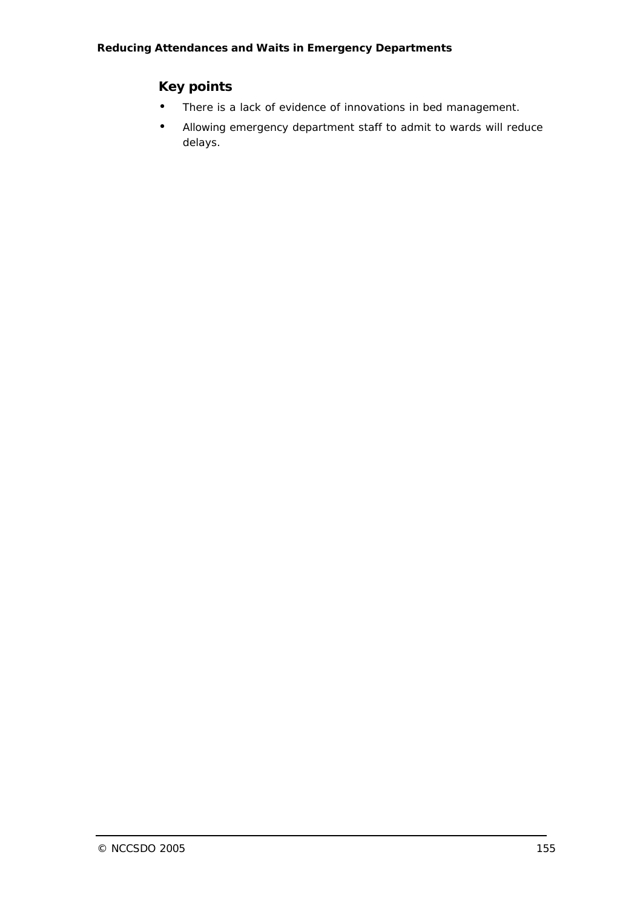## Key points

- There is a lack of evidence of innovations in bed management.
- Allowing emergency department staff to admit to wards will reduce delays.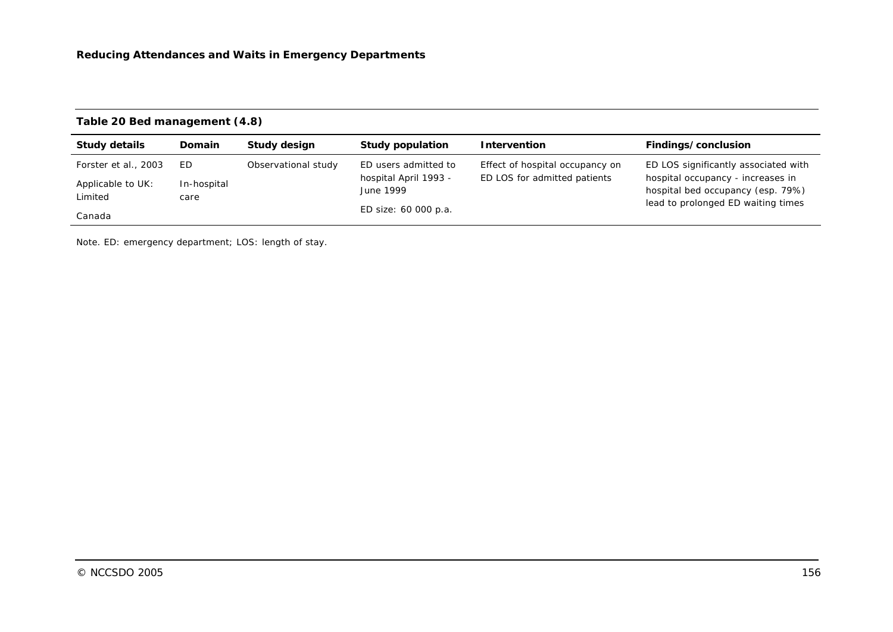**Table 20 Bed management (4.8)**

| Study details | Domain | Study design | Study population | Intervention | Findings/conclusion |
|---|---|---|---|---|---|
| Forster et al., 2003<br><br>Applicable to UK: Limited<br><br>Canada | ED<br><br>In-hospital care | Observational study | ED users admitted to hospital April 1993 - June 1999<br><br>ED size: 60 000 p.a. | Effect of hospital occupancy on ED LOS for admitted patients | ED LOS significantly associated with hospital occupancy - increases in hospital bed occupancy (esp. 79%) lead to prolonged ED waiting times |

Note. ED: emergency department; LOS: length of stay.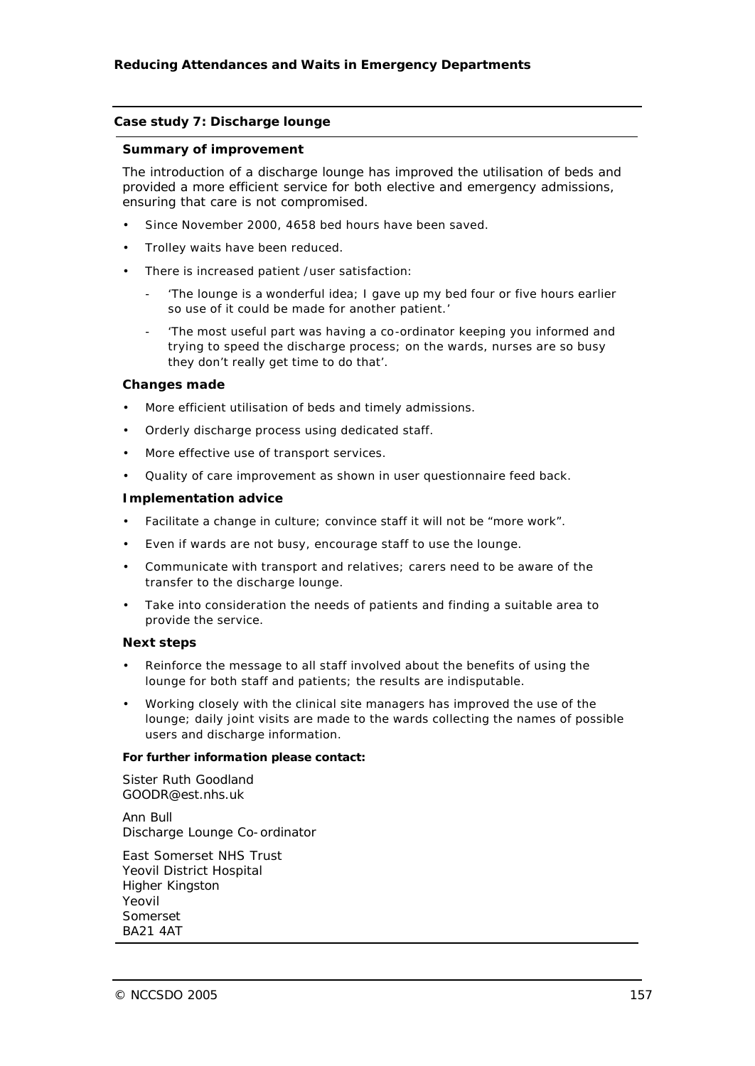## Case study 7: Discharge lounge

### Summary of improvement

The introduction of a discharge lounge has improved the utilisation of beds and provided a more efficient service for both elective and emergency admissions, ensuring that care is not compromised.

- Since November 2000, 4658 bed hours have been saved.
- Trolley waits have been reduced.
- There is increased patient /user satisfaction:
  - 'The lounge is a wonderful idea; I gave up my bed four or five hours earlier so use of it could be made for another patient.'
  - 'The most useful part was having a co-ordinator keeping you informed and trying to speed the discharge process; on the wards, nurses are so busy they don't really get time to do that'.

### Changes made

- More efficient utilisation of beds and timely admissions.
- Orderly discharge process using dedicated staff.
- More effective use of transport services.
- Quality of care improvement as shown in user questionnaire feed back.

### Implementation advice

- Facilitate a change in culture; convince staff it will not be "more work".
- Even if wards are not busy, encourage staff to use the lounge.
- Communicate with transport and relatives; carers need to be aware of the transfer to the discharge lounge.
- Take into consideration the needs of patients and finding a suitable area to provide the service.

### Next steps

- Reinforce the message to all staff involved about the benefits of using the lounge for both staff and patients; the results are indisputable.
- Working closely with the clinical site managers has improved the use of the lounge; daily joint visits are made to the wards collecting the names of possible users and discharge information.

**For further information please contact:**

Sister Ruth Goodland
GOODR@est.nhs.uk

Ann Bull
Discharge Lounge Co-ordinator

East Somerset NHS Trust
Yeovil District Hospital
Higher Kingston
Yeovil
Somerset
BA21 4AT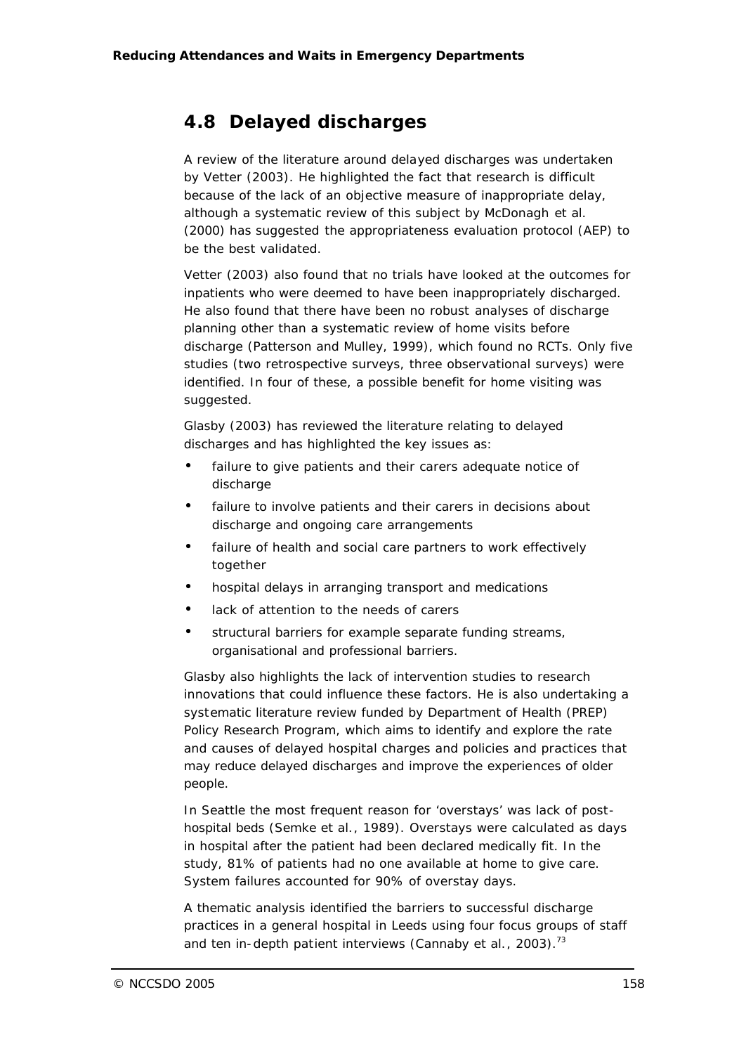## 4.8 Delayed discharges

A review of the literature around delayed discharges was undertaken by Vetter (2003). He highlighted the fact that research is difficult because of the lack of an objective measure of inappropriate delay, although a systematic review of this subject by McDonagh et al. (2000) has suggested the appropriateness evaluation protocol (AEP) to be the best validated.

Vetter (2003) also found that no trials have looked at the outcomes for inpatients who were deemed to have been inappropriately discharged. He also found that there have been no robust analyses of discharge planning other than a systematic review of home visits before discharge (Patterson and Mulley, 1999), which found no RCTs. Only five studies (two retrospective surveys, three observational surveys) were identified. In four of these, a possible benefit for home visiting was suggested.

Glasby (2003) has reviewed the literature relating to delayed discharges and has highlighted the key issues as:

- failure to give patients and their carers adequate notice of discharge
- failure to involve patients and their carers in decisions about discharge and ongoing care arrangements
- failure of health and social care partners to work effectively together
- hospital delays in arranging transport and medications
- lack of attention to the needs of carers
- structural barriers for example separate funding streams, organisational and professional barriers.

Glasby also highlights the lack of intervention studies to research innovations that could influence these factors. He is also undertaking a systematic literature review funded by Department of Health (PREP) Policy Research Program, which aims to identify and explore the rate and causes of delayed hospital charges and policies and practices that may reduce delayed discharges and improve the experiences of older people.

In Seattle the most frequent reason for 'overstays' was lack of post-hospital beds (Semke et al., 1989). Overstays were calculated as days in hospital after the patient had been declared medically fit. In the study, 81% of patients had no one available at home to give care. System failures accounted for 90% of overstay days.

A thematic analysis identified the barriers to successful discharge practices in a general hospital in Leeds using four focus groups of staff and ten in-depth patient interviews (Cannaby et al., 2003).[73]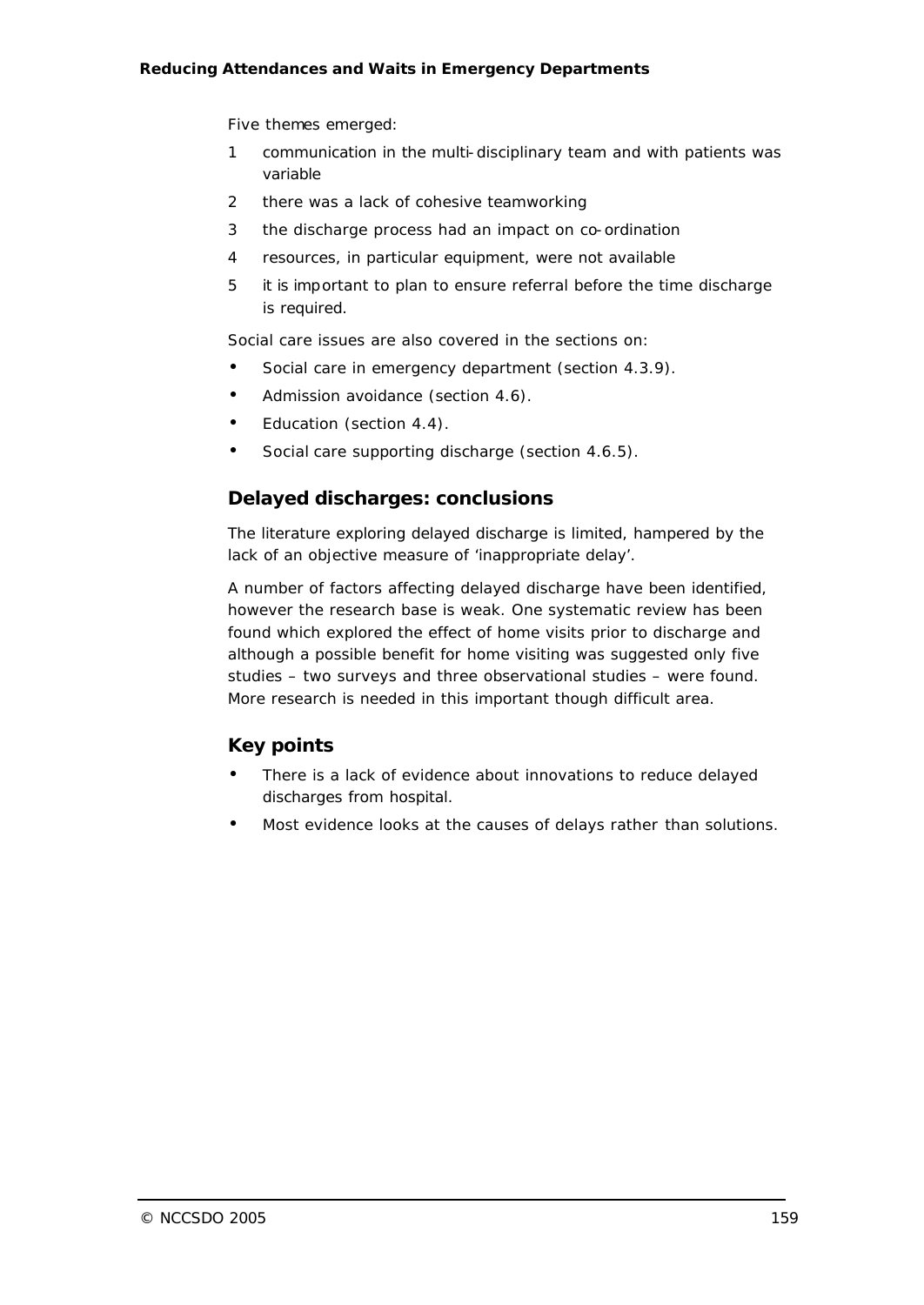Five themes emerged:

1. communication in the multi-disciplinary team and with patients was variable
2. there was a lack of cohesive teamworking
3. the discharge process had an impact on co-ordination
4. resources, in particular equipment, were not available
5. it is important to plan to ensure referral before the time discharge is required.

Social care issues are also covered in the sections on:

- Social care in emergency department (section 4.3.9).
- Admission avoidance (section 4.6).
- Education (section 4.4).
- Social care supporting discharge (section 4.6.5).

## Delayed discharges: conclusions

The literature exploring delayed discharge is limited, hampered by the lack of an objective measure of 'inappropriate delay'.

A number of factors affecting delayed discharge have been identified, however the research base is weak. One systematic review has been found which explored the effect of home visits prior to discharge and although a possible benefit for home visiting was suggested only five studies – two surveys and three observational studies – were found. More research is needed in this important though difficult area.

## Key points

- There is a lack of evidence about innovations to reduce delayed discharges from hospital.
- Most evidence looks at the causes of delays rather than solutions.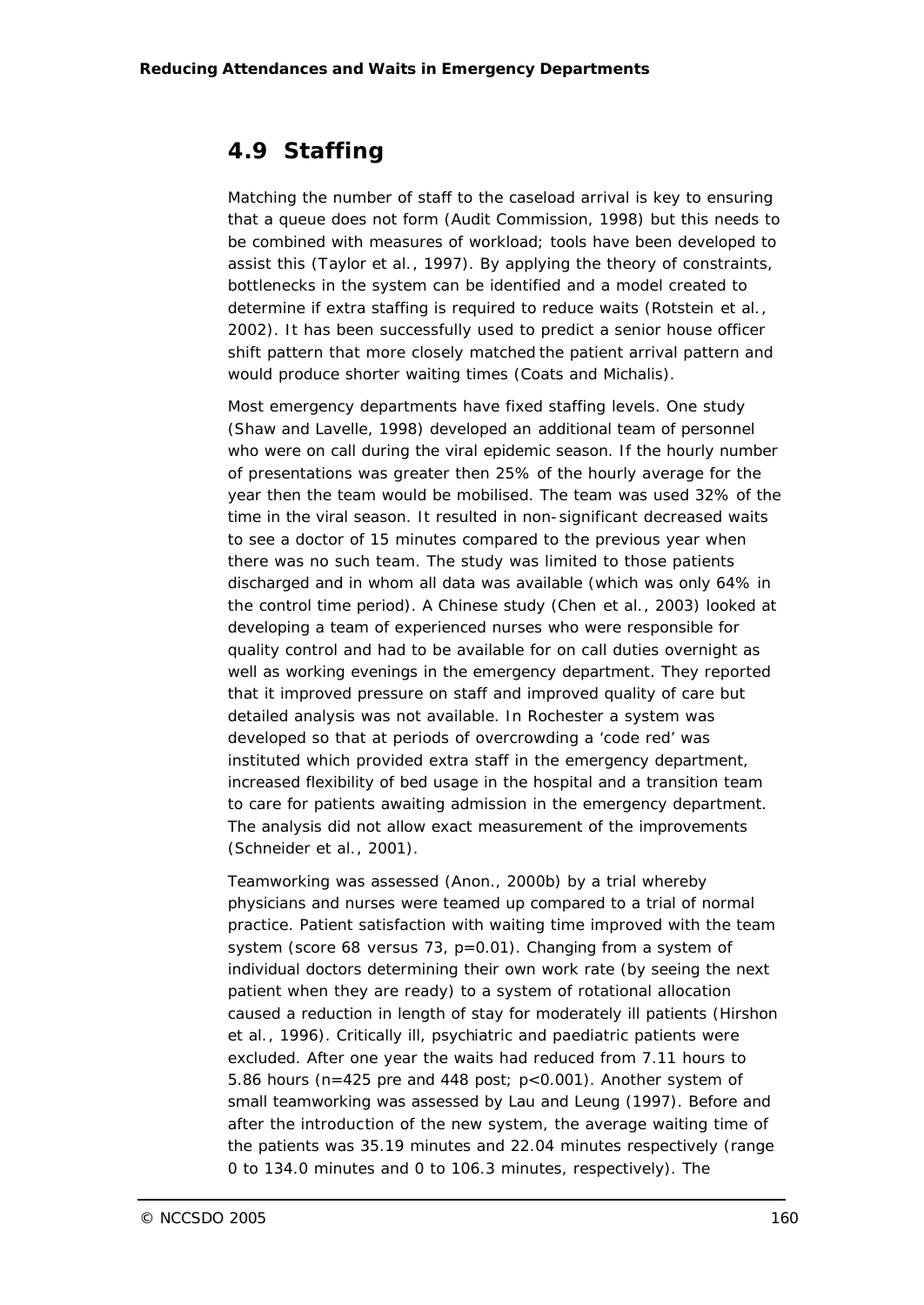## 4.9 Staffing

Matching the number of staff to the caseload arrival is key to ensuring that a queue does not form (Audit Commission, 1998) but this needs to be combined with measures of workload; tools have been developed to assist this (Taylor et al., 1997). By applying the theory of constraints, bottlenecks in the system can be identified and a model created to determine if extra staffing is required to reduce waits (Rotstein et al., 2002). It has been successfully used to predict a senior house officer shift pattern that more closely matched the patient arrival pattern and would produce shorter waiting times (Coats and Michalis).

Most emergency departments have fixed staffing levels. One study (Shaw and Lavelle, 1998) developed an additional team of personnel who were on call during the viral epidemic season. If the hourly number of presentations was greater then 25% of the hourly average for the year then the team would be mobilised. The team was used 32% of the time in the viral season. It resulted in non-significant decreased waits to see a doctor of 15 minutes compared to the previous year when there was no such team. The study was limited to those patients discharged and in whom all data was available (which was only 64% in the control time period). A Chinese study (Chen et al., 2003) looked at developing a team of experienced nurses who were responsible for quality control and had to be available for on call duties overnight as well as working evenings in the emergency department. They reported that it improved pressure on staff and improved quality of care but detailed analysis was not available. In Rochester a system was developed so that at periods of overcrowding a 'code red' was instituted which provided extra staff in the emergency department, increased flexibility of bed usage in the hospital and a transition team to care for patients awaiting admission in the emergency department. The analysis did not allow exact measurement of the improvements (Schneider et al., 2001).

Teamworking was assessed (Anon., 2000b) by a trial whereby physicians and nurses were teamed up compared to a trial of normal practice. Patient satisfaction with waiting time improved with the team system (score 68 versus 73, $p=0.01$). Changing from a system of individual doctors determining their own work rate (by seeing the next patient when they are ready) to a system of rotational allocation caused a reduction in length of stay for moderately ill patients (Hirshon et al., 1996). Critically ill, psychiatric and paediatric patients were excluded. After one year the waits had reduced from 7.11 hours to 5.86 hours ($n=425$ pre and 448 post; $p<0.001$). Another system of small teamworking was assessed by Lau and Leung (1997). Before and after the introduction of the new system, the average waiting time of the patients was 35.19 minutes and 22.04 minutes respectively (range 0 to 134.0 minutes and 0 to 106.3 minutes, respectively). The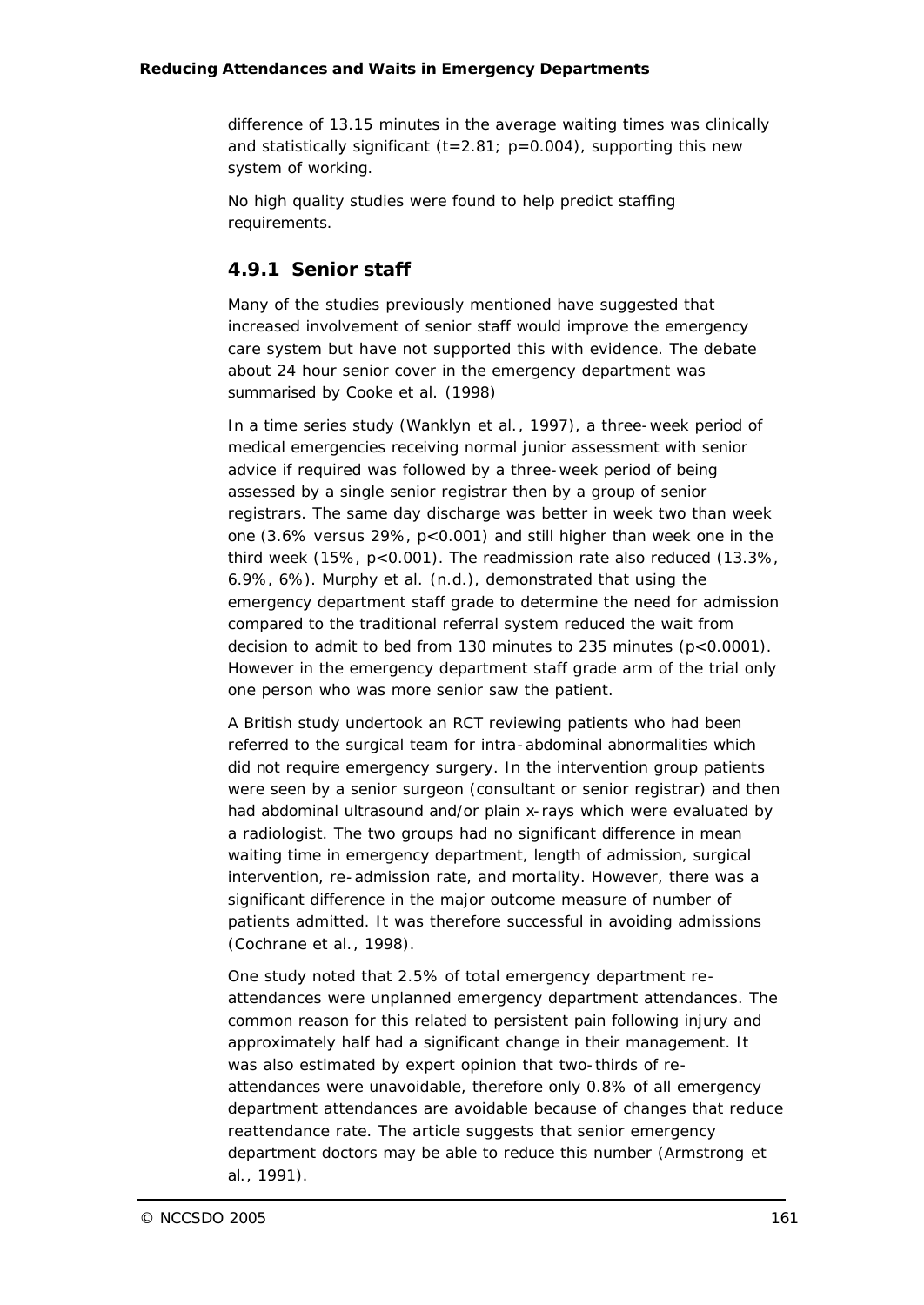difference of 13.15 minutes in the average waiting times was clinically and statistically significant ($t=2.81$; $p=0.004$), supporting this new system of working.

No high quality studies were found to help predict staffing requirements.

### 4.9.1 Senior staff

Many of the studies previously mentioned have suggested that increased involvement of senior staff would improve the emergency care system but have not supported this with evidence. The debate about 24 hour senior cover in the emergency department was summarised by Cooke et al. (1998)

In a time series study (Wanklyn et al., 1997), a three-week period of medical emergencies receiving normal junior assessment with senior advice if required was followed by a three-week period of being assessed by a single senior registrar then by a group of senior registrars. The same day discharge was better in week two than week one (3.6% versus 29%, $p<0.001$) and still higher than week one in the third week (15%, $p<0.001$). The readmission rate also reduced (13.3%, 6.9%, 6%). Murphy et al. (n.d.), demonstrated that using the emergency department staff grade to determine the need for admission compared to the traditional referral system reduced the wait from decision to admit to bed from 130 minutes to 235 minutes ($p<0.0001$). However in the emergency department staff grade arm of the trial only one person who was more senior saw the patient.

A British study undertook an RCT reviewing patients who had been referred to the surgical team for intra-abdominal abnormalities which did not require emergency surgery. In the intervention group patients were seen by a senior surgeon (consultant or senior registrar) and then had abdominal ultrasound and/or plain x-rays which were evaluated by a radiologist. The two groups had no significant difference in mean waiting time in emergency department, length of admission, surgical intervention, re-admission rate, and mortality. However, there was a significant difference in the major outcome measure of number of patients admitted. It was therefore successful in avoiding admissions (Cochrane et al., 1998).

One study noted that 2.5% of total emergency department re-attendances were unplanned emergency department attendances. The common reason for this related to persistent pain following injury and approximately half had a significant change in their management. It was also estimated by expert opinion that two-thirds of re-attendances were unavoidable, therefore only 0.8% of all emergency department attendances are avoidable because of changes that reduce reattendance rate. The article suggests that senior emergency department doctors may be able to reduce this number (Armstrong et al., 1991).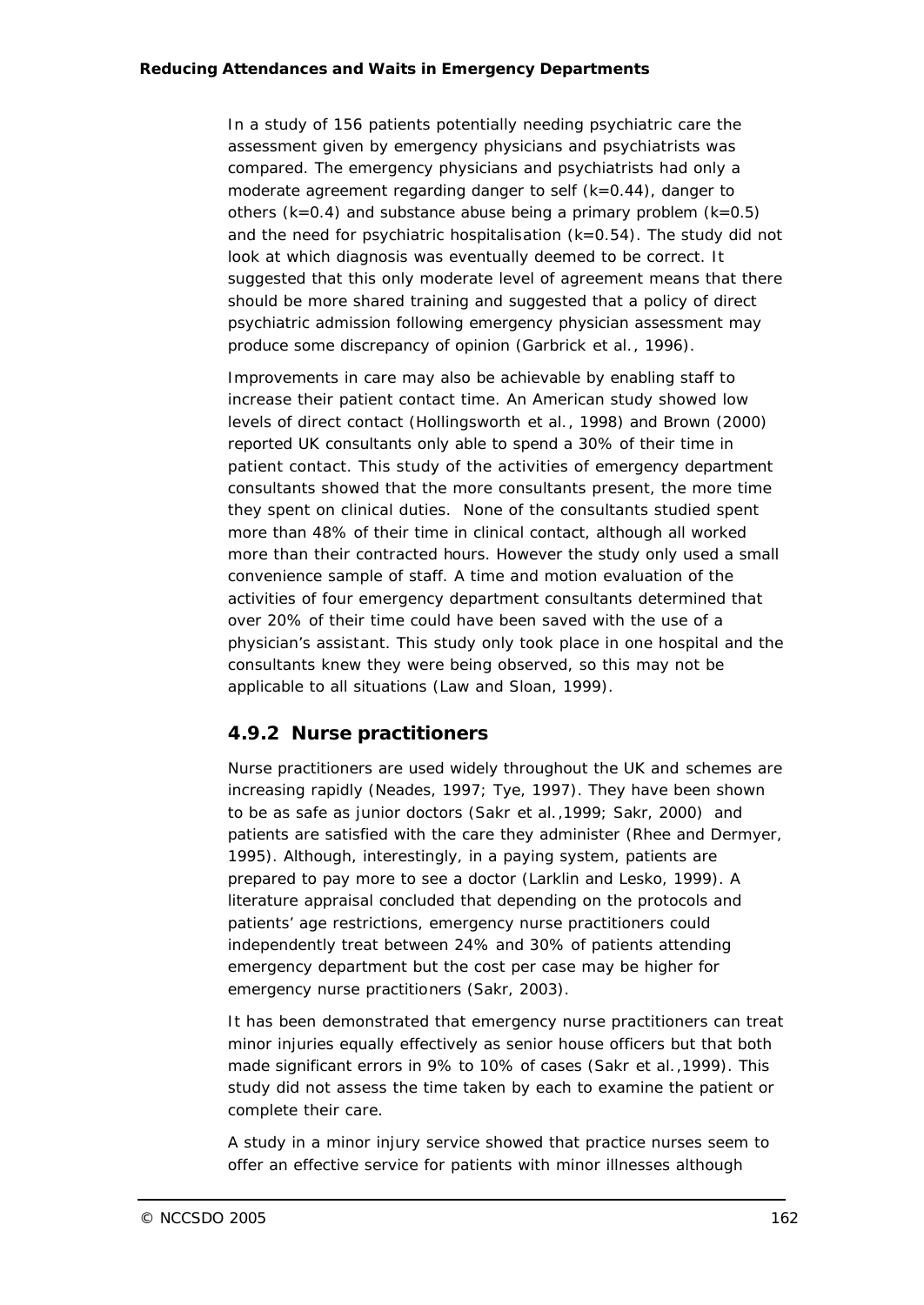In a study of 156 patients potentially needing psychiatric care the assessment given by emergency physicians and psychiatrists was compared. The emergency physicians and psychiatrists had only a moderate agreement regarding danger to self (k=0.44), danger to others (k=0.4) and substance abuse being a primary problem (k=0.5) and the need for psychiatric hospitalisation (k=0.54). The study did not look at which diagnosis was eventually deemed to be correct. It suggested that this only moderate level of agreement means that there should be more shared training and suggested that a policy of direct psychiatric admission following emergency physician assessment may produce some discrepancy of opinion (Garbrick et al., 1996).

Improvements in care may also be achievable by enabling staff to increase their patient contact time. An American study showed low levels of direct contact (Hollingsworth et al., 1998) and Brown (2000) reported UK consultants only able to spend a 30% of their time in patient contact. This study of the activities of emergency department consultants showed that the more consultants present, the more time they spent on clinical duties. None of the consultants studied spent more than 48% of their time in clinical contact, although all worked more than their contracted hours. However the study only used a small convenience sample of staff. A time and motion evaluation of the activities of four emergency department consultants determined that over 20% of their time could have been saved with the use of a physician's assistant. This study only took place in one hospital and the consultants knew they were being observed, so this may not be applicable to all situations (Law and Sloan, 1999).

### 4.9.2 Nurse practitioners

Nurse practitioners are used widely throughout the UK and schemes are increasing rapidly (Neades, 1997; Tye, 1997). They have been shown to be as safe as junior doctors (Sakr et al.,1999; Sakr, 2000) and patients are satisfied with the care they administer (Rhee and Dermyer, 1995). Although, interestingly, in a paying system, patients are prepared to pay more to see a doctor (Larklin and Lesko, 1999). A literature appraisal concluded that depending on the protocols and patients' age restrictions, emergency nurse practitioners could independently treat between 24% and 30% of patients attending emergency department but the cost per case may be higher for emergency nurse practitioners (Sakr, 2003).

It has been demonstrated that emergency nurse practitioners can treat minor injuries equally effectively as senior house officers but that both made significant errors in 9% to 10% of cases (Sakr et al.,1999). This study did not assess the time taken by each to examine the patient or complete their care.

A study in a minor injury service showed that practice nurses seem to offer an effective service for patients with minor illnesses although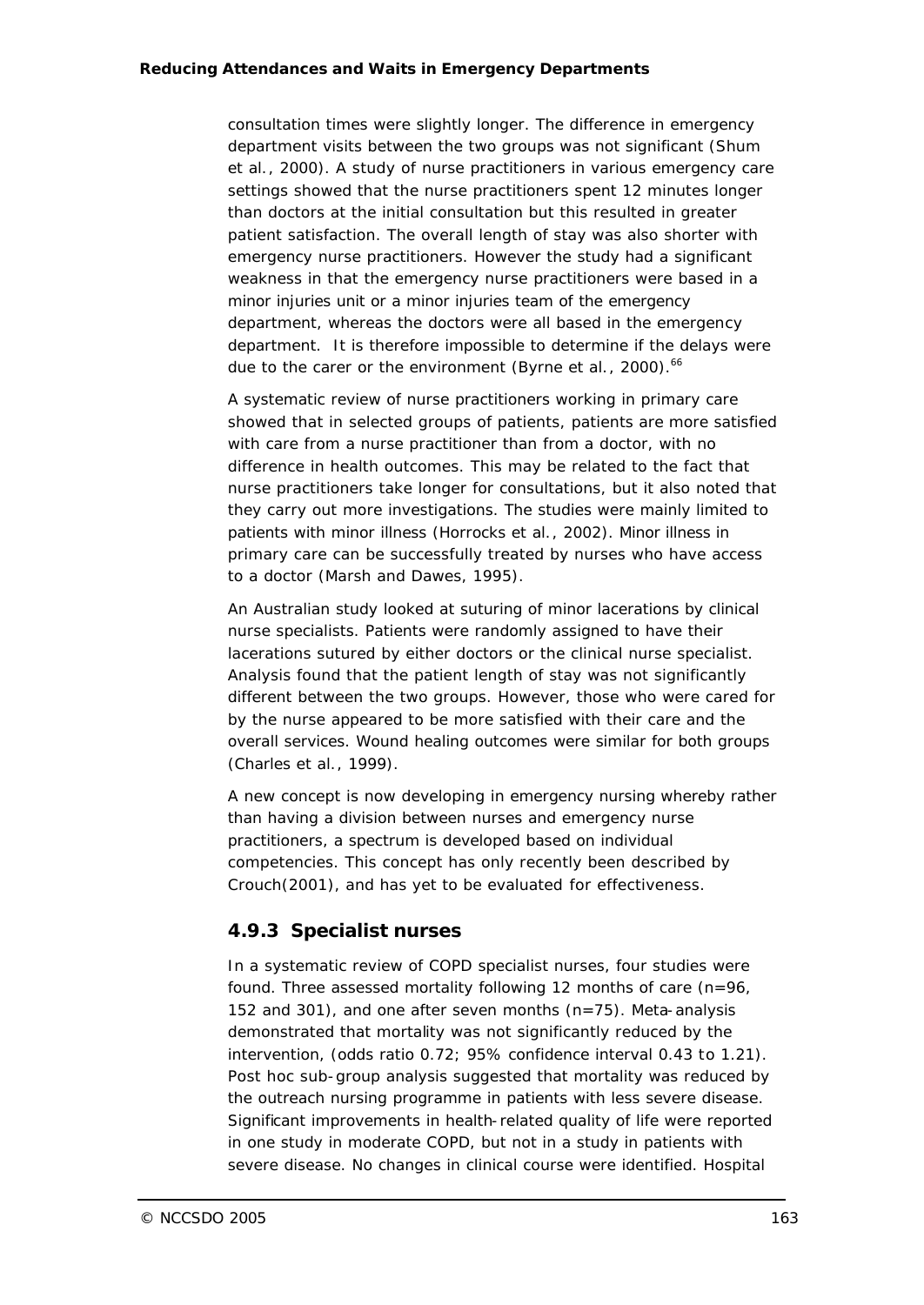consultation times were slightly longer. The difference in emergency department visits between the two groups was not significant (Shum et al., 2000). A study of nurse practitioners in various emergency care settings showed that the nurse practitioners spent 12 minutes longer than doctors at the initial consultation but this resulted in greater patient satisfaction. The overall length of stay was also shorter with emergency nurse practitioners. However the study had a significant weakness in that the emergency nurse practitioners were based in a minor injuries unit or a minor injuries team of the emergency department, whereas the doctors were all based in the emergency department. It is therefore impossible to determine if the delays were due to the carer or the environment (Byrne et al., 2000).[66]

A systematic review of nurse practitioners working in primary care showed that in selected groups of patients, patients are more satisfied with care from a nurse practitioner than from a doctor, with no difference in health outcomes. This may be related to the fact that nurse practitioners take longer for consultations, but it also noted that they carry out more investigations. The studies were mainly limited to patients with minor illness (Horrocks et al., 2002). Minor illness in primary care can be successfully treated by nurses who have access to a doctor (Marsh and Dawes, 1995).

An Australian study looked at suturing of minor lacerations by clinical nurse specialists. Patients were randomly assigned to have their lacerations sutured by either doctors or the clinical nurse specialist. Analysis found that the patient length of stay was not significantly different between the two groups. However, those who were cared for by the nurse appeared to be more satisfied with their care and the overall services. Wound healing outcomes were similar for both groups (Charles et al., 1999).

A new concept is now developing in emergency nursing whereby rather than having a division between nurses and emergency nurse practitioners, a spectrum is developed based on individual competencies. This concept has only recently been described by Crouch(2001), and has yet to be evaluated for effectiveness.

### 4.9.3 Specialist nurses

In a systematic review of COPD specialist nurses, four studies were found. Three assessed mortality following 12 months of care (n=96, 152 and 301), and one after seven months (n=75). Meta-analysis demonstrated that mortality was not significantly reduced by the intervention, (odds ratio 0.72; 95% confidence interval 0.43 to 1.21). Post hoc sub-group analysis suggested that mortality was reduced by the outreach nursing programme in patients with less severe disease. Significant improvements in health-related quality of life were reported in one study in moderate COPD, but not in a study in patients with severe disease. No changes in clinical course were identified. Hospital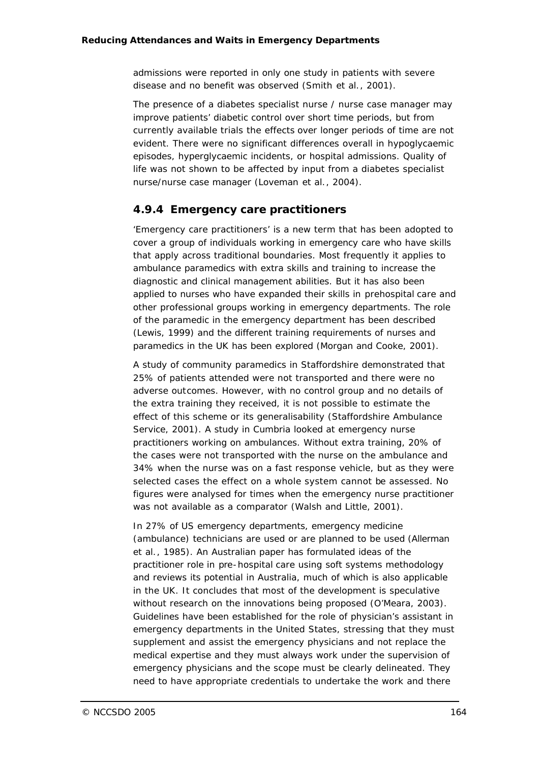admissions were reported in only one study in patients with severe disease and no benefit was observed (Smith *et al.*, 2001).

The presence of a diabetes specialist nurse / nurse case manager may improve patients' diabetic control over short time periods, but from currently available trials the effects over longer periods of time are not evident. There were no significant differences overall in hypoglycaemic episodes, hyperglycaemic incidents, or hospital admissions. Quality of life was not shown to be affected by input from a diabetes specialist nurse/nurse case manager (Loveman *et al.*, 2004).

### 4.9.4 Emergency care practitioners

'Emergency care practitioners' is a new term that has been adopted to cover a group of individuals working in emergency care who have skills that apply across traditional boundaries. Most frequently it applies to ambulance paramedics with extra skills and training to increase the diagnostic and clinical management abilities. But it has also been applied to nurses who have expanded their skills in prehospital care and other professional groups working in emergency departments. The role of the paramedic in the emergency department has been described (Lewis, 1999) and the different training requirements of nurses and paramedics in the UK has been explored (Morgan and Cooke, 2001).

A study of community paramedics in Staffordshire demonstrated that 25% of patients attended were not transported and there were no adverse outcomes. However, with no control group and no details of the extra training they received, it is not possible to estimate the effect of this scheme or its generalisability (Staffordshire Ambulance Service, 2001). A study in Cumbria looked at emergency nurse practitioners working on ambulances. Without extra training, 20% of the cases were not transported with the nurse on the ambulance and 34% when the nurse was on a fast response vehicle, but as they were selected cases the effect on a whole system cannot be assessed. No figures were analysed for times when the emergency nurse practitioner was not available as a comparator (Walsh and Little, 2001).

In 27% of US emergency departments, emergency medicine (ambulance) technicians are used or are planned to be used (Allerman *et al.*, 1985). An Australian paper has formulated ideas of the practitioner role in pre-hospital care using soft systems methodology and reviews its potential in Australia, much of which is also applicable in the UK. It concludes that most of the development is speculative without research on the innovations being proposed (O'Meara, 2003). Guidelines have been established for the role of physician's assistant in emergency departments in the United States, stressing that they must supplement and assist the emergency physicians and not replace the medical expertise and they must always work under the supervision of emergency physicians and the scope must be clearly delineated. They need to have appropriate credentials to undertake the work and there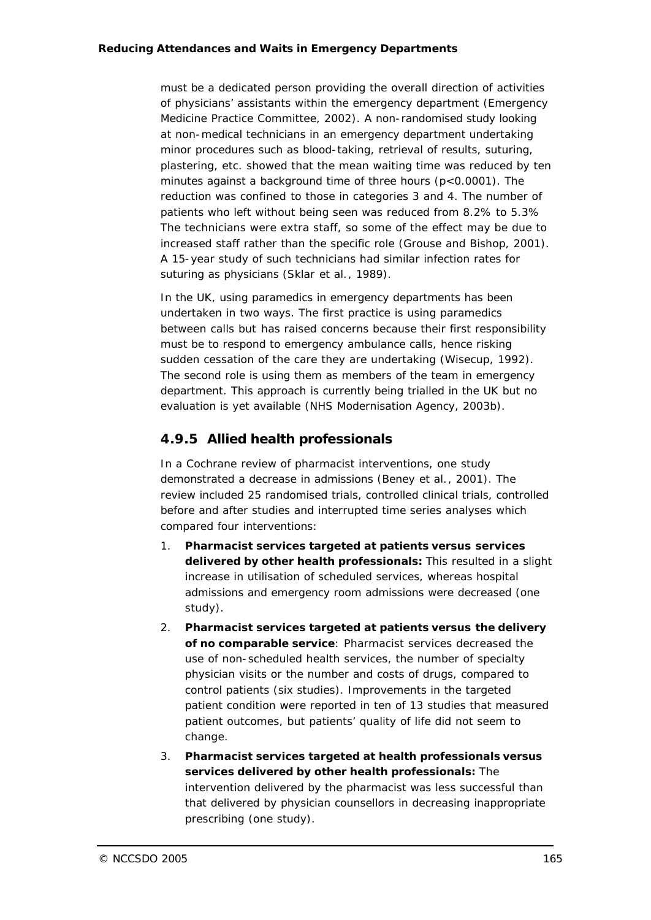must be a dedicated person providing the overall direction of activities of physicians' assistants within the emergency department (Emergency Medicine Practice Committee, 2002). A non-randomised study looking at non-medical technicians in an emergency department undertaking minor procedures such as blood-taking, retrieval of results, suturing, plastering, etc. showed that the mean waiting time was reduced by ten minutes against a background time of three hours ($p<0.0001$). The reduction was confined to those in categories 3 and 4. The number of patients who left without being seen was reduced from 8.2% to 5.3% The technicians were extra staff, so some of the effect may be due to increased staff rather than the specific role (Grouse and Bishop, 2001). A 15-year study of such technicians had similar infection rates for suturing as physicians (Sklar *et al.*, 1989).

In the UK, using paramedics in emergency departments has been undertaken in two ways. The first practice is using paramedics between calls but has raised concerns because their first responsibility must be to respond to emergency ambulance calls, hence risking sudden cessation of the care they are undertaking (Wisecup, 1992). The second role is using them as members of the team in emergency department. This approach is currently being trialled in the UK but no evaluation is yet available (NHS Modernisation Agency, 2003b).

### 4.9.5 Allied health professionals

In a Cochrane review of pharmacist interventions, one study demonstrated a decrease in admissions (Beney *et al.*, 2001). The review included 25 randomised trials, controlled clinical trials, controlled before and after studies and interrupted time series analyses which compared four interventions:

1. **Pharmacist services targeted at patients versus services delivered by other health professionals:** This resulted in a slight increase in utilisation of scheduled services, whereas hospital admissions and emergency room admissions were decreased (one study).
2. **Pharmacist services targeted at patients versus the delivery of no comparable service**: Pharmacist services decreased the use of non-scheduled health services, the number of specialty physician visits or the number and costs of drugs, compared to control patients (six studies). Improvements in the targeted patient condition were reported in ten of 13 studies that measured patient outcomes, but patients' quality of life did not seem to change.
3. **Pharmacist services targeted at health professionals versus services delivered by other health professionals:** The intervention delivered by the pharmacist was less successful than that delivered by physician counsellors in decreasing inappropriate prescribing (one study).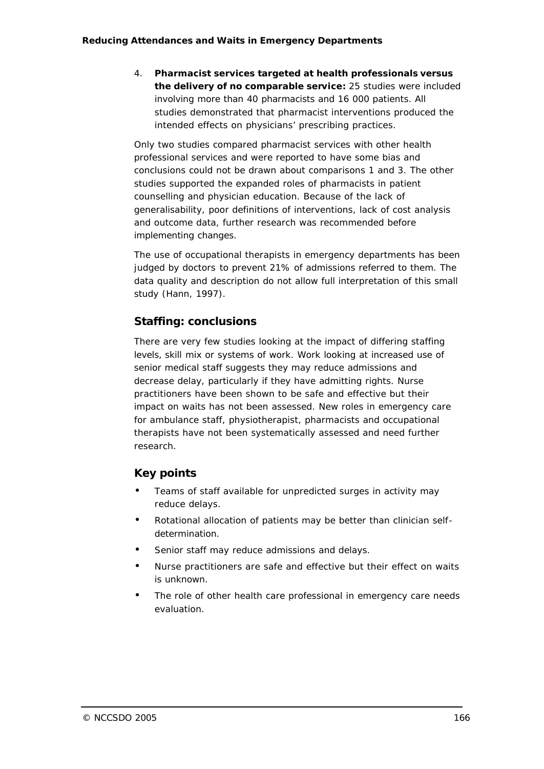4. **Pharmacist services targeted at health professionals versus the delivery of no comparable service:** 25 studies were included involving more than 40 pharmacists and 16 000 patients. All studies demonstrated that pharmacist interventions produced the intended effects on physicians' prescribing practices.

Only two studies compared pharmacist services with other health professional services and were reported to have some bias and conclusions could not be drawn about comparisons 1 and 3. The other studies supported the expanded roles of pharmacists in patient counselling and physician education. Because of the lack of generalisability, poor definitions of interventions, lack of cost analysis and outcome data, further research was recommended before implementing changes.

The use of occupational therapists in emergency departments has been judged by doctors to prevent 21% of admissions referred to them. The data quality and description do not allow full interpretation of this small study (Hann, 1997).

## Staffing: conclusions

There are very few studies looking at the impact of differing staffing levels, skill mix or systems of work. Work looking at increased use of senior medical staff suggests they may reduce admissions and decrease delay, particularly if they have admitting rights. Nurse practitioners have been shown to be safe and effective but their impact on waits has not been assessed. New roles in emergency care for ambulance staff, physiotherapist, pharmacists and occupational therapists have not been systematically assessed and need further research.

## Key points

- Teams of staff available for unpredicted surges in activity may reduce delays.
- Rotational allocation of patients may be better than clinician self-determination.
- Senior staff may reduce admissions and delays.
- Nurse practitioners are safe and effective but their effect on waits is unknown.
- The role of other health care professional in emergency care needs evaluation.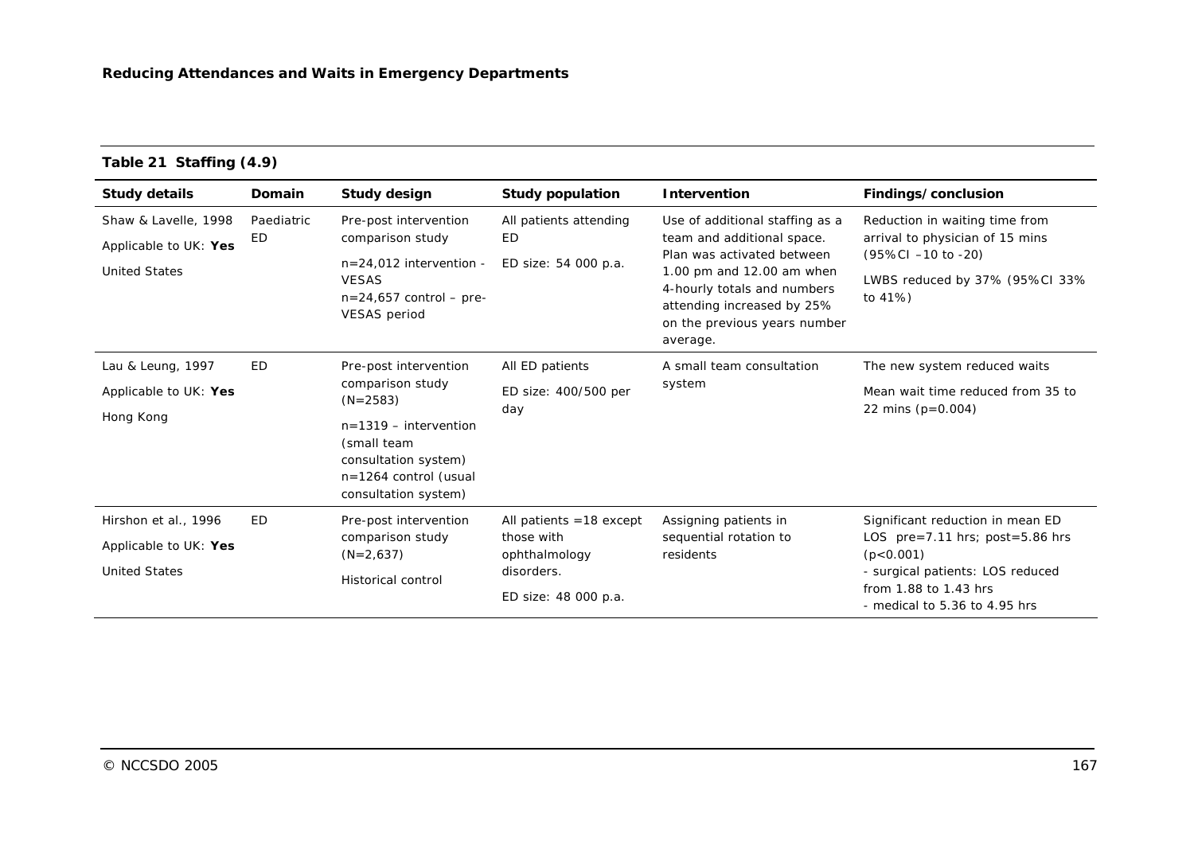**Table 21 Staffing (4.9)**

| Study details | Domain | Study design | Study population | Intervention | Findings/conclusion |
|---|---|---|---|---|---|
| Shaw & Lavelle, 1998<br>Applicable to UK: **Yes**<br>United States | Paediatric ED | Pre-post intervention comparison study<br>n=24,012 intervention - VESAS<br>n=24,657 control – pre-VESAS period | All patients attending ED<br>ED size: 54 000 p.a. | Use of additional staffing as a team and additional space. Plan was activated between 1.00 pm and 12.00 am when 4-hourly totals and numbers attending increased by 25% on the previous years number average. | Reduction in waiting time from arrival to physician of 15 mins (95%CI –10 to -20)<br>LWBS reduced by 37% (95%CI 33% to 41%) |
| Lau & Leung, 1997<br>Applicable to UK: **Yes**<br>Hong Kong | ED | Pre-post intervention comparison study (N=2583)<br>n=1319 – intervention (small team consultation system)<br>n=1264 control (usual consultation system) | All ED patients<br>ED size: 400/500 per day | A small team consultation system | The new system reduced waits<br>Mean wait time reduced from 35 to 22 mins (p=0.004) |
| Hirshon et al., 1996<br>Applicable to UK: **Yes**<br>United States | ED | Pre-post intervention comparison study (N=2,637)<br>Historical control | All patients =18 except those with ophthalmology disorders.<br>ED size: 48 000 p.a. | Assigning patients in sequential rotation to residents | Significant reduction in mean ED LOS pre=7.11 hrs; post=5.86 hrs (p<0.001)<br>- surgical patients: LOS reduced from 1.88 to 1.43 hrs<br>- medical to 5.36 to 4.95 hrs |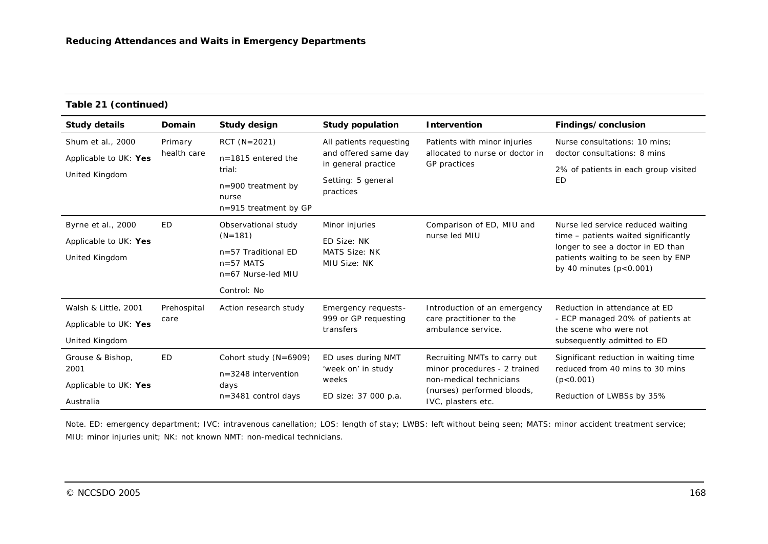**Table 21 (continued)**

| Study details | Domain | Study design | Study population | Intervention | Findings/conclusion |
|---|---|---|---|---|---|
| Shum et al., 2000<br>Applicable to UK: **Yes**<br>United Kingdom | Primary health care | RCT (N=2021)<br>n=1815 entered the trial:<br>n=900 treatment by nurse<br>n=915 treatment by GP | All patients requesting and offered same day in general practice<br>Setting: 5 general practices | Patients with minor injuries allocated to nurse or doctor in GP practices | Nurse consultations: 10 mins; doctor consultations: 8 mins<br>2% of patients in each group visited ED |
| Byrne et al., 2000<br>Applicable to UK: **Yes**<br>United Kingdom | ED | Observational study (N=181)<br>n=57 Traditional ED<br>n=57 MATS<br>n=67 Nurse-led MIU<br>Control: No | Minor injuries<br>ED Size: NK<br>MATS Size: NK<br>MIU Size: NK | Comparison of ED, MIU and nurse led MIU | Nurse led service reduced waiting time – patients waited significantly longer to see a doctor in ED than patients waiting to be seen by ENP by 40 minutes ($p<0.001$) |
| Walsh & Little, 2001<br>Applicable to UK: **Yes**<br>United Kingdom | Prehospital care | Action research study | Emergency requests-999 or GP requesting transfers | Introduction of an emergency care practitioner to the ambulance service. | Reduction in attendance at ED<br>- ECP managed 20% of patients at the scene who were not subsequently admitted to ED |
| Grouse & Bishop, 2001<br>Applicable to UK: **Yes**<br>Australia | ED | Cohort study (N=6909)<br>n=3248 intervention days<br>n=3481 control days | ED uses during NMT 'week on' in study weeks<br>ED size: 37 000 p.a. | Recruiting NMTs to carry out minor procedures - 2 trained non-medical technicians (nurses) performed bloods, IVC, plasters etc. | Significant reduction in waiting time reduced from 40 mins to 30 mins ($p<0.001$)<br>Reduction of LWBSs by 35% |

Note. ED: emergency department; IVC: intravenous canellation; LOS: length of stay; LWBS: left without being seen; MATS: minor accident treatment service; MIU: minor injuries unit; NK: not known NMT: non-medical technicians.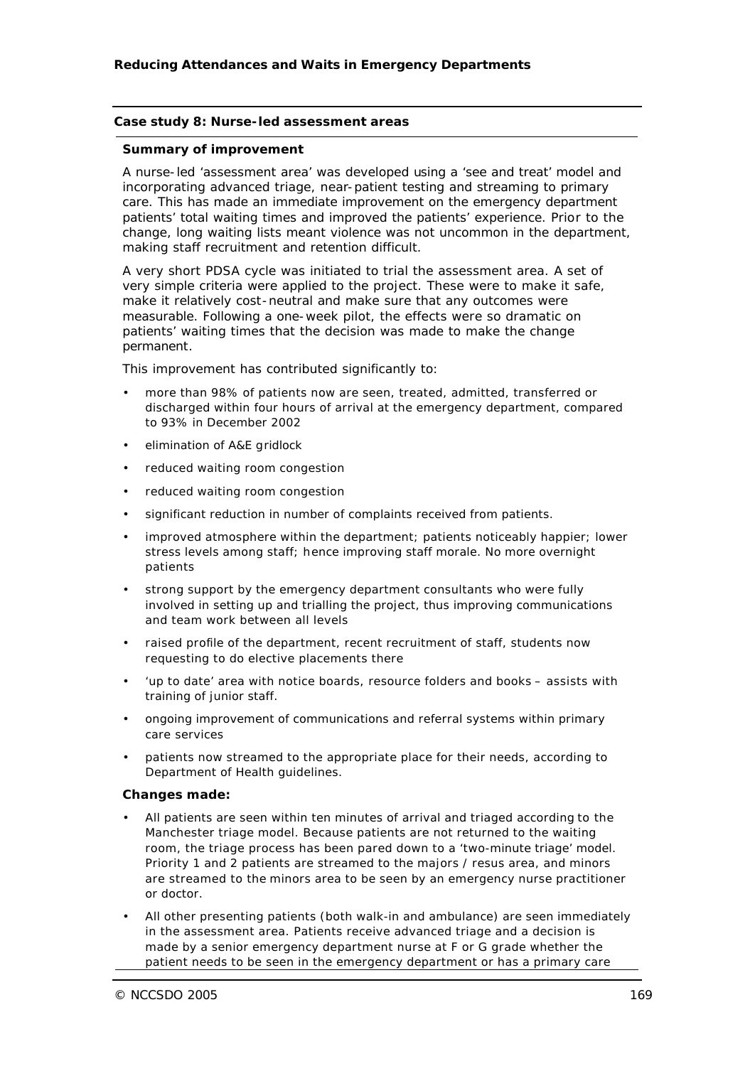**Case study 8: Nurse-led assessment areas**

**Summary of improvement**

A nurse-led 'assessment area' was developed using a 'see and treat' model and incorporating advanced triage, near-patient testing and streaming to primary care. This has made an immediate improvement on the emergency department patients' total waiting times and improved the patients' experience. Prior to the change, long waiting lists meant violence was not uncommon in the department, making staff recruitment and retention difficult.

A very short PDSA cycle was initiated to trial the assessment area. A set of very simple criteria were applied to the project. These were to make it safe, make it relatively cost-neutral and make sure that any outcomes were measurable. Following a one-week pilot, the effects were so dramatic on patients' waiting times that the decision was made to make the change permanent.

This improvement has contributed significantly to:

- more than 98% of patients now are seen, treated, admitted, transferred or discharged within four hours of arrival at the emergency department, compared to 93% in December 2002
- elimination of A&E gridlock
- reduced waiting room congestion
- reduced waiting room congestion
- significant reduction in number of complaints received from patients.
- improved atmosphere within the department; patients noticeably happier; lower stress levels among staff; hence improving staff morale. No more overnight patients
- strong support by the emergency department consultants who were fully involved in setting up and trialling the project, thus improving communications and team work between all levels
- raised profile of the department, recent recruitment of staff, students now requesting to do elective placements there
- 'up to date' area with notice boards, resource folders and books – assists with training of junior staff.
- ongoing improvement of communications and referral systems within primary care services
- patients now streamed to the appropriate place for their needs, according to Department of Health guidelines.

**Changes made:**

- All patients are seen within ten minutes of arrival and triaged according to the Manchester triage model. Because patients are not returned to the waiting room, the triage process has been pared down to a 'two-minute triage' model. Priority 1 and 2 patients are streamed to the majors / resus area, and minors are streamed to the minors area to be seen by an emergency nurse practitioner or doctor.
- All other presenting patients (both walk-in and ambulance) are seen immediately in the assessment area. Patients receive advanced triage and a decision is made by a senior emergency department nurse at F or G grade whether the patient needs to be seen in the emergency department or has a primary care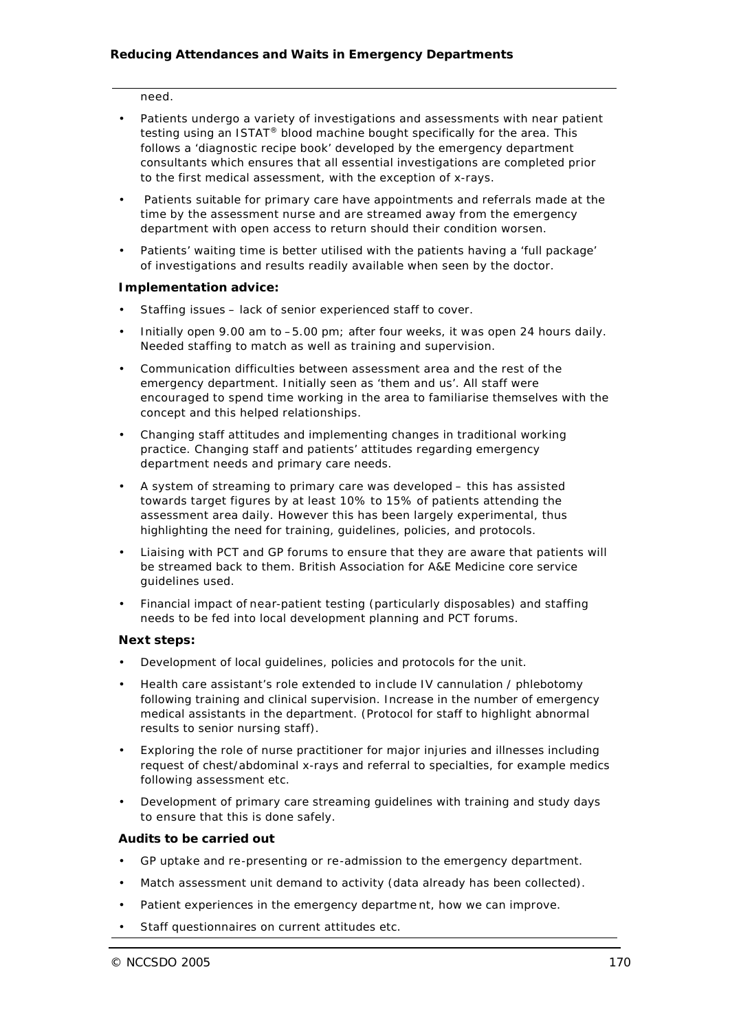need.

- Patients undergo a variety of investigations and assessments with near patient testing using an ISTAT® blood machine bought specifically for the area. This follows a 'diagnostic recipe book' developed by the emergency department consultants which ensures that all essential investigations are completed prior to the first medical assessment, with the exception of x-rays.
- Patients suitable for primary care have appointments and referrals made at the time by the assessment nurse and are streamed away from the emergency department with open access to return should their condition worsen.
- Patients' waiting time is better utilised with the patients having a 'full package' of investigations and results readily available when seen by the doctor.

**Implementation advice:**

- Staffing issues – lack of senior experienced staff to cover.
- Initially open 9.00 am to –5.00 pm; after four weeks, it was open 24 hours daily. Needed staffing to match as well as training and supervision.
- Communication difficulties between assessment area and the rest of the emergency department. Initially seen as 'them and us'. All staff were encouraged to spend time working in the area to familiarise themselves with the concept and this helped relationships.
- Changing staff attitudes and implementing changes in traditional working practice. Changing staff and patients' attitudes regarding emergency department needs and primary care needs.
- A system of streaming to primary care was developed – this has assisted towards target figures by at least 10% to 15% of patients attending the assessment area daily. However this has been largely experimental, thus highlighting the need for training, guidelines, policies, and protocols.
- Liaising with PCT and GP forums to ensure that they are aware that patients will be streamed back to them. British Association for A&E Medicine core service guidelines used.
- Financial impact of near-patient testing (particularly disposables) and staffing needs to be fed into local development planning and PCT forums.

**Next steps:**

- Development of local guidelines, policies and protocols for the unit.
- Health care assistant's role extended to include IV cannulation / phlebotomy following training and clinical supervision. Increase in the number of emergency medical assistants in the department. (Protocol for staff to highlight abnormal results to senior nursing staff).
- Exploring the role of nurse practitioner for major injuries and illnesses including request of chest/abdominal x-rays and referral to specialties, for example medics following assessment etc.
- Development of primary care streaming guidelines with training and study days to ensure that this is done safely.

**Audits to be carried out**

- GP uptake and re-presenting or re-admission to the emergency department.
- Match assessment unit demand to activity (data already has been collected).
- Patient experiences in the emergency department, how we can improve.
- Staff questionnaires on current attitudes etc.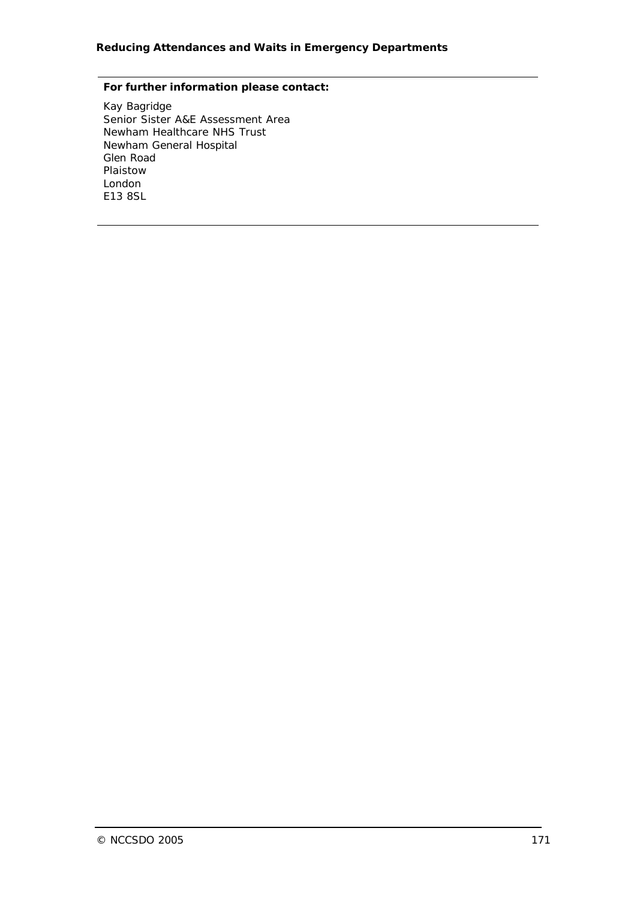**For further information please contact:**

Kay Bagridge
Senior Sister A&E Assessment Area
Newham Healthcare NHS Trust
Newham General Hospital
Glen Road
Plaistow
London
E13 8SL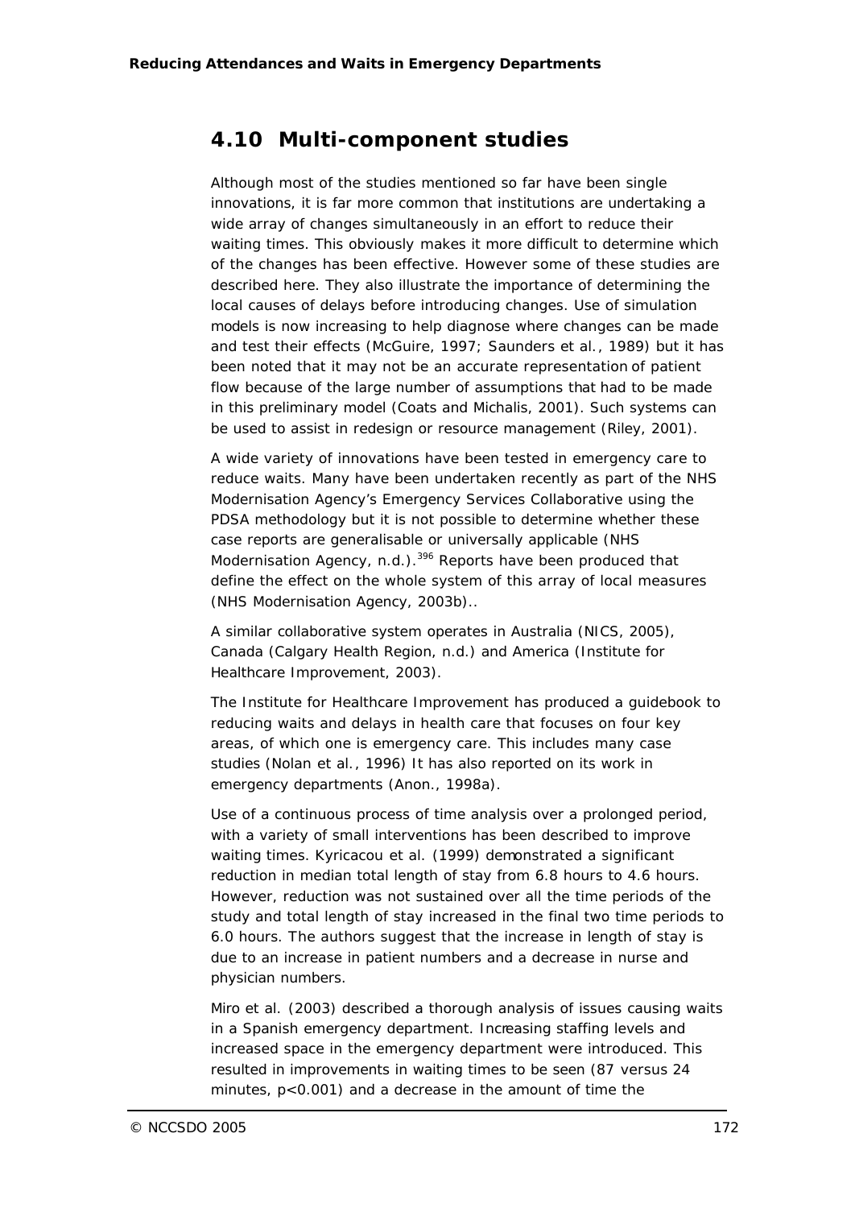## 4.10 Multi-component studies

Although most of the studies mentioned so far have been single innovations, it is far more common that institutions are undertaking a wide array of changes simultaneously in an effort to reduce their waiting times. This obviously makes it more difficult to determine which of the changes has been effective. However some of these studies are described here. They also illustrate the importance of determining the local causes of delays before introducing changes. Use of simulation models is now increasing to help diagnose where changes can be made and test their effects (McGuire, 1997; Saunders et al., 1989) but it has been noted that it may not be an accurate representation of patient flow because of the large number of assumptions that had to be made in this preliminary model (Coats and Michalis, 2001). Such systems can be used to assist in redesign or resource management (Riley, 2001).

A wide variety of innovations have been tested in emergency care to reduce waits. Many have been undertaken recently as part of the NHS Modernisation Agency's Emergency Services Collaborative using the PDSA methodology but it is not possible to determine whether these case reports are generalisable or universally applicable (NHS Modernisation Agency, n.d.).[396] Reports have been produced that define the effect on the whole system of this array of local measures (NHS Modernisation Agency, 2003b)..

A similar collaborative system operates in Australia (NICS, 2005), Canada (Calgary Health Region, n.d.) and America (Institute for Healthcare Improvement, 2003).

The Institute for Healthcare Improvement has produced a guidebook to reducing waits and delays in health care that focuses on four key areas, of which one is emergency care. This includes many case studies (Nolan et al., 1996) It has also reported on its work in emergency departments (Anon., 1998a).

Use of a continuous process of time analysis over a prolonged period, with a variety of small interventions has been described to improve waiting times. Kyricacou et al. (1999) demonstrated a significant reduction in median total length of stay from 6.8 hours to 4.6 hours. However, reduction was not sustained over all the time periods of the study and total length of stay increased in the final two time periods to 6.0 hours. The authors suggest that the increase in length of stay is due to an increase in patient numbers and a decrease in nurse and physician numbers.

Miro et al. (2003) described a thorough analysis of issues causing waits in a Spanish emergency department. Increasing staffing levels and increased space in the emergency department were introduced. This resulted in improvements in waiting times to be seen (87 versus 24 minutes, $p<0.001$) and a decrease in the amount of time the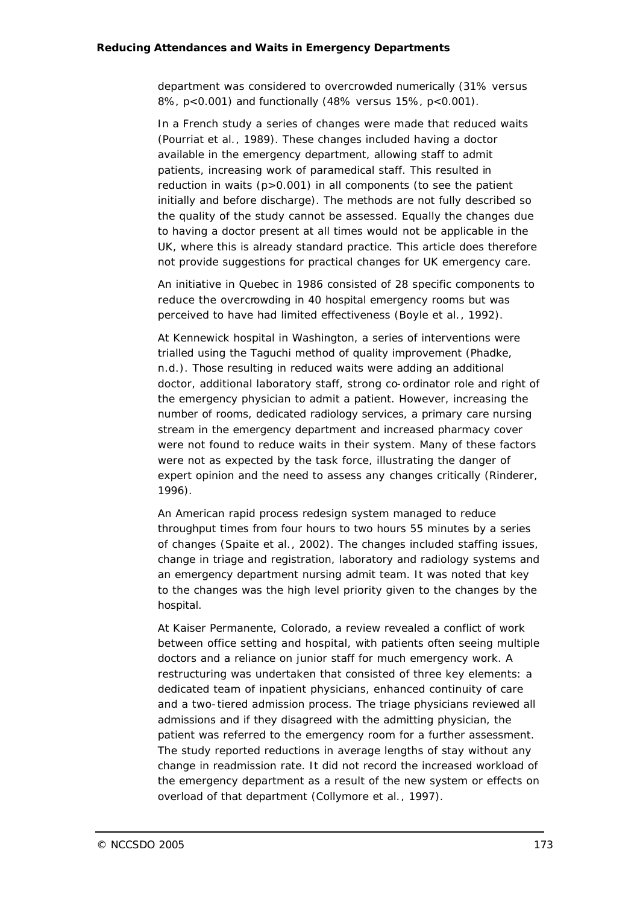department was considered to overcrowded numerically (31% versus 8%, $p<0.001$) and functionally (48% versus 15%, $p<0.001$).

In a French study a series of changes were made that reduced waits (Pourriat et al., 1989). These changes included having a doctor available in the emergency department, allowing staff to admit patients, increasing work of paramedical staff. This resulted in reduction in waits ($p>0.001$) in all components (to see the patient initially and before discharge). The methods are not fully described so the quality of the study cannot be assessed. Equally the changes due to having a doctor present at all times would not be applicable in the UK, where this is already standard practice. This article does therefore not provide suggestions for practical changes for UK emergency care.

An initiative in Quebec in 1986 consisted of 28 specific components to reduce the overcrowding in 40 hospital emergency rooms but was perceived to have had limited effectiveness (Boyle et al., 1992).

At Kennewick hospital in Washington, a series of interventions were trialled using the Taguchi method of quality improvement (Phadke, n.d.). Those resulting in reduced waits were adding an additional doctor, additional laboratory staff, strong co-ordinator role and right of the emergency physician to admit a patient. However, increasing the number of rooms, dedicated radiology services, a primary care nursing stream in the emergency department and increased pharmacy cover were not found to reduce waits in their system. Many of these factors were not as expected by the task force, illustrating the danger of expert opinion and the need to assess any changes critically (Rinderer, 1996).

An American rapid process redesign system managed to reduce throughput times from four hours to two hours 55 minutes by a series of changes (Spaite et al., 2002). The changes included staffing issues, change in triage and registration, laboratory and radiology systems and an emergency department nursing admit team. It was noted that key to the changes was the high level priority given to the changes by the hospital.

At Kaiser Permanente, Colorado, a review revealed a conflict of work between office setting and hospital, with patients often seeing multiple doctors and a reliance on junior staff for much emergency work. A restructuring was undertaken that consisted of three key elements: a dedicated team of inpatient physicians, enhanced continuity of care and a two-tiered admission process. The triage physicians reviewed all admissions and if they disagreed with the admitting physician, the patient was referred to the emergency room for a further assessment. The study reported reductions in average lengths of stay without any change in readmission rate. It did not record the increased workload of the emergency department as a result of the new system or effects on overload of that department (Collymore et al., 1997).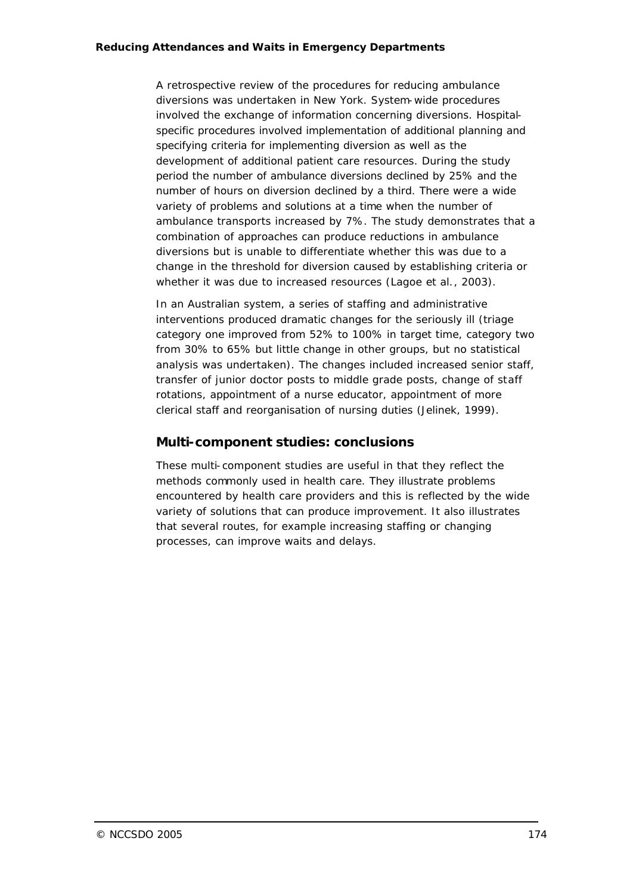A retrospective review of the procedures for reducing ambulance diversions was undertaken in New York. System-wide procedures involved the exchange of information concerning diversions. Hospital-specific procedures involved implementation of additional planning and specifying criteria for implementing diversion as well as the development of additional patient care resources. During the study period the number of ambulance diversions declined by 25% and the number of hours on diversion declined by a third. There were a wide variety of problems and solutions at a time when the number of ambulance transports increased by 7%. The study demonstrates that a combination of approaches can produce reductions in ambulance diversions but is unable to differentiate whether this was due to a change in the threshold for diversion caused by establishing criteria or whether it was due to increased resources (Lagoe et al., 2003).

In an Australian system, a series of staffing and administrative interventions produced dramatic changes for the seriously ill (triage category one improved from 52% to 100% in target time, category two from 30% to 65% but little change in other groups, but no statistical analysis was undertaken). The changes included increased senior staff, transfer of junior doctor posts to middle grade posts, change of staff rotations, appointment of a nurse educator, appointment of more clerical staff and reorganisation of nursing duties (Jelinek, 1999).

## Multi-component studies: conclusions

These multi-component studies are useful in that they reflect the methods commonly used in health care. They illustrate problems encountered by health care providers and this is reflected by the wide variety of solutions that can produce improvement. It also illustrates that several routes, for example increasing staffing or changing processes, can improve waits and delays.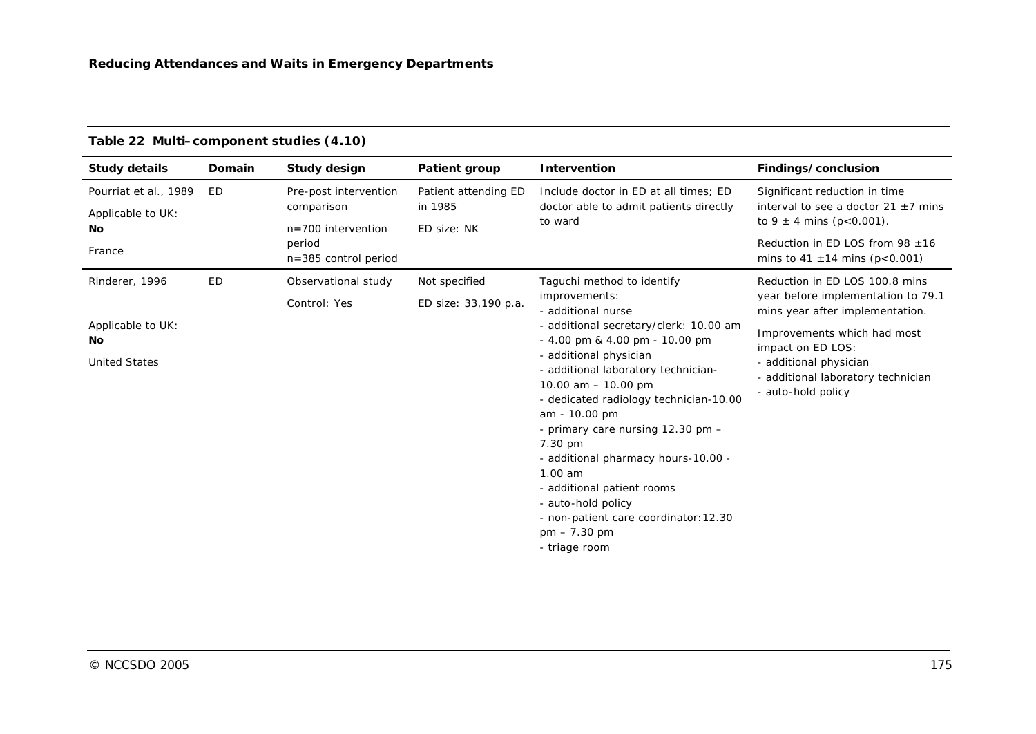**Table 22 Multi–component studies (4.10)**

| Study details | Domain | Study design | Patient group | Intervention | Findings/conclusion |
|---|---|---|---|---|---|
| Pourriat et al., 1989<br><br>Applicable to UK: **No**<br><br>France | ED | Pre-post intervention comparison<br><br>n=700 intervention period<br>n=385 control period | Patient attending ED in 1985<br><br>ED size: NK | Include doctor in ED at all times; ED doctor able to admit patients directly to ward | Significant reduction in time interval to see a doctor 21 ±7 mins to 9 ± 4 mins (p<0.001).<br><br>Reduction in ED LOS from 98 ±16 mins to 41 ±14 mins (p<0.001) |
| Rinderer, 1996<br><br>Applicable to UK: **No**<br><br>United States | ED | Observational study<br><br>Control: Yes | Not specified<br><br>ED size: 33,190 p.a. | Taguchi method to identify improvements:<br>- additional nurse<br>- additional secretary/clerk: 10.00 am - 4.00 pm & 4.00 pm - 10.00 pm<br>- additional physician<br>- additional laboratory technician- 10.00 am – 10.00 pm<br>- dedicated radiology technician-10.00 am - 10.00 pm<br>- primary care nursing 12.30 pm – 7.30 pm<br>- additional pharmacy hours-10.00 - 1.00 am<br>- additional patient rooms<br>- auto-hold policy<br>- non-patient care coordinator:12.30 pm – 7.30 pm<br>- triage room | Reduction in ED LOS 100.8 mins year before implementation to 79.1 mins year after implementation.<br><br>Improvements which had most impact on ED LOS:<br>- additional physician<br>- additional laboratory technician<br>- auto-hold policy |

© NCCSDO 2005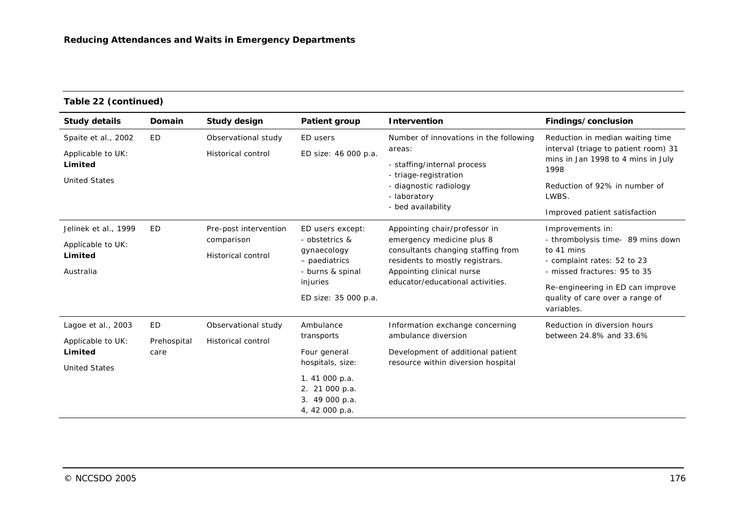**Table 22 (continued)**

| Study details | Domain | Study design | Patient group | Intervention | Findings/conclusion |
|---|---|---|---|---|---|
| Spaite et al., 2002<br>Applicable to UK: **Limited**<br>United States | ED | Observational study<br>Historical control | ED users<br>ED size: 46 000 p.a. | Number of innovations in the following areas:<br>- staffing/internal process<br>- triage-registration<br>- diagnostic radiology<br>- laboratory<br>- bed availability | Reduction in median waiting time interval (triage to patient room) 31 mins in Jan 1998 to 4 mins in July 1998<br>Reduction of 92% in number of LWBS.<br>Improved patient satisfaction |
| Jelinek et al., 1999<br>Applicable to UK: **Limited**<br>Australia | ED | Pre-post intervention comparison<br>Historical control | ED users except:<br>- obstetrics & gynaecology<br>– paediatrics<br>- burns & spinal injuries<br>ED size: 35 000 p.a. | Appointing chair/professor in emergency medicine plus 8 consultants changing staffing from residents to mostly registrars. Appointing clinical nurse educator/educational activities. | Improvements in:<br>- thrombolysis time- 89 mins down to 41 mins<br>- complaint rates: 52 to 23<br>- missed fractures: 95 to 35<br>Re-engineering in ED can improve quality of care over a range of variables. |
| Lagoe et al., 2003<br>Applicable to UK: **Limited**<br>United States | ED<br>Prehospital care | Observational study<br>Historical control | Ambulance transports<br>Four general hospitals, size:<br>1. 41 000 p.a.<br>2. 21 000 p.a.<br>3. 49 000 p.a.<br>4, 42 000 p.a. | Information exchange concerning ambulance diversion<br>Development of additional patient resource within diversion hospital | Reduction in diversion hours between 24.8% and 33.6% |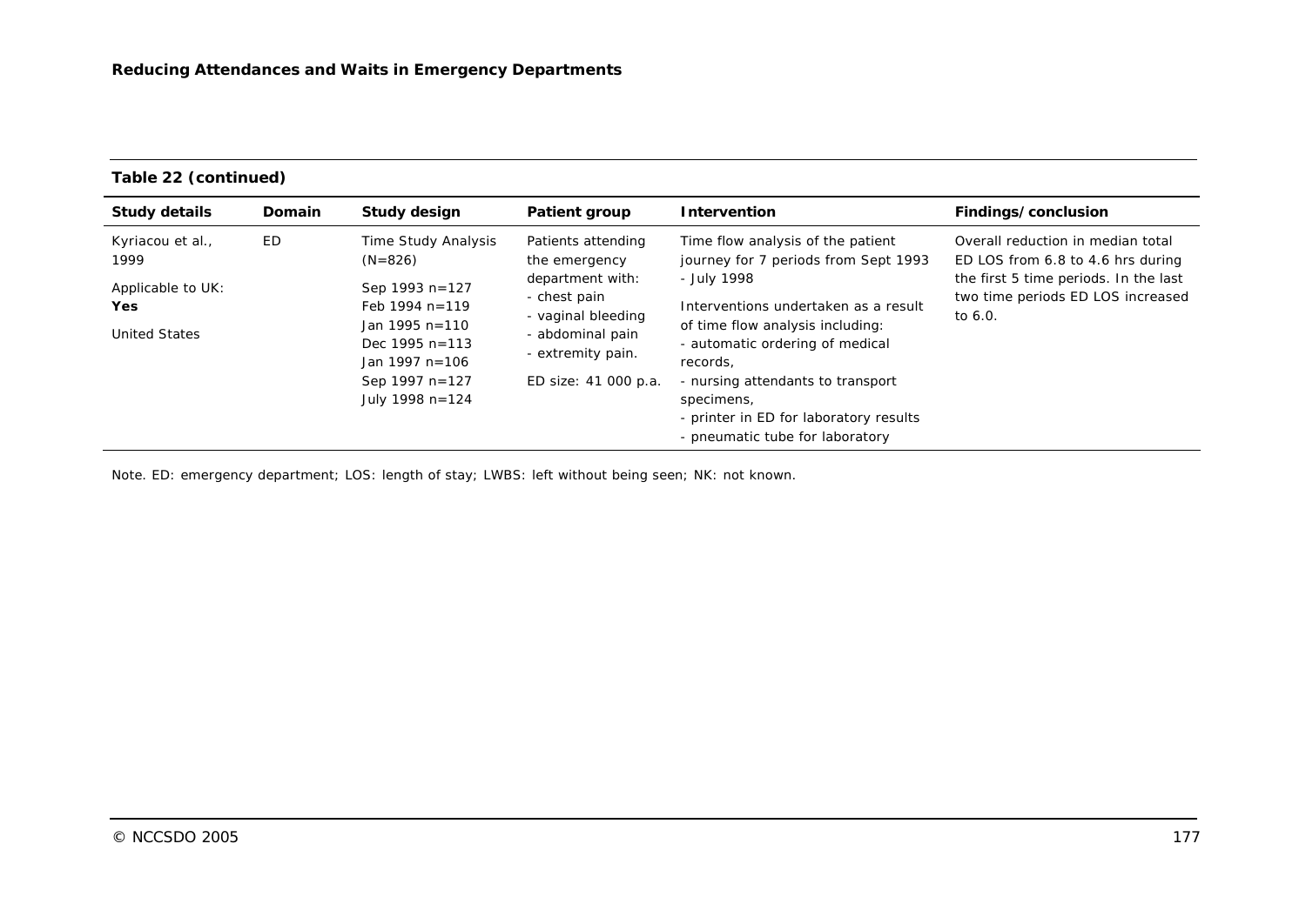**Table 22 (continued)**

| Study details | Domain | Study design | Patient group | Intervention | Findings/conclusion |
|---|---|---|---|---|---|
| Kyriacou et al., 1999<br><br>Applicable to UK: **Yes**<br><br>United States | ED | Time Study Analysis (N=826)<br><br>Sep 1993 n=127<br>Feb 1994 n=119<br>Jan 1995 n=110<br>Dec 1995 n=113<br>Jan 1997 n=106<br>Sep 1997 n=127<br>July 1998 n=124 | Patients attending the emergency department with:<br>- chest pain<br>- vaginal bleeding<br>- abdominal pain<br>- extremity pain.<br><br>ED size: 41 000 p.a. | Time flow analysis of the patient journey for 7 periods from Sept 1993 - July 1998<br><br>Interventions undertaken as a result of time flow analysis including:<br>- automatic ordering of medical records,<br>- nursing attendants to transport specimens,<br>- printer in ED for laboratory results<br>- pneumatic tube for laboratory | Overall reduction in median total ED LOS from 6.8 to 4.6 hrs during the first 5 time periods. In the last two time periods ED LOS increased to 6.0. |

Note. ED: emergency department; LOS: length of stay; LWBS: left without being seen; NK: not known.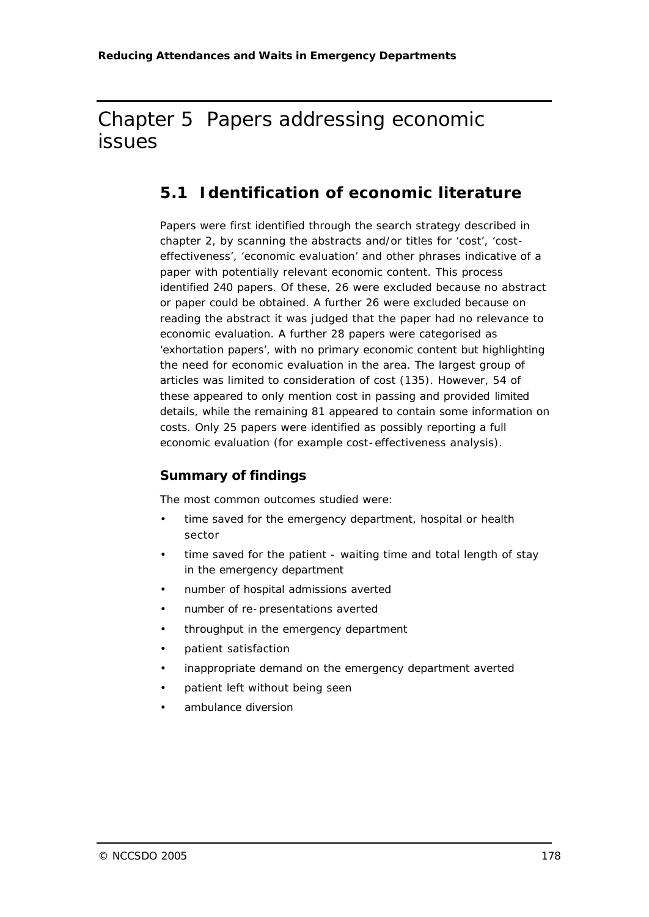# Chapter 5 Papers addressing economic issues

## 5.1 Identification of economic literature

Papers were first identified through the search strategy described in chapter 2, by scanning the abstracts and/or titles for 'cost', 'cost-effectiveness', 'economic evaluation' and other phrases indicative of a paper with potentially relevant economic content. This process identified 240 papers. Of these, 26 were excluded because no abstract or paper could be obtained. A further 26 were excluded because on reading the abstract it was judged that the paper had no relevance to economic evaluation. A further 28 papers were categorised as 'exhortation papers', with no primary economic content but highlighting the need for economic evaluation in the area. The largest group of articles was limited to consideration of cost (135). However, 54 of these appeared to only mention cost in passing and provided limited details, while the remaining 81 appeared to contain some information on costs. Only 25 papers were identified as possibly reporting a full economic evaluation (for example cost-effectiveness analysis).

### Summary of findings

The most common outcomes studied were:

- time saved for the emergency department, hospital or health sector
- time saved for the patient - waiting time and total length of stay in the emergency department
- number of hospital admissions averted
- number of re-presentations averted
- throughput in the emergency department
- patient satisfaction
- inappropriate demand on the emergency department averted
- patient left without being seen
- ambulance diversion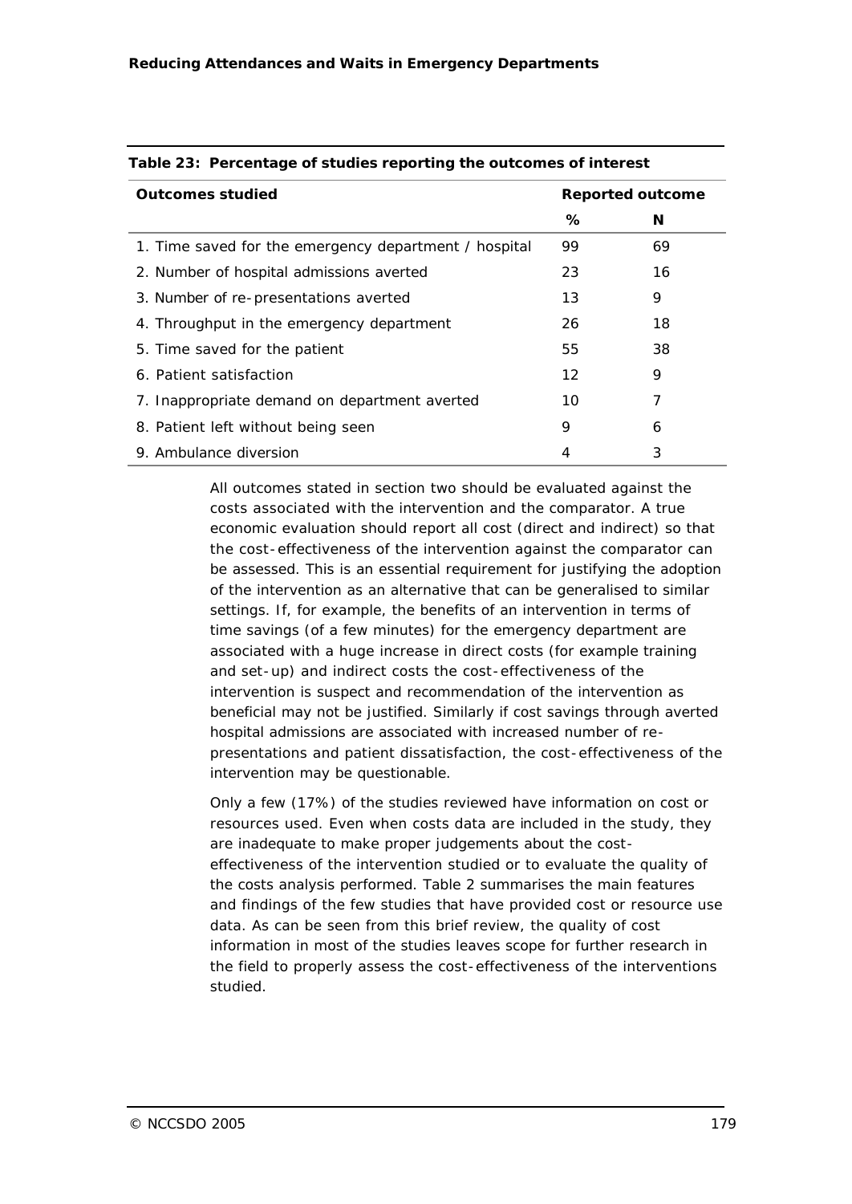**Table 23: Percentage of studies reporting the outcomes of interest**

| Outcomes studied | Reported outcome | |
|---|---|---|
| | % | N |
| 1. Time saved for the emergency department / hospital | 99 | 69 |
| 2. Number of hospital admissions averted | 23 | 16 |
| 3. Number of re-presentations averted | 13 | 9 |
| 4. Throughput in the emergency department | 26 | 18 |
| 5. Time saved for the patient | 55 | 38 |
| 6. Patient satisfaction | 12 | 9 |
| 7. Inappropriate demand on department averted | 10 | 7 |
| 8. Patient left without being seen | 9 | 6 |
| 9. Ambulance diversion | 4 | 3 |

All outcomes stated in section two should be evaluated against the costs associated with the intervention and the comparator. A true economic evaluation should report all cost (direct and indirect) so that the cost-effectiveness of the intervention against the comparator can be assessed. This is an essential requirement for justifying the adoption of the intervention as an alternative that can be generalised to similar settings. If, for example, the benefits of an intervention in terms of time savings (of a few minutes) for the emergency department are associated with a huge increase in direct costs (for example training and set-up) and indirect costs the cost-effectiveness of the intervention is suspect and recommendation of the intervention as beneficial may not be justified. Similarly if cost savings through averted hospital admissions are associated with increased number of re-presentations and patient dissatisfaction, the cost-effectiveness of the intervention may be questionable.

Only a few (17%) of the studies reviewed have information on cost or resources used. Even when costs data are included in the study, they are inadequate to make proper judgements about the cost-effectiveness of the intervention studied or to evaluate the quality of the costs analysis performed. Table 2 summarises the main features and findings of the few studies that have provided cost or resource use data. As can be seen from this brief review, the quality of cost information in most of the studies leaves scope for further research in the field to properly assess the cost-effectiveness of the interventions studied.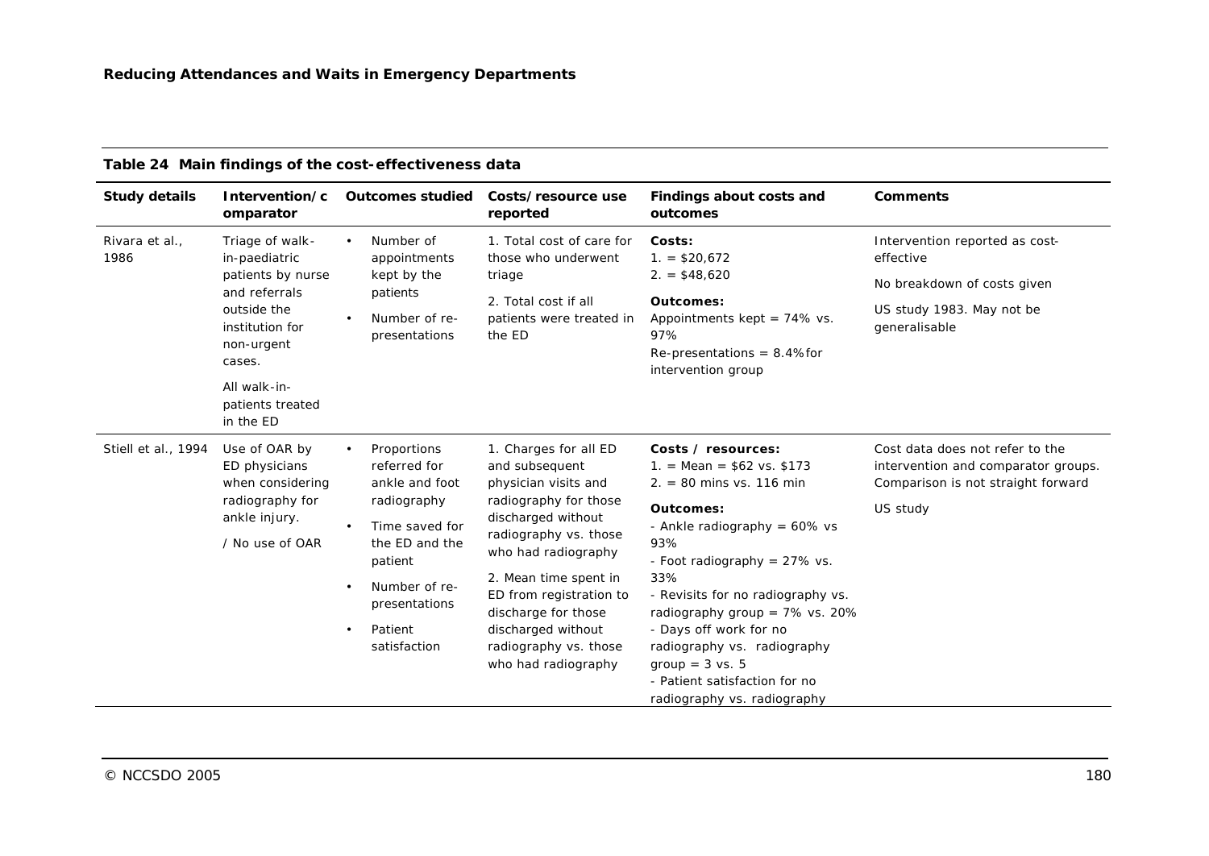**Table 24 Main findings of the cost-effectiveness data**

| Study details | Intervention/comparator | Outcomes studied | Costs/resource use reported | Findings about costs and outcomes | Comments |
|---|---|---|---|---|---|
| Rivara et al., 1986 | Triage of walk-in-paediatric patients by nurse and referrals outside the institution for non-urgent cases.<br>All walk-in-patients treated in the ED | • Number of appointments kept by the patients<br>• Number of re-presentations | 1. Total cost of care for those who underwent triage<br>2. Total cost if all patients were treated in the ED | **Costs:**<br>1. = $20,672<br>2. = $48,620<br>**Outcomes:**<br>Appointments kept = 74% vs. 97%<br>Re-presentations = 8.4% for intervention group | Intervention reported as cost-effective<br>No breakdown of costs given<br>US study 1983. May not be generalisable |
| Stiell et al., 1994 | Use of OAR by ED physicians when considering radiography for ankle injury.<br>/ No use of OAR | • Proportions referred for ankle and foot radiography<br>• Time saved for the ED and the patient<br>• Number of re-presentations<br>• Patient satisfaction | 1. Charges for all ED and subsequent physician visits and radiography for those discharged without radiography vs. those who had radiography<br>2. Mean time spent in ED from registration to discharge for those discharged without radiography vs. those who had radiography | **Costs / resources:**<br>1. = Mean = $62 vs. $173<br>2. = 80 mins vs. 116 min<br>**Outcomes:**<br>- Ankle radiography = 60% vs 93%<br>- Foot radiography = 27% vs. 33%<br>- Revisits for no radiography vs. radiography group = 7% vs. 20%<br>- Days off work for no radiography vs. radiography group = 3 vs. 5<br>- Patient satisfaction for no radiography vs. radiography | Cost data does not refer to the intervention and comparator groups. Comparison is not straight forward<br>US study |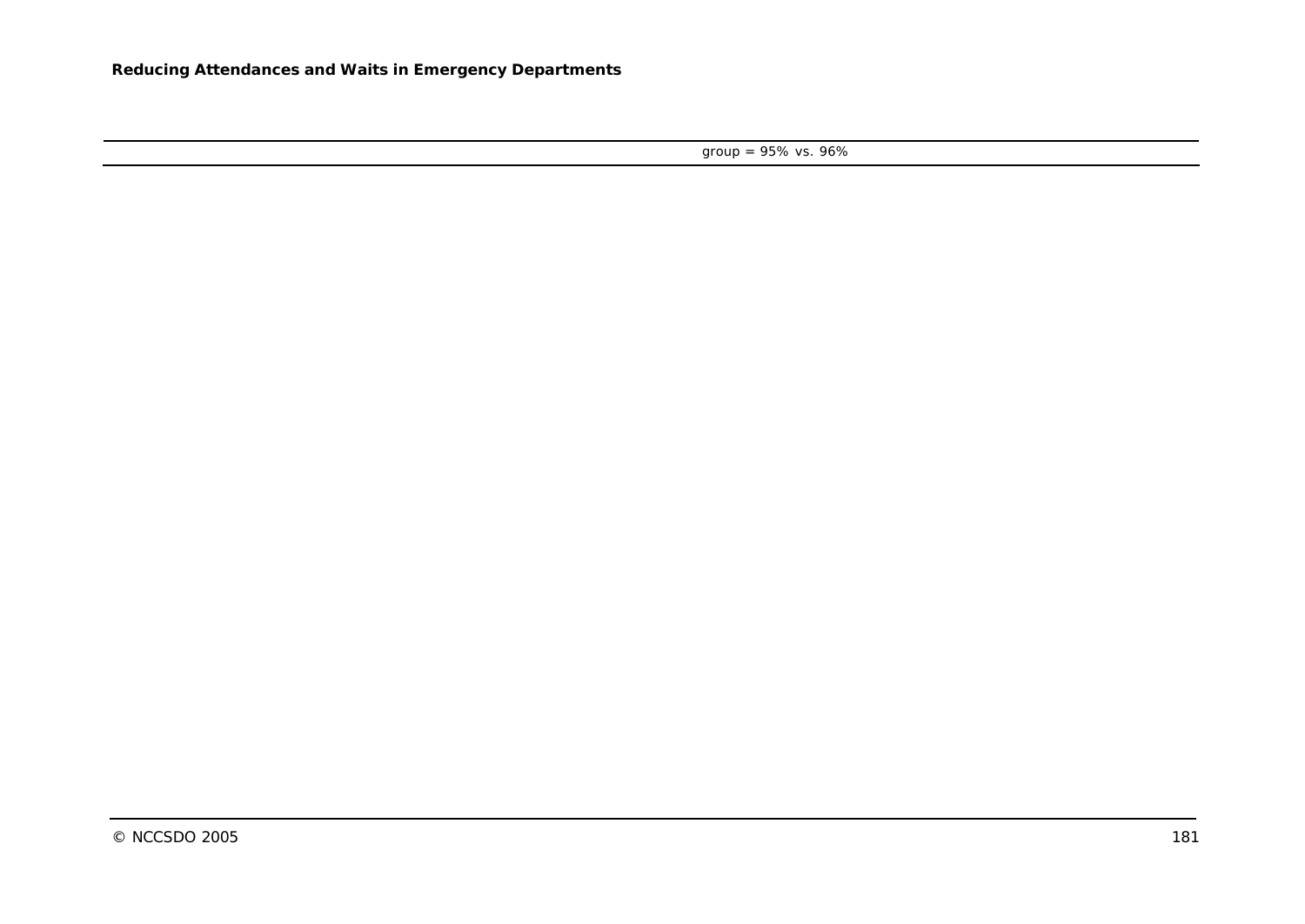| | | |
|---|---|---|
| | group = 95% vs. 96% | |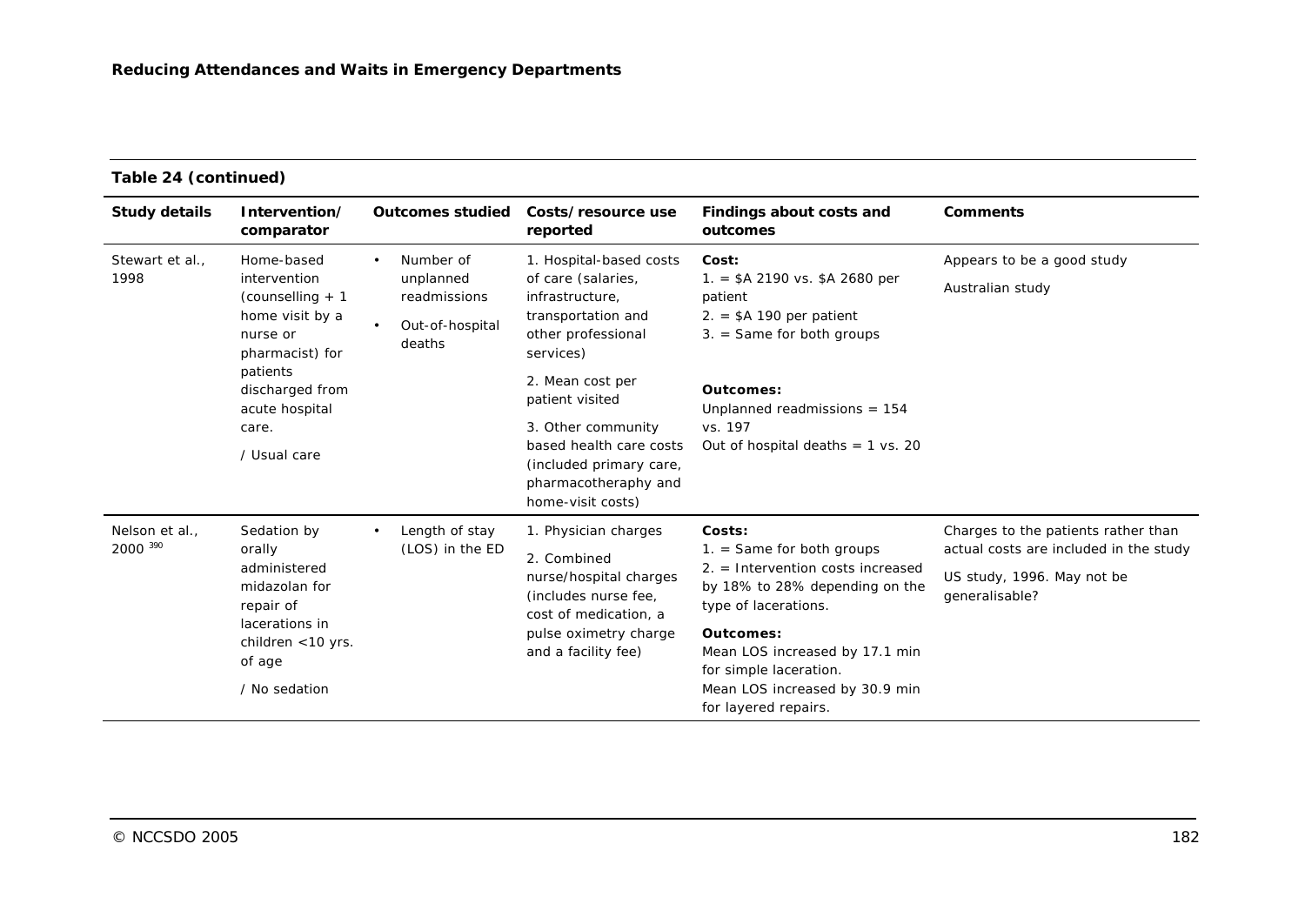**Table 24 (continued)**

| Study details | Intervention/ comparator | Outcomes studied | Costs/resource use reported | Findings about costs and outcomes | Comments |
|---|---|---|---|---|---|
| Stewart et al., 1998 | Home-based intervention (counselling + 1 home visit by a nurse or pharmacist) for patients discharged from acute hospital care.<br>/ Usual care | • Number of unplanned readmissions<br>• Out-of-hospital deaths | 1. Hospital-based costs of care (salaries, infrastructure, transportation and other professional services)<br>2. Mean cost per patient visited<br>3. Other community based health care costs (included primary care, pharmacotheraphy and home-visit costs) | **Cost:**<br>1. = $A 2190 vs. $A 2680 per patient<br>2. = $A 190 per patient<br>3. = Same for both groups<br>**Outcomes:**<br>Unplanned readmissions = 154 vs. 197<br>Out of hospital deaths = 1 vs. 20 | Appears to be a good study<br>Australian study |
| Nelson et al., 2000 [390] | Sedation by orally administered midazolan for repair of lacerations in children <10 yrs. of age<br>/ No sedation | • Length of stay (LOS) in the ED | 1. Physician charges<br>2. Combined nurse/hospital charges (includes nurse fee, cost of medication, a pulse oximetry charge and a facility fee) | **Costs:**<br>1. = Same for both groups<br>2. = Intervention costs increased by 18% to 28% depending on the type of lacerations.<br>**Outcomes:**<br>Mean LOS increased by 17.1 min for simple laceration.<br>Mean LOS increased by 30.9 min for layered repairs. | Charges to the patients rather than actual costs are included in the study<br>US study, 1996. May not be generalisable? |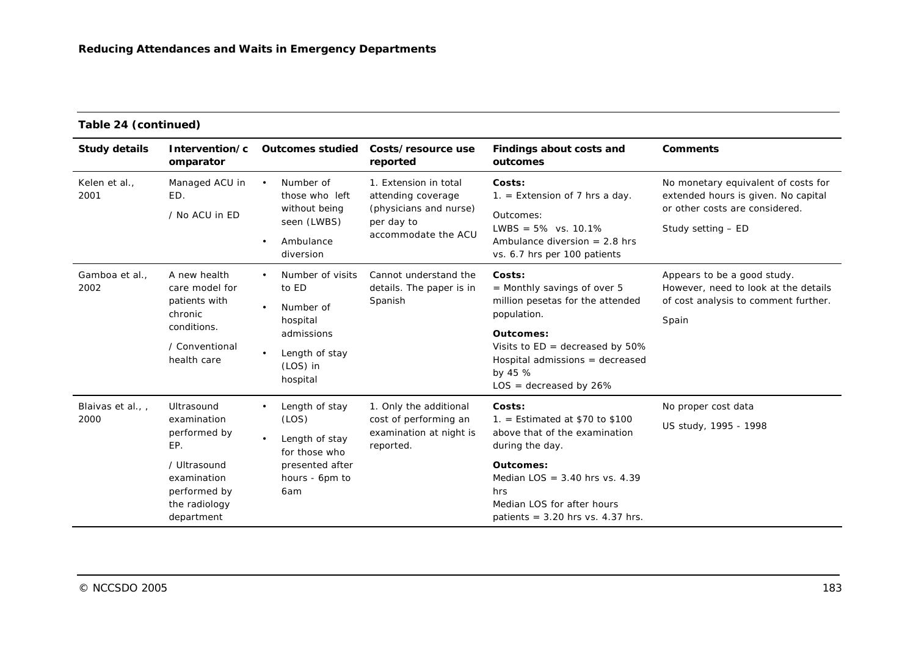**Table 24 (continued)**

| Study details | Intervention/comparator | Outcomes studied | Costs/resource use reported | Findings about costs and outcomes | Comments |
|---|---|---|---|---|---|
| Kelen et al., 2001 | Managed ACU in ED.<br>/ No ACU in ED | • Number of those who left without being seen (LWBS)<br>• Ambulance diversion | 1. Extension in total attending coverage (physicians and nurse) per day to accommodate the ACU | **Costs:**<br>1. = Extension of 7 hrs a day.<br>Outcomes:<br>LWBS = 5% vs. 10.1%<br>Ambulance diversion = 2.8 hrs vs. 6.7 hrs per 100 patients | No monetary equivalent of costs for extended hours is given. No capital or other costs are considered.<br>Study setting – ED |
| Gamboa et al., 2002 | A new health care model for patients with chronic conditions.<br>/ Conventional health care | • Number of visits to ED<br>• Number of hospital admissions<br>• Length of stay (LOS) in hospital | Cannot understand the details. The paper is in Spanish | **Costs:**<br>= Monthly savings of over 5 million pesetas for the attended population.<br>**Outcomes:**<br>Visits to ED = decreased by 50%<br>Hospital admissions = decreased by 45 %<br>LOS = decreased by 26% | Appears to be a good study. However, need to look at the details of cost analysis to comment further.<br>Spain |
| Blaivas et al., , 2000 | Ultrasound examination performed by EP.<br>/ Ultrasound examination performed by the radiology department | • Length of stay (LOS)<br>• Length of stay for those who presented after hours - 6pm to 6am | 1. Only the additional cost of performing an examination at night is reported. | **Costs:**<br>1. = Estimated at $70 to $100 above that of the examination during the day.<br>**Outcomes:**<br>Median LOS = 3.40 hrs vs. 4.39 hrs<br>Median LOS for after hours patients = 3.20 hrs vs. 4.37 hrs. | No proper cost data<br>US study, 1995 - 1998 |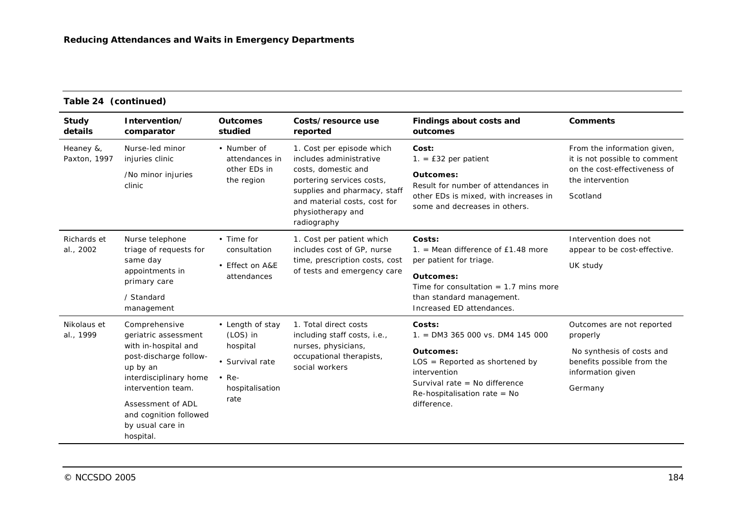**Table 24 (continued)**

| Study details | Intervention/ comparator | Outcomes studied | Costs/resource use reported | Findings about costs and outcomes | Comments |
|---|---|---|---|---|---|
| Heaney &, Paxton, 1997 | Nurse-led minor injuries clinic<br><br>/No minor injuries clinic | • Number of attendances in other EDs in the region | 1. Cost per episode which includes administrative costs, domestic and portering services costs, supplies and pharmacy, staff and material costs, cost for physiotherapy and radiography | **Cost:**<br>1. = £32 per patient<br><br>**Outcomes:**<br>Result for number of attendances in other EDs is mixed, with increases in some and decreases in others. | From the information given, it is not possible to comment on the cost-effectiveness of the intervention<br><br>Scotland |
| Richards et al., 2002 | Nurse telephone triage of requests for same day appointments in primary care<br><br>/ Standard management | • Time for consultation<br>• Effect on A&E attendances | 1. Cost per patient which includes cost of GP, nurse time, prescription costs, cost of tests and emergency care | **Costs:**<br>1. = Mean difference of £1.48 more per patient for triage.<br><br>**Outcomes:**<br>Time for consultation = 1.7 mins more than standard management.<br>Increased ED attendances. | Intervention does not appear to be cost-effective.<br><br>UK study |
| Nikolaus et al., 1999 | Comprehensive geriatric assessment with in-hospital and post-discharge follow-up by an interdisciplinary home intervention team.<br><br>Assessment of ADL and cognition followed by usual care in hospital. | • Length of stay (LOS) in hospital<br>• Survival rate<br>• Re-hospitalisation rate | 1. Total direct costs including staff costs, i.e., nurses, physicians, occupational therapists, social workers | **Costs:**<br>1. = DM3 365 000 vs. DM4 145 000<br><br>**Outcomes:**<br>LOS = Reported as shortened by intervention<br>Survival rate = No difference<br>Re-hospitalisation rate = No difference. | Outcomes are not reported properly<br><br>No synthesis of costs and benefits possible from the information given<br><br>Germany |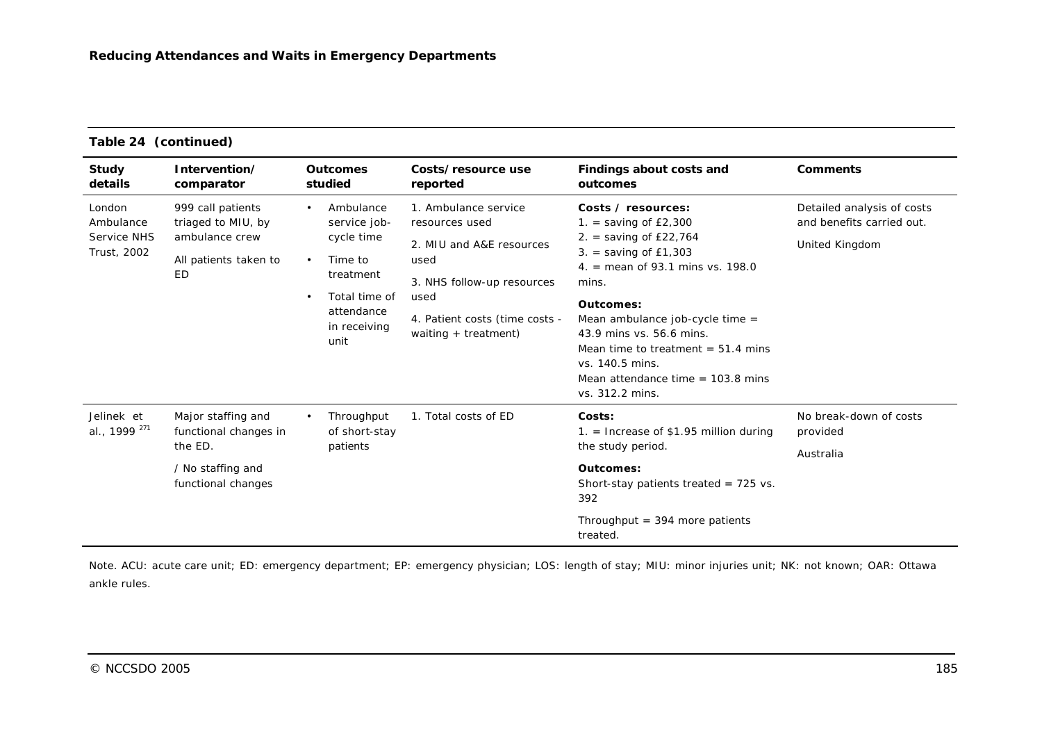**Table 24 (continued)**

| Study details | Intervention/ comparator | Outcomes studied | Costs/resource use reported | Findings about costs and outcomes | Comments |
|---|---|---|---|---|---|
| London Ambulance Service NHS Trust, 2002 | 999 call patients triaged to MIU, by ambulance crew<br><br>All patients taken to ED | • Ambulance service job-cycle time<br>• Time to treatment<br>• Total time of attendance in receiving unit | 1. Ambulance service resources used<br><br>2. MIU and A&E resources used<br><br>3. NHS follow-up resources used<br><br>4. Patient costs (time costs - waiting + treatment) | **Costs / resources:**<br>1. = saving of £2,300<br>2. = saving of £22,764<br>3. = saving of £1,303<br>4. = mean of 93.1 mins vs. 198.0 mins.<br><br>**Outcomes:**<br>Mean ambulance job-cycle time = 43.9 mins vs. 56.6 mins.<br>Mean time to treatment = 51.4 mins vs. 140.5 mins.<br>Mean attendance time = 103.8 mins vs. 312.2 mins. | Detailed analysis of costs and benefits carried out.<br><br>United Kingdom |
| Jelinek et al., 1999 [271] | Major staffing and functional changes in the ED.<br><br>/ No staffing and functional changes | • Throughput of short-stay patients | 1. Total costs of ED | **Costs:**<br>1. = Increase of $1.95 million during the study period.<br><br>**Outcomes:**<br>Short-stay patients treated = 725 vs. 392<br><br>Throughput = 394 more patients treated. | No break-down of costs provided<br><br>Australia |

Note. ACU: acute care unit; ED: emergency department; EP: emergency physician; LOS: length of stay; MIU: minor injuries unit; NK: not known; OAR: Ottawa ankle rules.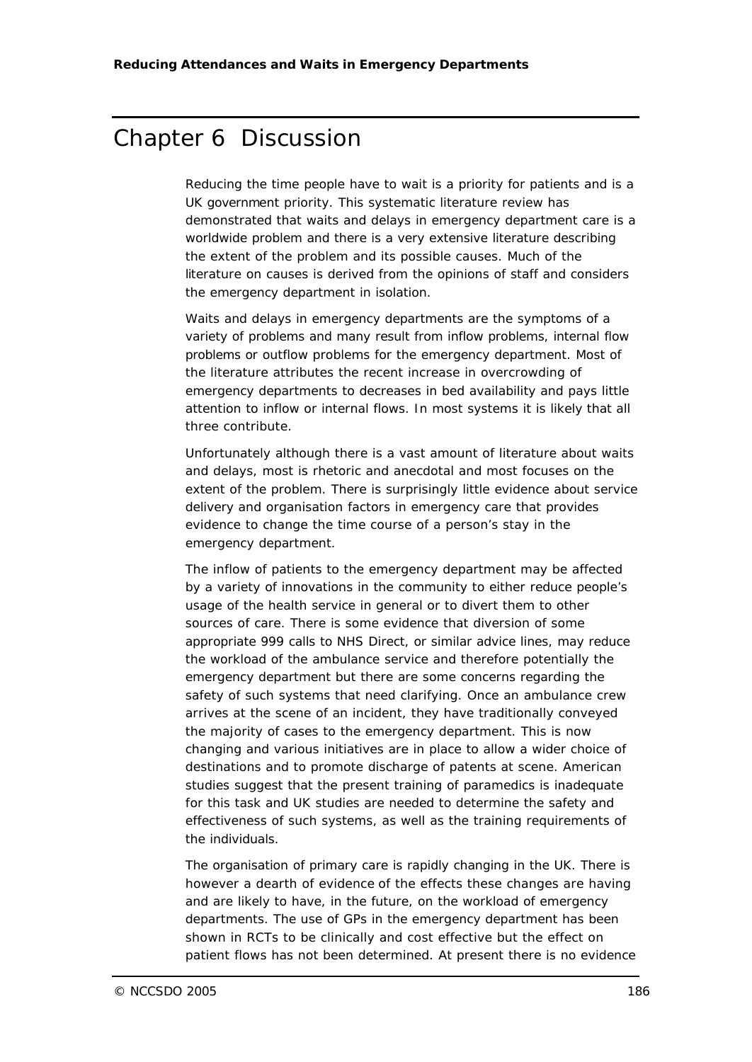# Chapter 6 Discussion

Reducing the time people have to wait is a priority for patients and is a UK government priority. This systematic literature review has demonstrated that waits and delays in emergency department care is a worldwide problem and there is a very extensive literature describing the extent of the problem and its possible causes. Much of the literature on causes is derived from the opinions of staff and considers the emergency department in isolation.

Waits and delays in emergency departments are the symptoms of a variety of problems and many result from inflow problems, internal flow problems or outflow problems for the emergency department. Most of the literature attributes the recent increase in overcrowding of emergency departments to decreases in bed availability and pays little attention to inflow or internal flows. In most systems it is likely that all three contribute.

Unfortunately although there is a vast amount of literature about waits and delays, most is rhetoric and anecdotal and most focuses on the extent of the problem. There is surprisingly little evidence about service delivery and organisation factors in emergency care that provides evidence to change the time course of a person's stay in the emergency department.

The inflow of patients to the emergency department may be affected by a variety of innovations in the community to either reduce people's usage of the health service in general or to divert them to other sources of care. There is some evidence that diversion of some appropriate 999 calls to NHS Direct, or similar advice lines, may reduce the workload of the ambulance service and therefore potentially the emergency department but there are some concerns regarding the safety of such systems that need clarifying. Once an ambulance crew arrives at the scene of an incident, they have traditionally conveyed the majority of cases to the emergency department. This is now changing and various initiatives are in place to allow a wider choice of destinations and to promote discharge of patents at scene. American studies suggest that the present training of paramedics is inadequate for this task and UK studies are needed to determine the safety and effectiveness of such systems, as well as the training requirements of the individuals.

The organisation of primary care is rapidly changing in the UK. There is however a dearth of evidence of the effects these changes are having and are likely to have, in the future, on the workload of emergency departments. The use of GPs in the emergency department has been shown in RCTs to be clinically and cost effective but the effect on patient flows has not been determined. At present there is no evidence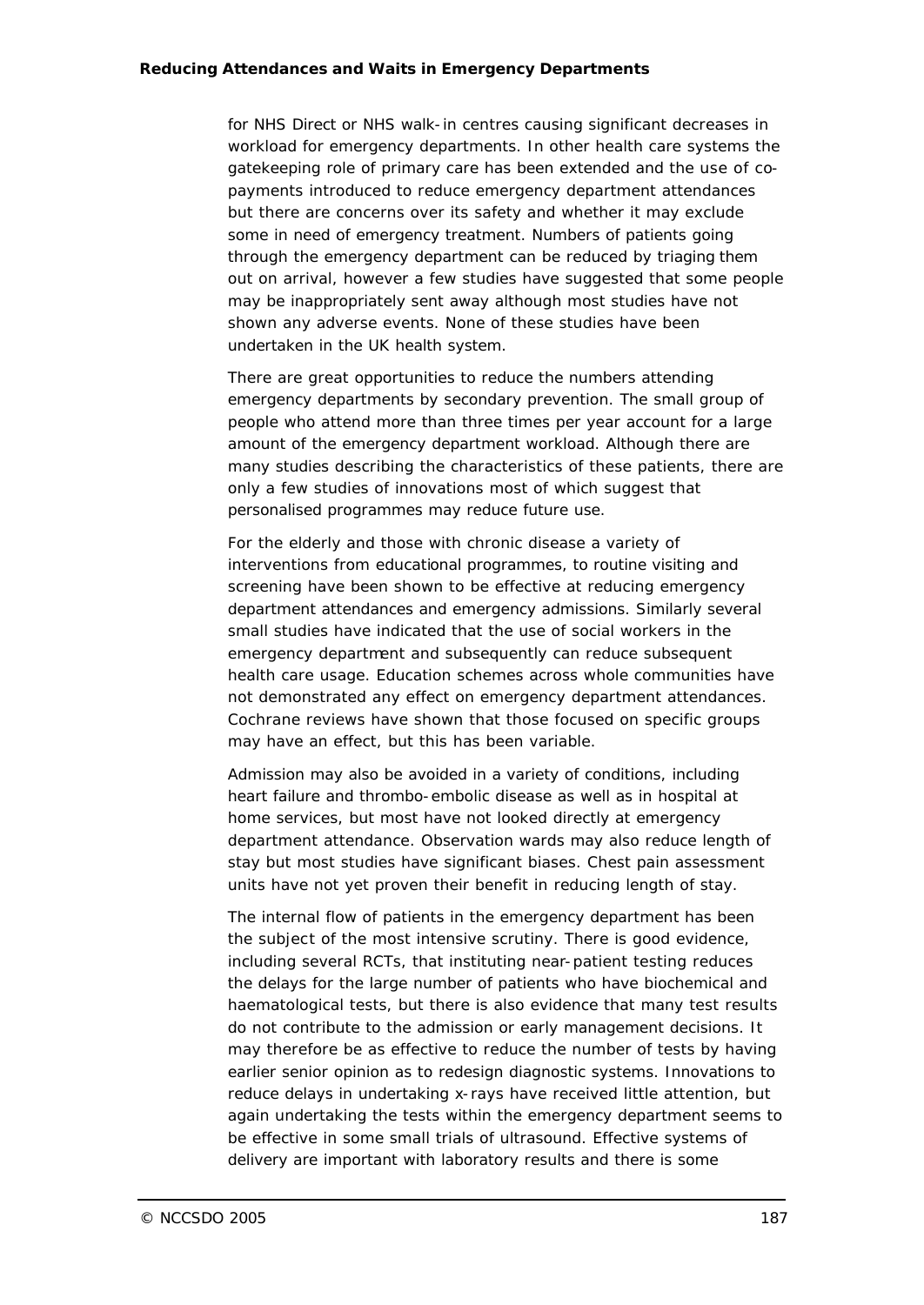for NHS Direct or NHS walk-in centres causing significant decreases in workload for emergency departments. In other health care systems the gatekeeping role of primary care has been extended and the use of co-payments introduced to reduce emergency department attendances but there are concerns over its safety and whether it may exclude some in need of emergency treatment. Numbers of patients going through the emergency department can be reduced by triaging them out on arrival, however a few studies have suggested that some people may be inappropriately sent away although most studies have not shown any adverse events. None of these studies have been undertaken in the UK health system.

There are great opportunities to reduce the numbers attending emergency departments by secondary prevention. The small group of people who attend more than three times per year account for a large amount of the emergency department workload. Although there are many studies describing the characteristics of these patients, there are only a few studies of innovations most of which suggest that personalised programmes may reduce future use.

For the elderly and those with chronic disease a variety of interventions from educational programmes, to routine visiting and screening have been shown to be effective at reducing emergency department attendances and emergency admissions. Similarly several small studies have indicated that the use of social workers in the emergency department and subsequently can reduce subsequent health care usage. Education schemes across whole communities have not demonstrated any effect on emergency department attendances. Cochrane reviews have shown that those focused on specific groups may have an effect, but this has been variable.

Admission may also be avoided in a variety of conditions, including heart failure and thrombo-embolic disease as well as in hospital at home services, but most have not looked directly at emergency department attendance. Observation wards may also reduce length of stay but most studies have significant biases. Chest pain assessment units have not yet proven their benefit in reducing length of stay.

The internal flow of patients in the emergency department has been the subject of the most intensive scrutiny. There is good evidence, including several RCTs, that instituting near-patient testing reduces the delays for the large number of patients who have biochemical and haematological tests, but there is also evidence that many test results do not contribute to the admission or early management decisions. It may therefore be as effective to reduce the number of tests by having earlier senior opinion as to redesign diagnostic systems. Innovations to reduce delays in undertaking x-rays have received little attention, but again undertaking the tests within the emergency department seems to be effective in some small trials of ultrasound. Effective systems of delivery are important with laboratory results and there is some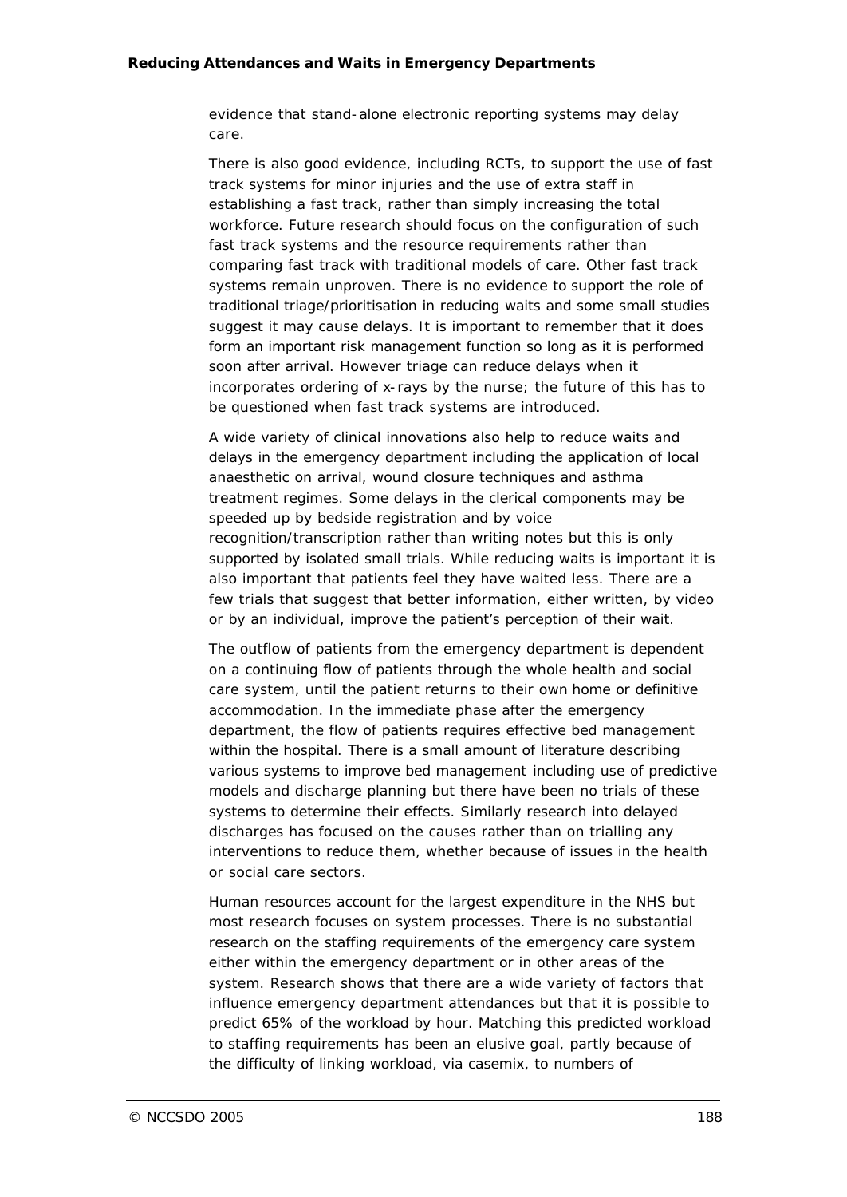evidence that stand-alone electronic reporting systems may delay care.

There is also good evidence, including RCTs, to support the use of fast track systems for minor injuries and the use of extra staff in establishing a fast track, rather than simply increasing the total workforce. Future research should focus on the configuration of such fast track systems and the resource requirements rather than comparing fast track with traditional models of care. Other fast track systems remain unproven. There is no evidence to support the role of traditional triage/prioritisation in reducing waits and some small studies suggest it may cause delays. It is important to remember that it does form an important risk management function so long as it is performed soon after arrival. However triage can reduce delays when it incorporates ordering of x-rays by the nurse; the future of this has to be questioned when fast track systems are introduced.

A wide variety of clinical innovations also help to reduce waits and delays in the emergency department including the application of local anaesthetic on arrival, wound closure techniques and asthma treatment regimes. Some delays in the clerical components may be speeded up by bedside registration and by voice recognition/transcription rather than writing notes but this is only supported by isolated small trials. While reducing waits is important it is also important that patients feel they have waited less. There are a few trials that suggest that better information, either written, by video or by an individual, improve the patient's perception of their wait.

The outflow of patients from the emergency department is dependent on a continuing flow of patients through the whole health and social care system, until the patient returns to their own home or definitive accommodation. In the immediate phase after the emergency department, the flow of patients requires effective bed management within the hospital. There is a small amount of literature describing various systems to improve bed management including use of predictive models and discharge planning but there have been no trials of these systems to determine their effects. Similarly research into delayed discharges has focused on the causes rather than on trialling any interventions to reduce them, whether because of issues in the health or social care sectors.

Human resources account for the largest expenditure in the NHS but most research focuses on system processes. There is no substantial research on the staffing requirements of the emergency care system either within the emergency department or in other areas of the system. Research shows that there are a wide variety of factors that influence emergency department attendances but that it is possible to predict 65% of the workload by hour. Matching this predicted workload to staffing requirements has been an elusive goal, partly because of the difficulty of linking workload, via casemix, to numbers of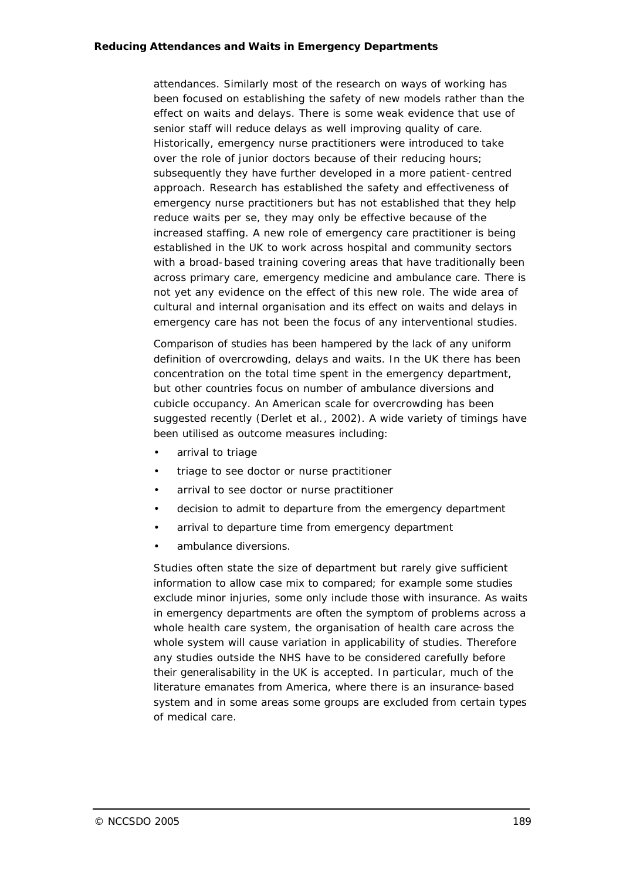attendances. Similarly most of the research on ways of working has been focused on establishing the safety of new models rather than the effect on waits and delays. There is some weak evidence that use of senior staff will reduce delays as well improving quality of care. Historically, emergency nurse practitioners were introduced to take over the role of junior doctors because of their reducing hours; subsequently they have further developed in a more patient-centred approach. Research has established the safety and effectiveness of emergency nurse practitioners but has not established that they help reduce waits per se, they may only be effective because of the increased staffing. A new role of emergency care practitioner is being established in the UK to work across hospital and community sectors with a broad-based training covering areas that have traditionally been across primary care, emergency medicine and ambulance care. There is not yet any evidence on the effect of this new role. The wide area of cultural and internal organisation and its effect on waits and delays in emergency care has not been the focus of any interventional studies.

Comparison of studies has been hampered by the lack of any uniform definition of overcrowding, delays and waits. In the UK there has been concentration on the total time spent in the emergency department, but other countries focus on number of ambulance diversions and cubicle occupancy. An American scale for overcrowding has been suggested recently (Derlet et al., 2002). A wide variety of timings have been utilised as outcome measures including:

- arrival to triage
- triage to see doctor or nurse practitioner
- arrival to see doctor or nurse practitioner
- decision to admit to departure from the emergency department
- arrival to departure time from emergency department
- ambulance diversions.

Studies often state the size of department but rarely give sufficient information to allow case mix to compared; for example some studies exclude minor injuries, some only include those with insurance. As waits in emergency departments are often the symptom of problems across a whole health care system, the organisation of health care across the whole system will cause variation in applicability of studies. Therefore any studies outside the NHS have to be considered carefully before their generalisability in the UK is accepted. In particular, much of the literature emanates from America, where there is an insurance-based system and in some areas some groups are excluded from certain types of medical care.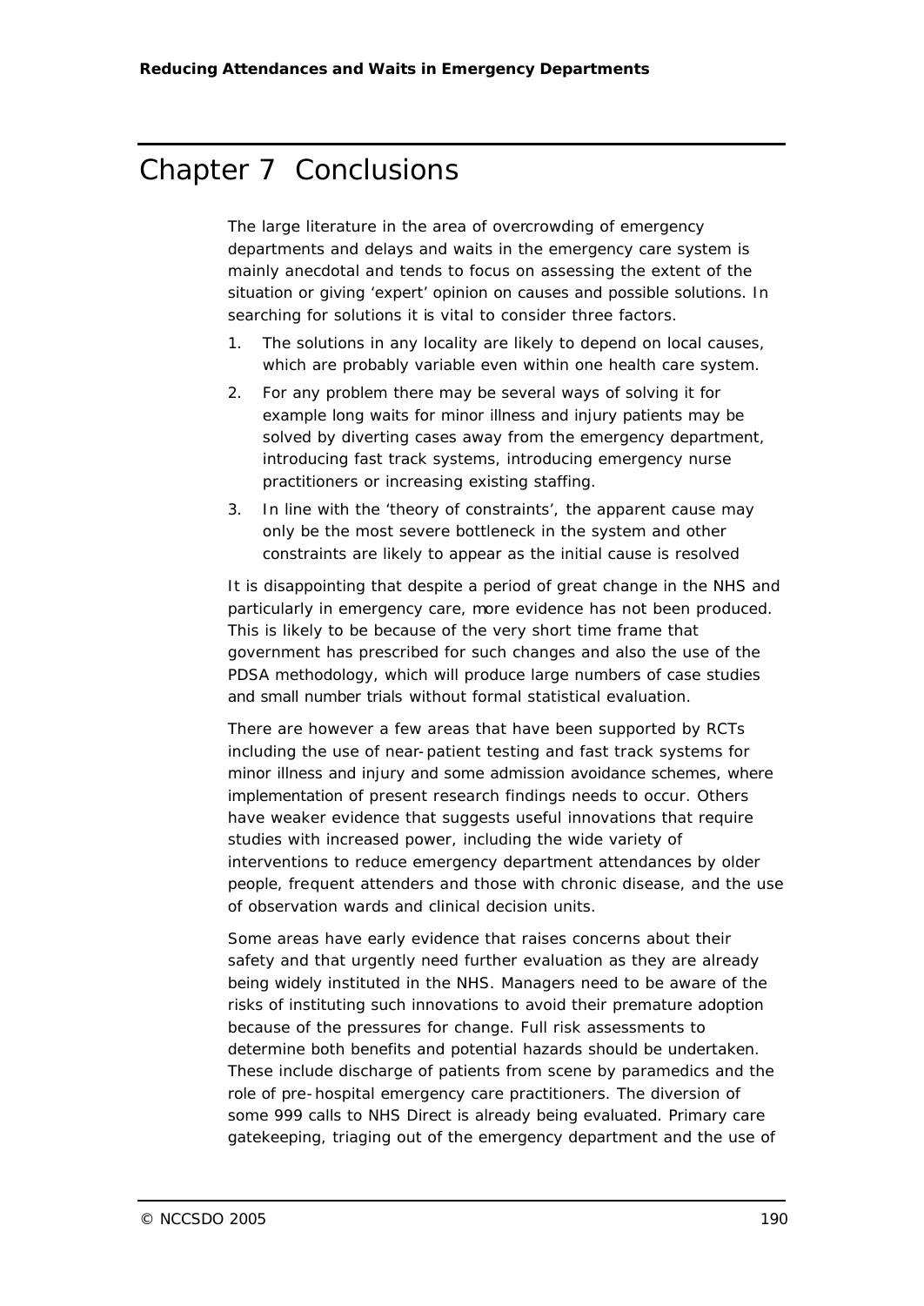# Chapter 7 Conclusions

The large literature in the area of overcrowding of emergency departments and delays and waits in the emergency care system is mainly anecdotal and tends to focus on assessing the extent of the situation or giving 'expert' opinion on causes and possible solutions. In searching for solutions it is vital to consider three factors.

1. The solutions in any locality are likely to depend on local causes, which are probably variable even within one health care system.
2. For any problem there may be several ways of solving it for example long waits for minor illness and injury patients may be solved by diverting cases away from the emergency department, introducing fast track systems, introducing emergency nurse practitioners or increasing existing staffing.
3. In line with the 'theory of constraints', the apparent cause may only be the most severe bottleneck in the system and other constraints are likely to appear as the initial cause is resolved

It is disappointing that despite a period of great change in the NHS and particularly in emergency care, more evidence has not been produced. This is likely to be because of the very short time frame that government has prescribed for such changes and also the use of the PDSA methodology, which will produce large numbers of case studies and small number trials without formal statistical evaluation.

There are however a few areas that have been supported by RCTs including the use of near-patient testing and fast track systems for minor illness and injury and some admission avoidance schemes, where implementation of present research findings needs to occur. Others have weaker evidence that suggests useful innovations that require studies with increased power, including the wide variety of interventions to reduce emergency department attendances by older people, frequent attenders and those with chronic disease, and the use of observation wards and clinical decision units.

Some areas have early evidence that raises concerns about their safety and that urgently need further evaluation as they are already being widely instituted in the NHS. Managers need to be aware of the risks of instituting such innovations to avoid their premature adoption because of the pressures for change. Full risk assessments to determine both benefits and potential hazards should be undertaken. These include discharge of patients from scene by paramedics and the role of pre-hospital emergency care practitioners. The diversion of some 999 calls to NHS Direct is already being evaluated. Primary care gatekeeping, triaging out of the emergency department and the use of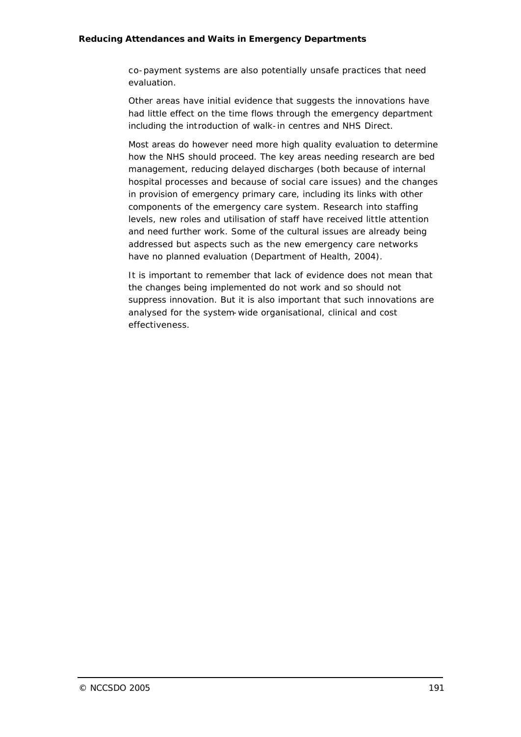co-payment systems are also potentially unsafe practices that need evaluation.

Other areas have initial evidence that suggests the innovations have had little effect on the time flows through the emergency department including the introduction of walk-in centres and NHS Direct.

Most areas do however need more high quality evaluation to determine how the NHS should proceed. The key areas needing research are bed management, reducing delayed discharges (both because of internal hospital processes and because of social care issues) and the changes in provision of emergency primary care, including its links with other components of the emergency care system. Research into staffing levels, new roles and utilisation of staff have received little attention and need further work. Some of the cultural issues are already being addressed but aspects such as the new emergency care networks have no planned evaluation (Department of Health, 2004).

It is important to remember that lack of evidence does not mean that the changes being implemented do not work and so should not suppress innovation. But it is also important that such innovations are analysed for the system-wide organisational, clinical and cost effectiveness.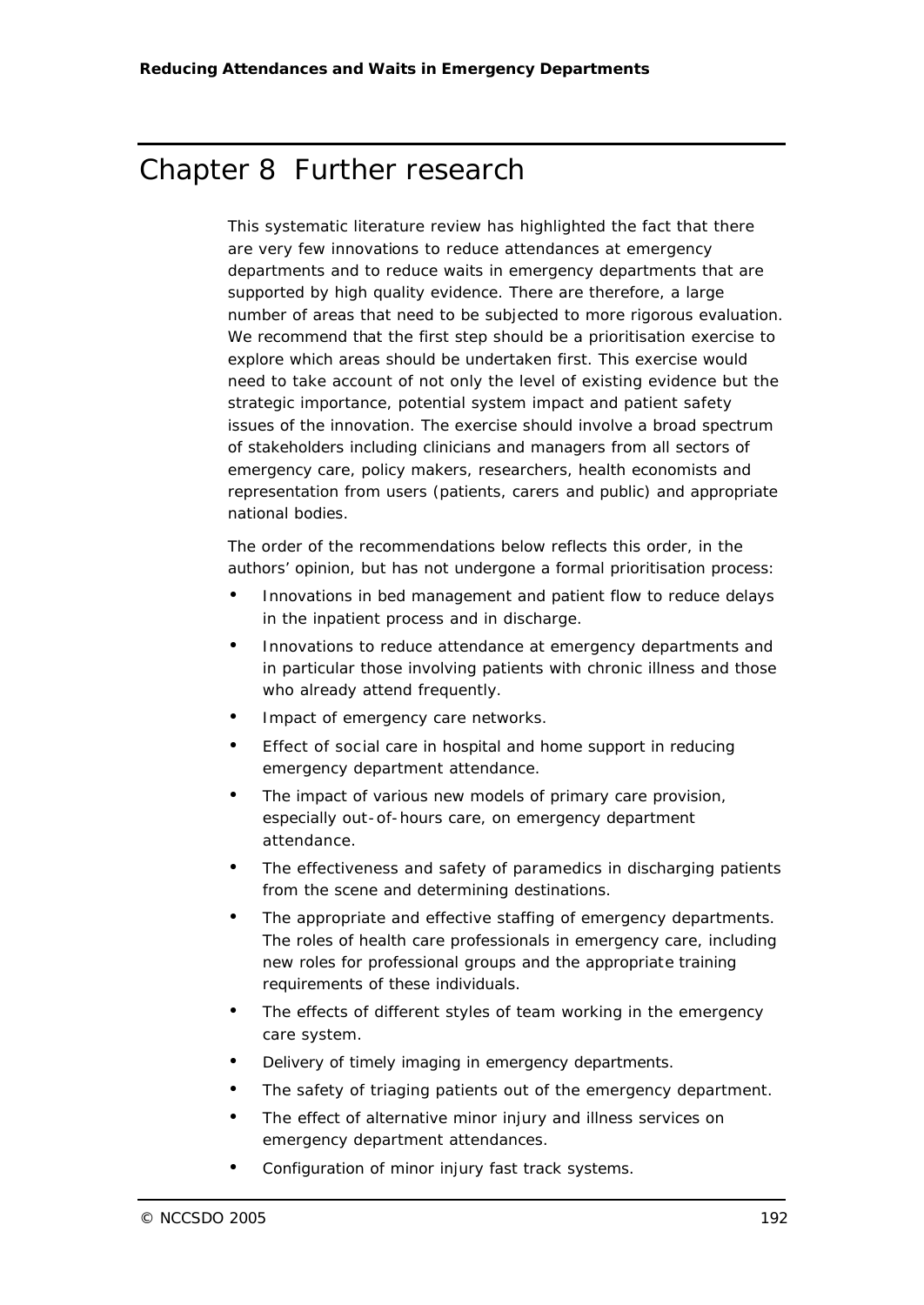# Chapter 8 Further research

This systematic literature review has highlighted the fact that there are very few innovations to reduce attendances at emergency departments and to reduce waits in emergency departments that are supported by high quality evidence. There are therefore, a large number of areas that need to be subjected to more rigorous evaluation. We recommend that the first step should be a prioritisation exercise to explore which areas should be undertaken first. This exercise would need to take account of not only the level of existing evidence but the strategic importance, potential system impact and patient safety issues of the innovation. The exercise should involve a broad spectrum of stakeholders including clinicians and managers from all sectors of emergency care, policy makers, researchers, health economists and representation from users (patients, carers and public) and appropriate national bodies.

The order of the recommendations below reflects this order, in the authors' opinion, but has not undergone a formal prioritisation process:

- Innovations in bed management and patient flow to reduce delays in the inpatient process and in discharge.
- Innovations to reduce attendance at emergency departments and in particular those involving patients with chronic illness and those who already attend frequently.
- Impact of emergency care networks.
- Effect of social care in hospital and home support in reducing emergency department attendance.
- The impact of various new models of primary care provision, especially out-of-hours care, on emergency department attendance.
- The effectiveness and safety of paramedics in discharging patients from the scene and determining destinations.
- The appropriate and effective staffing of emergency departments. The roles of health care professionals in emergency care, including new roles for professional groups and the appropriate training requirements of these individuals.
- The effects of different styles of team working in the emergency care system.
- Delivery of timely imaging in emergency departments.
- The safety of triaging patients out of the emergency department.
- The effect of alternative minor injury and illness services on emergency department attendances.
- Configuration of minor injury fast track systems.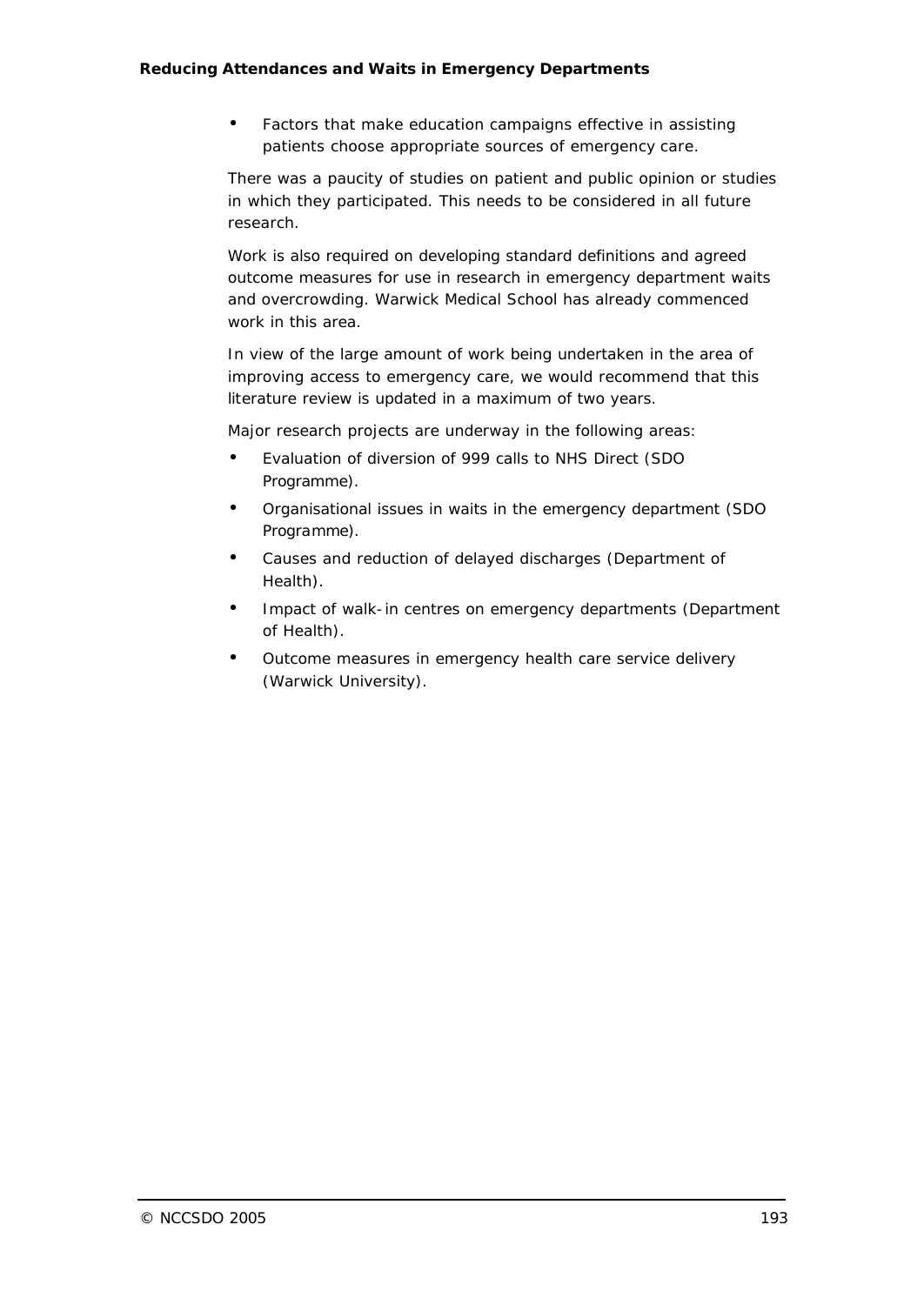- Factors that make education campaigns effective in assisting patients choose appropriate sources of emergency care.

There was a paucity of studies on patient and public opinion or studies in which they participated. This needs to be considered in all future research.

Work is also required on developing standard definitions and agreed outcome measures for use in research in emergency department waits and overcrowding. Warwick Medical School has already commenced work in this area.

In view of the large amount of work being undertaken in the area of improving access to emergency care, we would recommend that this literature review is updated in a maximum of two years.

Major research projects are underway in the following areas:

- Evaluation of diversion of 999 calls to NHS Direct (SDO Programme).
- Organisational issues in waits in the emergency department (SDO Programme).
- Causes and reduction of delayed discharges (Department of Health).
- Impact of walk-in centres on emergency departments (Department of Health).
- Outcome measures in emergency health care service delivery (Warwick University).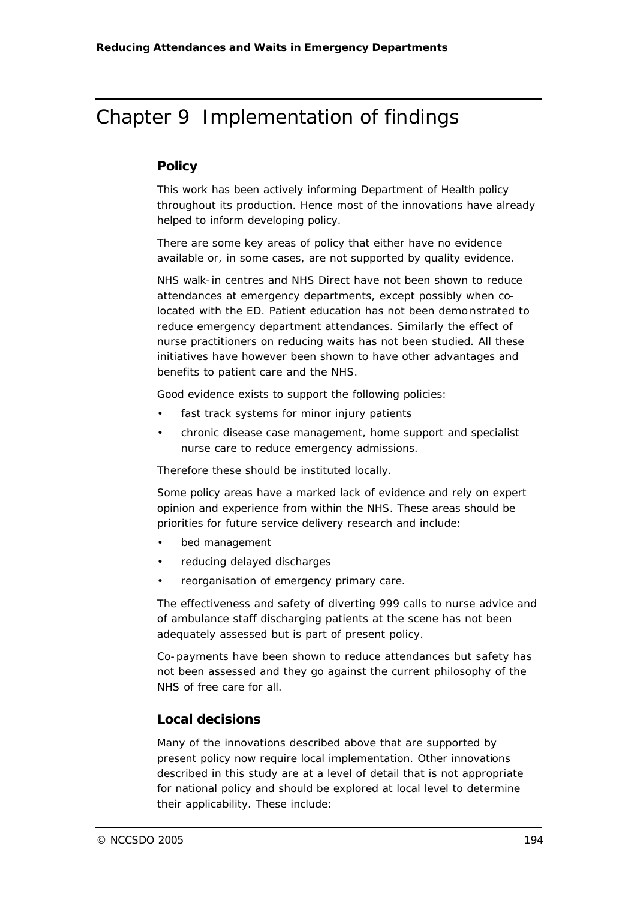# Chapter 9 Implementation of findings

## Policy

This work has been actively informing Department of Health policy throughout its production. Hence most of the innovations have already helped to inform developing policy.

There are some key areas of policy that either have no evidence available or, in some cases, are not supported by quality evidence.

NHS walk-in centres and NHS Direct have not been shown to reduce attendances at emergency departments, except possibly when co-located with the ED. Patient education has not been demonstrated to reduce emergency department attendances. Similarly the effect of nurse practitioners on reducing waits has not been studied. All these initiatives have however been shown to have other advantages and benefits to patient care and the NHS.

Good evidence exists to support the following policies:

- fast track systems for minor injury patients
- chronic disease case management, home support and specialist nurse care to reduce emergency admissions.

Therefore these should be instituted locally.

Some policy areas have a marked lack of evidence and rely on expert opinion and experience from within the NHS. These areas should be priorities for future service delivery research and include:

- bed management
- reducing delayed discharges
- reorganisation of emergency primary care.

The effectiveness and safety of diverting 999 calls to nurse advice and of ambulance staff discharging patients at the scene has not been adequately assessed but is part of present policy.

Co-payments have been shown to reduce attendances but safety has not been assessed and they go against the current philosophy of the NHS of free care for all.

## Local decisions

Many of the innovations described above that are supported by present policy now require local implementation. Other innovations described in this study are at a level of detail that is not appropriate for national policy and should be explored at local level to determine their applicability. These include: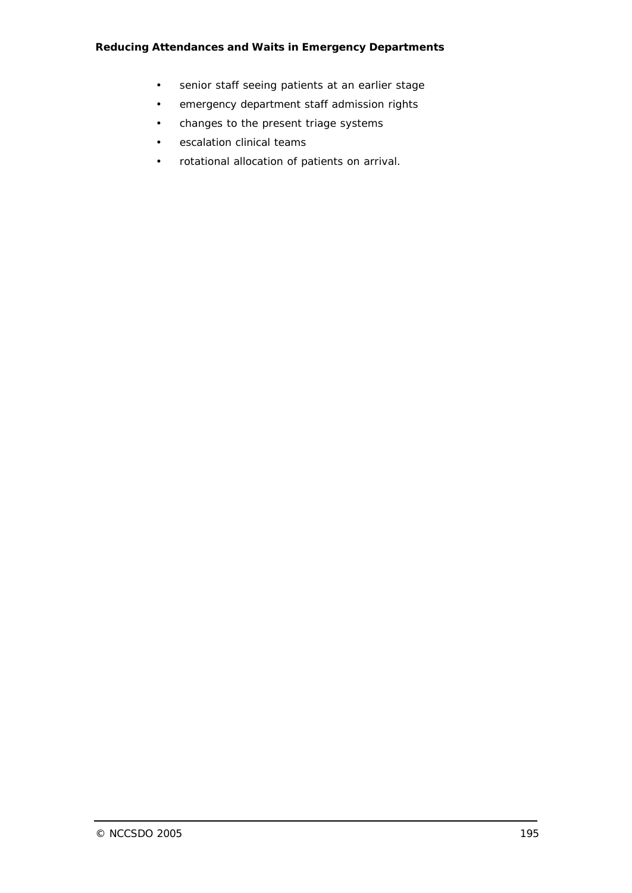- senior staff seeing patients at an earlier stage
- emergency department staff admission rights
- changes to the present triage systems
- escalation clinical teams
- rotational allocation of patients on arrival.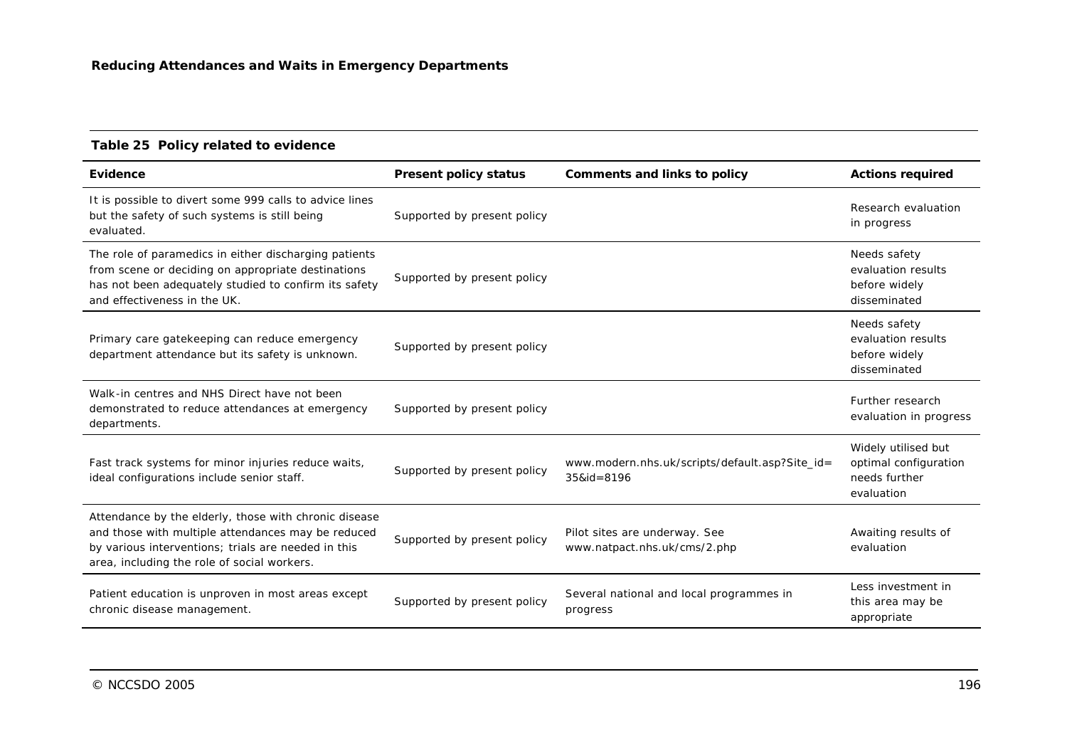**Table 25 Policy related to evidence**

| Evidence | Present policy status | Comments and links to policy | Actions required |
|---|---|---|---|
| It is possible to divert some 999 calls to advice lines but the safety of such systems is still being evaluated. | Supported by present policy | | Research evaluation in progress |
| The role of paramedics in either discharging patients from scene or deciding on appropriate destinations has not been adequately studied to confirm its safety and effectiveness in the UK. | Supported by present policy | | Needs safety evaluation results before widely disseminated |
| Primary care gatekeeping can reduce emergency department attendance but its safety is unknown. | Supported by present policy | | Needs safety evaluation results before widely disseminated |
| Walk-in centres and NHS Direct have not been demonstrated to reduce attendances at emergency departments. | Supported by present policy | | Further research evaluation in progress |
| Fast track systems for minor injuries reduce waits, ideal configurations include senior staff. | Supported by present policy | www.modern.nhs.uk/scripts/default.asp?Site_id=35&id=8196 | Widely utilised but optimal configuration needs further evaluation |
| Attendance by the elderly, those with chronic disease and those with multiple attendances may be reduced by various interventions; trials are needed in this area, including the role of social workers. | Supported by present policy | Pilot sites are underway. See www.natpact.nhs.uk/cms/2.php | Awaiting results of evaluation |
| Patient education is unproven in most areas except chronic disease management. | Supported by present policy | Several national and local programmes in progress | Less investment in this area may be appropriate |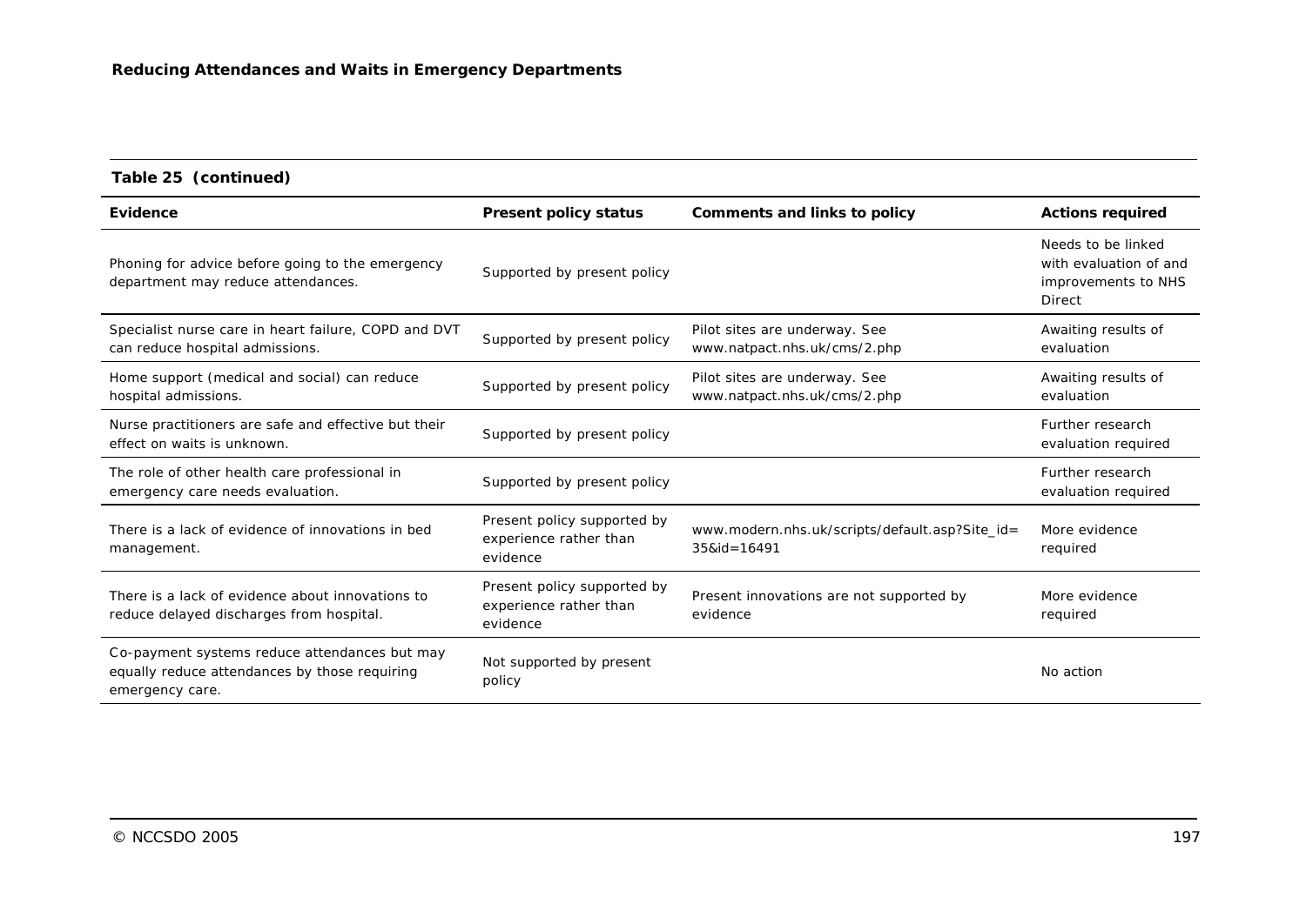**Table 25 (continued)**

| Evidence | Present policy status | Comments and links to policy | Actions required |
|---|---|---|---|
| Phoning for advice before going to the emergency department may reduce attendances. | Supported by present policy | | Needs to be linked with evaluation of and improvements to NHS Direct |
| Specialist nurse care in heart failure, COPD and DVT can reduce hospital admissions. | Supported by present policy | Pilot sites are underway. See www.natpact.nhs.uk/cms/2.php | Awaiting results of evaluation |
| Home support (medical and social) can reduce hospital admissions. | Supported by present policy | Pilot sites are underway. See www.natpact.nhs.uk/cms/2.php | Awaiting results of evaluation |
| Nurse practitioners are safe and effective but their effect on waits is unknown. | Supported by present policy | | Further research evaluation required |
| The role of other health care professional in emergency care needs evaluation. | Supported by present policy | | Further research evaluation required |
| There is a lack of evidence of innovations in bed management. | Present policy supported by experience rather than evidence | www.modern.nhs.uk/scripts/default.asp?Site_id=35&id=16491 | More evidence required |
| There is a lack of evidence about innovations to reduce delayed discharges from hospital. | Present policy supported by experience rather than evidence | Present innovations are not supported by evidence | More evidence required |
| Co-payment systems reduce attendances but may equally reduce attendances by those requiring emergency care. | Not supported by present policy | | No action |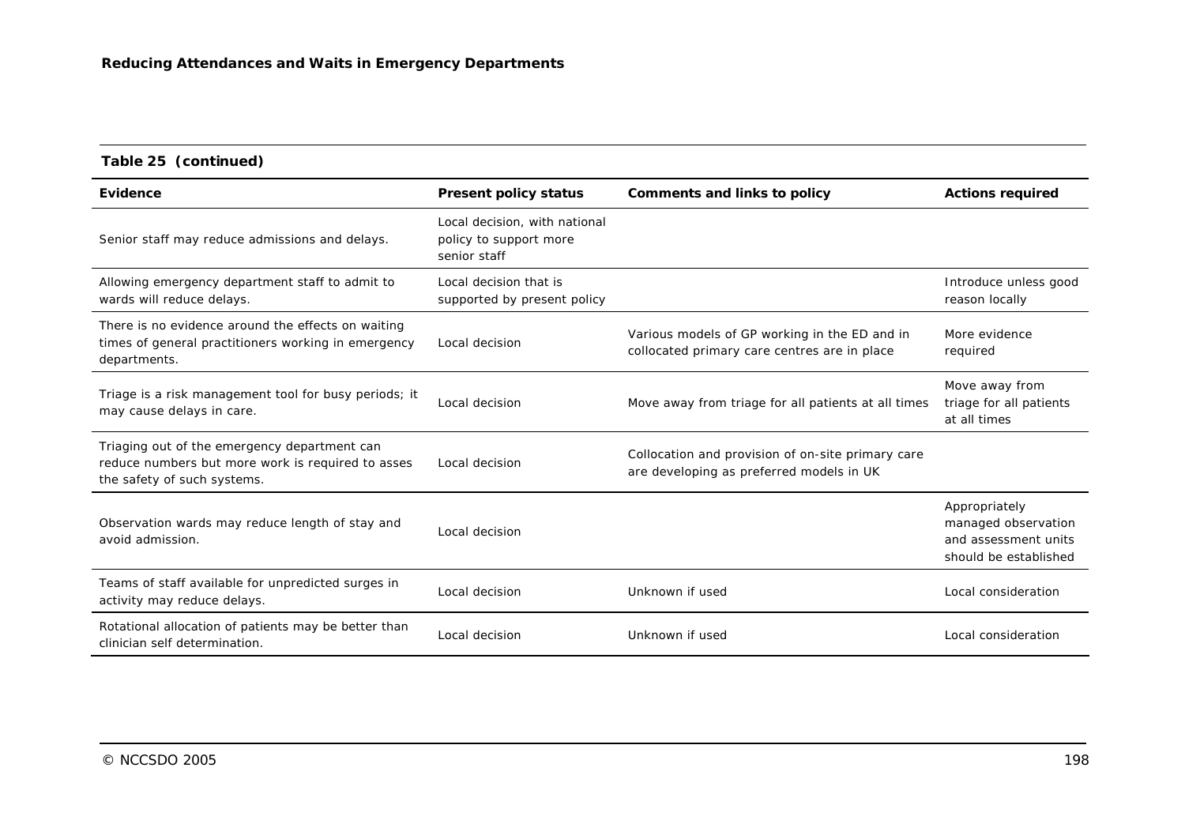**Table 25 (continued)**

| Evidence | Present policy status | Comments and links to policy | Actions required |
|---|---|---|---|
| Senior staff may reduce admissions and delays. | Local decision, with national policy to support more senior staff | | |
| Allowing emergency department staff to admit to wards will reduce delays. | Local decision that is supported by present policy | | Introduce unless good reason locally |
| There is no evidence around the effects on waiting times of general practitioners working in emergency departments. | Local decision | Various models of GP working in the ED and in collocated primary care centres are in place | More evidence required |
| Triage is a risk management tool for busy periods; it may cause delays in care. | Local decision | Move away from triage for all patients at all times | Move away from triage for all patients at all times |
| Triaging out of the emergency department can reduce numbers but more work is required to asses the safety of such systems. | Local decision | Collocation and provision of on-site primary care are developing as preferred models in UK | |
| Observation wards may reduce length of stay and avoid admission. | Local decision | | Appropriately managed observation and assessment units should be established |
| Teams of staff available for unpredicted surges in activity may reduce delays. | Local decision | Unknown if used | Local consideration |
| Rotational allocation of patients may be better than clinician self determination. | Local decision | Unknown if used | Local consideration |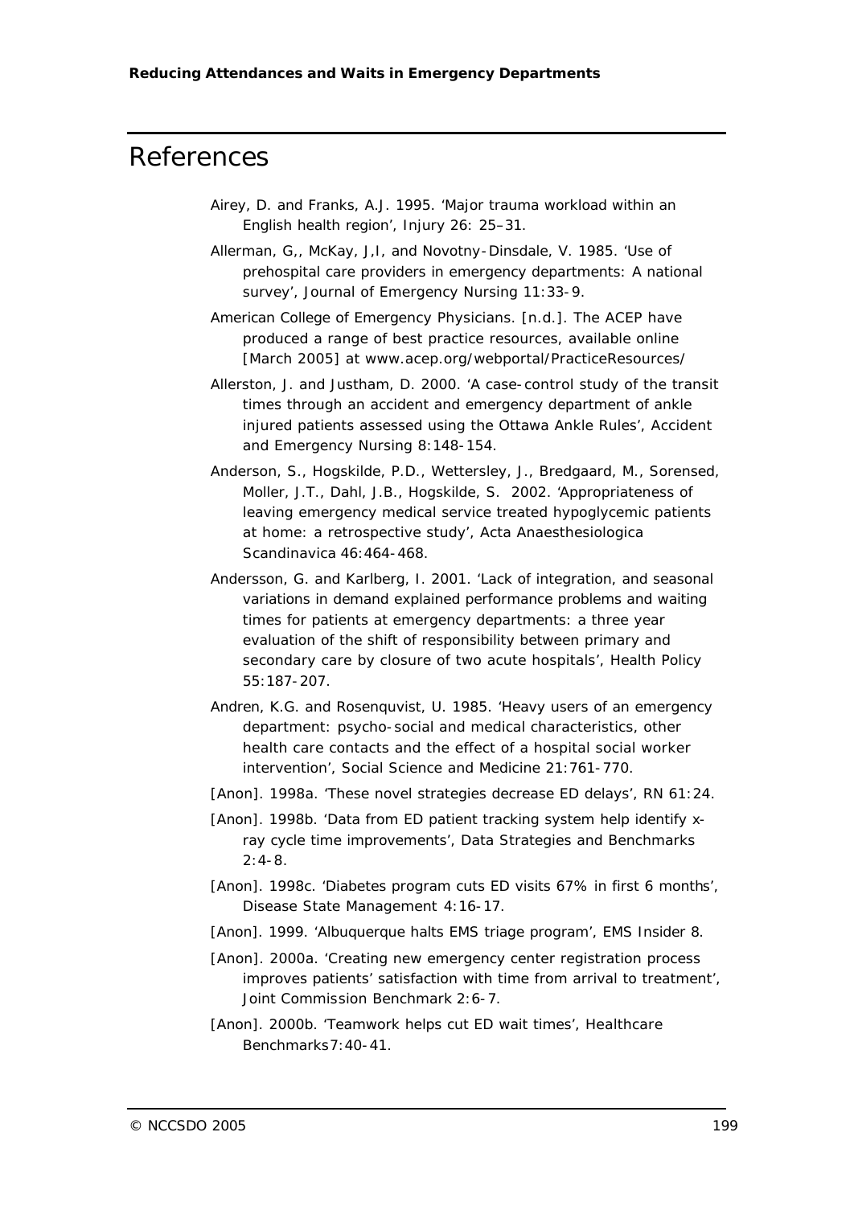# References

Airey, D. and Franks, A.J. 1995. 'Major trauma workload within an English health region', Injury 26: 25–31.

Allerman, G,, McKay, J,I, and Novotny-Dinsdale, V. 1985. 'Use of prehospital care providers in emergency departments: A national survey', Journal of Emergency Nursing 11:33-9.

American College of Emergency Physicians. [n.d.]. The ACEP have produced a range of best practice resources, available online [March 2005] at www.acep.org/webportal/PracticeResources/

Allerston, J. and Justham, D. 2000. 'A case-control study of the transit times through an accident and emergency department of ankle injured patients assessed using the Ottawa Ankle Rules', Accident and Emergency Nursing 8:148-154.

Anderson, S., Hogskilde, P.D., Wettersley, J., Bredgaard, M., Sorensed, Moller, J.T., Dahl, J.B., Hogskilde, S. 2002. 'Appropriateness of leaving emergency medical service treated hypoglycemic patients at home: a retrospective study', Acta Anaesthesiologica Scandinavica 46:464-468.

Andersson, G. and Karlberg, I. 2001. 'Lack of integration, and seasonal variations in demand explained performance problems and waiting times for patients at emergency departments: a three year evaluation of the shift of responsibility between primary and secondary care by closure of two acute hospitals', Health Policy 55:187-207.

Andren, K.G. and Rosenquvist, U. 1985. 'Heavy users of an emergency department: psycho-social and medical characteristics, other health care contacts and the effect of a hospital social worker intervention', Social Science and Medicine 21:761-770.

[Anon]. 1998a. 'These novel strategies decrease ED delays', RN 61:24.

[Anon]. 1998b. 'Data from ED patient tracking system help identify x-ray cycle time improvements', Data Strategies and Benchmarks 2:4-8.

[Anon]. 1998c. 'Diabetes program cuts ED visits 67% in first 6 months', Disease State Management 4:16-17.

[Anon]. 1999. 'Albuquerque halts EMS triage program', EMS Insider 8.

[Anon]. 2000a. 'Creating new emergency center registration process improves patients' satisfaction with time from arrival to treatment', Joint Commission Benchmark 2:6-7.

[Anon]. 2000b. 'Teamwork helps cut ED wait times', Healthcare Benchmarks7:40-41.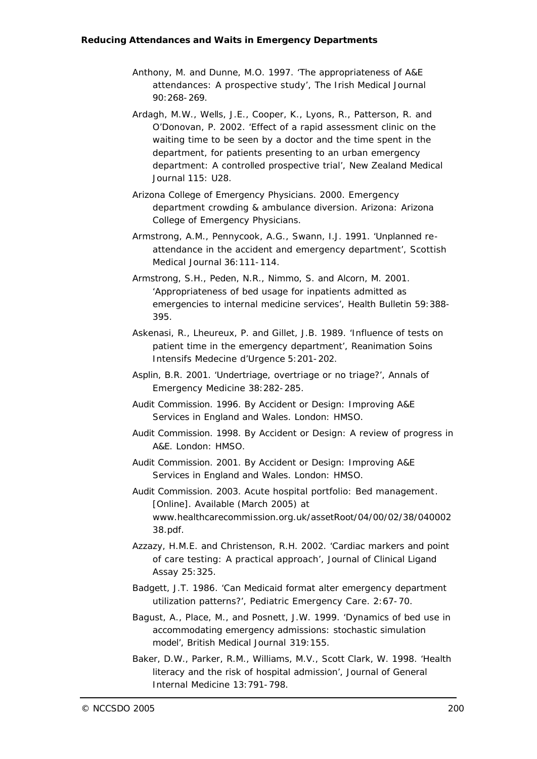Anthony, M. and Dunne, M.O. 1997. 'The appropriateness of A&E attendances: A prospective study', The Irish Medical Journal 90:268-269.

Ardagh, M.W., Wells, J.E., Cooper, K., Lyons, R., Patterson, R. and O'Donovan, P. 2002. 'Effect of a rapid assessment clinic on the waiting time to be seen by a doctor and the time spent in the department, for patients presenting to an urban emergency department: A controlled prospective trial', New Zealand Medical Journal 115: U28.

Arizona College of Emergency Physicians. 2000. Emergency department crowding & ambulance diversion. Arizona: Arizona College of Emergency Physicians.

Armstrong, A.M., Pennycook, A.G., Swann, I.J. 1991. 'Unplanned re-attendance in the accident and emergency department', Scottish Medical Journal 36:111-114.

Armstrong, S.H., Peden, N.R., Nimmo, S. and Alcorn, M. 2001. 'Appropriateness of bed usage for inpatients admitted as emergencies to internal medicine services', Health Bulletin 59:388-395.

Askenasi, R., Lheureux, P. and Gillet, J.B. 1989. 'Influence of tests on patient time in the emergency department', Reanimation Soins Intensifs Medecine d'Urgence 5:201-202.

Asplin, B.R. 2001. 'Undertriage, overtriage or no triage?', Annals of Emergency Medicine 38:282-285.

Audit Commission. 1996. By Accident or Design: Improving A&E Services in England and Wales. London: HMSO.

Audit Commission. 1998. By Accident or Design: A review of progress in A&E. London: HMSO.

Audit Commission. 2001. By Accident or Design: Improving A&E Services in England and Wales. London: HMSO.

Audit Commission. 2003. Acute hospital portfolio: Bed management. [Online]. Available (March 2005) at www.healthcarecommission.org.uk/assetRoot/04/00/02/38/04000238.pdf.

Azzazy, H.M.E. and Christenson, R.H. 2002. 'Cardiac markers and point of care testing: A practical approach', Journal of Clinical Ligand Assay 25:325.

Badgett, J.T. 1986. 'Can Medicaid format alter emergency department utilization patterns?', Pediatric Emergency Care. 2:67-70.

Bagust, A., Place, M., and Posnett, J.W. 1999. 'Dynamics of bed use in accommodating emergency admissions: stochastic simulation model', British Medical Journal 319:155.

Baker, D.W., Parker, R.M., Williams, M.V., Scott Clark, W. 1998. 'Health literacy and the risk of hospital admission', Journal of General Internal Medicine 13:791-798.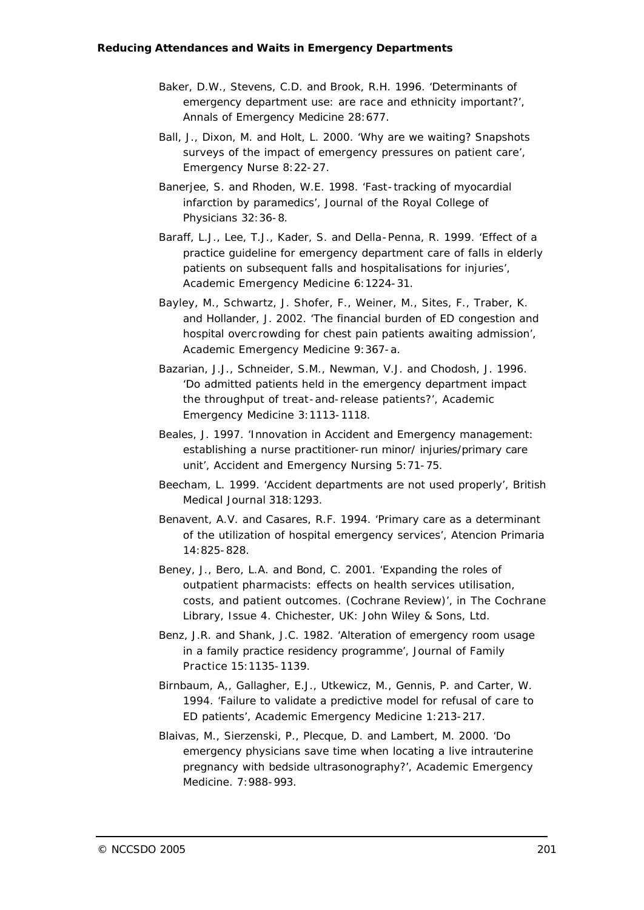Baker, D.W., Stevens, C.D. and Brook, R.H. 1996. 'Determinants of emergency department use: are race and ethnicity important?', Annals of Emergency Medicine 28:677.

Ball, J., Dixon, M. and Holt, L. 2000. 'Why are we waiting? Snapshots surveys of the impact of emergency pressures on patient care', Emergency Nurse 8:22-27.

Banerjee, S. and Rhoden, W.E. 1998. 'Fast-tracking of myocardial infarction by paramedics', Journal of the Royal College of Physicians 32:36-8.

Baraff, L.J., Lee, T.J., Kader, S. and Della-Penna, R. 1999. 'Effect of a practice guideline for emergency department care of falls in elderly patients on subsequent falls and hospitalisations for injuries', Academic Emergency Medicine 6:1224-31.

Bayley, M., Schwartz, J. Shofer, F., Weiner, M., Sites, F., Traber, K. and Hollander, J. 2002. 'The financial burden of ED congestion and hospital overcrowding for chest pain patients awaiting admission', Academic Emergency Medicine 9:367-a.

Bazarian, J.J., Schneider, S.M., Newman, V.J. and Chodosh, J. 1996. 'Do admitted patients held in the emergency department impact the throughput of treat-and-release patients?', Academic Emergency Medicine 3:1113-1118.

Beales, J. 1997. 'Innovation in Accident and Emergency management: establishing a nurse practitioner-run minor/ injuries/primary care unit', Accident and Emergency Nursing 5:71-75.

Beecham, L. 1999. 'Accident departments are not used properly', British Medical Journal 318:1293.

Benavent, A.V. and Casares, R.F. 1994. 'Primary care as a determinant of the utilization of hospital emergency services', Atencion Primaria 14:825-828.

Beney, J., Bero, L.A. and Bond, C. 2001. 'Expanding the roles of outpatient pharmacists: effects on health services utilisation, costs, and patient outcomes. (Cochrane Review)', in The Cochrane Library, Issue 4. Chichester, UK: John Wiley & Sons, Ltd.

Benz, J.R. and Shank, J.C. 1982. 'Alteration of emergency room usage in a family practice residency programme', Journal of Family Practice 15:1135-1139.

Birnbaum, A,, Gallagher, E.J., Utkewicz, M., Gennis, P. and Carter, W. 1994. 'Failure to validate a predictive model for refusal of care to ED patients', Academic Emergency Medicine 1:213-217.

Blaivas, M., Sierzenski, P., Plecque, D. and Lambert, M. 2000. 'Do emergency physicians save time when locating a live intrauterine pregnancy with bedside ultrasonography?', Academic Emergency Medicine. 7:988-993.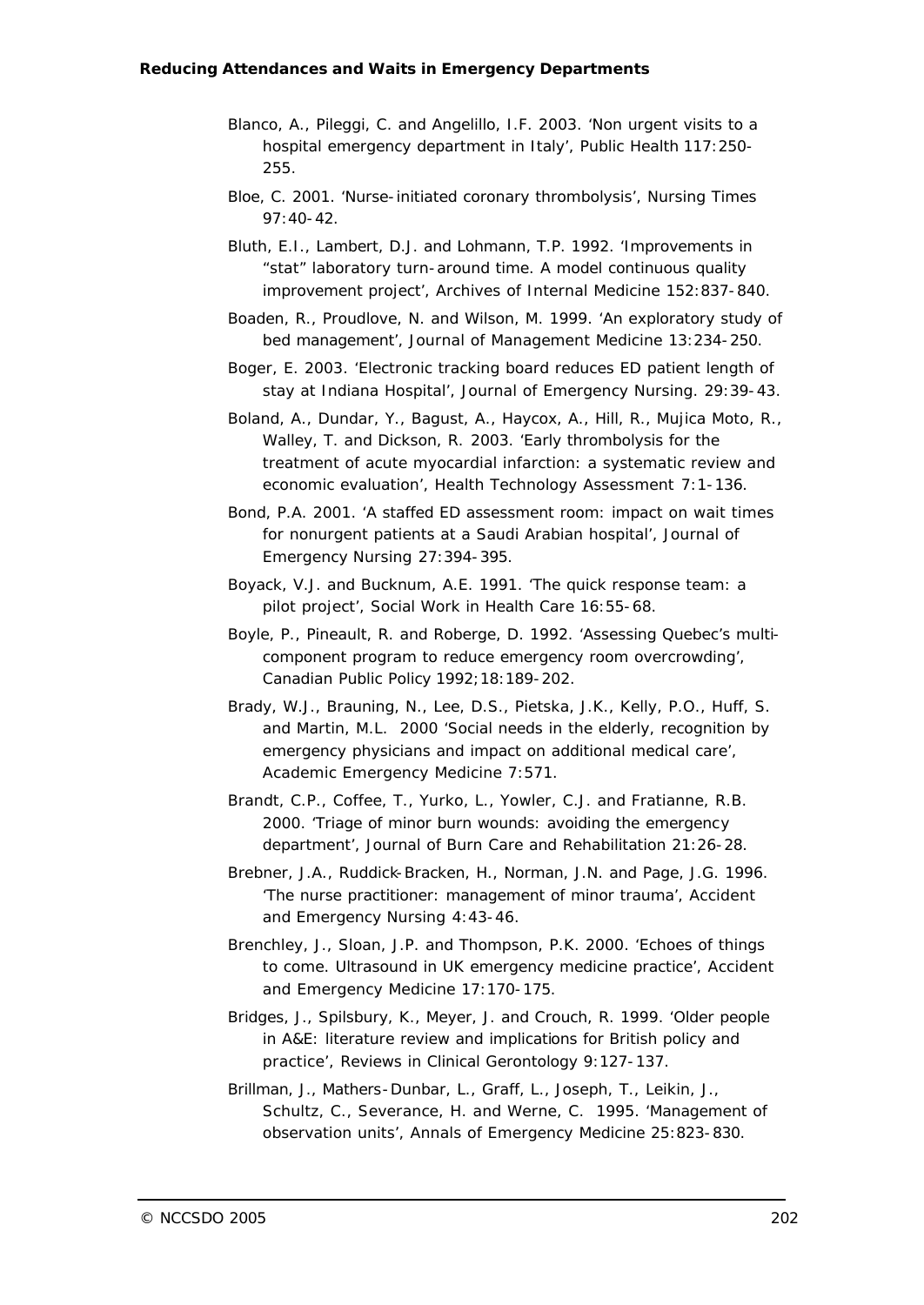Blanco, A., Pileggi, C. and Angelillo, I.F. 2003. 'Non urgent visits to a hospital emergency department in Italy', Public Health 117:250-255.

Bloe, C. 2001. 'Nurse-initiated coronary thrombolysis', Nursing Times 97:40-42.

Bluth, E.I., Lambert, D.J. and Lohmann, T.P. 1992. 'Improvements in "stat" laboratory turn-around time. A model continuous quality improvement project', Archives of Internal Medicine 152:837-840.

Boaden, R., Proudlove, N. and Wilson, M. 1999. 'An exploratory study of bed management', Journal of Management Medicine 13:234-250.

Boger, E. 2003. 'Electronic tracking board reduces ED patient length of stay at Indiana Hospital', Journal of Emergency Nursing. 29:39-43.

Boland, A., Dundar, Y., Bagust, A., Haycox, A., Hill, R., Mujica Moto, R., Walley, T. and Dickson, R. 2003. 'Early thrombolysis for the treatment of acute myocardial infarction: a systematic review and economic evaluation', Health Technology Assessment 7:1-136.

Bond, P.A. 2001. 'A staffed ED assessment room: impact on wait times for nonurgent patients at a Saudi Arabian hospital', Journal of Emergency Nursing 27:394-395.

Boyack, V.J. and Bucknum, A.E. 1991. 'The quick response team: a pilot project', Social Work in Health Care 16:55-68.

Boyle, P., Pineault, R. and Roberge, D. 1992. 'Assessing Quebec's multi-component program to reduce emergency room overcrowding', Canadian Public Policy 1992;18:189-202.

Brady, W.J., Brauning, N., Lee, D.S., Pietska, J.K., Kelly, P.O., Huff, S. and Martin, M.L. 2000 'Social needs in the elderly, recognition by emergency physicians and impact on additional medical care', Academic Emergency Medicine 7:571.

Brandt, C.P., Coffee, T., Yurko, L., Yowler, C.J. and Fratianne, R.B. 2000. 'Triage of minor burn wounds: avoiding the emergency department', Journal of Burn Care and Rehabilitation 21:26-28.

Brebner, J.A., Ruddick-Bracken, H., Norman, J.N. and Page, J.G. 1996. 'The nurse practitioner: management of minor trauma', Accident and Emergency Nursing 4:43-46.

Brenchley, J., Sloan, J.P. and Thompson, P.K. 2000. 'Echoes of things to come. Ultrasound in UK emergency medicine practice', Accident and Emergency Medicine 17:170-175.

Bridges, J., Spilsbury, K., Meyer, J. and Crouch, R. 1999. 'Older people in A&E: literature review and implications for British policy and practice', Reviews in Clinical Gerontology 9:127-137.

Brillman, J., Mathers-Dunbar, L., Graff, L., Joseph, T., Leikin, J., Schultz, C., Severance, H. and Werne, C. 1995. 'Management of observation units', Annals of Emergency Medicine 25:823-830.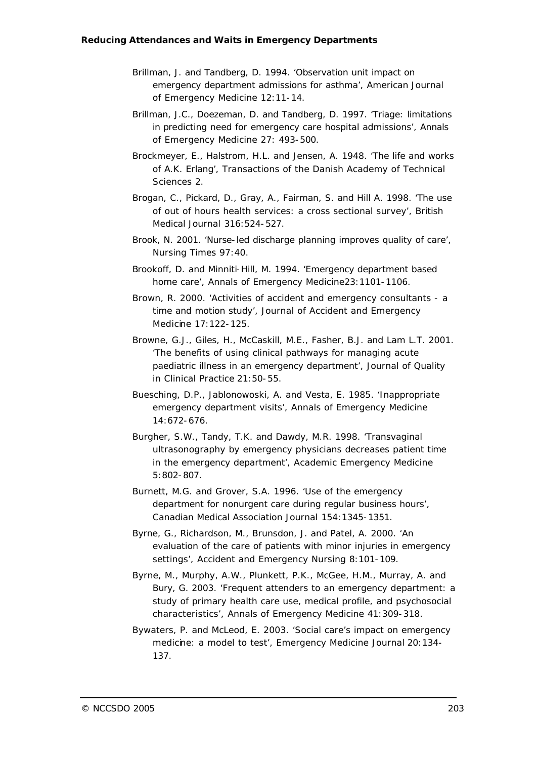Brillman, J. and Tandberg, D. 1994. 'Observation unit impact on emergency department admissions for asthma', American Journal of Emergency Medicine 12:11-14.

Brillman, J.C., Doezeman, D. and Tandberg, D. 1997. 'Triage: limitations in predicting need for emergency care hospital admissions', Annals of Emergency Medicine 27: 493-500.

Brockmeyer, E., Halstrom, H.L. and Jensen, A. 1948. 'The life and works of A.K. Erlang', Transactions of the Danish Academy of Technical Sciences 2.

Brogan, C., Pickard, D., Gray, A., Fairman, S. and Hill A. 1998. 'The use of out of hours health services: a cross sectional survey', British Medical Journal 316:524-527.

Brook, N. 2001. 'Nurse-led discharge planning improves quality of care', Nursing Times 97:40.

Brookoff, D. and Minniti-Hill, M. 1994. 'Emergency department based home care', Annals of Emergency Medicine23:1101-1106.

Brown, R. 2000. 'Activities of accident and emergency consultants - a time and motion study', Journal of Accident and Emergency Medicine 17:122-125.

Browne, G.J., Giles, H., McCaskill, M.E., Fasher, B.J. and Lam L.T. 2001. 'The benefits of using clinical pathways for managing acute paediatric illness in an emergency department', Journal of Quality in Clinical Practice 21:50-55.

Buesching, D.P., Jablonowoski, A. and Vesta, E. 1985. 'Inappropriate emergency department visits', Annals of Emergency Medicine 14:672-676.

Burgher, S.W., Tandy, T.K. and Dawdy, M.R. 1998. 'Transvaginal ultrasonography by emergency physicians decreases patient time in the emergency department', Academic Emergency Medicine 5:802-807.

Burnett, M.G. and Grover, S.A. 1996. 'Use of the emergency department for nonurgent care during regular business hours', Canadian Medical Association Journal 154:1345-1351.

Byrne, G., Richardson, M., Brunsdon, J. and Patel, A. 2000. 'An evaluation of the care of patients with minor injuries in emergency settings', Accident and Emergency Nursing 8:101-109.

Byrne, M., Murphy, A.W., Plunkett, P.K., McGee, H.M., Murray, A. and Bury, G. 2003. 'Frequent attenders to an emergency department: a study of primary health care use, medical profile, and psychosocial characteristics', Annals of Emergency Medicine 41:309-318.

Bywaters, P. and McLeod, E. 2003. 'Social care's impact on emergency medicine: a model to test', Emergency Medicine Journal 20:134-137.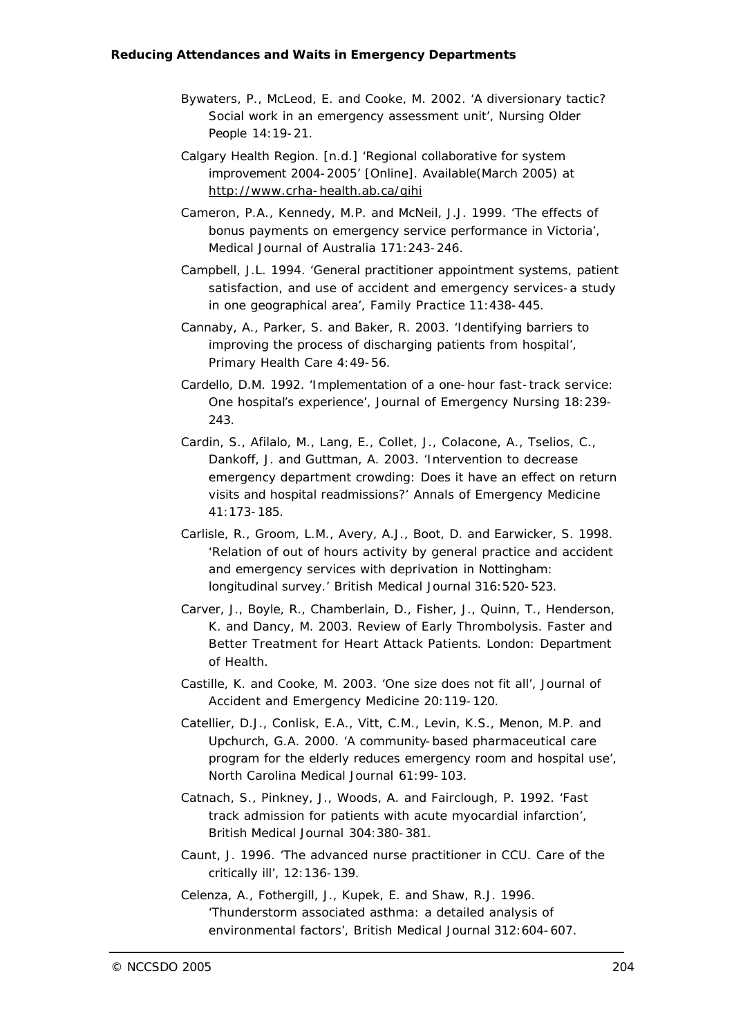Bywaters, P., McLeod, E. and Cooke, M. 2002. 'A diversionary tactic? Social work in an emergency assessment unit', Nursing Older People 14:19-21.

Calgary Health Region. [n.d.] 'Regional collaborative for system improvement 2004-2005' [Online]. Available(March 2005) at http://www.crha-health.ab.ca/qihi

Cameron, P.A., Kennedy, M.P. and McNeil, J.J. 1999. 'The effects of bonus payments on emergency service performance in Victoria', Medical Journal of Australia 171:243-246.

Campbell, J.L. 1994. 'General practitioner appointment systems, patient satisfaction, and use of accident and emergency services-a study in one geographical area', Family Practice 11:438-445.

Cannaby, A., Parker, S. and Baker, R. 2003. 'Identifying barriers to improving the process of discharging patients from hospital', Primary Health Care 4:49-56.

Cardello, D.M. 1992. 'Implementation of a one-hour fast-track service: One hospital's experience', Journal of Emergency Nursing 18:239-243.

Cardin, S., Afilalo, M., Lang, E., Collet, J., Colacone, A., Tselios, C., Dankoff, J. and Guttman, A. 2003. 'Intervention to decrease emergency department crowding: Does it have an effect on return visits and hospital readmissions?' Annals of Emergency Medicine 41:173-185.

Carlisle, R., Groom, L.M., Avery, A.J., Boot, D. and Earwicker, S. 1998. 'Relation of out of hours activity by general practice and accident and emergency services with deprivation in Nottingham: longitudinal survey.' British Medical Journal 316:520-523.

Carver, J., Boyle, R., Chamberlain, D., Fisher, J., Quinn, T., Henderson, K. and Dancy, M. 2003. Review of Early Thrombolysis. Faster and Better Treatment for Heart Attack Patients. London: Department of Health.

Castille, K. and Cooke, M. 2003. 'One size does not fit all', Journal of Accident and Emergency Medicine 20:119-120.

Catellier, D.J., Conlisk, E.A., Vitt, C.M., Levin, K.S., Menon, M.P. and Upchurch, G.A. 2000. 'A community-based pharmaceutical care program for the elderly reduces emergency room and hospital use', North Carolina Medical Journal 61:99-103.

Catnach, S., Pinkney, J., Woods, A. and Fairclough, P. 1992. 'Fast track admission for patients with acute myocardial infarction', British Medical Journal 304:380-381.

Caunt, J. 1996. 'The advanced nurse practitioner in CCU. Care of the critically ill', 12:136-139.

Celenza, A., Fothergill, J., Kupek, E. and Shaw, R.J. 1996. 'Thunderstorm associated asthma: a detailed analysis of environmental factors', British Medical Journal 312:604-607.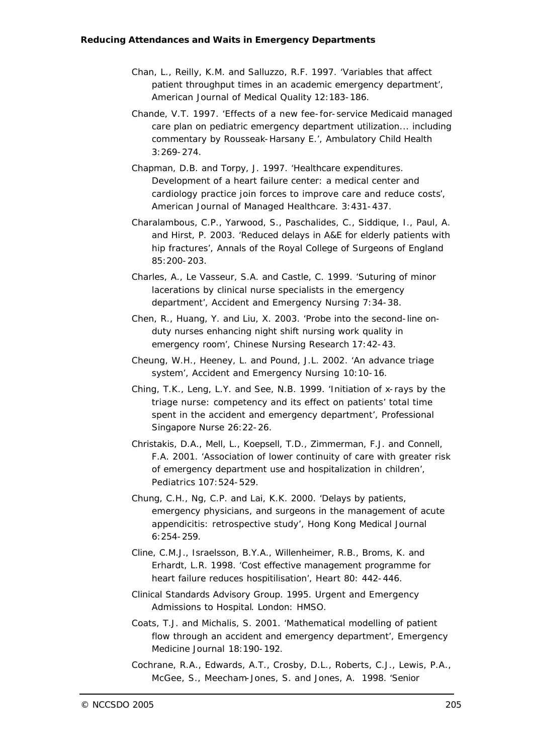Chan, L., Reilly, K.M. and Salluzzo, R.F. 1997. 'Variables that affect patient throughput times in an academic emergency department', *American Journal of Medical Quality* 12:183-186.

Chande, V.T. 1997. 'Effects of a new fee-for-service Medicaid managed care plan on pediatric emergency department utilization... including commentary by Rousseak-Harsany E.', *Ambulatory Child Health* 3:269-274.

Chapman, D.B. and Torpy, J. 1997. 'Healthcare expenditures. Development of a heart failure center: a medical center and cardiology practice join forces to improve care and reduce costs', *American Journal of Managed Healthcare*. 3:431-437.

Charalambous, C.P., Yarwood, S., Paschalides, C., Siddique, I., Paul, A. and Hirst, P. 2003. 'Reduced delays in A&E for elderly patients with hip fractures', *Annals of the Royal College of Surgeons of England* 85:200-203.

Charles, A., Le Vasseur, S.A. and Castle, C. 1999. 'Suturing of minor lacerations by clinical nurse specialists in the emergency department', *Accident and Emergency Nursing* 7:34-38.

Chen, R., Huang, Y. and Liu, X. 2003. 'Probe into the second-line on-duty nurses enhancing night shift nursing work quality in emergency room', *Chinese Nursing Research* 17:42-43.

Cheung, W.H., Heeney, L. and Pound, J.L. 2002. 'An advance triage system', *Accident and Emergency Nursing* 10:10-16.

Ching, T.K., Leng, L.Y. and See, N.B. 1999. 'Initiation of x-rays by the triage nurse: competency and its effect on patients' total time spent in the accident and emergency department', *Professional Singapore Nurse* 26:22-26.

Christakis, D.A., Mell, L., Koepsell, T.D., Zimmerman, F.J. and Connell, F.A. 2001. 'Association of lower continuity of care with greater risk of emergency department use and hospitalization in children', *Pediatrics* 107:524-529.

Chung, C.H., Ng, C.P. and Lai, K.K. 2000. 'Delays by patients, emergency physicians, and surgeons in the management of acute appendicitis: retrospective study', *Hong Kong Medical Journal* 6:254-259.

Cline, C.M.J., Israelsson, B.Y.A., Willenheimer, R.B., Broms, K. and Erhardt, L.R. 1998. 'Cost effective management programme for heart failure reduces hospitilisation', *Heart* 80: 442-446.

Clinical Standards Advisory Group. 1995. *Urgent and Emergency Admissions to Hospital*. London: HMSO.

Coats, T.J. and Michalis, S. 2001. 'Mathematical modelling of patient flow through an accident and emergency department', *Emergency Medicine Journal* 18:190-192.

Cochrane, R.A., Edwards, A.T., Crosby, D.L., Roberts, C.J., Lewis, P.A., McGee, S., Meecham-Jones, S. and Jones, A. 1998. 'Senior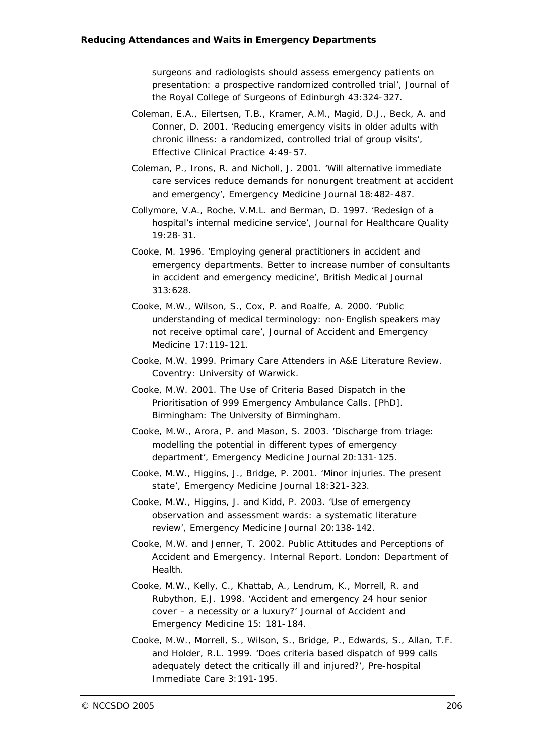surgeons and radiologists should assess emergency patients on presentation: a prospective randomized controlled trial', Journal of the Royal College of Surgeons of Edinburgh 43:324-327.

Coleman, E.A., Eilertsen, T.B., Kramer, A.M., Magid, D.J., Beck, A. and Conner, D. 2001. 'Reducing emergency visits in older adults with chronic illness: a randomized, controlled trial of group visits', Effective Clinical Practice 4:49-57.

Coleman, P., Irons, R. and Nicholl, J. 2001. 'Will alternative immediate care services reduce demands for nonurgent treatment at accident and emergency', Emergency Medicine Journal 18:482-487.

Collymore, V.A., Roche, V.M.L. and Berman, D. 1997. 'Redesign of a hospital's internal medicine service', Journal for Healthcare Quality 19:28-31.

Cooke, M. 1996. 'Employing general practitioners in accident and emergency departments. Better to increase number of consultants in accident and emergency medicine', British Medical Journal 313:628.

Cooke, M.W., Wilson, S., Cox, P. and Roalfe, A. 2000. 'Public understanding of medical terminology: non-English speakers may not receive optimal care', Journal of Accident and Emergency Medicine 17:119-121.

Cooke, M.W. 1999. Primary Care Attenders in A&E Literature Review. Coventry: University of Warwick.

Cooke, M.W. 2001. The Use of Criteria Based Dispatch in the Prioritisation of 999 Emergency Ambulance Calls. [PhD]. Birmingham: The University of Birmingham.

Cooke, M.W., Arora, P. and Mason, S. 2003. 'Discharge from triage: modelling the potential in different types of emergency department', Emergency Medicine Journal 20:131-125.

Cooke, M.W., Higgins, J., Bridge, P. 2001. 'Minor injuries. The present state', Emergency Medicine Journal 18:321-323.

Cooke, M.W., Higgins, J. and Kidd, P. 2003. 'Use of emergency observation and assessment wards: a systematic literature review', Emergency Medicine Journal 20:138-142.

Cooke, M.W. and Jenner, T. 2002. Public Attitudes and Perceptions of Accident and Emergency. Internal Report. London: Department of Health.

Cooke, M.W., Kelly, C., Khattab, A., Lendrum, K., Morrell, R. and Rubython, E.J. 1998. 'Accident and emergency 24 hour senior cover – a necessity or a luxury?' Journal of Accident and Emergency Medicine 15: 181-184.

Cooke, M.W., Morrell, S., Wilson, S., Bridge, P., Edwards, S., Allan, T.F. and Holder, R.L. 1999. 'Does criteria based dispatch of 999 calls adequately detect the critically ill and injured?', Pre-hospital Immediate Care 3:191-195.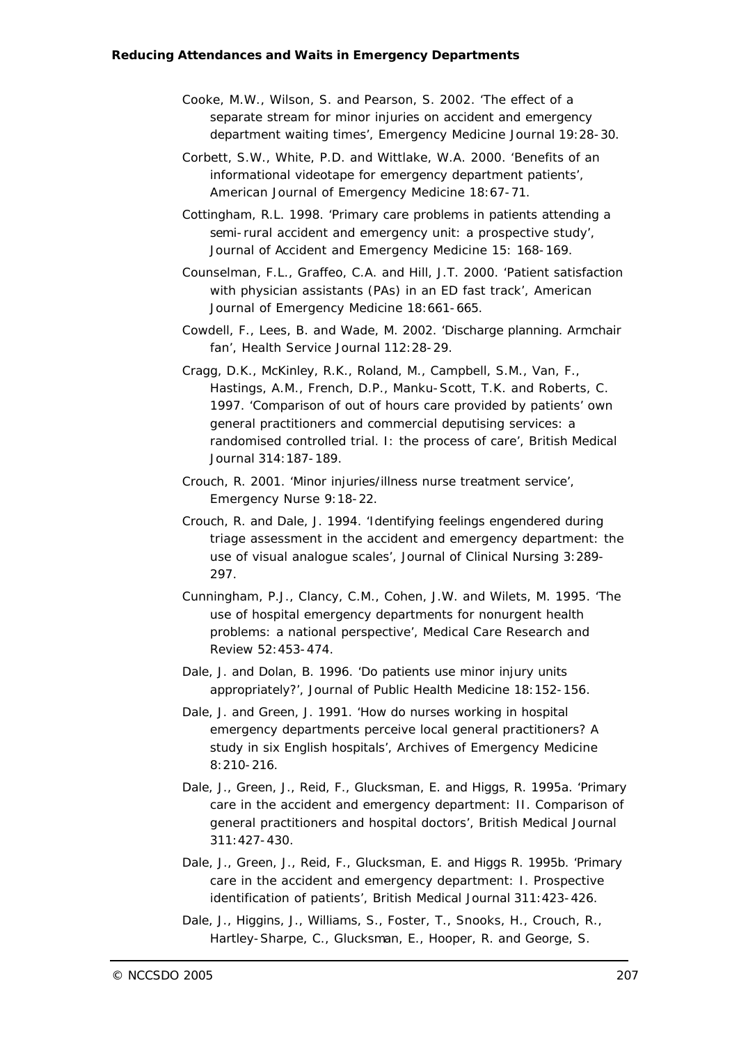Cooke, M.W., Wilson, S. and Pearson, S. 2002. 'The effect of a separate stream for minor injuries on accident and emergency department waiting times', Emergency Medicine Journal 19:28-30.

Corbett, S.W., White, P.D. and Wittlake, W.A. 2000. 'Benefits of an informational videotape for emergency department patients', American Journal of Emergency Medicine 18:67-71.

Cottingham, R.L. 1998. 'Primary care problems in patients attending a semi-rural accident and emergency unit: a prospective study', Journal of Accident and Emergency Medicine 15: 168-169.

Counselman, F.L., Graffeo, C.A. and Hill, J.T. 2000. 'Patient satisfaction with physician assistants (PAs) in an ED fast track', American Journal of Emergency Medicine 18:661-665.

Cowdell, F., Lees, B. and Wade, M. 2002. 'Discharge planning. Armchair fan', Health Service Journal 112:28-29.

Cragg, D.K., McKinley, R.K., Roland, M., Campbell, S.M., Van, F., Hastings, A.M., French, D.P., Manku-Scott, T.K. and Roberts, C. 1997. 'Comparison of out of hours care provided by patients' own general practitioners and commercial deputising services: a randomised controlled trial. I: the process of care', British Medical Journal 314:187-189.

Crouch, R. 2001. 'Minor injuries/illness nurse treatment service', Emergency Nurse 9:18-22.

Crouch, R. and Dale, J. 1994. 'Identifying feelings engendered during triage assessment in the accident and emergency department: the use of visual analogue scales', Journal of Clinical Nursing 3:289-297.

Cunningham, P.J., Clancy, C.M., Cohen, J.W. and Wilets, M. 1995. 'The use of hospital emergency departments for nonurgent health problems: a national perspective', Medical Care Research and Review 52:453-474.

Dale, J. and Dolan, B. 1996. 'Do patients use minor injury units appropriately?', Journal of Public Health Medicine 18:152-156.

Dale, J. and Green, J. 1991. 'How do nurses working in hospital emergency departments perceive local general practitioners? A study in six English hospitals', Archives of Emergency Medicine 8:210-216.

Dale, J., Green, J., Reid, F., Glucksman, E. and Higgs, R. 1995a. 'Primary care in the accident and emergency department: II. Comparison of general practitioners and hospital doctors', British Medical Journal 311:427-430.

Dale, J., Green, J., Reid, F., Glucksman, E. and Higgs R. 1995b. 'Primary care in the accident and emergency department: I. Prospective identification of patients', British Medical Journal 311:423-426.

Dale, J., Higgins, J., Williams, S., Foster, T., Snooks, H., Crouch, R., Hartley-Sharpe, C., Glucksman, E., Hooper, R. and George, S.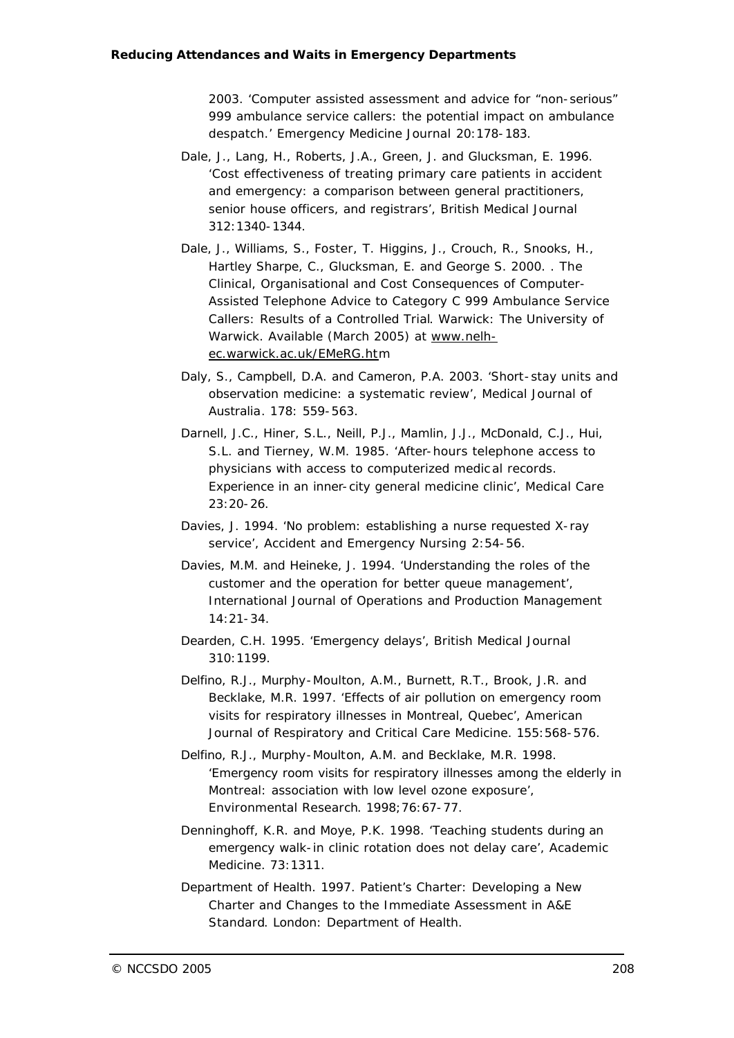2003. 'Computer assisted assessment and advice for "non-serious" 999 ambulance service callers: the potential impact on ambulance despatch.' Emergency Medicine Journal 20:178-183.

Dale, J., Lang, H., Roberts, J.A., Green, J. and Glucksman, E. 1996. 'Cost effectiveness of treating primary care patients in accident and emergency: a comparison between general practitioners, senior house officers, and registrars', British Medical Journal 312:1340-1344.

Dale, J., Williams, S., Foster, T. Higgins, J., Crouch, R., Snooks, H., Hartley Sharpe, C., Glucksman, E. and George S. 2000. . The Clinical, Organisational and Cost Consequences of Computer-Assisted Telephone Advice to Category C 999 Ambulance Service Callers: Results of a Controlled Trial. Warwick: The University of Warwick. Available (March 2005) at www.nelh-ec.warwick.ac.uk/EMeRG.htm

Daly, S., Campbell, D.A. and Cameron, P.A. 2003. 'Short-stay units and observation medicine: a systematic review', Medical Journal of Australia. 178: 559-563.

Darnell, J.C., Hiner, S.L., Neill, P.J., Mamlin, J.J., McDonald, C.J., Hui, S.L. and Tierney, W.M. 1985. 'After-hours telephone access to physicians with access to computerized medical records. Experience in an inner-city general medicine clinic', Medical Care 23:20-26.

Davies, J. 1994. 'No problem: establishing a nurse requested X-ray service', Accident and Emergency Nursing 2:54-56.

Davies, M.M. and Heineke, J. 1994. 'Understanding the roles of the customer and the operation for better queue management', International Journal of Operations and Production Management 14:21-34.

Dearden, C.H. 1995. 'Emergency delays', British Medical Journal 310:1199.

Delfino, R.J., Murphy-Moulton, A.M., Burnett, R.T., Brook, J.R. and Becklake, M.R. 1997. 'Effects of air pollution on emergency room visits for respiratory illnesses in Montreal, Quebec', American Journal of Respiratory and Critical Care Medicine. 155:568-576.

Delfino, R.J., Murphy-Moulton, A.M. and Becklake, M.R. 1998. 'Emergency room visits for respiratory illnesses among the elderly in Montreal: association with low level ozone exposure', Environmental Research. 1998;76:67-77.

Denninghoff, K.R. and Moye, P.K. 1998. 'Teaching students during an emergency walk-in clinic rotation does not delay care', Academic Medicine. 73:1311.

Department of Health. 1997. Patient's Charter: Developing a New Charter and Changes to the Immediate Assessment in A&E Standard. London: Department of Health.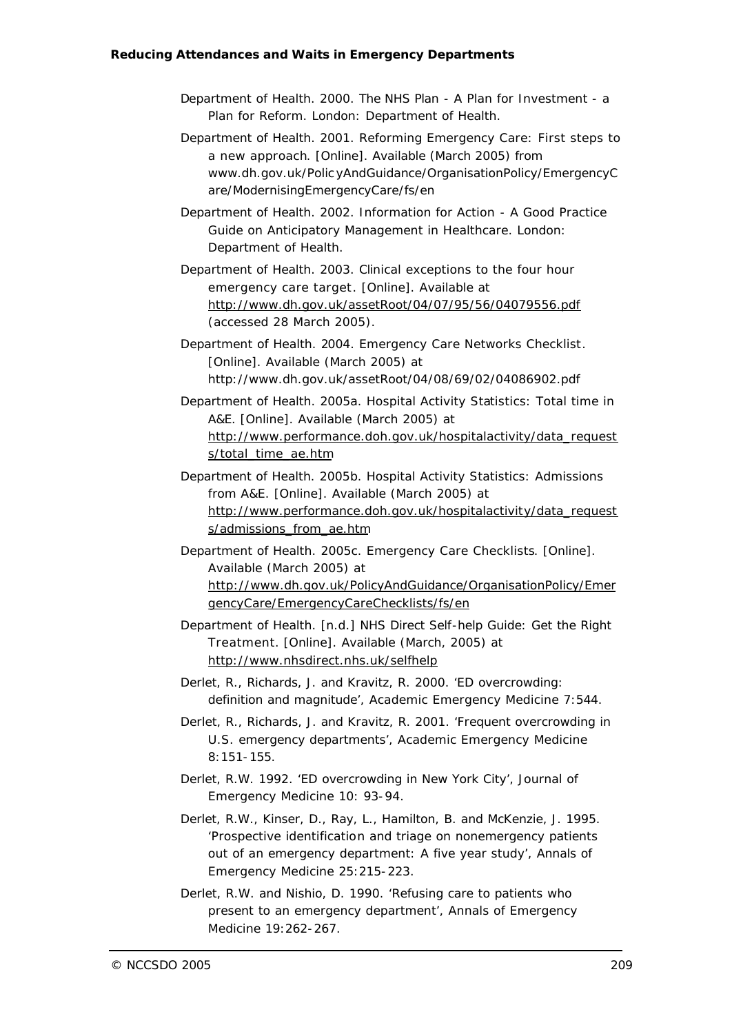Department of Health. 2000. *The NHS Plan - A Plan for Investment - a Plan for Reform.* London: Department of Health.

Department of Health. 2001. *Reforming Emergency Care: First steps to a new approach.* [Online]. Available (March 2005) from www.dh.gov.uk/PolicyAndGuidance/OrganisationPolicy/EmergencyCare/ModernisingEmergencyCare/fs/en

Department of Health. 2002. *Information for Action - A Good Practice Guide on Anticipatory Management in Healthcare.* London: Department of Health.

Department of Health. 2003. *Clinical exceptions to the four hour emergency care target*. [Online]. Available at http://www.dh.gov.uk/assetRoot/04/07/95/56/04079556.pdf (accessed 28 March 2005).

Department of Health. 2004. *Emergency Care Networks Checklist*. [Online]. Available (March 2005) at http://www.dh.gov.uk/assetRoot/04/08/69/02/04086902.pdf

Department of Health. 2005a. *Hospital Activity Statistics: Total time in A&E*. [Online]. Available (March 2005) at http://www.performance.doh.gov.uk/hospitalactivity/data_requests/total_time_ae.htm

Department of Health. 2005b. *Hospital Activity Statistics: Admissions from A&E*. [Online]. Available (March 2005) at http://www.performance.doh.gov.uk/hospitalactivity/data_requests/admissions_from_ae.htm

Department of Health. 2005c. *Emergency Care Checklists*. [Online]. Available (March 2005) at http://www.dh.gov.uk/PolicyAndGuidance/OrganisationPolicy/EmergencyCare/EmergencyCareChecklists/fs/en

Department of Health. [n.d.] *NHS Direct Self-help Guide: Get the Right Treatment*. [Online]. Available (March, 2005) at http://www.nhsdirect.nhs.uk/selfhelp

Derlet, R., Richards, J. and Kravitz, R. 2000. 'ED overcrowding: definition and magnitude', *Academic Emergency Medicine* 7:544.

Derlet, R., Richards, J. and Kravitz, R. 2001. 'Frequent overcrowding in U.S. emergency departments', *Academic Emergency Medicine* 8:151-155.

Derlet, R.W. 1992. 'ED overcrowding in New York City', *Journal of Emergency Medicine* 10: 93-94.

Derlet, R.W., Kinser, D., Ray, L., Hamilton, B. and McKenzie, J. 1995. 'Prospective identification and triage on nonemergency patients out of an emergency department: A five year study', *Annals of Emergency Medicine* 25:215-223.

Derlet, R.W. and Nishio, D. 1990. 'Refusing care to patients who present to an emergency department', *Annals of Emergency Medicine* 19:262-267.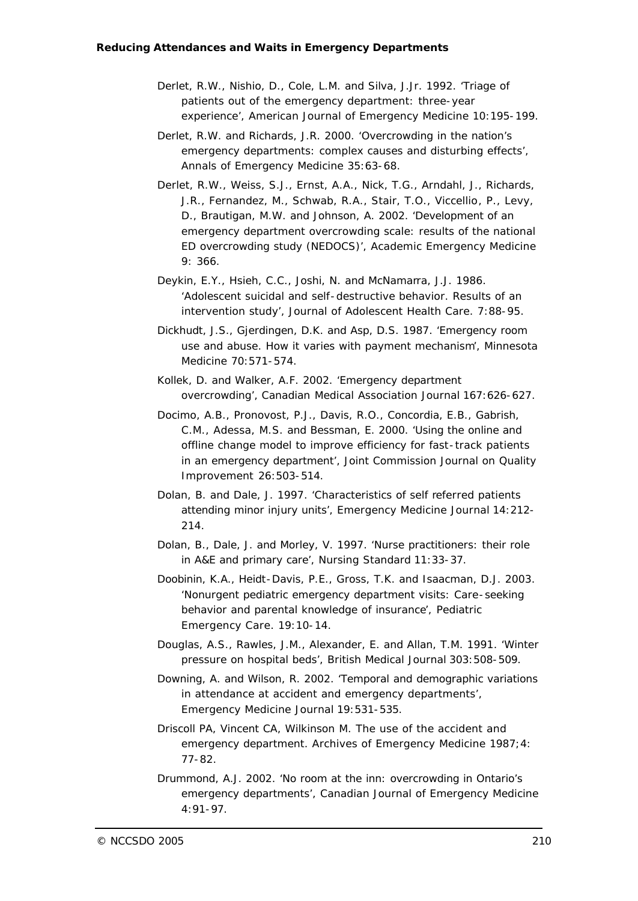Derlet, R.W., Nishio, D., Cole, L.M. and Silva, J.Jr. 1992. 'Triage of patients out of the emergency department: three-year experience', American Journal of Emergency Medicine 10:195-199.

Derlet, R.W. and Richards, J.R. 2000. 'Overcrowding in the nation's emergency departments: complex causes and disturbing effects', Annals of Emergency Medicine 35:63-68.

Derlet, R.W., Weiss, S.J., Ernst, A.A., Nick, T.G., Arndahl, J., Richards, J.R., Fernandez, M., Schwab, R.A., Stair, T.O., Viccellio, P., Levy, D., Brautigan, M.W. and Johnson, A. 2002. 'Development of an emergency department overcrowding scale: results of the national ED overcrowding study (NEDOCS)', Academic Emergency Medicine 9: 366.

Deykin, E.Y., Hsieh, C.C., Joshi, N. and McNamarra, J.J. 1986. 'Adolescent suicidal and self-destructive behavior. Results of an intervention study', Journal of Adolescent Health Care. 7:88-95.

Dickhudt, J.S., Gjerdingen, D.K. and Asp, D.S. 1987. 'Emergency room use and abuse. How it varies with payment mechanism', Minnesota Medicine 70:571-574.

Kollek, D. and Walker, A.F. 2002. 'Emergency department overcrowding', Canadian Medical Association Journal 167:626-627.

Docimo, A.B., Pronovost, P.J., Davis, R.O., Concordia, E.B., Gabrish, C.M., Adessa, M.S. and Bessman, E. 2000. 'Using the online and offline change model to improve efficiency for fast-track patients in an emergency department', Joint Commission Journal on Quality Improvement 26:503-514.

Dolan, B. and Dale, J. 1997. 'Characteristics of self referred patients attending minor injury units', Emergency Medicine Journal 14:212-214.

Dolan, B., Dale, J. and Morley, V. 1997. 'Nurse practitioners: their role in A&E and primary care', Nursing Standard 11:33-37.

Doobinin, K.A., Heidt-Davis, P.E., Gross, T.K. and Isaacman, D.J. 2003. 'Nonurgent pediatric emergency department visits: Care-seeking behavior and parental knowledge of insurance', Pediatric Emergency Care. 19:10-14.

Douglas, A.S., Rawles, J.M., Alexander, E. and Allan, T.M. 1991. 'Winter pressure on hospital beds', British Medical Journal 303:508-509.

Downing, A. and Wilson, R. 2002. 'Temporal and demographic variations in attendance at accident and emergency departments', Emergency Medicine Journal 19:531-535.

Driscoll PA, Vincent CA, Wilkinson M. The use of the accident and emergency department. Archives of Emergency Medicine 1987;4: 77-82.

Drummond, A.J. 2002. 'No room at the inn: overcrowding in Ontario's emergency departments', Canadian Journal of Emergency Medicine 4:91-97.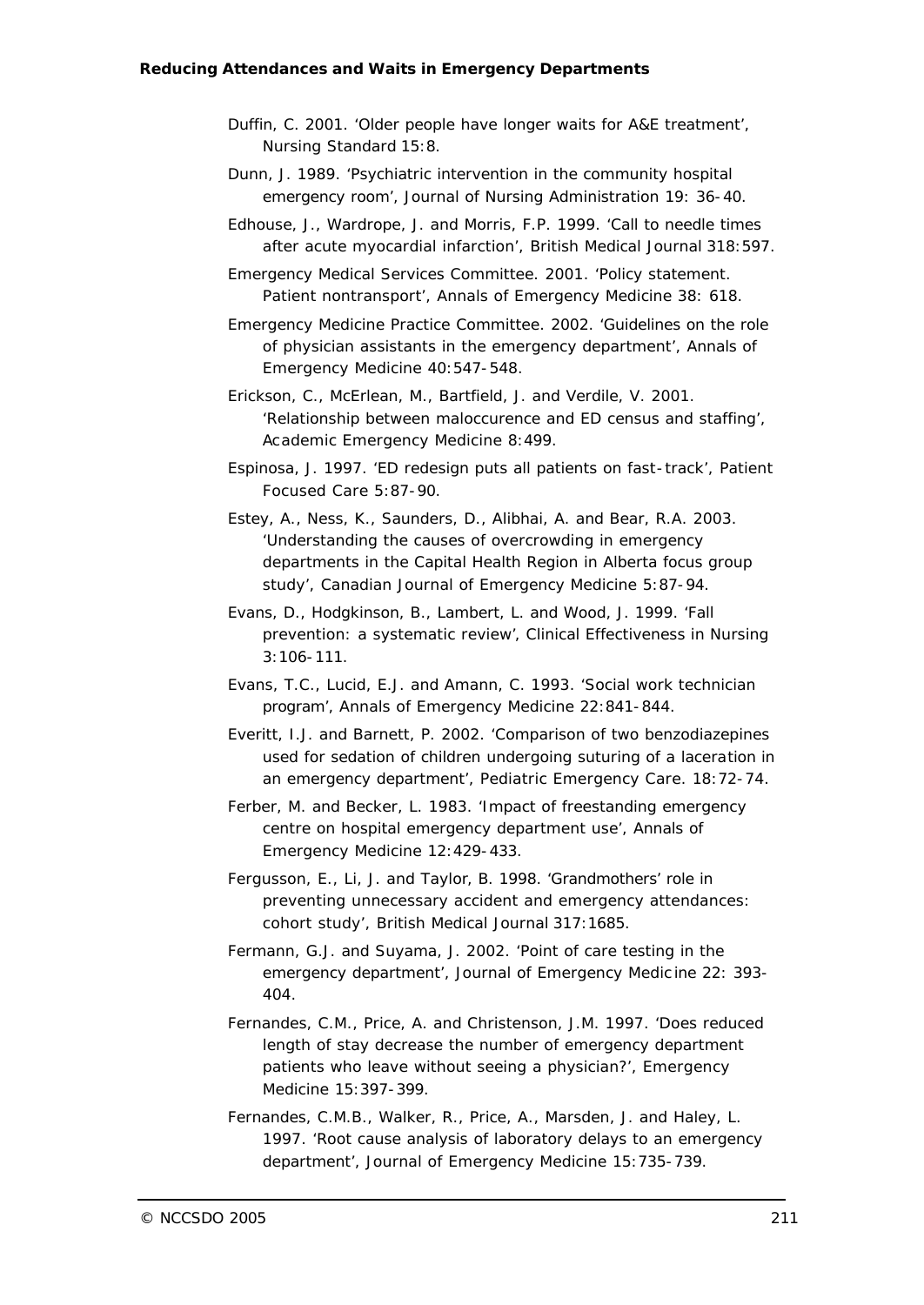Duffin, C. 2001. 'Older people have longer waits for A&E treatment', Nursing Standard 15:8.

Dunn, J. 1989. 'Psychiatric intervention in the community hospital emergency room', Journal of Nursing Administration 19: 36-40.

Edhouse, J., Wardrope, J. and Morris, F.P. 1999. 'Call to needle times after acute myocardial infarction', British Medical Journal 318:597.

Emergency Medical Services Committee. 2001. 'Policy statement. Patient nontransport', Annals of Emergency Medicine 38: 618.

Emergency Medicine Practice Committee. 2002. 'Guidelines on the role of physician assistants in the emergency department', Annals of Emergency Medicine 40:547-548.

Erickson, C., McErlean, M., Bartfield, J. and Verdile, V. 2001. 'Relationship between maloccurence and ED census and staffing', Academic Emergency Medicine 8:499.

Espinosa, J. 1997. 'ED redesign puts all patients on fast-track', Patient Focused Care 5:87-90.

Estey, A., Ness, K., Saunders, D., Alibhai, A. and Bear, R.A. 2003. 'Understanding the causes of overcrowding in emergency departments in the Capital Health Region in Alberta focus group study', Canadian Journal of Emergency Medicine 5:87-94.

Evans, D., Hodgkinson, B., Lambert, L. and Wood, J. 1999. 'Fall prevention: a systematic review', Clinical Effectiveness in Nursing 3:106-111.

Evans, T.C., Lucid, E.J. and Amann, C. 1993. 'Social work technician program', Annals of Emergency Medicine 22:841-844.

Everitt, I.J. and Barnett, P. 2002. 'Comparison of two benzodiazepines used for sedation of children undergoing suturing of a laceration in an emergency department', Pediatric Emergency Care. 18:72-74.

Ferber, M. and Becker, L. 1983. 'Impact of freestanding emergency centre on hospital emergency department use', Annals of Emergency Medicine 12:429-433.

Fergusson, E., Li, J. and Taylor, B. 1998. 'Grandmothers' role in preventing unnecessary accident and emergency attendances: cohort study', British Medical Journal 317:1685.

Fermann, G.J. and Suyama, J. 2002. 'Point of care testing in the emergency department', Journal of Emergency Medicine 22: 393-404.

Fernandes, C.M., Price, A. and Christenson, J.M. 1997. 'Does reduced length of stay decrease the number of emergency department patients who leave without seeing a physician?', Emergency Medicine 15:397-399.

Fernandes, C.M.B., Walker, R., Price, A., Marsden, J. and Haley, L. 1997. 'Root cause analysis of laboratory delays to an emergency department', Journal of Emergency Medicine 15:735-739.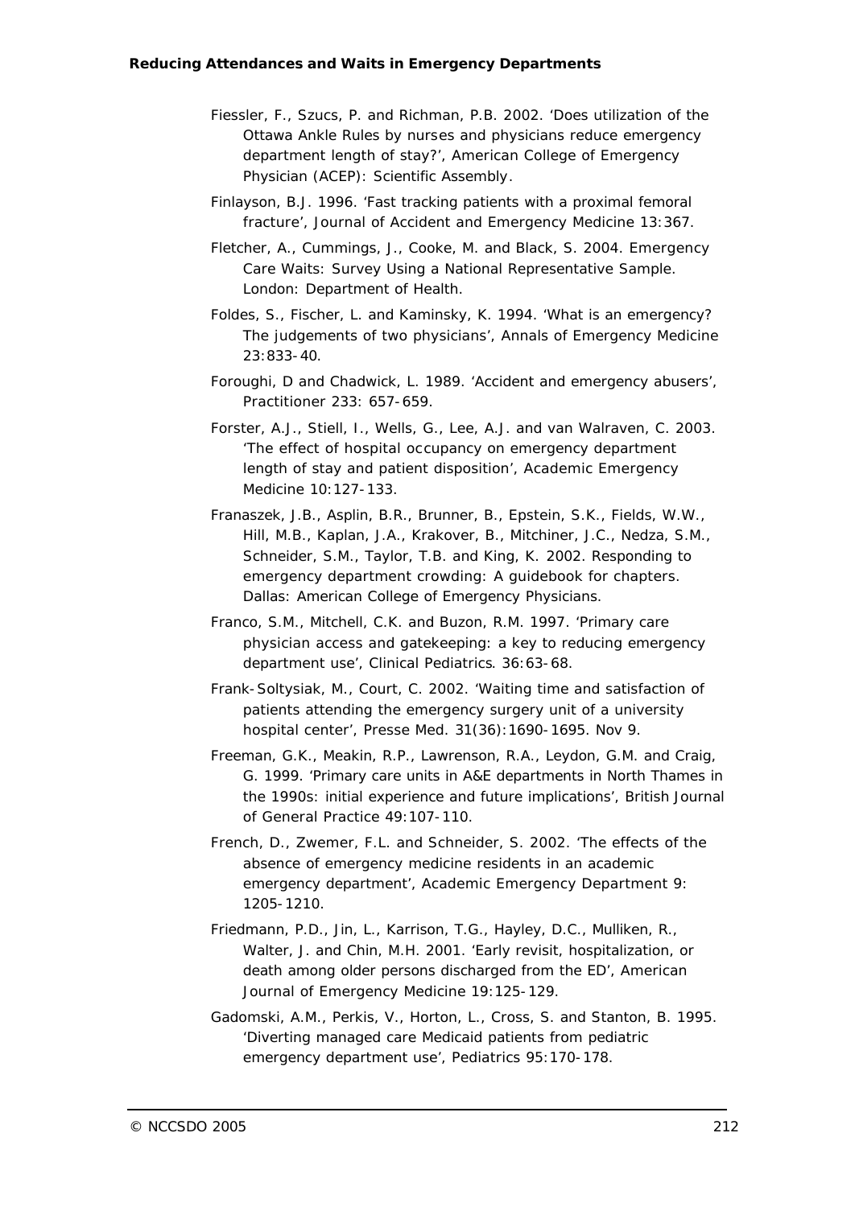Fiessler, F., Szucs, P. and Richman, P.B. 2002. 'Does utilization of the Ottawa Ankle Rules by nurses and physicians reduce emergency department length of stay?', American College of Emergency Physician (ACEP): Scientific Assembly.

Finlayson, B.J. 1996. 'Fast tracking patients with a proximal femoral fracture', Journal of Accident and Emergency Medicine 13:367.

Fletcher, A., Cummings, J., Cooke, M. and Black, S. 2004. Emergency Care Waits: Survey Using a National Representative Sample. London: Department of Health.

Foldes, S., Fischer, L. and Kaminsky, K. 1994. 'What is an emergency? The judgements of two physicians', Annals of Emergency Medicine 23:833-40.

Foroughi, D and Chadwick, L. 1989. 'Accident and emergency abusers', Practitioner 233: 657-659.

Forster, A.J., Stiell, I., Wells, G., Lee, A.J. and van Walraven, C. 2003. 'The effect of hospital occupancy on emergency department length of stay and patient disposition', Academic Emergency Medicine 10:127-133.

Franaszek, J.B., Asplin, B.R., Brunner, B., Epstein, S.K., Fields, W.W., Hill, M.B., Kaplan, J.A., Krakover, B., Mitchiner, J.C., Nedza, S.M., Schneider, S.M., Taylor, T.B. and King, K. 2002. Responding to emergency department crowding: A guidebook for chapters. Dallas: American College of Emergency Physicians.

Franco, S.M., Mitchell, C.K. and Buzon, R.M. 1997. 'Primary care physician access and gatekeeping: a key to reducing emergency department use', Clinical Pediatrics. 36:63-68.

Frank-Soltysiak, M., Court, C. 2002. 'Waiting time and satisfaction of patients attending the emergency surgery unit of a university hospital center', Presse Med. 31(36):1690-1695. Nov 9.

Freeman, G.K., Meakin, R.P., Lawrenson, R.A., Leydon, G.M. and Craig, G. 1999. 'Primary care units in A&E departments in North Thames in the 1990s: initial experience and future implications', British Journal of General Practice 49:107-110.

French, D., Zwemer, F.L. and Schneider, S. 2002. 'The effects of the absence of emergency medicine residents in an academic emergency department', Academic Emergency Department 9: 1205-1210.

Friedmann, P.D., Jin, L., Karrison, T.G., Hayley, D.C., Mulliken, R., Walter, J. and Chin, M.H. 2001. 'Early revisit, hospitalization, or death among older persons discharged from the ED', American Journal of Emergency Medicine 19:125-129.

Gadomski, A.M., Perkis, V., Horton, L., Cross, S. and Stanton, B. 1995. 'Diverting managed care Medicaid patients from pediatric emergency department use', Pediatrics 95:170-178.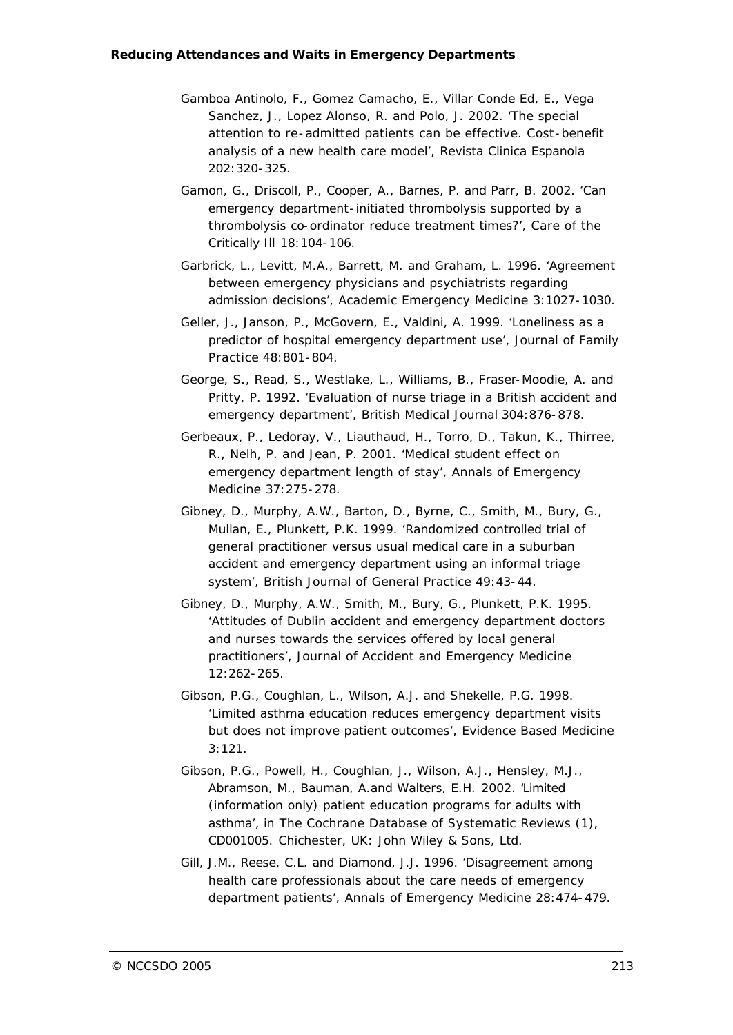Gamboa Antinolo, F., Gomez Camacho, E., Villar Conde Ed, E., Vega Sanchez, J., Lopez Alonso, R. and Polo, J. 2002. 'The special attention to re-admitted patients can be effective. Cost-benefit analysis of a new health care model', *Revista Clinica Espanola* 202:320-325.

Gamon, G., Driscoll, P., Cooper, A., Barnes, P. and Parr, B. 2002. 'Can emergency department-initiated thrombolysis supported by a thrombolysis co-ordinator reduce treatment times?', *Care of the Critically Ill* 18:104-106.

Garbrick, L., Levitt, M.A., Barrett, M. and Graham, L. 1996. 'Agreement between emergency physicians and psychiatrists regarding admission decisions', *Academic Emergency Medicine* 3:1027-1030.

Geller, J., Janson, P., McGovern, E., Valdini, A. 1999. 'Loneliness as a predictor of hospital emergency department use', *Journal of Family Practice* 48:801-804.

George, S., Read, S., Westlake, L., Williams, B., Fraser-Moodie, A. and Pritty, P. 1992. 'Evaluation of nurse triage in a British accident and emergency department', *British Medical Journal* 304:876-878.

Gerbeaux, P., Ledoray, V., Liauthaud, H., Torro, D., Takun, K., Thirree, R., Nelh, P. and Jean, P. 2001. 'Medical student effect on emergency department length of stay', *Annals of Emergency Medicine* 37:275-278.

Gibney, D., Murphy, A.W., Barton, D., Byrne, C., Smith, M., Bury, G., Mullan, E., Plunkett, P.K. 1999. 'Randomized controlled trial of general practitioner versus usual medical care in a suburban accident and emergency department using an informal triage system', *British Journal of General Practice* 49:43-44.

Gibney, D., Murphy, A.W., Smith, M., Bury, G., Plunkett, P.K. 1995. 'Attitudes of Dublin accident and emergency department doctors and nurses towards the services offered by local general practitioners', *Journal of Accident and Emergency Medicine* 12:262-265.

Gibson, P.G., Coughlan, L., Wilson, A.J. and Shekelle, P.G. 1998. 'Limited asthma education reduces emergency department visits but does not improve patient outcomes', *Evidence Based Medicine* 3:121.

Gibson, P.G., Powell, H., Coughlan, J., Wilson, A.J., Hensley, M.J., Abramson, M., Bauman, A.and Walters, E.H. 2002. 'Limited (information only) patient education programs for adults with asthma', in *The Cochrane Database of Systematic Reviews* (1), CD001005. Chichester, UK: John Wiley & Sons, Ltd.

Gill, J.M., Reese, C.L. and Diamond, J.J. 1996. 'Disagreement among health care professionals about the care needs of emergency department patients', *Annals of Emergency Medicine* 28:474-479.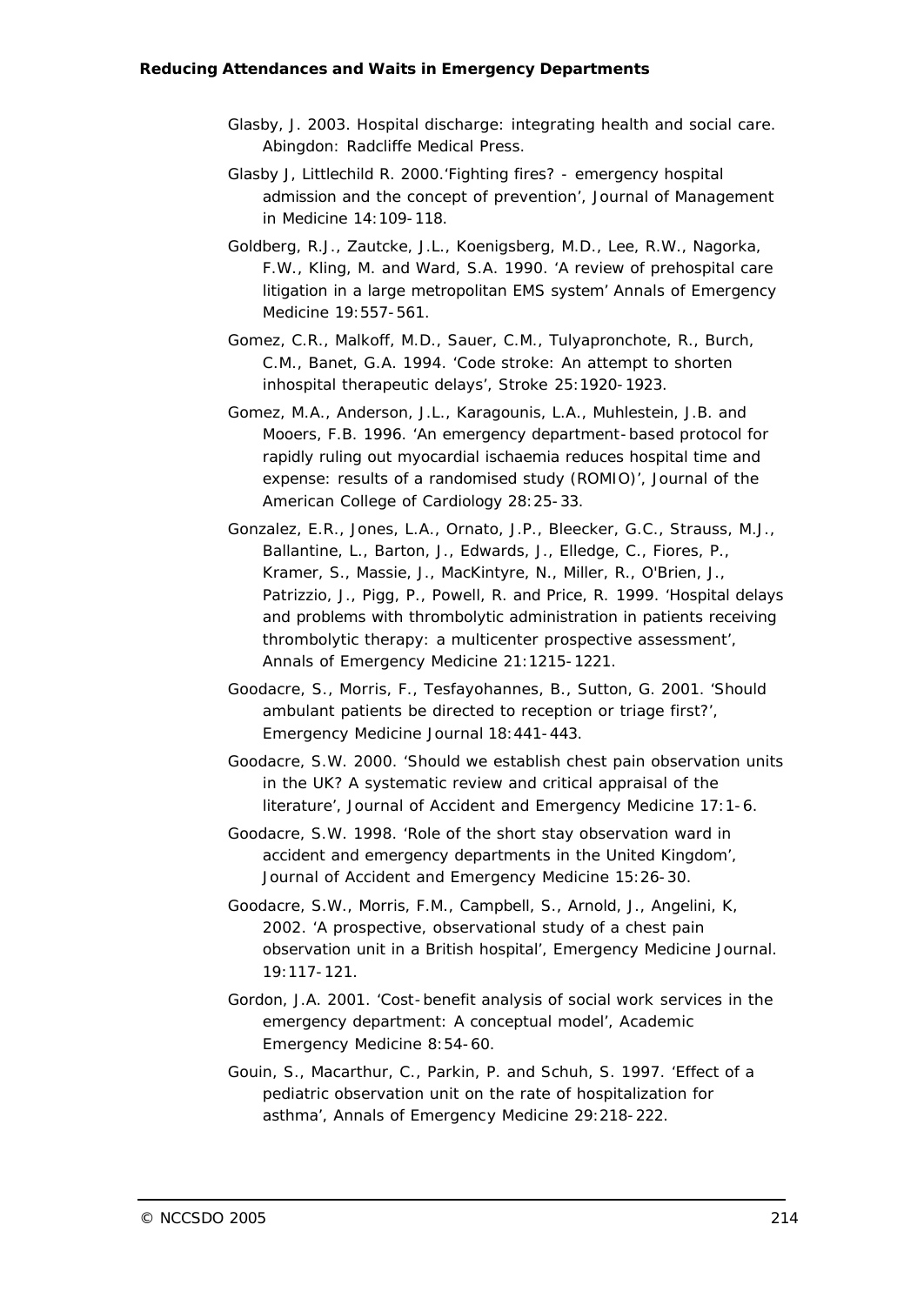Glasby, J. 2003. Hospital discharge: integrating health and social care. Abingdon: Radcliffe Medical Press.

Glasby J, Littlechild R. 2000.'Fighting fires? - emergency hospital admission and the concept of prevention', Journal of Management in Medicine 14:109-118.

Goldberg, R.J., Zautcke, J.L., Koenigsberg, M.D., Lee, R.W., Nagorka, F.W., Kling, M. and Ward, S.A. 1990. 'A review of prehospital care litigation in a large metropolitan EMS system' Annals of Emergency Medicine 19:557-561.

Gomez, C.R., Malkoff, M.D., Sauer, C.M., Tulyapronchote, R., Burch, C.M., Banet, G.A. 1994. 'Code stroke: An attempt to shorten inhospital therapeutic delays', Stroke 25:1920-1923.

Gomez, M.A., Anderson, J.L., Karagounis, L.A., Muhlestein, J.B. and Mooers, F.B. 1996. 'An emergency department-based protocol for rapidly ruling out myocardial ischaemia reduces hospital time and expense: results of a randomised study (ROMIO)', Journal of the American College of Cardiology 28:25-33.

Gonzalez, E.R., Jones, L.A., Ornato, J.P., Bleecker, G.C., Strauss, M.J., Ballantine, L., Barton, J., Edwards, J., Elledge, C., Fiores, P., Kramer, S., Massie, J., MacKintyre, N., Miller, R., O'Brien, J., Patrizzio, J., Pigg, P., Powell, R. and Price, R. 1999. 'Hospital delays and problems with thrombolytic administration in patients receiving thrombolytic therapy: a multicenter prospective assessment', Annals of Emergency Medicine 21:1215-1221.

Goodacre, S., Morris, F., Tesfayohannes, B., Sutton, G. 2001. 'Should ambulant patients be directed to reception or triage first?', Emergency Medicine Journal 18:441-443.

Goodacre, S.W. 2000. 'Should we establish chest pain observation units in the UK? A systematic review and critical appraisal of the literature', Journal of Accident and Emergency Medicine 17:1-6.

Goodacre, S.W. 1998. 'Role of the short stay observation ward in accident and emergency departments in the United Kingdom', Journal of Accident and Emergency Medicine 15:26-30.

Goodacre, S.W., Morris, F.M., Campbell, S., Arnold, J., Angelini, K, 2002. 'A prospective, observational study of a chest pain observation unit in a British hospital', Emergency Medicine Journal. 19:117-121.

Gordon, J.A. 2001. 'Cost-benefit analysis of social work services in the emergency department: A conceptual model', Academic Emergency Medicine 8:54-60.

Gouin, S., Macarthur, C., Parkin, P. and Schuh, S. 1997. 'Effect of a pediatric observation unit on the rate of hospitalization for asthma', Annals of Emergency Medicine 29:218-222.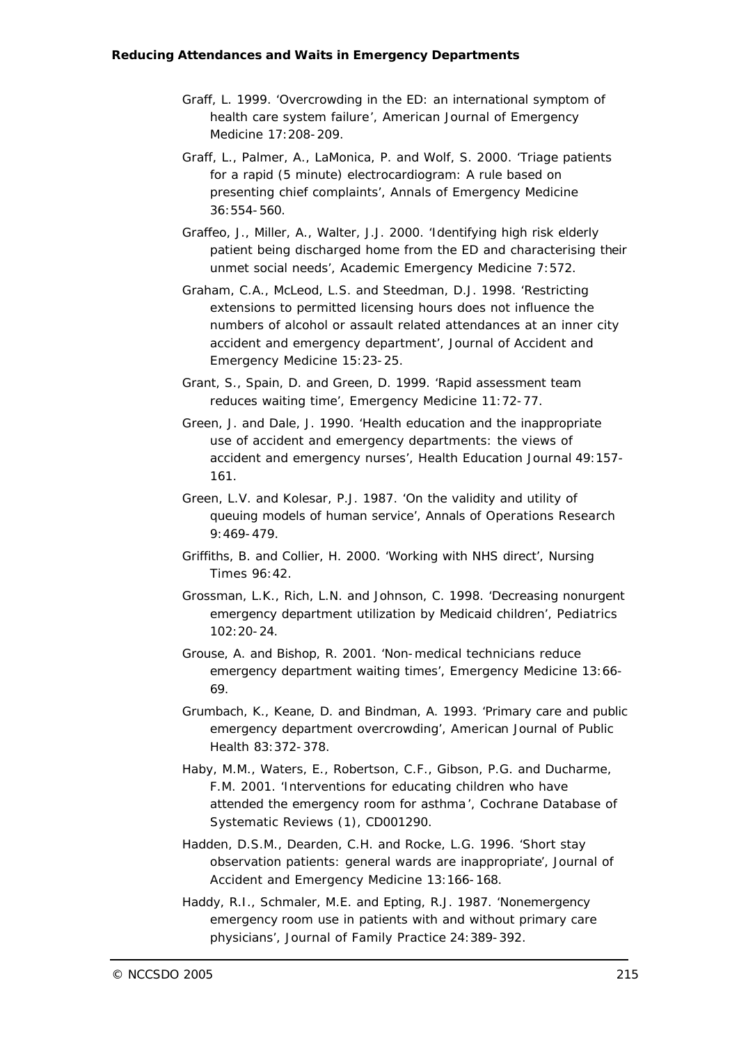Graff, L. 1999. 'Overcrowding in the ED: an international symptom of health care system failure', American Journal of Emergency Medicine 17:208-209.

Graff, L., Palmer, A., LaMonica, P. and Wolf, S. 2000. 'Triage patients for a rapid (5 minute) electrocardiogram: A rule based on presenting chief complaints', Annals of Emergency Medicine 36:554-560.

Graffeo, J., Miller, A., Walter, J.J. 2000. 'Identifying high risk elderly patient being discharged home from the ED and characterising their unmet social needs', Academic Emergency Medicine 7:572.

Graham, C.A., McLeod, L.S. and Steedman, D.J. 1998. 'Restricting extensions to permitted licensing hours does not influence the numbers of alcohol or assault related attendances at an inner city accident and emergency department', Journal of Accident and Emergency Medicine 15:23-25.

Grant, S., Spain, D. and Green, D. 1999. 'Rapid assessment team reduces waiting time', Emergency Medicine 11:72-77.

Green, J. and Dale, J. 1990. 'Health education and the inappropriate use of accident and emergency departments: the views of accident and emergency nurses', Health Education Journal 49:157-161.

Green, L.V. and Kolesar, P.J. 1987. 'On the validity and utility of queuing models of human service', Annals of Operations Research 9:469-479.

Griffiths, B. and Collier, H. 2000. 'Working with NHS direct', Nursing Times 96:42.

Grossman, L.K., Rich, L.N. and Johnson, C. 1998. 'Decreasing nonurgent emergency department utilization by Medicaid children', Pediatrics 102:20-24.

Grouse, A. and Bishop, R. 2001. 'Non-medical technicians reduce emergency department waiting times', Emergency Medicine 13:66-69.

Grumbach, K., Keane, D. and Bindman, A. 1993. 'Primary care and public emergency department overcrowding', American Journal of Public Health 83:372-378.

Haby, M.M., Waters, E., Robertson, C.F., Gibson, P.G. and Ducharme, F.M. 2001. 'Interventions for educating children who have attended the emergency room for asthma', Cochrane Database of Systematic Reviews (1), CD001290.

Hadden, D.S.M., Dearden, C.H. and Rocke, L.G. 1996. 'Short stay observation patients: general wards are inappropriate', Journal of Accident and Emergency Medicine 13:166-168.

Haddy, R.I., Schmaler, M.E. and Epting, R.J. 1987. 'Nonemergency emergency room use in patients with and without primary care physicians', Journal of Family Practice 24:389-392.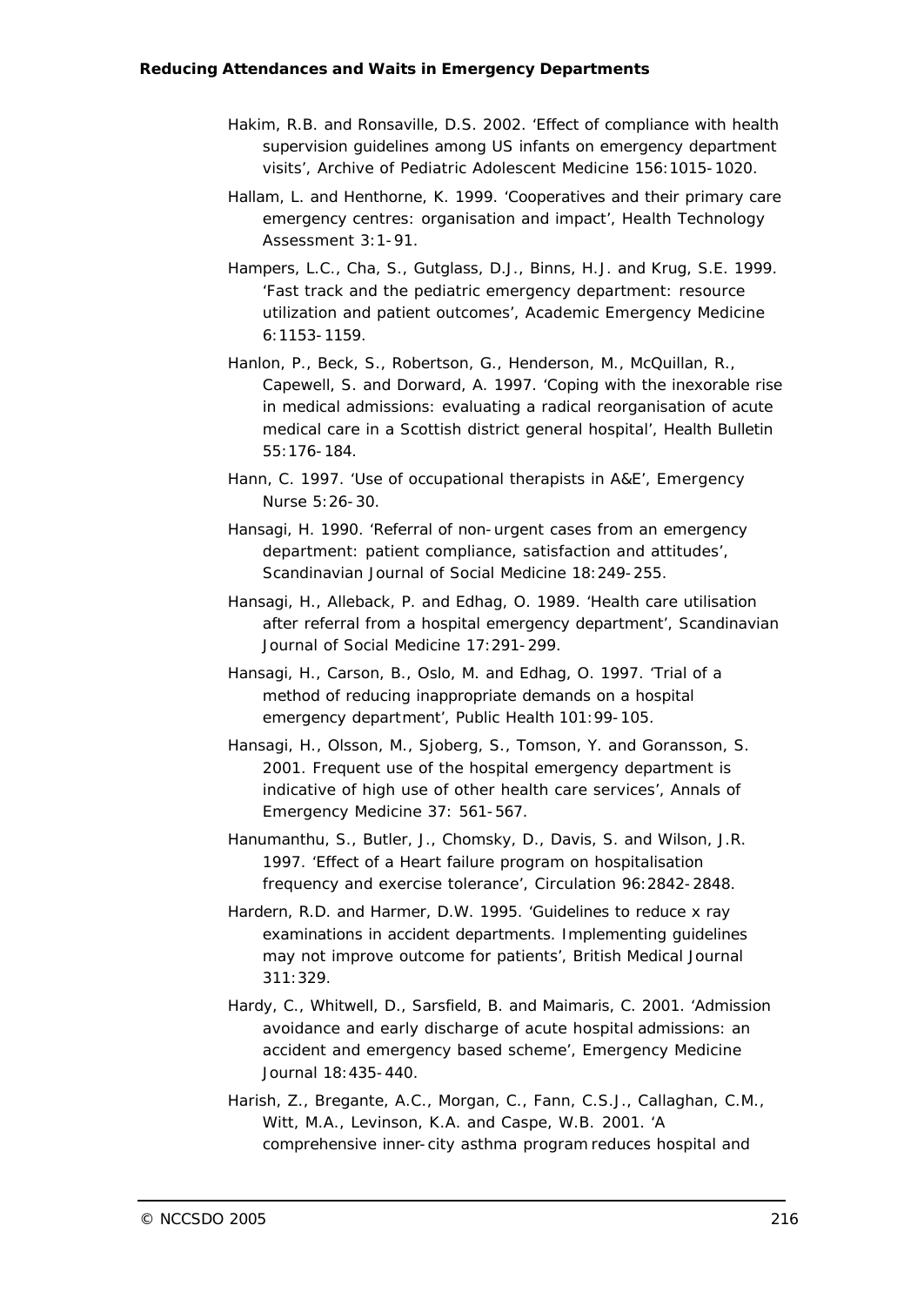Hakim, R.B. and Ronsaville, D.S. 2002. 'Effect of compliance with health supervision guidelines among US infants on emergency department visits', Archive of Pediatric Adolescent Medicine 156:1015-1020.

Hallam, L. and Henthorne, K. 1999. 'Cooperatives and their primary care emergency centres: organisation and impact', Health Technology Assessment 3:1-91.

Hampers, L.C., Cha, S., Gutglass, D.J., Binns, H.J. and Krug, S.E. 1999. 'Fast track and the pediatric emergency department: resource utilization and patient outcomes', Academic Emergency Medicine 6:1153-1159.

Hanlon, P., Beck, S., Robertson, G., Henderson, M., McQuillan, R., Capewell, S. and Dorward, A. 1997. 'Coping with the inexorable rise in medical admissions: evaluating a radical reorganisation of acute medical care in a Scottish district general hospital', Health Bulletin 55:176-184.

Hann, C. 1997. 'Use of occupational therapists in A&E', Emergency Nurse 5:26-30.

Hansagi, H. 1990. 'Referral of non-urgent cases from an emergency department: patient compliance, satisfaction and attitudes', Scandinavian Journal of Social Medicine 18:249-255.

Hansagi, H., Alleback, P. and Edhag, O. 1989. 'Health care utilisation after referral from a hospital emergency department', Scandinavian Journal of Social Medicine 17:291-299.

Hansagi, H., Carson, B., Oslo, M. and Edhag, O. 1997. 'Trial of a method of reducing inappropriate demands on a hospital emergency department', Public Health 101:99-105.

Hansagi, H., Olsson, M., Sjoberg, S., Tomson, Y. and Goransson, S. 2001. Frequent use of the hospital emergency department is indicative of high use of other health care services', Annals of Emergency Medicine 37: 561-567.

Hanumanthu, S., Butler, J., Chomsky, D., Davis, S. and Wilson, J.R. 1997. 'Effect of a Heart failure program on hospitalisation frequency and exercise tolerance', Circulation 96:2842-2848.

Hardern, R.D. and Harmer, D.W. 1995. 'Guidelines to reduce x ray examinations in accident departments. Implementing guidelines may not improve outcome for patients', British Medical Journal 311:329.

Hardy, C., Whitwell, D., Sarsfield, B. and Maimaris, C. 2001. 'Admission avoidance and early discharge of acute hospital admissions: an accident and emergency based scheme', Emergency Medicine Journal 18:435-440.

Harish, Z., Bregante, A.C., Morgan, C., Fann, C.S.J., Callaghan, C.M., Witt, M.A., Levinson, K.A. and Caspe, W.B. 2001. 'A comprehensive inner-city asthma program reduces hospital and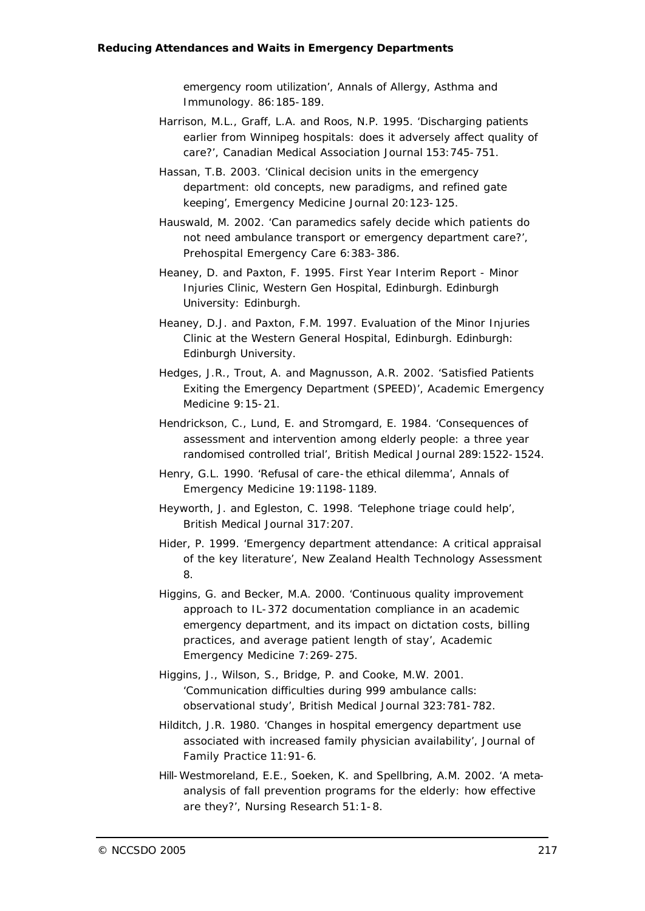emergency room utilization', Annals of Allergy, Asthma and Immunology. 86:185-189.

Harrison, M.L., Graff, L.A. and Roos, N.P. 1995. 'Discharging patients earlier from Winnipeg hospitals: does it adversely affect quality of care?', Canadian Medical Association Journal 153:745-751.

Hassan, T.B. 2003. 'Clinical decision units in the emergency department: old concepts, new paradigms, and refined gate keeping', Emergency Medicine Journal 20:123-125.

Hauswald, M. 2002. 'Can paramedics safely decide which patients do not need ambulance transport or emergency department care?', Prehospital Emergency Care 6:383-386.

Heaney, D. and Paxton, F. 1995. First Year Interim Report - Minor Injuries Clinic, Western Gen Hospital, Edinburgh. Edinburgh University: Edinburgh.

Heaney, D.J. and Paxton, F.M. 1997. Evaluation of the Minor Injuries Clinic at the Western General Hospital, Edinburgh. Edinburgh: Edinburgh University.

Hedges, J.R., Trout, A. and Magnusson, A.R. 2002. 'Satisfied Patients Exiting the Emergency Department (SPEED)', Academic Emergency Medicine 9:15-21.

Hendrickson, C., Lund, E. and Stromgard, E. 1984. 'Consequences of assessment and intervention among elderly people: a three year randomised controlled trial', British Medical Journal 289:1522-1524.

Henry, G.L. 1990. 'Refusal of care-the ethical dilemma', Annals of Emergency Medicine 19:1198-1189.

Heyworth, J. and Egleston, C. 1998. 'Telephone triage could help', British Medical Journal 317:207.

Hider, P. 1999. 'Emergency department attendance: A critical appraisal of the key literature', New Zealand Health Technology Assessment 8.

Higgins, G. and Becker, M.A. 2000. 'Continuous quality improvement approach to IL-372 documentation compliance in an academic emergency department, and its impact on dictation costs, billing practices, and average patient length of stay', Academic Emergency Medicine 7:269-275.

Higgins, J., Wilson, S., Bridge, P. and Cooke, M.W. 2001. 'Communication difficulties during 999 ambulance calls: observational study', British Medical Journal 323:781-782.

Hilditch, J.R. 1980. 'Changes in hospital emergency department use associated with increased family physician availability', Journal of Family Practice 11:91-6.

Hill-Westmoreland, E.E., Soeken, K. and Spellbring, A.M. 2002. 'A meta-analysis of fall prevention programs for the elderly: how effective are they?', Nursing Research 51:1-8.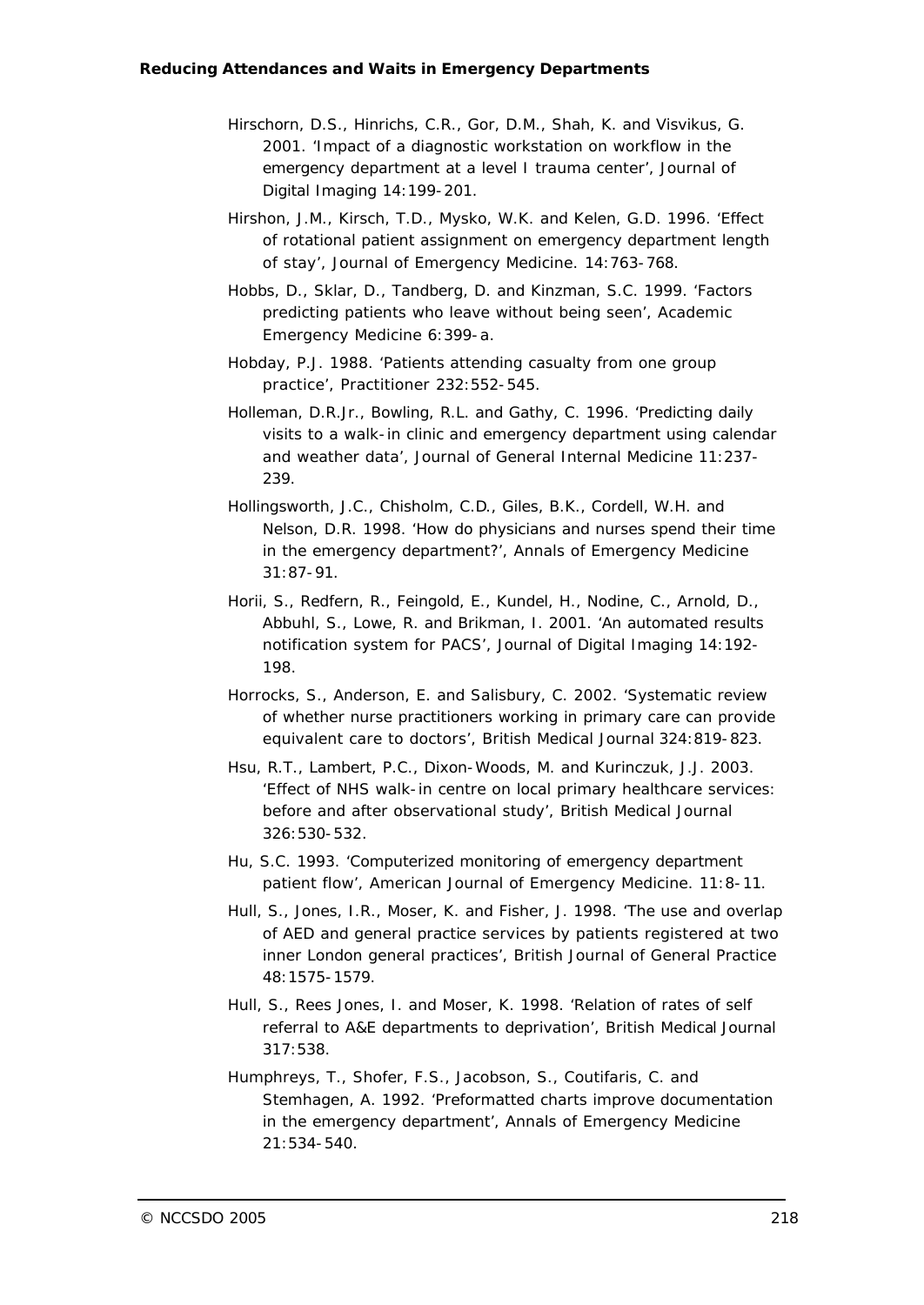Hirschorn, D.S., Hinrichs, C.R., Gor, D.M., Shah, K. and Visvikus, G. 2001. 'Impact of a diagnostic workstation on workflow in the emergency department at a level I trauma center', Journal of Digital Imaging 14:199-201.

Hirshon, J.M., Kirsch, T.D., Mysko, W.K. and Kelen, G.D. 1996. 'Effect of rotational patient assignment on emergency department length of stay', Journal of Emergency Medicine. 14:763-768.

Hobbs, D., Sklar, D., Tandberg, D. and Kinzman, S.C. 1999. 'Factors predicting patients who leave without being seen', Academic Emergency Medicine 6:399-a.

Hobday, P.J. 1988. 'Patients attending casualty from one group practice', Practitioner 232:552-545.

Holleman, D.R.Jr., Bowling, R.L. and Gathy, C. 1996. 'Predicting daily visits to a walk-in clinic and emergency department using calendar and weather data', Journal of General Internal Medicine 11:237-239.

Hollingsworth, J.C., Chisholm, C.D., Giles, B.K., Cordell, W.H. and Nelson, D.R. 1998. 'How do physicians and nurses spend their time in the emergency department?', Annals of Emergency Medicine 31:87-91.

Horii, S., Redfern, R., Feingold, E., Kundel, H., Nodine, C., Arnold, D., Abbuhl, S., Lowe, R. and Brikman, I. 2001. 'An automated results notification system for PACS', Journal of Digital Imaging 14:192-198.

Horrocks, S., Anderson, E. and Salisbury, C. 2002. 'Systematic review of whether nurse practitioners working in primary care can provide equivalent care to doctors', British Medical Journal 324:819-823.

Hsu, R.T., Lambert, P.C., Dixon-Woods, M. and Kurinczuk, J.J. 2003. 'Effect of NHS walk-in centre on local primary healthcare services: before and after observational study', British Medical Journal 326:530-532.

Hu, S.C. 1993. 'Computerized monitoring of emergency department patient flow', American Journal of Emergency Medicine. 11:8-11.

Hull, S., Jones, I.R., Moser, K. and Fisher, J. 1998. 'The use and overlap of AED and general practice services by patients registered at two inner London general practices', British Journal of General Practice 48:1575-1579.

Hull, S., Rees Jones, I. and Moser, K. 1998. 'Relation of rates of self referral to A&E departments to deprivation', British Medical Journal 317:538.

Humphreys, T., Shofer, F.S., Jacobson, S., Coutifaris, C. and Stemhagen, A. 1992. 'Preformatted charts improve documentation in the emergency department', Annals of Emergency Medicine 21:534-540.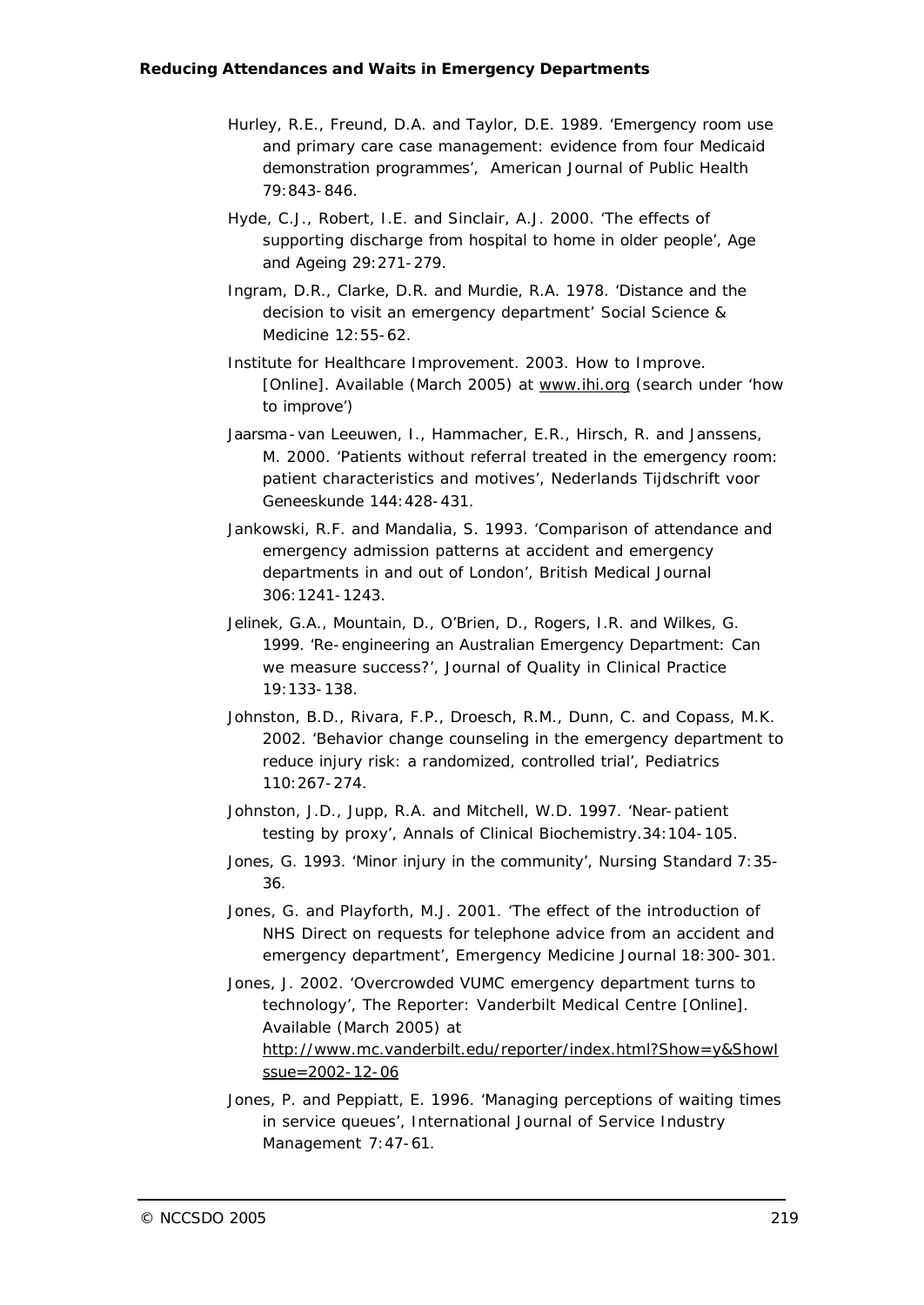Hurley, R.E., Freund, D.A. and Taylor, D.E. 1989. 'Emergency room use and primary care case management: evidence from four Medicaid demonstration programmes', *American Journal of Public Health* 79:843-846.

Hyde, C.J., Robert, I.E. and Sinclair, A.J. 2000. 'The effects of supporting discharge from hospital to home in older people', *Age and Ageing* 29:271-279.

Ingram, D.R., Clarke, D.R. and Murdie, R.A. 1978. 'Distance and the decision to visit an emergency department' *Social Science & Medicine* 12:55-62.

Institute for Healthcare Improvement. 2003. How to Improve. [Online]. Available (March 2005) at www.ihi.org (search under 'how to improve')

Jaarsma-van Leeuwen, I., Hammacher, E.R., Hirsch, R. and Janssens, M. 2000. 'Patients without referral treated in the emergency room: patient characteristics and motives', *Nederlands Tijdschrift voor Geneeskunde* 144:428-431.

Jankowski, R.F. and Mandalia, S. 1993. 'Comparison of attendance and emergency admission patterns at accident and emergency departments in and out of London', *British Medical Journal* 306:1241-1243.

Jelinek, G.A., Mountain, D., O'Brien, D., Rogers, I.R. and Wilkes, G. 1999. 'Re-engineering an Australian Emergency Department: Can we measure success?', *Journal of Quality in Clinical Practice* 19:133-138.

Johnston, B.D., Rivara, F.P., Droesch, R.M., Dunn, C. and Copass, M.K. 2002. 'Behavior change counseling in the emergency department to reduce injury risk: a randomized, controlled trial', *Pediatrics* 110:267-274.

Johnston, J.D., Jupp, R.A. and Mitchell, W.D. 1997. 'Near-patient testing by proxy', *Annals of Clinical Biochemistry*.34:104-105.

Jones, G. 1993. 'Minor injury in the community', *Nursing Standard* 7:35-36.

Jones, G. and Playforth, M.J. 2001. 'The effect of the introduction of NHS Direct on requests for telephone advice from an accident and emergency department', *Emergency Medicine Journal* 18:300-301.

Jones, J. 2002. 'Overcrowded VUMC emergency department turns to technology', *The Reporter: Vanderbilt Medical Centre* [Online]. Available (March 2005) at http://www.mc.vanderbilt.edu/reporter/index.html?Show=y&ShowIssue=2002-12-06

Jones, P. and Peppiatt, E. 1996. 'Managing perceptions of waiting times in service queues', *International Journal of Service Industry Management* 7:47-61.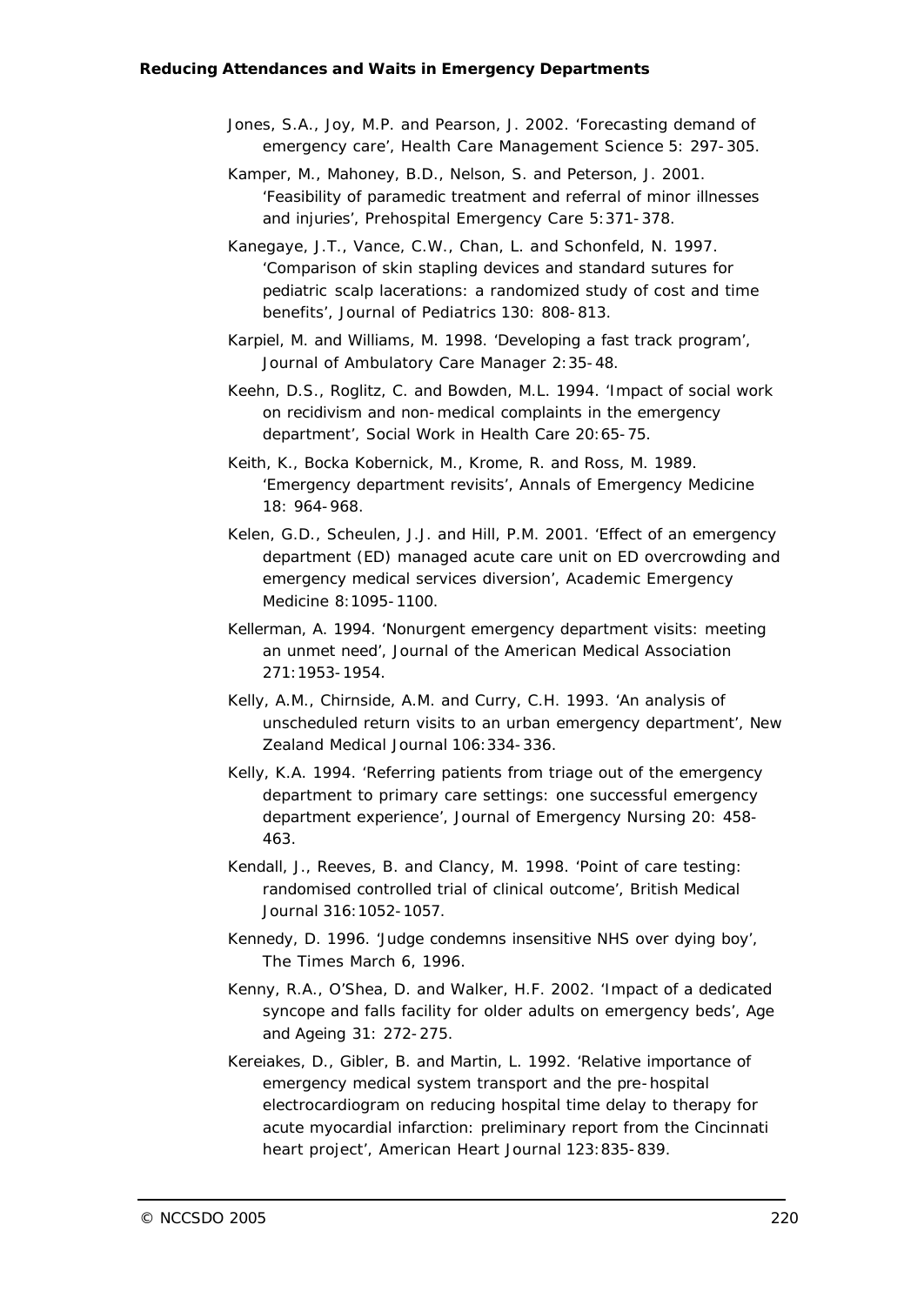Jones, S.A., Joy, M.P. and Pearson, J. 2002. 'Forecasting demand of emergency care', Health Care Management Science 5: 297-305.

Kamper, M., Mahoney, B.D., Nelson, S. and Peterson, J. 2001. 'Feasibility of paramedic treatment and referral of minor illnesses and injuries', Prehospital Emergency Care 5:371-378.

Kanegaye, J.T., Vance, C.W., Chan, L. and Schonfeld, N. 1997. 'Comparison of skin stapling devices and standard sutures for pediatric scalp lacerations: a randomized study of cost and time benefits', Journal of Pediatrics 130: 808-813.

Karpiel, M. and Williams, M. 1998. 'Developing a fast track program', Journal of Ambulatory Care Manager 2:35-48.

Keehn, D.S., Roglitz, C. and Bowden, M.L. 1994. 'Impact of social work on recidivism and non-medical complaints in the emergency department', Social Work in Health Care 20:65-75.

Keith, K., Bocka Kobernick, M., Krome, R. and Ross, M. 1989. 'Emergency department revisits', Annals of Emergency Medicine 18: 964-968.

Kelen, G.D., Scheulen, J.J. and Hill, P.M. 2001. 'Effect of an emergency department (ED) managed acute care unit on ED overcrowding and emergency medical services diversion', Academic Emergency Medicine 8:1095-1100.

Kellerman, A. 1994. 'Nonurgent emergency department visits: meeting an unmet need', Journal of the American Medical Association 271:1953-1954.

Kelly, A.M., Chirnside, A.M. and Curry, C.H. 1993. 'An analysis of unscheduled return visits to an urban emergency department', New Zealand Medical Journal 106:334-336.

Kelly, K.A. 1994. 'Referring patients from triage out of the emergency department to primary care settings: one successful emergency department experience', Journal of Emergency Nursing 20: 458-463.

Kendall, J., Reeves, B. and Clancy, M. 1998. 'Point of care testing: randomised controlled trial of clinical outcome', British Medical Journal 316:1052-1057.

Kennedy, D. 1996. 'Judge condemns insensitive NHS over dying boy', The Times March 6, 1996.

Kenny, R.A., O'Shea, D. and Walker, H.F. 2002. 'Impact of a dedicated syncope and falls facility for older adults on emergency beds', Age and Ageing 31: 272-275.

Kereiakes, D., Gibler, B. and Martin, L. 1992. 'Relative importance of emergency medical system transport and the pre-hospital electrocardiogram on reducing hospital time delay to therapy for acute myocardial infarction: preliminary report from the Cincinnati heart project', American Heart Journal 123:835-839.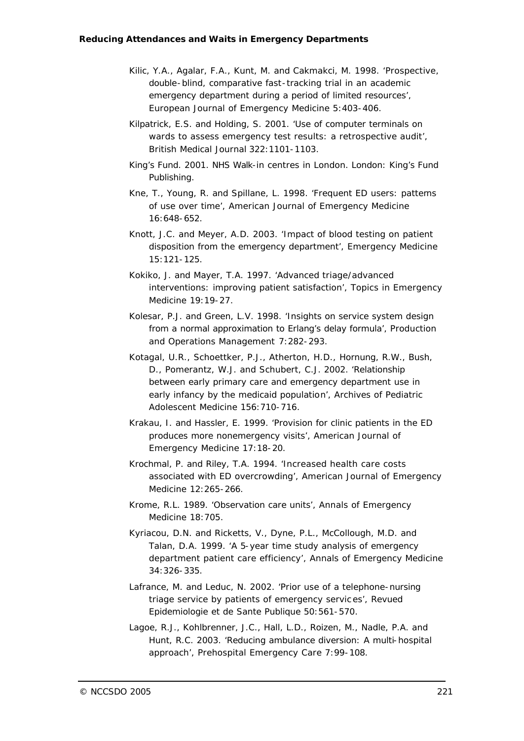Kilic, Y.A., Agalar, F.A., Kunt, M. and Cakmakci, M. 1998. 'Prospective, double-blind, comparative fast-tracking trial in an academic emergency department during a period of limited resources', European Journal of Emergency Medicine 5:403-406.

Kilpatrick, E.S. and Holding, S. 2001. 'Use of computer terminals on wards to assess emergency test results: a retrospective audit', British Medical Journal 322:1101-1103.

King's Fund. 2001. NHS Walk-in centres in London. London: King's Fund Publishing.

Kne, T., Young, R. and Spillane, L. 1998. 'Frequent ED users: patterns of use over time', American Journal of Emergency Medicine 16:648-652.

Knott, J.C. and Meyer, A.D. 2003. 'Impact of blood testing on patient disposition from the emergency department', Emergency Medicine 15:121-125.

Kokiko, J. and Mayer, T.A. 1997. 'Advanced triage/advanced interventions: improving patient satisfaction', Topics in Emergency Medicine 19:19-27.

Kolesar, P.J. and Green, L.V. 1998. 'Insights on service system design from a normal approximation to Erlang's delay formula', Production and Operations Management 7:282-293.

Kotagal, U.R., Schoettker, P.J., Atherton, H.D., Hornung, R.W., Bush, D., Pomerantz, W.J. and Schubert, C.J. 2002. 'Relationship between early primary care and emergency department use in early infancy by the medicaid population', Archives of Pediatric Adolescent Medicine 156:710-716.

Krakau, I. and Hassler, E. 1999. 'Provision for clinic patients in the ED produces more nonemergency visits', American Journal of Emergency Medicine 17:18-20.

Krochmal, P. and Riley, T.A. 1994. 'Increased health care costs associated with ED overcrowding', American Journal of Emergency Medicine 12:265-266.

Krome, R.L. 1989. 'Observation care units', Annals of Emergency Medicine 18:705.

Kyriacou, D.N. and Ricketts, V., Dyne, P.L., McCollough, M.D. and Talan, D.A. 1999. 'A 5-year time study analysis of emergency department patient care efficiency', Annals of Emergency Medicine 34:326-335.

Lafrance, M. and Leduc, N. 2002. 'Prior use of a telephone-nursing triage service by patients of emergency servic es', Revued Epidemiologie et de Sante Publique 50:561-570.

Lagoe, R.J., Kohlbrenner, J.C., Hall, L.D., Roizen, M., Nadle, P.A. and Hunt, R.C. 2003. 'Reducing ambulance diversion: A multi-hospital approach', Prehospital Emergency Care 7:99-108.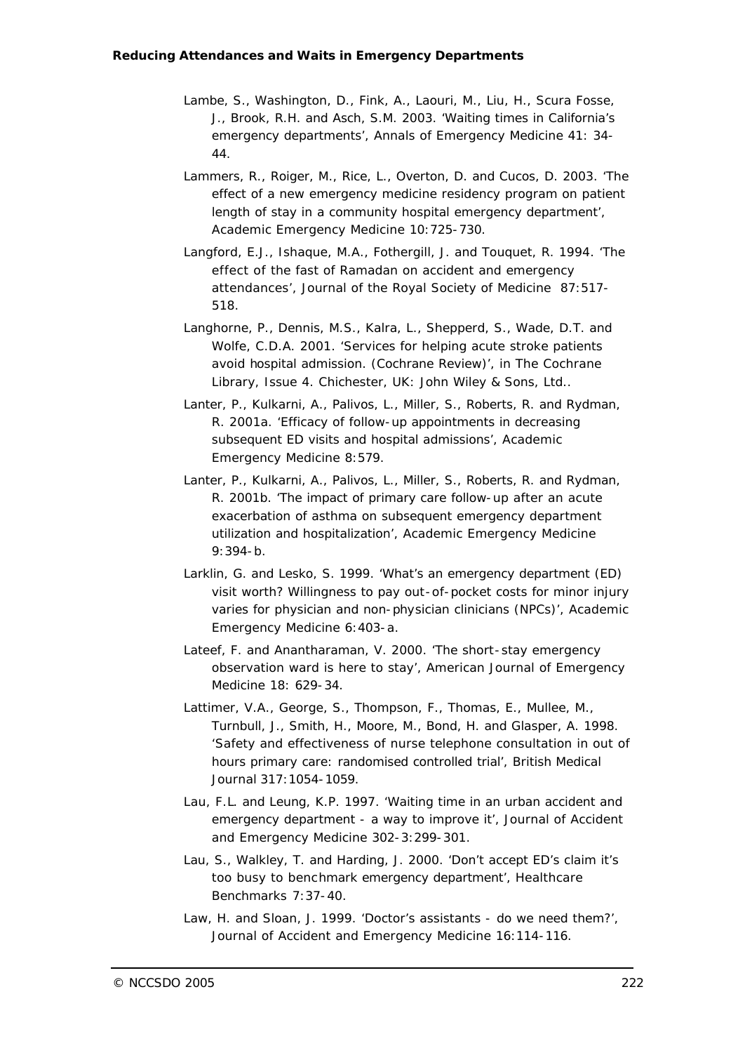Lambe, S., Washington, D., Fink, A., Laouri, M., Liu, H., Scura Fosse, J., Brook, R.H. and Asch, S.M. 2003. 'Waiting times in California's emergency departments', Annals of Emergency Medicine 41: 34-44.

Lammers, R., Roiger, M., Rice, L., Overton, D. and Cucos, D. 2003. 'The effect of a new emergency medicine residency program on patient length of stay in a community hospital emergency department', Academic Emergency Medicine 10:725-730.

Langford, E.J., Ishaque, M.A., Fothergill, J. and Touquet, R. 1994. 'The effect of the fast of Ramadan on accident and emergency attendances', Journal of the Royal Society of Medicine 87:517-518.

Langhorne, P., Dennis, M.S., Kalra, L., Shepperd, S., Wade, D.T. and Wolfe, C.D.A. 2001. 'Services for helping acute stroke patients avoid hospital admission. (Cochrane Review)', in The Cochrane Library, Issue 4. Chichester, UK: John Wiley & Sons, Ltd..

Lanter, P., Kulkarni, A., Palivos, L., Miller, S., Roberts, R. and Rydman, R. 2001a. 'Efficacy of follow-up appointments in decreasing subsequent ED visits and hospital admissions', Academic Emergency Medicine 8:579.

Lanter, P., Kulkarni, A., Palivos, L., Miller, S., Roberts, R. and Rydman, R. 2001b. 'The impact of primary care follow-up after an acute exacerbation of asthma on subsequent emergency department utilization and hospitalization', Academic Emergency Medicine 9:394-b.

Larklin, G. and Lesko, S. 1999. 'What's an emergency department (ED) visit worth? Willingness to pay out-of-pocket costs for minor injury varies for physician and non-physician clinicians (NPCs)', Academic Emergency Medicine 6:403-a.

Lateef, F. and Anantharaman, V. 2000. 'The short-stay emergency observation ward is here to stay', American Journal of Emergency Medicine 18: 629-34.

Lattimer, V.A., George, S., Thompson, F., Thomas, E., Mullee, M., Turnbull, J., Smith, H., Moore, M., Bond, H. and Glasper, A. 1998. 'Safety and effectiveness of nurse telephone consultation in out of hours primary care: randomised controlled trial', British Medical Journal 317:1054-1059.

Lau, F.L. and Leung, K.P. 1997. 'Waiting time in an urban accident and emergency department - a way to improve it', Journal of Accident and Emergency Medicine 302-3:299-301.

Lau, S., Walkley, T. and Harding, J. 2000. 'Don't accept ED's claim it's too busy to benchmark emergency department', Healthcare Benchmarks 7:37-40.

Law, H. and Sloan, J. 1999. 'Doctor's assistants - do we need them?', Journal of Accident and Emergency Medicine 16:114-116.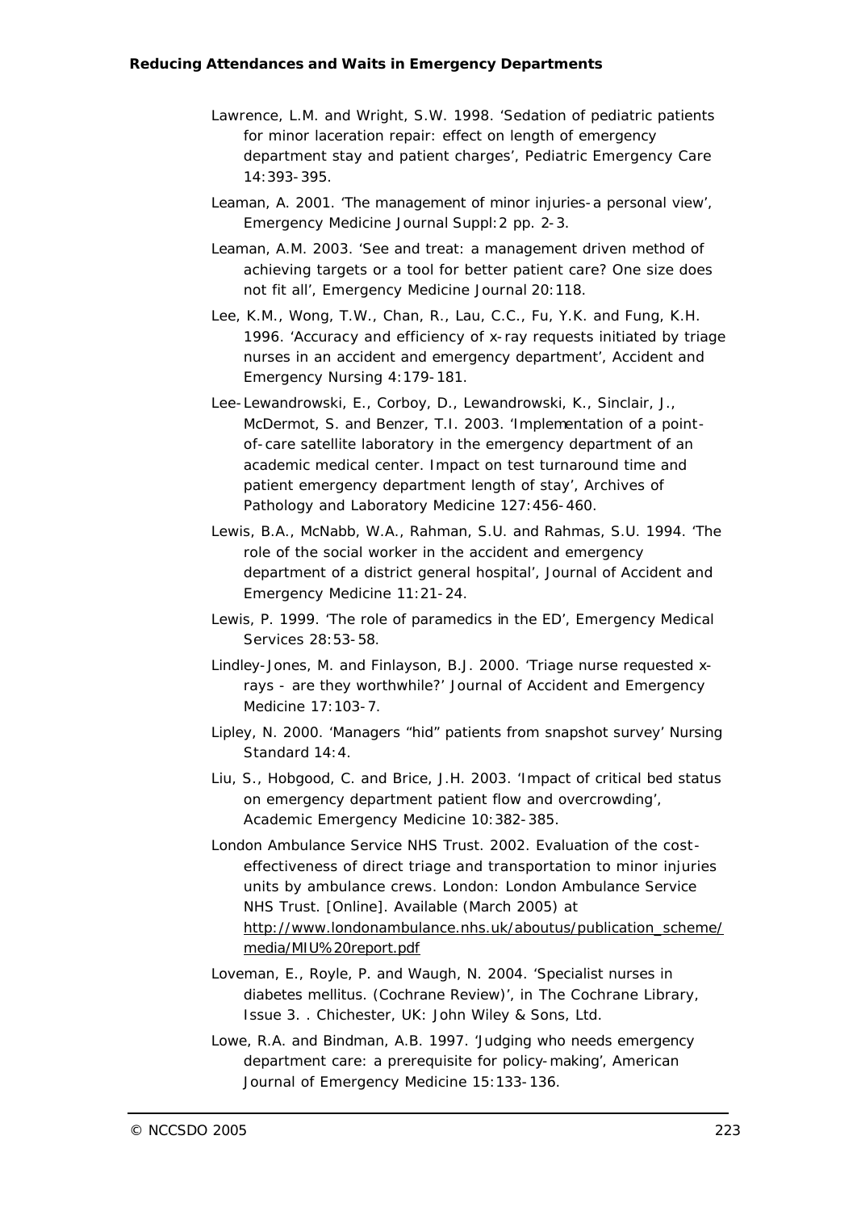Lawrence, L.M. and Wright, S.W. 1998. 'Sedation of pediatric patients for minor laceration repair: effect on length of emergency department stay and patient charges', Pediatric Emergency Care 14:393-395.

Leaman, A. 2001. 'The management of minor injuries-a personal view', Emergency Medicine Journal Suppl:2 pp. 2-3.

Leaman, A.M. 2003. 'See and treat: a management driven method of achieving targets or a tool for better patient care? One size does not fit all', Emergency Medicine Journal 20:118.

Lee, K.M., Wong, T.W., Chan, R., Lau, C.C., Fu, Y.K. and Fung, K.H. 1996. 'Accuracy and efficiency of x-ray requests initiated by triage nurses in an accident and emergency department', Accident and Emergency Nursing 4:179-181.

Lee-Lewandrowski, E., Corboy, D., Lewandrowski, K., Sinclair, J., McDermot, S. and Benzer, T.I. 2003. 'Implementation of a point-of-care satellite laboratory in the emergency department of an academic medical center. Impact on test turnaround time and patient emergency department length of stay', Archives of Pathology and Laboratory Medicine 127:456-460.

Lewis, B.A., McNabb, W.A., Rahman, S.U. and Rahmas, S.U. 1994. 'The role of the social worker in the accident and emergency department of a district general hospital', Journal of Accident and Emergency Medicine 11:21-24.

Lewis, P. 1999. 'The role of paramedics in the ED', Emergency Medical Services 28:53-58.

Lindley-Jones, M. and Finlayson, B.J. 2000. 'Triage nurse requested x-rays - are they worthwhile?' Journal of Accident and Emergency Medicine 17:103-7.

Lipley, N. 2000. 'Managers "hid" patients from snapshot survey' Nursing Standard 14:4.

Liu, S., Hobgood, C. and Brice, J.H. 2003. 'Impact of critical bed status on emergency department patient flow and overcrowding', Academic Emergency Medicine 10:382-385.

London Ambulance Service NHS Trust. 2002. Evaluation of the cost-effectiveness of direct triage and transportation to minor injuries units by ambulance crews. London: London Ambulance Service NHS Trust. [Online]. Available (March 2005) at http://www.londonambulance.nhs.uk/aboutus/publication_scheme/media/MIU%20report.pdf

Loveman, E., Royle, P. and Waugh, N. 2004. 'Specialist nurses in diabetes mellitus. (Cochrane Review)', in The Cochrane Library, Issue 3. . Chichester, UK: John Wiley & Sons, Ltd.

Lowe, R.A. and Bindman, A.B. 1997. 'Judging who needs emergency department care: a prerequisite for policy-making', American Journal of Emergency Medicine 15:133-136.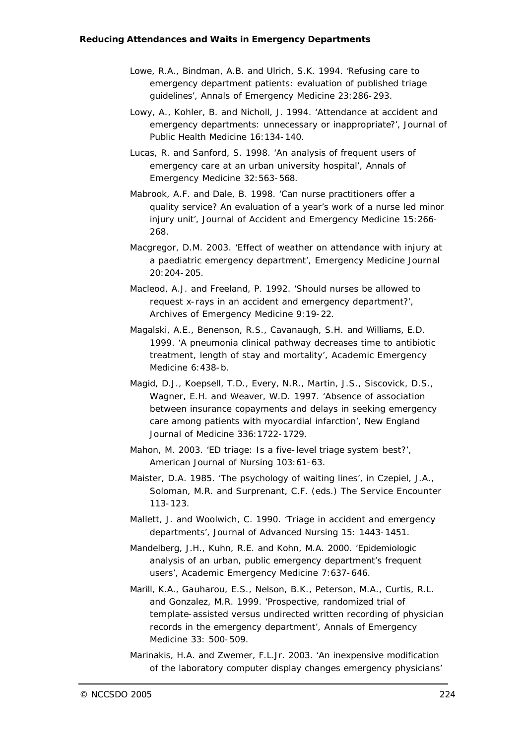Lowe, R.A., Bindman, A.B. and Ulrich, S.K. 1994. 'Refusing care to emergency department patients: evaluation of published triage guidelines', Annals of Emergency Medicine 23:286-293.

Lowy, A., Kohler, B. and Nicholl, J. 1994. 'Attendance at accident and emergency departments: unnecessary or inappropriate?', Journal of Public Health Medicine 16:134-140.

Lucas, R. and Sanford, S. 1998. 'An analysis of frequent users of emergency care at an urban university hospital', Annals of Emergency Medicine 32:563-568.

Mabrook, A.F. and Dale, B. 1998. 'Can nurse practitioners offer a quality service? An evaluation of a year's work of a nurse led minor injury unit', Journal of Accident and Emergency Medicine 15:266-268.

Macgregor, D.M. 2003. 'Effect of weather on attendance with injury at a paediatric emergency department', Emergency Medicine Journal 20:204-205.

Macleod, A.J. and Freeland, P. 1992. 'Should nurses be allowed to request x-rays in an accident and emergency department?', Archives of Emergency Medicine 9:19-22.

Magalski, A.E., Benenson, R.S., Cavanaugh, S.H. and Williams, E.D. 1999. 'A pneumonia clinical pathway decreases time to antibiotic treatment, length of stay and mortality', Academic Emergency Medicine 6:438-b.

Magid, D.J., Koepsell, T.D., Every, N.R., Martin, J.S., Siscovick, D.S., Wagner, E.H. and Weaver, W.D. 1997. 'Absence of association between insurance copayments and delays in seeking emergency care among patients with myocardial infarction', New England Journal of Medicine 336:1722-1729.

Mahon, M. 2003. 'ED triage: Is a five-level triage system best?', American Journal of Nursing 103:61-63.

Maister, D.A. 1985. 'The psychology of waiting lines', in Czepiel, J.A., Soloman, M.R. and Surprenant, C.F. (eds.) The Service Encounter 113-123.

Mallett, J. and Woolwich, C. 1990. 'Triage in accident and emergency departments', Journal of Advanced Nursing 15: 1443-1451.

Mandelberg, J.H., Kuhn, R.E. and Kohn, M.A. 2000. 'Epidemiologic analysis of an urban, public emergency department's frequent users', Academic Emergency Medicine 7:637-646.

Marill, K.A., Gauharou, E.S., Nelson, B.K., Peterson, M.A., Curtis, R.L. and Gonzalez, M.R. 1999. 'Prospective, randomized trial of template-assisted versus undirected written recording of physician records in the emergency department', Annals of Emergency Medicine 33: 500-509.

Marinakis, H.A. and Zwemer, F.L.Jr. 2003. 'An inexpensive modification of the laboratory computer display changes emergency physicians'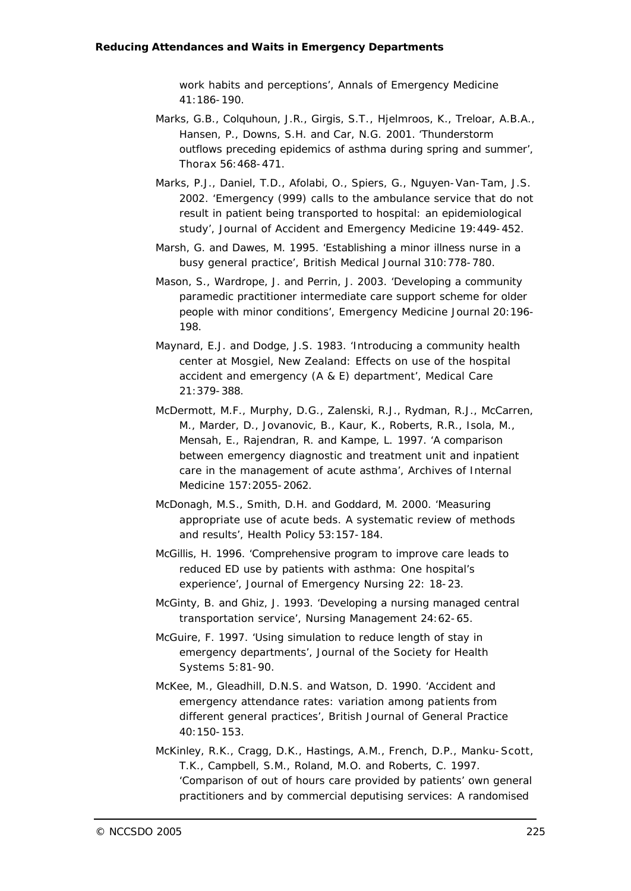work habits and perceptions', Annals of Emergency Medicine 41:186-190.

Marks, G.B., Colquhoun, J.R., Girgis, S.T., Hjelmroos, K., Treloar, A.B.A., Hansen, P., Downs, S.H. and Car, N.G. 2001. 'Thunderstorm outflows preceding epidemics of asthma during spring and summer', Thorax 56:468-471.

Marks, P.J., Daniel, T.D., Afolabi, O., Spiers, G., Nguyen-Van-Tam, J.S. 2002. 'Emergency (999) calls to the ambulance service that do not result in patient being transported to hospital: an epidemiological study', Journal of Accident and Emergency Medicine 19:449-452.

Marsh, G. and Dawes, M. 1995. 'Establishing a minor illness nurse in a busy general practice', British Medical Journal 310:778-780.

Mason, S., Wardrope, J. and Perrin, J. 2003. 'Developing a community paramedic practitioner intermediate care support scheme for older people with minor conditions', Emergency Medicine Journal 20:196-198.

Maynard, E.J. and Dodge, J.S. 1983. 'Introducing a community health center at Mosgiel, New Zealand: Effects on use of the hospital accident and emergency (A & E) department', Medical Care 21:379-388.

McDermott, M.F., Murphy, D.G., Zalenski, R.J., Rydman, R.J., McCarren, M., Marder, D., Jovanovic, B., Kaur, K., Roberts, R.R., Isola, M., Mensah, E., Rajendran, R. and Kampe, L. 1997. 'A comparison between emergency diagnostic and treatment unit and inpatient care in the management of acute asthma', Archives of Internal Medicine 157:2055-2062.

McDonagh, M.S., Smith, D.H. and Goddard, M. 2000. 'Measuring appropriate use of acute beds. A systematic review of methods and results', Health Policy 53:157-184.

McGillis, H. 1996. 'Comprehensive program to improve care leads to reduced ED use by patients with asthma: One hospital's experience', Journal of Emergency Nursing 22: 18-23.

McGinty, B. and Ghiz, J. 1993. 'Developing a nursing managed central transportation service', Nursing Management 24:62-65.

McGuire, F. 1997. 'Using simulation to reduce length of stay in emergency departments', Journal of the Society for Health Systems 5:81-90.

McKee, M., Gleadhill, D.N.S. and Watson, D. 1990. 'Accident and emergency attendance rates: variation among patients from different general practices', British Journal of General Practice 40:150-153.

McKinley, R.K., Cragg, D.K., Hastings, A.M., French, D.P., Manku-Scott, T.K., Campbell, S.M., Roland, M.O. and Roberts, C. 1997. 'Comparison of out of hours care provided by patients' own general practitioners and by commercial deputising services: A randomised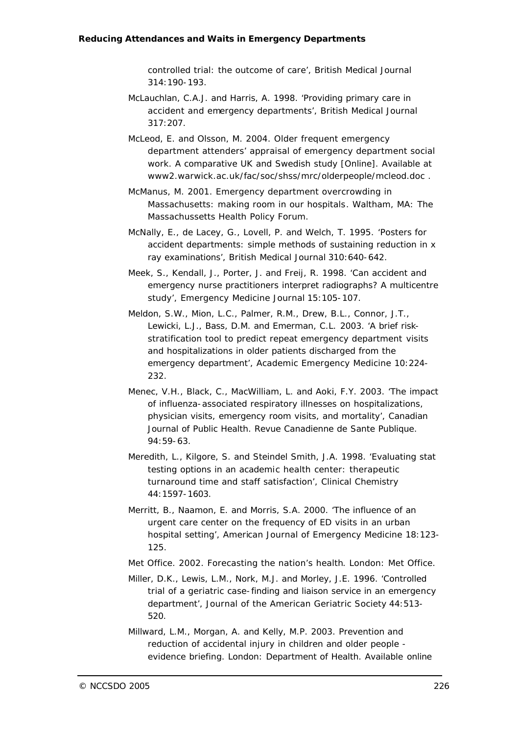controlled trial: the outcome of care', British Medical Journal 314:190-193.

McLauchlan, C.A.J. and Harris, A. 1998. 'Providing primary care in accident and emergency departments', British Medical Journal 317:207.

McLeod, E. and Olsson, M. 2004. Older frequent emergency department attenders' appraisal of emergency department social work. A comparative UK and Swedish study [Online]. Available at www2.warwick.ac.uk/fac/soc/shss/mrc/olderpeople/mcleod.doc .

McManus, M. 2001. Emergency department overcrowding in Massachusetts: making room in our hospitals. Waltham, MA: The Massachussetts Health Policy Forum.

McNally, E., de Lacey, G., Lovell, P. and Welch, T. 1995. 'Posters for accident departments: simple methods of sustaining reduction in x ray examinations', British Medical Journal 310:640-642.

Meek, S., Kendall, J., Porter, J. and Freij, R. 1998. 'Can accident and emergency nurse practitioners interpret radiographs? A multicentre study', Emergency Medicine Journal 15:105-107.

Meldon, S.W., Mion, L.C., Palmer, R.M., Drew, B.L., Connor, J.T., Lewicki, L.J., Bass, D.M. and Emerman, C.L. 2003. 'A brief risk-stratification tool to predict repeat emergency department visits and hospitalizations in older patients discharged from the emergency department', Academic Emergency Medicine 10:224-232.

Menec, V.H., Black, C., MacWilliam, L. and Aoki, F.Y. 2003. 'The impact of influenza-associated respiratory illnesses on hospitalizations, physician visits, emergency room visits, and mortality', Canadian Journal of Public Health. Revue Canadienne de Sante Publique. 94:59-63.

Meredith, L., Kilgore, S. and Steindel Smith, J.A. 1998. 'Evaluating stat testing options in an academic health center: therapeutic turnaround time and staff satisfaction', Clinical Chemistry 44:1597-1603.

Merritt, B., Naamon, E. and Morris, S.A. 2000. 'The influence of an urgent care center on the frequency of ED visits in an urban hospital setting', American Journal of Emergency Medicine 18:123-125.

Met Office. 2002. Forecasting the nation's health. London: Met Office.

Miller, D.K., Lewis, L.M., Nork, M.J. and Morley, J.E. 1996. 'Controlled trial of a geriatric case-finding and liaison service in an emergency department', Journal of the American Geriatric Society 44:513-520.

Millward, L.M., Morgan, A. and Kelly, M.P. 2003. Prevention and reduction of accidental injury in children and older people - evidence briefing. London: Department of Health. Available online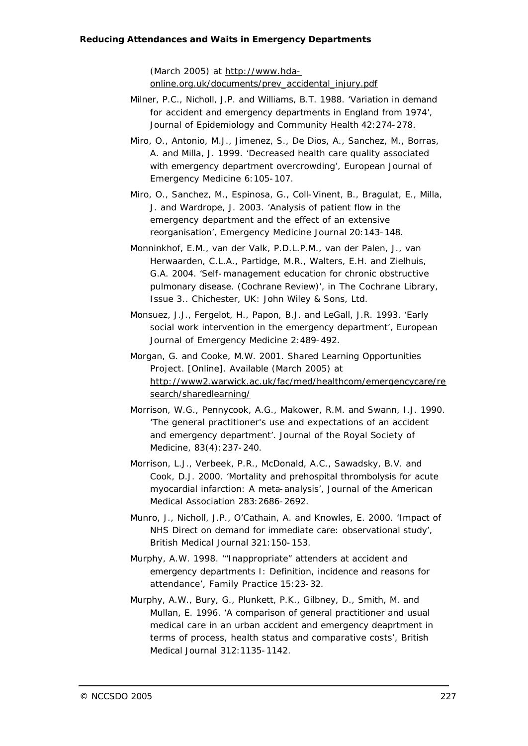(March 2005) at http://www.hda-online.org.uk/documents/prev_accidental_injury.pdf

Milner, P.C., Nicholl, J.P. and Williams, B.T. 1988. 'Variation in demand for accident and emergency departments in England from 1974', Journal of Epidemiology and Community Health 42:274-278.

Miro, O., Antonio, M.J., Jimenez, S., De Dios, A., Sanchez, M., Borras, A. and Milla, J. 1999. 'Decreased health care quality associated with emergency department overcrowding', European Journal of Emergency Medicine 6:105-107.

Miro, O., Sanchez, M., Espinosa, G., Coll-Vinent, B., Bragulat, E., Milla, J. and Wardrope, J. 2003. 'Analysis of patient flow in the emergency department and the effect of an extensive reorganisation', Emergency Medicine Journal 20:143-148.

Monninkhof, E.M., van der Valk, P.D.L.P.M., van der Palen, J., van Herwaarden, C.L.A., Partidge, M.R., Walters, E.H. and Zielhuis, G.A. 2004. 'Self-management education for chronic obstructive pulmonary disease. (Cochrane Review)', in The Cochrane Library, Issue 3.. Chichester, UK: John Wiley & Sons, Ltd.

Monsuez, J.J., Fergelot, H., Papon, B.J. and LeGall, J.R. 1993. 'Early social work intervention in the emergency department', European Journal of Emergency Medicine 2:489-492.

Morgan, G. and Cooke, M.W. 2001. Shared Learning Opportunities Project. [Online]. Available (March 2005) at http://www2.warwick.ac.uk/fac/med/healthcom/emergencycare/research/sharedlearning/

Morrison, W.G., Pennycook, A.G., Makower, R.M. and Swann, I.J. 1990. 'The general practitioner's use and expectations of an accident and emergency department'. Journal of the Royal Society of Medicine, 83(4):237-240.

Morrison, L.J., Verbeek, P.R., McDonald, A.C., Sawadsky, B.V. and Cook, D.J. 2000. 'Mortality and prehospital thrombolysis for acute myocardial infarction: A meta-analysis', Journal of the American Medical Association 283:2686-2692.

Munro, J., Nicholl, J.P., O'Cathain, A. and Knowles, E. 2000. 'Impact of NHS Direct on demand for immediate care: observational study', British Medical Journal 321:150-153.

Murphy, A.W. 1998. '"Inappropriate" attenders at accident and emergency departments I: Definition, incidence and reasons for attendance', Family Practice 15:23-32.

Murphy, A.W., Bury, G., Plunkett, P.K., Gilbney, D., Smith, M. and Mullan, E. 1996. 'A comparison of general practitioner and usual medical care in an urban accident and emergency deaprtment in terms of process, health status and comparative costs', British Medical Journal 312:1135-1142.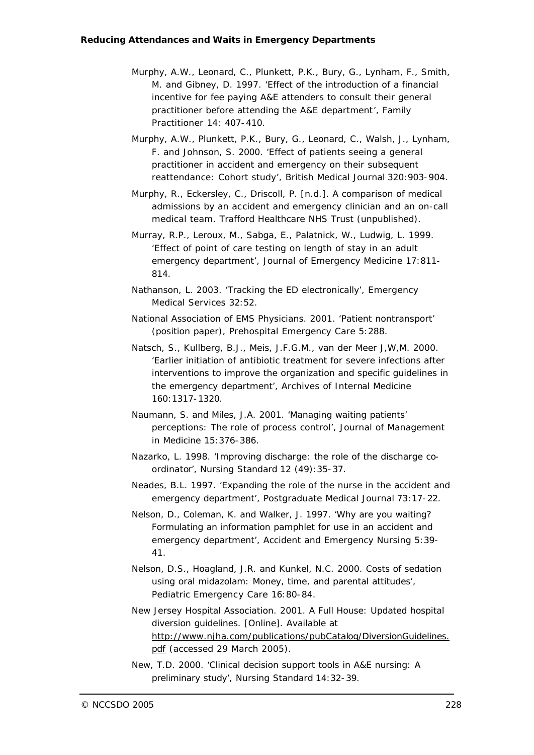Murphy, A.W., Leonard, C., Plunkett, P.K., Bury, G., Lynham, F., Smith, M. and Gibney, D. 1997. 'Effect of the introduction of a financial incentive for fee paying A&E attenders to consult their general practitioner before attending the A&E department', *Family Practitioner* 14: 407-410.

Murphy, A.W., Plunkett, P.K., Bury, G., Leonard, C., Walsh, J., Lynham, F. and Johnson, S. 2000. 'Effect of patients seeing a general practitioner in accident and emergency on their subsequent reattendance: Cohort study', *British Medical Journal* 320:903-904.

Murphy, R., Eckersley, C., Driscoll, P. [n.d.]. A comparison of medical admissions by an accident and emergency clinician and an on-call medical team. Trafford Healthcare NHS Trust (unpublished).

Murray, R.P., Leroux, M., Sabga, E., Palatnick, W., Ludwig, L. 1999. 'Effect of point of care testing on length of stay in an adult emergency department', *Journal of Emergency Medicine* 17:811-814.

Nathanson, L. 2003. 'Tracking the ED electronically', *Emergency Medical Services* 32:52.

National Association of EMS Physicians. 2001. 'Patient nontransport' (position paper), *Prehospital Emergency Care* 5:288.

Natsch, S., Kullberg, B.J., Meis, J.F.G.M., van der Meer J,W,M. 2000. 'Earlier initiation of antibiotic treatment for severe infections after interventions to improve the organization and specific guidelines in the emergency department', *Archives of Internal Medicine* 160:1317-1320.

Naumann, S. and Miles, J.A. 2001. 'Managing waiting patients' perceptions: The role of process control', *Journal of Management in Medicine* 15:376-386.

Nazarko, L. 1998. 'Improving discharge: the role of the discharge co-ordinator', *Nursing Standard* 12 (49):35-37.

Neades, B.L. 1997. 'Expanding the role of the nurse in the accident and emergency department', *Postgraduate Medical Journal* 73:17-22.

Nelson, D., Coleman, K. and Walker, J. 1997. 'Why are you waiting? Formulating an information pamphlet for use in an accident and emergency department', *Accident and Emergency Nursing* 5:39-41.

Nelson, D.S., Hoagland, J.R. and Kunkel, N.C. 2000. Costs of sedation using oral midazolam: Money, time, and parental attitudes', *Pediatric Emergency Care* 16:80-84.

New Jersey Hospital Association. 2001. A Full House: Updated hospital diversion guidelines. [Online]. Available at http://www.njha.com/publications/pubCatalog/DiversionGuidelines.pdf (accessed 29 March 2005).

New, T.D. 2000. 'Clinical decision support tools in A&E nursing: A preliminary study', *Nursing Standard* 14:32-39.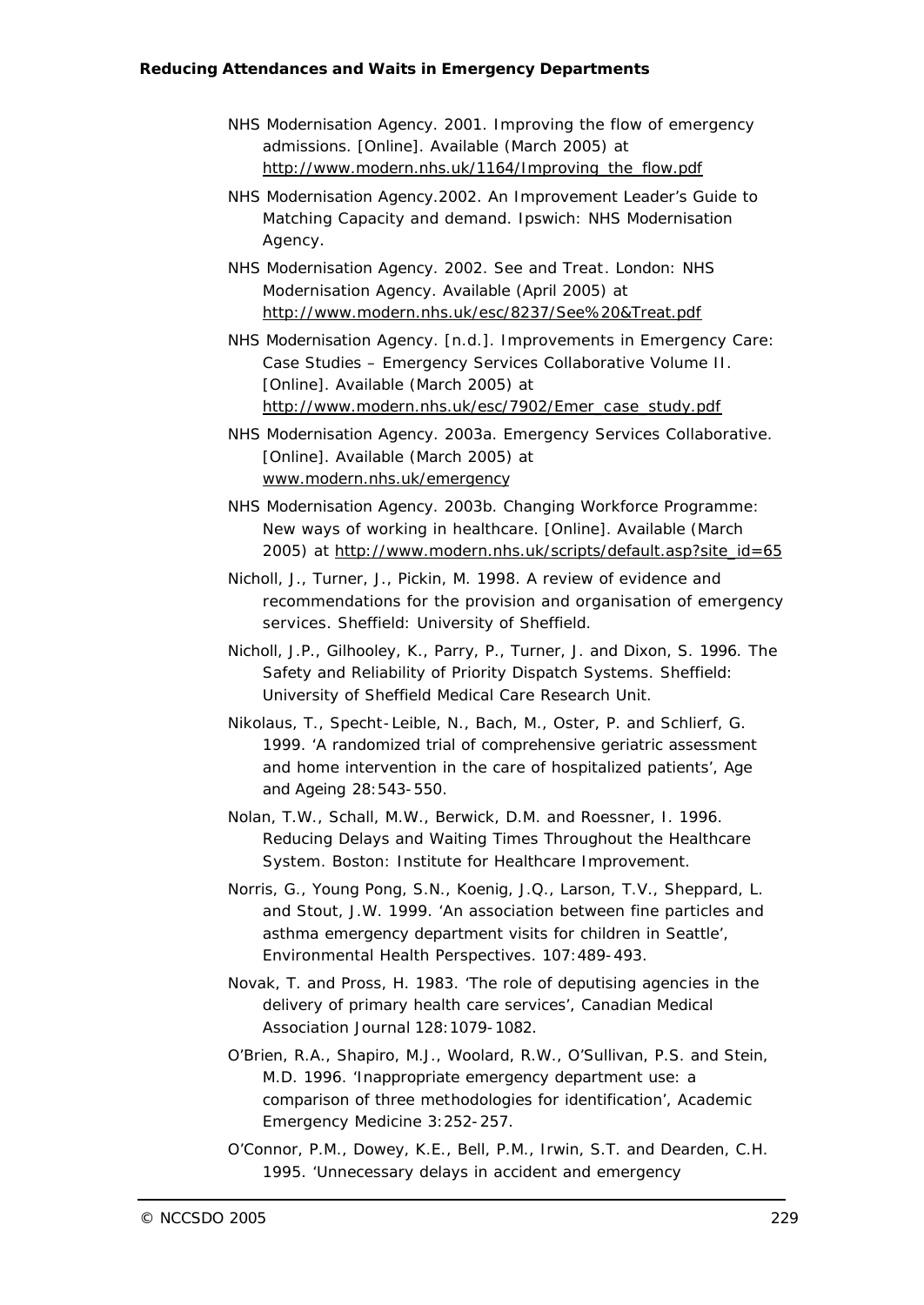NHS Modernisation Agency. 2001. Improving the flow of emergency admissions. [Online]. Available (March 2005) at http://www.modern.nhs.uk/1164/Improving_the_flow.pdf

NHS Modernisation Agency.2002. An Improvement Leader's Guide to Matching Capacity and demand. Ipswich: NHS Modernisation Agency.

NHS Modernisation Agency. 2002. See and Treat. London: NHS Modernisation Agency. Available (April 2005) at http://www.modern.nhs.uk/esc/8237/See%20&Treat.pdf

NHS Modernisation Agency. [n.d.]. Improvements in Emergency Care: Case Studies – Emergency Services Collaborative Volume II. [Online]. Available (March 2005) at http://www.modern.nhs.uk/esc/7902/Emer_case_study.pdf

NHS Modernisation Agency. 2003a. Emergency Services Collaborative. [Online]. Available (March 2005) at www.modern.nhs.uk/emergency

NHS Modernisation Agency. 2003b. Changing Workforce Programme: New ways of working in healthcare. [Online]. Available (March 2005) at http://www.modern.nhs.uk/scripts/default.asp?site_id=65

Nicholl, J., Turner, J., Pickin, M. 1998. A review of evidence and recommendations for the provision and organisation of emergency services. Sheffield: University of Sheffield.

Nicholl, J.P., Gilhooley, K., Parry, P., Turner, J. and Dixon, S. 1996. The Safety and Reliability of Priority Dispatch Systems. Sheffield: University of Sheffield Medical Care Research Unit.

Nikolaus, T., Specht-Leible, N., Bach, M., Oster, P. and Schlierf, G. 1999. 'A randomized trial of comprehensive geriatric assessment and home intervention in the care of hospitalized patients', Age and Ageing 28:543-550.

Nolan, T.W., Schall, M.W., Berwick, D.M. and Roessner, I. 1996. Reducing Delays and Waiting Times Throughout the Healthcare System. Boston: Institute for Healthcare Improvement.

Norris, G., Young Pong, S.N., Koenig, J.Q., Larson, T.V., Sheppard, L. and Stout, J.W. 1999. 'An association between fine particles and asthma emergency department visits for children in Seattle', Environmental Health Perspectives. 107:489-493.

Novak, T. and Pross, H. 1983. 'The role of deputising agencies in the delivery of primary health care services', Canadian Medical Association Journal 128:1079-1082.

O'Brien, R.A., Shapiro, M.J., Woolard, R.W., O'Sullivan, P.S. and Stein, M.D. 1996. 'Inappropriate emergency department use: a comparison of three methodologies for identification', Academic Emergency Medicine 3:252-257.

O'Connor, P.M., Dowey, K.E., Bell, P.M., Irwin, S.T. and Dearden, C.H. 1995. 'Unnecessary delays in accident and emergency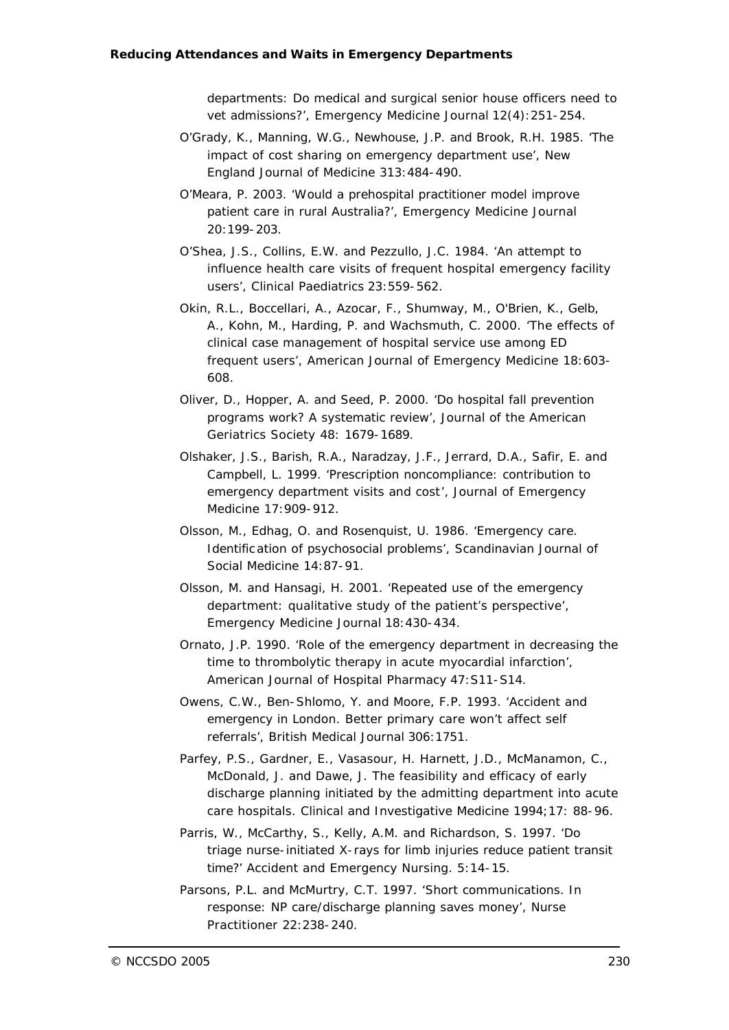departments: Do medical and surgical senior house officers need to vet admissions?', Emergency Medicine Journal 12(4):251-254.

O'Grady, K., Manning, W.G., Newhouse, J.P. and Brook, R.H. 1985. 'The impact of cost sharing on emergency department use', New England Journal of Medicine 313:484-490.

O'Meara, P. 2003. 'Would a prehospital practitioner model improve patient care in rural Australia?', Emergency Medicine Journal 20:199-203.

O'Shea, J.S., Collins, E.W. and Pezzullo, J.C. 1984. 'An attempt to influence health care visits of frequent hospital emergency facility users', Clinical Paediatrics 23:559-562.

Okin, R.L., Boccellari, A., Azocar, F., Shumway, M., O'Brien, K., Gelb, A., Kohn, M., Harding, P. and Wachsmuth, C. 2000. 'The effects of clinical case management of hospital service use among ED frequent users', American Journal of Emergency Medicine 18:603-608.

Oliver, D., Hopper, A. and Seed, P. 2000. 'Do hospital fall prevention programs work? A systematic review', Journal of the American Geriatrics Society 48: 1679-1689.

Olshaker, J.S., Barish, R.A., Naradzay, J.F., Jerrard, D.A., Safir, E. and Campbell, L. 1999. 'Prescription noncompliance: contribution to emergency department visits and cost', Journal of Emergency Medicine 17:909-912.

Olsson, M., Edhag, O. and Rosenquist, U. 1986. 'Emergency care. Identification of psychosocial problems', Scandinavian Journal of Social Medicine 14:87-91.

Olsson, M. and Hansagi, H. 2001. 'Repeated use of the emergency department: qualitative study of the patient's perspective', Emergency Medicine Journal 18:430-434.

Ornato, J.P. 1990. 'Role of the emergency department in decreasing the time to thrombolytic therapy in acute myocardial infarction', American Journal of Hospital Pharmacy 47:S11-S14.

Owens, C.W., Ben-Shlomo, Y. and Moore, F.P. 1993. 'Accident and emergency in London. Better primary care won't affect self referrals', British Medical Journal 306:1751.

Parfey, P.S., Gardner, E., Vasasour, H. Harnett, J.D., McManamon, C., McDonald, J. and Dawe, J. The feasibility and efficacy of early discharge planning initiated by the admitting department into acute care hospitals. Clinical and Investigative Medicine 1994;17: 88-96.

Parris, W., McCarthy, S., Kelly, A.M. and Richardson, S. 1997. 'Do triage nurse-initiated X-rays for limb injuries reduce patient transit time?' Accident and Emergency Nursing. 5:14-15.

Parsons, P.L. and McMurtry, C.T. 1997. 'Short communications. In response: NP care/discharge planning saves money', Nurse Practitioner 22:238-240.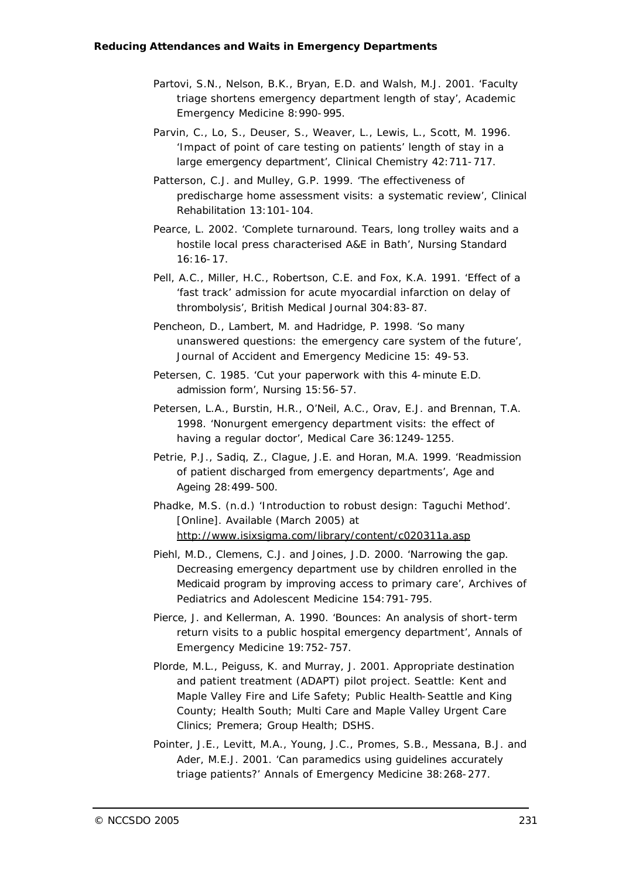Partovi, S.N., Nelson, B.K., Bryan, E.D. and Walsh, M.J. 2001. 'Faculty triage shortens emergency department length of stay', Academic Emergency Medicine 8:990-995.

Parvin, C., Lo, S., Deuser, S., Weaver, L., Lewis, L., Scott, M. 1996. 'Impact of point of care testing on patients' length of stay in a large emergency department', Clinical Chemistry 42:711-717.

Patterson, C.J. and Mulley, G.P. 1999. 'The effectiveness of predischarge home assessment visits: a systematic review', Clinical Rehabilitation 13:101-104.

Pearce, L. 2002. 'Complete turnaround. Tears, long trolley waits and a hostile local press characterised A&E in Bath', Nursing Standard 16:16-17.

Pell, A.C., Miller, H.C., Robertson, C.E. and Fox, K.A. 1991. 'Effect of a 'fast track' admission for acute myocardial infarction on delay of thrombolysis', British Medical Journal 304:83-87.

Pencheon, D., Lambert, M. and Hadridge, P. 1998. 'So many unanswered questions: the emergency care system of the future', Journal of Accident and Emergency Medicine 15: 49-53.

Petersen, C. 1985. 'Cut your paperwork with this 4-minute E.D. admission form', Nursing 15:56-57.

Petersen, L.A., Burstin, H.R., O'Neil, A.C., Orav, E.J. and Brennan, T.A. 1998. 'Nonurgent emergency department visits: the effect of having a regular doctor', Medical Care 36:1249-1255.

Petrie, P.J., Sadiq, Z., Clague, J.E. and Horan, M.A. 1999. 'Readmission of patient discharged from emergency departments', Age and Ageing 28:499-500.

Phadke, M.S. (n.d.) 'Introduction to robust design: Taguchi Method'. [Online]. Available (March 2005) at http://www.isixsigma.com/library/content/c020311a.asp

Piehl, M.D., Clemens, C.J. and Joines, J.D. 2000. 'Narrowing the gap. Decreasing emergency department use by children enrolled in the Medicaid program by improving access to primary care', Archives of Pediatrics and Adolescent Medicine 154:791-795.

Pierce, J. and Kellerman, A. 1990. 'Bounces: An analysis of short-term return visits to a public hospital emergency department', Annals of Emergency Medicine 19:752-757.

Plorde, M.L., Peiguss, K. and Murray, J. 2001. Appropriate destination and patient treatment (ADAPT) pilot project. Seattle: Kent and Maple Valley Fire and Life Safety; Public Health-Seattle and King County; Health South; Multi Care and Maple Valley Urgent Care Clinics; Premera; Group Health; DSHS.

Pointer, J.E., Levitt, M.A., Young, J.C., Promes, S.B., Messana, B.J. and Ader, M.E.J. 2001. 'Can paramedics using guidelines accurately triage patients?' Annals of Emergency Medicine 38:268-277.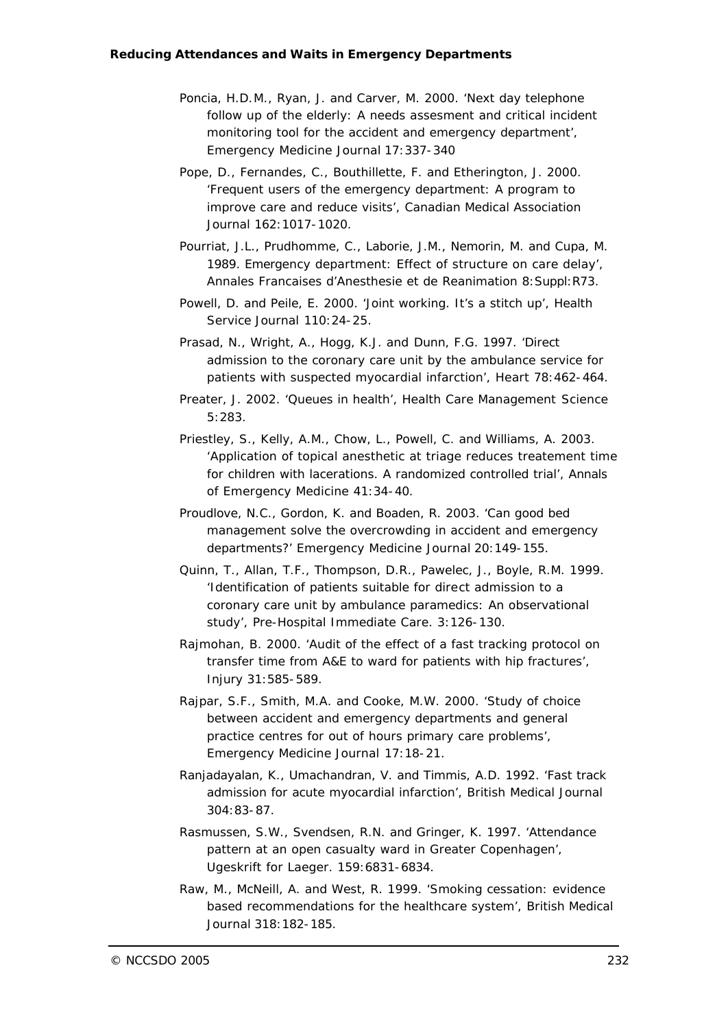Poncia, H.D.M., Ryan, J. and Carver, M. 2000. 'Next day telephone follow up of the elderly: A needs assesment and critical incident monitoring tool for the accident and emergency department', Emergency Medicine Journal 17:337-340

Pope, D., Fernandes, C., Bouthillette, F. and Etherington, J. 2000. 'Frequent users of the emergency department: A program to improve care and reduce visits', Canadian Medical Association Journal 162:1017-1020.

Pourriat, J.L., Prudhomme, C., Laborie, J.M., Nemorin, M. and Cupa, M. 1989. Emergency department: Effect of structure on care delay', Annales Francaises d'Anesthesie et de Reanimation 8:Suppl:R73.

Powell, D. and Peile, E. 2000. 'Joint working. It's a stitch up', Health Service Journal 110:24-25.

Prasad, N., Wright, A., Hogg, K.J. and Dunn, F.G. 1997. 'Direct admission to the coronary care unit by the ambulance service for patients with suspected myocardial infarction', Heart 78:462-464.

Preater, J. 2002. 'Queues in health', Health Care Management Science 5:283.

Priestley, S., Kelly, A.M., Chow, L., Powell, C. and Williams, A. 2003. 'Application of topical anesthetic at triage reduces treatement time for children with lacerations. A randomized controlled trial', Annals of Emergency Medicine 41:34-40.

Proudlove, N.C., Gordon, K. and Boaden, R. 2003. 'Can good bed management solve the overcrowding in accident and emergency departments?' Emergency Medicine Journal 20:149-155.

Quinn, T., Allan, T.F., Thompson, D.R., Pawelec, J., Boyle, R.M. 1999. 'Identification of patients suitable for direct admission to a coronary care unit by ambulance paramedics: An observational study', Pre-Hospital Immediate Care. 3:126-130.

Rajmohan, B. 2000. 'Audit of the effect of a fast tracking protocol on transfer time from A&E to ward for patients with hip fractures', Injury 31:585-589.

Rajpar, S.F., Smith, M.A. and Cooke, M.W. 2000. 'Study of choice between accident and emergency departments and general practice centres for out of hours primary care problems', Emergency Medicine Journal 17:18-21.

Ranjadayalan, K., Umachandran, V. and Timmis, A.D. 1992. 'Fast track admission for acute myocardial infarction', British Medical Journal 304:83-87.

Rasmussen, S.W., Svendsen, R.N. and Gringer, K. 1997. 'Attendance pattern at an open casualty ward in Greater Copenhagen', Ugeskrift for Laeger. 159:6831-6834.

Raw, M., McNeill, A. and West, R. 1999. 'Smoking cessation: evidence based recommendations for the healthcare system', British Medical Journal 318:182-185.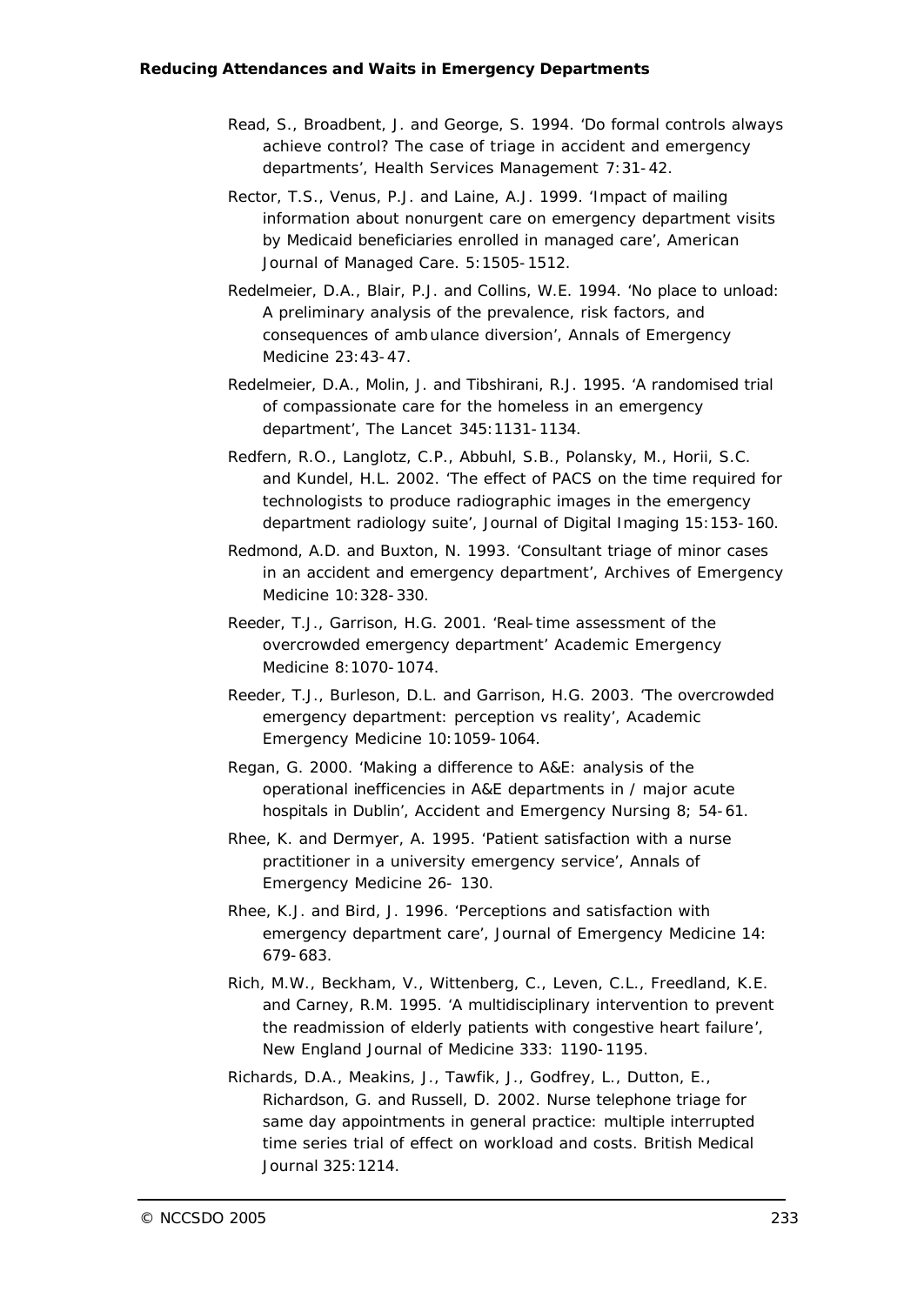Read, S., Broadbent, J. and George, S. 1994. 'Do formal controls always achieve control? The case of triage in accident and emergency departments', Health Services Management 7:31-42.

Rector, T.S., Venus, P.J. and Laine, A.J. 1999. 'Impact of mailing information about nonurgent care on emergency department visits by Medicaid beneficiaries enrolled in managed care', American Journal of Managed Care. 5:1505-1512.

Redelmeier, D.A., Blair, P.J. and Collins, W.E. 1994. 'No place to unload: A preliminary analysis of the prevalence, risk factors, and consequences of ambulance diversion', Annals of Emergency Medicine 23:43-47.

Redelmeier, D.A., Molin, J. and Tibshirani, R.J. 1995. 'A randomised trial of compassionate care for the homeless in an emergency department', The Lancet 345:1131-1134.

Redfern, R.O., Langlotz, C.P., Abbuhl, S.B., Polansky, M., Horii, S.C. and Kundel, H.L. 2002. 'The effect of PACS on the time required for technologists to produce radiographic images in the emergency department radiology suite', Journal of Digital Imaging 15:153-160.

Redmond, A.D. and Buxton, N. 1993. 'Consultant triage of minor cases in an accident and emergency department', Archives of Emergency Medicine 10:328-330.

Reeder, T.J., Garrison, H.G. 2001. 'Real-time assessment of the overcrowded emergency department' Academic Emergency Medicine 8:1070-1074.

Reeder, T.J., Burleson, D.L. and Garrison, H.G. 2003. 'The overcrowded emergency department: perception vs reality', Academic Emergency Medicine 10:1059-1064.

Regan, G. 2000. 'Making a difference to A&E: analysis of the operational inefficencies in A&E departments in / major acute hospitals in Dublin', Accident and Emergency Nursing 8; 54-61.

Rhee, K. and Dermyer, A. 1995. 'Patient satisfaction with a nurse practitioner in a university emergency service', Annals of Emergency Medicine 26- 130.

Rhee, K.J. and Bird, J. 1996. 'Perceptions and satisfaction with emergency department care', Journal of Emergency Medicine 14: 679-683.

Rich, M.W., Beckham, V., Wittenberg, C., Leven, C.L., Freedland, K.E. and Carney, R.M. 1995. 'A multidisciplinary intervention to prevent the readmission of elderly patients with congestive heart failure', New England Journal of Medicine 333: 1190-1195.

Richards, D.A., Meakins, J., Tawfik, J., Godfrey, L., Dutton, E., Richardson, G. and Russell, D. 2002. Nurse telephone triage for same day appointments in general practice: multiple interrupted time series trial of effect on workload and costs. British Medical Journal 325:1214.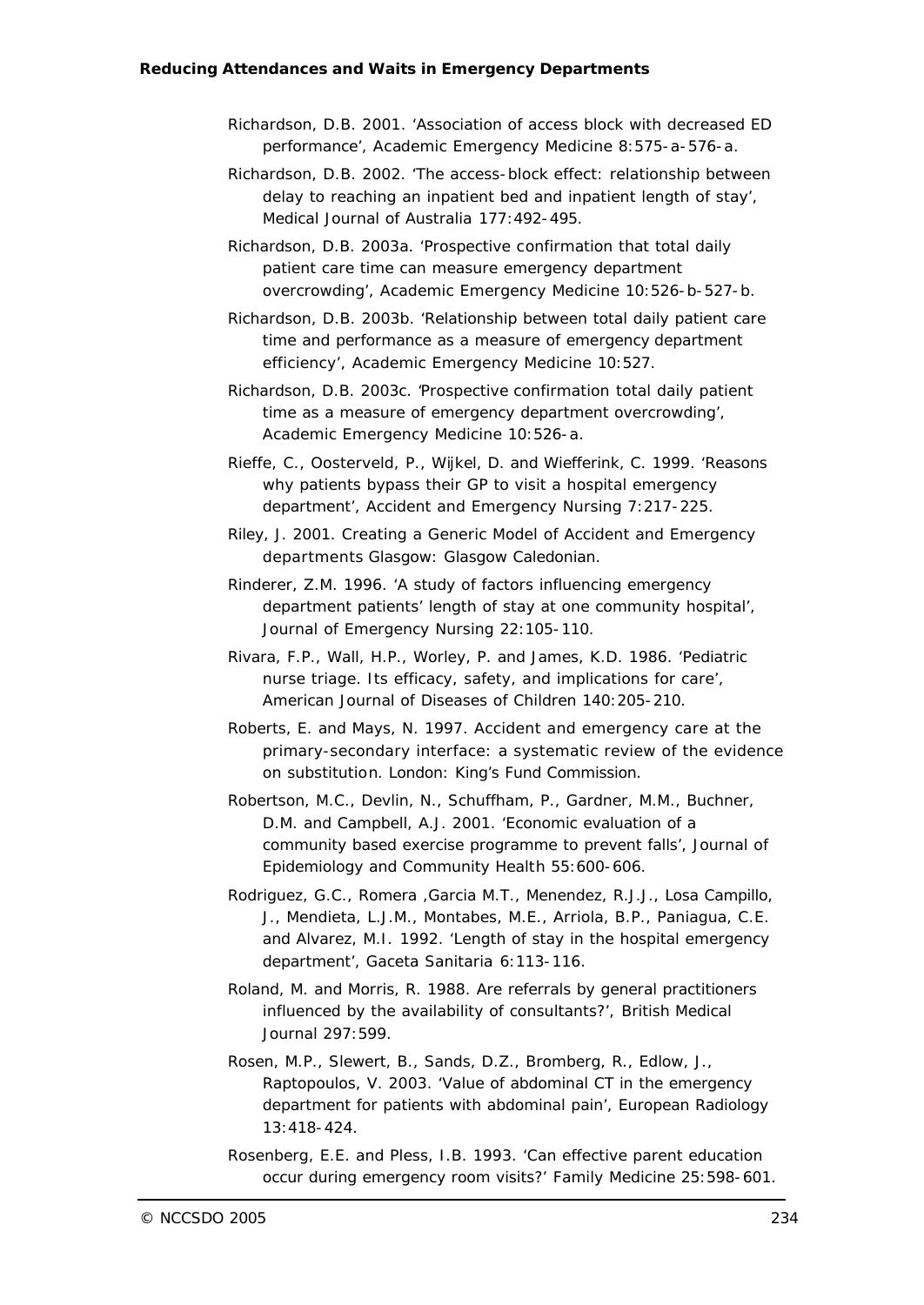Richardson, D.B. 2001. 'Association of access block with decreased ED performance', Academic Emergency Medicine 8:575-a-576-a.

Richardson, D.B. 2002. 'The access-block effect: relationship between delay to reaching an inpatient bed and inpatient length of stay', Medical Journal of Australia 177:492-495.

Richardson, D.B. 2003a. 'Prospective confirmation that total daily patient care time can measure emergency department overcrowding', Academic Emergency Medicine 10:526-b-527-b.

Richardson, D.B. 2003b. 'Relationship between total daily patient care time and performance as a measure of emergency department efficiency', Academic Emergency Medicine 10:527.

Richardson, D.B. 2003c. 'Prospective confirmation total daily patient time as a measure of emergency department overcrowding', Academic Emergency Medicine 10:526-a.

Rieffe, C., Oosterveld, P., Wijkel, D. and Wiefferink, C. 1999. 'Reasons why patients bypass their GP to visit a hospital emergency department', Accident and Emergency Nursing 7:217-225.

Riley, J. 2001. *Creating a Generic Model of Accident and Emergency departments* Glasgow: Glasgow Caledonian.

Rinderer, Z.M. 1996. 'A study of factors influencing emergency department patients' length of stay at one community hospital', Journal of Emergency Nursing 22:105-110.

Rivara, F.P., Wall, H.P., Worley, P. and James, K.D. 1986. 'Pediatric nurse triage. Its efficacy, safety, and implications for care', American Journal of Diseases of Children 140:205-210.

Roberts, E. and Mays, N. 1997. *Accident and emergency care at the primary-secondary interface: a systematic review of the evidence on substitution.* London: King's Fund Commission.

Robertson, M.C., Devlin, N., Schuffham, P., Gardner, M.M., Buchner, D.M. and Campbell, A.J. 2001. 'Economic evaluation of a community based exercise programme to prevent falls', Journal of Epidemiology and Community Health 55:600-606.

Rodriguez, G.C., Romera ,Garcia M.T., Menendez, R.J.J., Losa Campillo, J., Mendieta, L.J.M., Montabes, M.E., Arriola, B.P., Paniagua, C.E. and Alvarez, M.I. 1992. 'Length of stay in the hospital emergency department', Gaceta Sanitaria 6:113-116.

Roland, M. and Morris, R. 1988. Are referrals by general practitioners influenced by the availability of consultants?', British Medical Journal 297:599.

Rosen, M.P., Slewert, B., Sands, D.Z., Bromberg, R., Edlow, J., Raptopoulos, V. 2003. 'Value of abdominal CT in the emergency department for patients with abdominal pain', European Radiology 13:418-424.

Rosenberg, E.E. and Pless, I.B. 1993. 'Can effective parent education occur during emergency room visits?' Family Medicine 25:598-601.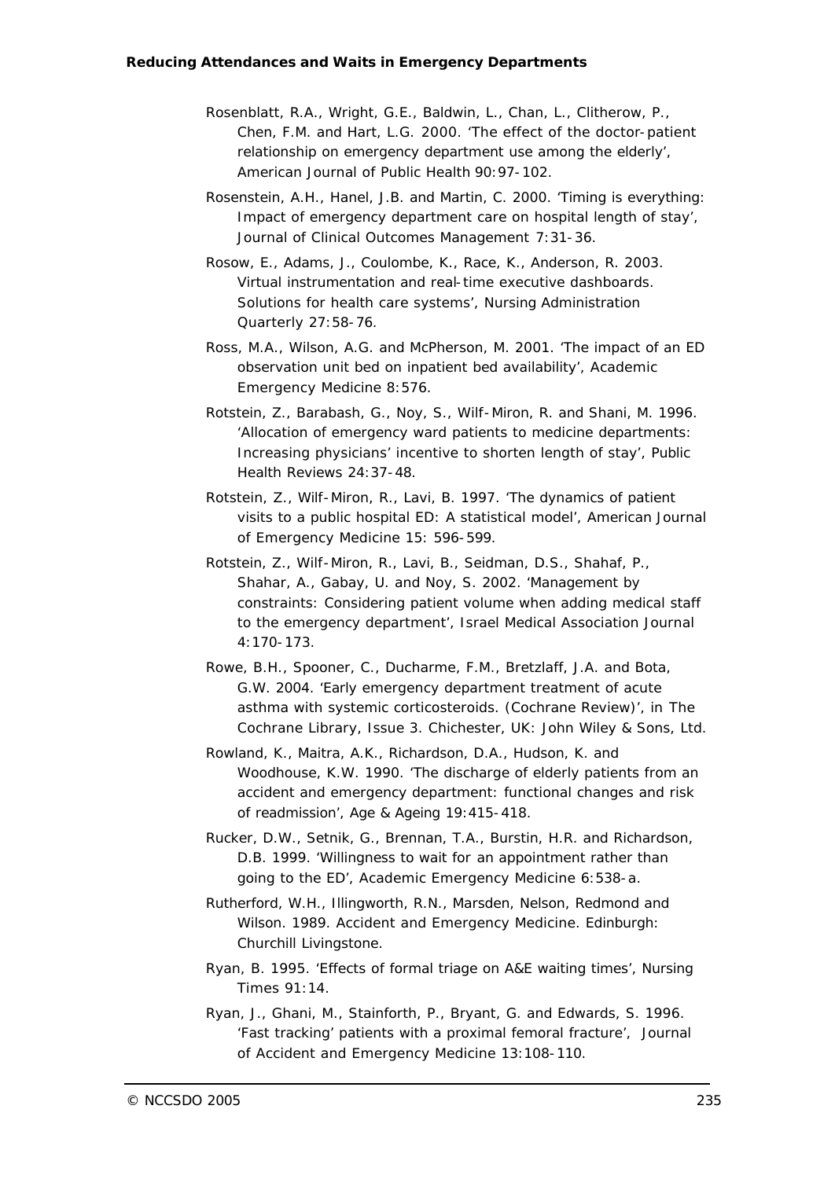Rosenblatt, R.A., Wright, G.E., Baldwin, L., Chan, L., Clitherow, P., Chen, F.M. and Hart, L.G. 2000. 'The effect of the doctor-patient relationship on emergency department use among the elderly', American Journal of Public Health 90:97-102.

Rosenstein, A.H., Hanel, J.B. and Martin, C. 2000. 'Timing is everything: Impact of emergency department care on hospital length of stay', Journal of Clinical Outcomes Management 7:31-36.

Rosow, E., Adams, J., Coulombe, K., Race, K., Anderson, R. 2003. Virtual instrumentation and real-time executive dashboards. Solutions for health care systems', Nursing Administration Quarterly 27:58-76.

Ross, M.A., Wilson, A.G. and McPherson, M. 2001. 'The impact of an ED observation unit bed on inpatient bed availability', Academic Emergency Medicine 8:576.

Rotstein, Z., Barabash, G., Noy, S., Wilf-Miron, R. and Shani, M. 1996. 'Allocation of emergency ward patients to medicine departments: Increasing physicians' incentive to shorten length of stay', Public Health Reviews 24:37-48.

Rotstein, Z., Wilf-Miron, R., Lavi, B. 1997. 'The dynamics of patient visits to a public hospital ED: A statistical model', American Journal of Emergency Medicine 15: 596-599.

Rotstein, Z., Wilf-Miron, R., Lavi, B., Seidman, D.S., Shahaf, P., Shahar, A., Gabay, U. and Noy, S. 2002. 'Management by constraints: Considering patient volume when adding medical staff to the emergency department', Israel Medical Association Journal 4:170-173.

Rowe, B.H., Spooner, C., Ducharme, F.M., Bretzlaff, J.A. and Bota, G.W. 2004. 'Early emergency department treatment of acute asthma with systemic corticosteroids. (Cochrane Review)', in The Cochrane Library, Issue 3. Chichester, UK: John Wiley & Sons, Ltd.

Rowland, K., Maitra, A.K., Richardson, D.A., Hudson, K. and Woodhouse, K.W. 1990. 'The discharge of elderly patients from an accident and emergency department: functional changes and risk of readmission', Age & Ageing 19:415-418.

Rucker, D.W., Setnik, G., Brennan, T.A., Burstin, H.R. and Richardson, D.B. 1999. 'Willingness to wait for an appointment rather than going to the ED', Academic Emergency Medicine 6:538-a.

Rutherford, W.H., Illingworth, R.N., Marsden, Nelson, Redmond and Wilson. 1989. Accident and Emergency Medicine. Edinburgh: Churchill Livingstone.

Ryan, B. 1995. 'Effects of formal triage on A&E waiting times', Nursing Times 91:14.

Ryan, J., Ghani, M., Stainforth, P., Bryant, G. and Edwards, S. 1996. 'Fast tracking' patients with a proximal femoral fracture', Journal of Accident and Emergency Medicine 13:108-110.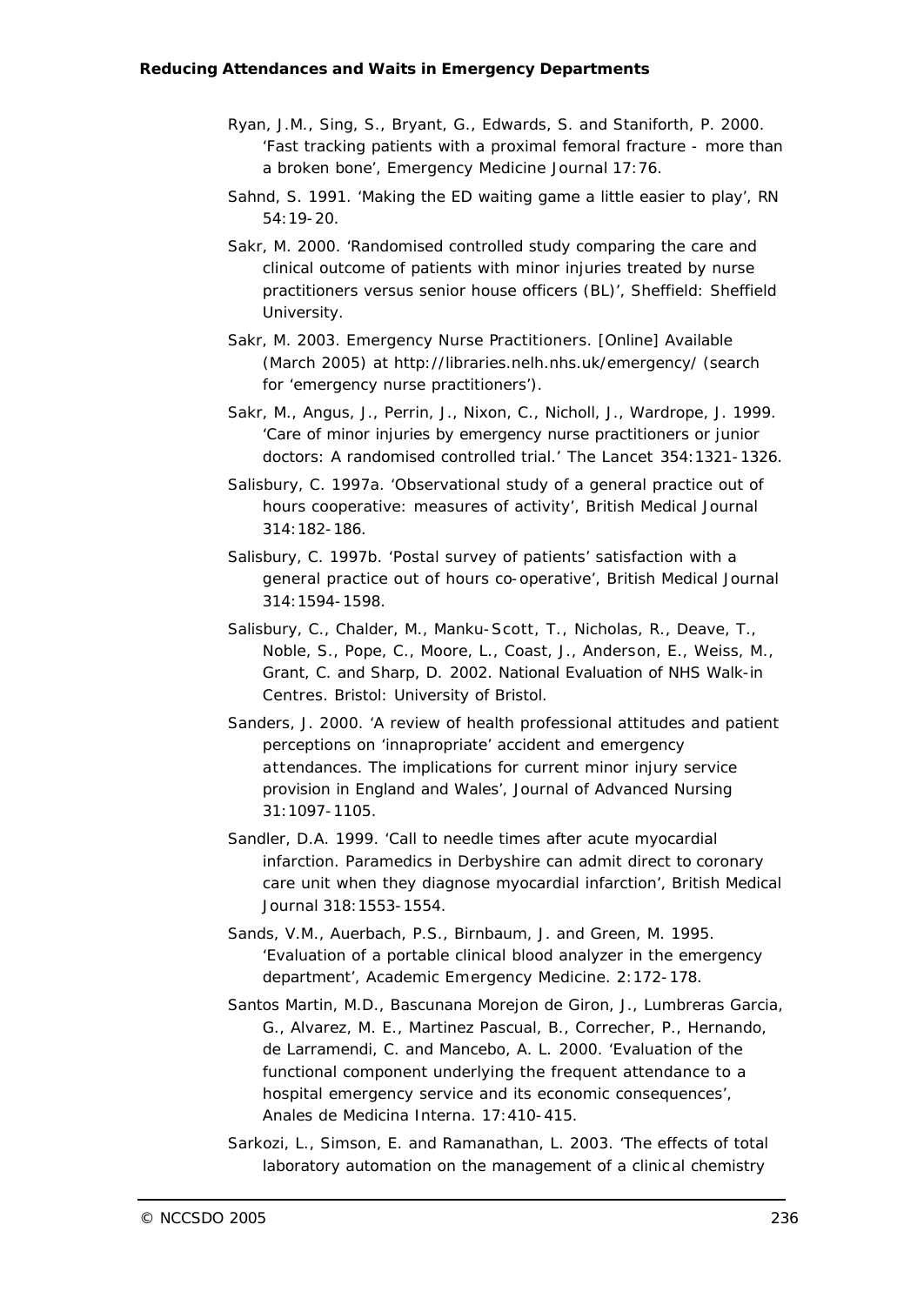Ryan, J.M., Sing, S., Bryant, G., Edwards, S. and Staniforth, P. 2000. 'Fast tracking patients with a proximal femoral fracture - more than a broken bone', *Emergency Medicine Journal* 17:76.

Sahnd, S. 1991. 'Making the ED waiting game a little easier to play', *RN* 54:19-20.

Sakr, M. 2000. 'Randomised controlled study comparing the care and clinical outcome of patients with minor injuries treated by nurse practitioners versus senior house officers (BL)', Sheffield: Sheffield University.

Sakr, M. 2003. Emergency Nurse Practitioners. [Online] Available (March 2005) at http://libraries.nelh.nhs.uk/emergency/ (search for 'emergency nurse practitioners').

Sakr, M., Angus, J., Perrin, J., Nixon, C., Nicholl, J., Wardrope, J. 1999. 'Care of minor injuries by emergency nurse practitioners or junior doctors: A randomised controlled trial.' *The Lancet* 354:1321-1326.

Salisbury, C. 1997a. 'Observational study of a general practice out of hours cooperative: measures of activity', *British Medical Journal* 314:182-186.

Salisbury, C. 1997b. 'Postal survey of patients' satisfaction with a general practice out of hours co-operative', *British Medical Journal* 314:1594-1598.

Salisbury, C., Chalder, M., Manku-Scott, T., Nicholas, R., Deave, T., Noble, S., Pope, C., Moore, L., Coast, J., Anderson, E., Weiss, M., Grant, C. and Sharp, D. 2002. *National Evaluation of NHS Walk-in Centres*. Bristol: University of Bristol.

Sanders, J. 2000. 'A review of health professional attitudes and patient perceptions on 'innapropriate' accident and emergency attendances. The implications for current minor injury service provision in England and Wales', *Journal of Advanced Nursing* 31:1097-1105.

Sandler, D.A. 1999. 'Call to needle times after acute myocardial infarction. Paramedics in Derbyshire can admit direct to coronary care unit when they diagnose myocardial infarction', *British Medical Journal* 318:1553-1554.

Sands, V.M., Auerbach, P.S., Birnbaum, J. and Green, M. 1995. 'Evaluation of a portable clinical blood analyzer in the emergency department', *Academic Emergency Medicine*. 2:172-178.

Santos Martin, M.D., Bascunana Morejon de Giron, J., Lumbreras Garcia, G., Alvarez, M. E., Martinez Pascual, B., Correcher, P., Hernando, de Larramendi, C. and Mancebo, A. L. 2000. 'Evaluation of the functional component underlying the frequent attendance to a hospital emergency service and its economic consequences', *Anales de Medicina Interna*. 17:410-415.

Sarkozi, L., Simson, E. and Ramanathan, L. 2003. 'The effects of total laboratory automation on the management of a clinical chemistry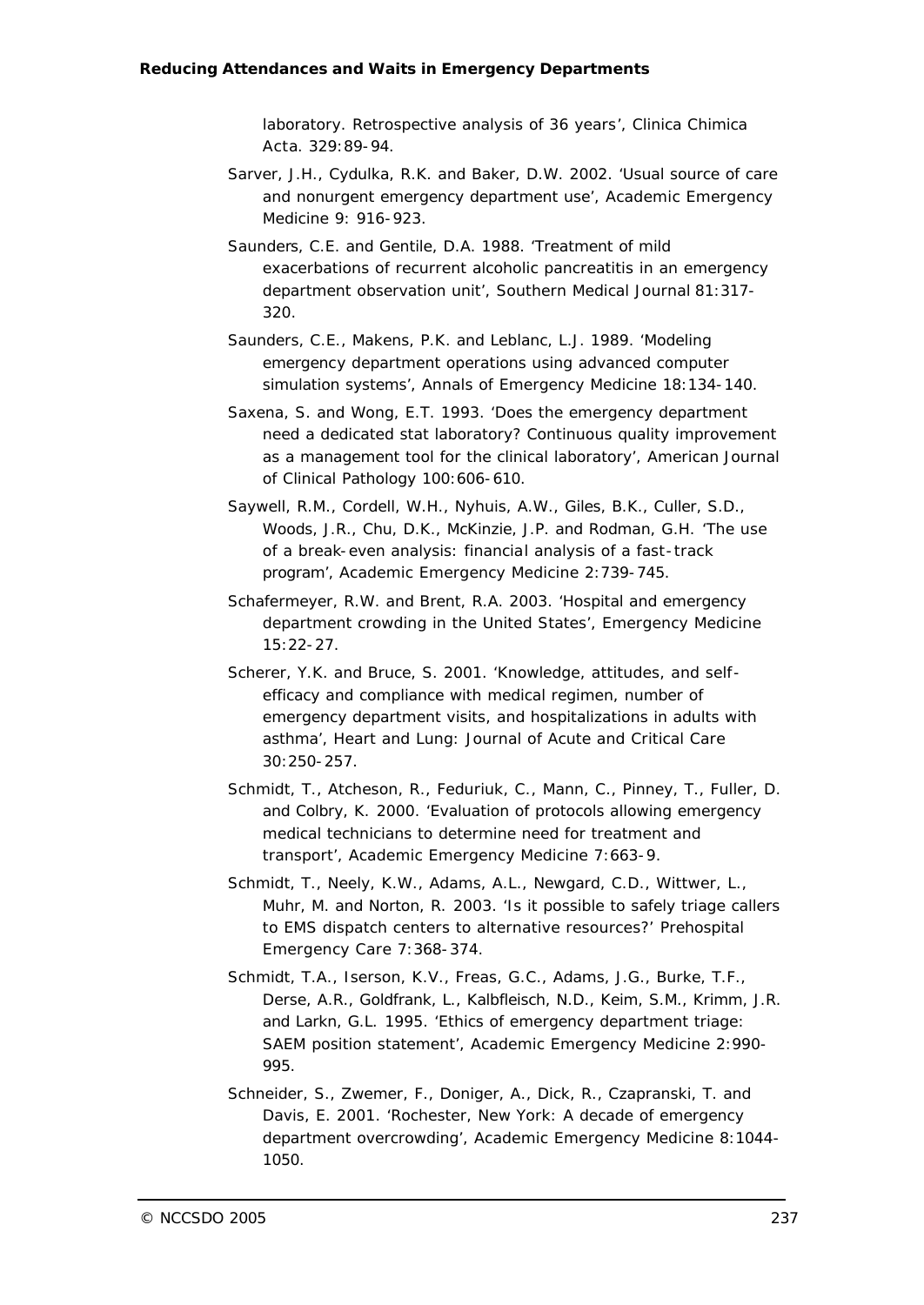laboratory. Retrospective analysis of 36 years', Clinica Chimica Acta. 329:89-94.

Sarver, J.H., Cydulka, R.K. and Baker, D.W. 2002. 'Usual source of care and nonurgent emergency department use', Academic Emergency Medicine 9: 916-923.

Saunders, C.E. and Gentile, D.A. 1988. 'Treatment of mild exacerbations of recurrent alcoholic pancreatitis in an emergency department observation unit', Southern Medical Journal 81:317-320.

Saunders, C.E., Makens, P.K. and Leblanc, L.J. 1989. 'Modeling emergency department operations using advanced computer simulation systems', Annals of Emergency Medicine 18:134-140.

Saxena, S. and Wong, E.T. 1993. 'Does the emergency department need a dedicated stat laboratory? Continuous quality improvement as a management tool for the clinical laboratory', American Journal of Clinical Pathology 100:606-610.

Saywell, R.M., Cordell, W.H., Nyhuis, A.W., Giles, B.K., Culler, S.D., Woods, J.R., Chu, D.K., McKinzie, J.P. and Rodman, G.H. 'The use of a break-even analysis: financial analysis of a fast-track program', Academic Emergency Medicine 2:739-745.

Schafermeyer, R.W. and Brent, R.A. 2003. 'Hospital and emergency department crowding in the United States', Emergency Medicine 15:22-27.

Scherer, Y.K. and Bruce, S. 2001. 'Knowledge, attitudes, and self-efficacy and compliance with medical regimen, number of emergency department visits, and hospitalizations in adults with asthma', Heart and Lung: Journal of Acute and Critical Care 30:250-257.

Schmidt, T., Atcheson, R., Feduriuk, C., Mann, C., Pinney, T., Fuller, D. and Colbry, K. 2000. 'Evaluation of protocols allowing emergency medical technicians to determine need for treatment and transport', Academic Emergency Medicine 7:663-9.

Schmidt, T., Neely, K.W., Adams, A.L., Newgard, C.D., Wittwer, L., Muhr, M. and Norton, R. 2003. 'Is it possible to safely triage callers to EMS dispatch centers to alternative resources?' Prehospital Emergency Care 7:368-374.

Schmidt, T.A., Iserson, K.V., Freas, G.C., Adams, J.G., Burke, T.F., Derse, A.R., Goldfrank, L., Kalbfleisch, N.D., Keim, S.M., Krimm, J.R. and Larkn, G.L. 1995. 'Ethics of emergency department triage: SAEM position statement', Academic Emergency Medicine 2:990-995.

Schneider, S., Zwemer, F., Doniger, A., Dick, R., Czapranski, T. and Davis, E. 2001. 'Rochester, New York: A decade of emergency department overcrowding', Academic Emergency Medicine 8:1044-1050.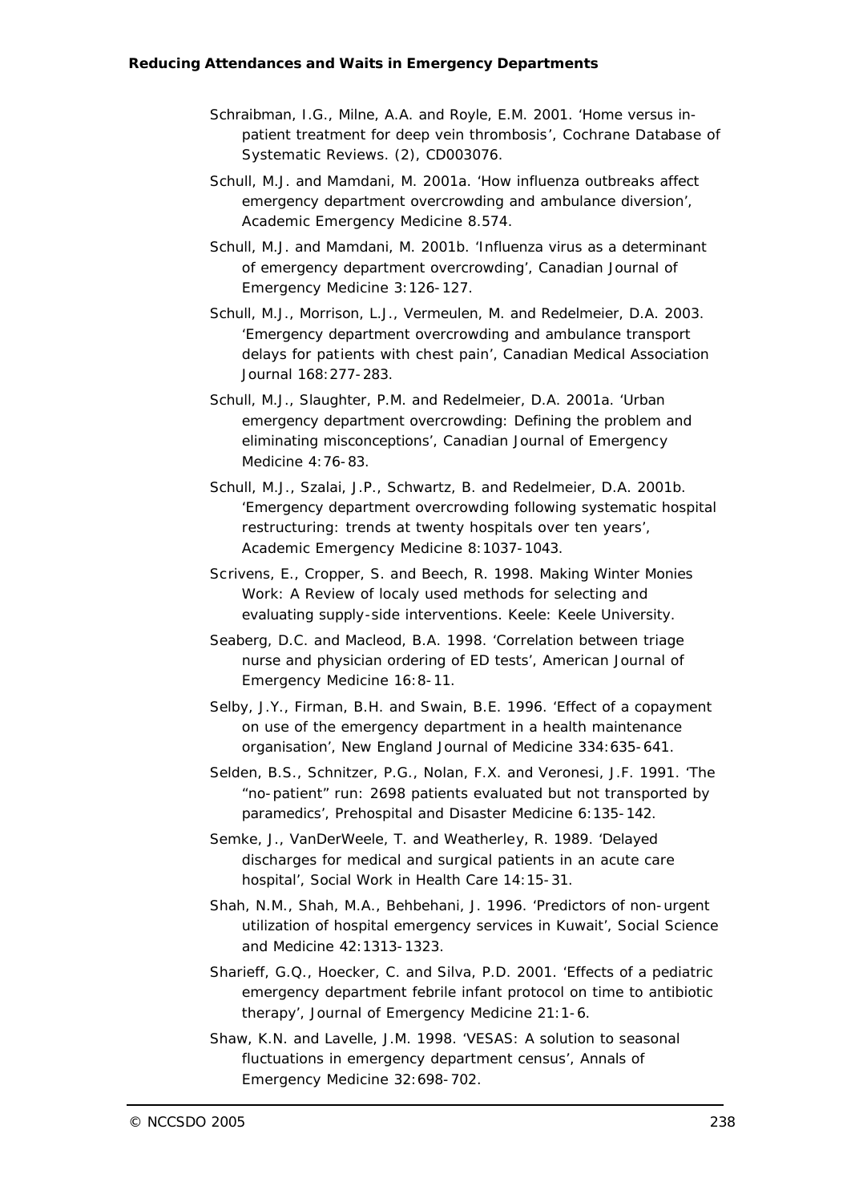Schraibman, I.G., Milne, A.A. and Royle, E.M. 2001. 'Home versus in-patient treatment for deep vein thrombosis', Cochrane Database of Systematic Reviews. (2), CD003076.

Schull, M.J. and Mamdani, M. 2001a. 'How influenza outbreaks affect emergency department overcrowding and ambulance diversion', Academic Emergency Medicine 8.574.

Schull, M.J. and Mamdani, M. 2001b. 'Influenza virus as a determinant of emergency department overcrowding', Canadian Journal of Emergency Medicine 3:126-127.

Schull, M.J., Morrison, L.J., Vermeulen, M. and Redelmeier, D.A. 2003. 'Emergency department overcrowding and ambulance transport delays for patients with chest pain', Canadian Medical Association Journal 168:277-283.

Schull, M.J., Slaughter, P.M. and Redelmeier, D.A. 2001a. 'Urban emergency department overcrowding: Defining the problem and eliminating misconceptions', Canadian Journal of Emergency Medicine 4:76-83.

Schull, M.J., Szalai, J.P., Schwartz, B. and Redelmeier, D.A. 2001b. 'Emergency department overcrowding following systematic hospital restructuring: trends at twenty hospitals over ten years', Academic Emergency Medicine 8:1037-1043.

Scrivens, E., Cropper, S. and Beech, R. 1998. Making Winter Monies Work: A Review of localy used methods for selecting and evaluating supply-side interventions. Keele: Keele University.

Seaberg, D.C. and Macleod, B.A. 1998. 'Correlation between triage nurse and physician ordering of ED tests', American Journal of Emergency Medicine 16:8-11.

Selby, J.Y., Firman, B.H. and Swain, B.E. 1996. 'Effect of a copayment on use of the emergency department in a health maintenance organisation', New England Journal of Medicine 334:635-641.

Selden, B.S., Schnitzer, P.G., Nolan, F.X. and Veronesi, J.F. 1991. 'The "no-patient" run: 2698 patients evaluated but not transported by paramedics', Prehospital and Disaster Medicine 6:135-142.

Semke, J., VanDerWeele, T. and Weatherley, R. 1989. 'Delayed discharges for medical and surgical patients in an acute care hospital', Social Work in Health Care 14:15-31.

Shah, N.M., Shah, M.A., Behbehani, J. 1996. 'Predictors of non-urgent utilization of hospital emergency services in Kuwait', Social Science and Medicine 42:1313-1323.

Sharieff, G.Q., Hoecker, C. and Silva, P.D. 2001. 'Effects of a pediatric emergency department febrile infant protocol on time to antibiotic therapy', Journal of Emergency Medicine 21:1-6.

Shaw, K.N. and Lavelle, J.M. 1998. 'VESAS: A solution to seasonal fluctuations in emergency department census', Annals of Emergency Medicine 32:698-702.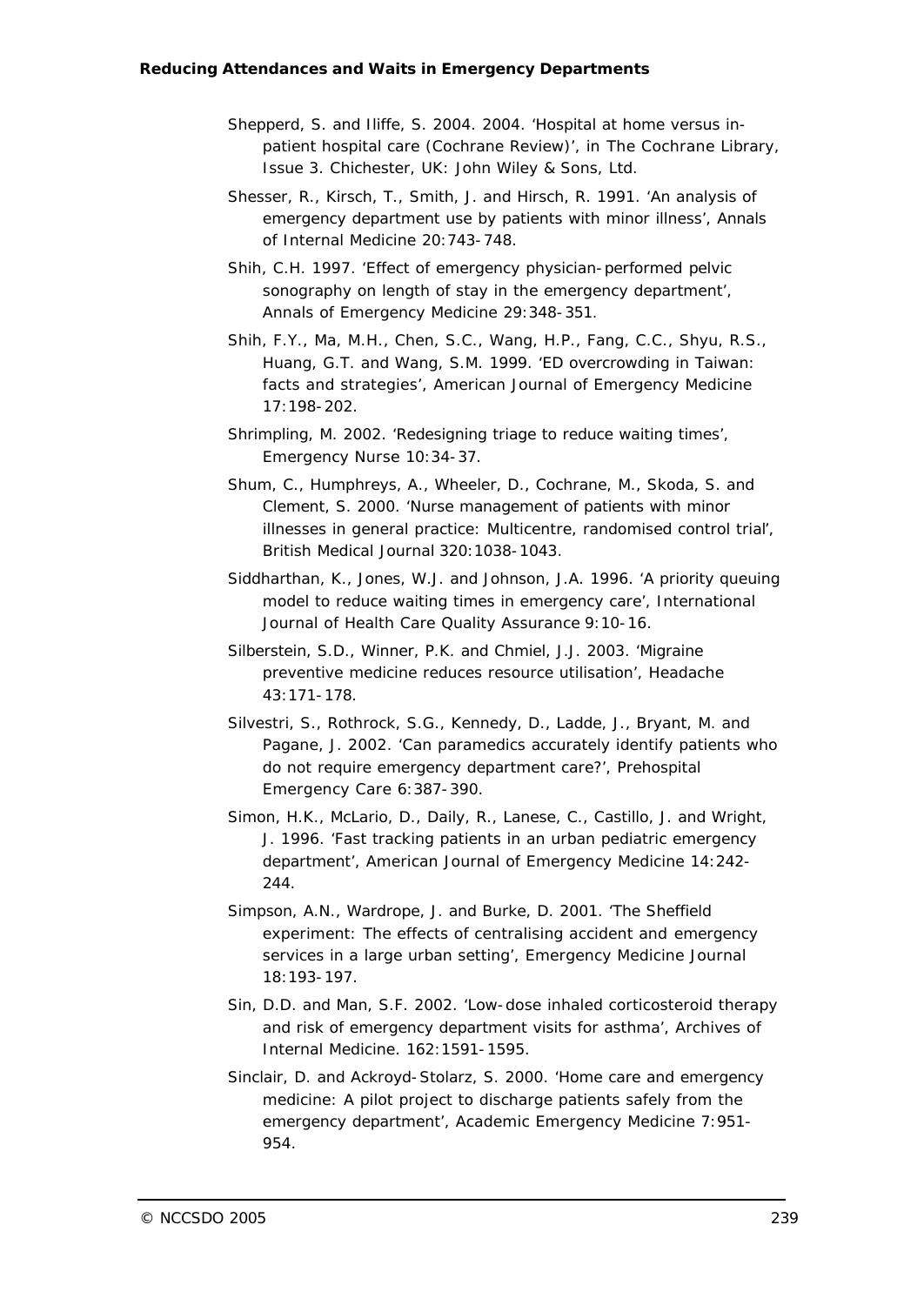Shepperd, S. and Iliffe, S. 2004. 2004. 'Hospital at home versus in-patient hospital care (Cochrane Review)', in The Cochrane Library, Issue 3. Chichester, UK: John Wiley & Sons, Ltd.

Shesser, R., Kirsch, T., Smith, J. and Hirsch, R. 1991. 'An analysis of emergency department use by patients with minor illness', Annals of Internal Medicine 20:743-748.

Shih, C.H. 1997. 'Effect of emergency physician-performed pelvic sonography on length of stay in the emergency department', Annals of Emergency Medicine 29:348-351.

Shih, F.Y., Ma, M.H., Chen, S.C., Wang, H.P., Fang, C.C., Shyu, R.S., Huang, G.T. and Wang, S.M. 1999. 'ED overcrowding in Taiwan: facts and strategies', American Journal of Emergency Medicine 17:198-202.

Shrimpling, M. 2002. 'Redesigning triage to reduce waiting times', Emergency Nurse 10:34-37.

Shum, C., Humphreys, A., Wheeler, D., Cochrane, M., Skoda, S. and Clement, S. 2000. 'Nurse management of patients with minor illnesses in general practice: Multicentre, randomised control trial', British Medical Journal 320:1038-1043.

Siddharthan, K., Jones, W.J. and Johnson, J.A. 1996. 'A priority queuing model to reduce waiting times in emergency care', International Journal of Health Care Quality Assurance 9:10-16.

Silberstein, S.D., Winner, P.K. and Chmiel, J.J. 2003. 'Migraine preventive medicine reduces resource utilisation', Headache 43:171-178.

Silvestri, S., Rothrock, S.G., Kennedy, D., Ladde, J., Bryant, M. and Pagane, J. 2002. 'Can paramedics accurately identify patients who do not require emergency department care?', Prehospital Emergency Care 6:387-390.

Simon, H.K., McLario, D., Daily, R., Lanese, C., Castillo, J. and Wright, J. 1996. 'Fast tracking patients in an urban pediatric emergency department', American Journal of Emergency Medicine 14:242-244.

Simpson, A.N., Wardrope, J. and Burke, D. 2001. 'The Sheffield experiment: The effects of centralising accident and emergency services in a large urban setting', Emergency Medicine Journal 18:193-197.

Sin, D.D. and Man, S.F. 2002. 'Low-dose inhaled corticosteroid therapy and risk of emergency department visits for asthma', Archives of Internal Medicine. 162:1591-1595.

Sinclair, D. and Ackroyd-Stolarz, S. 2000. 'Home care and emergency medicine: A pilot project to discharge patients safely from the emergency department', Academic Emergency Medicine 7:951-954.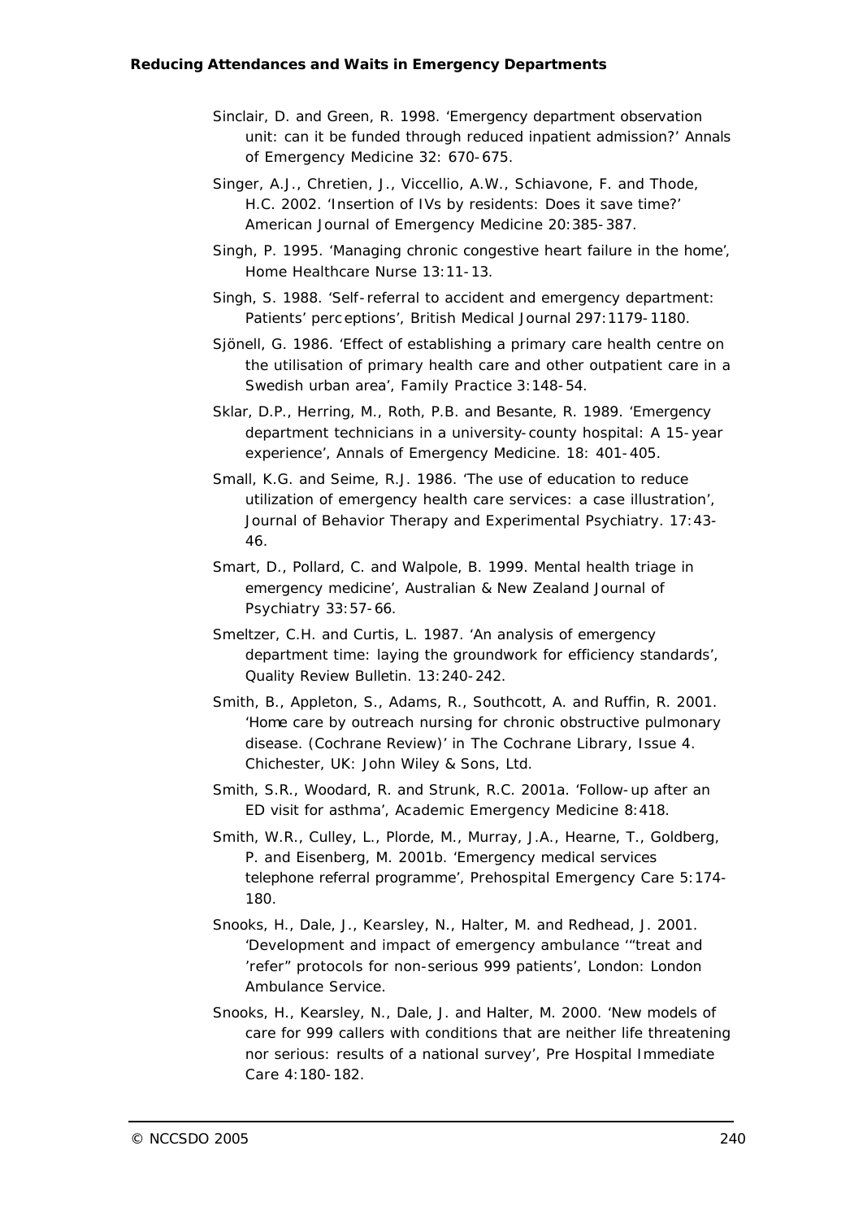Sinclair, D. and Green, R. 1998. 'Emergency department observation unit: can it be funded through reduced inpatient admission?' Annals of Emergency Medicine 32: 670-675.

Singer, A.J., Chretien, J., Viccellio, A.W., Schiavone, F. and Thode, H.C. 2002. 'Insertion of IVs by residents: Does it save time?' American Journal of Emergency Medicine 20:385-387.

Singh, P. 1995. 'Managing chronic congestive heart failure in the home', Home Healthcare Nurse 13:11-13.

Singh, S. 1988. 'Self-referral to accident and emergency department: Patients' perceptions', British Medical Journal 297:1179-1180.

Sjönell, G. 1986. 'Effect of establishing a primary care health centre on the utilisation of primary health care and other outpatient care in a Swedish urban area', Family Practice 3:148-54.

Sklar, D.P., Herring, M., Roth, P.B. and Besante, R. 1989. 'Emergency department technicians in a university-county hospital: A 15-year experience', Annals of Emergency Medicine. 18: 401-405.

Small, K.G. and Seime, R.J. 1986. 'The use of education to reduce utilization of emergency health care services: a case illustration', Journal of Behavior Therapy and Experimental Psychiatry. 17:43-46.

Smart, D., Pollard, C. and Walpole, B. 1999. Mental health triage in emergency medicine', Australian & New Zealand Journal of Psychiatry 33:57-66.

Smeltzer, C.H. and Curtis, L. 1987. 'An analysis of emergency department time: laying the groundwork for efficiency standards', Quality Review Bulletin. 13:240-242.

Smith, B., Appleton, S., Adams, R., Southcott, A. and Ruffin, R. 2001. 'Home care by outreach nursing for chronic obstructive pulmonary disease. (Cochrane Review)' in The Cochrane Library, Issue 4. Chichester, UK: John Wiley & Sons, Ltd.

Smith, S.R., Woodard, R. and Strunk, R.C. 2001a. 'Follow-up after an ED visit for asthma', Academic Emergency Medicine 8:418.

Smith, W.R., Culley, L., Plorde, M., Murray, J.A., Hearne, T., Goldberg, P. and Eisenberg, M. 2001b. 'Emergency medical services telephone referral programme', Prehospital Emergency Care 5:174-180.

Snooks, H., Dale, J., Kearsley, N., Halter, M. and Redhead, J. 2001. 'Development and impact of emergency ambulance '"treat and 'refer" protocols for non-serious 999 patients', London: London Ambulance Service.

Snooks, H., Kearsley, N., Dale, J. and Halter, M. 2000. 'New models of care for 999 callers with conditions that are neither life threatening nor serious: results of a national survey', Pre Hospital Immediate Care 4:180-182.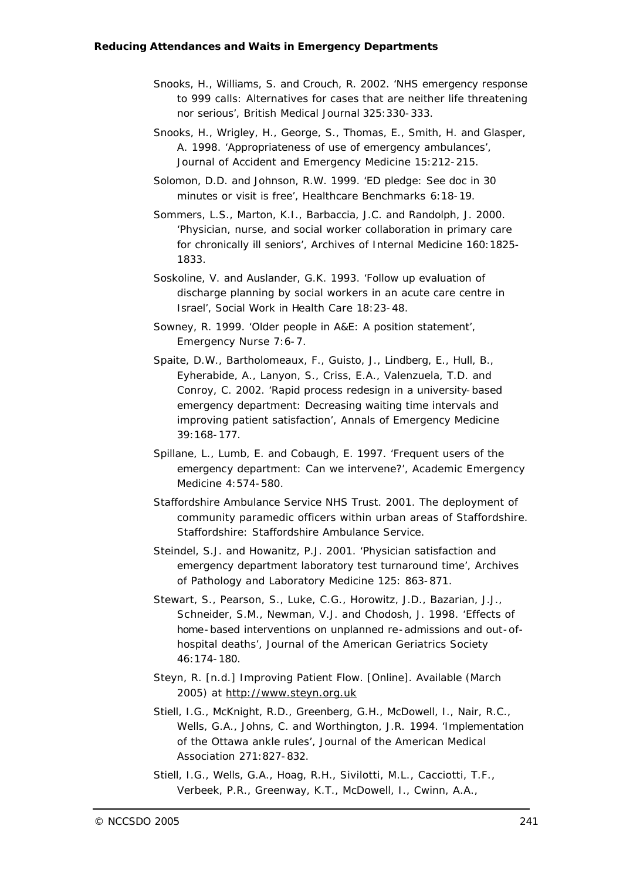Snooks, H., Williams, S. and Crouch, R. 2002. 'NHS emergency response to 999 calls: Alternatives for cases that are neither life threatening nor serious', British Medical Journal 325:330-333.

Snooks, H., Wrigley, H., George, S., Thomas, E., Smith, H. and Glasper, A. 1998. 'Appropriateness of use of emergency ambulances', Journal of Accident and Emergency Medicine 15:212-215.

Solomon, D.D. and Johnson, R.W. 1999. 'ED pledge: See doc in 30 minutes or visit is free', Healthcare Benchmarks 6:18-19.

Sommers, L.S., Marton, K.I., Barbaccia, J.C. and Randolph, J. 2000. 'Physician, nurse, and social worker collaboration in primary care for chronically ill seniors', Archives of Internal Medicine 160:1825-1833.

Soskoline, V. and Auslander, G.K. 1993. 'Follow up evaluation of discharge planning by social workers in an acute care centre in Israel', Social Work in Health Care 18:23-48.

Sowney, R. 1999. 'Older people in A&E: A position statement', Emergency Nurse 7:6-7.

Spaite, D.W., Bartholomeaux, F., Guisto, J., Lindberg, E., Hull, B., Eyherabide, A., Lanyon, S., Criss, E.A., Valenzuela, T.D. and Conroy, C. 2002. 'Rapid process redesign in a university-based emergency department: Decreasing waiting time intervals and improving patient satisfaction', Annals of Emergency Medicine 39:168-177.

Spillane, L., Lumb, E. and Cobaugh, E. 1997. 'Frequent users of the emergency department: Can we intervene?', Academic Emergency Medicine 4:574-580.

Staffordshire Ambulance Service NHS Trust. 2001. The deployment of community paramedic officers within urban areas of Staffordshire. Staffordshire: Staffordshire Ambulance Service.

Steindel, S.J. and Howanitz, P.J. 2001. 'Physician satisfaction and emergency department laboratory test turnaround time', Archives of Pathology and Laboratory Medicine 125: 863-871.

Stewart, S., Pearson, S., Luke, C.G., Horowitz, J.D., Bazarian, J.J., Schneider, S.M., Newman, V.J. and Chodosh, J. 1998. 'Effects of home-based interventions on unplanned re-admissions and out-of-hospital deaths', Journal of the American Geriatrics Society 46:174-180.

Steyn, R. [n.d.] Improving Patient Flow. [Online]. Available (March 2005) at http://www.steyn.org.uk

Stiell, I.G., McKnight, R.D., Greenberg, G.H., McDowell, I., Nair, R.C., Wells, G.A., Johns, C. and Worthington, J.R. 1994. 'Implementation of the Ottawa ankle rules', Journal of the American Medical Association 271:827-832.

Stiell, I.G., Wells, G.A., Hoag, R.H., Sivilotti, M.L., Cacciotti, T.F., Verbeek, P.R., Greenway, K.T., McDowell, I., Cwinn, A.A.,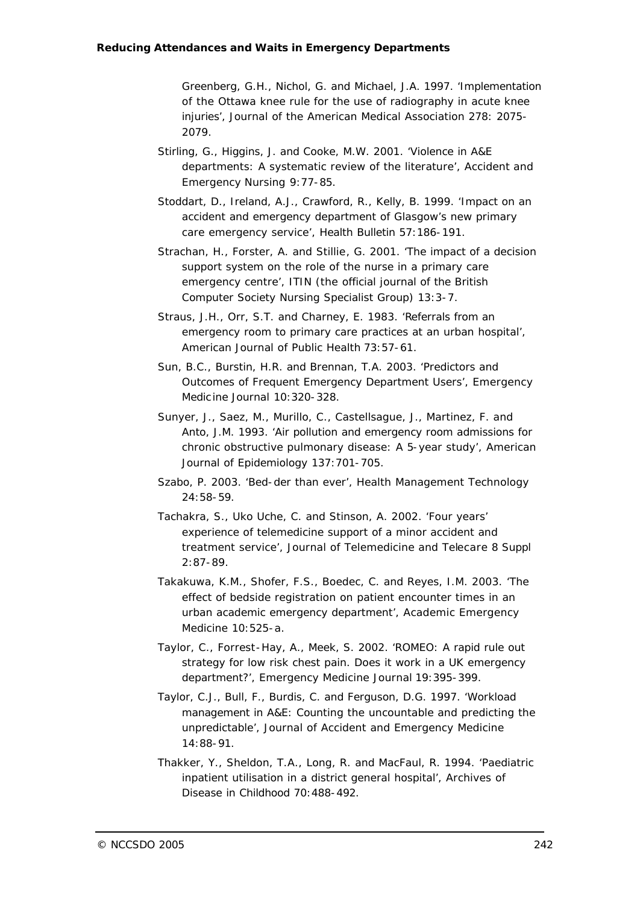Greenberg, G.H., Nichol, G. and Michael, J.A. 1997. 'Implementation of the Ottawa knee rule for the use of radiography in acute knee injuries', Journal of the American Medical Association 278: 2075-2079.

Stirling, G., Higgins, J. and Cooke, M.W. 2001. 'Violence in A&E departments: A systematic review of the literature', Accident and Emergency Nursing 9:77-85.

Stoddart, D., Ireland, A.J., Crawford, R., Kelly, B. 1999. 'Impact on an accident and emergency department of Glasgow's new primary care emergency service', Health Bulletin 57:186-191.

Strachan, H., Forster, A. and Stillie, G. 2001. 'The impact of a decision support system on the role of the nurse in a primary care emergency centre', ITIN (the official journal of the British Computer Society Nursing Specialist Group) 13:3-7.

Straus, J.H., Orr, S.T. and Charney, E. 1983. 'Referrals from an emergency room to primary care practices at an urban hospital', American Journal of Public Health 73:57-61.

Sun, B.C., Burstin, H.R. and Brennan, T.A. 2003. 'Predictors and Outcomes of Frequent Emergency Department Users', Emergency Medicine Journal 10:320-328.

Sunyer, J., Saez, M., Murillo, C., Castellsague, J., Martinez, F. and Anto, J.M. 1993. 'Air pollution and emergency room admissions for chronic obstructive pulmonary disease: A 5-year study', American Journal of Epidemiology 137:701-705.

Szabo, P. 2003. 'Bed-der than ever', Health Management Technology 24:58-59.

Tachakra, S., Uko Uche, C. and Stinson, A. 2002. 'Four years' experience of telemedicine support of a minor accident and treatment service', Journal of Telemedicine and Telecare 8 Suppl 2:87-89.

Takakuwa, K.M., Shofer, F.S., Boedec, C. and Reyes, I.M. 2003. 'The effect of bedside registration on patient encounter times in an urban academic emergency department', Academic Emergency Medicine 10:525-a.

Taylor, C., Forrest-Hay, A., Meek, S. 2002. 'ROMEO: A rapid rule out strategy for low risk chest pain. Does it work in a UK emergency department?', Emergency Medicine Journal 19:395-399.

Taylor, C.J., Bull, F., Burdis, C. and Ferguson, D.G. 1997. 'Workload management in A&E: Counting the uncountable and predicting the unpredictable', Journal of Accident and Emergency Medicine 14:88-91.

Thakker, Y., Sheldon, T.A., Long, R. and MacFaul, R. 1994. 'Paediatric inpatient utilisation in a district general hospital', Archives of Disease in Childhood 70:488-492.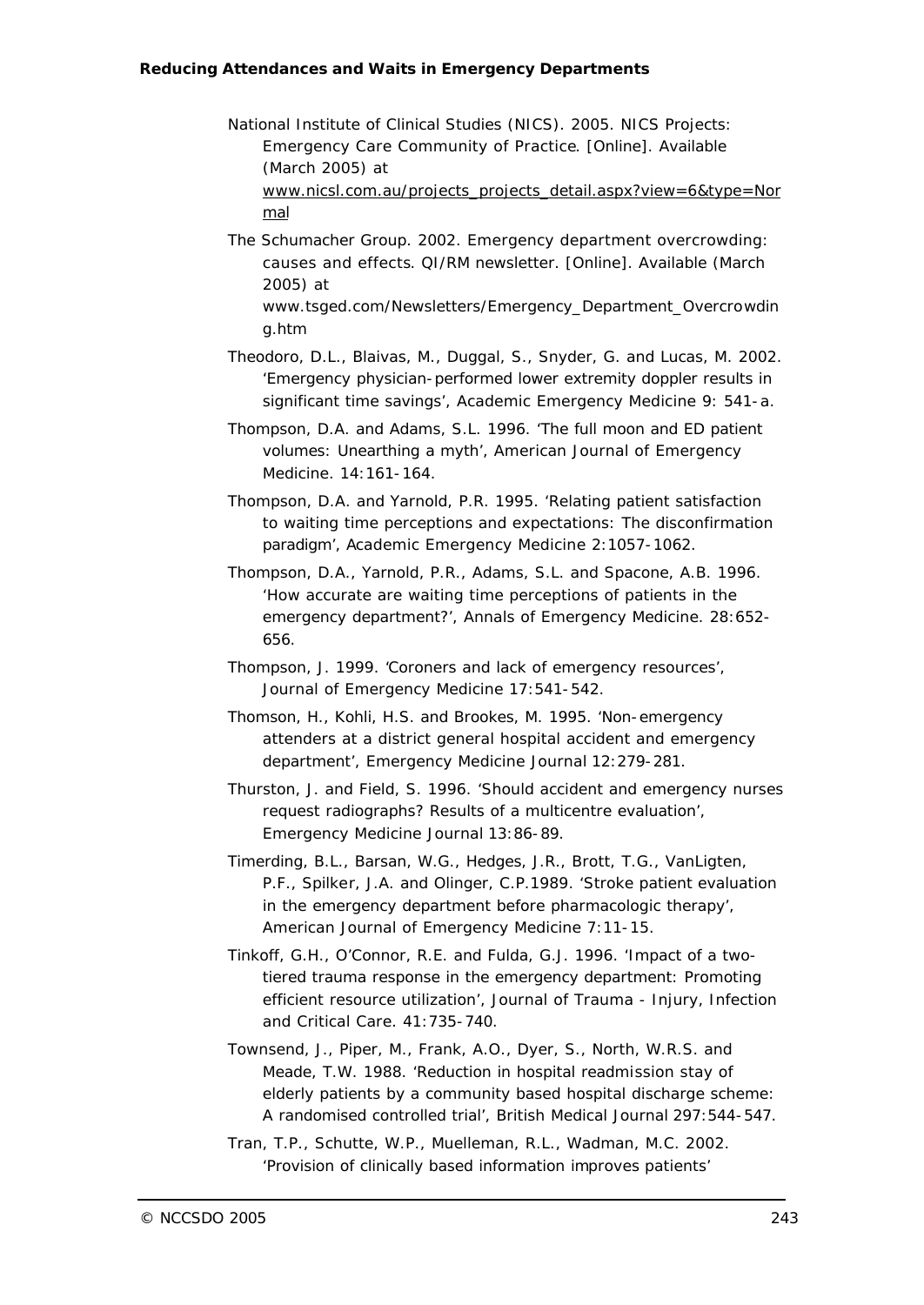National Institute of Clinical Studies (NICS). 2005. NICS Projects: *Emergency Care Community of Practice*. [Online]. Available (March 2005) at www.nicsl.com.au/projects_projects_detail.aspx?view=6&type=Normal

The Schumacher Group. 2002. Emergency department overcrowding: causes and effects. QI/RM newsletter. [Online]. Available (March 2005) at www.tsged.com/Newsletters/Emergency_Department_Overcrowding.htm

Theodoro, D.L., Blaivas, M., Duggal, S., Snyder, G. and Lucas, M. 2002. 'Emergency physician-performed lower extremity doppler results in significant time savings', Academic Emergency Medicine 9: 541-a.

Thompson, D.A. and Adams, S.L. 1996. 'The full moon and ED patient volumes: Unearthing a myth', American Journal of Emergency Medicine. 14:161-164.

Thompson, D.A. and Yarnold, P.R. 1995. 'Relating patient satisfaction to waiting time perceptions and expectations: The disconfirmation paradigm', Academic Emergency Medicine 2:1057-1062.

Thompson, D.A., Yarnold, P.R., Adams, S.L. and Spacone, A.B. 1996. 'How accurate are waiting time perceptions of patients in the emergency department?', Annals of Emergency Medicine. 28:652-656.

Thompson, J. 1999. 'Coroners and lack of emergency resources', Journal of Emergency Medicine 17:541-542.

Thomson, H., Kohli, H.S. and Brookes, M. 1995. 'Non-emergency attenders at a district general hospital accident and emergency department', Emergency Medicine Journal 12:279-281.

Thurston, J. and Field, S. 1996. 'Should accident and emergency nurses request radiographs? Results of a multicentre evaluation', Emergency Medicine Journal 13:86-89.

Timerding, B.L., Barsan, W.G., Hedges, J.R., Brott, T.G., VanLigten, P.F., Spilker, J.A. and Olinger, C.P.1989. 'Stroke patient evaluation in the emergency department before pharmacologic therapy', American Journal of Emergency Medicine 7:11-15.

Tinkoff, G.H., O'Connor, R.E. and Fulda, G.J. 1996. 'Impact of a two-tiered trauma response in the emergency department: Promoting efficient resource utilization', Journal of Trauma - Injury, Infection and Critical Care. 41:735-740.

Townsend, J., Piper, M., Frank, A.O., Dyer, S., North, W.R.S. and Meade, T.W. 1988. 'Reduction in hospital readmission stay of elderly patients by a community based hospital discharge scheme: A randomised controlled trial', British Medical Journal 297:544-547.

Tran, T.P., Schutte, W.P., Muelleman, R.L., Wadman, M.C. 2002. 'Provision of clinically based information improves patients'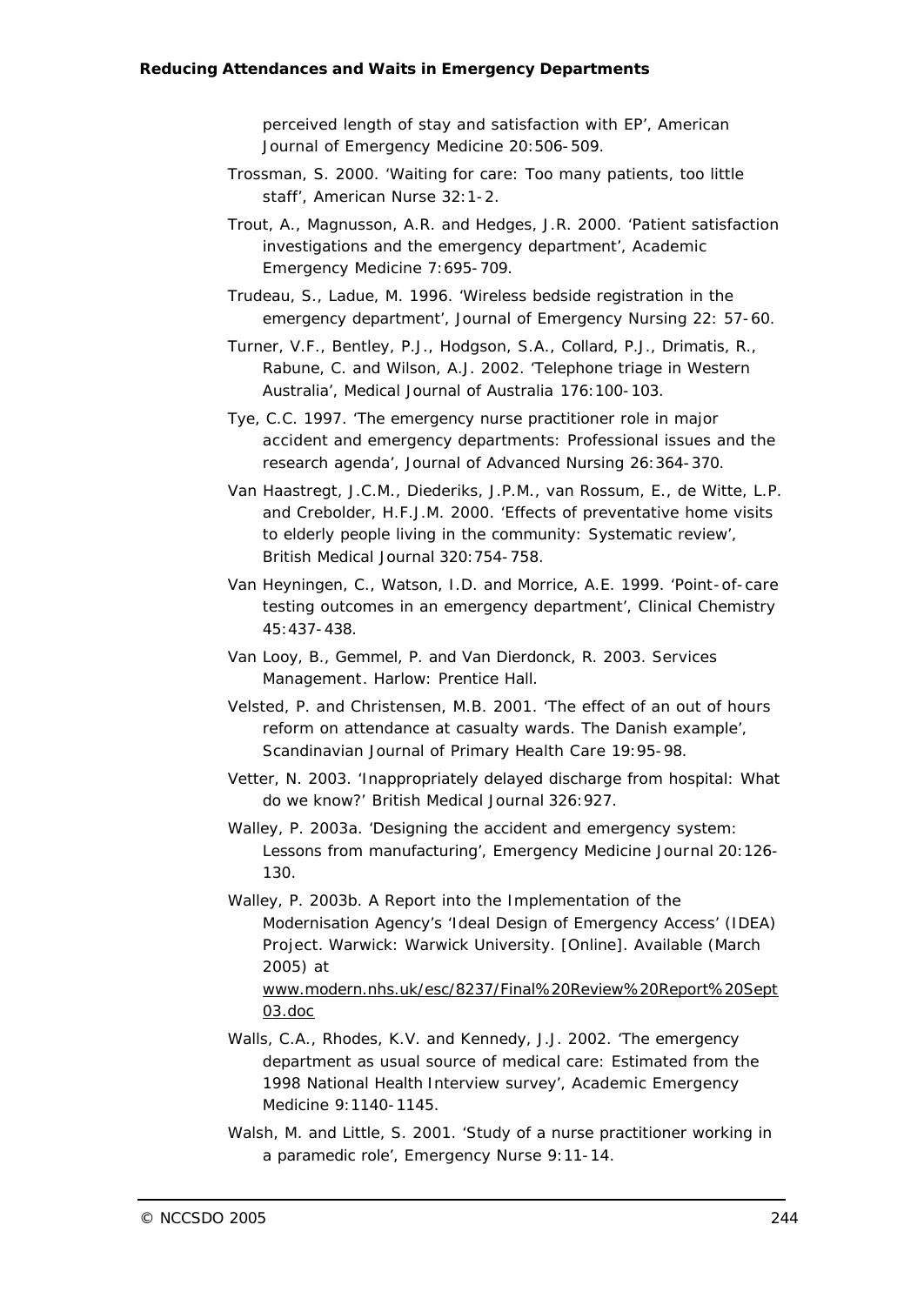perceived length of stay and satisfaction with EP', American Journal of Emergency Medicine 20:506-509.

Trossman, S. 2000. 'Waiting for care: Too many patients, too little staff', American Nurse 32:1-2.

Trout, A., Magnusson, A.R. and Hedges, J.R. 2000. 'Patient satisfaction investigations and the emergency department', Academic Emergency Medicine 7:695-709.

Trudeau, S., Ladue, M. 1996. 'Wireless bedside registration in the emergency department', Journal of Emergency Nursing 22: 57-60.

Turner, V.F., Bentley, P.J., Hodgson, S.A., Collard, P.J., Drimatis, R., Rabune, C. and Wilson, A.J. 2002. 'Telephone triage in Western Australia', Medical Journal of Australia 176:100-103.

Tye, C.C. 1997. 'The emergency nurse practitioner role in major accident and emergency departments: Professional issues and the research agenda', Journal of Advanced Nursing 26:364-370.

Van Haastregt, J.C.M., Diederiks, J.P.M., van Rossum, E., de Witte, L.P. and Crebolder, H.F.J.M. 2000. 'Effects of preventative home visits to elderly people living in the community: Systematic review', British Medical Journal 320:754-758.

Van Heyningen, C., Watson, I.D. and Morrice, A.E. 1999. 'Point-of-care testing outcomes in an emergency department', Clinical Chemistry 45:437-438.

Van Looy, B., Gemmel, P. and Van Dierdonck, R. 2003. Services Management. Harlow: Prentice Hall.

Velsted, P. and Christensen, M.B. 2001. 'The effect of an out of hours reform on attendance at casualty wards. The Danish example', Scandinavian Journal of Primary Health Care 19:95-98.

Vetter, N. 2003. 'Inappropriately delayed discharge from hospital: What do we know?' British Medical Journal 326:927.

Walley, P. 2003a. 'Designing the accident and emergency system: Lessons from manufacturing', Emergency Medicine Journal 20:126-130.

Walley, P. 2003b. A Report into the Implementation of the Modernisation Agency's 'Ideal Design of Emergency Access' (IDEA) Project. Warwick: Warwick University. [Online]. Available (March 2005) at www.modern.nhs.uk/esc/8237/Final%20Review%20Report%20Sept03.doc

Walls, C.A., Rhodes, K.V. and Kennedy, J.J. 2002. 'The emergency department as usual source of medical care: Estimated from the 1998 National Health Interview survey', Academic Emergency Medicine 9:1140-1145.

Walsh, M. and Little, S. 2001. 'Study of a nurse practitioner working in a paramedic role', Emergency Nurse 9:11-14.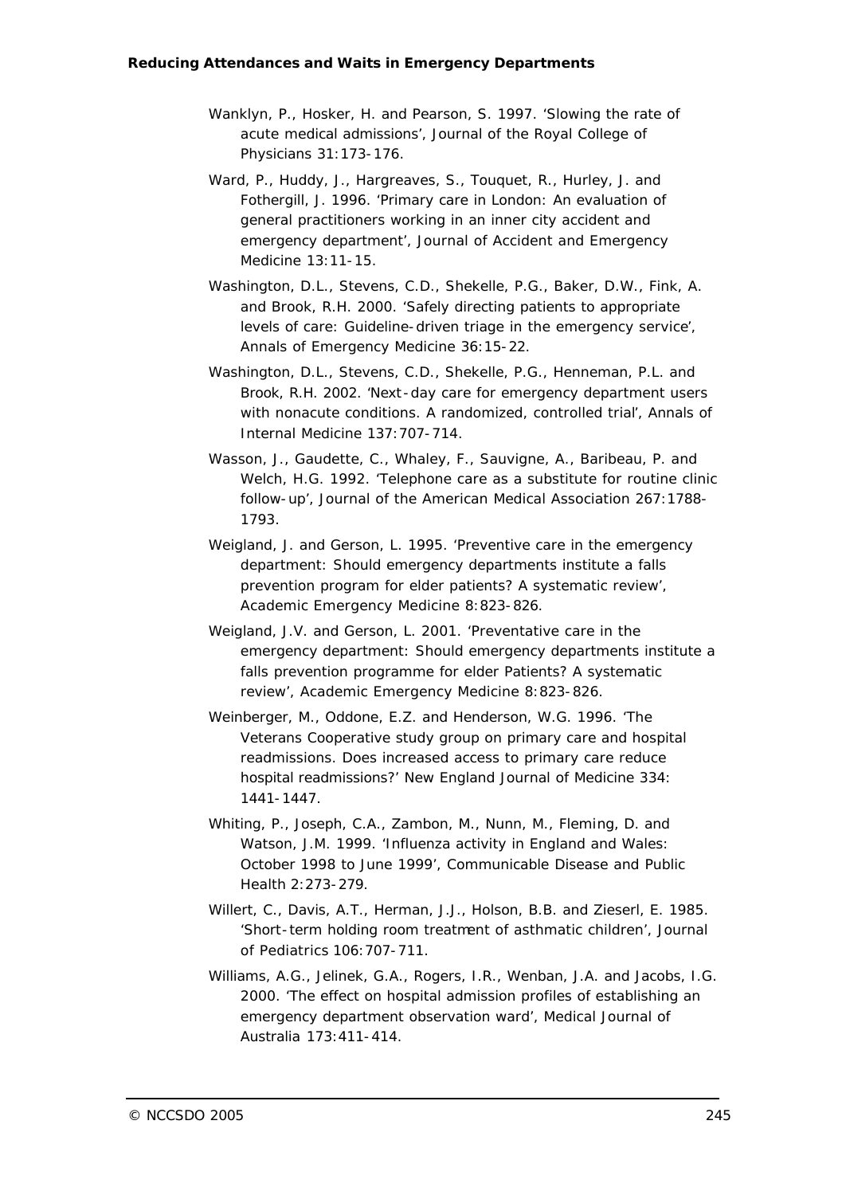Wanklyn, P., Hosker, H. and Pearson, S. 1997. 'Slowing the rate of acute medical admissions', Journal of the Royal College of Physicians 31:173-176.

Ward, P., Huddy, J., Hargreaves, S., Touquet, R., Hurley, J. and Fothergill, J. 1996. 'Primary care in London: An evaluation of general practitioners working in an inner city accident and emergency department', Journal of Accident and Emergency Medicine 13:11-15.

Washington, D.L., Stevens, C.D., Shekelle, P.G., Baker, D.W., Fink, A. and Brook, R.H. 2000. 'Safely directing patients to appropriate levels of care: Guideline-driven triage in the emergency service', Annals of Emergency Medicine 36:15-22.

Washington, D.L., Stevens, C.D., Shekelle, P.G., Henneman, P.L. and Brook, R.H. 2002. 'Next-day care for emergency department users with nonacute conditions. A randomized, controlled trial', Annals of Internal Medicine 137:707-714.

Wasson, J., Gaudette, C., Whaley, F., Sauvigne, A., Baribeau, P. and Welch, H.G. 1992. 'Telephone care as a substitute for routine clinic follow-up', Journal of the American Medical Association 267:1788-1793.

Weigland, J. and Gerson, L. 1995. 'Preventive care in the emergency department: Should emergency departments institute a falls prevention program for elder patients? A systematic review', Academic Emergency Medicine 8:823-826.

Weigland, J.V. and Gerson, L. 2001. 'Preventative care in the emergency department: Should emergency departments institute a falls prevention programme for elder Patients? A systematic review', Academic Emergency Medicine 8:823-826.

Weinberger, M., Oddone, E.Z. and Henderson, W.G. 1996. 'The Veterans Cooperative study group on primary care and hospital readmissions. Does increased access to primary care reduce hospital readmissions?' New England Journal of Medicine 334: 1441-1447.

Whiting, P., Joseph, C.A., Zambon, M., Nunn, M., Fleming, D. and Watson, J.M. 1999. 'Influenza activity in England and Wales: October 1998 to June 1999', Communicable Disease and Public Health 2:273-279.

Willert, C., Davis, A.T., Herman, J.J., Holson, B.B. and Zieserl, E. 1985. 'Short-term holding room treatment of asthmatic children', Journal of Pediatrics 106:707-711.

Williams, A.G., Jelinek, G.A., Rogers, I.R., Wenban, J.A. and Jacobs, I.G. 2000. 'The effect on hospital admission profiles of establishing an emergency department observation ward', Medical Journal of Australia 173:411-414.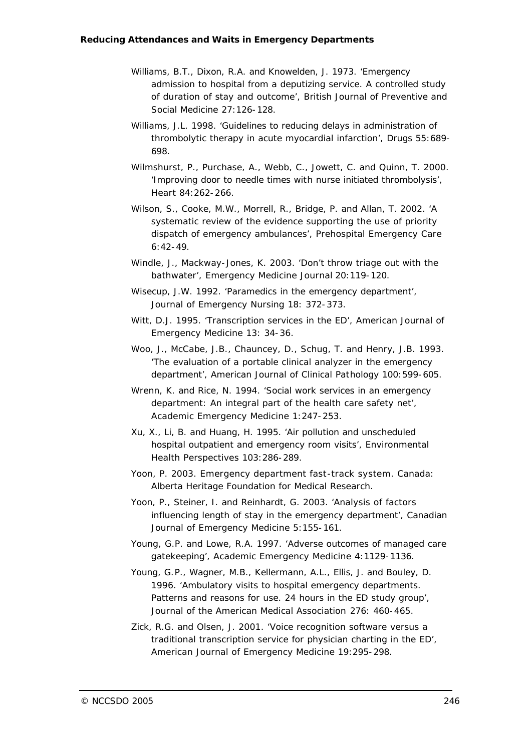Williams, B.T., Dixon, R.A. and Knowelden, J. 1973. 'Emergency admission to hospital from a deputizing service. A controlled study of duration of stay and outcome', British Journal of Preventive and Social Medicine 27:126-128.

Williams, J.L. 1998. 'Guidelines to reducing delays in administration of thrombolytic therapy in acute myocardial infarction', Drugs 55:689-698.

Wilmshurst, P., Purchase, A., Webb, C., Jowett, C. and Quinn, T. 2000. 'Improving door to needle times with nurse initiated thrombolysis', Heart 84:262-266.

Wilson, S., Cooke, M.W., Morrell, R., Bridge, P. and Allan, T. 2002. 'A systematic review of the evidence supporting the use of priority dispatch of emergency ambulances', Prehospital Emergency Care 6:42-49.

Windle, J., Mackway-Jones, K. 2003. 'Don't throw triage out with the bathwater', Emergency Medicine Journal 20:119-120.

Wisecup, J.W. 1992. 'Paramedics in the emergency department', Journal of Emergency Nursing 18: 372-373.

Witt, D.J. 1995. 'Transcription services in the ED', American Journal of Emergency Medicine 13: 34-36.

Woo, J., McCabe, J.B., Chauncey, D., Schug, T. and Henry, J.B. 1993. 'The evaluation of a portable clinical analyzer in the emergency department', American Journal of Clinical Pathology 100:599-605.

Wrenn, K. and Rice, N. 1994. 'Social work services in an emergency department: An integral part of the health care safety net', Academic Emergency Medicine 1:247-253.

Xu, X., Li, B. and Huang, H. 1995. 'Air pollution and unscheduled hospital outpatient and emergency room visits', Environmental Health Perspectives 103:286-289.

Yoon, P. 2003. Emergency department fast-track system. Canada: Alberta Heritage Foundation for Medical Research.

Yoon, P., Steiner, I. and Reinhardt, G. 2003. 'Analysis of factors influencing length of stay in the emergency department', Canadian Journal of Emergency Medicine 5:155-161.

Young, G.P. and Lowe, R.A. 1997. 'Adverse outcomes of managed care gatekeeping', Academic Emergency Medicine 4:1129-1136.

Young, G.P., Wagner, M.B., Kellermann, A.L., Ellis, J. and Bouley, D. 1996. 'Ambulatory visits to hospital emergency departments. Patterns and reasons for use. 24 hours in the ED study group', Journal of the American Medical Association 276: 460-465.

Zick, R.G. and Olsen, J. 2001. 'Voice recognition software versus a traditional transcription service for physician charting in the ED', American Journal of Emergency Medicine 19:295-298.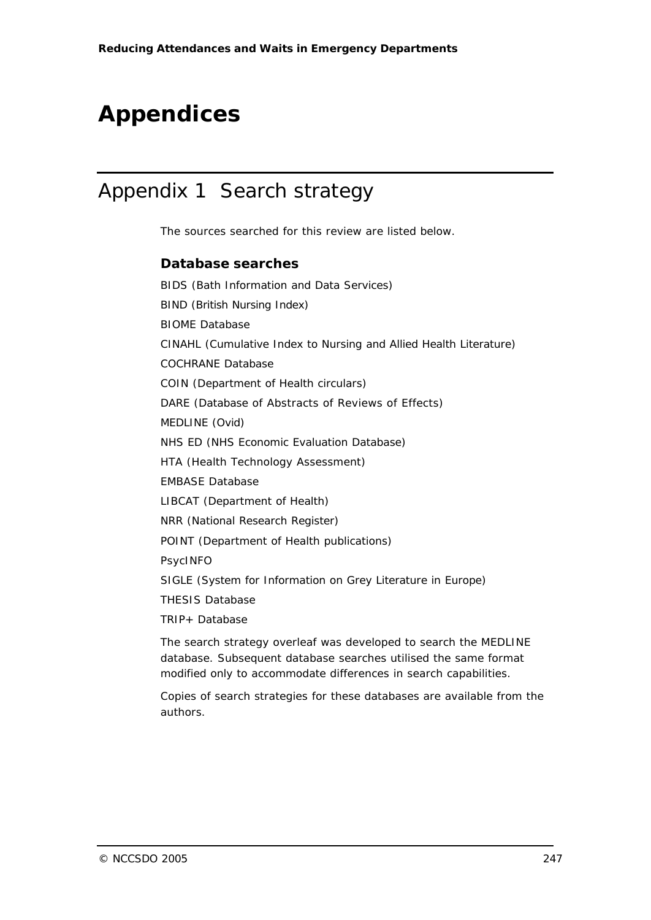# Appendices

## Appendix 1 Search strategy

The sources searched for this review are listed below.

### Database searches

BIDS (Bath Information and Data Services)

BIND (British Nursing Index)

BIOME Database

CINAHL (Cumulative Index to Nursing and Allied Health Literature)

COCHRANE Database

COIN (Department of Health circulars)

DARE (Database of Abstracts of Reviews of Effects)

MEDLINE (Ovid)

NHS ED (NHS Economic Evaluation Database)

HTA (Health Technology Assessment)

EMBASE Database

LIBCAT (Department of Health)

NRR (National Research Register)

POINT (Department of Health publications)

PsycINFO

SIGLE (System for Information on Grey Literature in Europe)

THESIS Database

TRIP+ Database

The search strategy overleaf was developed to search the MEDLINE database. Subsequent database searches utilised the same format modified only to accommodate differences in search capabilities.

Copies of search strategies for these databases are available from the authors.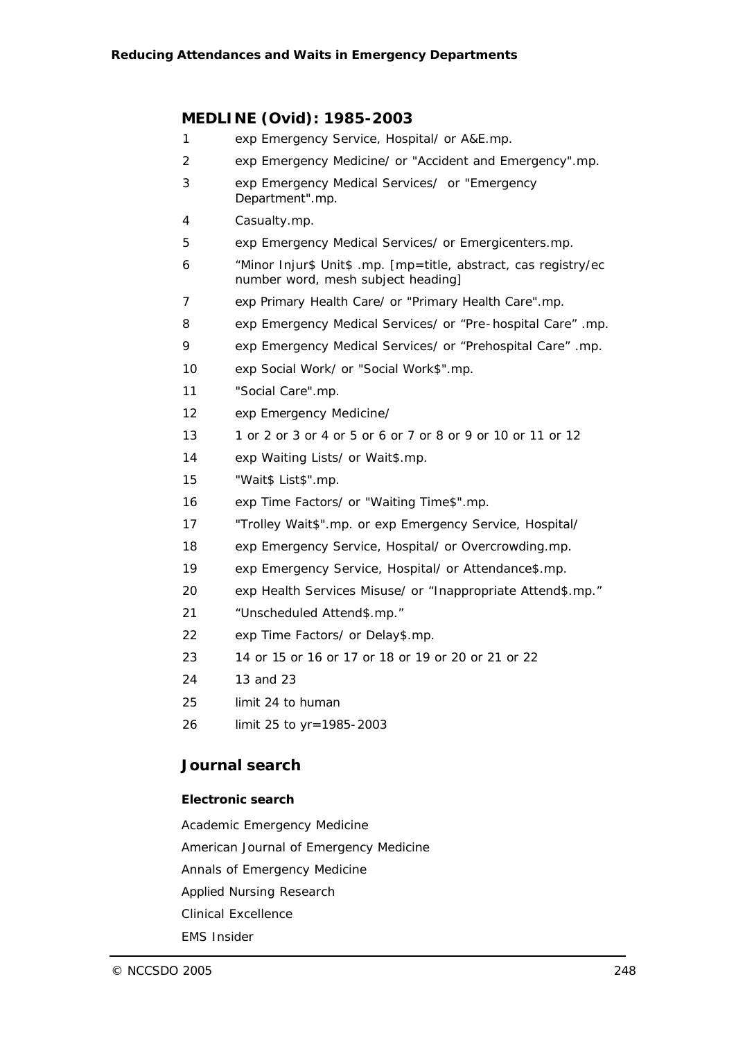## MEDLINE (Ovid): 1985-2003

| | |
|---|---|
| 1 | exp Emergency Service, Hospital/ or A&E.mp. |
| 2 | exp Emergency Medicine/ or "Accident and Emergency".mp. |
| 3 | exp Emergency Medical Services/ or "Emergency Department".mp. |
| 4 | Casualty.mp. |
| 5 | exp Emergency Medical Services/ or Emergicenters.mp. |
| 6 | "Minor Injur$ Unit$ .mp. [mp=title, abstract, cas registry/ec number word, mesh subject heading] |
| 7 | exp Primary Health Care/ or "Primary Health Care".mp. |
| 8 | exp Emergency Medical Services/ or "Pre-hospital Care" .mp. |
| 9 | exp Emergency Medical Services/ or "Prehospital Care" .mp. |
| 10 | exp Social Work/ or "Social Work$".mp. |
| 11 | "Social Care".mp. |
| 12 | exp Emergency Medicine/ |
| 13 | 1 or 2 or 3 or 4 or 5 or 6 or 7 or 8 or 9 or 10 or 11 or 12 |
| 14 | exp Waiting Lists/ or Wait$.mp. |
| 15 | "Wait$ List$".mp. |
| 16 | exp Time Factors/ or "Waiting Time$".mp. |
| 17 | "Trolley Wait$".mp. or exp Emergency Service, Hospital/ |
| 18 | exp Emergency Service, Hospital/ or Overcrowding.mp. |
| 19 | exp Emergency Service, Hospital/ or Attendance$.mp. |
| 20 | exp Health Services Misuse/ or "Inappropriate Attend$.mp." |
| 21 | "Unscheduled Attend$.mp." |
| 22 | exp Time Factors/ or Delay$.mp. |
| 23 | 14 or 15 or 16 or 17 or 18 or 19 or 20 or 21 or 22 |
| 24 | 13 and 23 |
| 25 | limit 24 to human |
| 26 | limit 25 to yr=1985-2003 |

## Journal search

### Electronic search

Academic Emergency Medicine

American Journal of Emergency Medicine

Annals of Emergency Medicine

Applied Nursing Research

Clinical Excellence

EMS Insider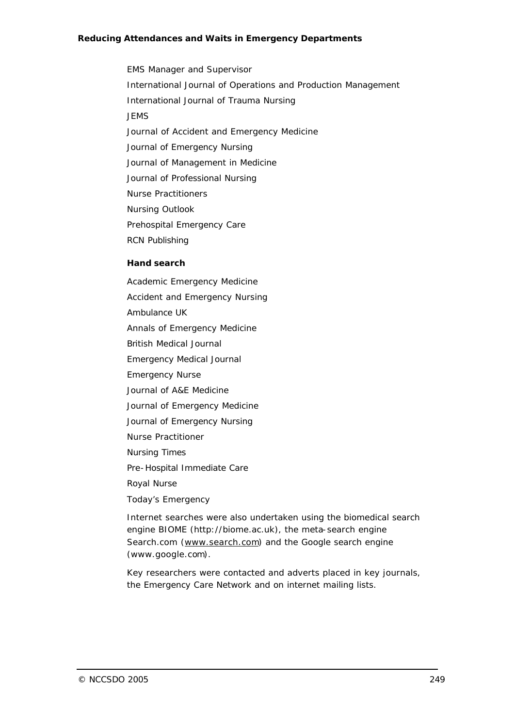EMS Manager and Supervisor

International Journal of Operations and Production Management

International Journal of Trauma Nursing

JEMS

Journal of Accident and Emergency Medicine

Journal of Emergency Nursing

Journal of Management in Medicine

Journal of Professional Nursing

Nurse Practitioners

Nursing Outlook

Prehospital Emergency Care

RCN Publishing

**Hand search**

Academic Emergency Medicine

Accident and Emergency Nursing

Ambulance UK

Annals of Emergency Medicine

British Medical Journal

Emergency Medical Journal

Emergency Nurse

Journal of A&E Medicine

Journal of Emergency Medicine

Journal of Emergency Nursing

Nurse Practitioner

Nursing Times

Pre-Hospital Immediate Care

Royal Nurse

Today's Emergency

Internet searches were also undertaken using the biomedical search engine BIOME (http://biome.ac.uk), the meta-search engine Search.com (www.search.com) and the Google search engine (www.google.com).

Key researchers were contacted and adverts placed in key journals, the Emergency Care Network and on internet mailing lists.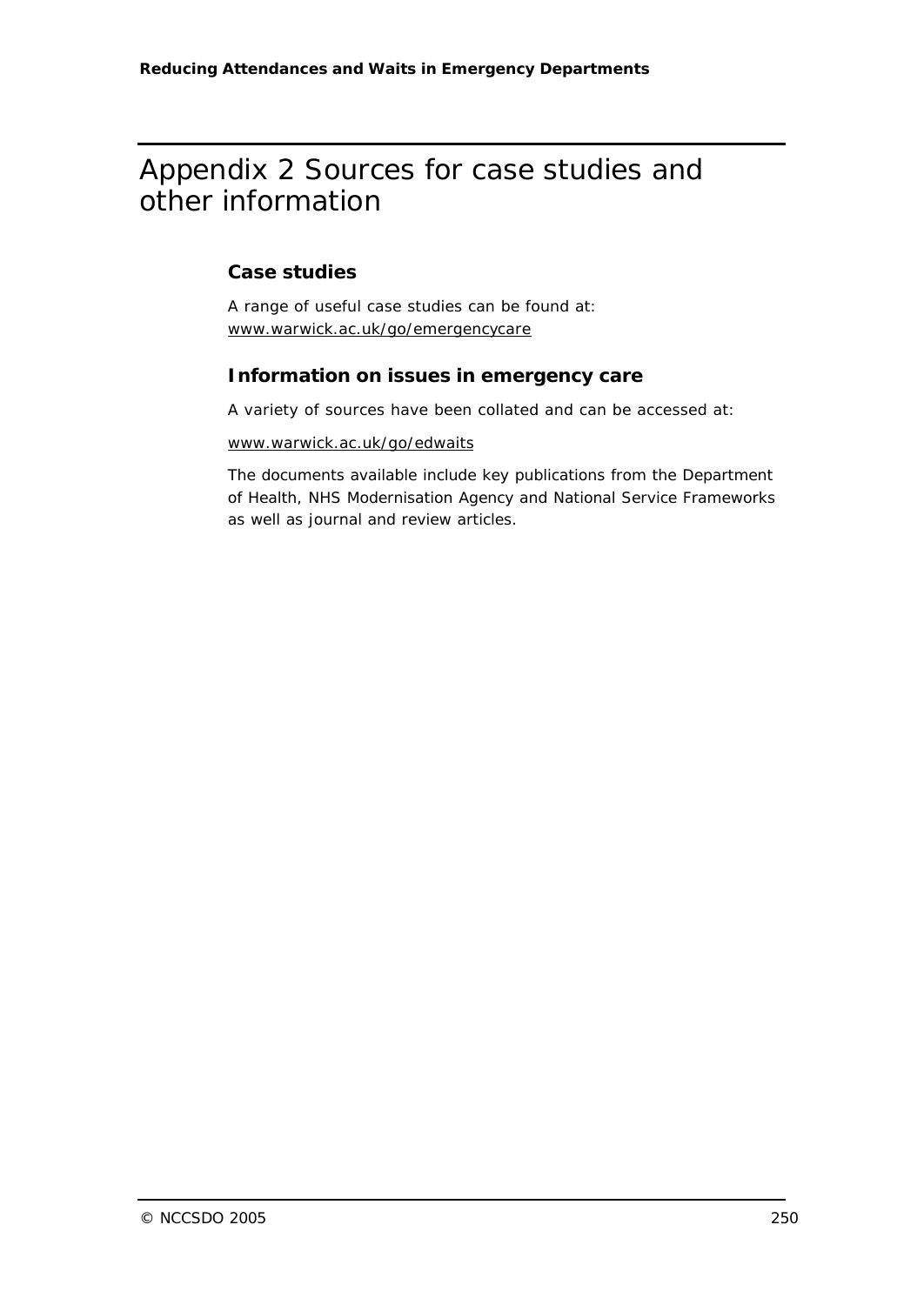# Appendix 2 Sources for case studies and other information

## Case studies

A range of useful case studies can be found at: www.warwick.ac.uk/go/emergencycare

## Information on issues in emergency care

A variety of sources have been collated and can be accessed at:

www.warwick.ac.uk/go/edwaits

The documents available include key publications from the Department of Health, NHS Modernisation Agency and National Service Frameworks as well as journal and review articles.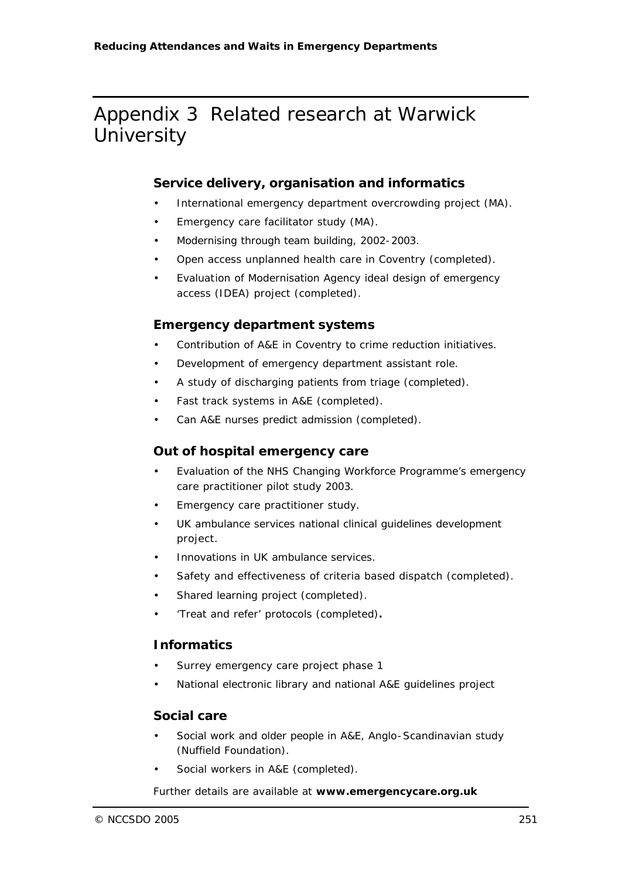# Appendix 3 Related research at Warwick University

### Service delivery, organisation and informatics

- International emergency department overcrowding project (MA).
- Emergency care facilitator study (MA).
- Modernising through team building, 2002-2003.
- Open access unplanned health care in Coventry (completed).
- Evaluation of Modernisation Agency ideal design of emergency access (IDEA) project (completed).

### Emergency department systems

- Contribution of A&E in Coventry to crime reduction initiatives.
- Development of emergency department assistant role.
- A study of discharging patients from triage (completed).
- Fast track systems in A&E (completed).
- Can A&E nurses predict admission (completed).

### Out of hospital emergency care

- Evaluation of the NHS Changing Workforce Programme's emergency care practitioner pilot study 2003.
- Emergency care practitioner study.
- UK ambulance services national clinical guidelines development project.
- Innovations in UK ambulance services.
- Safety and effectiveness of criteria based dispatch (completed).
- Shared learning project (completed).
- 'Treat and refer' protocols (completed).

### Informatics

- Surrey emergency care project phase 1
- National electronic library and national A&E guidelines project

### Social care

- Social work and older people in A&E, Anglo-Scandinavian study (Nuffield Foundation).
- Social workers in A&E (completed).

Further details are available at **www.emergencycare.org.uk**